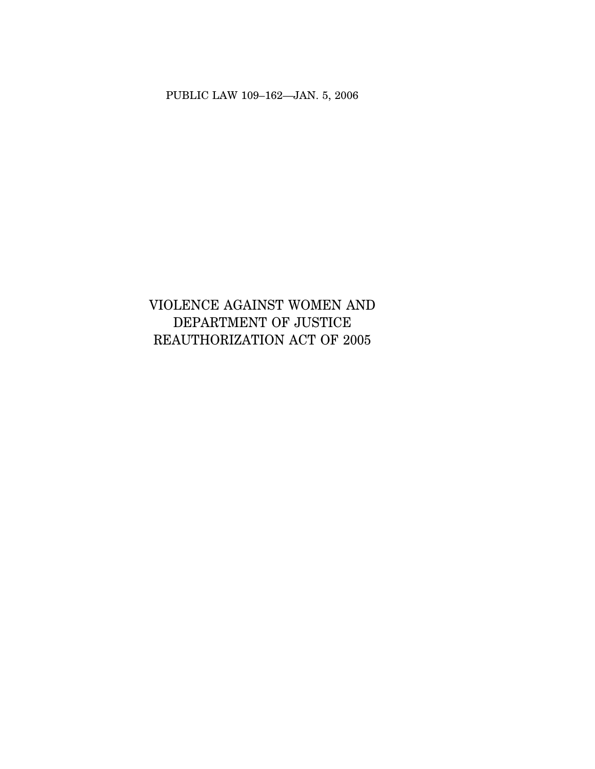PUBLIC LAW 109–162—JAN. 5, 2006

# VIOLENCE AGAINST WOMEN AND DEPARTMENT OF JUSTICE REAUTHORIZATION ACT OF 2005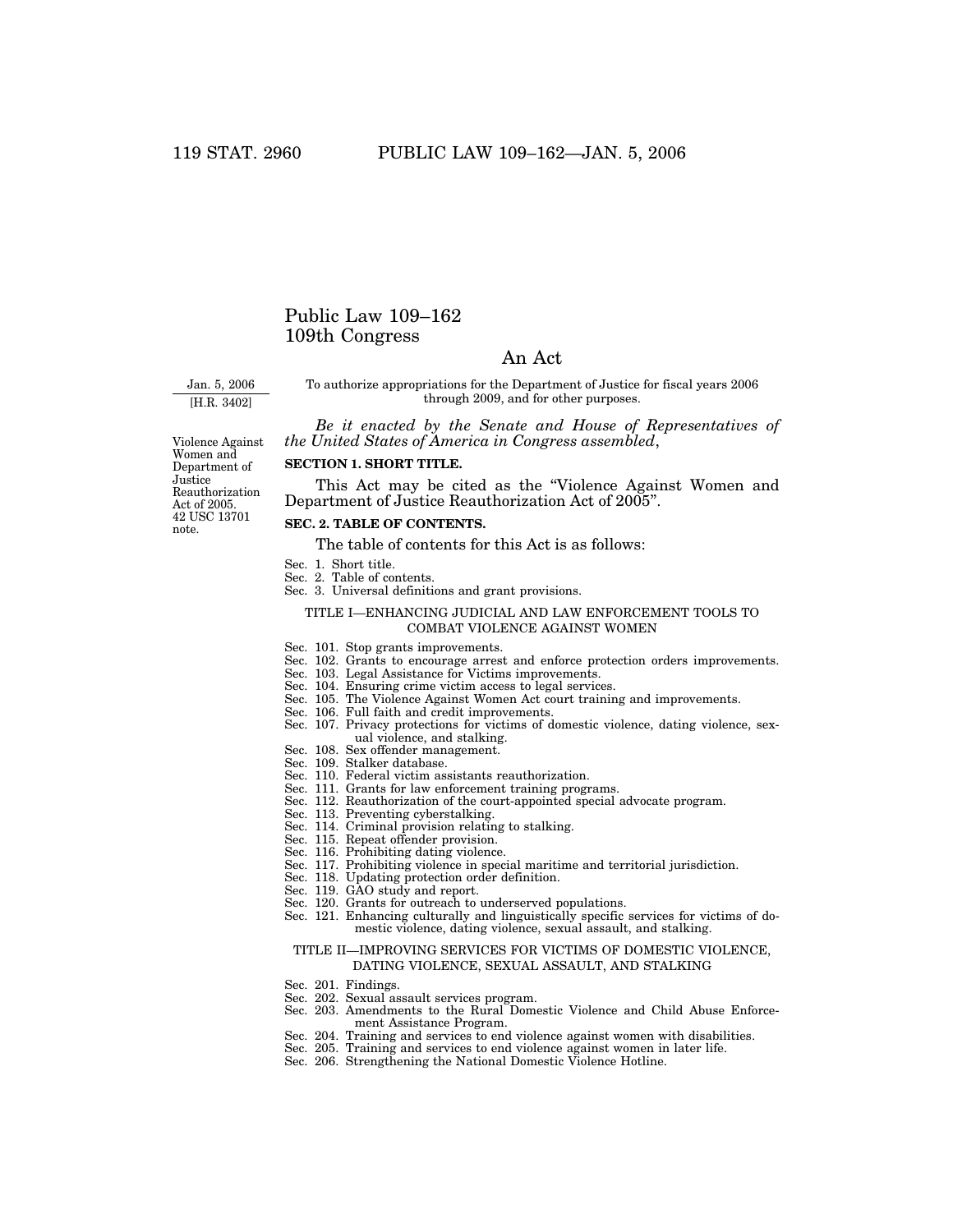# Public Law 109–162
# 109th Congress

## An Act

Jan. 5, 2006
[H.R. 3402]

To authorize appropriations for the Department of Justice for fiscal years 2006 through 2009, and for other purposes.

*Be it enacted by the Senate and House of Representatives of the United States of America in Congress assembled*,

Violence Against Women and Department of Justice Reauthorization Act of 2005. 42 USC 13701 note.

**SECTION 1. SHORT TITLE.**

This Act may be cited as the "Violence Against Women and Department of Justice Reauthorization Act of 2005".

**SEC. 2. TABLE OF CONTENTS.**

The table of contents for this Act is as follows:

Sec. 1. Short title.
Sec. 2. Table of contents.
Sec. 3. Universal definitions and grant provisions.

TITLE I—ENHANCING JUDICIAL AND LAW ENFORCEMENT TOOLS TO COMBAT VIOLENCE AGAINST WOMEN

Sec. 101. Stop grants improvements.
Sec. 102. Grants to encourage arrest and enforce protection orders improvements.
Sec. 103. Legal Assistance for Victims improvements.
Sec. 104. Ensuring crime victim access to legal services.
Sec. 105. The Violence Against Women Act court training and improvements.
Sec. 106. Full faith and credit improvements.
Sec. 107. Privacy protections for victims of domestic violence, dating violence, sexual violence, and stalking.
Sec. 108. Sex offender management.
Sec. 109. Stalker database.
Sec. 110. Federal victim assistants reauthorization.
Sec. 111. Grants for law enforcement training programs.
Sec. 112. Reauthorization of the court-appointed special advocate program.
Sec. 113. Preventing cyberstalking.
Sec. 114. Criminal provision relating to stalking.
Sec. 115. Repeat offender provision.
Sec. 116. Prohibiting dating violence.
Sec. 117. Prohibiting violence in special maritime and territorial jurisdiction.
Sec. 118. Updating protection order definition.
Sec. 119. GAO study and report.
Sec. 120. Grants for outreach to underserved populations.
Sec. 121. Enhancing culturally and linguistically specific services for victims of domestic violence, dating violence, sexual assault, and stalking.

TITLE II—IMPROVING SERVICES FOR VICTIMS OF DOMESTIC VIOLENCE, DATING VIOLENCE, SEXUAL ASSAULT, AND STALKING

Sec. 201. Findings.
Sec. 202. Sexual assault services program.
Sec. 203. Amendments to the Rural Domestic Violence and Child Abuse Enforcement Assistance Program.
Sec. 204. Training and services to end violence against women with disabilities.
Sec. 205. Training and services to end violence against women in later life.
Sec. 206. Strengthening the National Domestic Violence Hotline.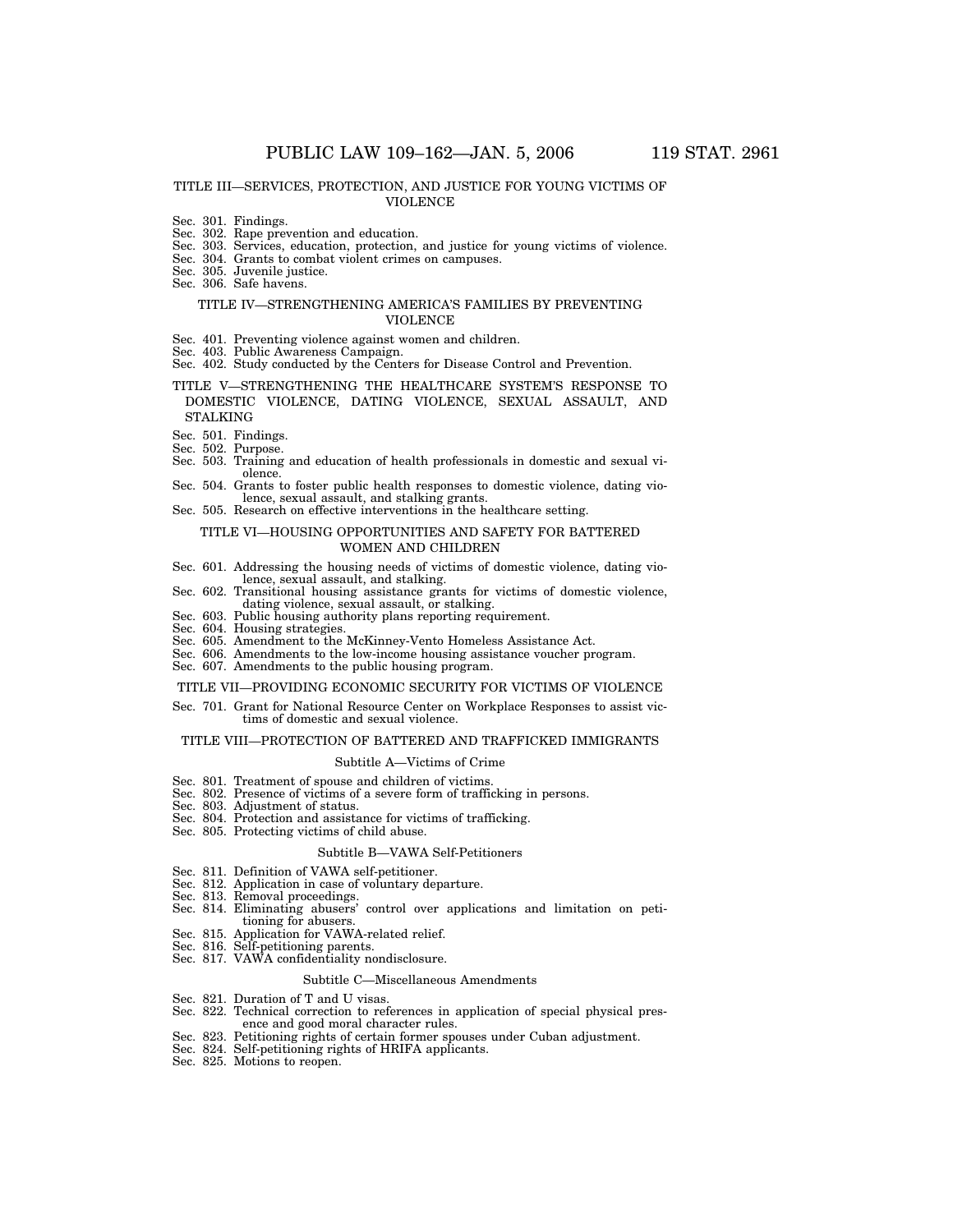TITLE III—SERVICES, PROTECTION, AND JUSTICE FOR YOUNG VICTIMS OF VIOLENCE

Sec. 301. Findings.
Sec. 302. Rape prevention and education.
Sec. 303. Services, education, protection, and justice for young victims of violence.
Sec. 304. Grants to combat violent crimes on campuses.
Sec. 305. Juvenile justice.
Sec. 306. Safe havens.

TITLE IV—STRENGTHENING AMERICA'S FAMILIES BY PREVENTING VIOLENCE

Sec. 401. Preventing violence against women and children.
Sec. 403. Public Awareness Campaign.
Sec. 402. Study conducted by the Centers for Disease Control and Prevention.

TITLE V—STRENGTHENING THE HEALTHCARE SYSTEM'S RESPONSE TO DOMESTIC VIOLENCE, DATING VIOLENCE, SEXUAL ASSAULT, AND STALKING

Sec. 501. Findings.
Sec. 502. Purpose.
Sec. 503. Training and education of health professionals in domestic and sexual violence.
Sec. 504. Grants to foster public health responses to domestic violence, dating violence, sexual assault, and stalking grants.
Sec. 505. Research on effective interventions in the healthcare setting.

TITLE VI—HOUSING OPPORTUNITIES AND SAFETY FOR BATTERED WOMEN AND CHILDREN

Sec. 601. Addressing the housing needs of victims of domestic violence, dating violence, sexual assault, and stalking.
Sec. 602. Transitional housing assistance grants for victims of domestic violence, dating violence, sexual assault, or stalking.
Sec. 603. Public housing authority plans reporting requirement.
Sec. 604. Housing strategies.
Sec. 605. Amendment to the McKinney-Vento Homeless Assistance Act.
Sec. 606. Amendments to the low-income housing assistance voucher program.
Sec. 607. Amendments to the public housing program.

TITLE VII—PROVIDING ECONOMIC SECURITY FOR VICTIMS OF VIOLENCE

Sec. 701. Grant for National Resource Center on Workplace Responses to assist victims of domestic and sexual violence.

TITLE VIII—PROTECTION OF BATTERED AND TRAFFICKED IMMIGRANTS

Subtitle A—Victims of Crime

Sec. 801. Treatment of spouse and children of victims.
Sec. 802. Presence of victims of a severe form of trafficking in persons.
Sec. 803. Adjustment of status.
Sec. 804. Protection and assistance for victims of trafficking.
Sec. 805. Protecting victims of child abuse.

Subtitle B—VAWA Self-Petitioners

Sec. 811. Definition of VAWA self-petitioner.
Sec. 812. Application in case of voluntary departure.
Sec. 813. Removal proceedings.
Sec. 814. Eliminating abusers' control over applications and limitation on petitioning for abusers.
Sec. 815. Application for VAWA-related relief.
Sec. 816. Self-petitioning parents.
Sec. 817. VAWA confidentiality nondisclosure.

Subtitle C—Miscellaneous Amendments

Sec. 821. Duration of T and U visas.
Sec. 822. Technical correction to references in application of special physical presence and good moral character rules.
Sec. 823. Petitioning rights of certain former spouses under Cuban adjustment.
Sec. 824. Self-petitioning rights of HRIFA applicants.
Sec. 825. Motions to reopen.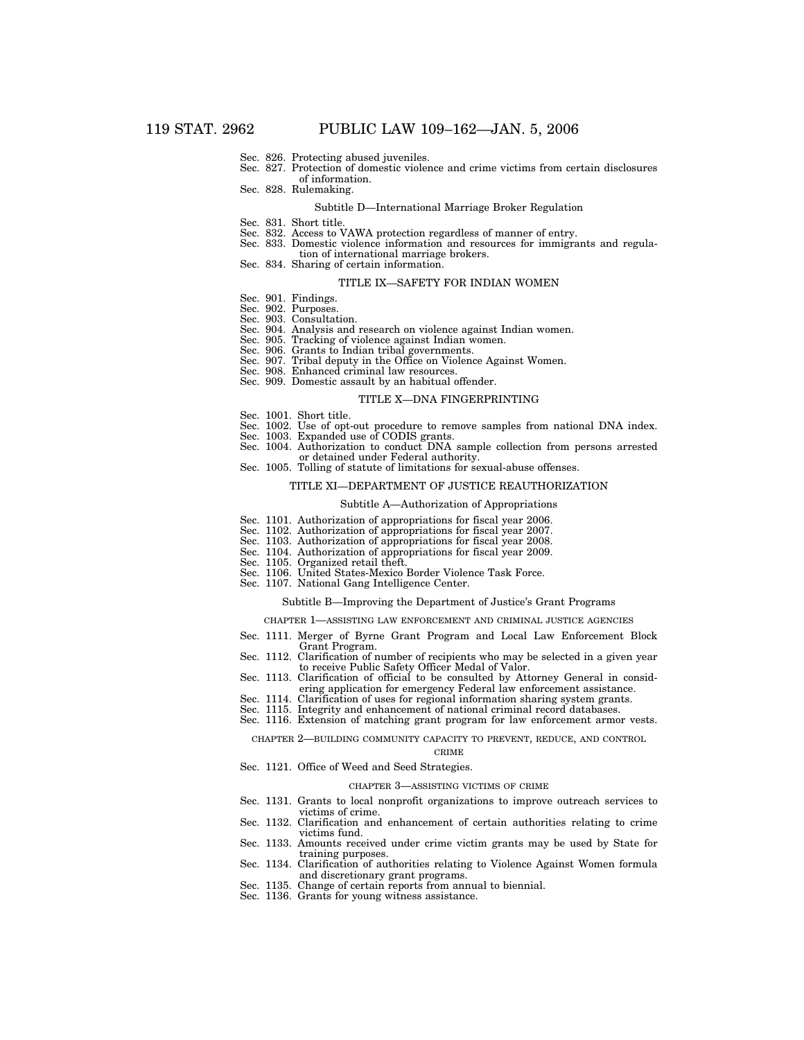Sec. 826. Protecting abused juveniles.
Sec. 827. Protection of domestic violence and crime victims from certain disclosures of information.
Sec. 828. Rulemaking.

Subtitle D—International Marriage Broker Regulation

Sec. 831. Short title.
Sec. 832. Access to VAWA protection regardless of manner of entry.
Sec. 833. Domestic violence information and resources for immigrants and regulation of international marriage brokers.
Sec. 834. Sharing of certain information.

TITLE IX—SAFETY FOR INDIAN WOMEN

Sec. 901. Findings.
Sec. 902. Purposes.
Sec. 903. Consultation.
Sec. 904. Analysis and research on violence against Indian women.
Sec. 905. Tracking of violence against Indian women.
Sec. 906. Grants to Indian tribal governments.
Sec. 907. Tribal deputy in the Office on Violence Against Women.
Sec. 908. Enhanced criminal law resources.
Sec. 909. Domestic assault by an habitual offender.

TITLE X—DNA FINGERPRINTING

Sec. 1001. Short title.
Sec. 1002. Use of opt-out procedure to remove samples from national DNA index.
Sec. 1003. Expanded use of CODIS grants.
Sec. 1004. Authorization to conduct DNA sample collection from persons arrested or detained under Federal authority.
Sec. 1005. Tolling of statute of limitations for sexual-abuse offenses.

TITLE XI—DEPARTMENT OF JUSTICE REAUTHORIZATION

Subtitle A—Authorization of Appropriations

Sec. 1101. Authorization of appropriations for fiscal year 2006.
Sec. 1102. Authorization of appropriations for fiscal year 2007.
Sec. 1103. Authorization of appropriations for fiscal year 2008.
Sec. 1104. Authorization of appropriations for fiscal year 2009.
Sec. 1105. Organized retail theft.
Sec. 1106. United States-Mexico Border Violence Task Force.
Sec. 1107. National Gang Intelligence Center.

Subtitle B—Improving the Department of Justice's Grant Programs

CHAPTER 1—ASSISTING LAW ENFORCEMENT AND CRIMINAL JUSTICE AGENCIES

Sec. 1111. Merger of Byrne Grant Program and Local Law Enforcement Block Grant Program.
Sec. 1112. Clarification of number of recipients who may be selected in a given year to receive Public Safety Officer Medal of Valor.
Sec. 1113. Clarification of official to be consulted by Attorney General in considering application for emergency Federal law enforcement assistance.
Sec. 1114. Clarification of uses for regional information sharing system grants.
Sec. 1115. Integrity and enhancement of national criminal record databases.
Sec. 1116. Extension of matching grant program for law enforcement armor vests.

CHAPTER 2—BUILDING COMMUNITY CAPACITY TO PREVENT, REDUCE, AND CONTROL CRIME

Sec. 1121. Office of Weed and Seed Strategies.

CHAPTER 3—ASSISTING VICTIMS OF CRIME

Sec. 1131. Grants to local nonprofit organizations to improve outreach services to victims of crime.
Sec. 1132. Clarification and enhancement of certain authorities relating to crime victims fund.
Sec. 1133. Amounts received under crime victim grants may be used by State for training purposes.
Sec. 1134. Clarification of authorities relating to Violence Against Women formula and discretionary grant programs.
Sec. 1135. Change of certain reports from annual to biennial.
Sec. 1136. Grants for young witness assistance.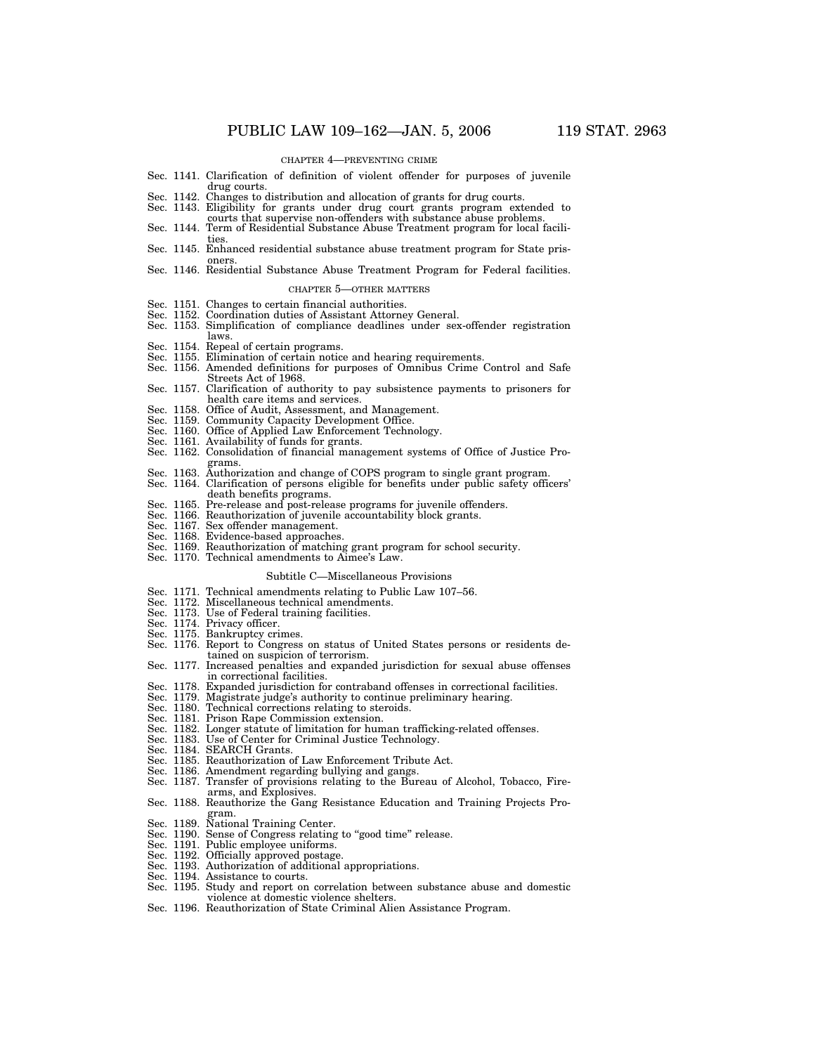CHAPTER 4—PREVENTING CRIME

Sec. 1141. Clarification of definition of violent offender for purposes of juvenile drug courts.
Sec. 1142. Changes to distribution and allocation of grants for drug courts.
Sec. 1143. Eligibility for grants under drug court grants program extended to courts that supervise non-offenders with substance abuse problems.
Sec. 1144. Term of Residential Substance Abuse Treatment program for local facilities.
Sec. 1145. Enhanced residential substance abuse treatment program for State prisoners.
Sec. 1146. Residential Substance Abuse Treatment Program for Federal facilities.

CHAPTER 5—OTHER MATTERS

Sec. 1151. Changes to certain financial authorities.
Sec. 1152. Coordination duties of Assistant Attorney General.
Sec. 1153. Simplification of compliance deadlines under sex-offender registration laws.
Sec. 1154. Repeal of certain programs.
Sec. 1155. Elimination of certain notice and hearing requirements.
Sec. 1156. Amended definitions for purposes of Omnibus Crime Control and Safe Streets Act of 1968.
Sec. 1157. Clarification of authority to pay subsistence payments to prisoners for health care items and services.
Sec. 1158. Office of Audit, Assessment, and Management.
Sec. 1159. Community Capacity Development Office.
Sec. 1160. Office of Applied Law Enforcement Technology.
Sec. 1161. Availability of funds for grants.
Sec. 1162. Consolidation of financial management systems of Office of Justice Programs.
Sec. 1163. Authorization and change of COPS program to single grant program.
Sec. 1164. Clarification of persons eligible for benefits under public safety officers' death benefits programs.
Sec. 1165. Pre-release and post-release programs for juvenile offenders.
Sec. 1166. Reauthorization of juvenile accountability block grants.
Sec. 1167. Sex offender management.
Sec. 1168. Evidence-based approaches.
Sec. 1169. Reauthorization of matching grant program for school security.
Sec. 1170. Technical amendments to Aimee's Law.

Subtitle C—Miscellaneous Provisions

Sec. 1171. Technical amendments relating to Public Law 107–56.
Sec. 1172. Miscellaneous technical amendments.
Sec. 1173. Use of Federal training facilities.
Sec. 1174. Privacy officer.
Sec. 1175. Bankruptcy crimes.
Sec. 1176. Report to Congress on status of United States persons or residents detained on suspicion of terrorism.
Sec. 1177. Increased penalties and expanded jurisdiction for sexual abuse offenses in correctional facilities.
Sec. 1178. Expanded jurisdiction for contraband offenses in correctional facilities.
Sec. 1179. Magistrate judge's authority to continue preliminary hearing.
Sec. 1180. Technical corrections relating to steroids.
Sec. 1181. Prison Rape Commission extension.
Sec. 1182. Longer statute of limitation for human trafficking-related offenses.
Sec. 1183. Use of Center for Criminal Justice Technology.
Sec. 1184. SEARCH Grants.
Sec. 1185. Reauthorization of Law Enforcement Tribute Act.
Sec. 1186. Amendment regarding bullying and gangs.
Sec. 1187. Transfer of provisions relating to the Bureau of Alcohol, Tobacco, Firearms, and Explosives.
Sec. 1188. Reauthorize the Gang Resistance Education and Training Projects Program.
Sec. 1189. National Training Center.
Sec. 1190. Sense of Congress relating to "good time" release.
Sec. 1191. Public employee uniforms.
Sec. 1192. Officially approved postage.
Sec. 1193. Authorization of additional appropriations.
Sec. 1194. Assistance to courts.
Sec. 1195. Study and report on correlation between substance abuse and domestic violence at domestic violence shelters.
Sec. 1196. Reauthorization of State Criminal Alien Assistance Program.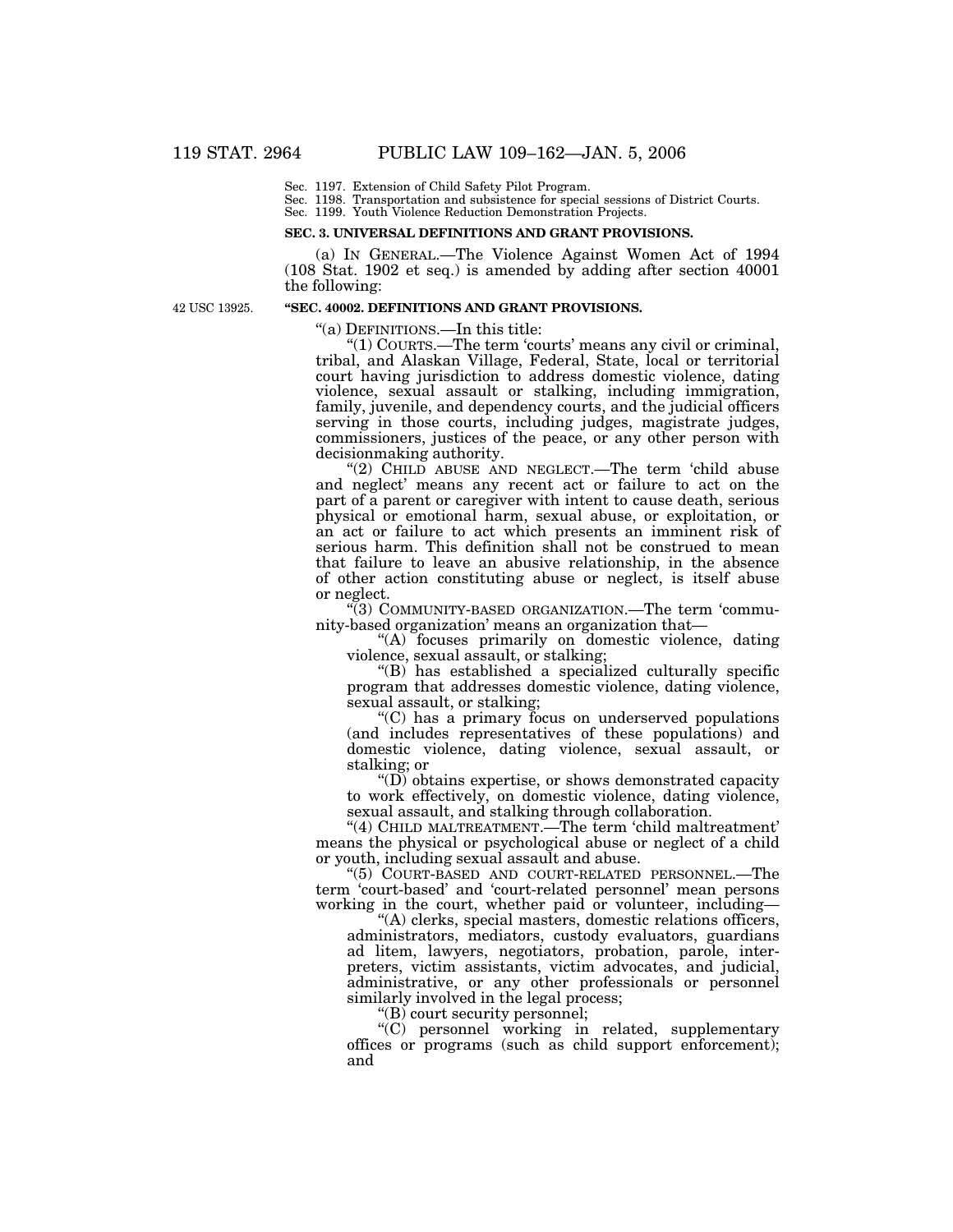Sec. 1197. Extension of Child Safety Pilot Program.
Sec. 1198. Transportation and subsistence for special sessions of District Courts.
Sec. 1199. Youth Violence Reduction Demonstration Projects.

**SEC. 3. UNIVERSAL DEFINITIONS AND GRANT PROVISIONS.**

(a) IN GENERAL.—The Violence Against Women Act of 1994 (108 Stat. 1902 et seq.) is amended by adding after section 40001 the following:

42 USC 13925.

**"SEC. 40002. DEFINITIONS AND GRANT PROVISIONS.**

"(a) DEFINITIONS.—In this title:

"(1) COURTS.—The term 'courts' means any civil or criminal, tribal, and Alaskan Village, Federal, State, local or territorial court having jurisdiction to address domestic violence, dating violence, sexual assault or stalking, including immigration, family, juvenile, and dependency courts, and the judicial officers serving in those courts, including judges, magistrate judges, commissioners, justices of the peace, or any other person with decisionmaking authority.

"(2) CHILD ABUSE AND NEGLECT.—The term 'child abuse and neglect' means any recent act or failure to act on the part of a parent or caregiver with intent to cause death, serious physical or emotional harm, sexual abuse, or exploitation, or an act or failure to act which presents an imminent risk of serious harm. This definition shall not be construed to mean that failure to leave an abusive relationship, in the absence of other action constituting abuse or neglect, is itself abuse or neglect.

"(3) COMMUNITY-BASED ORGANIZATION.—The term 'community-based organization' means an organization that—

"(A) focuses primarily on domestic violence, dating violence, sexual assault, or stalking;

"(B) has established a specialized culturally specific program that addresses domestic violence, dating violence, sexual assault, or stalking;

"(C) has a primary focus on underserved populations (and includes representatives of these populations) and domestic violence, dating violence, sexual assault, or stalking; or

"(D) obtains expertise, or shows demonstrated capacity to work effectively, on domestic violence, dating violence, sexual assault, and stalking through collaboration.

"(4) CHILD MALTREATMENT.—The term 'child maltreatment' means the physical or psychological abuse or neglect of a child or youth, including sexual assault and abuse.

"(5) COURT-BASED AND COURT-RELATED PERSONNEL.—The term 'court-based' and 'court-related personnel' mean persons working in the court, whether paid or volunteer, including—

"(A) clerks, special masters, domestic relations officers, administrators, mediators, custody evaluators, guardians ad litem, lawyers, negotiators, probation, parole, interpreters, victim assistants, victim advocates, and judicial, administrative, or any other professionals or personnel similarly involved in the legal process;

"(B) court security personnel;

"(C) personnel working in related, supplementary offices or programs (such as child support enforcement); and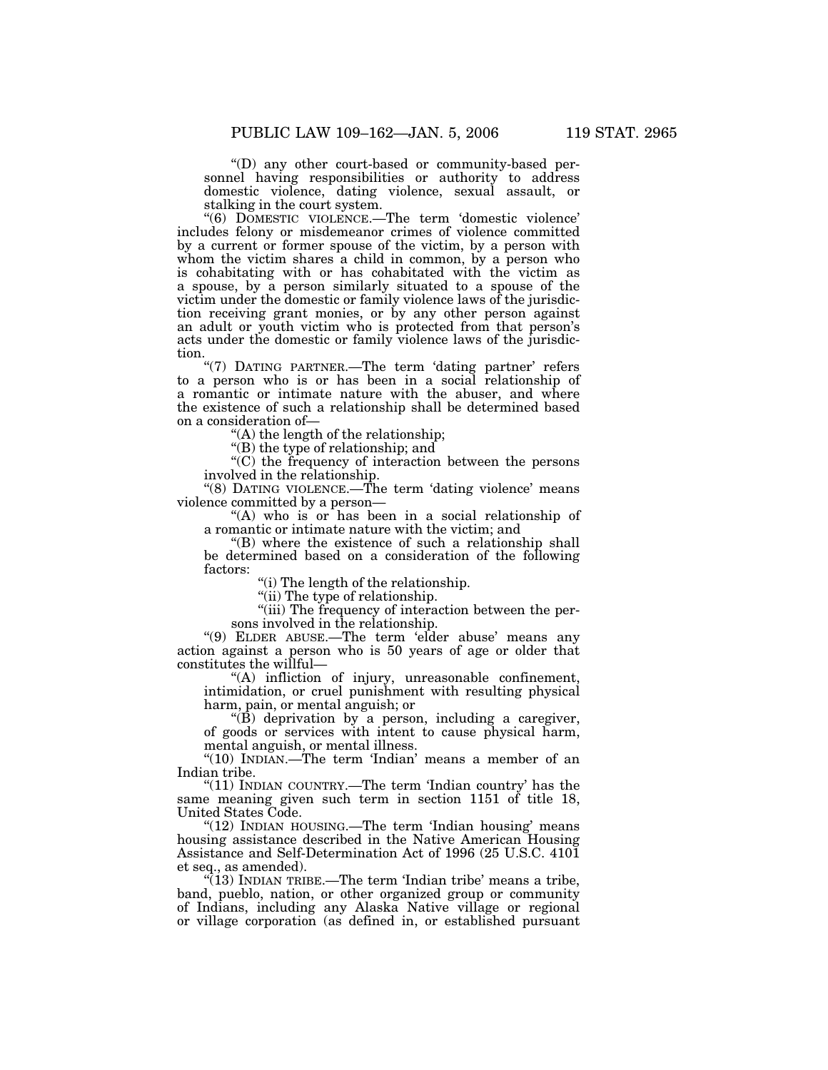"(D) any other court-based or community-based personnel having responsibilities or authority to address domestic violence, dating violence, sexual assault, or stalking in the court system.

"(6) DOMESTIC VIOLENCE.—The term 'domestic violence' includes felony or misdemeanor crimes of violence committed by a current or former spouse of the victim, by a person with whom the victim shares a child in common, by a person who is cohabitating with or has cohabitated with the victim as a spouse, by a person similarly situated to a spouse of the victim under the domestic or family violence laws of the jurisdiction receiving grant monies, or by any other person against an adult or youth victim who is protected from that person's acts under the domestic or family violence laws of the jurisdiction.

"(7) DATING PARTNER.—The term 'dating partner' refers to a person who is or has been in a social relationship of a romantic or intimate nature with the abuser, and where the existence of such a relationship shall be determined based on a consideration of—

"(A) the length of the relationship;

"(B) the type of relationship; and

"(C) the frequency of interaction between the persons involved in the relationship.

"(8) DATING VIOLENCE.—The term 'dating violence' means violence committed by a person—

"(A) who is or has been in a social relationship of a romantic or intimate nature with the victim; and

"(B) where the existence of such a relationship shall be determined based on a consideration of the following factors:

"(i) The length of the relationship.

"(ii) The type of relationship.

"(iii) The frequency of interaction between the persons involved in the relationship.

"(9) ELDER ABUSE.—The term 'elder abuse' means any action against a person who is 50 years of age or older that constitutes the willful—

"(A) infliction of injury, unreasonable confinement, intimidation, or cruel punishment with resulting physical harm, pain, or mental anguish; or

"(B) deprivation by a person, including a caregiver, of goods or services with intent to cause physical harm, mental anguish, or mental illness.

"(10) INDIAN.—The term 'Indian' means a member of an Indian tribe.

"(11) INDIAN COUNTRY.—The term 'Indian country' has the same meaning given such term in section 1151 of title 18, United States Code.

"(12) INDIAN HOUSING.—The term 'Indian housing' means housing assistance described in the Native American Housing Assistance and Self-Determination Act of 1996 (25 U.S.C. 4101 et seq., as amended).

"(13) INDIAN TRIBE.—The term 'Indian tribe' means a tribe, band, pueblo, nation, or other organized group or community of Indians, including any Alaska Native village or regional or village corporation (as defined in, or established pursuant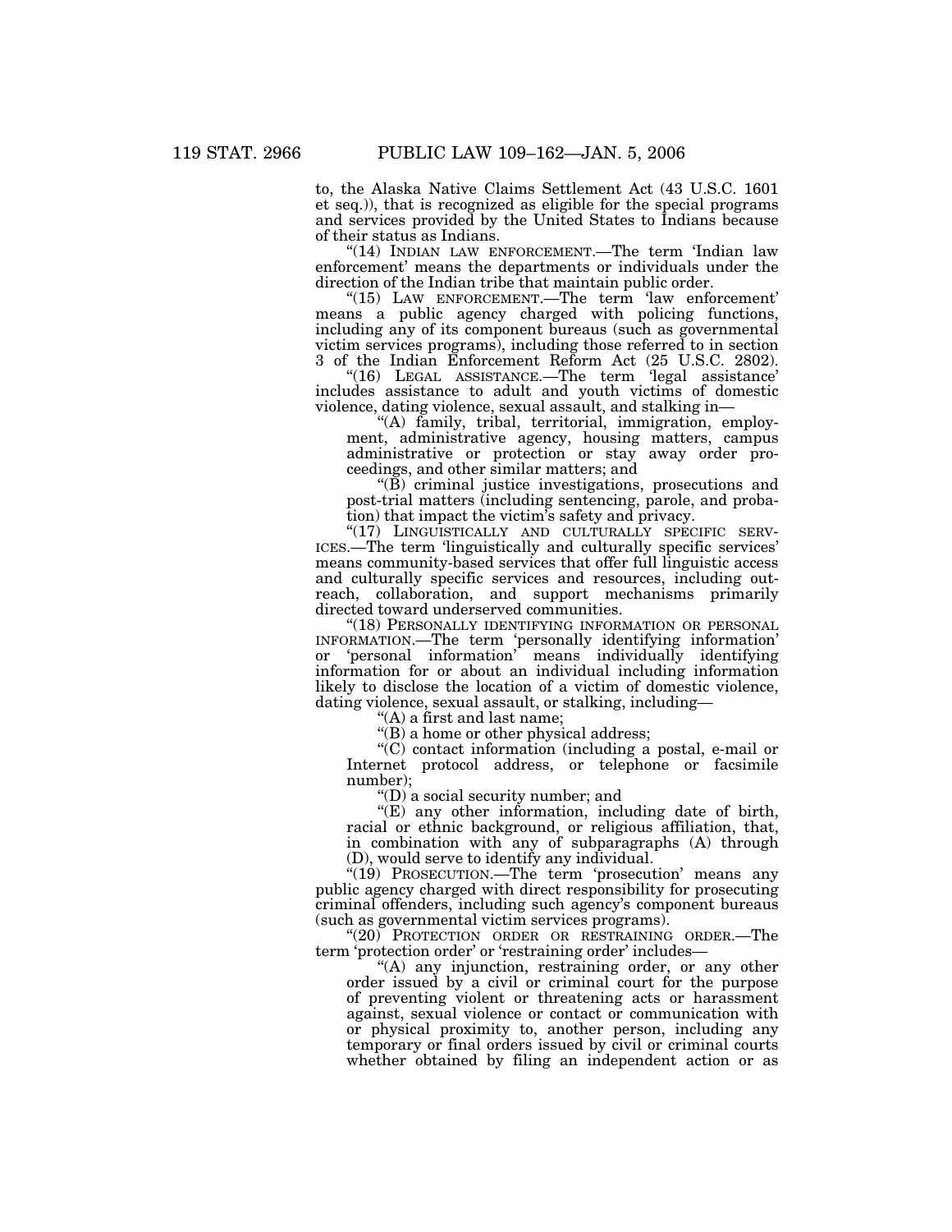to, the Alaska Native Claims Settlement Act (43 U.S.C. 1601 et seq.)), that is recognized as eligible for the special programs and services provided by the United States to Indians because of their status as Indians.

"(14) INDIAN LAW ENFORCEMENT.—The term 'Indian law enforcement' means the departments or individuals under the direction of the Indian tribe that maintain public order.

"(15) LAW ENFORCEMENT.—The term 'law enforcement' means a public agency charged with policing functions, including any of its component bureaus (such as governmental victim services programs), including those referred to in section 3 of the Indian Enforcement Reform Act (25 U.S.C. 2802).

"(16) LEGAL ASSISTANCE.—The term 'legal assistance' includes assistance to adult and youth victims of domestic violence, dating violence, sexual assault, and stalking in—

"(A) family, tribal, territorial, immigration, employment, administrative agency, housing matters, campus administrative or protection or stay away order proceedings, and other similar matters; and

"(B) criminal justice investigations, prosecutions and post-trial matters (including sentencing, parole, and probation) that impact the victim's safety and privacy.

"(17) LINGUISTICALLY AND CULTURALLY SPECIFIC SERVICES.—The term 'linguistically and culturally specific services' means community-based services that offer full linguistic access and culturally specific services and resources, including outreach, collaboration, and support mechanisms primarily directed toward underserved communities.

"(18) PERSONALLY IDENTIFYING INFORMATION OR PERSONAL INFORMATION.—The term 'personally identifying information' or 'personal information' means individually identifying information for or about an individual including information likely to disclose the location of a victim of domestic violence, dating violence, sexual assault, or stalking, including—

"(A) a first and last name;

"(B) a home or other physical address;

"(C) contact information (including a postal, e-mail or Internet protocol address, or telephone or facsimile number);

"(D) a social security number; and

"(E) any other information, including date of birth, racial or ethnic background, or religious affiliation, that, in combination with any of subparagraphs (A) through (D), would serve to identify any individual.

"(19) PROSECUTION.—The term 'prosecution' means any public agency charged with direct responsibility for prosecuting criminal offenders, including such agency's component bureaus (such as governmental victim services programs).

"(20) PROTECTION ORDER OR RESTRAINING ORDER.—The term 'protection order' or 'restraining order' includes—

"(A) any injunction, restraining order, or any other order issued by a civil or criminal court for the purpose of preventing violent or threatening acts or harassment against, sexual violence or contact or communication with or physical proximity to, another person, including any temporary or final orders issued by civil or criminal courts whether obtained by filing an independent action or as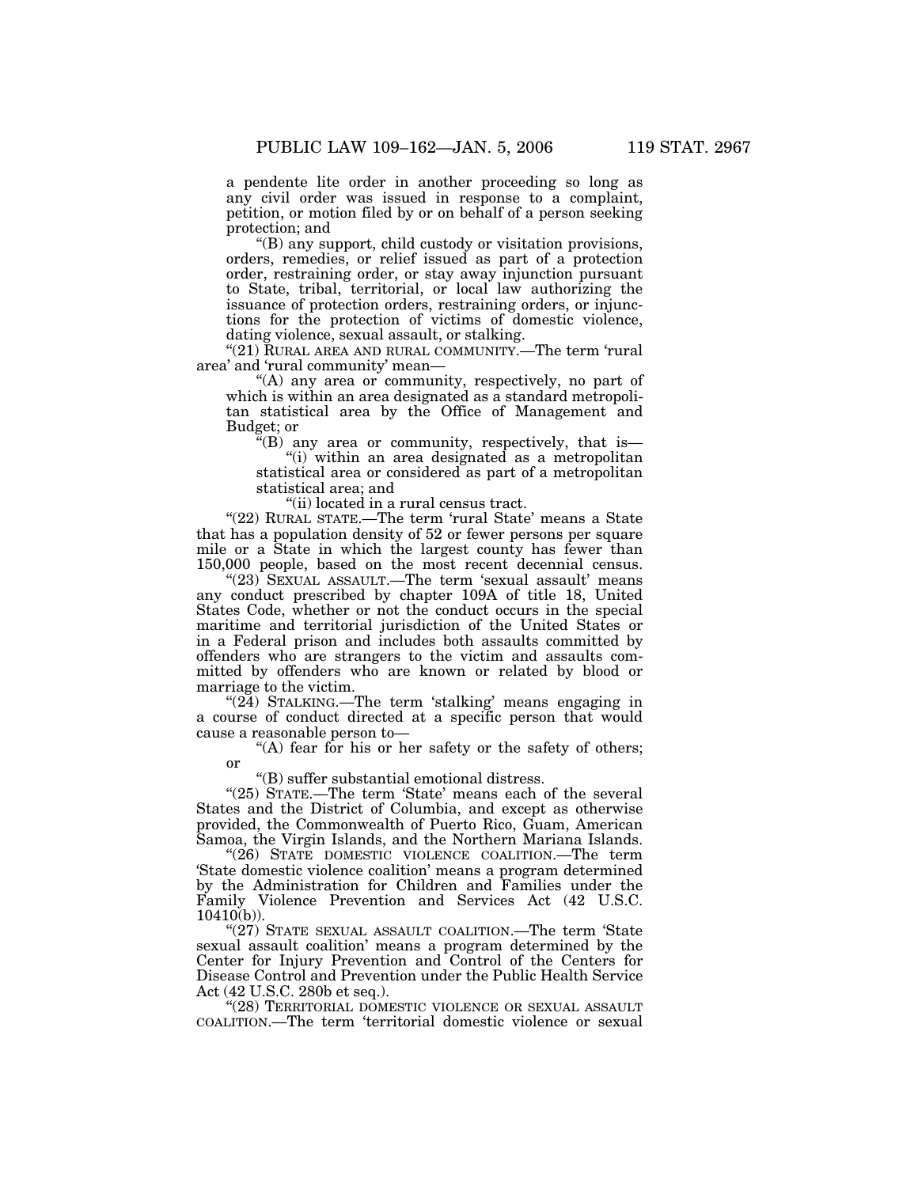a pendente lite order in another proceeding so long as any civil order was issued in response to a complaint, petition, or motion filed by or on behalf of a person seeking protection; and

"(B) any support, child custody or visitation provisions, orders, remedies, or relief issued as part of a protection order, restraining order, or stay away injunction pursuant to State, tribal, territorial, or local law authorizing the issuance of protection orders, restraining orders, or injunctions for the protection of victims of domestic violence, dating violence, sexual assault, or stalking.

"(21) RURAL AREA AND RURAL COMMUNITY.—The term 'rural area' and 'rural community' mean—

"(A) any area or community, respectively, no part of which is within an area designated as a standard metropolitan statistical area by the Office of Management and Budget; or

"(B) any area or community, respectively, that is—

"(i) within an area designated as a metropolitan statistical area or considered as part of a metropolitan statistical area; and

"(ii) located in a rural census tract.

"(22) RURAL STATE.—The term 'rural State' means a State that has a population density of 52 or fewer persons per square mile or a State in which the largest county has fewer than 150,000 people, based on the most recent decennial census.

"(23) SEXUAL ASSAULT.—The term 'sexual assault' means any conduct prescribed by chapter 109A of title 18, United States Code, whether or not the conduct occurs in the special maritime and territorial jurisdiction of the United States or in a Federal prison and includes both assaults committed by offenders who are strangers to the victim and assaults committed by offenders who are known or related by blood or marriage to the victim.

"(24) STALKING.—The term 'stalking' means engaging in a course of conduct directed at a specific person that would cause a reasonable person to—

"(A) fear for his or her safety or the safety of others; or

"(B) suffer substantial emotional distress.

"(25) STATE.—The term 'State' means each of the several States and the District of Columbia, and except as otherwise provided, the Commonwealth of Puerto Rico, Guam, American Samoa, the Virgin Islands, and the Northern Mariana Islands.

"(26) STATE DOMESTIC VIOLENCE COALITION.—The term 'State domestic violence coalition' means a program determined by the Administration for Children and Families under the Family Violence Prevention and Services Act (42 U.S.C. 10410(b)).

"(27) STATE SEXUAL ASSAULT COALITION.—The term 'State sexual assault coalition' means a program determined by the Center for Injury Prevention and Control of the Centers for Disease Control and Prevention under the Public Health Service Act (42 U.S.C. 280b et seq.).

"(28) TERRITORIAL DOMESTIC VIOLENCE OR SEXUAL ASSAULT COALITION.—The term 'territorial domestic violence or sexual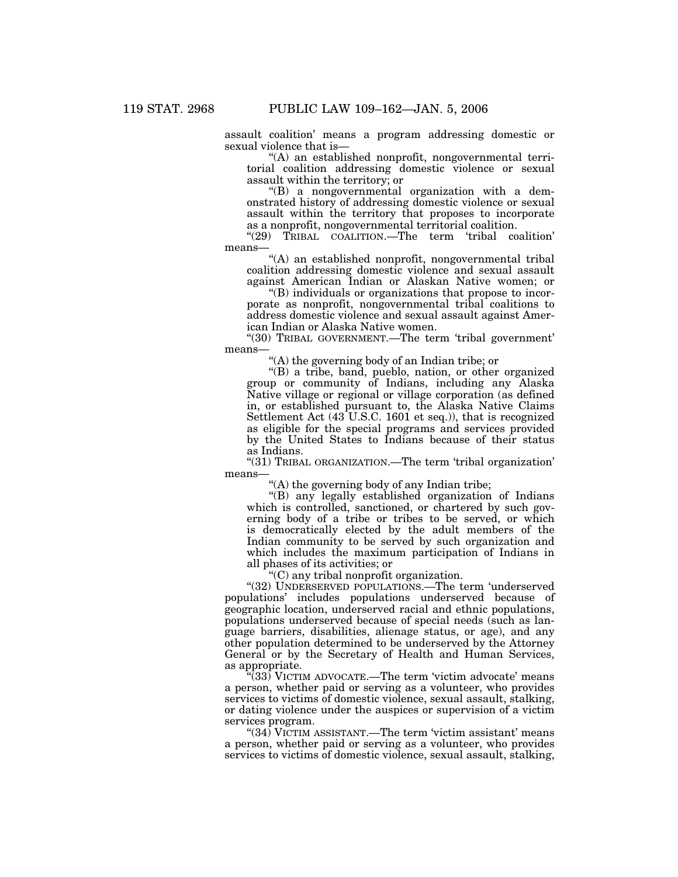assault coalition' means a program addressing domestic or sexual violence that is—

"(A) an established nonprofit, nongovernmental territorial coalition addressing domestic violence or sexual assault within the territory; or

"(B) a nongovernmental organization with a demonstrated history of addressing domestic violence or sexual assault within the territory that proposes to incorporate as a nonprofit, nongovernmental territorial coalition.

"(29) TRIBAL COALITION.—The term 'tribal coalition' means—

"(A) an established nonprofit, nongovernmental tribal coalition addressing domestic violence and sexual assault against American Indian or Alaskan Native women; or

"(B) individuals or organizations that propose to incorporate as nonprofit, nongovernmental tribal coalitions to address domestic violence and sexual assault against American Indian or Alaska Native women.

"(30) TRIBAL GOVERNMENT.—The term 'tribal government' means—

"(A) the governing body of an Indian tribe; or

"(B) a tribe, band, pueblo, nation, or other organized group or community of Indians, including any Alaska Native village or regional or village corporation (as defined in, or established pursuant to, the Alaska Native Claims Settlement Act (43 U.S.C. 1601 et seq.)), that is recognized as eligible for the special programs and services provided by the United States to Indians because of their status as Indians.

"(31) TRIBAL ORGANIZATION.—The term 'tribal organization' means—

"(A) the governing body of any Indian tribe;

"(B) any legally established organization of Indians which is controlled, sanctioned, or chartered by such governing body of a tribe or tribes to be served, or which is democratically elected by the adult members of the Indian community to be served by such organization and which includes the maximum participation of Indians in all phases of its activities; or

"(C) any tribal nonprofit organization.

"(32) UNDERSERVED POPULATIONS.—The term 'underserved populations' includes populations underserved because of geographic location, underserved racial and ethnic populations, populations underserved because of special needs (such as language barriers, disabilities, alienage status, or age), and any other population determined to be underserved by the Attorney General or by the Secretary of Health and Human Services, as appropriate.

"(33) VICTIM ADVOCATE.—The term 'victim advocate' means a person, whether paid or serving as a volunteer, who provides services to victims of domestic violence, sexual assault, stalking, or dating violence under the auspices or supervision of a victim services program.

"(34) VICTIM ASSISTANT.—The term 'victim assistant' means a person, whether paid or serving as a volunteer, who provides services to victims of domestic violence, sexual assault, stalking,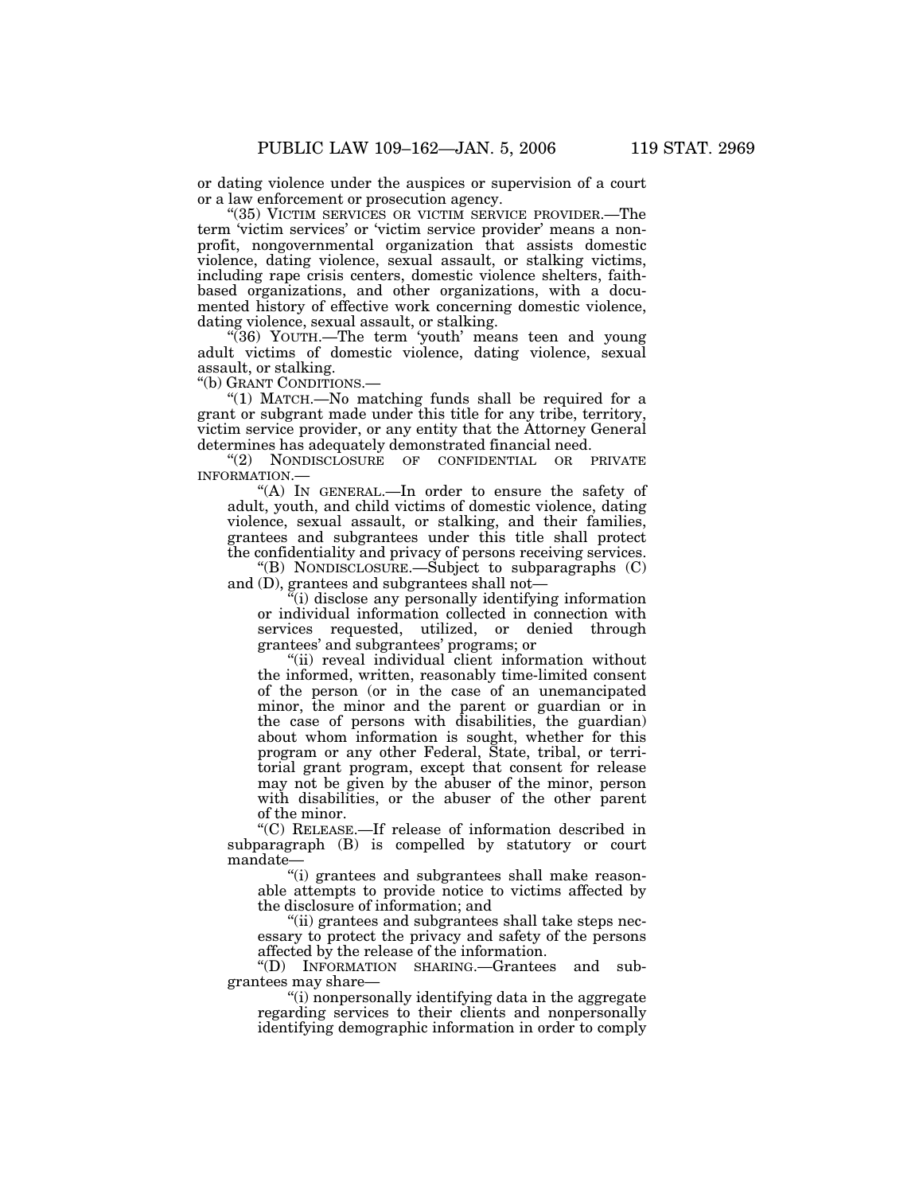or dating violence under the auspices or supervision of a court or a law enforcement or prosecution agency.

"(35) VICTIM SERVICES OR VICTIM SERVICE PROVIDER.—The term 'victim services' or 'victim service provider' means a nonprofit, nongovernmental organization that assists domestic violence, dating violence, sexual assault, or stalking victims, including rape crisis centers, domestic violence shelters, faith-based organizations, and other organizations, with a documented history of effective work concerning domestic violence, dating violence, sexual assault, or stalking.

"(36) YOUTH.—The term 'youth' means teen and young adult victims of domestic violence, dating violence, sexual assault, or stalking.

"(b) GRANT CONDITIONS.—

"(1) MATCH.—No matching funds shall be required for a grant or subgrant made under this title for any tribe, territory, victim service provider, or any entity that the Attorney General determines has adequately demonstrated financial need.

"(2) NONDISCLOSURE OF CONFIDENTIAL OR PRIVATE INFORMATION.—

"(A) IN GENERAL.—In order to ensure the safety of adult, youth, and child victims of domestic violence, dating violence, sexual assault, or stalking, and their families, grantees and subgrantees under this title shall protect the confidentiality and privacy of persons receiving services.

"(B) NONDISCLOSURE.—Subject to subparagraphs (C) and (D), grantees and subgrantees shall not—

"(i) disclose any personally identifying information or individual information collected in connection with services requested, utilized, or denied through grantees' and subgrantees' programs; or

"(ii) reveal individual client information without the informed, written, reasonably time-limited consent of the person (or in the case of an unemancipated minor, the minor and the parent or guardian or in the case of persons with disabilities, the guardian) about whom information is sought, whether for this program or any other Federal, State, tribal, or territorial grant program, except that consent for release may not be given by the abuser of the minor, person with disabilities, or the abuser of the other parent of the minor.

"(C) RELEASE.—If release of information described in subparagraph (B) is compelled by statutory or court mandate—

"(i) grantees and subgrantees shall make reasonable attempts to provide notice to victims affected by the disclosure of information; and

"(ii) grantees and subgrantees shall take steps necessary to protect the privacy and safety of the persons affected by the release of the information.

"(D) INFORMATION SHARING.—Grantees and subgrantees may share—

"(i) nonpersonally identifying data in the aggregate regarding services to their clients and nonpersonally identifying demographic information in order to comply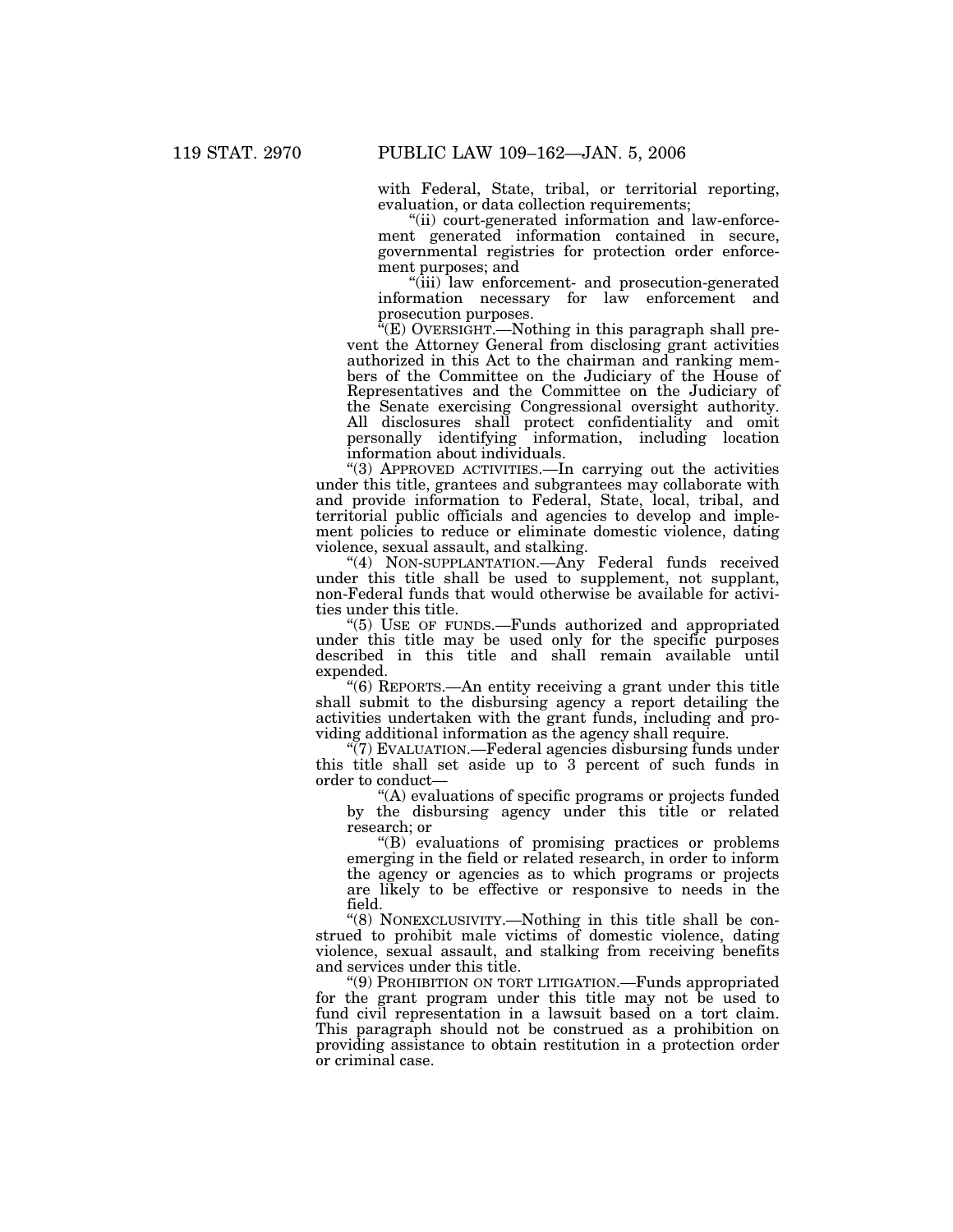with Federal, State, tribal, or territorial reporting, evaluation, or data collection requirements;

"(ii) court-generated information and law-enforcement generated information contained in secure, governmental registries for protection order enforcement purposes; and

"(iii) law enforcement- and prosecution-generated information necessary for law enforcement and prosecution purposes.

"(E) OVERSIGHT.—Nothing in this paragraph shall prevent the Attorney General from disclosing grant activities authorized in this Act to the chairman and ranking members of the Committee on the Judiciary of the House of Representatives and the Committee on the Judiciary of the Senate exercising Congressional oversight authority. All disclosures shall protect confidentiality and omit personally identifying information, including location information about individuals.

"(3) APPROVED ACTIVITIES.—In carrying out the activities under this title, grantees and subgrantees may collaborate with and provide information to Federal, State, local, tribal, and territorial public officials and agencies to develop and implement policies to reduce or eliminate domestic violence, dating violence, sexual assault, and stalking.

"(4) NON-SUPPLANTATION.—Any Federal funds received under this title shall be used to supplement, not supplant, non-Federal funds that would otherwise be available for activities under this title.

"(5) USE OF FUNDS.—Funds authorized and appropriated under this title may be used only for the specific purposes described in this title and shall remain available until expended.

"(6) REPORTS.—An entity receiving a grant under this title shall submit to the disbursing agency a report detailing the activities undertaken with the grant funds, including and providing additional information as the agency shall require.

"(7) EVALUATION.—Federal agencies disbursing funds under this title shall set aside up to 3 percent of such funds in order to conduct—

"(A) evaluations of specific programs or projects funded by the disbursing agency under this title or related research; or

"(B) evaluations of promising practices or problems emerging in the field or related research, in order to inform the agency or agencies as to which programs or projects are likely to be effective or responsive to needs in the field.

"(8) NONEXCLUSIVITY.—Nothing in this title shall be construed to prohibit male victims of domestic violence, dating violence, sexual assault, and stalking from receiving benefits and services under this title.

"(9) PROHIBITION ON TORT LITIGATION.—Funds appropriated for the grant program under this title may not be used to fund civil representation in a lawsuit based on a tort claim. This paragraph should not be construed as a prohibition on providing assistance to obtain restitution in a protection order or criminal case.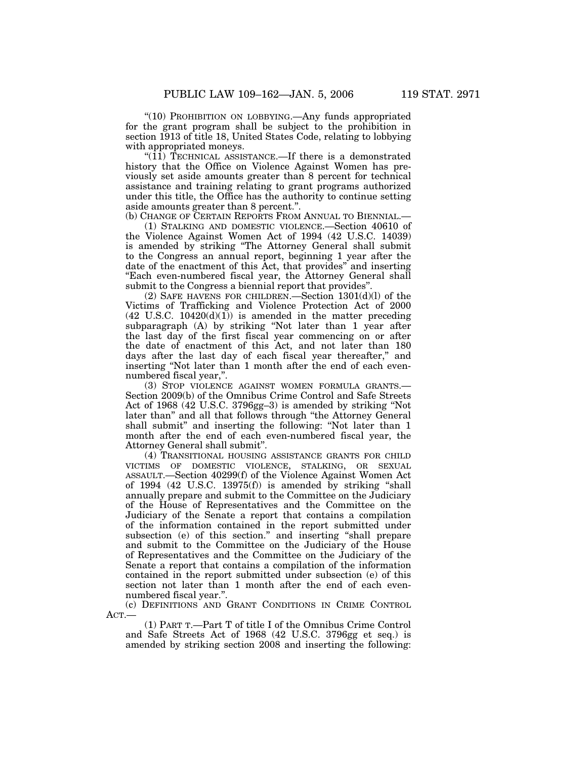"(10) PROHIBITION ON LOBBYING.—Any funds appropriated for the grant program shall be subject to the prohibition in section 1913 of title 18, United States Code, relating to lobbying with appropriated moneys.

"(11) TECHNICAL ASSISTANCE.—If there is a demonstrated history that the Office on Violence Against Women has previously set aside amounts greater than 8 percent for technical assistance and training relating to grant programs authorized under this title, the Office has the authority to continue setting aside amounts greater than 8 percent.".

(b) CHANGE OF CERTAIN REPORTS FROM ANNUAL TO BIENNIAL.—

(1) STALKING AND DOMESTIC VIOLENCE.—Section 40610 of the Violence Against Women Act of 1994 (42 U.S.C. 14039) is amended by striking "The Attorney General shall submit to the Congress an annual report, beginning 1 year after the date of the enactment of this Act, that provides" and inserting "Each even-numbered fiscal year, the Attorney General shall submit to the Congress a biennial report that provides".

(2) SAFE HAVENS FOR CHILDREN.—Section 1301(d)(l) of the Victims of Trafficking and Violence Protection Act of 2000 (42 U.S.C. 10420(d)(1)) is amended in the matter preceding subparagraph (A) by striking "Not later than 1 year after the last day of the first fiscal year commencing on or after the date of enactment of this Act, and not later than 180 days after the last day of each fiscal year thereafter," and inserting "Not later than 1 month after the end of each even-numbered fiscal year,".

(3) STOP VIOLENCE AGAINST WOMEN FORMULA GRANTS.—Section 2009(b) of the Omnibus Crime Control and Safe Streets Act of 1968 (42 U.S.C. 3796gg–3) is amended by striking "Not later than" and all that follows through "the Attorney General shall submit" and inserting the following: "Not later than 1 month after the end of each even-numbered fiscal year, the Attorney General shall submit".

(4) TRANSITIONAL HOUSING ASSISTANCE GRANTS FOR CHILD VICTIMS OF DOMESTIC VIOLENCE, STALKING, OR SEXUAL ASSAULT.—Section 40299(f) of the Violence Against Women Act of 1994 (42 U.S.C. 13975(f)) is amended by striking "shall annually prepare and submit to the Committee on the Judiciary of the House of Representatives and the Committee on the Judiciary of the Senate a report that contains a compilation of the information contained in the report submitted under subsection (e) of this section." and inserting "shall prepare and submit to the Committee on the Judiciary of the House of Representatives and the Committee on the Judiciary of the Senate a report that contains a compilation of the information contained in the report submitted under subsection (e) of this section not later than 1 month after the end of each even-numbered fiscal year.".

(c) DEFINITIONS AND GRANT CONDITIONS IN CRIME CONTROL ACT.—

(1) PART T.—Part T of title I of the Omnibus Crime Control and Safe Streets Act of 1968 (42 U.S.C. 3796gg et seq.) is amended by striking section 2008 and inserting the following: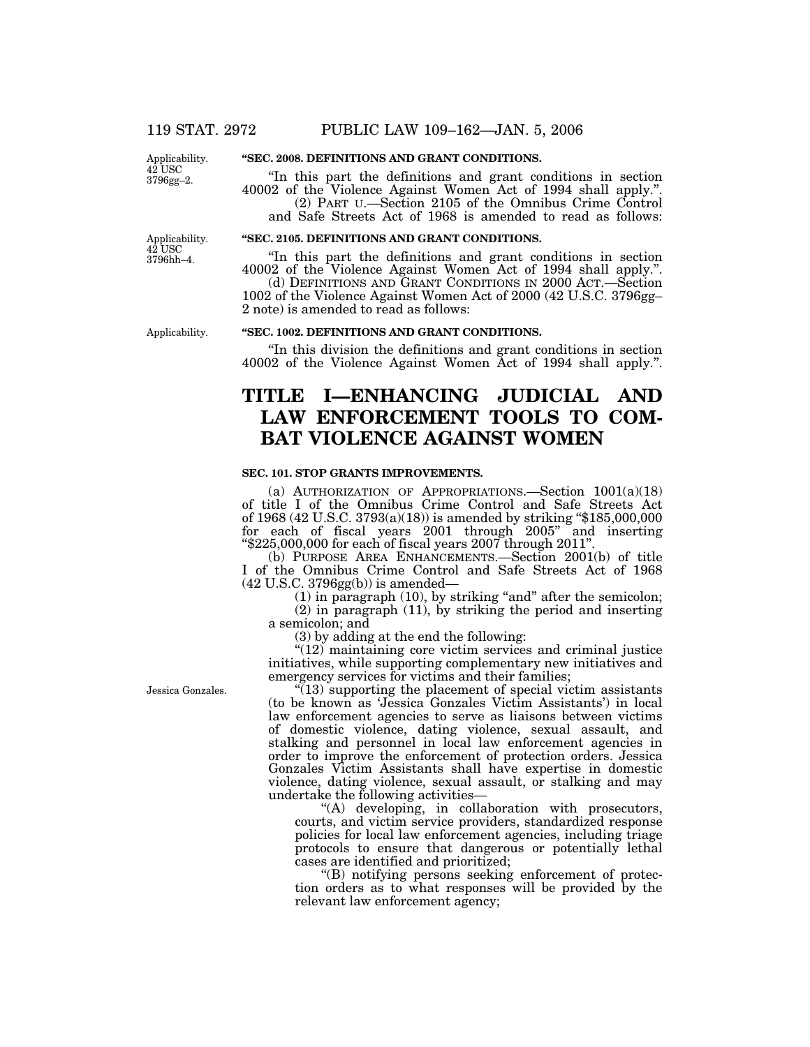Applicability. 42 USC 3796gg–2.

**"SEC. 2008. DEFINITIONS AND GRANT CONDITIONS.**

"In this part the definitions and grant conditions in section 40002 of the Violence Against Women Act of 1994 shall apply.".

(2) PART U.—Section 2105 of the Omnibus Crime Control and Safe Streets Act of 1968 is amended to read as follows:

Applicability. 42 USC 3796hh–4.

**"SEC. 2105. DEFINITIONS AND GRANT CONDITIONS.**

"In this part the definitions and grant conditions in section 40002 of the Violence Against Women Act of 1994 shall apply.".

(d) DEFINITIONS AND GRANT CONDITIONS IN 2000 ACT.—Section 1002 of the Violence Against Women Act of 2000 (42 U.S.C. 3796gg–2 note) is amended to read as follows:

Applicability.

**"SEC. 1002. DEFINITIONS AND GRANT CONDITIONS.**

"In this division the definitions and grant conditions in section 40002 of the Violence Against Women Act of 1994 shall apply.".

# TITLE I—ENHANCING JUDICIAL AND LAW ENFORCEMENT TOOLS TO COMBAT VIOLENCE AGAINST WOMEN

**SEC. 101. STOP GRANTS IMPROVEMENTS.**

(a) AUTHORIZATION OF APPROPRIATIONS.—Section 1001(a)(18) of title I of the Omnibus Crime Control and Safe Streets Act of 1968 (42 U.S.C. 3793(a)(18)) is amended by striking "$185,000,000 for each of fiscal years 2001 through 2005" and inserting "$225,000,000 for each of fiscal years 2007 through 2011".

(b) PURPOSE AREA ENHANCEMENTS.—Section 2001(b) of title I of the Omnibus Crime Control and Safe Streets Act of 1968 (42 U.S.C. 3796gg(b)) is amended—

(1) in paragraph (10), by striking "and" after the semicolon;

(2) in paragraph (11), by striking the period and inserting a semicolon; and

(3) by adding at the end the following:

"(12) maintaining core victim services and criminal justice initiatives, while supporting complementary new initiatives and emergency services for victims and their families;

Jessica Gonzales.

"(13) supporting the placement of special victim assistants (to be known as 'Jessica Gonzales Victim Assistants') in local law enforcement agencies to serve as liaisons between victims of domestic violence, dating violence, sexual assault, and stalking and personnel in local law enforcement agencies in order to improve the enforcement of protection orders. Jessica Gonzales Victim Assistants shall have expertise in domestic violence, dating violence, sexual assault, or stalking and may undertake the following activities—

"(A) developing, in collaboration with prosecutors, courts, and victim service providers, standardized response policies for local law enforcement agencies, including triage protocols to ensure that dangerous or potentially lethal cases are identified and prioritized;

"(B) notifying persons seeking enforcement of protection orders as to what responses will be provided by the relevant law enforcement agency;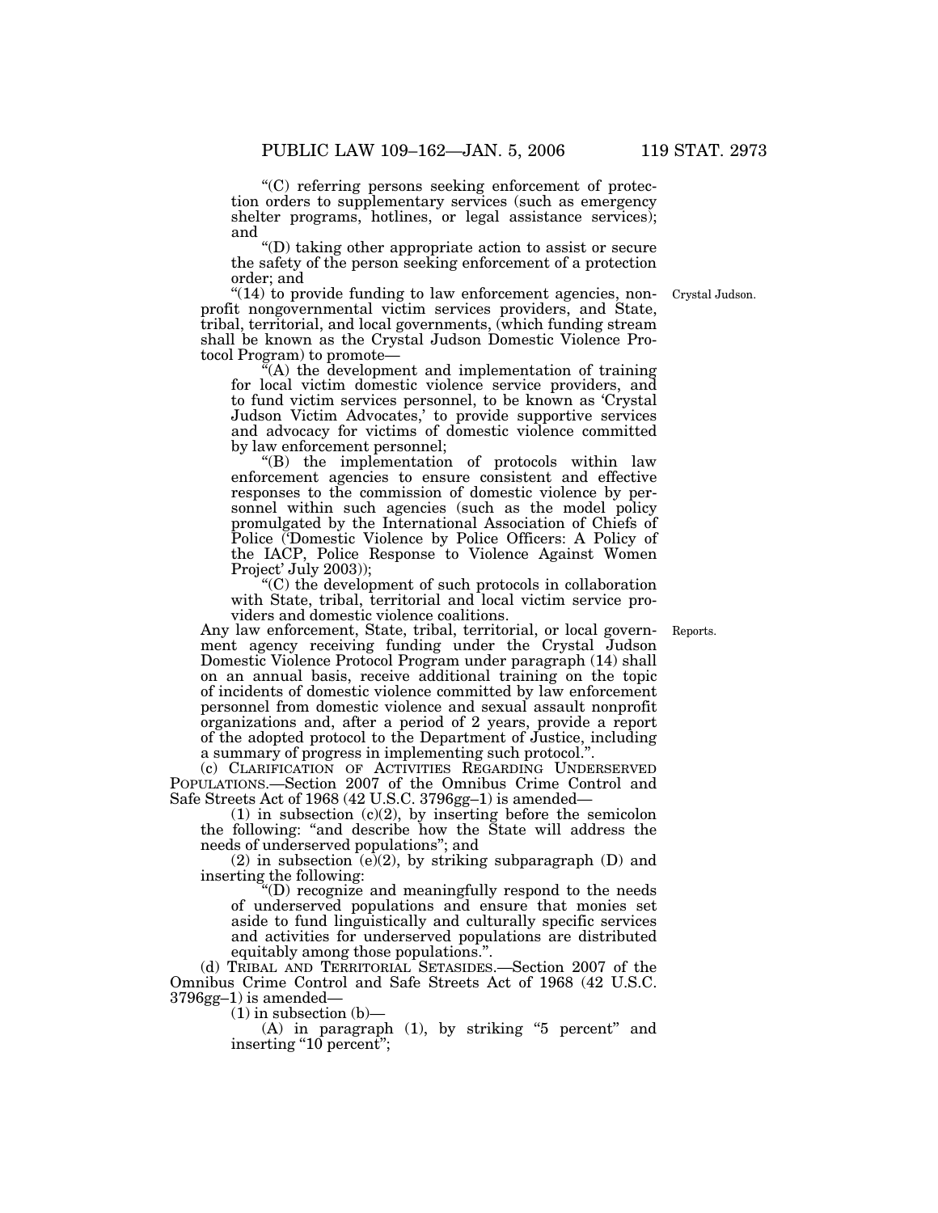"(C) referring persons seeking enforcement of protection orders to supplementary services (such as emergency shelter programs, hotlines, or legal assistance services); and

"(D) taking other appropriate action to assist or secure the safety of the person seeking enforcement of a protection order; and

"(14) to provide funding to law enforcement agencies, nonprofit nongovernmental victim services providers, and State, tribal, territorial, and local governments, (which funding stream shall be known as the Crystal Judson Domestic Violence Protocol Program) to promote—

"(A) the development and implementation of training for local victim domestic violence service providers, and to fund victim services personnel, to be known as 'Crystal Judson Victim Advocates,' to provide supportive services and advocacy for victims of domestic violence committed by law enforcement personnel;

"(B) the implementation of protocols within law enforcement agencies to ensure consistent and effective responses to the commission of domestic violence by personnel within such agencies (such as the model policy promulgated by the International Association of Chiefs of Police ('Domestic Violence by Police Officers: A Policy of the IACP, Police Response to Violence Against Women Project' July 2003));

"(C) the development of such protocols in collaboration with State, tribal, territorial and local victim service providers and domestic violence coalitions.

Any law enforcement, State, tribal, territorial, or local government agency receiving funding under the Crystal Judson Domestic Violence Protocol Program under paragraph (14) shall on an annual basis, receive additional training on the topic of incidents of domestic violence committed by law enforcement personnel from domestic violence and sexual assault nonprofit organizations and, after a period of 2 years, provide a report of the adopted protocol to the Department of Justice, including a summary of progress in implementing such protocol.".

(c) CLARIFICATION OF ACTIVITIES REGARDING UNDERSERVED POPULATIONS.—Section 2007 of the Omnibus Crime Control and Safe Streets Act of 1968 (42 U.S.C. 3796gg–1) is amended—

(1) in subsection (c)(2), by inserting before the semicolon the following: "and describe how the State will address the needs of underserved populations"; and

(2) in subsection (e)(2), by striking subparagraph (D) and inserting the following:

"(D) recognize and meaningfully respond to the needs of underserved populations and ensure that monies set aside to fund linguistically and culturally specific services and activities for underserved populations are distributed equitably among those populations.".

(d) TRIBAL AND TERRITORIAL SETASIDES.—Section 2007 of the Omnibus Crime Control and Safe Streets Act of 1968 (42 U.S.C. 3796gg–1) is amended—

(1) in subsection (b)—

(A) in paragraph (1), by striking "5 percent" and inserting "10 percent";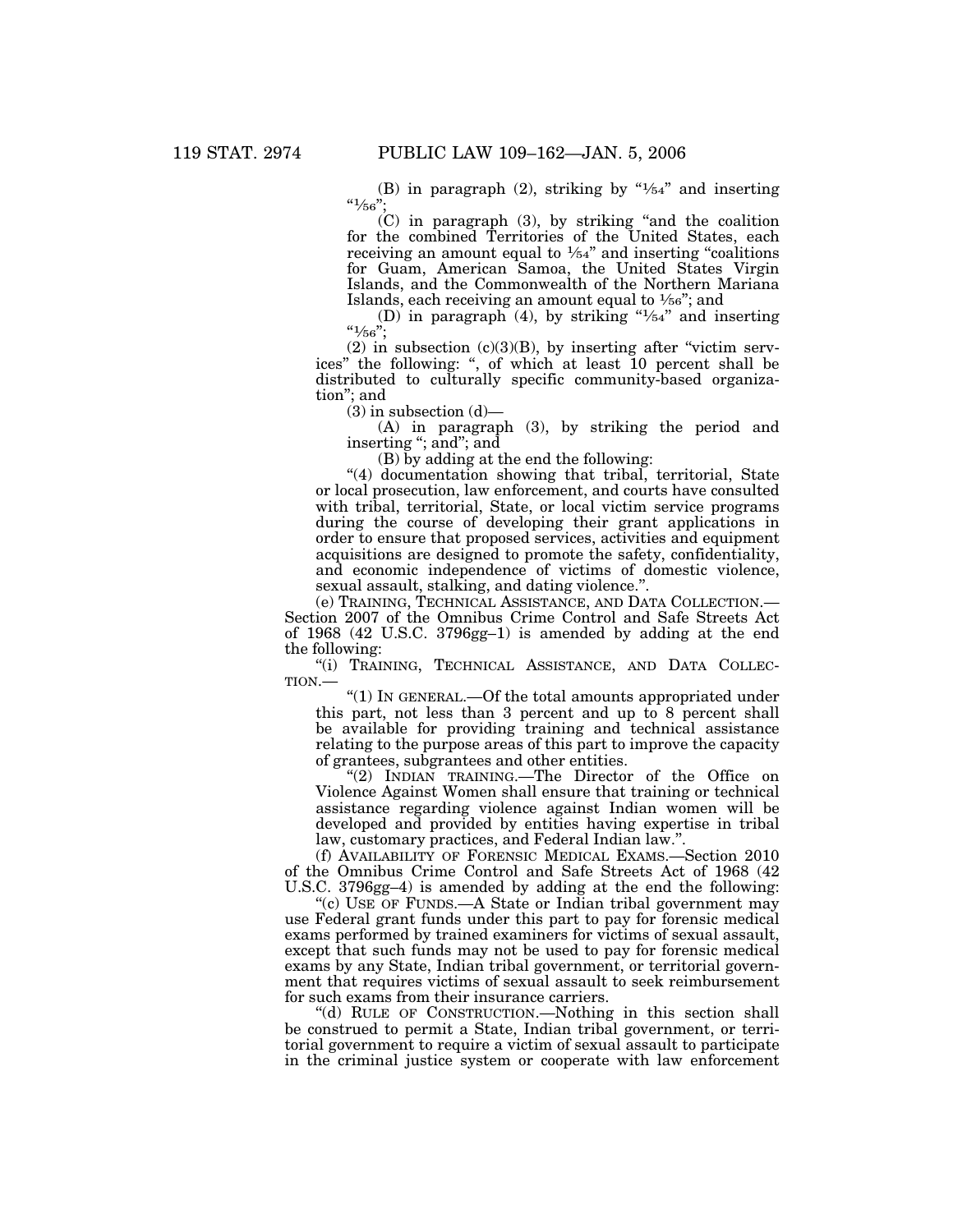(B) in paragraph (2), striking by "1/54" and inserting "1/56";

(C) in paragraph (3), by striking "and the coalition for the combined Territories of the United States, each receiving an amount equal to 1/54" and inserting "coalitions for Guam, American Samoa, the United States Virgin Islands, and the Commonwealth of the Northern Mariana Islands, each receiving an amount equal to 1/56"; and

(D) in paragraph (4), by striking "1/54" and inserting "1/56";

(2) in subsection (c)(3)(B), by inserting after "victim services" the following: ", of which at least 10 percent shall be distributed to culturally specific community-based organization"; and

(3) in subsection (d)—

(A) in paragraph (3), by striking the period and inserting "; and"; and

(B) by adding at the end the following:

"(4) documentation showing that tribal, territorial, State or local prosecution, law enforcement, and courts have consulted with tribal, territorial, State, or local victim service programs during the course of developing their grant applications in order to ensure that proposed services, activities and equipment acquisitions are designed to promote the safety, confidentiality, and economic independence of victims of domestic violence, sexual assault, stalking, and dating violence.".

(e) TRAINING, TECHNICAL ASSISTANCE, AND DATA COLLECTION.—Section 2007 of the Omnibus Crime Control and Safe Streets Act of 1968 (42 U.S.C. 3796gg–1) is amended by adding at the end the following:

"(i) TRAINING, TECHNICAL ASSISTANCE, AND DATA COLLECTION.—

"(1) IN GENERAL.—Of the total amounts appropriated under this part, not less than 3 percent and up to 8 percent shall be available for providing training and technical assistance relating to the purpose areas of this part to improve the capacity of grantees, subgrantees and other entities.

"(2) INDIAN TRAINING.—The Director of the Office on Violence Against Women shall ensure that training or technical assistance regarding violence against Indian women will be developed and provided by entities having expertise in tribal law, customary practices, and Federal Indian law.".

(f) AVAILABILITY OF FORENSIC MEDICAL EXAMS.—Section 2010 of the Omnibus Crime Control and Safe Streets Act of 1968 (42 U.S.C. 3796gg–4) is amended by adding at the end the following:

"(c) USE OF FUNDS.—A State or Indian tribal government may use Federal grant funds under this part to pay for forensic medical exams performed by trained examiners for victims of sexual assault, except that such funds may not be used to pay for forensic medical exams by any State, Indian tribal government, or territorial government that requires victims of sexual assault to seek reimbursement for such exams from their insurance carriers.

"(d) RULE OF CONSTRUCTION.—Nothing in this section shall be construed to permit a State, Indian tribal government, or territorial government to require a victim of sexual assault to participate in the criminal justice system or cooperate with law enforcement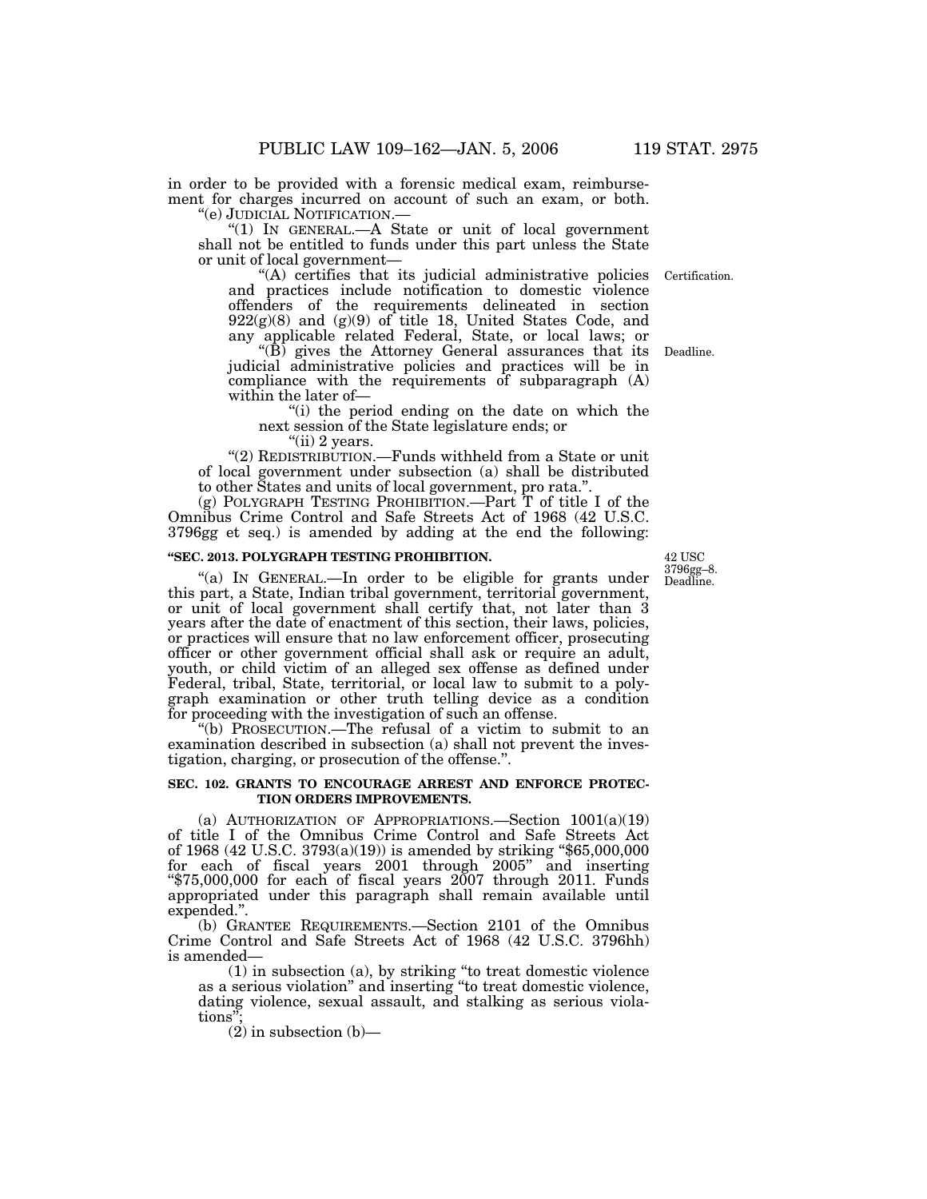in order to be provided with a forensic medical exam, reimbursement for charges incurred on account of such an exam, or both.

"(e) JUDICIAL NOTIFICATION.—

"(1) IN GENERAL.—A State or unit of local government shall not be entitled to funds under this part unless the State or unit of local government—

"(A) certifies that its judicial administrative policies and practices include notification to domestic violence offenders of the requirements delineated in section 922(g)(8) and (g)(9) of title 18, United States Code, and any applicable related Federal, State, or local laws; or

Certification.

"(B) gives the Attorney General assurances that its judicial administrative policies and practices will be in compliance with the requirements of subparagraph (A) within the later of—

Deadline.

"(i) the period ending on the date on which the next session of the State legislature ends; or

"(ii) 2 years.

"(2) REDISTRIBUTION.—Funds withheld from a State or unit of local government under subsection (a) shall be distributed to other States and units of local government, pro rata.".

(g) POLYGRAPH TESTING PROHIBITION.—Part T of title I of the Omnibus Crime Control and Safe Streets Act of 1968 (42 U.S.C. 3796gg et seq.) is amended by adding at the end the following:

**"SEC. 2013. POLYGRAPH TESTING PROHIBITION.**

42 USC 3796gg–8. Deadline.

"(a) IN GENERAL.—In order to be eligible for grants under this part, a State, Indian tribal government, territorial government, or unit of local government shall certify that, not later than 3 years after the date of enactment of this section, their laws, policies, or practices will ensure that no law enforcement officer, prosecuting officer or other government official shall ask or require an adult, youth, or child victim of an alleged sex offense as defined under Federal, tribal, State, territorial, or local law to submit to a polygraph examination or other truth telling device as a condition for proceeding with the investigation of such an offense.

"(b) PROSECUTION.—The refusal of a victim to submit to an examination described in subsection (a) shall not prevent the investigation, charging, or prosecution of the offense.".

**SEC. 102. GRANTS TO ENCOURAGE ARREST AND ENFORCE PROTECTION ORDERS IMPROVEMENTS.**

(a) AUTHORIZATION OF APPROPRIATIONS.—Section 1001(a)(19) of title I of the Omnibus Crime Control and Safe Streets Act of 1968 (42 U.S.C. 3793(a)(19)) is amended by striking "$65,000,000 for each of fiscal years 2001 through 2005" and inserting "$75,000,000 for each of fiscal years 2007 through 2011. Funds appropriated under this paragraph shall remain available until expended.".

(b) GRANTEE REQUIREMENTS.—Section 2101 of the Omnibus Crime Control and Safe Streets Act of 1968 (42 U.S.C. 3796hh) is amended—

(1) in subsection (a), by striking "to treat domestic violence as a serious violation" and inserting "to treat domestic violence, dating violence, sexual assault, and stalking as serious violations";

(2) in subsection (b)—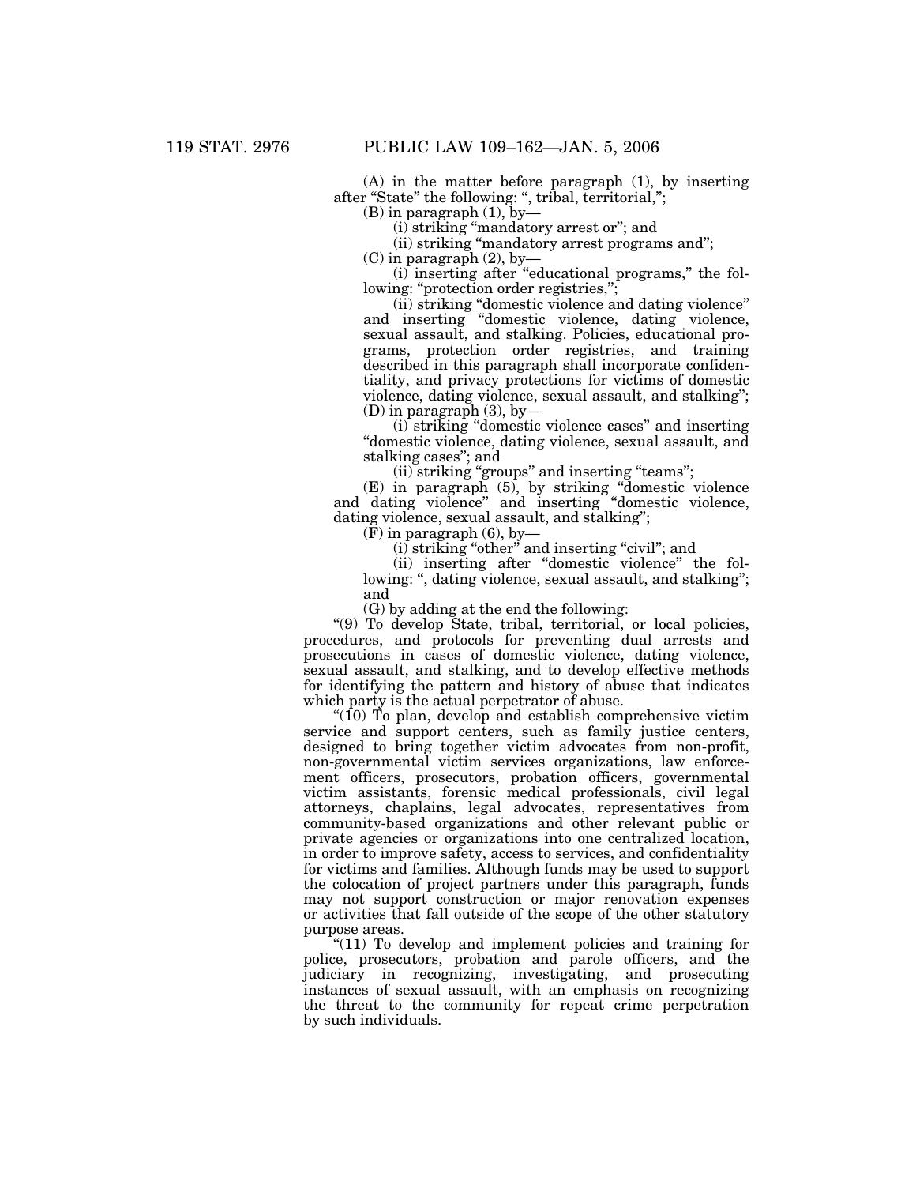(A) in the matter before paragraph (1), by inserting after "State" the following: ", tribal, territorial,";

(B) in paragraph (1), by—

(i) striking "mandatory arrest or"; and

(ii) striking "mandatory arrest programs and";

(C) in paragraph (2), by—

(i) inserting after "educational programs," the following: "protection order registries,";

(ii) striking "domestic violence and dating violence" and inserting "domestic violence, dating violence, sexual assault, and stalking. Policies, educational programs, protection order registries, and training described in this paragraph shall incorporate confidentiality, and privacy protections for victims of domestic violence, dating violence, sexual assault, and stalking";

(D) in paragraph (3), by—

(i) striking "domestic violence cases" and inserting "domestic violence, dating violence, sexual assault, and stalking cases"; and

(ii) striking "groups" and inserting "teams";

(E) in paragraph (5), by striking "domestic violence and dating violence" and inserting "domestic violence, dating violence, sexual assault, and stalking";

(F) in paragraph (6), by—

(i) striking "other" and inserting "civil"; and

(ii) inserting after "domestic violence" the following: ", dating violence, sexual assault, and stalking"; and

(G) by adding at the end the following:

"(9) To develop State, tribal, territorial, or local policies, procedures, and protocols for preventing dual arrests and prosecutions in cases of domestic violence, dating violence, sexual assault, and stalking, and to develop effective methods for identifying the pattern and history of abuse that indicates which party is the actual perpetrator of abuse.

"(10) To plan, develop and establish comprehensive victim service and support centers, such as family justice centers, designed to bring together victim advocates from non-profit, non-governmental victim services organizations, law enforcement officers, prosecutors, probation officers, governmental victim assistants, forensic medical professionals, civil legal attorneys, chaplains, legal advocates, representatives from community-based organizations and other relevant public or private agencies or organizations into one centralized location, in order to improve safety, access to services, and confidentiality for victims and families. Although funds may be used to support the colocation of project partners under this paragraph, funds may not support construction or major renovation expenses or activities that fall outside of the scope of the other statutory purpose areas.

"(11) To develop and implement policies and training for police, prosecutors, probation and parole officers, and the judiciary in recognizing, investigating, and prosecuting instances of sexual assault, with an emphasis on recognizing the threat to the community for repeat crime perpetration by such individuals.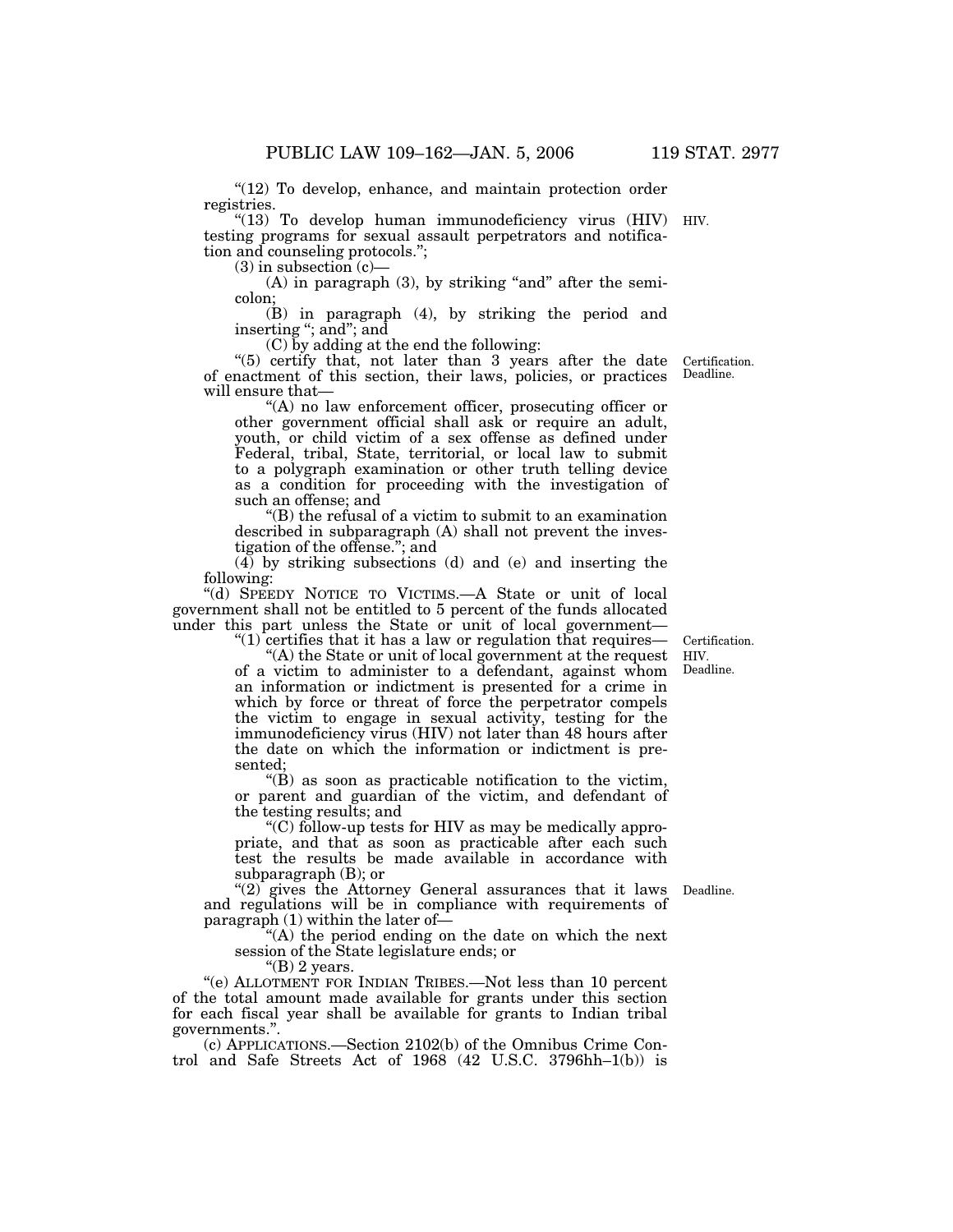"(12) To develop, enhance, and maintain protection order registries.

"(13) To develop human immunodeficiency virus (HIV) testing programs for sexual assault perpetrators and notification and counseling protocols.";

HIV.

(3) in subsection (c)—

(A) in paragraph (3), by striking "and" after the semicolon;

(B) in paragraph (4), by striking the period and inserting "; and"; and

(C) by adding at the end the following:

"(5) certify that, not later than 3 years after the date of enactment of this section, their laws, policies, or practices will ensure that—

Certification. Deadline.

"(A) no law enforcement officer, prosecuting officer or other government official shall ask or require an adult, youth, or child victim of a sex offense as defined under Federal, tribal, State, territorial, or local law to submit to a polygraph examination or other truth telling device as a condition for proceeding with the investigation of such an offense; and

"(B) the refusal of a victim to submit to an examination described in subparagraph (A) shall not prevent the investigation of the offense."; and

(4) by striking subsections (d) and (e) and inserting the following:

"(d) SPEEDY NOTICE TO VICTIMS.—A State or unit of local government shall not be entitled to 5 percent of the funds allocated under this part unless the State or unit of local government—

"(1) certifies that it has a law or regulation that requires—

Certification. HIV. Deadline.

"(A) the State or unit of local government at the request of a victim to administer to a defendant, against whom an information or indictment is presented for a crime in which by force or threat of force the perpetrator compels the victim to engage in sexual activity, testing for the immunodeficiency virus (HIV) not later than 48 hours after the date on which the information or indictment is presented;

"(B) as soon as practicable notification to the victim, or parent and guardian of the victim, and defendant of the testing results; and

"(C) follow-up tests for HIV as may be medically appropriate, and that as soon as practicable after each such test the results be made available in accordance with subparagraph (B); or

"(2) gives the Attorney General assurances that it laws and regulations will be in compliance with requirements of paragraph (1) within the later of—

Deadline.

"(A) the period ending on the date on which the next session of the State legislature ends; or

"(B) 2 years.

"(e) ALLOTMENT FOR INDIAN TRIBES.—Not less than 10 percent of the total amount made available for grants under this section for each fiscal year shall be available for grants to Indian tribal governments.".

(c) APPLICATIONS.—Section 2102(b) of the Omnibus Crime Control and Safe Streets Act of 1968 (42 U.S.C. 3796hh–1(b)) is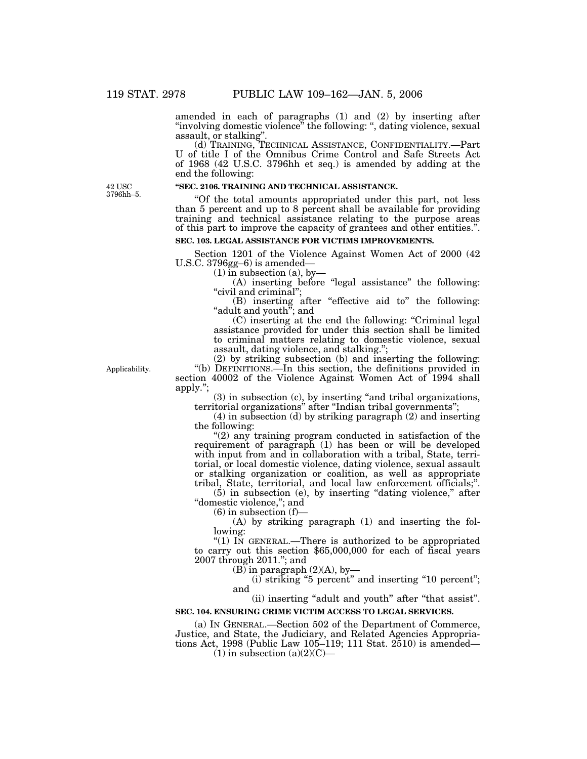amended in each of paragraphs (1) and (2) by inserting after "involving domestic violence" the following: ", dating violence, sexual assault, or stalking".

(d) TRAINING, TECHNICAL ASSISTANCE, CONFIDENTIALITY.—Part U of title I of the Omnibus Crime Control and Safe Streets Act of 1968 (42 U.S.C. 3796hh et seq.) is amended by adding at the end the following:

42 USC 3796hh–5.

**"SEC. 2106. TRAINING AND TECHNICAL ASSISTANCE.**

"Of the total amounts appropriated under this part, not less than 5 percent and up to 8 percent shall be available for providing training and technical assistance relating to the purpose areas of this part to improve the capacity of grantees and other entities.".

**SEC. 103. LEGAL ASSISTANCE FOR VICTIMS IMPROVEMENTS.**

Section 1201 of the Violence Against Women Act of 2000 (42 U.S.C. 3796gg–6) is amended—

(1) in subsection (a), by—

(A) inserting before "legal assistance" the following: "civil and criminal";

(B) inserting after "effective aid to" the following: "adult and youth"; and

(C) inserting at the end the following: "Criminal legal assistance provided for under this section shall be limited to criminal matters relating to domestic violence, sexual assault, dating violence, and stalking.";

(2) by striking subsection (b) and inserting the following:

Applicability.

"(b) DEFINITIONS.—In this section, the definitions provided in section 40002 of the Violence Against Women Act of 1994 shall apply.";

(3) in subsection (c), by inserting "and tribal organizations, territorial organizations" after "Indian tribal governments";

(4) in subsection (d) by striking paragraph (2) and inserting the following:

"(2) any training program conducted in satisfaction of the requirement of paragraph (1) has been or will be developed with input from and in collaboration with a tribal, State, territorial, or local domestic violence, dating violence, sexual assault or stalking organization or coalition, as well as appropriate tribal, State, territorial, and local law enforcement officials;".

(5) in subsection (e), by inserting "dating violence," after "domestic violence,"; and

(6) in subsection (f)—

(A) by striking paragraph (1) and inserting the following:

"(1) IN GENERAL.—There is authorized to be appropriated to carry out this section $65,000,000 for each of fiscal years 2007 through 2011."; and

(B) in paragraph (2)(A), by—

(i) striking "5 percent" and inserting "10 percent"; and

(ii) inserting "adult and youth" after "that assist".

**SEC. 104. ENSURING CRIME VICTIM ACCESS TO LEGAL SERVICES.**

(a) IN GENERAL.—Section 502 of the Department of Commerce, Justice, and State, the Judiciary, and Related Agencies Appropriations Act, 1998 (Public Law 105–119; 111 Stat. 2510) is amended—

(1) in subsection (a)(2)(C)—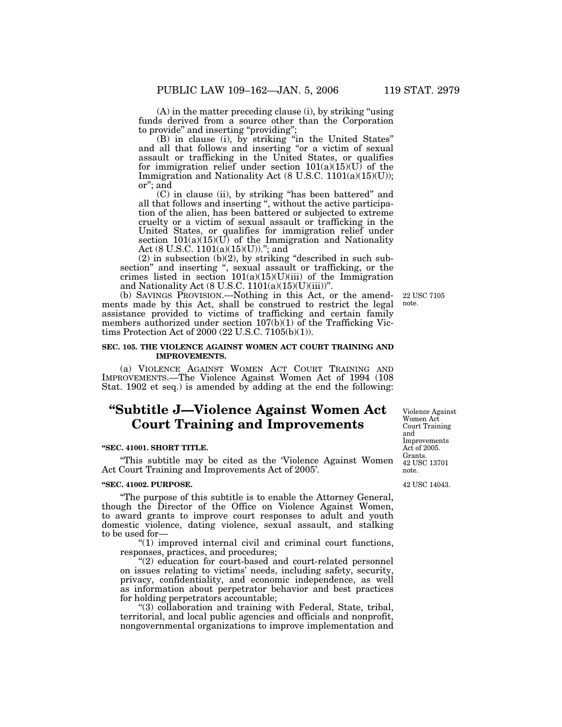(A) in the matter preceding clause (i), by striking "using funds derived from a source other than the Corporation to provide" and inserting "providing";

(B) in clause (i), by striking "in the United States" and all that follows and inserting "or a victim of sexual assault or trafficking in the United States, or qualifies for immigration relief under section 101(a)(15)(U) of the Immigration and Nationality Act (8 U.S.C. 1101(a)(15)(U)); or"; and

(C) in clause (ii), by striking "has been battered" and all that follows and inserting ", without the active participation of the alien, has been battered or subjected to extreme cruelty or a victim of sexual assault or trafficking in the United States, or qualifies for immigration relief under section 101(a)(15)(U) of the Immigration and Nationality Act (8 U.S.C. 1101(a)(15)(U))."; and

(2) in subsection (b)(2), by striking "described in such subsection" and inserting ", sexual assault or trafficking, or the crimes listed in section 101(a)(15)(U)(iii) of the Immigration and Nationality Act (8 U.S.C. 1101(a)(15)(U)(iii))".

(b) SAVINGS PROVISION.—Nothing in this Act, or the amendments made by this Act, shall be construed to restrict the legal assistance provided to victims of trafficking and certain family members authorized under section 107(b)(1) of the Trafficking Victims Protection Act of 2000 (22 U.S.C. 7105(b)(1)).

22 USC 7105 note.

**SEC. 105. THE VIOLENCE AGAINST WOMEN ACT COURT TRAINING AND IMPROVEMENTS.**

(a) VIOLENCE AGAINST WOMEN ACT COURT TRAINING AND IMPROVEMENTS.—The Violence Against Women Act of 1994 (108 Stat. 1902 et seq.) is amended by adding at the end the following:

# "Subtitle J—Violence Against Women Act Court Training and Improvements

Violence Against Women Act Court Training and Improvements Act of 2005. Grants. 42 USC 13701 note.

**"SEC. 41001. SHORT TITLE.**

"This subtitle may be cited as the 'Violence Against Women Act Court Training and Improvements Act of 2005'.

**"SEC. 41002. PURPOSE.**

42 USC 14043.

"The purpose of this subtitle is to enable the Attorney General, though the Director of the Office on Violence Against Women, to award grants to improve court responses to adult and youth domestic violence, dating violence, sexual assault, and stalking to be used for—

"(1) improved internal civil and criminal court functions, responses, practices, and procedures;

"(2) education for court-based and court-related personnel on issues relating to victims' needs, including safety, security, privacy, confidentiality, and economic independence, as well as information about perpetrator behavior and best practices for holding perpetrators accountable;

"(3) collaboration and training with Federal, State, tribal, territorial, and local public agencies and officials and nonprofit, nongovernmental organizations to improve implementation and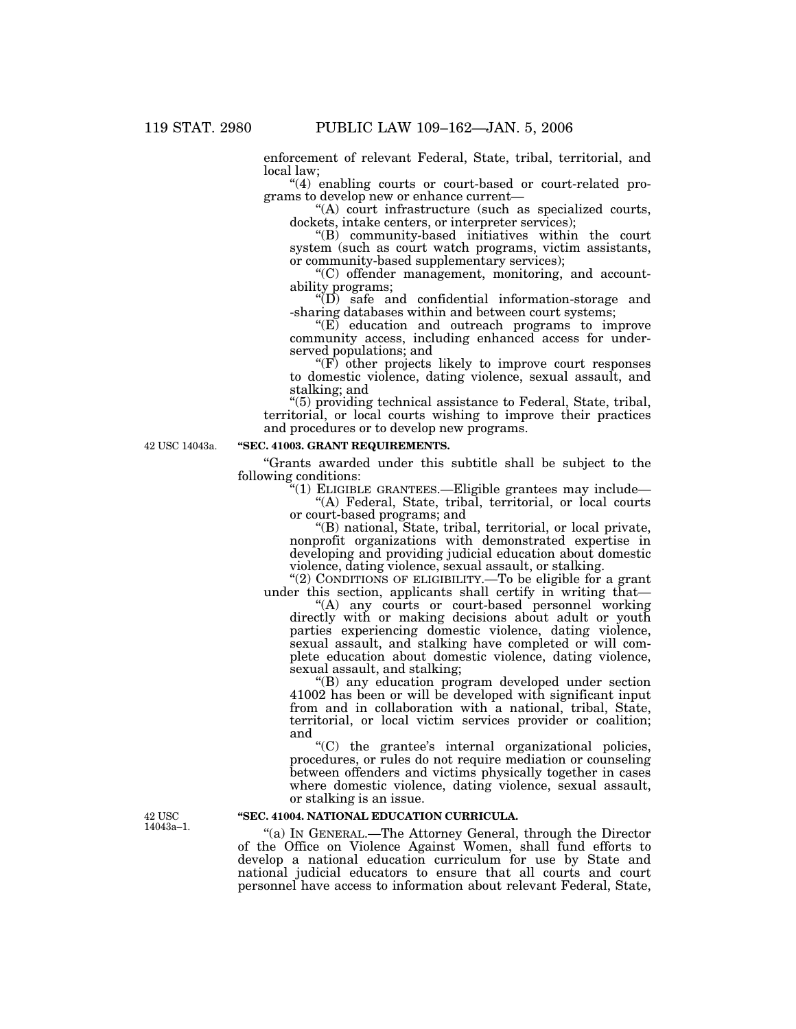enforcement of relevant Federal, State, tribal, territorial, and local law;

"(4) enabling courts or court-based or court-related programs to develop new or enhance current—

"(A) court infrastructure (such as specialized courts, dockets, intake centers, or interpreter services);

"(B) community-based initiatives within the court system (such as court watch programs, victim assistants, or community-based supplementary services);

"(C) offender management, monitoring, and accountability programs;

"(D) safe and confidential information-storage and -sharing databases within and between court systems;

"(E) education and outreach programs to improve community access, including enhanced access for underserved populations; and

"(F) other projects likely to improve court responses to domestic violence, dating violence, sexual assault, and stalking; and

"(5) providing technical assistance to Federal, State, tribal, territorial, or local courts wishing to improve their practices and procedures or to develop new programs.

42 USC 14043a.

**"SEC. 41003. GRANT REQUIREMENTS.**

"Grants awarded under this subtitle shall be subject to the following conditions:

"(1) ELIGIBLE GRANTEES.—Eligible grantees may include—

"(A) Federal, State, tribal, territorial, or local courts or court-based programs; and

"(B) national, State, tribal, territorial, or local private, nonprofit organizations with demonstrated expertise in developing and providing judicial education about domestic violence, dating violence, sexual assault, or stalking.

"(2) CONDITIONS OF ELIGIBILITY.—To be eligible for a grant under this section, applicants shall certify in writing that—

"(A) any courts or court-based personnel working directly with or making decisions about adult or youth parties experiencing domestic violence, dating violence, sexual assault, and stalking have completed or will complete education about domestic violence, dating violence, sexual assault, and stalking;

"(B) any education program developed under section 41002 has been or will be developed with significant input from and in collaboration with a national, tribal, State, territorial, or local victim services provider or coalition; and

"(C) the grantee's internal organizational policies, procedures, or rules do not require mediation or counseling between offenders and victims physically together in cases where domestic violence, dating violence, sexual assault, or stalking is an issue.

42 USC 14043a–1.

**"SEC. 41004. NATIONAL EDUCATION CURRICULA.**

"(a) IN GENERAL.—The Attorney General, through the Director of the Office on Violence Against Women, shall fund efforts to develop a national education curriculum for use by State and national judicial educators to ensure that all courts and court personnel have access to information about relevant Federal, State,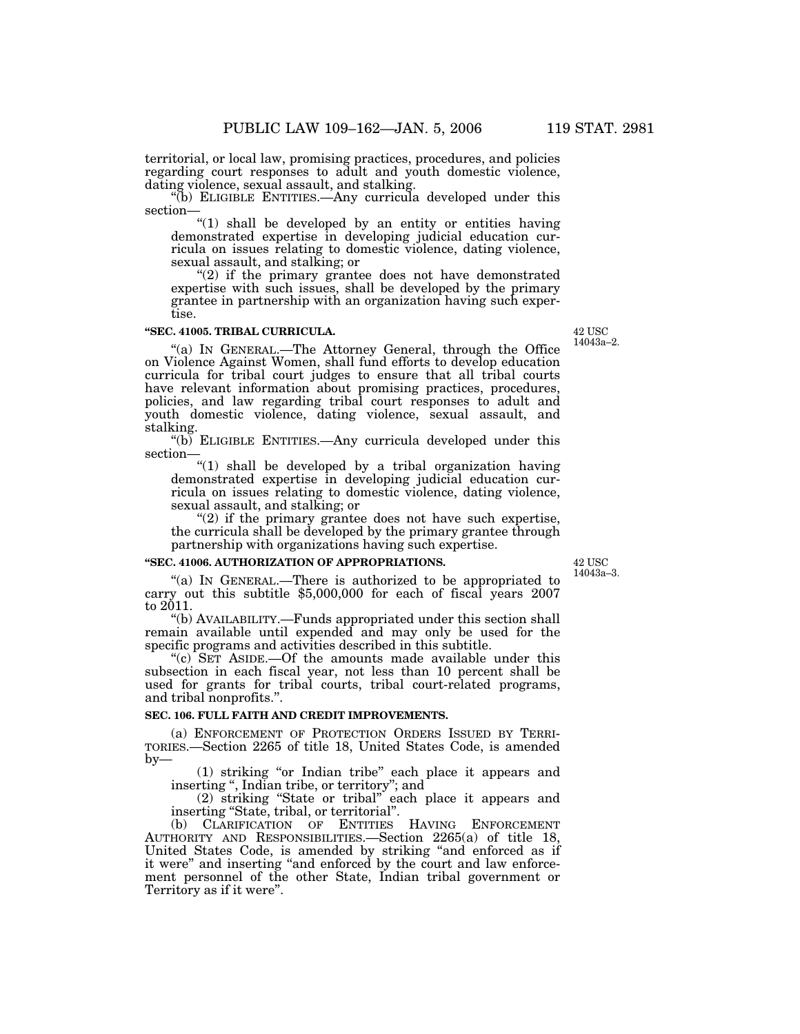territorial, or local law, promising practices, procedures, and policies regarding court responses to adult and youth domestic violence, dating violence, sexual assault, and stalking.

"(b) ELIGIBLE ENTITIES.—Any curricula developed under this section—

"(1) shall be developed by an entity or entities having demonstrated expertise in developing judicial education curricula on issues relating to domestic violence, dating violence, sexual assault, and stalking; or

"(2) if the primary grantee does not have demonstrated expertise with such issues, shall be developed by the primary grantee in partnership with an organization having such expertise.

**"SEC. 41005. TRIBAL CURRICULA.**

42 USC 14043a–2.

"(a) IN GENERAL.—The Attorney General, through the Office on Violence Against Women, shall fund efforts to develop education curricula for tribal court judges to ensure that all tribal courts have relevant information about promising practices, procedures, policies, and law regarding tribal court responses to adult and youth domestic violence, dating violence, sexual assault, and stalking.

"(b) ELIGIBLE ENTITIES.—Any curricula developed under this section—

"(1) shall be developed by a tribal organization having demonstrated expertise in developing judicial education curricula on issues relating to domestic violence, dating violence, sexual assault, and stalking; or

"(2) if the primary grantee does not have such expertise, the curricula shall be developed by the primary grantee through partnership with organizations having such expertise.

**"SEC. 41006. AUTHORIZATION OF APPROPRIATIONS.**

42 USC 14043a–3.

"(a) IN GENERAL.—There is authorized to be appropriated to carry out this subtitle $5,000,000 for each of fiscal years 2007 to 2011.

"(b) AVAILABILITY.—Funds appropriated under this section shall remain available until expended and may only be used for the specific programs and activities described in this subtitle.

"(c) SET ASIDE.—Of the amounts made available under this subsection in each fiscal year, not less than 10 percent shall be used for grants for tribal courts, tribal court-related programs, and tribal nonprofits.".

**SEC. 106. FULL FAITH AND CREDIT IMPROVEMENTS.**

(a) ENFORCEMENT OF PROTECTION ORDERS ISSUED BY TERRITORIES.—Section 2265 of title 18, United States Code, is amended by—

(1) striking "or Indian tribe" each place it appears and inserting ", Indian tribe, or territory"; and

(2) striking "State or tribal" each place it appears and inserting "State, tribal, or territorial".

(b) CLARIFICATION OF ENTITIES HAVING ENFORCEMENT AUTHORITY AND RESPONSIBILITIES.—Section 2265(a) of title 18, United States Code, is amended by striking "and enforced as if it were" and inserting "and enforced by the court and law enforcement personnel of the other State, Indian tribal government or Territory as if it were".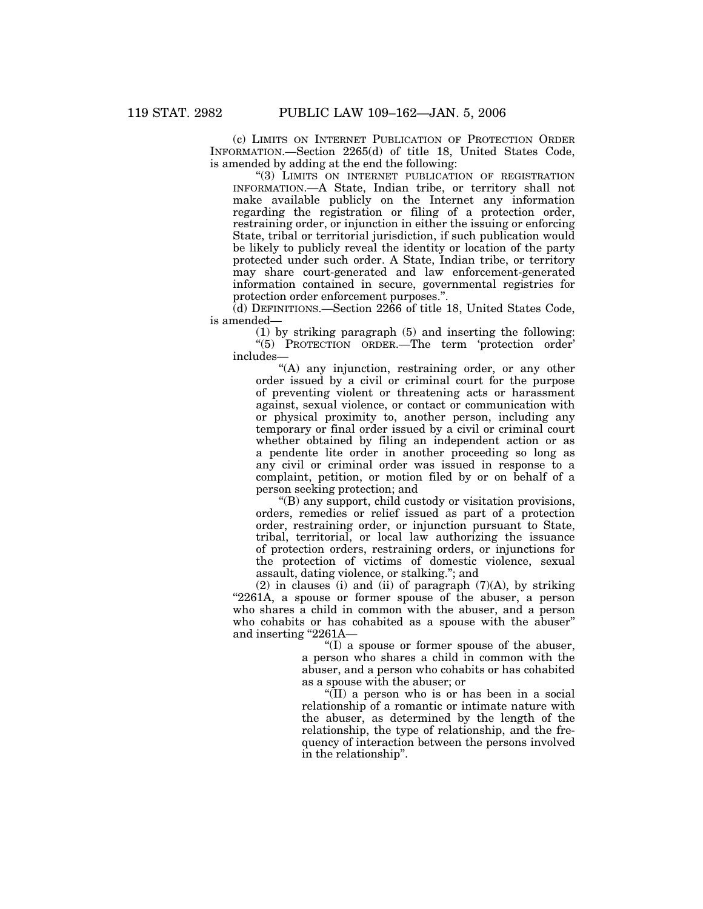(c) LIMITS ON INTERNET PUBLICATION OF PROTECTION ORDER INFORMATION.—Section 2265(d) of title 18, United States Code, is amended by adding at the end the following:

"(3) LIMITS ON INTERNET PUBLICATION OF REGISTRATION INFORMATION.—A State, Indian tribe, or territory shall not make available publicly on the Internet any information regarding the registration or filing of a protection order, restraining order, or injunction in either the issuing or enforcing State, tribal or territorial jurisdiction, if such publication would be likely to publicly reveal the identity or location of the party protected under such order. A State, Indian tribe, or territory may share court-generated and law enforcement-generated information contained in secure, governmental registries for protection order enforcement purposes.".

(d) DEFINITIONS.—Section 2266 of title 18, United States Code, is amended—

(1) by striking paragraph (5) and inserting the following:

"(5) PROTECTION ORDER.—The term 'protection order' includes—

"(A) any injunction, restraining order, or any other order issued by a civil or criminal court for the purpose of preventing violent or threatening acts or harassment against, sexual violence, or contact or communication with or physical proximity to, another person, including any temporary or final order issued by a civil or criminal court whether obtained by filing an independent action or as a pendente lite order in another proceeding so long as any civil or criminal order was issued in response to a complaint, petition, or motion filed by or on behalf of a person seeking protection; and

"(B) any support, child custody or visitation provisions, orders, remedies or relief issued as part of a protection order, restraining order, or injunction pursuant to State, tribal, territorial, or local law authorizing the issuance of protection orders, restraining orders, or injunctions for the protection of victims of domestic violence, sexual assault, dating violence, or stalking."; and

(2) in clauses (i) and (ii) of paragraph (7)(A), by striking "2261A, a spouse or former spouse of the abuser, a person who shares a child in common with the abuser, and a person who cohabits or has cohabited as a spouse with the abuser" and inserting "2261A—

"(I) a spouse or former spouse of the abuser, a person who shares a child in common with the abuser, and a person who cohabits or has cohabited as a spouse with the abuser; or

"(II) a person who is or has been in a social relationship of a romantic or intimate nature with the abuser, as determined by the length of the relationship, the type of relationship, and the frequency of interaction between the persons involved in the relationship".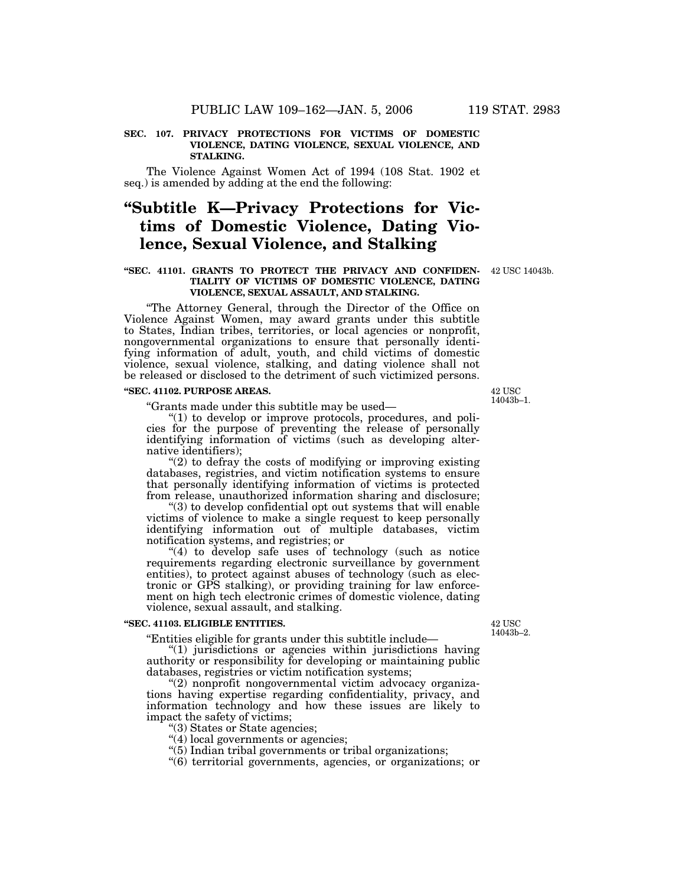**SEC. 107. PRIVACY PROTECTIONS FOR VICTIMS OF DOMESTIC VIOLENCE, DATING VIOLENCE, SEXUAL VIOLENCE, AND STALKING.**

The Violence Against Women Act of 1994 (108 Stat. 1902 et seq.) is amended by adding at the end the following:

# "Subtitle K—Privacy Protections for Victims of Domestic Violence, Dating Violence, Sexual Violence, and Stalking

**"SEC. 41101. GRANTS TO PROTECT THE PRIVACY AND CONFIDENTIALITY OF VICTIMS OF DOMESTIC VIOLENCE, DATING VIOLENCE, SEXUAL ASSAULT, AND STALKING.**

42 USC 14043b.

"The Attorney General, through the Director of the Office on Violence Against Women, may award grants under this subtitle to States, Indian tribes, territories, or local agencies or nonprofit, nongovernmental organizations to ensure that personally identifying information of adult, youth, and child victims of domestic violence, sexual violence, stalking, and dating violence shall not be released or disclosed to the detriment of such victimized persons.

**"SEC. 41102. PURPOSE AREAS.**

42 USC 14043b–1.

"Grants made under this subtitle may be used—

"(1) to develop or improve protocols, procedures, and policies for the purpose of preventing the release of personally identifying information of victims (such as developing alternative identifiers);

"(2) to defray the costs of modifying or improving existing databases, registries, and victim notification systems to ensure that personally identifying information of victims is protected from release, unauthorized information sharing and disclosure;

"(3) to develop confidential opt out systems that will enable victims of violence to make a single request to keep personally identifying information out of multiple databases, victim notification systems, and registries; or

"(4) to develop safe uses of technology (such as notice requirements regarding electronic surveillance by government entities), to protect against abuses of technology (such as electronic or GPS stalking), or providing training for law enforcement on high tech electronic crimes of domestic violence, dating violence, sexual assault, and stalking.

**"SEC. 41103. ELIGIBLE ENTITIES.**

42 USC 14043b–2.

"Entities eligible for grants under this subtitle include—

"(1) jurisdictions or agencies within jurisdictions having authority or responsibility for developing or maintaining public databases, registries or victim notification systems;

"(2) nonprofit nongovernmental victim advocacy organizations having expertise regarding confidentiality, privacy, and information technology and how these issues are likely to impact the safety of victims;

"(3) States or State agencies;

"(4) local governments or agencies;

"(5) Indian tribal governments or tribal organizations;

"(6) territorial governments, agencies, or organizations; or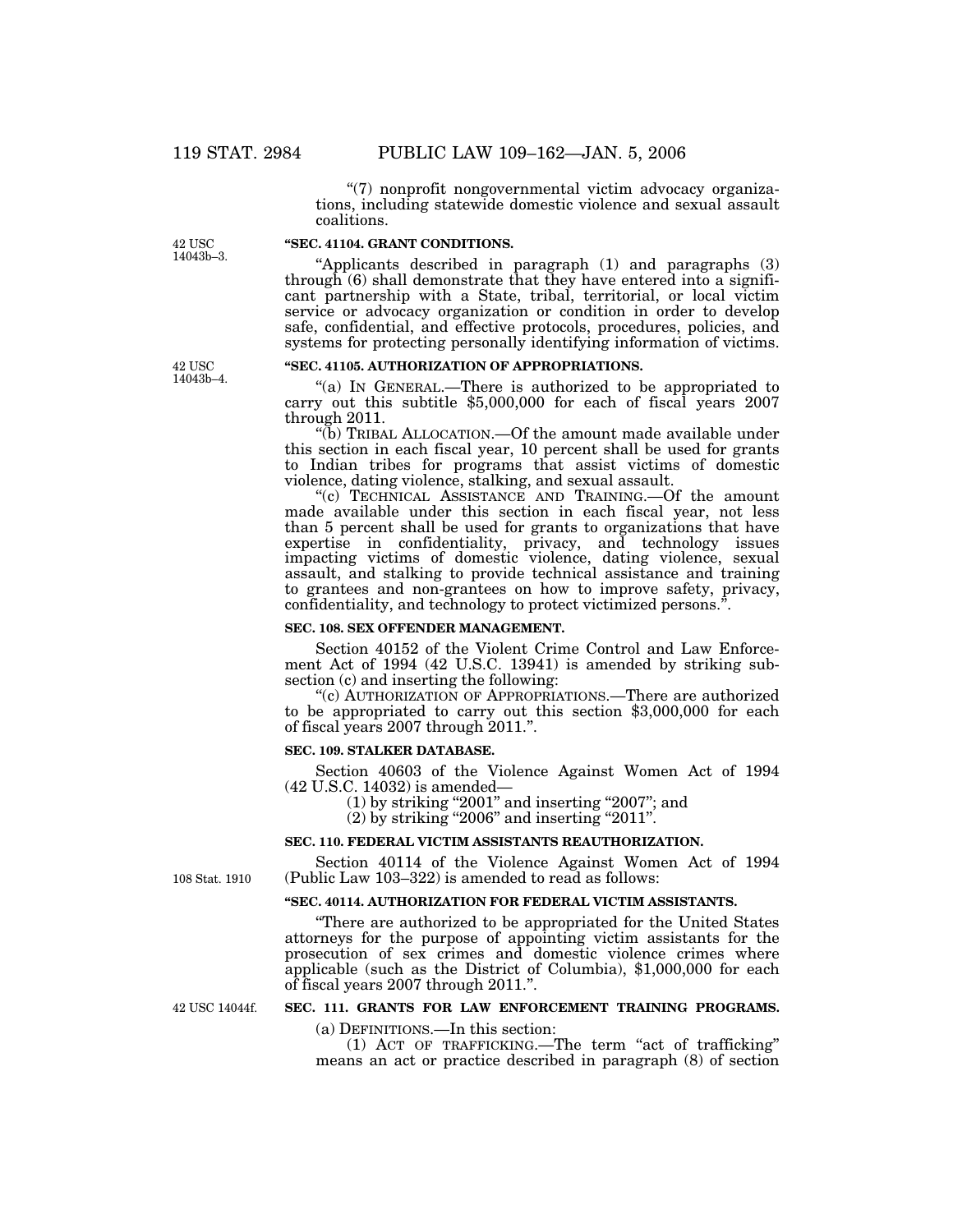"(7) nonprofit nongovernmental victim advocacy organizations, including statewide domestic violence and sexual assault coalitions.

42 USC 14043b–3.

**"SEC. 41104. GRANT CONDITIONS.**

"Applicants described in paragraph (1) and paragraphs (3) through (6) shall demonstrate that they have entered into a significant partnership with a State, tribal, territorial, or local victim service or advocacy organization or condition in order to develop safe, confidential, and effective protocols, procedures, policies, and systems for protecting personally identifying information of victims.

42 USC 14043b–4.

**"SEC. 41105. AUTHORIZATION OF APPROPRIATIONS.**

"(a) IN GENERAL.—There is authorized to be appropriated to carry out this subtitle $5,000,000 for each of fiscal years 2007 through 2011.

"(b) TRIBAL ALLOCATION.—Of the amount made available under this section in each fiscal year, 10 percent shall be used for grants to Indian tribes for programs that assist victims of domestic violence, dating violence, stalking, and sexual assault.

"(c) TECHNICAL ASSISTANCE AND TRAINING.—Of the amount made available under this section in each fiscal year, not less than 5 percent shall be used for grants to organizations that have expertise in confidentiality, privacy, and technology issues impacting victims of domestic violence, dating violence, sexual assault, and stalking to provide technical assistance and training to grantees and non-grantees on how to improve safety, privacy, confidentiality, and technology to protect victimized persons.".

**SEC. 108. SEX OFFENDER MANAGEMENT.**

Section 40152 of the Violent Crime Control and Law Enforcement Act of 1994 (42 U.S.C. 13941) is amended by striking subsection (c) and inserting the following:

"(c) AUTHORIZATION OF APPROPRIATIONS.—There are authorized to be appropriated to carry out this section $3,000,000 for each of fiscal years 2007 through 2011.".

**SEC. 109. STALKER DATABASE.**

Section 40603 of the Violence Against Women Act of 1994 (42 U.S.C. 14032) is amended—

(1) by striking "2001" and inserting "2007"; and

(2) by striking "2006" and inserting "2011".

**SEC. 110. FEDERAL VICTIM ASSISTANTS REAUTHORIZATION.**

Section 40114 of the Violence Against Women Act of 1994 (Public Law 103–322) is amended to read as follows:

108 Stat. 1910

**"SEC. 40114. AUTHORIZATION FOR FEDERAL VICTIM ASSISTANTS.**

"There are authorized to be appropriated for the United States attorneys for the purpose of appointing victim assistants for the prosecution of sex crimes and domestic violence crimes where applicable (such as the District of Columbia), $1,000,000 for each of fiscal years 2007 through 2011.".

42 USC 14044f.

**SEC. 111. GRANTS FOR LAW ENFORCEMENT TRAINING PROGRAMS.**

(a) DEFINITIONS.—In this section:

(1) ACT OF TRAFFICKING.—The term "act of trafficking" means an act or practice described in paragraph (8) of section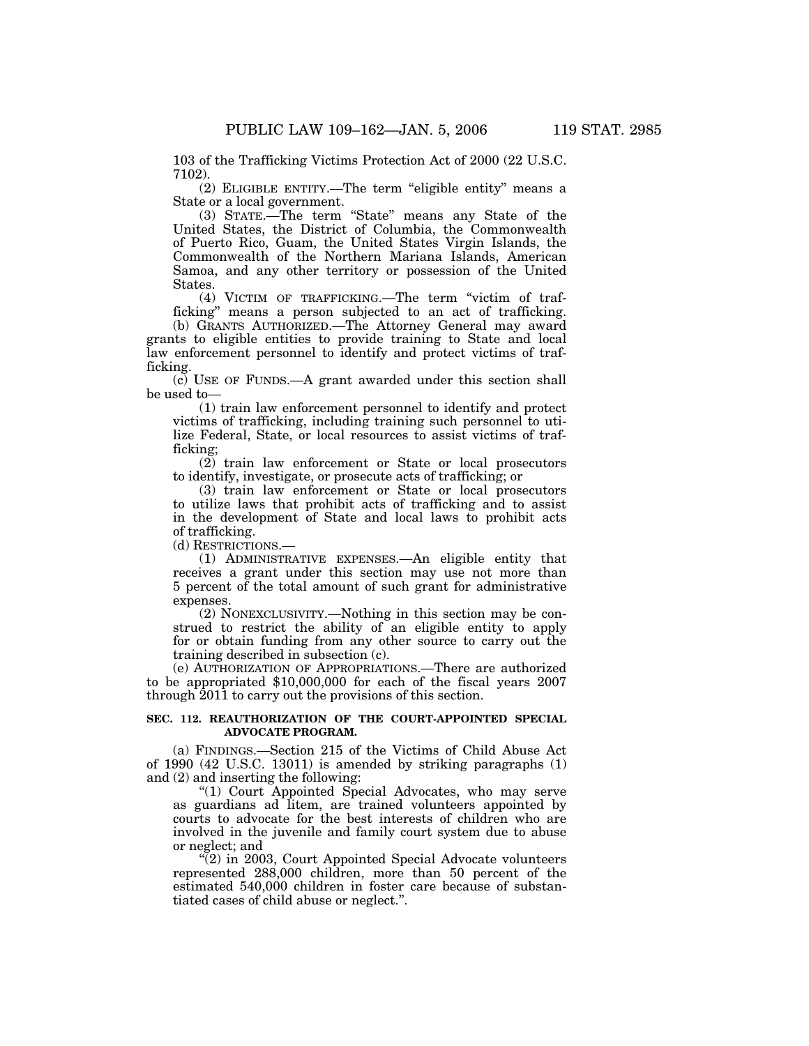103 of the Trafficking Victims Protection Act of 2000 (22 U.S.C. 7102).

(2) ELIGIBLE ENTITY.—The term "eligible entity" means a State or a local government.

(3) STATE.—The term "State" means any State of the United States, the District of Columbia, the Commonwealth of Puerto Rico, Guam, the United States Virgin Islands, the Commonwealth of the Northern Mariana Islands, American Samoa, and any other territory or possession of the United States.

(4) VICTIM OF TRAFFICKING.—The term "victim of trafficking" means a person subjected to an act of trafficking.

(b) GRANTS AUTHORIZED.—The Attorney General may award grants to eligible entities to provide training to State and local law enforcement personnel to identify and protect victims of trafficking.

(c) USE OF FUNDS.—A grant awarded under this section shall be used to—

(1) train law enforcement personnel to identify and protect victims of trafficking, including training such personnel to utilize Federal, State, or local resources to assist victims of trafficking;

(2) train law enforcement or State or local prosecutors to identify, investigate, or prosecute acts of trafficking; or

(3) train law enforcement or State or local prosecutors to utilize laws that prohibit acts of trafficking and to assist in the development of State and local laws to prohibit acts of trafficking.

(d) RESTRICTIONS.—

(1) ADMINISTRATIVE EXPENSES.—An eligible entity that receives a grant under this section may use not more than 5 percent of the total amount of such grant for administrative expenses.

(2) NONEXCLUSIVITY.—Nothing in this section may be construed to restrict the ability of an eligible entity to apply for or obtain funding from any other source to carry out the training described in subsection (c).

(e) AUTHORIZATION OF APPROPRIATIONS.—There are authorized to be appropriated $10,000,000 for each of the fiscal years 2007 through 2011 to carry out the provisions of this section.

**SEC. 112. REAUTHORIZATION OF THE COURT-APPOINTED SPECIAL ADVOCATE PROGRAM.**

(a) FINDINGS.—Section 215 of the Victims of Child Abuse Act of 1990 (42 U.S.C. 13011) is amended by striking paragraphs (1) and (2) and inserting the following:

"(1) Court Appointed Special Advocates, who may serve as guardians ad litem, are trained volunteers appointed by courts to advocate for the best interests of children who are involved in the juvenile and family court system due to abuse or neglect; and

"(2) in 2003, Court Appointed Special Advocate volunteers represented 288,000 children, more than 50 percent of the estimated 540,000 children in foster care because of substantiated cases of child abuse or neglect.".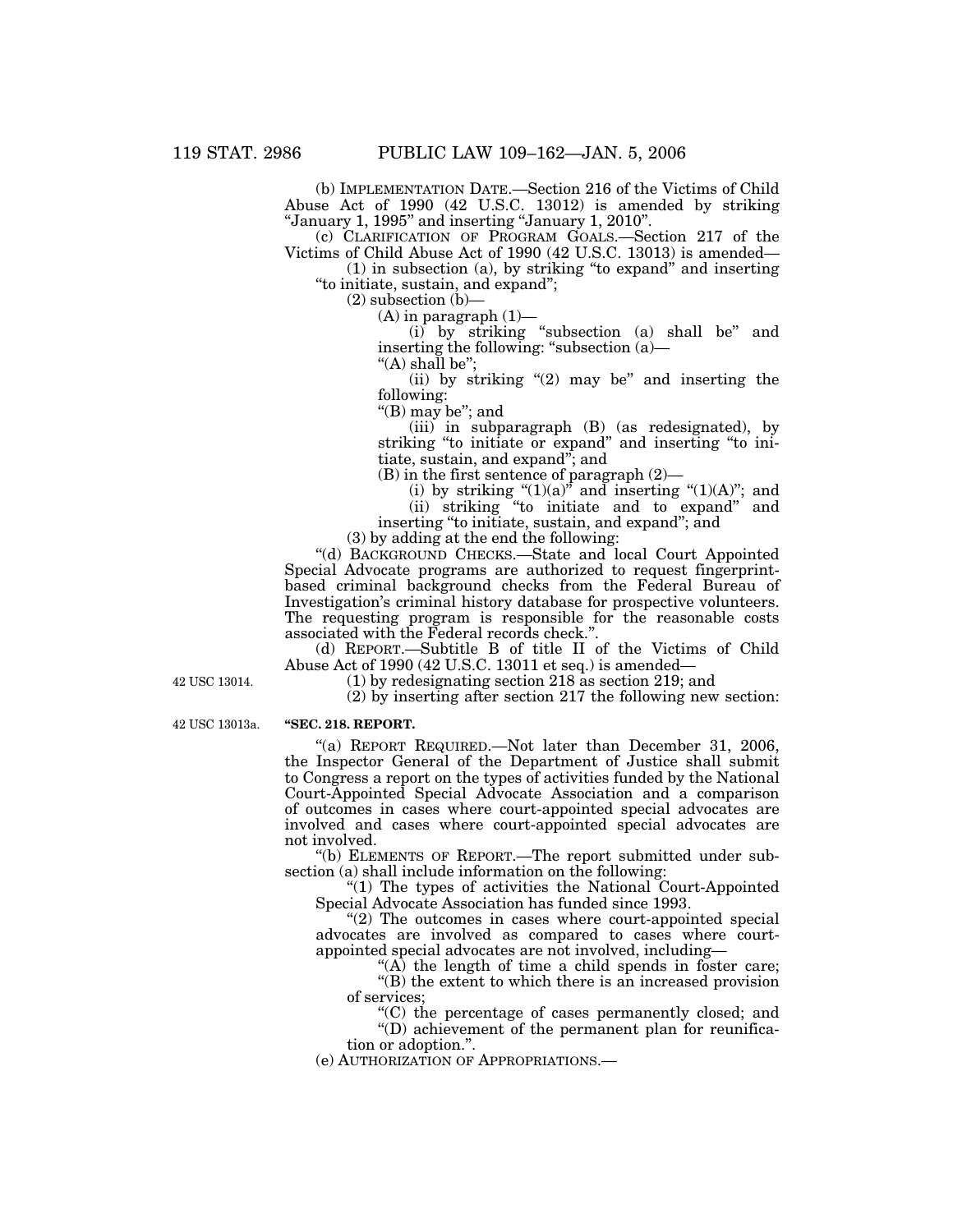(b) IMPLEMENTATION DATE.—Section 216 of the Victims of Child Abuse Act of 1990 (42 U.S.C. 13012) is amended by striking "January 1, 1995" and inserting "January 1, 2010".

(c) CLARIFICATION OF PROGRAM GOALS.—Section 217 of the Victims of Child Abuse Act of 1990 (42 U.S.C. 13013) is amended—

(1) in subsection (a), by striking "to expand" and inserting "to initiate, sustain, and expand";

(2) subsection (b)—

(A) in paragraph (1)—

(i) by striking "subsection (a) shall be" and inserting the following: "subsection (a)—

"(A) shall be";

(ii) by striking "(2) may be" and inserting the following:

"(B) may be"; and

(iii) in subparagraph (B) (as redesignated), by striking "to initiate or expand" and inserting "to initiate, sustain, and expand"; and

(B) in the first sentence of paragraph (2)—

(i) by striking "(1)(a)" and inserting "(1)(A)"; and

(ii) striking "to initiate and to expand" and inserting "to initiate, sustain, and expand"; and

(3) by adding at the end the following:

"(d) BACKGROUND CHECKS.—State and local Court Appointed Special Advocate programs are authorized to request fingerprint-based criminal background checks from the Federal Bureau of Investigation's criminal history database for prospective volunteers. The requesting program is responsible for the reasonable costs associated with the Federal records check.".

(d) REPORT.—Subtitle B of title II of the Victims of Child Abuse Act of 1990 (42 U.S.C. 13011 et seq.) is amended—

42 USC 13014.

(1) by redesignating section 218 as section 219; and

(2) by inserting after section 217 the following new section:

42 USC 13013a.

**"SEC. 218. REPORT.**

"(a) REPORT REQUIRED.—Not later than December 31, 2006, the Inspector General of the Department of Justice shall submit to Congress a report on the types of activities funded by the National Court-Appointed Special Advocate Association and a comparison of outcomes in cases where court-appointed special advocates are involved and cases where court-appointed special advocates are not involved.

"(b) ELEMENTS OF REPORT.—The report submitted under subsection (a) shall include information on the following:

"(1) The types of activities the National Court-Appointed Special Advocate Association has funded since 1993.

"(2) The outcomes in cases where court-appointed special advocates are involved as compared to cases where court-appointed special advocates are not involved, including—

"(A) the length of time a child spends in foster care;

"(B) the extent to which there is an increased provision of services;

"(C) the percentage of cases permanently closed; and

"(D) achievement of the permanent plan for reunification or adoption.".

(e) AUTHORIZATION OF APPROPRIATIONS.—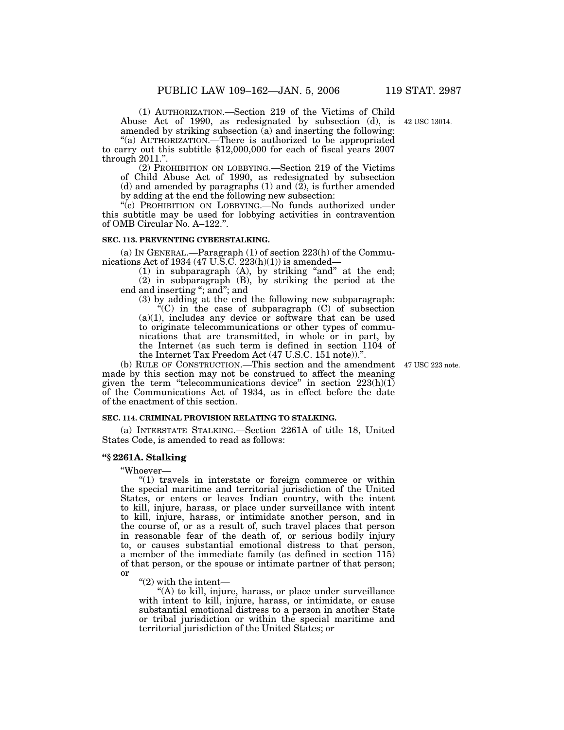(1) AUTHORIZATION.—Section 219 of the Victims of Child Abuse Act of 1990, as redesignated by subsection (d), is amended by striking subsection (a) and inserting the following:

"(a) AUTHORIZATION.—There is authorized to be appropriated to carry out this subtitle $12,000,000 for each of fiscal years 2007 through 2011.".

42 USC 13014.

(2) PROHIBITION ON LOBBYING.—Section 219 of the Victims of Child Abuse Act of 1990, as redesignated by subsection (d) and amended by paragraphs (1) and (2), is further amended by adding at the end the following new subsection:

"(c) PROHIBITION ON LOBBYING.—No funds authorized under this subtitle may be used for lobbying activities in contravention of OMB Circular No. A–122.".

**SEC. 113. PREVENTING CYBERSTALKING.**

(a) IN GENERAL.—Paragraph (1) of section 223(h) of the Communications Act of 1934 (47 U.S.C. 223(h)(1)) is amended—

(1) in subparagraph (A), by striking "and" at the end;

(2) in subparagraph (B), by striking the period at the end and inserting "; and"; and

(3) by adding at the end the following new subparagraph:

"(C) in the case of subparagraph (C) of subsection (a)(1), includes any device or software that can be used to originate telecommunications or other types of communications that are transmitted, in whole or in part, by the Internet (as such term is defined in section 1104 of the Internet Tax Freedom Act (47 U.S.C. 151 note)).".

(b) RULE OF CONSTRUCTION.—This section and the amendment made by this section may not be construed to affect the meaning given the term "telecommunications device" in section 223(h)(1) of the Communications Act of 1934, as in effect before the date of the enactment of this section.

47 USC 223 note.

**SEC. 114. CRIMINAL PROVISION RELATING TO STALKING.**

(a) INTERSTATE STALKING.—Section 2261A of title 18, United States Code, is amended to read as follows:

**"§ 2261A. Stalking**

"Whoever—

"(1) travels in interstate or foreign commerce or within the special maritime and territorial jurisdiction of the United States, or enters or leaves Indian country, with the intent to kill, injure, harass, or place under surveillance with intent to kill, injure, harass, or intimidate another person, and in the course of, or as a result of, such travel places that person in reasonable fear of the death of, or serious bodily injury to, or causes substantial emotional distress to that person, a member of the immediate family (as defined in section 115) of that person, or the spouse or intimate partner of that person; or

"(2) with the intent—

"(A) to kill, injure, harass, or place under surveillance with intent to kill, injure, harass, or intimidate, or cause substantial emotional distress to a person in another State or tribal jurisdiction or within the special maritime and territorial jurisdiction of the United States; or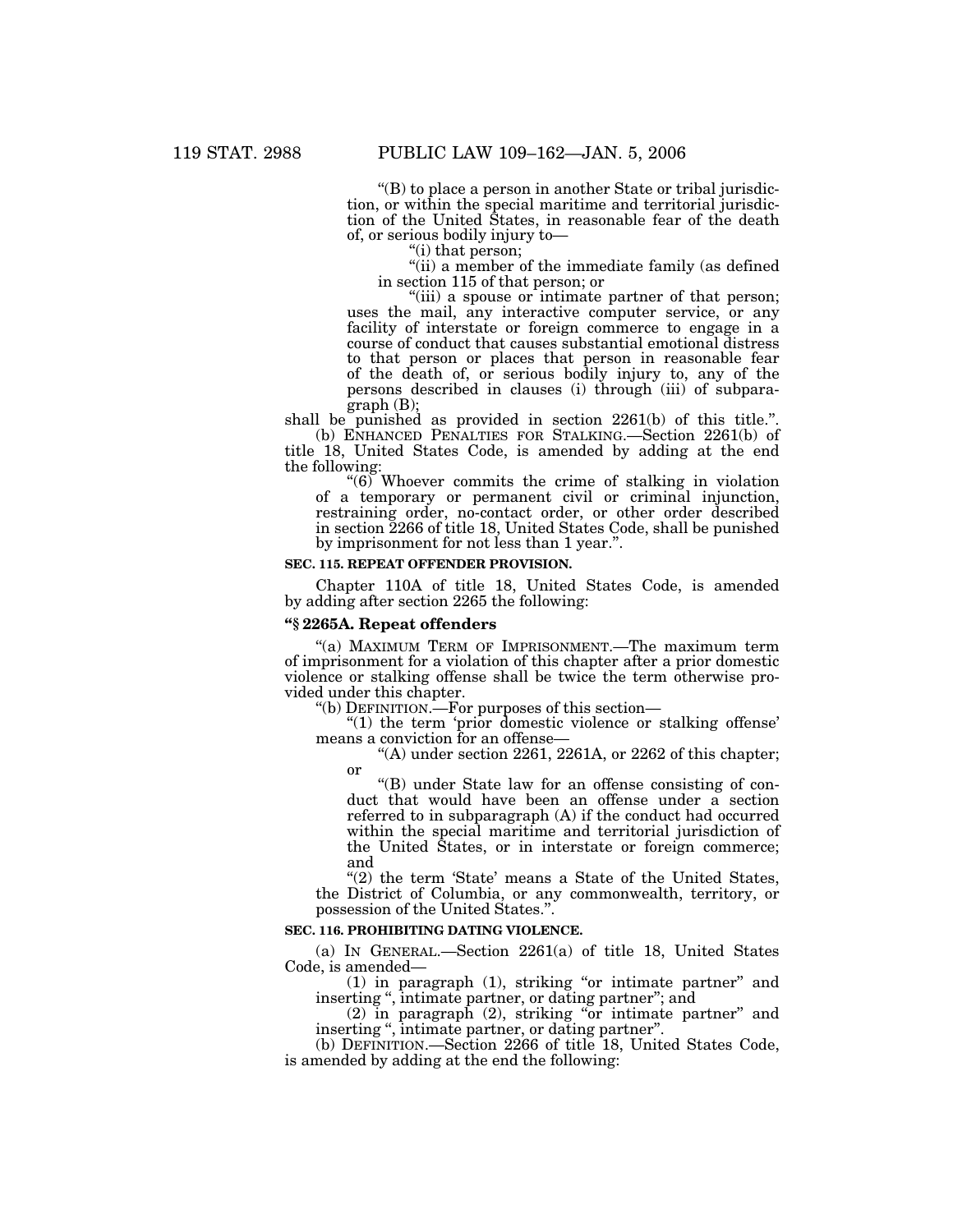"(B) to place a person in another State or tribal jurisdiction, or within the special maritime and territorial jurisdiction of the United States, in reasonable fear of the death of, or serious bodily injury to—

"(i) that person;

"(ii) a member of the immediate family (as defined in section 115 of that person; or

"(iii) a spouse or intimate partner of that person;

uses the mail, any interactive computer service, or any facility of interstate or foreign commerce to engage in a course of conduct that causes substantial emotional distress to that person or places that person in reasonable fear of the death of, or serious bodily injury to, any of the persons described in clauses (i) through (iii) of subparagraph (B);

shall be punished as provided in section 2261(b) of this title.".

(b) ENHANCED PENALTIES FOR STALKING.—Section 2261(b) of title 18, United States Code, is amended by adding at the end the following:

"(6) Whoever commits the crime of stalking in violation of a temporary or permanent civil or criminal injunction, restraining order, no-contact order, or other order described in section 2266 of title 18, United States Code, shall be punished by imprisonment for not less than 1 year.".

**SEC. 115. REPEAT OFFENDER PROVISION.**

Chapter 110A of title 18, United States Code, is amended by adding after section 2265 the following:

**"§ 2265A. Repeat offenders**

"(a) MAXIMUM TERM OF IMPRISONMENT.—The maximum term of imprisonment for a violation of this chapter after a prior domestic violence or stalking offense shall be twice the term otherwise provided under this chapter.

"(b) DEFINITION.—For purposes of this section—

"(1) the term 'prior domestic violence or stalking offense' means a conviction for an offense—

"(A) under section 2261, 2261A, or 2262 of this chapter; or

"(B) under State law for an offense consisting of conduct that would have been an offense under a section referred to in subparagraph (A) if the conduct had occurred within the special maritime and territorial jurisdiction of the United States, or in interstate or foreign commerce; and

"(2) the term 'State' means a State of the United States, the District of Columbia, or any commonwealth, territory, or possession of the United States.".

**SEC. 116. PROHIBITING DATING VIOLENCE.**

(a) IN GENERAL.—Section 2261(a) of title 18, United States Code, is amended—

(1) in paragraph (1), striking "or intimate partner" and inserting ", intimate partner, or dating partner"; and

(2) in paragraph (2), striking "or intimate partner" and inserting ", intimate partner, or dating partner".

(b) DEFINITION.—Section 2266 of title 18, United States Code, is amended by adding at the end the following: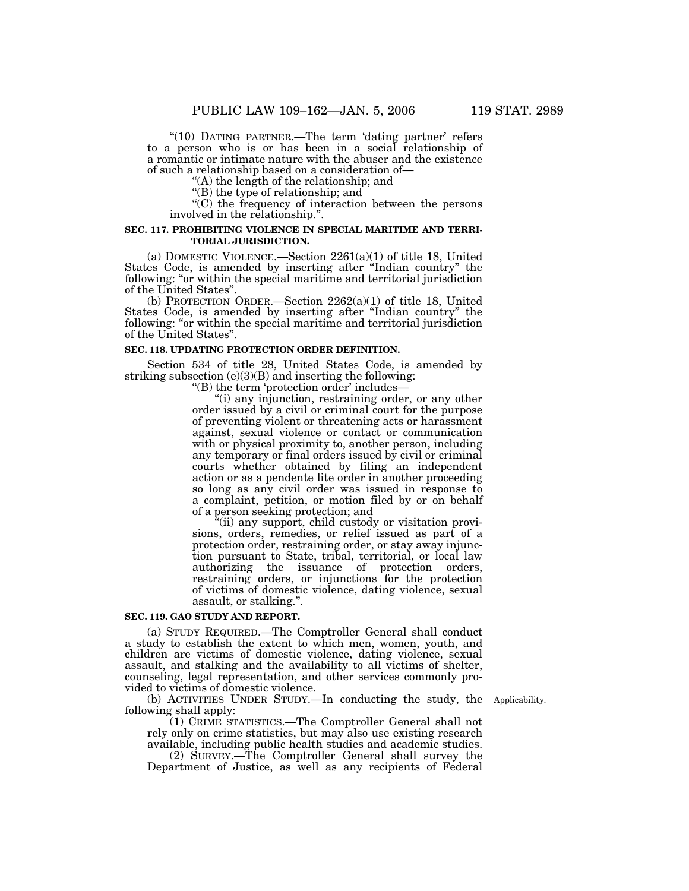"(10) DATING PARTNER.—The term 'dating partner' refers to a person who is or has been in a social relationship of a romantic or intimate nature with the abuser and the existence of such a relationship based on a consideration of—

"(A) the length of the relationship; and

"(B) the type of relationship; and

"(C) the frequency of interaction between the persons involved in the relationship.".

**SEC. 117. PROHIBITING VIOLENCE IN SPECIAL MARITIME AND TERRITORIAL JURISDICTION.**

(a) DOMESTIC VIOLENCE.—Section 2261(a)(1) of title 18, United States Code, is amended by inserting after "Indian country" the following: "or within the special maritime and territorial jurisdiction of the United States".

(b) PROTECTION ORDER.—Section 2262(a)(1) of title 18, United States Code, is amended by inserting after "Indian country" the following: "or within the special maritime and territorial jurisdiction of the United States".

**SEC. 118. UPDATING PROTECTION ORDER DEFINITION.**

Section 534 of title 28, United States Code, is amended by striking subsection (e)(3)(B) and inserting the following:

"(B) the term 'protection order' includes—

"(i) any injunction, restraining order, or any other order issued by a civil or criminal court for the purpose of preventing violent or threatening acts or harassment against, sexual violence or contact or communication with or physical proximity to, another person, including any temporary or final orders issued by civil or criminal courts whether obtained by filing an independent action or as a pendente lite order in another proceeding so long as any civil order was issued in response to a complaint, petition, or motion filed by or on behalf of a person seeking protection; and

"(ii) any support, child custody or visitation provisions, orders, remedies, or relief issued as part of a protection order, restraining order, or stay away injunction pursuant to State, tribal, territorial, or local law authorizing the issuance of protection orders, restraining orders, or injunctions for the protection of victims of domestic violence, dating violence, sexual assault, or stalking.".

**SEC. 119. GAO STUDY AND REPORT.**

(a) STUDY REQUIRED.—The Comptroller General shall conduct a study to establish the extent to which men, women, youth, and children are victims of domestic violence, dating violence, sexual assault, and stalking and the availability to all victims of shelter, counseling, legal representation, and other services commonly provided to victims of domestic violence.

(b) ACTIVITIES UNDER STUDY.—In conducting the study, the following shall apply:

Applicability.

(1) CRIME STATISTICS.—The Comptroller General shall not rely only on crime statistics, but may also use existing research available, including public health studies and academic studies.

(2) SURVEY.—The Comptroller General shall survey the Department of Justice, as well as any recipients of Federal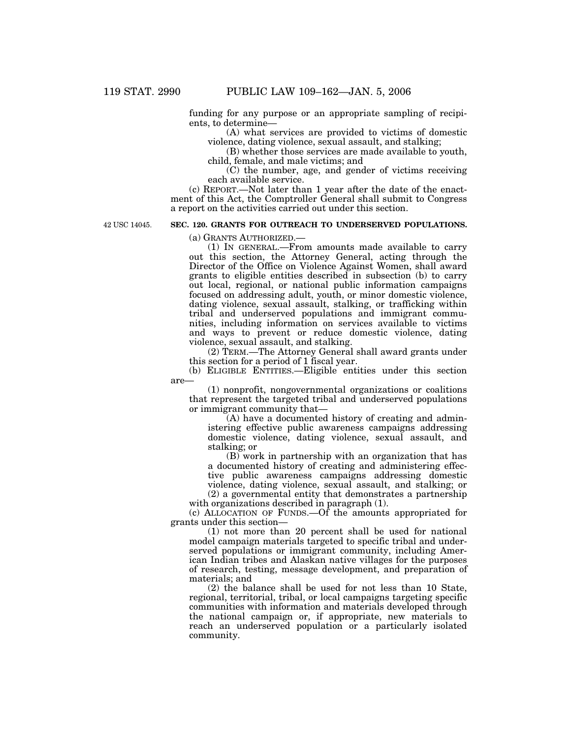funding for any purpose or an appropriate sampling of recipients, to determine—

(A) what services are provided to victims of domestic violence, dating violence, sexual assault, and stalking;

(B) whether those services are made available to youth, child, female, and male victims; and

(C) the number, age, and gender of victims receiving each available service.

(c) REPORT.—Not later than 1 year after the date of the enactment of this Act, the Comptroller General shall submit to Congress a report on the activities carried out under this section.

42 USC 14045.

**SEC. 120. GRANTS FOR OUTREACH TO UNDERSERVED POPULATIONS.**

(a) GRANTS AUTHORIZED.—

(1) IN GENERAL.—From amounts made available to carry out this section, the Attorney General, acting through the Director of the Office on Violence Against Women, shall award grants to eligible entities described in subsection (b) to carry out local, regional, or national public information campaigns focused on addressing adult, youth, or minor domestic violence, dating violence, sexual assault, stalking, or trafficking within tribal and underserved populations and immigrant communities, including information on services available to victims and ways to prevent or reduce domestic violence, dating violence, sexual assault, and stalking.

(2) TERM.—The Attorney General shall award grants under this section for a period of 1 fiscal year.

(b) ELIGIBLE ENTITIES.—Eligible entities under this section are—

(1) nonprofit, nongovernmental organizations or coalitions that represent the targeted tribal and underserved populations or immigrant community that—

(A) have a documented history of creating and administering effective public awareness campaigns addressing domestic violence, dating violence, sexual assault, and stalking; or

(B) work in partnership with an organization that has a documented history of creating and administering effective public awareness campaigns addressing domestic violence, dating violence, sexual assault, and stalking; or

(2) a governmental entity that demonstrates a partnership with organizations described in paragraph (1).

(c) ALLOCATION OF FUNDS.—Of the amounts appropriated for grants under this section—

(1) not more than 20 percent shall be used for national model campaign materials targeted to specific tribal and underserved populations or immigrant community, including American Indian tribes and Alaskan native villages for the purposes of research, testing, message development, and preparation of materials; and

(2) the balance shall be used for not less than 10 State, regional, territorial, tribal, or local campaigns targeting specific communities with information and materials developed through the national campaign or, if appropriate, new materials to reach an underserved population or a particularly isolated community.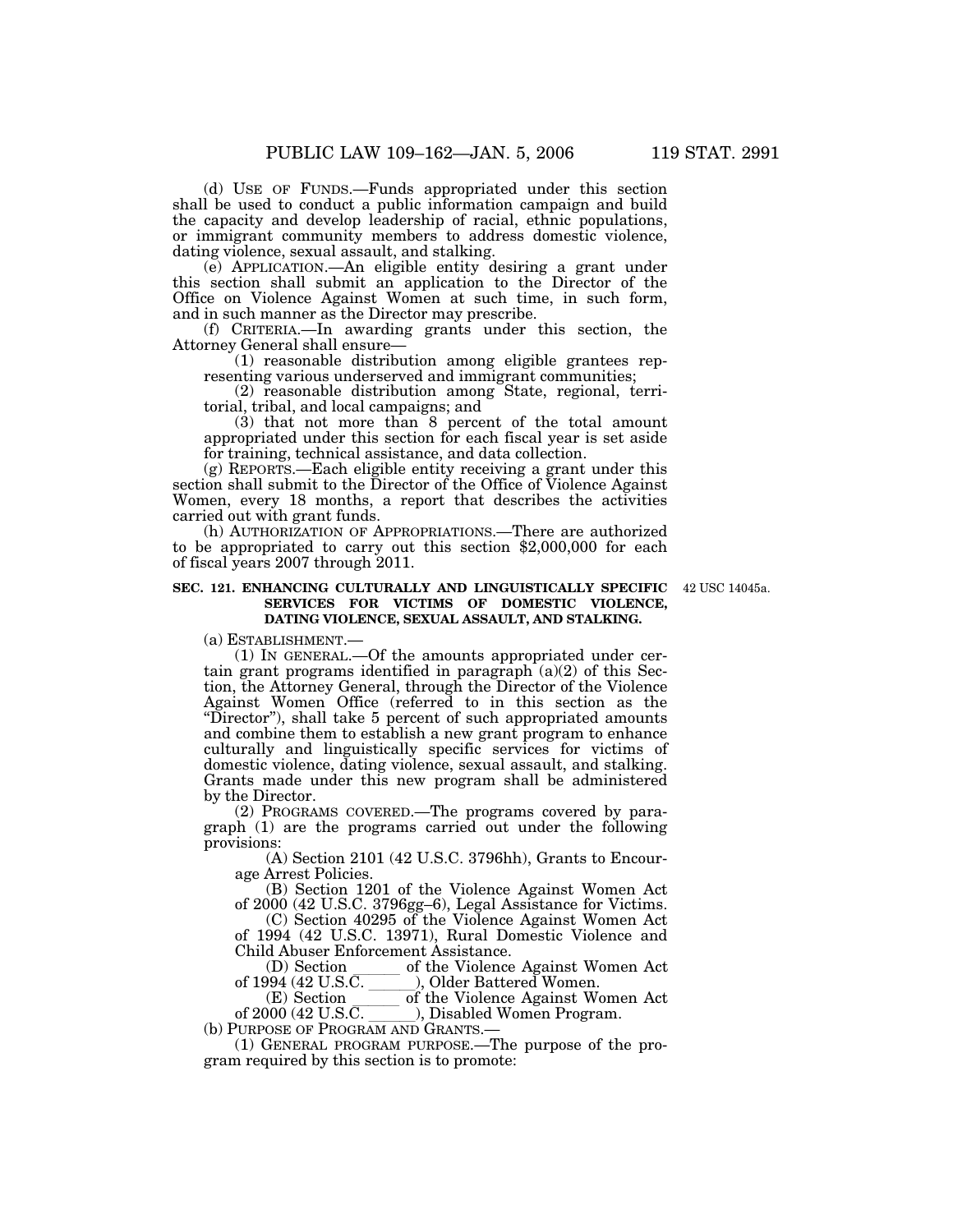(d) USE OF FUNDS.—Funds appropriated under this section shall be used to conduct a public information campaign and build the capacity and develop leadership of racial, ethnic populations, or immigrant community members to address domestic violence, dating violence, sexual assault, and stalking.

(e) APPLICATION.—An eligible entity desiring a grant under this section shall submit an application to the Director of the Office on Violence Against Women at such time, in such form, and in such manner as the Director may prescribe.

(f) CRITERIA.—In awarding grants under this section, the Attorney General shall ensure—

(1) reasonable distribution among eligible grantees representing various underserved and immigrant communities;

(2) reasonable distribution among State, regional, territorial, tribal, and local campaigns; and

(3) that not more than 8 percent of the total amount appropriated under this section for each fiscal year is set aside for training, technical assistance, and data collection.

(g) REPORTS.—Each eligible entity receiving a grant under this section shall submit to the Director of the Office of Violence Against Women, every 18 months, a report that describes the activities carried out with grant funds.

(h) AUTHORIZATION OF APPROPRIATIONS.—There are authorized to be appropriated to carry out this section $2,000,000 for each of fiscal years 2007 through 2011.

**SEC. 121. ENHANCING CULTURALLY AND LINGUISTICALLY SPECIFIC SERVICES FOR VICTIMS OF DOMESTIC VIOLENCE, DATING VIOLENCE, SEXUAL ASSAULT, AND STALKING.**

42 USC 14045a.

(a) ESTABLISHMENT.—

(1) IN GENERAL.—Of the amounts appropriated under certain grant programs identified in paragraph (a)(2) of this Section, the Attorney General, through the Director of the Violence Against Women Office (referred to in this section as the "Director"), shall take 5 percent of such appropriated amounts and combine them to establish a new grant program to enhance culturally and linguistically specific services for victims of domestic violence, dating violence, sexual assault, and stalking. Grants made under this new program shall be administered by the Director.

(2) PROGRAMS COVERED.—The programs covered by paragraph (1) are the programs carried out under the following provisions:

(A) Section 2101 (42 U.S.C. 3796hh), Grants to Encourage Arrest Policies.

(B) Section 1201 of the Violence Against Women Act of 2000 (42 U.S.C. 3796gg–6), Legal Assistance for Victims.

(C) Section 40295 of the Violence Against Women Act of 1994 (42 U.S.C. 13971), Rural Domestic Violence and Child Abuser Enforcement Assistance.

(D) Section ______ of the Violence Against Women Act of 1994 (42 U.S.C. ______), Older Battered Women.

(E) Section ______ of the Violence Against Women Act of 2000 (42 U.S.C. ______), Disabled Women Program.

(b) PURPOSE OF PROGRAM AND GRANTS.—

(1) GENERAL PROGRAM PURPOSE.—The purpose of the program required by this section is to promote: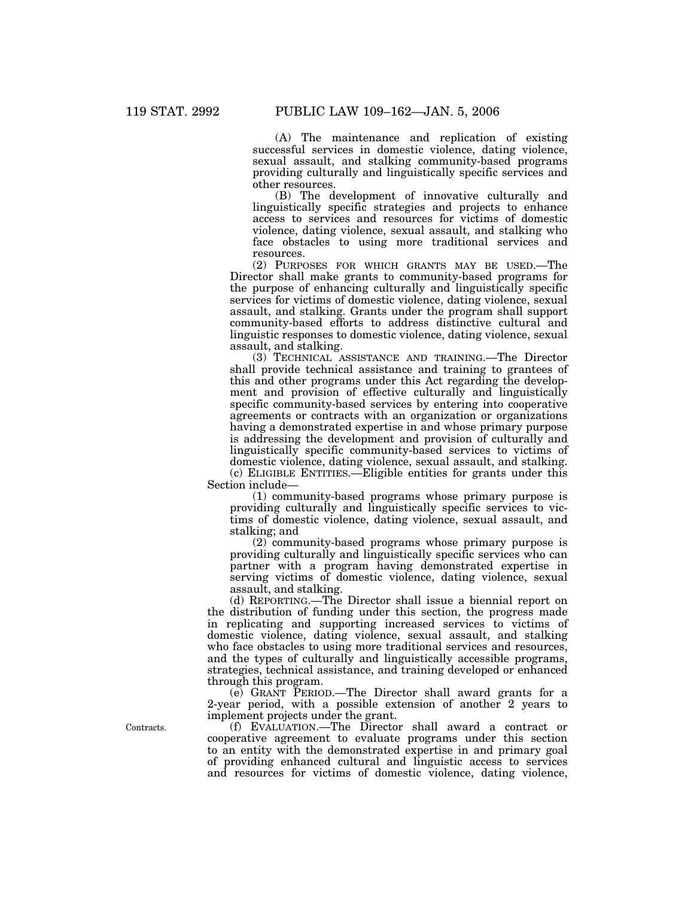(A) The maintenance and replication of existing successful services in domestic violence, dating violence, sexual assault, and stalking community-based programs providing culturally and linguistically specific services and other resources.

(B) The development of innovative culturally and linguistically specific strategies and projects to enhance access to services and resources for victims of domestic violence, dating violence, sexual assault, and stalking who face obstacles to using more traditional services and resources.

(2) PURPOSES FOR WHICH GRANTS MAY BE USED.—The Director shall make grants to community-based programs for the purpose of enhancing culturally and linguistically specific services for victims of domestic violence, dating violence, sexual assault, and stalking. Grants under the program shall support community-based efforts to address distinctive cultural and linguistic responses to domestic violence, dating violence, sexual assault, and stalking.

(3) TECHNICAL ASSISTANCE AND TRAINING.—The Director shall provide technical assistance and training to grantees of this and other programs under this Act regarding the development and provision of effective culturally and linguistically specific community-based services by entering into cooperative agreements or contracts with an organization or organizations having a demonstrated expertise in and whose primary purpose is addressing the development and provision of culturally and linguistically specific community-based services to victims of domestic violence, dating violence, sexual assault, and stalking.

(c) ELIGIBLE ENTITIES.—Eligible entities for grants under this Section include—

(1) community-based programs whose primary purpose is providing culturally and linguistically specific services to victims of domestic violence, dating violence, sexual assault, and stalking; and

(2) community-based programs whose primary purpose is providing culturally and linguistically specific services who can partner with a program having demonstrated expertise in serving victims of domestic violence, dating violence, sexual assault, and stalking.

(d) REPORTING.—The Director shall issue a biennial report on the distribution of funding under this section, the progress made in replicating and supporting increased services to victims of domestic violence, dating violence, sexual assault, and stalking who face obstacles to using more traditional services and resources, and the types of culturally and linguistically accessible programs, strategies, technical assistance, and training developed or enhanced through this program.

(e) GRANT PERIOD.—The Director shall award grants for a 2-year period, with a possible extension of another 2 years to implement projects under the grant.

Contracts.

(f) EVALUATION.—The Director shall award a contract or cooperative agreement to evaluate programs under this section to an entity with the demonstrated expertise in and primary goal of providing enhanced cultural and linguistic access to services and resources for victims of domestic violence, dating violence,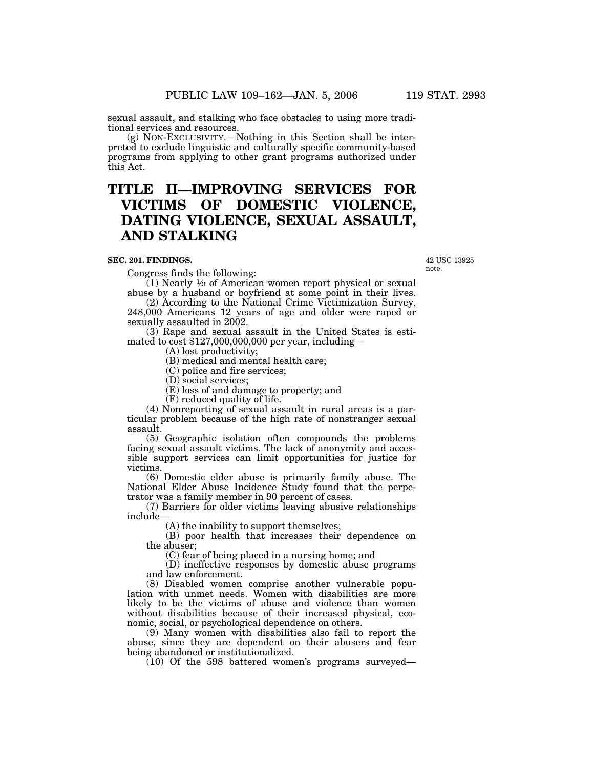sexual assault, and stalking who face obstacles to using more traditional services and resources.

(g) NON-EXCLUSIVITY.—Nothing in this Section shall be interpreted to exclude linguistic and culturally specific community-based programs from applying to other grant programs authorized under this Act.

# TITLE II—IMPROVING SERVICES FOR VICTIMS OF DOMESTIC VIOLENCE, DATING VIOLENCE, SEXUAL ASSAULT, AND STALKING

**SEC. 201. FINDINGS.**

42 USC 13925 note.

Congress finds the following:

(1) Nearly ⅓ of American women report physical or sexual abuse by a husband or boyfriend at some point in their lives.

(2) According to the National Crime Victimization Survey, 248,000 Americans 12 years of age and older were raped or sexually assaulted in 2002.

(3) Rape and sexual assault in the United States is estimated to cost $127,000,000,000 per year, including—

(A) lost productivity;

(B) medical and mental health care;

(C) police and fire services;

(D) social services;

(E) loss of and damage to property; and

(F) reduced quality of life.

(4) Nonreporting of sexual assault in rural areas is a particular problem because of the high rate of nonstranger sexual assault.

(5) Geographic isolation often compounds the problems facing sexual assault victims. The lack of anonymity and accessible support services can limit opportunities for justice for victims.

(6) Domestic elder abuse is primarily family abuse. The National Elder Abuse Incidence Study found that the perpetrator was a family member in 90 percent of cases.

(7) Barriers for older victims leaving abusive relationships include—

(A) the inability to support themselves;

(B) poor health that increases their dependence on the abuser;

(C) fear of being placed in a nursing home; and

(D) ineffective responses by domestic abuse programs and law enforcement.

(8) Disabled women comprise another vulnerable population with unmet needs. Women with disabilities are more likely to be the victims of abuse and violence than women without disabilities because of their increased physical, economic, social, or psychological dependence on others.

(9) Many women with disabilities also fail to report the abuse, since they are dependent on their abusers and fear being abandoned or institutionalized.

(10) Of the 598 battered women's programs surveyed—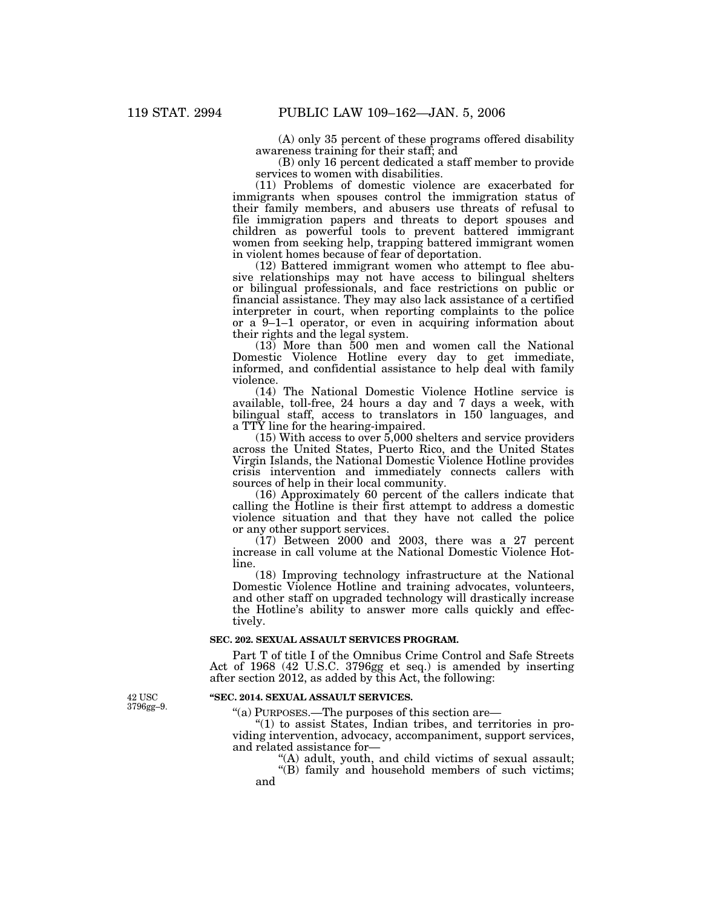(A) only 35 percent of these programs offered disability awareness training for their staff; and

(B) only 16 percent dedicated a staff member to provide services to women with disabilities.

(11) Problems of domestic violence are exacerbated for immigrants when spouses control the immigration status of their family members, and abusers use threats of refusal to file immigration papers and threats to deport spouses and children as powerful tools to prevent battered immigrant women from seeking help, trapping battered immigrant women in violent homes because of fear of deportation.

(12) Battered immigrant women who attempt to flee abusive relationships may not have access to bilingual shelters or bilingual professionals, and face restrictions on public or financial assistance. They may also lack assistance of a certified interpreter in court, when reporting complaints to the police or a 9–1–1 operator, or even in acquiring information about their rights and the legal system.

(13) More than 500 men and women call the National Domestic Violence Hotline every day to get immediate, informed, and confidential assistance to help deal with family violence.

(14) The National Domestic Violence Hotline service is available, toll-free, 24 hours a day and 7 days a week, with bilingual staff, access to translators in 150 languages, and a TTY line for the hearing-impaired.

(15) With access to over 5,000 shelters and service providers across the United States, Puerto Rico, and the United States Virgin Islands, the National Domestic Violence Hotline provides crisis intervention and immediately connects callers with sources of help in their local community.

(16) Approximately 60 percent of the callers indicate that calling the Hotline is their first attempt to address a domestic violence situation and that they have not called the police or any other support services.

(17) Between 2000 and 2003, there was a 27 percent increase in call volume at the National Domestic Violence Hotline.

(18) Improving technology infrastructure at the National Domestic Violence Hotline and training advocates, volunteers, and other staff on upgraded technology will drastically increase the Hotline's ability to answer more calls quickly and effectively.

**SEC. 202. SEXUAL ASSAULT SERVICES PROGRAM.**

Part T of title I of the Omnibus Crime Control and Safe Streets Act of 1968 (42 U.S.C. 3796gg et seq.) is amended by inserting after section 2012, as added by this Act, the following:

42 USC 3796gg–9.

**"SEC. 2014. SEXUAL ASSAULT SERVICES.**

"(a) PURPOSES.—The purposes of this section are—

"(1) to assist States, Indian tribes, and territories in providing intervention, advocacy, accompaniment, support services, and related assistance for—

"(A) adult, youth, and child victims of sexual assault;

"(B) family and household members of such victims; and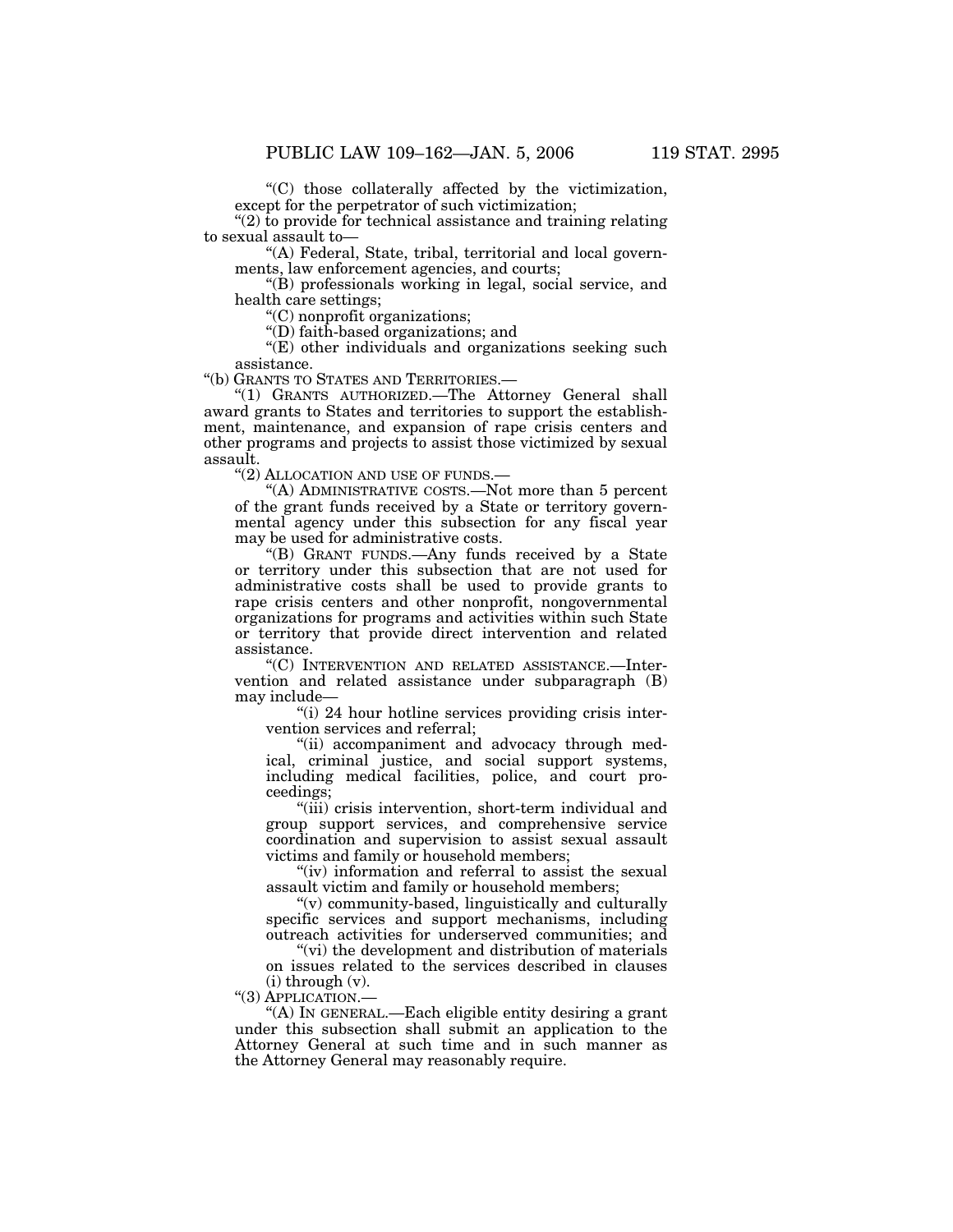"(C) those collaterally affected by the victimization, except for the perpetrator of such victimization;

"(2) to provide for technical assistance and training relating to sexual assault to—

"(A) Federal, State, tribal, territorial and local governments, law enforcement agencies, and courts;

"(B) professionals working in legal, social service, and health care settings;

"(C) nonprofit organizations;

"(D) faith-based organizations; and

"(E) other individuals and organizations seeking such assistance.

"(b) GRANTS TO STATES AND TERRITORIES.—

"(1) GRANTS AUTHORIZED.—The Attorney General shall award grants to States and territories to support the establishment, maintenance, and expansion of rape crisis centers and other programs and projects to assist those victimized by sexual assault.

"(2) ALLOCATION AND USE OF FUNDS.—

"(A) ADMINISTRATIVE COSTS.—Not more than 5 percent of the grant funds received by a State or territory governmental agency under this subsection for any fiscal year may be used for administrative costs.

"(B) GRANT FUNDS.—Any funds received by a State or territory under this subsection that are not used for administrative costs shall be used to provide grants to rape crisis centers and other nonprofit, nongovernmental organizations for programs and activities within such State or territory that provide direct intervention and related assistance.

"(C) INTERVENTION AND RELATED ASSISTANCE.—Intervention and related assistance under subparagraph (B) may include—

"(i) 24 hour hotline services providing crisis intervention services and referral;

"(ii) accompaniment and advocacy through medical, criminal justice, and social support systems, including medical facilities, police, and court proceedings;

"(iii) crisis intervention, short-term individual and group support services, and comprehensive service coordination and supervision to assist sexual assault victims and family or household members;

"(iv) information and referral to assist the sexual assault victim and family or household members;

"(v) community-based, linguistically and culturally specific services and support mechanisms, including outreach activities for underserved communities; and

"(vi) the development and distribution of materials on issues related to the services described in clauses (i) through (v).

"(3) APPLICATION.—

"(A) IN GENERAL.—Each eligible entity desiring a grant under this subsection shall submit an application to the Attorney General at such time and in such manner as the Attorney General may reasonably require.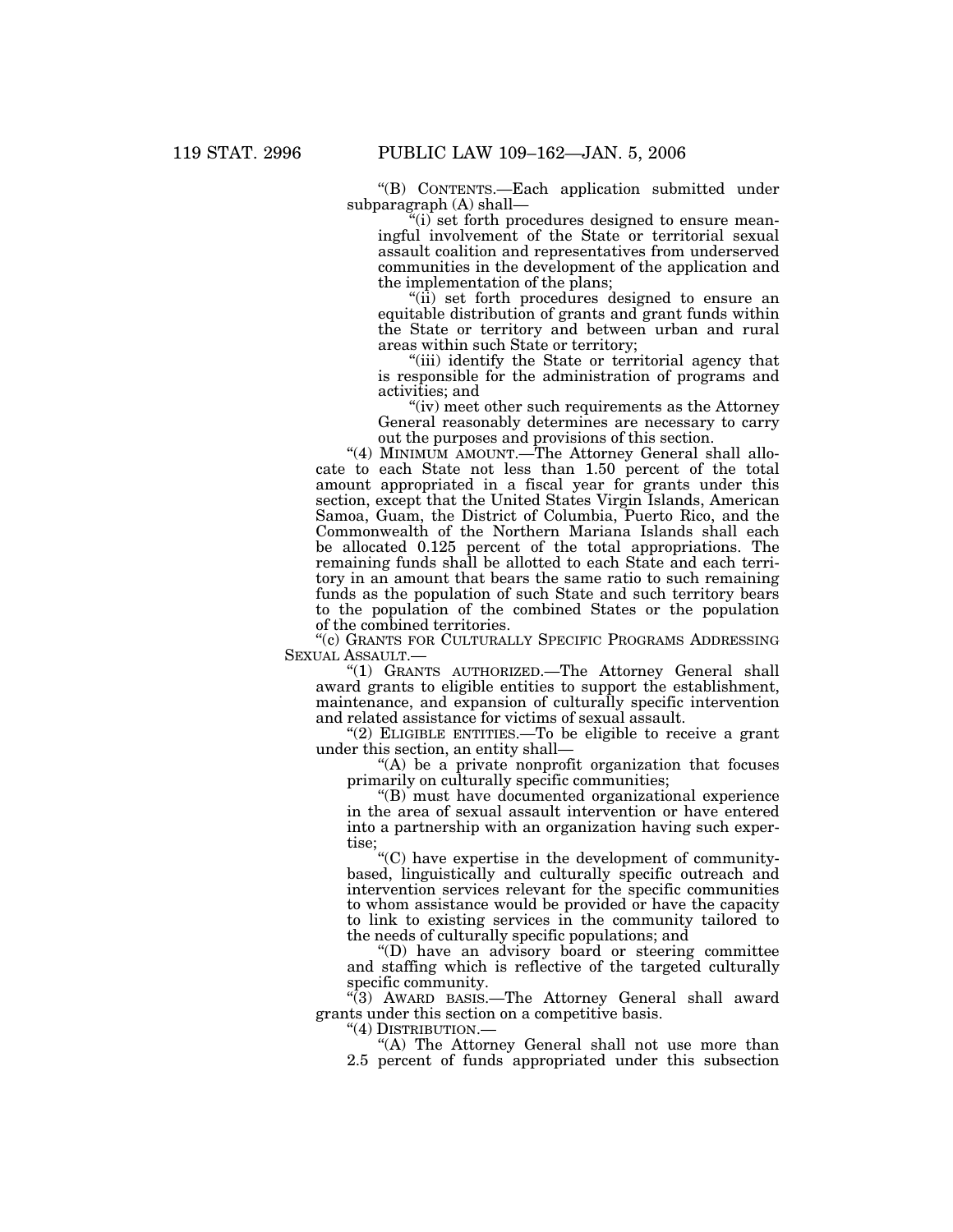"(B) CONTENTS.—Each application submitted under subparagraph (A) shall—

"(i) set forth procedures designed to ensure meaningful involvement of the State or territorial sexual assault coalition and representatives from underserved communities in the development of the application and the implementation of the plans;

"(ii) set forth procedures designed to ensure an equitable distribution of grants and grant funds within the State or territory and between urban and rural areas within such State or territory;

"(iii) identify the State or territorial agency that is responsible for the administration of programs and activities; and

"(iv) meet other such requirements as the Attorney General reasonably determines are necessary to carry out the purposes and provisions of this section.

"(4) MINIMUM AMOUNT.—The Attorney General shall allocate to each State not less than 1.50 percent of the total amount appropriated in a fiscal year for grants under this section, except that the United States Virgin Islands, American Samoa, Guam, the District of Columbia, Puerto Rico, and the Commonwealth of the Northern Mariana Islands shall each be allocated 0.125 percent of the total appropriations. The remaining funds shall be allotted to each State and each territory in an amount that bears the same ratio to such remaining funds as the population of such State and such territory bears to the population of the combined States or the population of the combined territories.

"(c) GRANTS FOR CULTURALLY SPECIFIC PROGRAMS ADDRESSING SEXUAL ASSAULT.—

"(1) GRANTS AUTHORIZED.—The Attorney General shall award grants to eligible entities to support the establishment, maintenance, and expansion of culturally specific intervention and related assistance for victims of sexual assault.

"(2) ELIGIBLE ENTITIES.—To be eligible to receive a grant under this section, an entity shall—

"(A) be a private nonprofit organization that focuses primarily on culturally specific communities;

"(B) must have documented organizational experience in the area of sexual assault intervention or have entered into a partnership with an organization having such expertise;

"(C) have expertise in the development of community-based, linguistically and culturally specific outreach and intervention services relevant for the specific communities to whom assistance would be provided or have the capacity to link to existing services in the community tailored to the needs of culturally specific populations; and

"(D) have an advisory board or steering committee and staffing which is reflective of the targeted culturally specific community.

"(3) AWARD BASIS.—The Attorney General shall award grants under this section on a competitive basis.

"(4) DISTRIBUTION.—

"(A) The Attorney General shall not use more than 2.5 percent of funds appropriated under this subsection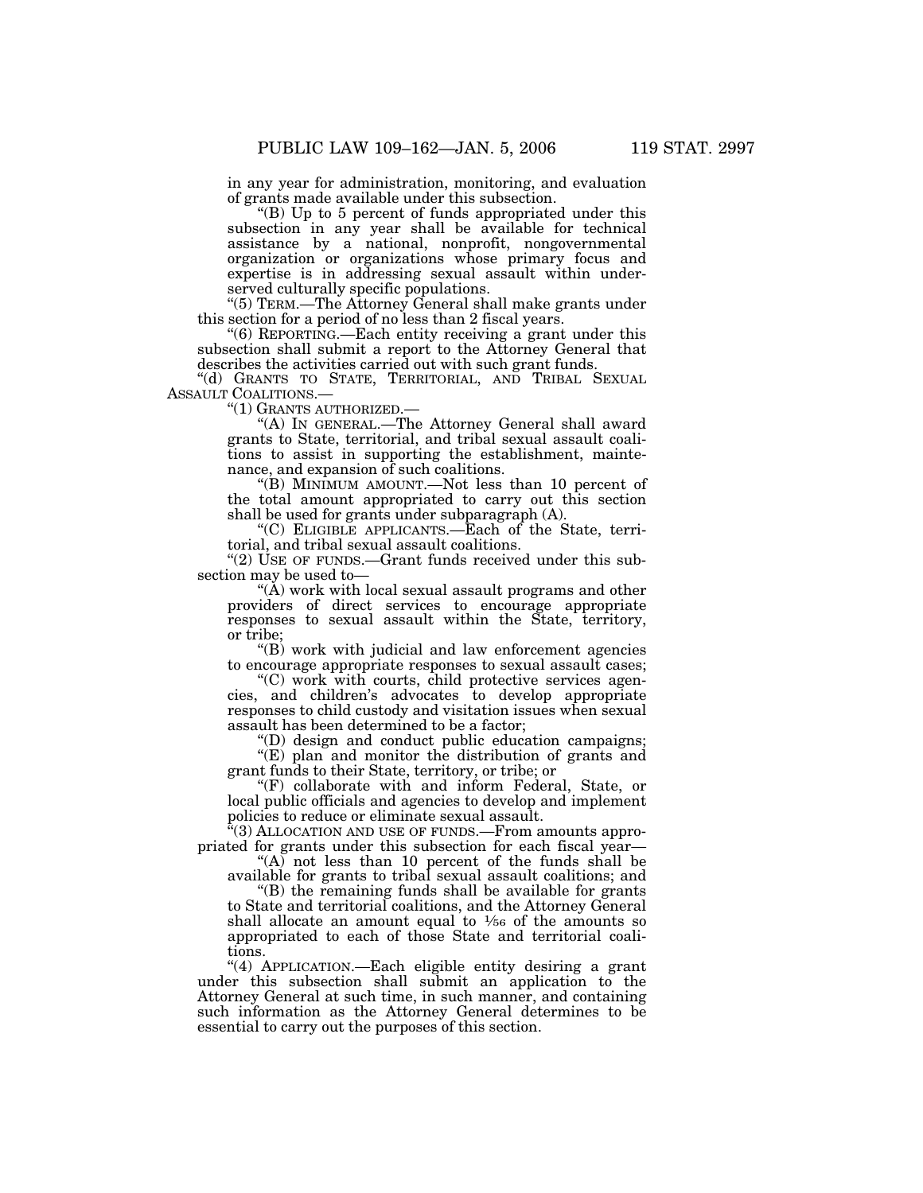in any year for administration, monitoring, and evaluation of grants made available under this subsection.

"(B) Up to 5 percent of funds appropriated under this subsection in any year shall be available for technical assistance by a national, nonprofit, nongovernmental organization or organizations whose primary focus and expertise is in addressing sexual assault within underserved culturally specific populations.

"(5) TERM.—The Attorney General shall make grants under this section for a period of no less than 2 fiscal years.

"(6) REPORTING.—Each entity receiving a grant under this subsection shall submit a report to the Attorney General that describes the activities carried out with such grant funds.

"(d) GRANTS TO STATE, TERRITORIAL, AND TRIBAL SEXUAL ASSAULT COALITIONS.—

"(1) GRANTS AUTHORIZED.—

"(A) IN GENERAL.—The Attorney General shall award grants to State, territorial, and tribal sexual assault coalitions to assist in supporting the establishment, maintenance, and expansion of such coalitions.

"(B) MINIMUM AMOUNT.—Not less than 10 percent of the total amount appropriated to carry out this section shall be used for grants under subparagraph (A).

"(C) ELIGIBLE APPLICANTS.—Each of the State, territorial, and tribal sexual assault coalitions.

"(2) USE OF FUNDS.—Grant funds received under this subsection may be used to—

"(A) work with local sexual assault programs and other providers of direct services to encourage appropriate responses to sexual assault within the State, territory, or tribe;

"(B) work with judicial and law enforcement agencies to encourage appropriate responses to sexual assault cases;

"(C) work with courts, child protective services agencies, and children's advocates to develop appropriate responses to child custody and visitation issues when sexual assault has been determined to be a factor;

"(D) design and conduct public education campaigns;

"(E) plan and monitor the distribution of grants and grant funds to their State, territory, or tribe; or

"(F) collaborate with and inform Federal, State, or local public officials and agencies to develop and implement policies to reduce or eliminate sexual assault.

"(3) ALLOCATION AND USE OF FUNDS.—From amounts appropriated for grants under this subsection for each fiscal year—

"(A) not less than 10 percent of the funds shall be available for grants to tribal sexual assault coalitions; and

"(B) the remaining funds shall be available for grants to State and territorial coalitions, and the Attorney General shall allocate an amount equal to 1⁄56 of the amounts so appropriated to each of those State and territorial coalitions.

"(4) APPLICATION.—Each eligible entity desiring a grant under this subsection shall submit an application to the Attorney General at such time, in such manner, and containing such information as the Attorney General determines to be essential to carry out the purposes of this section.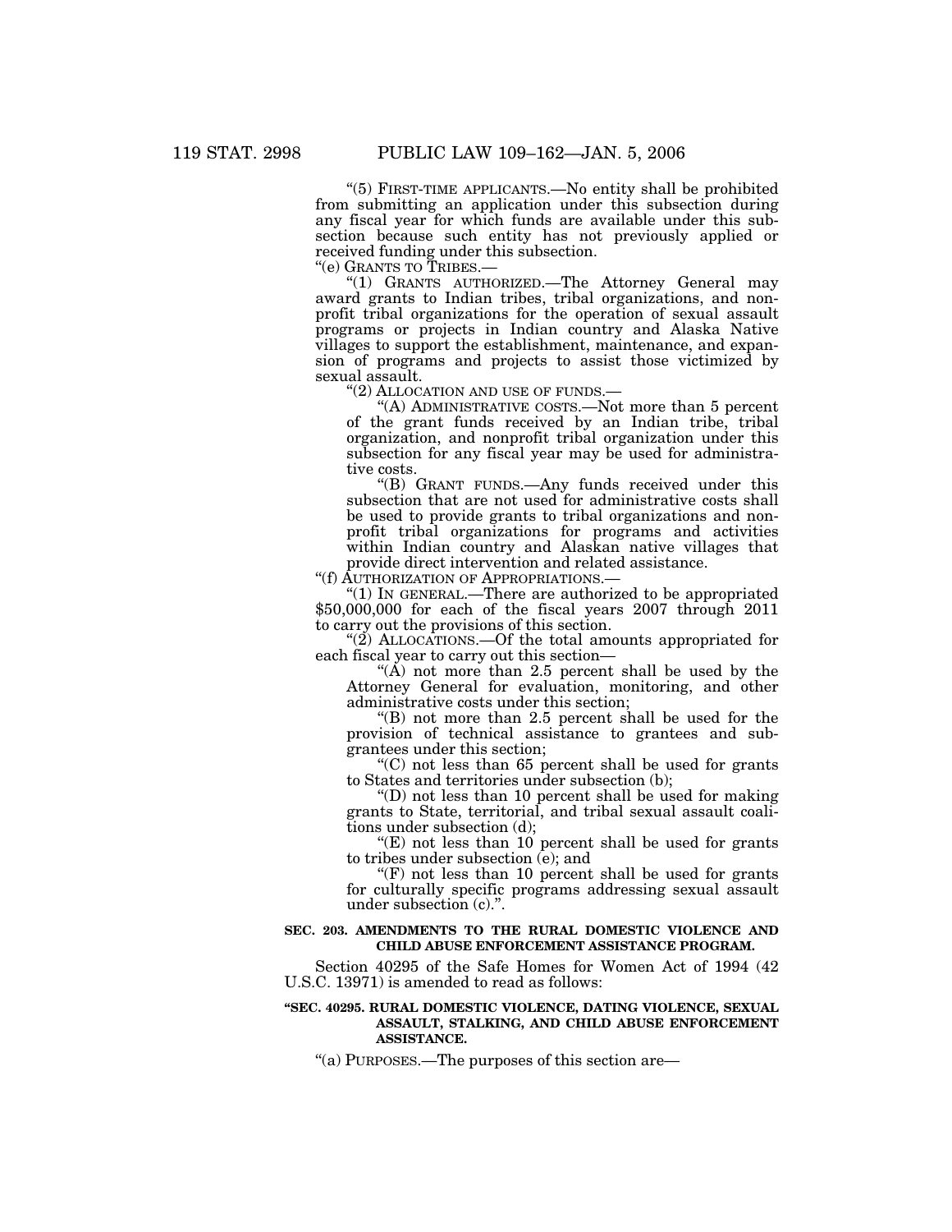"(5) FIRST-TIME APPLICANTS.—No entity shall be prohibited from submitting an application under this subsection during any fiscal year for which funds are available under this subsection because such entity has not previously applied or received funding under this subsection.

"(e) GRANTS TO TRIBES.—

"(1) GRANTS AUTHORIZED.—The Attorney General may award grants to Indian tribes, tribal organizations, and nonprofit tribal organizations for the operation of sexual assault programs or projects in Indian country and Alaska Native villages to support the establishment, maintenance, and expansion of programs and projects to assist those victimized by sexual assault.

"(2) ALLOCATION AND USE OF FUNDS.—

"(A) ADMINISTRATIVE COSTS.—Not more than 5 percent of the grant funds received by an Indian tribe, tribal organization, and nonprofit tribal organization under this subsection for any fiscal year may be used for administrative costs.

"(B) GRANT FUNDS.—Any funds received under this subsection that are not used for administrative costs shall be used to provide grants to tribal organizations and nonprofit tribal organizations for programs and activities within Indian country and Alaskan native villages that provide direct intervention and related assistance.

"(f) AUTHORIZATION OF APPROPRIATIONS.—

"(1) IN GENERAL.—There are authorized to be appropriated $50,000,000 for each of the fiscal years 2007 through 2011 to carry out the provisions of this section.

"(2) ALLOCATIONS.—Of the total amounts appropriated for each fiscal year to carry out this section—

"(A) not more than 2.5 percent shall be used by the Attorney General for evaluation, monitoring, and other administrative costs under this section;

"(B) not more than 2.5 percent shall be used for the provision of technical assistance to grantees and subgrantees under this section;

"(C) not less than 65 percent shall be used for grants to States and territories under subsection (b);

"(D) not less than 10 percent shall be used for making grants to State, territorial, and tribal sexual assault coalitions under subsection (d);

"(E) not less than 10 percent shall be used for grants to tribes under subsection (e); and

"(F) not less than 10 percent shall be used for grants for culturally specific programs addressing sexual assault under subsection (c).".

**SEC. 203. AMENDMENTS TO THE RURAL DOMESTIC VIOLENCE AND CHILD ABUSE ENFORCEMENT ASSISTANCE PROGRAM.**

Section 40295 of the Safe Homes for Women Act of 1994 (42 U.S.C. 13971) is amended to read as follows:

**"SEC. 40295. RURAL DOMESTIC VIOLENCE, DATING VIOLENCE, SEXUAL ASSAULT, STALKING, AND CHILD ABUSE ENFORCEMENT ASSISTANCE.**

"(a) PURPOSES.—The purposes of this section are—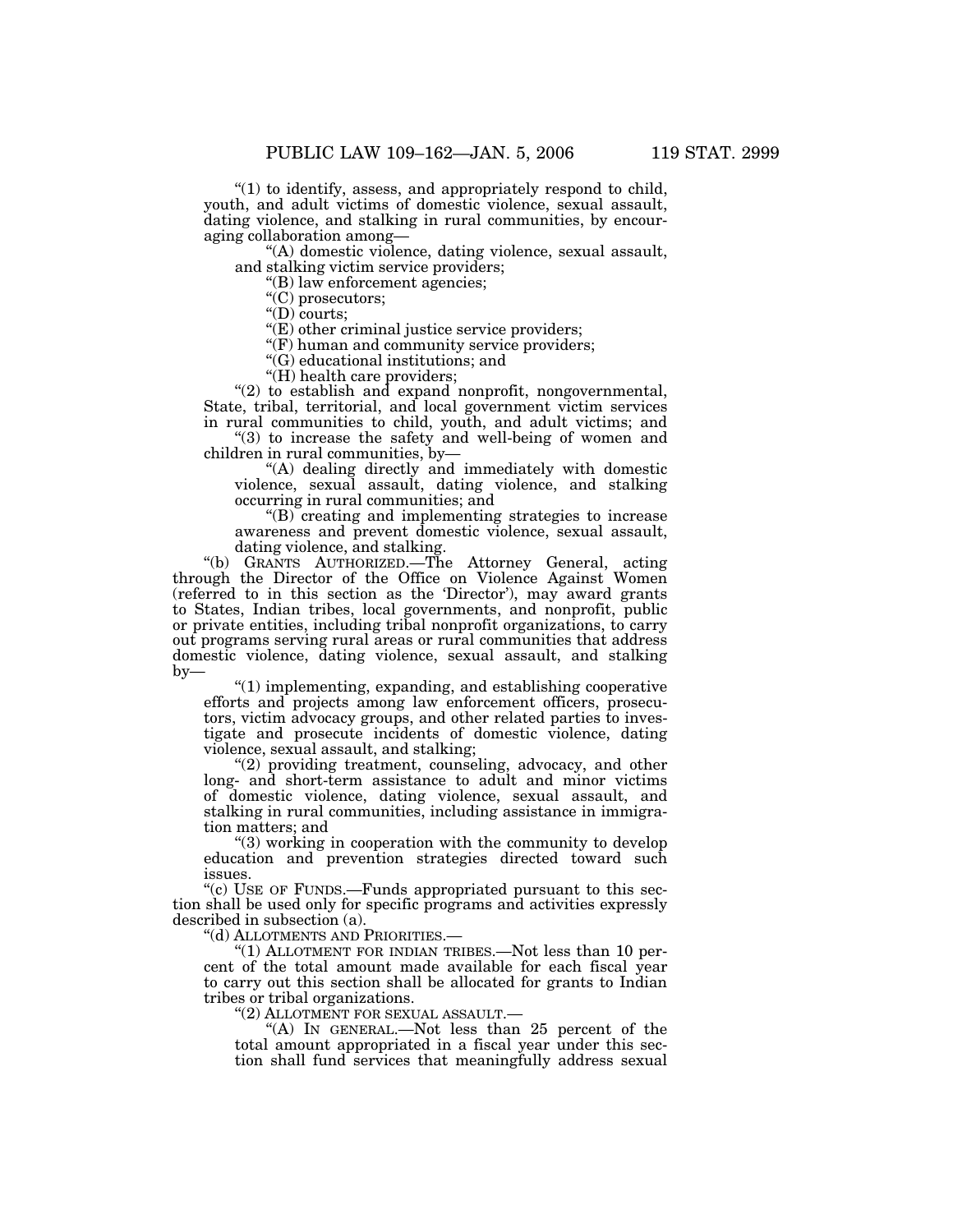"(1) to identify, assess, and appropriately respond to child, youth, and adult victims of domestic violence, sexual assault, dating violence, and stalking in rural communities, by encouraging collaboration among—

"(A) domestic violence, dating violence, sexual assault, and stalking victim service providers;

"(B) law enforcement agencies;

"(C) prosecutors;

"(D) courts;

"(E) other criminal justice service providers;

"(F) human and community service providers;

"(G) educational institutions; and

"(H) health care providers;

"(2) to establish and expand nonprofit, nongovernmental, State, tribal, territorial, and local government victim services in rural communities to child, youth, and adult victims; and

"(3) to increase the safety and well-being of women and children in rural communities, by—

"(A) dealing directly and immediately with domestic violence, sexual assault, dating violence, and stalking occurring in rural communities; and

"(B) creating and implementing strategies to increase awareness and prevent domestic violence, sexual assault, dating violence, and stalking.

"(b) GRANTS AUTHORIZED.—The Attorney General, acting through the Director of the Office on Violence Against Women (referred to in this section as the 'Director'), may award grants to States, Indian tribes, local governments, and nonprofit, public or private entities, including tribal nonprofit organizations, to carry out programs serving rural areas or rural communities that address domestic violence, dating violence, sexual assault, and stalking by—

"(1) implementing, expanding, and establishing cooperative efforts and projects among law enforcement officers, prosecutors, victim advocacy groups, and other related parties to investigate and prosecute incidents of domestic violence, dating violence, sexual assault, and stalking;

"(2) providing treatment, counseling, advocacy, and other long- and short-term assistance to adult and minor victims of domestic violence, dating violence, sexual assault, and stalking in rural communities, including assistance in immigration matters; and

"(3) working in cooperation with the community to develop education and prevention strategies directed toward such issues.

"(c) USE OF FUNDS.—Funds appropriated pursuant to this section shall be used only for specific programs and activities expressly described in subsection (a).

"(d) ALLOTMENTS AND PRIORITIES.—

"(1) ALLOTMENT FOR INDIAN TRIBES.—Not less than 10 percent of the total amount made available for each fiscal year to carry out this section shall be allocated for grants to Indian tribes or tribal organizations.

"(2) ALLOTMENT FOR SEXUAL ASSAULT.—

"(A) IN GENERAL.—Not less than 25 percent of the total amount appropriated in a fiscal year under this section shall fund services that meaningfully address sexual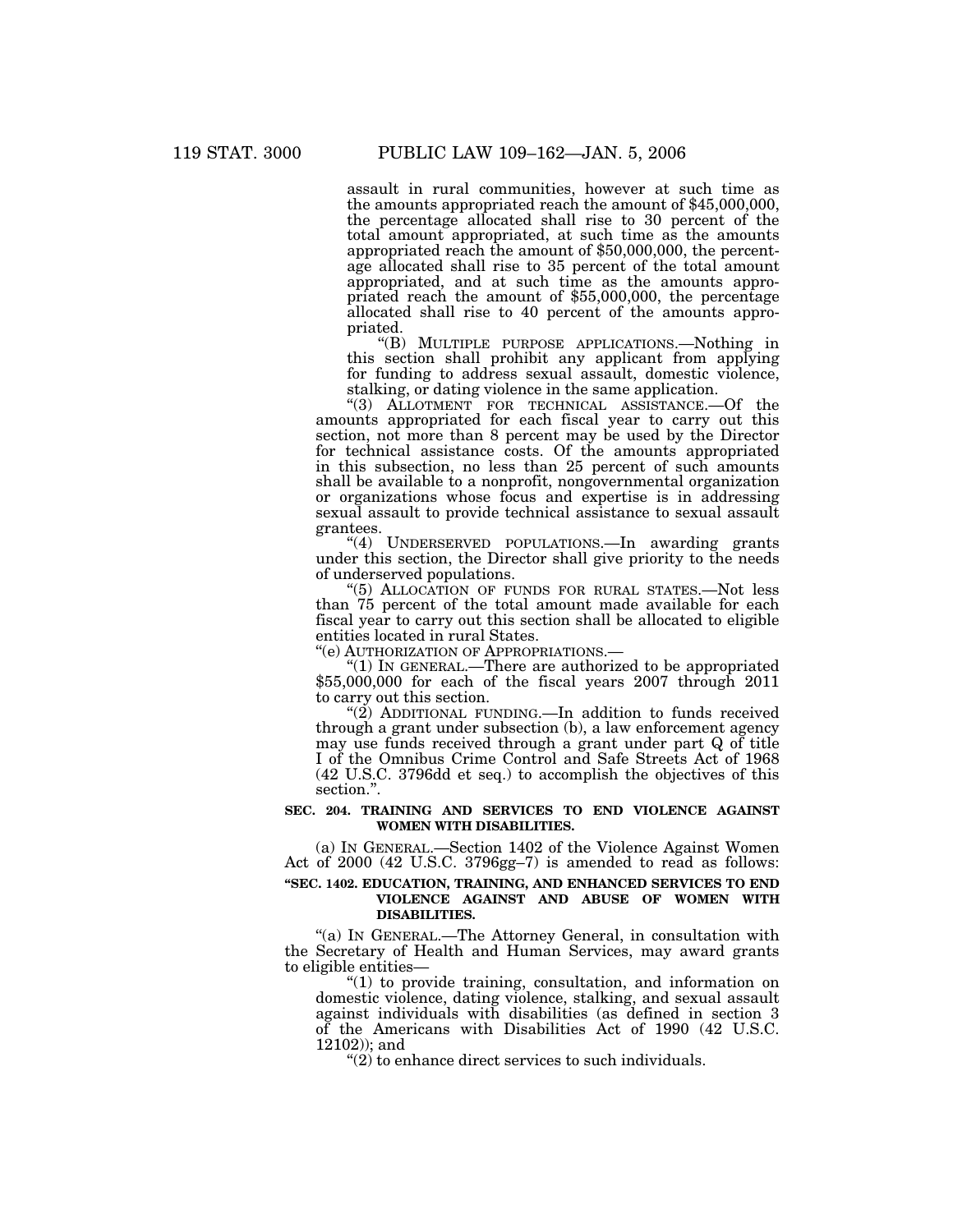assault in rural communities, however at such time as the amounts appropriated reach the amount of $45,000,000, the percentage allocated shall rise to 30 percent of the total amount appropriated, at such time as the amounts appropriated reach the amount of $50,000,000, the percentage allocated shall rise to 35 percent of the total amount appropriated, and at such time as the amounts appropriated reach the amount of $55,000,000, the percentage allocated shall rise to 40 percent of the amounts appropriated.

"(B) MULTIPLE PURPOSE APPLICATIONS.—Nothing in this section shall prohibit any applicant from applying for funding to address sexual assault, domestic violence, stalking, or dating violence in the same application.

"(3) ALLOTMENT FOR TECHNICAL ASSISTANCE.—Of the amounts appropriated for each fiscal year to carry out this section, not more than 8 percent may be used by the Director for technical assistance costs. Of the amounts appropriated in this subsection, no less than 25 percent of such amounts shall be available to a nonprofit, nongovernmental organization or organizations whose focus and expertise is in addressing sexual assault to provide technical assistance to sexual assault grantees.

"(4) UNDERSERVED POPULATIONS.—In awarding grants under this section, the Director shall give priority to the needs of underserved populations.

"(5) ALLOCATION OF FUNDS FOR RURAL STATES.—Not less than 75 percent of the total amount made available for each fiscal year to carry out this section shall be allocated to eligible entities located in rural States.

"(e) AUTHORIZATION OF APPROPRIATIONS.—

"(1) IN GENERAL.—There are authorized to be appropriated $55,000,000 for each of the fiscal years 2007 through 2011 to carry out this section.

"(2) ADDITIONAL FUNDING.—In addition to funds received through a grant under subsection (b), a law enforcement agency may use funds received through a grant under part Q of title I of the Omnibus Crime Control and Safe Streets Act of 1968 (42 U.S.C. 3796dd et seq.) to accomplish the objectives of this section.".

**SEC. 204. TRAINING AND SERVICES TO END VIOLENCE AGAINST WOMEN WITH DISABILITIES.**

(a) IN GENERAL.—Section 1402 of the Violence Against Women Act of 2000 (42 U.S.C. 3796gg–7) is amended to read as follows:

**"SEC. 1402. EDUCATION, TRAINING, AND ENHANCED SERVICES TO END VIOLENCE AGAINST AND ABUSE OF WOMEN WITH DISABILITIES.**

"(a) IN GENERAL.—The Attorney General, in consultation with the Secretary of Health and Human Services, may award grants to eligible entities—

"(1) to provide training, consultation, and information on domestic violence, dating violence, stalking, and sexual assault against individuals with disabilities (as defined in section 3 of the Americans with Disabilities Act of 1990 (42 U.S.C. 12102)); and

"(2) to enhance direct services to such individuals.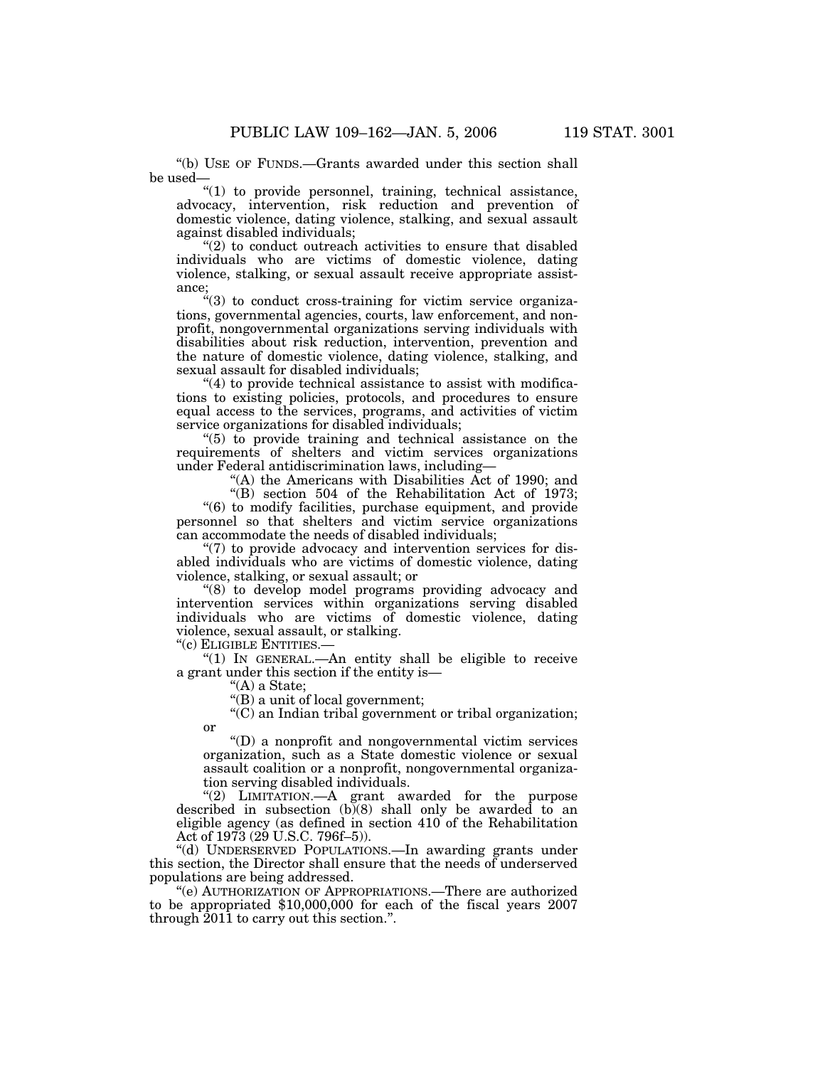"(b) USE OF FUNDS.—Grants awarded under this section shall be used—

"(1) to provide personnel, training, technical assistance, advocacy, intervention, risk reduction and prevention of domestic violence, dating violence, stalking, and sexual assault against disabled individuals;

"(2) to conduct outreach activities to ensure that disabled individuals who are victims of domestic violence, dating violence, stalking, or sexual assault receive appropriate assistance;

"(3) to conduct cross-training for victim service organizations, governmental agencies, courts, law enforcement, and nonprofit, nongovernmental organizations serving individuals with disabilities about risk reduction, intervention, prevention and the nature of domestic violence, dating violence, stalking, and sexual assault for disabled individuals;

"(4) to provide technical assistance to assist with modifications to existing policies, protocols, and procedures to ensure equal access to the services, programs, and activities of victim service organizations for disabled individuals;

"(5) to provide training and technical assistance on the requirements of shelters and victim services organizations under Federal antidiscrimination laws, including—

"(A) the Americans with Disabilities Act of 1990; and

"(B) section 504 of the Rehabilitation Act of 1973;

"(6) to modify facilities, purchase equipment, and provide personnel so that shelters and victim service organizations can accommodate the needs of disabled individuals;

"(7) to provide advocacy and intervention services for disabled individuals who are victims of domestic violence, dating violence, stalking, or sexual assault; or

"(8) to develop model programs providing advocacy and intervention services within organizations serving disabled individuals who are victims of domestic violence, dating violence, sexual assault, or stalking.

"(c) ELIGIBLE ENTITIES.—

"(1) IN GENERAL.—An entity shall be eligible to receive a grant under this section if the entity is—

"(A) a State;

"(B) a unit of local government;

"(C) an Indian tribal government or tribal organization; or

"(D) a nonprofit and nongovernmental victim services organization, such as a State domestic violence or sexual assault coalition or a nonprofit, nongovernmental organization serving disabled individuals.

"(2) LIMITATION.—A grant awarded for the purpose described in subsection (b)(8) shall only be awarded to an eligible agency (as defined in section 410 of the Rehabilitation Act of 1973 (29 U.S.C. 796f–5)).

"(d) UNDERSERVED POPULATIONS.—In awarding grants under this section, the Director shall ensure that the needs of underserved populations are being addressed.

"(e) AUTHORIZATION OF APPROPRIATIONS.—There are authorized to be appropriated $10,000,000 for each of the fiscal years 2007 through 2011 to carry out this section.".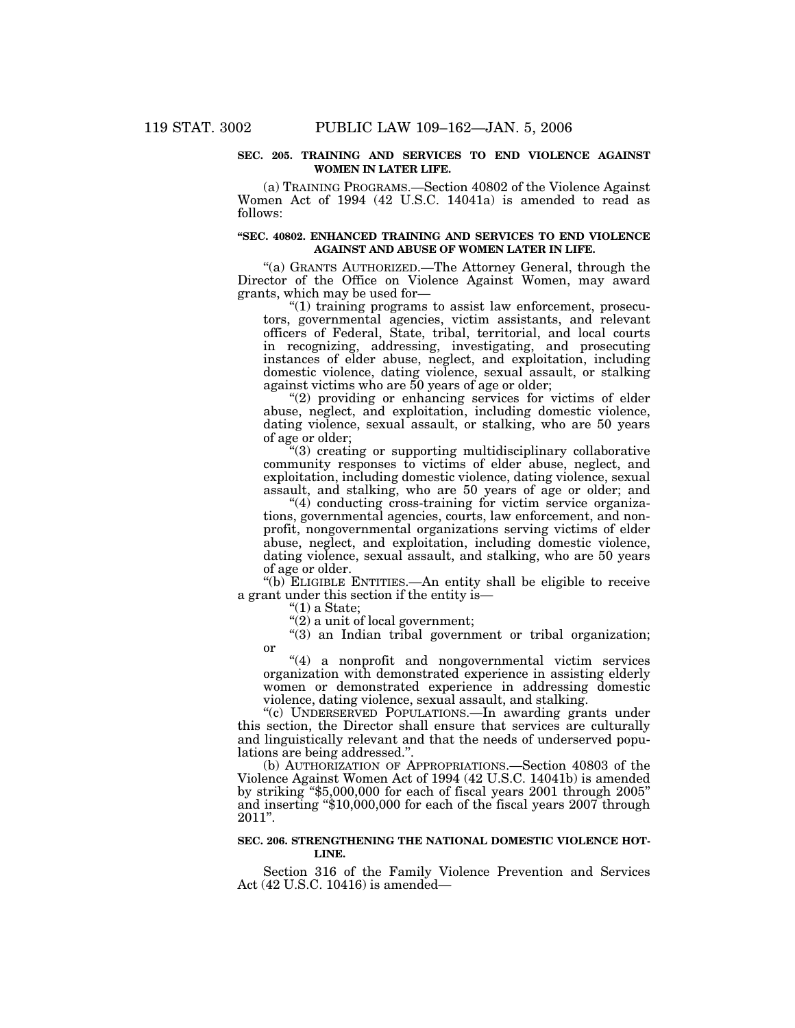**SEC. 205. TRAINING AND SERVICES TO END VIOLENCE AGAINST WOMEN IN LATER LIFE.**

(a) TRAINING PROGRAMS.—Section 40802 of the Violence Against Women Act of 1994 (42 U.S.C. 14041a) is amended to read as follows:

**"SEC. 40802. ENHANCED TRAINING AND SERVICES TO END VIOLENCE AGAINST AND ABUSE OF WOMEN LATER IN LIFE.**

"(a) GRANTS AUTHORIZED.—The Attorney General, through the Director of the Office on Violence Against Women, may award grants, which may be used for—

"(1) training programs to assist law enforcement, prosecutors, governmental agencies, victim assistants, and relevant officers of Federal, State, tribal, territorial, and local courts in recognizing, addressing, investigating, and prosecuting instances of elder abuse, neglect, and exploitation, including domestic violence, dating violence, sexual assault, or stalking against victims who are 50 years of age or older;

"(2) providing or enhancing services for victims of elder abuse, neglect, and exploitation, including domestic violence, dating violence, sexual assault, or stalking, who are 50 years of age or older;

"(3) creating or supporting multidisciplinary collaborative community responses to victims of elder abuse, neglect, and exploitation, including domestic violence, dating violence, sexual assault, and stalking, who are 50 years of age or older; and

"(4) conducting cross-training for victim service organizations, governmental agencies, courts, law enforcement, and nonprofit, nongovernmental organizations serving victims of elder abuse, neglect, and exploitation, including domestic violence, dating violence, sexual assault, and stalking, who are 50 years of age or older.

"(b) ELIGIBLE ENTITIES.—An entity shall be eligible to receive a grant under this section if the entity is—

"(1) a State;

"(2) a unit of local government;

"(3) an Indian tribal government or tribal organization; or

"(4) a nonprofit and nongovernmental victim services organization with demonstrated experience in assisting elderly women or demonstrated experience in addressing domestic violence, dating violence, sexual assault, and stalking.

"(c) UNDERSERVED POPULATIONS.—In awarding grants under this section, the Director shall ensure that services are culturally and linguistically relevant and that the needs of underserved populations are being addressed.".

(b) AUTHORIZATION OF APPROPRIATIONS.—Section 40803 of the Violence Against Women Act of 1994 (42 U.S.C. 14041b) is amended by striking "$5,000,000 for each of fiscal years 2001 through 2005" and inserting "$10,000,000 for each of the fiscal years 2007 through 2011".

**SEC. 206. STRENGTHENING THE NATIONAL DOMESTIC VIOLENCE HOTLINE.**

Section 316 of the Family Violence Prevention and Services Act (42 U.S.C. 10416) is amended—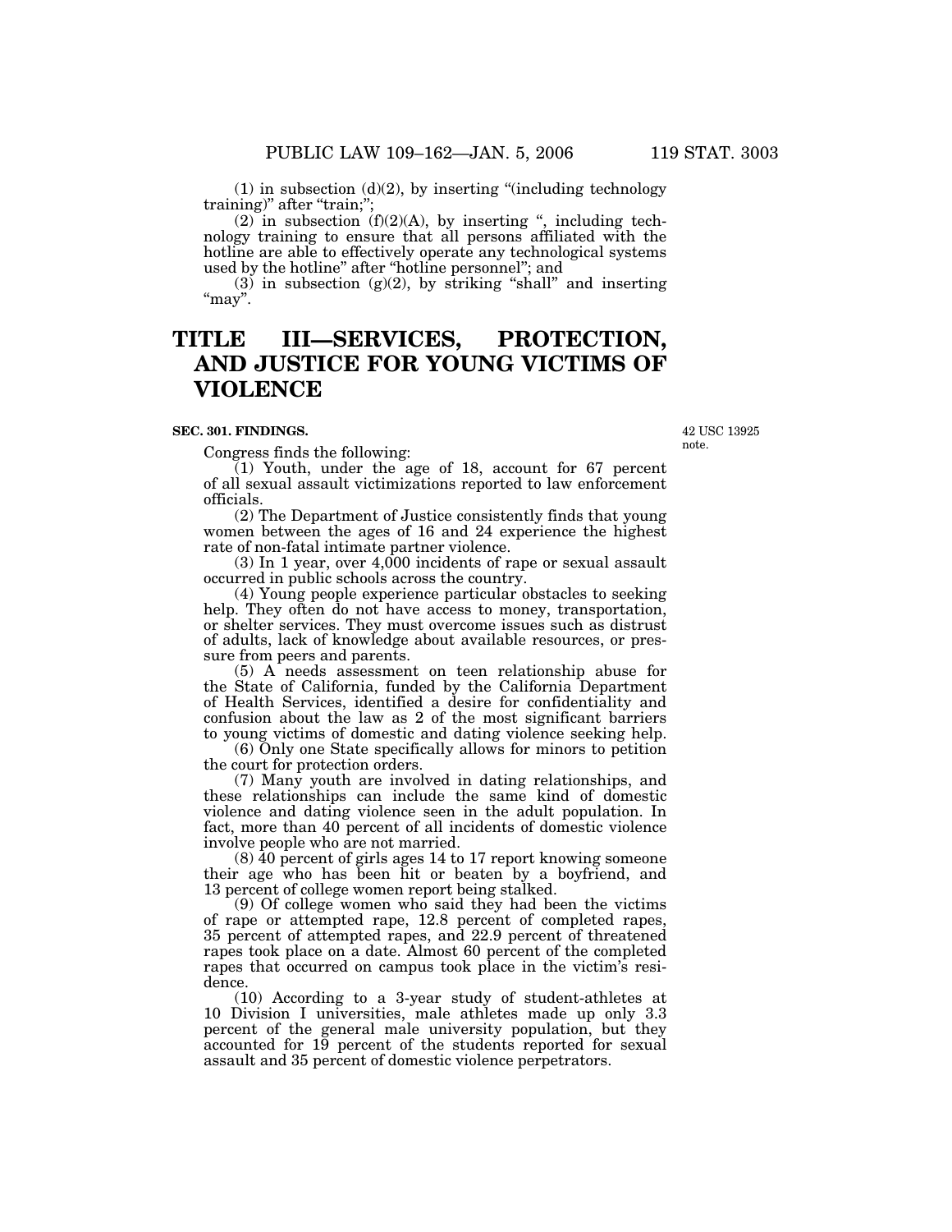(1) in subsection (d)(2), by inserting "(including technology training)" after "train;";

(2) in subsection (f)(2)(A), by inserting ", including technology training to ensure that all persons affiliated with the hotline are able to effectively operate any technological systems used by the hotline" after "hotline personnel"; and

(3) in subsection (g)(2), by striking "shall" and inserting "may".

# TITLE III—SERVICES, PROTECTION, AND JUSTICE FOR YOUNG VICTIMS OF VIOLENCE

**SEC. 301. FINDINGS.**

42 USC 13925 note.

Congress finds the following:

(1) Youth, under the age of 18, account for 67 percent of all sexual assault victimizations reported to law enforcement officials.

(2) The Department of Justice consistently finds that young women between the ages of 16 and 24 experience the highest rate of non-fatal intimate partner violence.

(3) In 1 year, over 4,000 incidents of rape or sexual assault occurred in public schools across the country.

(4) Young people experience particular obstacles to seeking help. They often do not have access to money, transportation, or shelter services. They must overcome issues such as distrust of adults, lack of knowledge about available resources, or pressure from peers and parents.

(5) A needs assessment on teen relationship abuse for the State of California, funded by the California Department of Health Services, identified a desire for confidentiality and confusion about the law as 2 of the most significant barriers to young victims of domestic and dating violence seeking help.

(6) Only one State specifically allows for minors to petition the court for protection orders.

(7) Many youth are involved in dating relationships, and these relationships can include the same kind of domestic violence and dating violence seen in the adult population. In fact, more than 40 percent of all incidents of domestic violence involve people who are not married.

(8) 40 percent of girls ages 14 to 17 report knowing someone their age who has been hit or beaten by a boyfriend, and 13 percent of college women report being stalked.

(9) Of college women who said they had been the victims of rape or attempted rape, 12.8 percent of completed rapes, 35 percent of attempted rapes, and 22.9 percent of threatened rapes took place on a date. Almost 60 percent of the completed rapes that occurred on campus took place in the victim's residence.

(10) According to a 3-year study of student-athletes at 10 Division I universities, male athletes made up only 3.3 percent of the general male university population, but they accounted for 19 percent of the students reported for sexual assault and 35 percent of domestic violence perpetrators.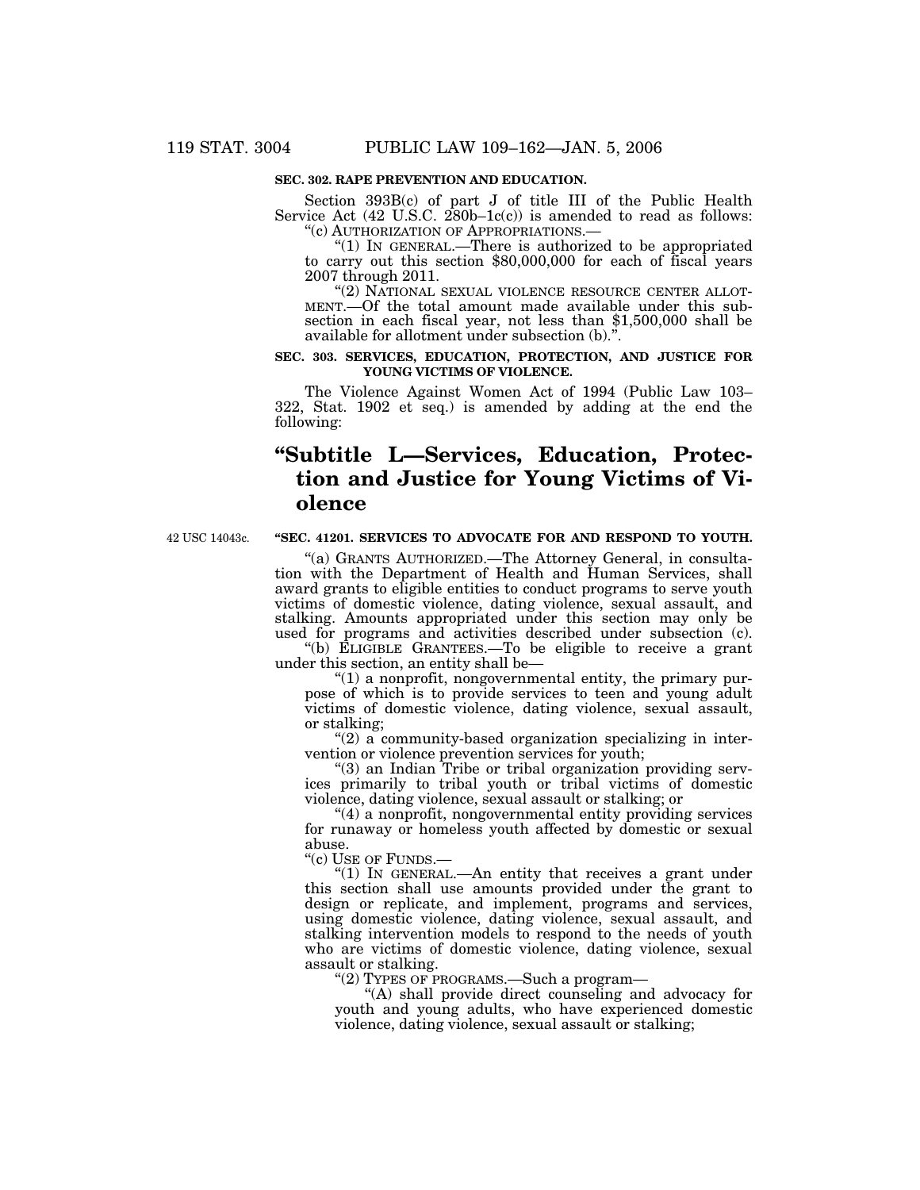**SEC. 302. RAPE PREVENTION AND EDUCATION.**

Section 393B(c) of part J of title III of the Public Health Service Act (42 U.S.C. 280b–1c(c)) is amended to read as follows:

"(c) AUTHORIZATION OF APPROPRIATIONS.—

"(1) IN GENERAL.—There is authorized to be appropriated to carry out this section $80,000,000 for each of fiscal years 2007 through 2011.

"(2) NATIONAL SEXUAL VIOLENCE RESOURCE CENTER ALLOTMENT.—Of the total amount made available under this subsection in each fiscal year, not less than $1,500,000 shall be available for allotment under subsection (b).".

**SEC. 303. SERVICES, EDUCATION, PROTECTION, AND JUSTICE FOR YOUNG VICTIMS OF VIOLENCE.**

The Violence Against Women Act of 1994 (Public Law 103–322, Stat. 1902 et seq.) is amended by adding at the end the following:

# "Subtitle L—Services, Education, Protection and Justice for Young Victims of Violence

42 USC 14043c.

**"SEC. 41201. SERVICES TO ADVOCATE FOR AND RESPOND TO YOUTH.**

"(a) GRANTS AUTHORIZED.—The Attorney General, in consultation with the Department of Health and Human Services, shall award grants to eligible entities to conduct programs to serve youth victims of domestic violence, dating violence, sexual assault, and stalking. Amounts appropriated under this section may only be used for programs and activities described under subsection (c).

"(b) ELIGIBLE GRANTEES.—To be eligible to receive a grant under this section, an entity shall be—

"(1) a nonprofit, nongovernmental entity, the primary purpose of which is to provide services to teen and young adult victims of domestic violence, dating violence, sexual assault, or stalking;

"(2) a community-based organization specializing in intervention or violence prevention services for youth;

"(3) an Indian Tribe or tribal organization providing services primarily to tribal youth or tribal victims of domestic violence, dating violence, sexual assault or stalking; or

"(4) a nonprofit, nongovernmental entity providing services for runaway or homeless youth affected by domestic or sexual abuse.

"(c) USE OF FUNDS.—

"(1) IN GENERAL.—An entity that receives a grant under this section shall use amounts provided under the grant to design or replicate, and implement, programs and services, using domestic violence, dating violence, sexual assault, and stalking intervention models to respond to the needs of youth who are victims of domestic violence, dating violence, sexual assault or stalking.

"(2) TYPES OF PROGRAMS.—Such a program—

"(A) shall provide direct counseling and advocacy for youth and young adults, who have experienced domestic violence, dating violence, sexual assault or stalking;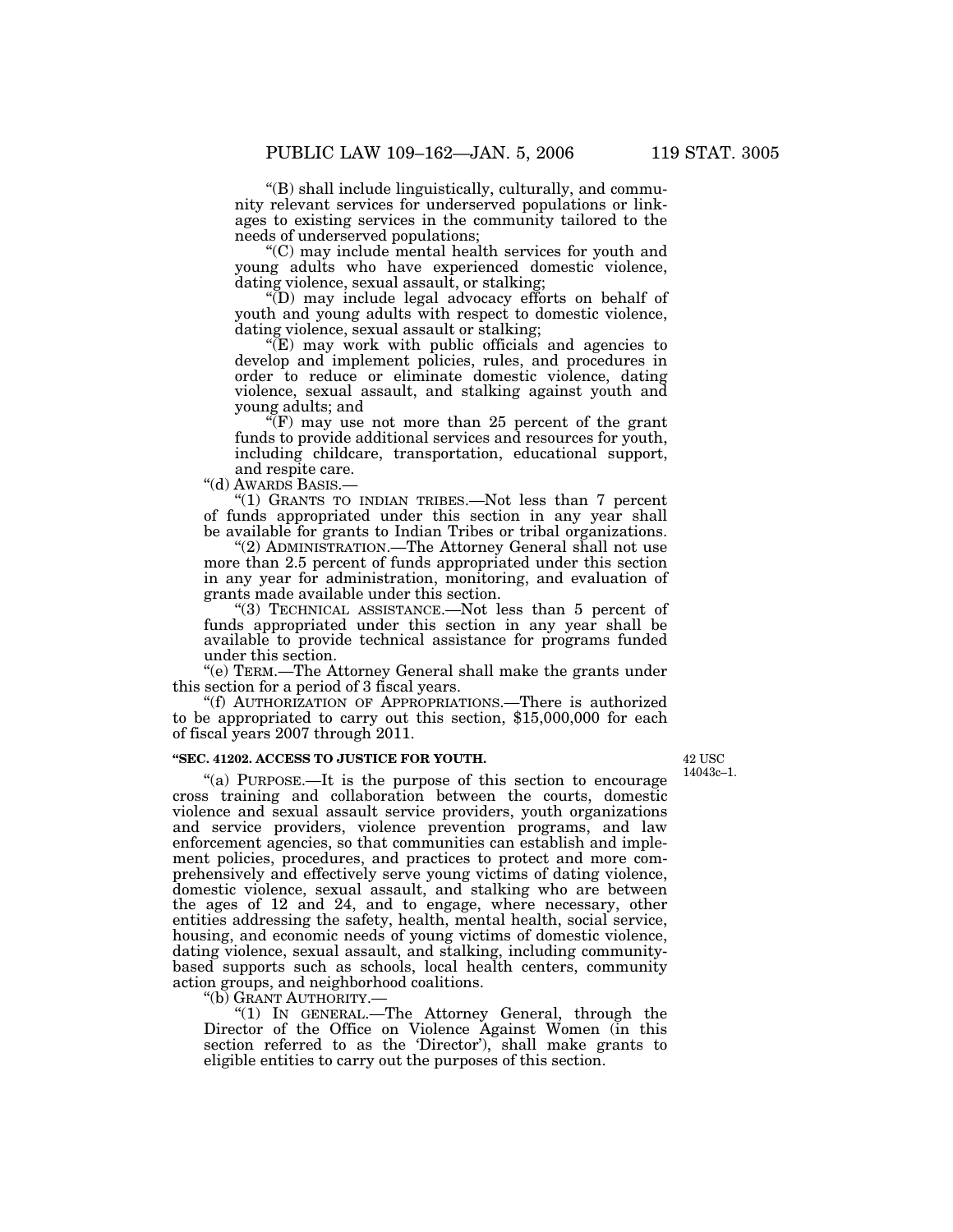"(B) shall include linguistically, culturally, and community relevant services for underserved populations or linkages to existing services in the community tailored to the needs of underserved populations;

"(C) may include mental health services for youth and young adults who have experienced domestic violence, dating violence, sexual assault, or stalking;

"(D) may include legal advocacy efforts on behalf of youth and young adults with respect to domestic violence, dating violence, sexual assault or stalking;

"(E) may work with public officials and agencies to develop and implement policies, rules, and procedures in order to reduce or eliminate domestic violence, dating violence, sexual assault, and stalking against youth and young adults; and

"(F) may use not more than 25 percent of the grant funds to provide additional services and resources for youth, including childcare, transportation, educational support, and respite care.

"(d) AWARDS BASIS.—

"(1) GRANTS TO INDIAN TRIBES.—Not less than 7 percent of funds appropriated under this section in any year shall be available for grants to Indian Tribes or tribal organizations.

"(2) ADMINISTRATION.—The Attorney General shall not use more than 2.5 percent of funds appropriated under this section in any year for administration, monitoring, and evaluation of grants made available under this section.

"(3) TECHNICAL ASSISTANCE.—Not less than 5 percent of funds appropriated under this section in any year shall be available to provide technical assistance for programs funded under this section.

"(e) TERM.—The Attorney General shall make the grants under this section for a period of 3 fiscal years.

"(f) AUTHORIZATION OF APPROPRIATIONS.—There is authorized to be appropriated to carry out this section, $15,000,000 for each of fiscal years 2007 through 2011.

**"SEC. 41202. ACCESS TO JUSTICE FOR YOUTH.**

42 USC 14043c–1.

"(a) PURPOSE.—It is the purpose of this section to encourage cross training and collaboration between the courts, domestic violence and sexual assault service providers, youth organizations and service providers, violence prevention programs, and law enforcement agencies, so that communities can establish and implement policies, procedures, and practices to protect and more comprehensively and effectively serve young victims of dating violence, domestic violence, sexual assault, and stalking who are between the ages of 12 and 24, and to engage, where necessary, other entities addressing the safety, health, mental health, social service, housing, and economic needs of young victims of domestic violence, dating violence, sexual assault, and stalking, including community-based supports such as schools, local health centers, community action groups, and neighborhood coalitions.

"(b) GRANT AUTHORITY.—

"(1) IN GENERAL.—The Attorney General, through the Director of the Office on Violence Against Women (in this section referred to as the 'Director'), shall make grants to eligible entities to carry out the purposes of this section.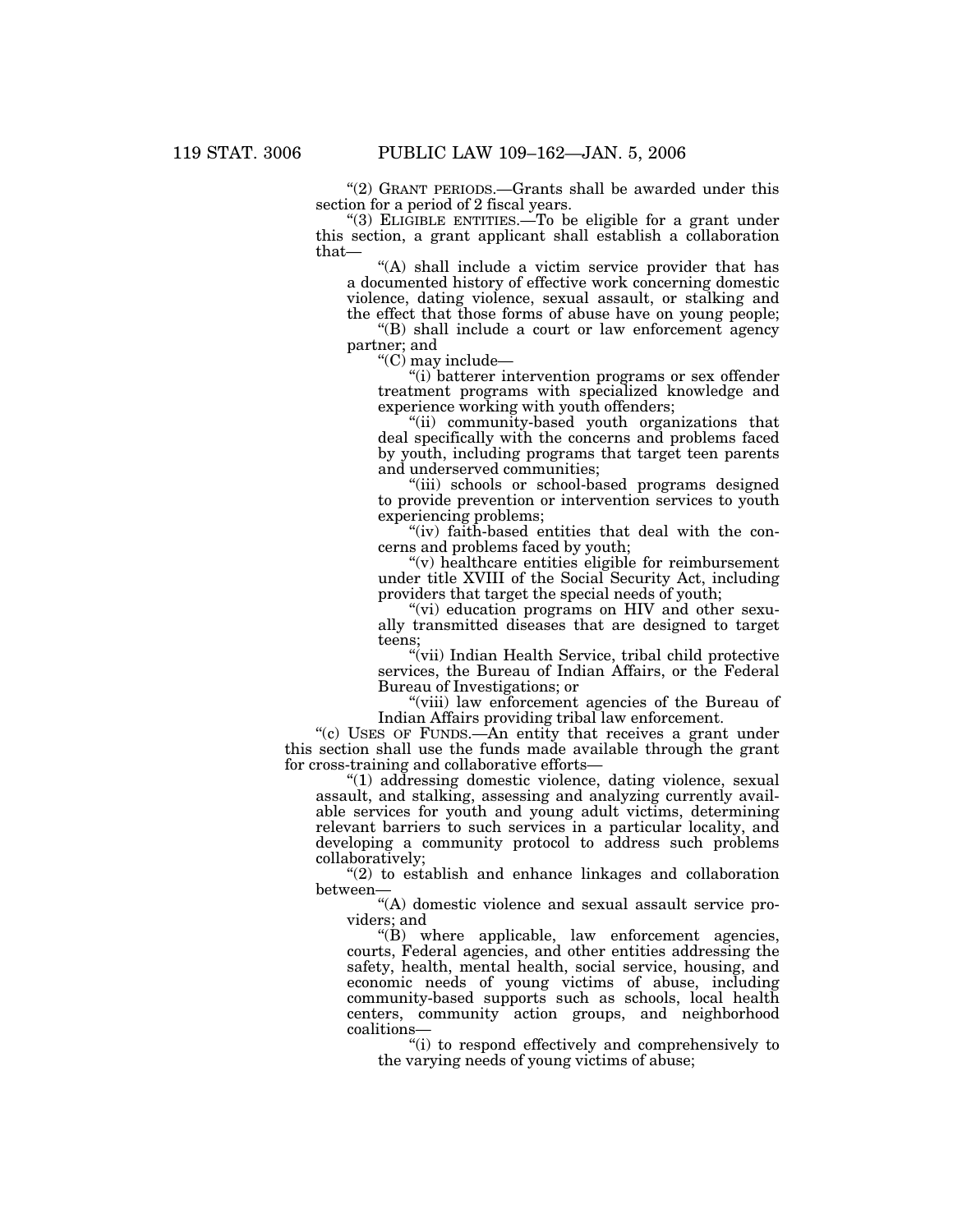"(2) GRANT PERIODS.—Grants shall be awarded under this section for a period of 2 fiscal years.

"(3) ELIGIBLE ENTITIES.—To be eligible for a grant under this section, a grant applicant shall establish a collaboration that—

"(A) shall include a victim service provider that has a documented history of effective work concerning domestic violence, dating violence, sexual assault, or stalking and the effect that those forms of abuse have on young people;

"(B) shall include a court or law enforcement agency partner; and

"(C) may include—

"(i) batterer intervention programs or sex offender treatment programs with specialized knowledge and experience working with youth offenders;

"(ii) community-based youth organizations that deal specifically with the concerns and problems faced by youth, including programs that target teen parents and underserved communities;

"(iii) schools or school-based programs designed to provide prevention or intervention services to youth experiencing problems;

"(iv) faith-based entities that deal with the concerns and problems faced by youth;

"(v) healthcare entities eligible for reimbursement under title XVIII of the Social Security Act, including providers that target the special needs of youth;

"(vi) education programs on HIV and other sexually transmitted diseases that are designed to target teens;

"(vii) Indian Health Service, tribal child protective services, the Bureau of Indian Affairs, or the Federal Bureau of Investigations; or

"(viii) law enforcement agencies of the Bureau of Indian Affairs providing tribal law enforcement.

"(c) USES OF FUNDS.—An entity that receives a grant under this section shall use the funds made available through the grant for cross-training and collaborative efforts—

"(1) addressing domestic violence, dating violence, sexual assault, and stalking, assessing and analyzing currently available services for youth and young adult victims, determining relevant barriers to such services in a particular locality, and developing a community protocol to address such problems collaboratively;

"(2) to establish and enhance linkages and collaboration between—

"(A) domestic violence and sexual assault service providers; and

"(B) where applicable, law enforcement agencies, courts, Federal agencies, and other entities addressing the safety, health, mental health, social service, housing, and economic needs of young victims of abuse, including community-based supports such as schools, local health centers, community action groups, and neighborhood coalitions—

"(i) to respond effectively and comprehensively to the varying needs of young victims of abuse;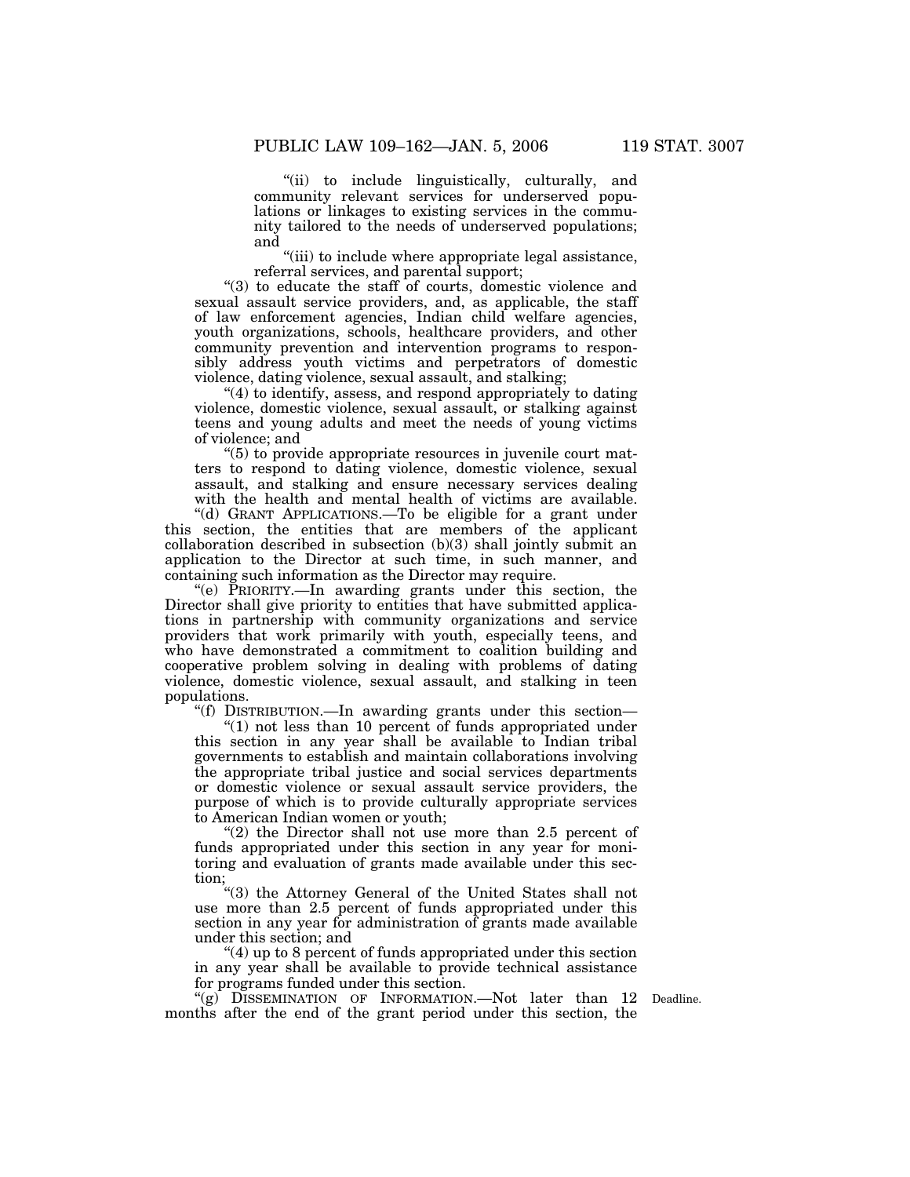"(ii) to include linguistically, culturally, and community relevant services for underserved populations or linkages to existing services in the community tailored to the needs of underserved populations; and

"(iii) to include where appropriate legal assistance, referral services, and parental support;

"(3) to educate the staff of courts, domestic violence and sexual assault service providers, and, as applicable, the staff of law enforcement agencies, Indian child welfare agencies, youth organizations, schools, healthcare providers, and other community prevention and intervention programs to responsibly address youth victims and perpetrators of domestic violence, dating violence, sexual assault, and stalking;

"(4) to identify, assess, and respond appropriately to dating violence, domestic violence, sexual assault, or stalking against teens and young adults and meet the needs of young victims of violence; and

"(5) to provide appropriate resources in juvenile court matters to respond to dating violence, domestic violence, sexual assault, and stalking and ensure necessary services dealing with the health and mental health of victims are available.

"(d) GRANT APPLICATIONS.—To be eligible for a grant under this section, the entities that are members of the applicant collaboration described in subsection (b)(3) shall jointly submit an application to the Director at such time, in such manner, and containing such information as the Director may require.

"(e) PRIORITY.—In awarding grants under this section, the Director shall give priority to entities that have submitted applications in partnership with community organizations and service providers that work primarily with youth, especially teens, and who have demonstrated a commitment to coalition building and cooperative problem solving in dealing with problems of dating violence, domestic violence, sexual assault, and stalking in teen populations.

"(f) DISTRIBUTION.—In awarding grants under this section—

"(1) not less than 10 percent of funds appropriated under this section in any year shall be available to Indian tribal governments to establish and maintain collaborations involving the appropriate tribal justice and social services departments or domestic violence or sexual assault service providers, the purpose of which is to provide culturally appropriate services to American Indian women or youth;

"(2) the Director shall not use more than 2.5 percent of funds appropriated under this section in any year for monitoring and evaluation of grants made available under this section;

"(3) the Attorney General of the United States shall not use more than 2.5 percent of funds appropriated under this section in any year for administration of grants made available under this section; and

"(4) up to 8 percent of funds appropriated under this section in any year shall be available to provide technical assistance for programs funded under this section.

"(g) DISSEMINATION OF INFORMATION.—Not later than 12 months after the end of the grant period under this section, the

Deadline.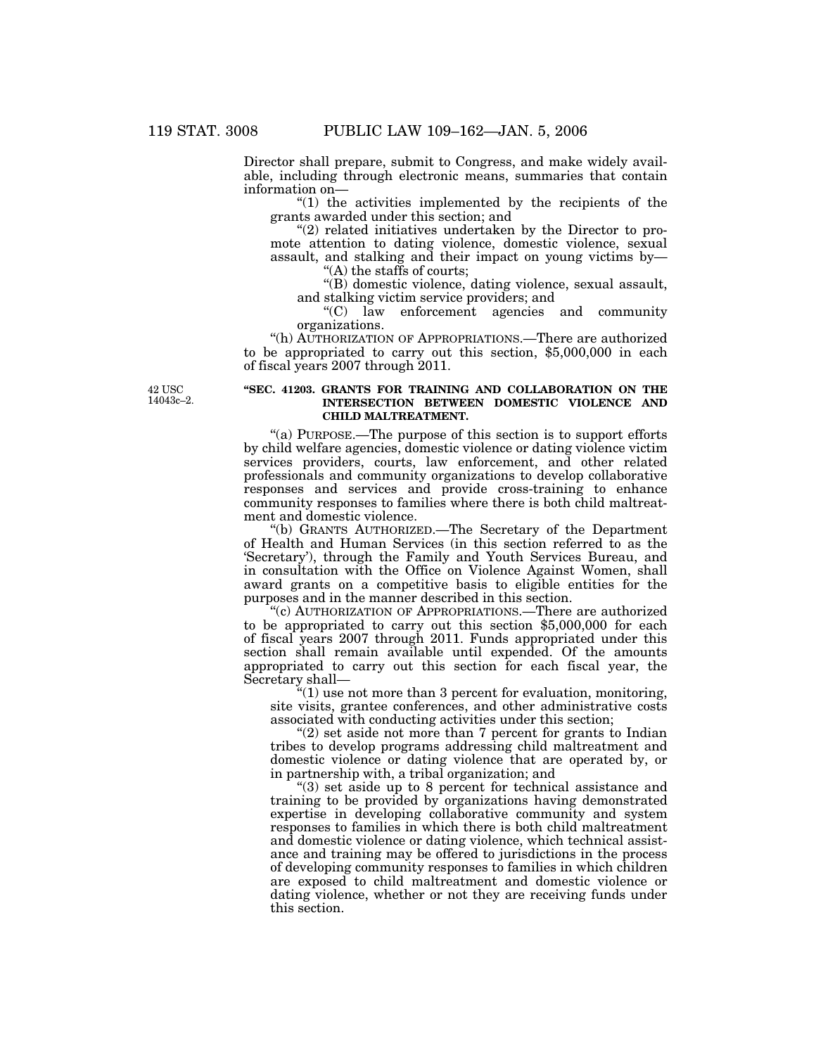Director shall prepare, submit to Congress, and make widely available, including through electronic means, summaries that contain information on—

"(1) the activities implemented by the recipients of the grants awarded under this section; and

"(2) related initiatives undertaken by the Director to promote attention to dating violence, domestic violence, sexual assault, and stalking and their impact on young victims by—

"(A) the staffs of courts;

"(B) domestic violence, dating violence, sexual assault, and stalking victim service providers; and

"(C) law enforcement agencies and community organizations.

"(h) AUTHORIZATION OF APPROPRIATIONS.—There are authorized to be appropriated to carry out this section, $5,000,000 in each of fiscal years 2007 through 2011.

42 USC 14043c–2.

**"SEC. 41203. GRANTS FOR TRAINING AND COLLABORATION ON THE INTERSECTION BETWEEN DOMESTIC VIOLENCE AND CHILD MALTREATMENT.**

"(a) PURPOSE.—The purpose of this section is to support efforts by child welfare agencies, domestic violence or dating violence victim services providers, courts, law enforcement, and other related professionals and community organizations to develop collaborative responses and services and provide cross-training to enhance community responses to families where there is both child maltreatment and domestic violence.

"(b) GRANTS AUTHORIZED.—The Secretary of the Department of Health and Human Services (in this section referred to as the 'Secretary'), through the Family and Youth Services Bureau, and in consultation with the Office on Violence Against Women, shall award grants on a competitive basis to eligible entities for the purposes and in the manner described in this section.

"(c) AUTHORIZATION OF APPROPRIATIONS.—There are authorized to be appropriated to carry out this section $5,000,000 for each of fiscal years 2007 through 2011. Funds appropriated under this section shall remain available until expended. Of the amounts appropriated to carry out this section for each fiscal year, the Secretary shall—

"(1) use not more than 3 percent for evaluation, monitoring, site visits, grantee conferences, and other administrative costs associated with conducting activities under this section;

"(2) set aside not more than 7 percent for grants to Indian tribes to develop programs addressing child maltreatment and domestic violence or dating violence that are operated by, or in partnership with, a tribal organization; and

"(3) set aside up to 8 percent for technical assistance and training to be provided by organizations having demonstrated expertise in developing collaborative community and system responses to families in which there is both child maltreatment and domestic violence or dating violence, which technical assistance and training may be offered to jurisdictions in the process of developing community responses to families in which children are exposed to child maltreatment and domestic violence or dating violence, whether or not they are receiving funds under this section.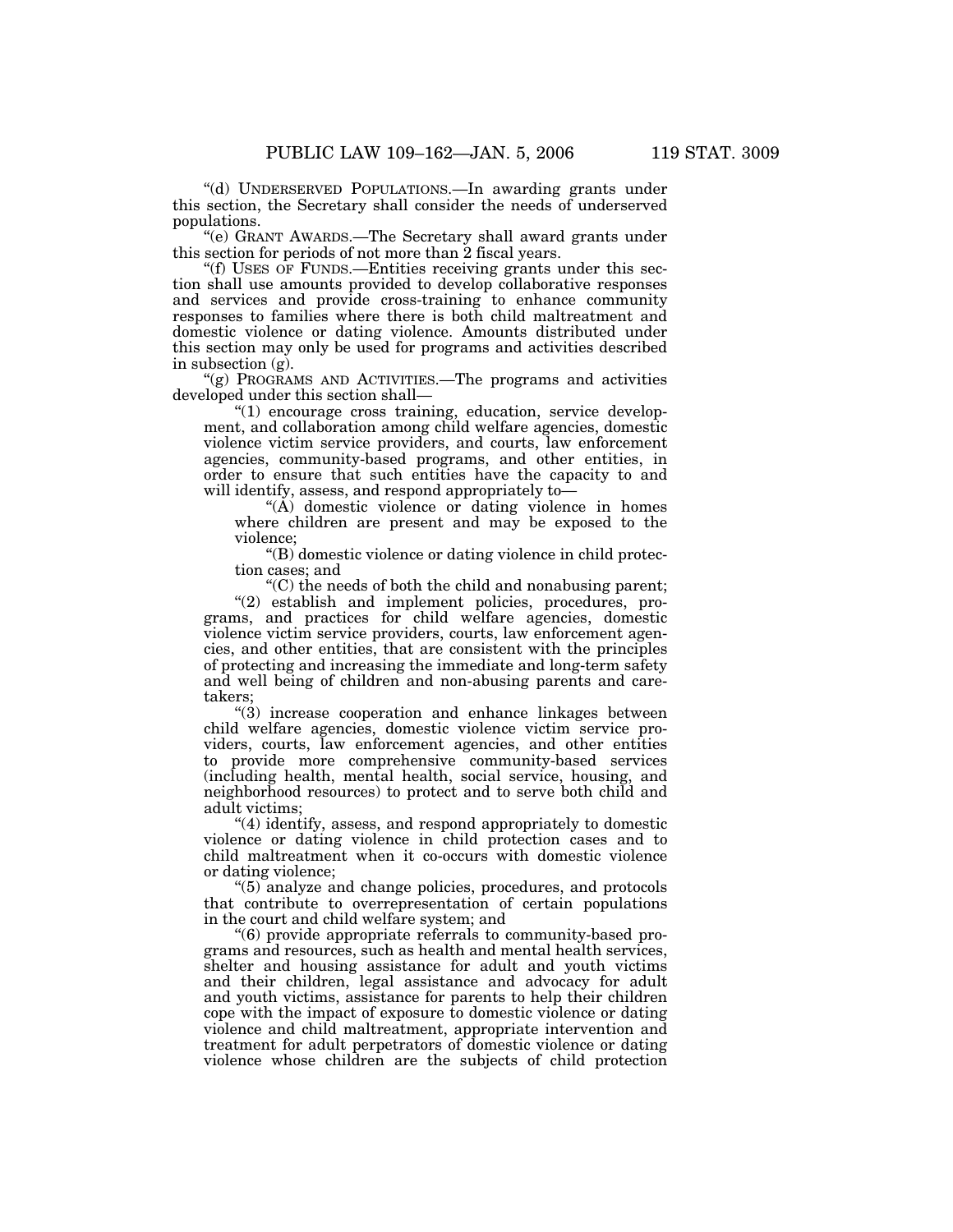"(d) UNDERSERVED POPULATIONS.—In awarding grants under this section, the Secretary shall consider the needs of underserved populations.

"(e) GRANT AWARDS.—The Secretary shall award grants under this section for periods of not more than 2 fiscal years.

"(f) USES OF FUNDS.—Entities receiving grants under this section shall use amounts provided to develop collaborative responses and services and provide cross-training to enhance community responses to families where there is both child maltreatment and domestic violence or dating violence. Amounts distributed under this section may only be used for programs and activities described in subsection (g).

"(g) PROGRAMS AND ACTIVITIES.—The programs and activities developed under this section shall—

"(1) encourage cross training, education, service development, and collaboration among child welfare agencies, domestic violence victim service providers, and courts, law enforcement agencies, community-based programs, and other entities, in order to ensure that such entities have the capacity to and will identify, assess, and respond appropriately to—

"(A) domestic violence or dating violence in homes where children are present and may be exposed to the violence;

"(B) domestic violence or dating violence in child protection cases; and

"(C) the needs of both the child and nonabusing parent;

"(2) establish and implement policies, procedures, programs, and practices for child welfare agencies, domestic violence victim service providers, courts, law enforcement agencies, and other entities, that are consistent with the principles of protecting and increasing the immediate and long-term safety and well being of children and non-abusing parents and caretakers;

"(3) increase cooperation and enhance linkages between child welfare agencies, domestic violence victim service providers, courts, law enforcement agencies, and other entities to provide more comprehensive community-based services (including health, mental health, social service, housing, and neighborhood resources) to protect and to serve both child and adult victims;

"(4) identify, assess, and respond appropriately to domestic violence or dating violence in child protection cases and to child maltreatment when it co-occurs with domestic violence or dating violence;

"(5) analyze and change policies, procedures, and protocols that contribute to overrepresentation of certain populations in the court and child welfare system; and

"(6) provide appropriate referrals to community-based programs and resources, such as health and mental health services, shelter and housing assistance for adult and youth victims and their children, legal assistance and advocacy for adult and youth victims, assistance for parents to help their children cope with the impact of exposure to domestic violence or dating violence and child maltreatment, appropriate intervention and treatment for adult perpetrators of domestic violence or dating violence whose children are the subjects of child protection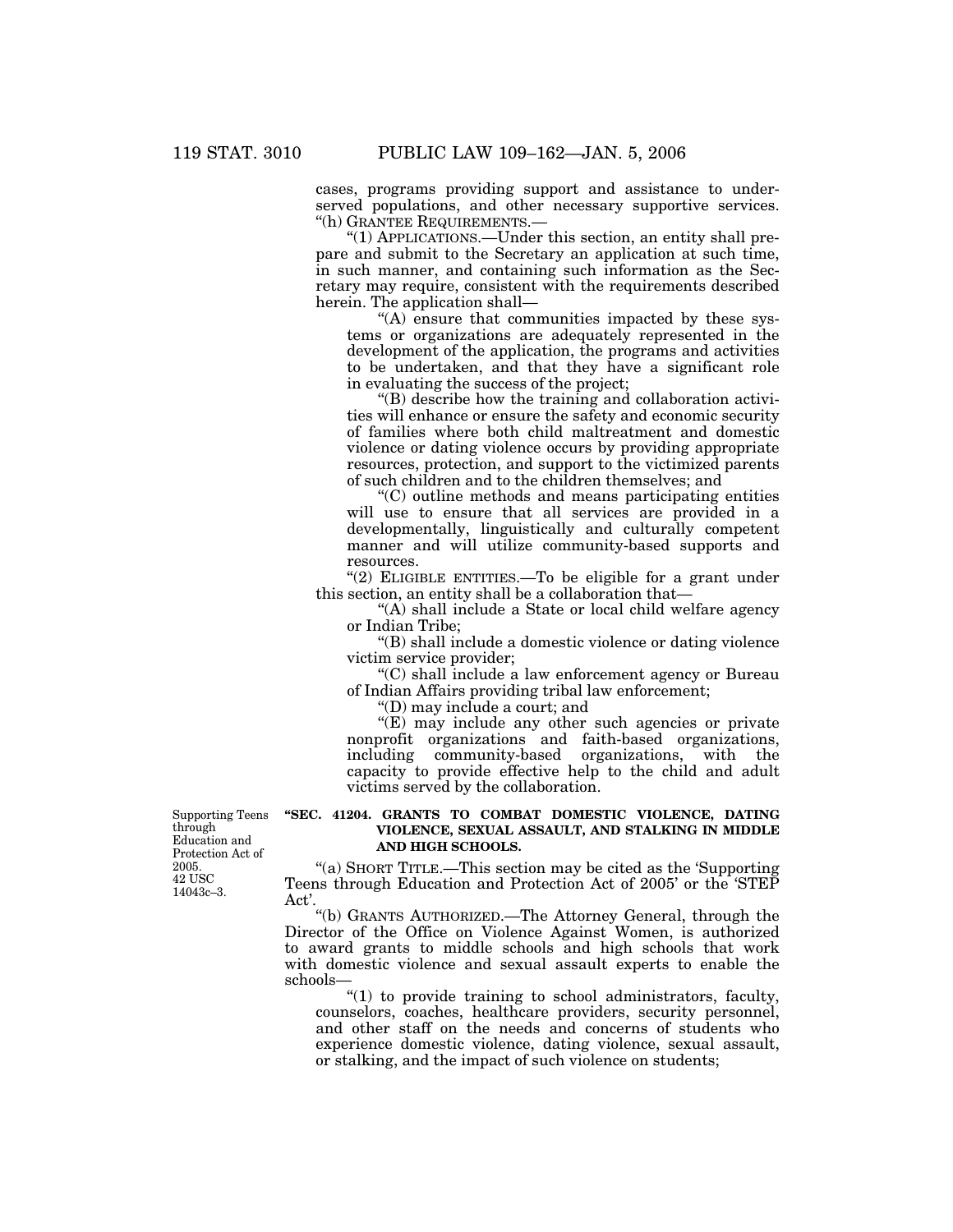cases, programs providing support and assistance to underserved populations, and other necessary supportive services.

"(h) GRANTEE REQUIREMENTS.—

"(1) APPLICATIONS.—Under this section, an entity shall prepare and submit to the Secretary an application at such time, in such manner, and containing such information as the Secretary may require, consistent with the requirements described herein. The application shall—

"(A) ensure that communities impacted by these systems or organizations are adequately represented in the development of the application, the programs and activities to be undertaken, and that they have a significant role in evaluating the success of the project;

"(B) describe how the training and collaboration activities will enhance or ensure the safety and economic security of families where both child maltreatment and domestic violence or dating violence occurs by providing appropriate resources, protection, and support to the victimized parents of such children and to the children themselves; and

"(C) outline methods and means participating entities will use to ensure that all services are provided in a developmentally, linguistically and culturally competent manner and will utilize community-based supports and resources.

"(2) ELIGIBLE ENTITIES.—To be eligible for a grant under this section, an entity shall be a collaboration that—

"(A) shall include a State or local child welfare agency or Indian Tribe;

"(B) shall include a domestic violence or dating violence victim service provider;

"(C) shall include a law enforcement agency or Bureau of Indian Affairs providing tribal law enforcement;

"(D) may include a court; and

"(E) may include any other such agencies or private nonprofit organizations and faith-based organizations, including community-based organizations, with the capacity to provide effective help to the child and adult victims served by the collaboration.

Supporting Teens through Education and Protection Act of 2005. 42 USC 14043c–3.

**"SEC. 41204. GRANTS TO COMBAT DOMESTIC VIOLENCE, DATING VIOLENCE, SEXUAL ASSAULT, AND STALKING IN MIDDLE AND HIGH SCHOOLS.**

"(a) SHORT TITLE.—This section may be cited as the 'Supporting Teens through Education and Protection Act of 2005' or the 'STEP Act'.

"(b) GRANTS AUTHORIZED.—The Attorney General, through the Director of the Office on Violence Against Women, is authorized to award grants to middle schools and high schools that work with domestic violence and sexual assault experts to enable the schools—

"(1) to provide training to school administrators, faculty, counselors, coaches, healthcare providers, security personnel, and other staff on the needs and concerns of students who experience domestic violence, dating violence, sexual assault, or stalking, and the impact of such violence on students;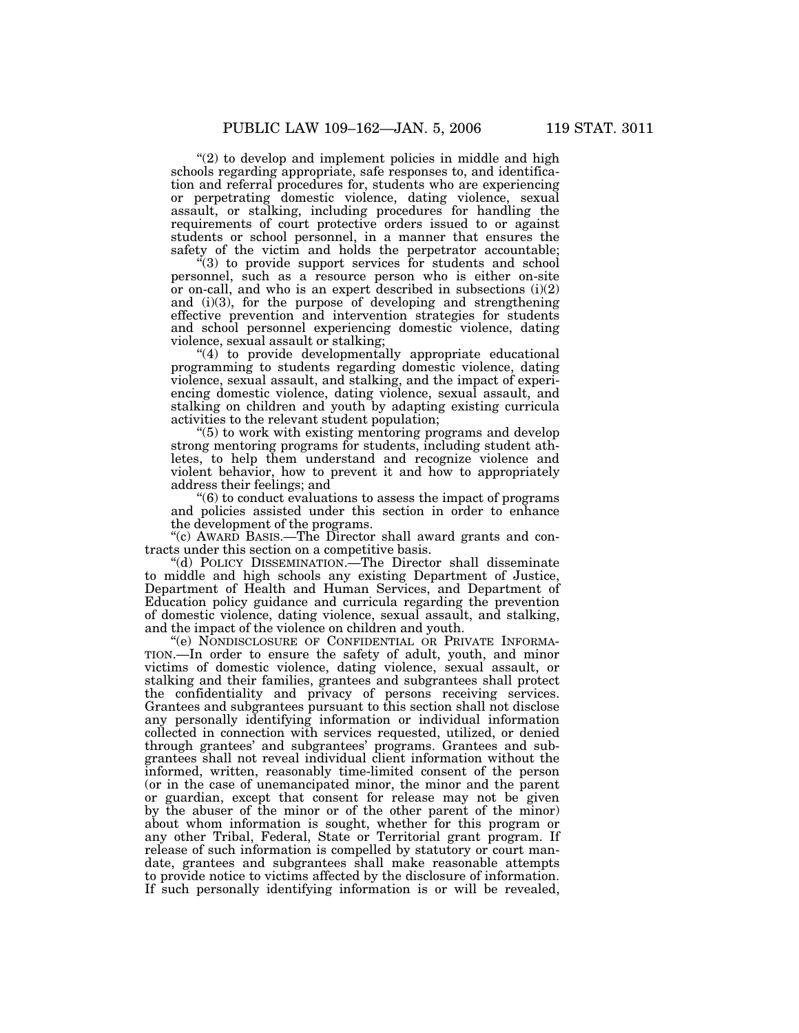"(2) to develop and implement policies in middle and high schools regarding appropriate, safe responses to, and identification and referral procedures for, students who are experiencing or perpetrating domestic violence, dating violence, sexual assault, or stalking, including procedures for handling the requirements of court protective orders issued to or against students or school personnel, in a manner that ensures the safety of the victim and holds the perpetrator accountable;

"(3) to provide support services for students and school personnel, such as a resource person who is either on-site or on-call, and who is an expert described in subsections (i)(2) and (i)(3), for the purpose of developing and strengthening effective prevention and intervention strategies for students and school personnel experiencing domestic violence, dating violence, sexual assault or stalking;

"(4) to provide developmentally appropriate educational programming to students regarding domestic violence, dating violence, sexual assault, and stalking, and the impact of experiencing domestic violence, dating violence, sexual assault, and stalking on children and youth by adapting existing curricula activities to the relevant student population;

"(5) to work with existing mentoring programs and develop strong mentoring programs for students, including student athletes, to help them understand and recognize violence and violent behavior, how to prevent it and how to appropriately address their feelings; and

"(6) to conduct evaluations to assess the impact of programs and policies assisted under this section in order to enhance the development of the programs.

"(c) AWARD BASIS.—The Director shall award grants and contracts under this section on a competitive basis.

"(d) POLICY DISSEMINATION.—The Director shall disseminate to middle and high schools any existing Department of Justice, Department of Health and Human Services, and Department of Education policy guidance and curricula regarding the prevention of domestic violence, dating violence, sexual assault, and stalking, and the impact of the violence on children and youth.

"(e) NONDISCLOSURE OF CONFIDENTIAL OR PRIVATE INFORMATION.—In order to ensure the safety of adult, youth, and minor victims of domestic violence, dating violence, sexual assault, or stalking and their families, grantees and subgrantees shall protect the confidentiality and privacy of persons receiving services. Grantees and subgrantees pursuant to this section shall not disclose any personally identifying information or individual information collected in connection with services requested, utilized, or denied through grantees' and subgrantees' programs. Grantees and subgrantees shall not reveal individual client information without the informed, written, reasonably time-limited consent of the person (or in the case of unemancipated minor, the minor and the parent or guardian, except that consent for release may not be given by the abuser of the minor or of the other parent of the minor) about whom information is sought, whether for this program or any other Tribal, Federal, State or Territorial grant program. If release of such information is compelled by statutory or court mandate, grantees and subgrantees shall make reasonable attempts to provide notice to victims affected by the disclosure of information. If such personally identifying information is or will be revealed,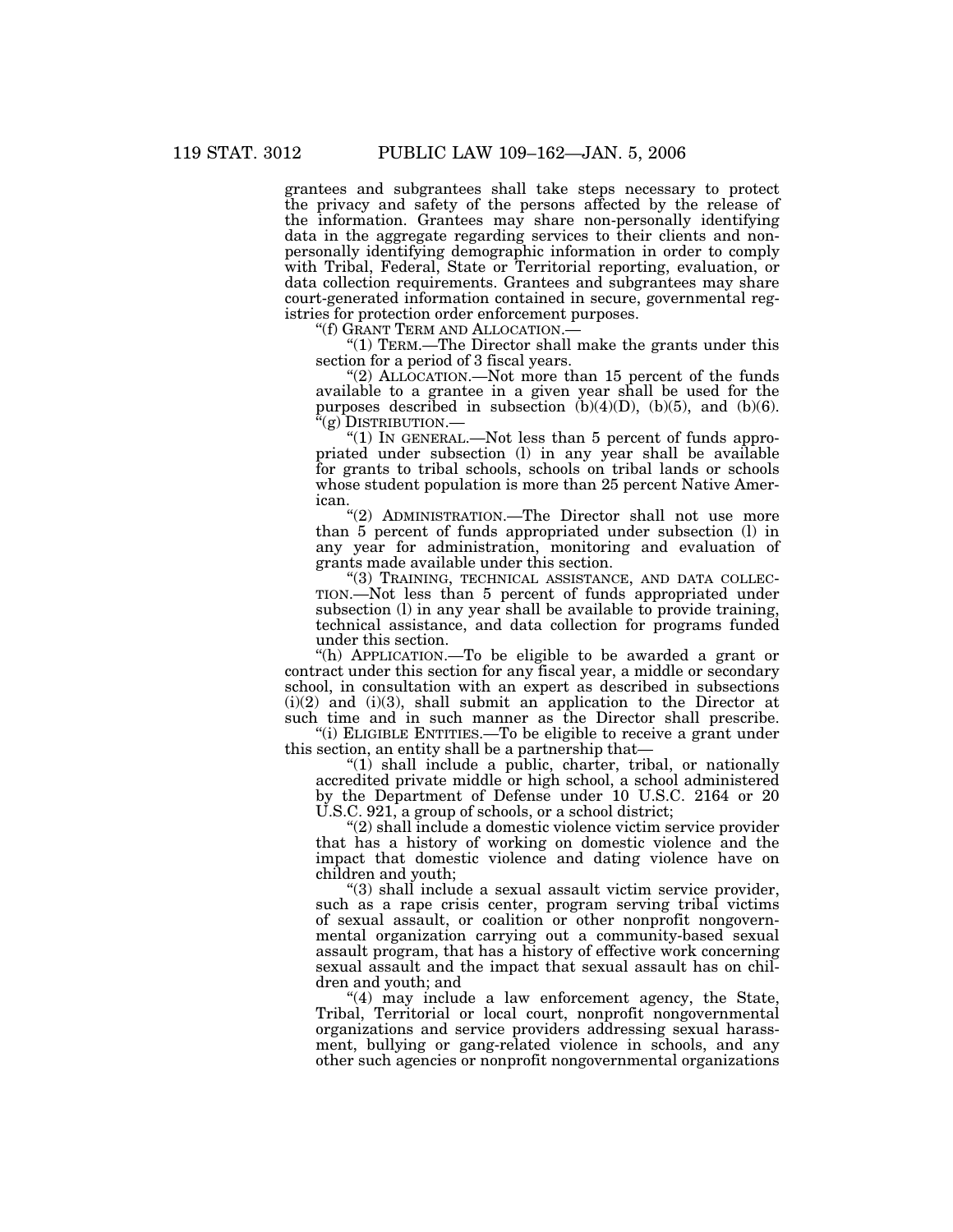grantees and subgrantees shall take steps necessary to protect the privacy and safety of the persons affected by the release of the information. Grantees may share non-personally identifying data in the aggregate regarding services to their clients and non-personally identifying demographic information in order to comply with Tribal, Federal, State or Territorial reporting, evaluation, or data collection requirements. Grantees and subgrantees may share court-generated information contained in secure, governmental registries for protection order enforcement purposes.

"(f) GRANT TERM AND ALLOCATION.—

"(1) TERM.—The Director shall make the grants under this section for a period of 3 fiscal years.

"(2) ALLOCATION.—Not more than 15 percent of the funds available to a grantee in a given year shall be used for the purposes described in subsection (b)(4)(D), (b)(5), and (b)(6).

"(g) DISTRIBUTION.—

"(1) IN GENERAL.—Not less than 5 percent of funds appropriated under subsection (l) in any year shall be available for grants to tribal schools, schools on tribal lands or schools whose student population is more than 25 percent Native American.

"(2) ADMINISTRATION.—The Director shall not use more than 5 percent of funds appropriated under subsection (l) in any year for administration, monitoring and evaluation of grants made available under this section.

"(3) TRAINING, TECHNICAL ASSISTANCE, AND DATA COLLECTION.—Not less than 5 percent of funds appropriated under subsection (l) in any year shall be available to provide training, technical assistance, and data collection for programs funded under this section.

"(h) APPLICATION.—To be eligible to be awarded a grant or contract under this section for any fiscal year, a middle or secondary school, in consultation with an expert as described in subsections (i)(2) and (i)(3), shall submit an application to the Director at such time and in such manner as the Director shall prescribe.

"(i) ELIGIBLE ENTITIES.—To be eligible to receive a grant under this section, an entity shall be a partnership that—

"(1) shall include a public, charter, tribal, or nationally accredited private middle or high school, a school administered by the Department of Defense under 10 U.S.C. 2164 or 20 U.S.C. 921, a group of schools, or a school district;

"(2) shall include a domestic violence victim service provider that has a history of working on domestic violence and the impact that domestic violence and dating violence have on children and youth;

"(3) shall include a sexual assault victim service provider, such as a rape crisis center, program serving tribal victims of sexual assault, or coalition or other nonprofit nongovernmental organization carrying out a community-based sexual assault program, that has a history of effective work concerning sexual assault and the impact that sexual assault has on children and youth; and

"(4) may include a law enforcement agency, the State, Tribal, Territorial or local court, nonprofit nongovernmental organizations and service providers addressing sexual harassment, bullying or gang-related violence in schools, and any other such agencies or nonprofit nongovernmental organizations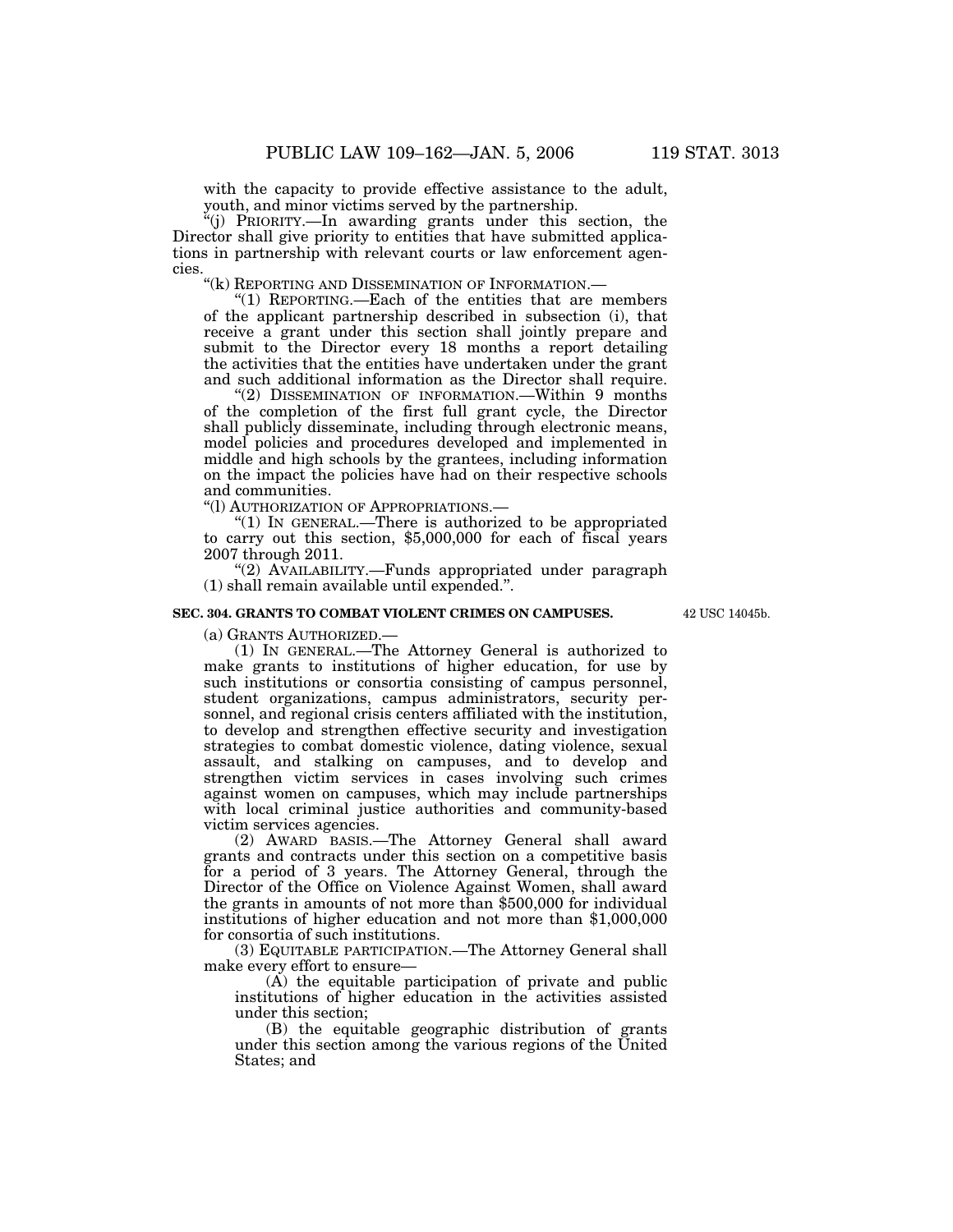with the capacity to provide effective assistance to the adult, youth, and minor victims served by the partnership.

"(j) PRIORITY.—In awarding grants under this section, the Director shall give priority to entities that have submitted applications in partnership with relevant courts or law enforcement agencies.

"(k) REPORTING AND DISSEMINATION OF INFORMATION.—

"(1) REPORTING.—Each of the entities that are members of the applicant partnership described in subsection (i), that receive a grant under this section shall jointly prepare and submit to the Director every 18 months a report detailing the activities that the entities have undertaken under the grant and such additional information as the Director shall require.

"(2) DISSEMINATION OF INFORMATION.—Within 9 months of the completion of the first full grant cycle, the Director shall publicly disseminate, including through electronic means, model policies and procedures developed and implemented in middle and high schools by the grantees, including information on the impact the policies have had on their respective schools and communities.

"(l) AUTHORIZATION OF APPROPRIATIONS.—

"(1) IN GENERAL.—There is authorized to be appropriated to carry out this section, $5,000,000 for each of fiscal years 2007 through 2011.

"(2) AVAILABILITY.—Funds appropriated under paragraph (1) shall remain available until expended.".

**SEC. 304. GRANTS TO COMBAT VIOLENT CRIMES ON CAMPUSES.**

42 USC 14045b.

(a) GRANTS AUTHORIZED.—

(1) IN GENERAL.—The Attorney General is authorized to make grants to institutions of higher education, for use by such institutions or consortia consisting of campus personnel, student organizations, campus administrators, security personnel, and regional crisis centers affiliated with the institution, to develop and strengthen effective security and investigation strategies to combat domestic violence, dating violence, sexual assault, and stalking on campuses, and to develop and strengthen victim services in cases involving such crimes against women on campuses, which may include partnerships with local criminal justice authorities and community-based victim services agencies.

(2) AWARD BASIS.—The Attorney General shall award grants and contracts under this section on a competitive basis for a period of 3 years. The Attorney General, through the Director of the Office on Violence Against Women, shall award the grants in amounts of not more than $500,000 for individual institutions of higher education and not more than $1,000,000 for consortia of such institutions.

(3) EQUITABLE PARTICIPATION.—The Attorney General shall make every effort to ensure—

(A) the equitable participation of private and public institutions of higher education in the activities assisted under this section;

(B) the equitable geographic distribution of grants under this section among the various regions of the United States; and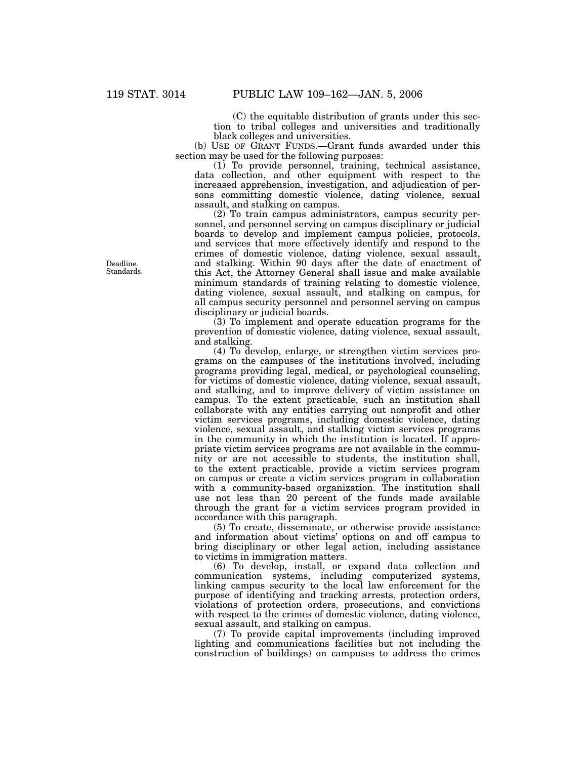(C) the equitable distribution of grants under this section to tribal colleges and universities and traditionally black colleges and universities.

(b) USE OF GRANT FUNDS.—Grant funds awarded under this section may be used for the following purposes:

(1) To provide personnel, training, technical assistance, data collection, and other equipment with respect to the increased apprehension, investigation, and adjudication of persons committing domestic violence, dating violence, sexual assault, and stalking on campus.

(2) To train campus administrators, campus security personnel, and personnel serving on campus disciplinary or judicial boards to develop and implement campus policies, protocols, and services that more effectively identify and respond to the crimes of domestic violence, dating violence, sexual assault, and stalking. Within 90 days after the date of enactment of this Act, the Attorney General shall issue and make available minimum standards of training relating to domestic violence, dating violence, sexual assault, and stalking on campus, for all campus security personnel and personnel serving on campus disciplinary or judicial boards.

Deadline.
Standards.

(3) To implement and operate education programs for the prevention of domestic violence, dating violence, sexual assault, and stalking.

(4) To develop, enlarge, or strengthen victim services programs on the campuses of the institutions involved, including programs providing legal, medical, or psychological counseling, for victims of domestic violence, dating violence, sexual assault, and stalking, and to improve delivery of victim assistance on campus. To the extent practicable, such an institution shall collaborate with any entities carrying out nonprofit and other victim services programs, including domestic violence, dating violence, sexual assault, and stalking victim services programs in the community in which the institution is located. If appropriate victim services programs are not available in the community or are not accessible to students, the institution shall, to the extent practicable, provide a victim services program on campus or create a victim services program in collaboration with a community-based organization. The institution shall use not less than 20 percent of the funds made available through the grant for a victim services program provided in accordance with this paragraph.

(5) To create, disseminate, or otherwise provide assistance and information about victims' options on and off campus to bring disciplinary or other legal action, including assistance to victims in immigration matters.

(6) To develop, install, or expand data collection and communication systems, including computerized systems, linking campus security to the local law enforcement for the purpose of identifying and tracking arrests, protection orders, violations of protection orders, prosecutions, and convictions with respect to the crimes of domestic violence, dating violence, sexual assault, and stalking on campus.

(7) To provide capital improvements (including improved lighting and communications facilities but not including the construction of buildings) on campuses to address the crimes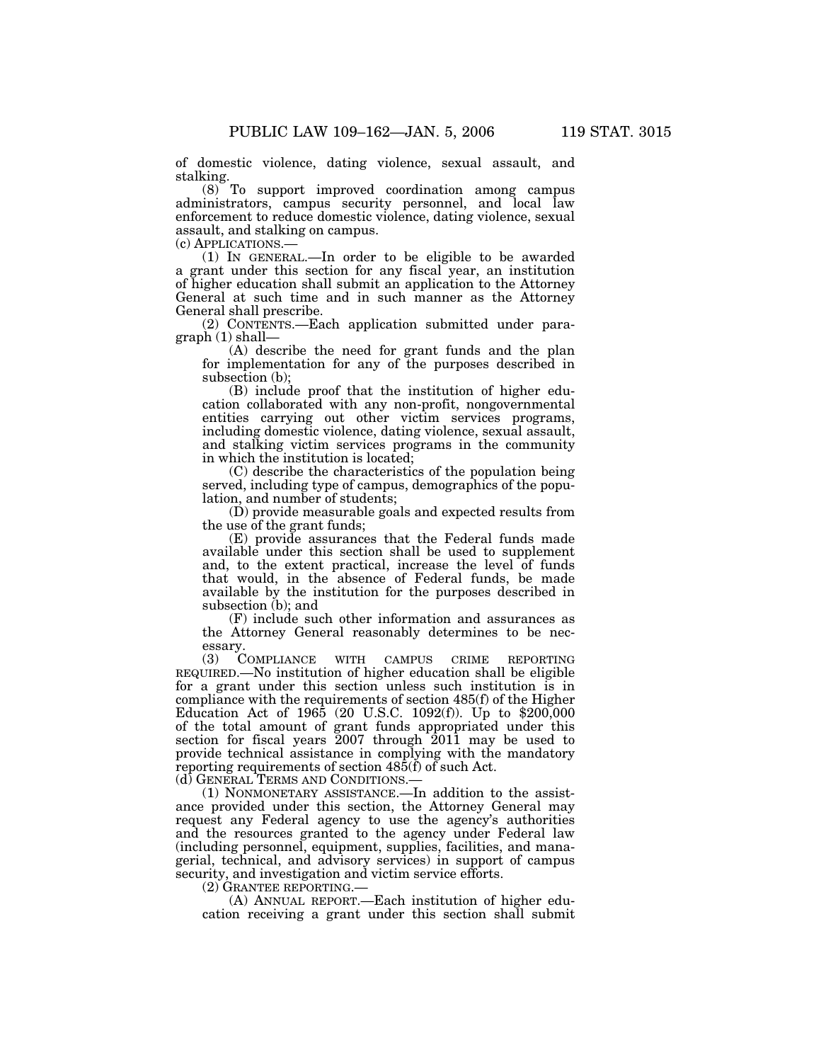of domestic violence, dating violence, sexual assault, and stalking.

(8) To support improved coordination among campus administrators, campus security personnel, and local law enforcement to reduce domestic violence, dating violence, sexual assault, and stalking on campus.

(c) APPLICATIONS.—

(1) IN GENERAL.—In order to be eligible to be awarded a grant under this section for any fiscal year, an institution of higher education shall submit an application to the Attorney General at such time and in such manner as the Attorney General shall prescribe.

(2) CONTENTS.—Each application submitted under paragraph (1) shall—

(A) describe the need for grant funds and the plan for implementation for any of the purposes described in subsection (b);

(B) include proof that the institution of higher education collaborated with any non-profit, nongovernmental entities carrying out other victim services programs, including domestic violence, dating violence, sexual assault, and stalking victim services programs in the community in which the institution is located;

(C) describe the characteristics of the population being served, including type of campus, demographics of the population, and number of students;

(D) provide measurable goals and expected results from the use of the grant funds;

(E) provide assurances that the Federal funds made available under this section shall be used to supplement and, to the extent practical, increase the level of funds that would, in the absence of Federal funds, be made available by the institution for the purposes described in subsection (b); and

(F) include such other information and assurances as the Attorney General reasonably determines to be necessary.

(3) COMPLIANCE WITH CAMPUS CRIME REPORTING REQUIRED.—No institution of higher education shall be eligible for a grant under this section unless such institution is in compliance with the requirements of section 485(f) of the Higher Education Act of 1965 (20 U.S.C. 1092(f)). Up to $200,000 of the total amount of grant funds appropriated under this section for fiscal years 2007 through 2011 may be used to provide technical assistance in complying with the mandatory reporting requirements of section 485(f) of such Act.

(d) GENERAL TERMS AND CONDITIONS.—

(1) NONMONETARY ASSISTANCE.—In addition to the assistance provided under this section, the Attorney General may request any Federal agency to use the agency's authorities and the resources granted to the agency under Federal law (including personnel, equipment, supplies, facilities, and managerial, technical, and advisory services) in support of campus security, and investigation and victim service efforts.

(2) GRANTEE REPORTING.—

(A) ANNUAL REPORT.—Each institution of higher education receiving a grant under this section shall submit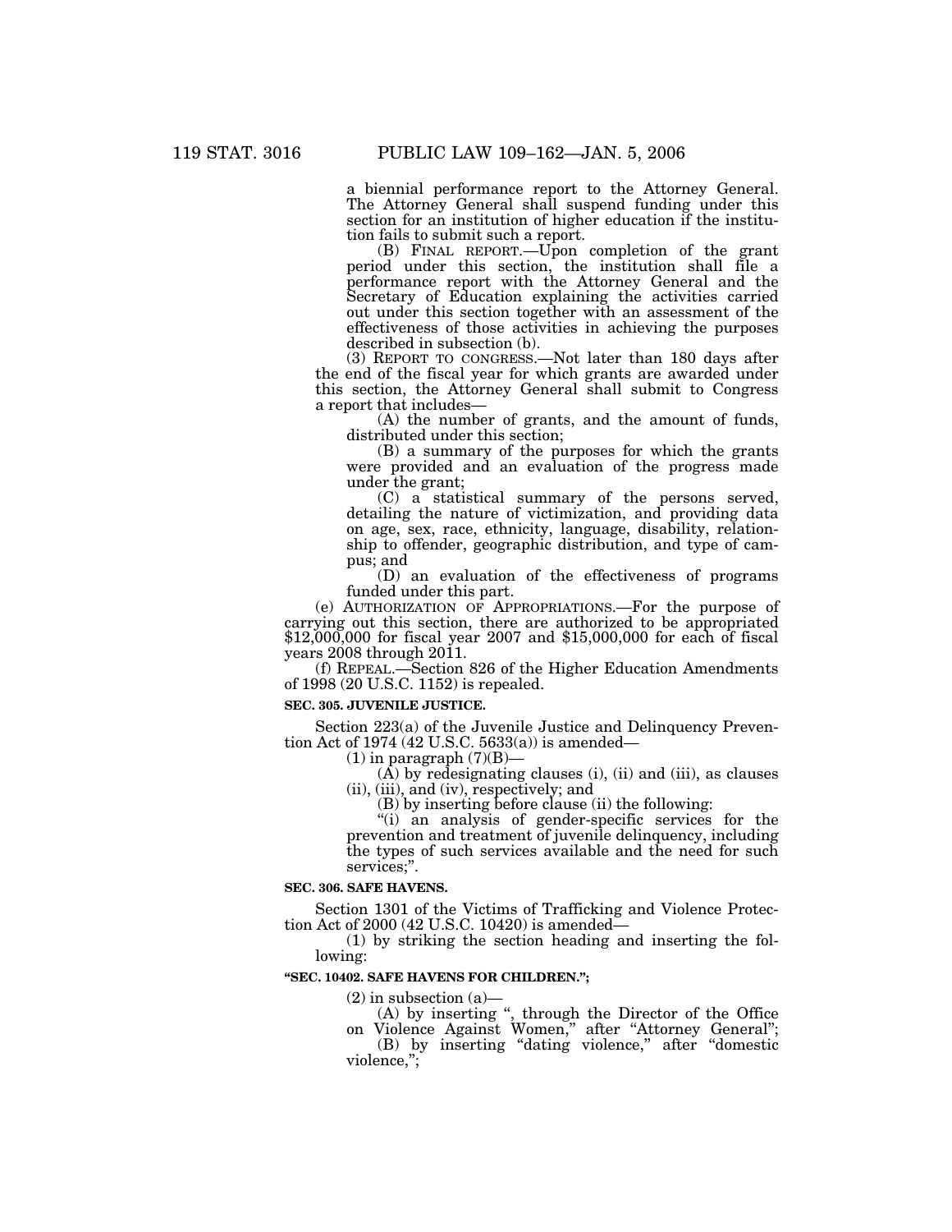a biennial performance report to the Attorney General. The Attorney General shall suspend funding under this section for an institution of higher education if the institution fails to submit such a report.

(B) FINAL REPORT.—Upon completion of the grant period under this section, the institution shall file a performance report with the Attorney General and the Secretary of Education explaining the activities carried out under this section together with an assessment of the effectiveness of those activities in achieving the purposes described in subsection (b).

(3) REPORT TO CONGRESS.—Not later than 180 days after the end of the fiscal year for which grants are awarded under this section, the Attorney General shall submit to Congress a report that includes—

(A) the number of grants, and the amount of funds, distributed under this section;

(B) a summary of the purposes for which the grants were provided and an evaluation of the progress made under the grant;

(C) a statistical summary of the persons served, detailing the nature of victimization, and providing data on age, sex, race, ethnicity, language, disability, relationship to offender, geographic distribution, and type of campus; and

(D) an evaluation of the effectiveness of programs funded under this part.

(e) AUTHORIZATION OF APPROPRIATIONS.—For the purpose of carrying out this section, there are authorized to be appropriated $12,000,000 for fiscal year 2007 and $15,000,000 for each of fiscal years 2008 through 2011.

(f) REPEAL.—Section 826 of the Higher Education Amendments of 1998 (20 U.S.C. 1152) is repealed.

**SEC. 305. JUVENILE JUSTICE.**

Section 223(a) of the Juvenile Justice and Delinquency Prevention Act of 1974 (42 U.S.C. 5633(a)) is amended—

(1) in paragraph (7)(B)—

(A) by redesignating clauses (i), (ii) and (iii), as clauses (ii), (iii), and (iv), respectively; and

(B) by inserting before clause (ii) the following:

"(i) an analysis of gender-specific services for the prevention and treatment of juvenile delinquency, including the types of such services available and the need for such services;".

**SEC. 306. SAFE HAVENS.**

Section 1301 of the Victims of Trafficking and Violence Protection Act of 2000 (42 U.S.C. 10420) is amended—

(1) by striking the section heading and inserting the following:

**"SEC. 10402. SAFE HAVENS FOR CHILDREN.";**

(2) in subsection (a)—

(A) by inserting ", through the Director of the Office on Violence Against Women," after "Attorney General";

(B) by inserting "dating violence," after "domestic violence,";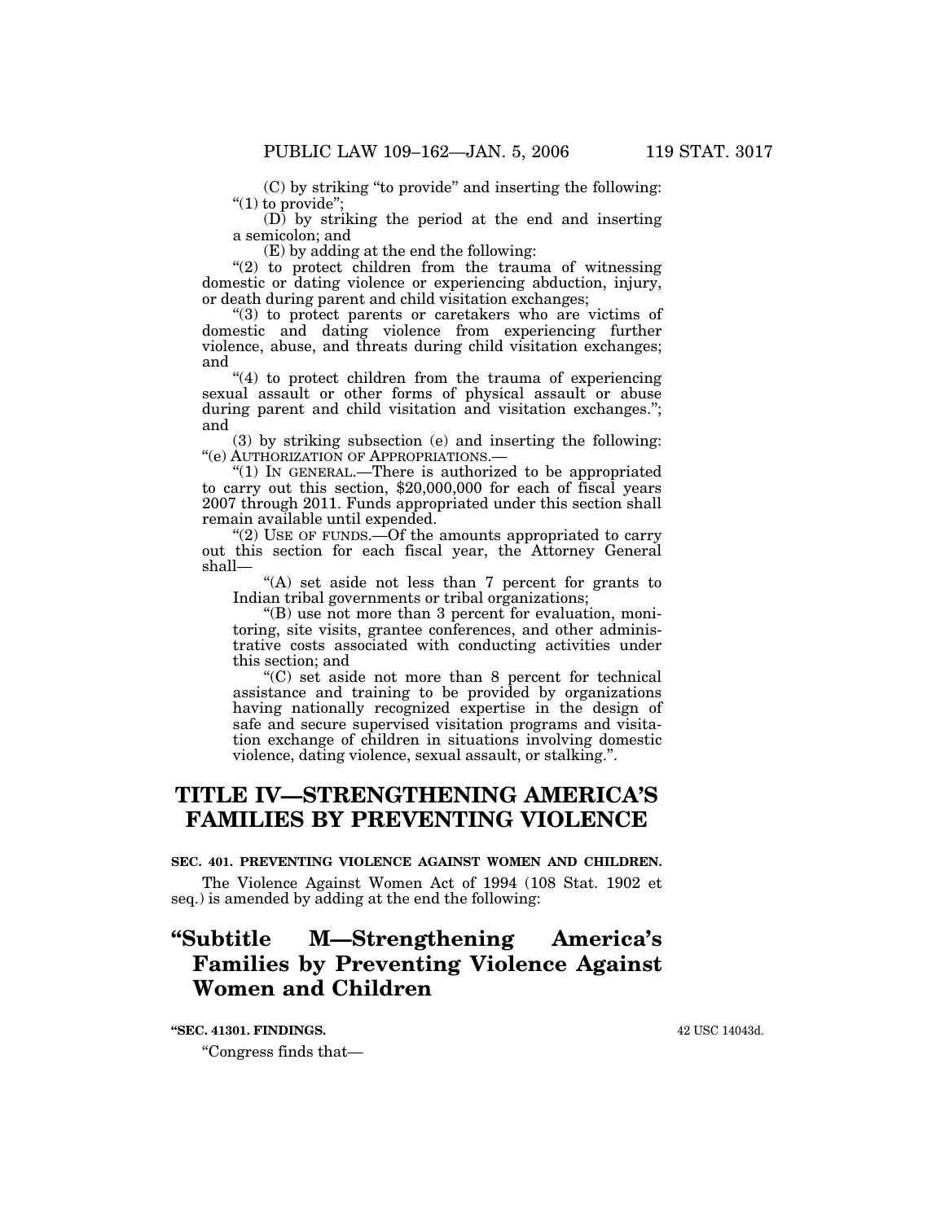(C) by striking "to provide" and inserting the following: "(1) to provide";

(D) by striking the period at the end and inserting a semicolon; and

(E) by adding at the end the following:

"(2) to protect children from the trauma of witnessing domestic or dating violence or experiencing abduction, injury, or death during parent and child visitation exchanges;

"(3) to protect parents or caretakers who are victims of domestic and dating violence from experiencing further violence, abuse, and threats during child visitation exchanges; and

"(4) to protect children from the trauma of experiencing sexual assault or other forms of physical assault or abuse during parent and child visitation and visitation exchanges."; and

(3) by striking subsection (e) and inserting the following:

"(e) AUTHORIZATION OF APPROPRIATIONS.—

"(1) IN GENERAL.—There is authorized to be appropriated to carry out this section, $20,000,000 for each of fiscal years 2007 through 2011. Funds appropriated under this section shall remain available until expended.

"(2) USE OF FUNDS.—Of the amounts appropriated to carry out this section for each fiscal year, the Attorney General shall—

"(A) set aside not less than 7 percent for grants to Indian tribal governments or tribal organizations;

"(B) use not more than 3 percent for evaluation, monitoring, site visits, grantee conferences, and other administrative costs associated with conducting activities under this section; and

"(C) set aside not more than 8 percent for technical assistance and training to be provided by organizations having nationally recognized expertise in the design of safe and secure supervised visitation programs and visitation exchange of children in situations involving domestic violence, dating violence, sexual assault, or stalking.".

# TITLE IV—STRENGTHENING AMERICA'S FAMILIES BY PREVENTING VIOLENCE

**SEC. 401. PREVENTING VIOLENCE AGAINST WOMEN AND CHILDREN.**

The Violence Against Women Act of 1994 (108 Stat. 1902 et seq.) is amended by adding at the end the following:

# "Subtitle M—Strengthening America's Families by Preventing Violence Against Women and Children

**"SEC. 41301. FINDINGS.**

42 USC 14043d.

"Congress finds that—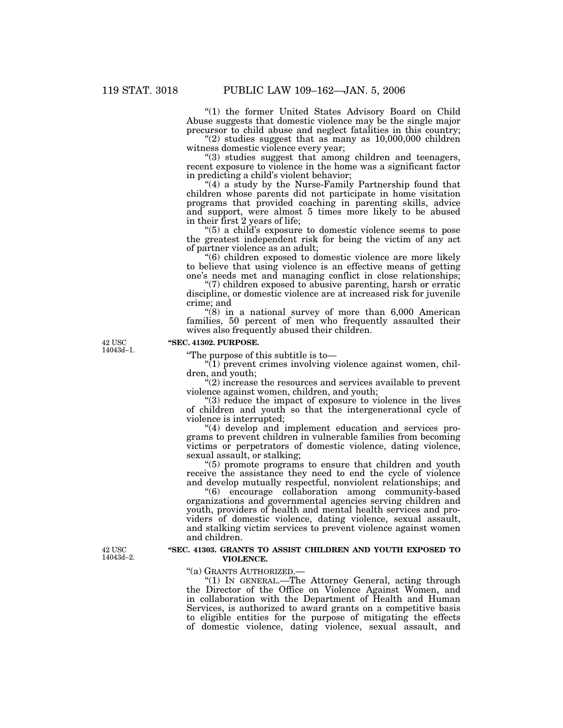"(1) the former United States Advisory Board on Child Abuse suggests that domestic violence may be the single major precursor to child abuse and neglect fatalities in this country;

"(2) studies suggest that as many as 10,000,000 children witness domestic violence every year;

"(3) studies suggest that among children and teenagers, recent exposure to violence in the home was a significant factor in predicting a child's violent behavior;

"(4) a study by the Nurse-Family Partnership found that children whose parents did not participate in home visitation programs that provided coaching in parenting skills, advice and support, were almost 5 times more likely to be abused in their first 2 years of life;

"(5) a child's exposure to domestic violence seems to pose the greatest independent risk for being the victim of any act of partner violence as an adult;

"(6) children exposed to domestic violence are more likely to believe that using violence is an effective means of getting one's needs met and managing conflict in close relationships;

"(7) children exposed to abusive parenting, harsh or erratic discipline, or domestic violence are at increased risk for juvenile crime; and

"(8) in a national survey of more than 6,000 American families, 50 percent of men who frequently assaulted their wives also frequently abused their children.

42 USC 14043d–1.

**"SEC. 41302. PURPOSE.**

"The purpose of this subtitle is to—

"(1) prevent crimes involving violence against women, children, and youth;

"(2) increase the resources and services available to prevent violence against women, children, and youth;

"(3) reduce the impact of exposure to violence in the lives of children and youth so that the intergenerational cycle of violence is interrupted;

"(4) develop and implement education and services programs to prevent children in vulnerable families from becoming victims or perpetrators of domestic violence, dating violence, sexual assault, or stalking;

"(5) promote programs to ensure that children and youth receive the assistance they need to end the cycle of violence and develop mutually respectful, nonviolent relationships; and

"(6) encourage collaboration among community-based organizations and governmental agencies serving children and youth, providers of health and mental health services and providers of domestic violence, dating violence, sexual assault, and stalking victim services to prevent violence against women and children.

42 USC 14043d–2.

**"SEC. 41303. GRANTS TO ASSIST CHILDREN AND YOUTH EXPOSED TO VIOLENCE.**

"(a) GRANTS AUTHORIZED.—

"(1) IN GENERAL.—The Attorney General, acting through the Director of the Office on Violence Against Women, and in collaboration with the Department of Health and Human Services, is authorized to award grants on a competitive basis to eligible entities for the purpose of mitigating the effects of domestic violence, dating violence, sexual assault, and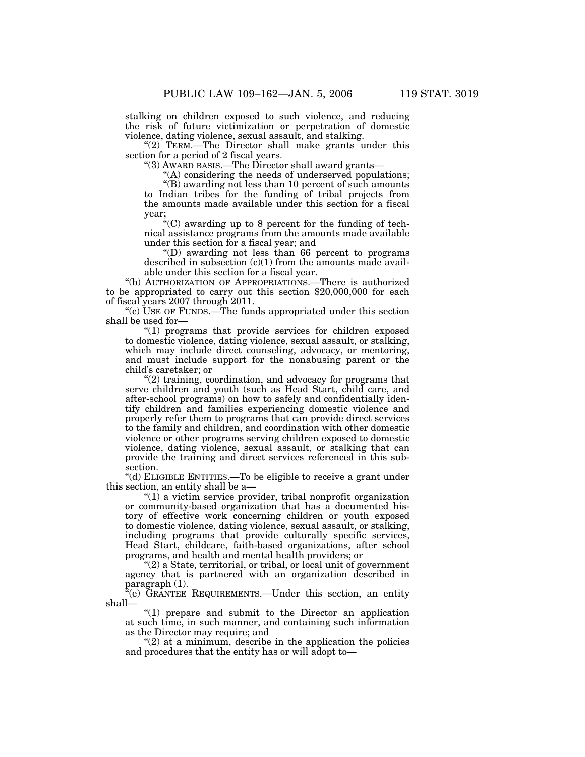stalking on children exposed to such violence, and reducing the risk of future victimization or perpetration of domestic violence, dating violence, sexual assault, and stalking.

"(2) TERM.—The Director shall make grants under this section for a period of 2 fiscal years.

"(3) AWARD BASIS.—The Director shall award grants—

"(A) considering the needs of underserved populations;

"(B) awarding not less than 10 percent of such amounts to Indian tribes for the funding of tribal projects from the amounts made available under this section for a fiscal year;

"(C) awarding up to 8 percent for the funding of technical assistance programs from the amounts made available under this section for a fiscal year; and

"(D) awarding not less than 66 percent to programs described in subsection (c)(1) from the amounts made available under this section for a fiscal year.

"(b) AUTHORIZATION OF APPROPRIATIONS.—There is authorized to be appropriated to carry out this section $20,000,000 for each of fiscal years 2007 through 2011.

"(c) USE OF FUNDS.—The funds appropriated under this section shall be used for—

"(1) programs that provide services for children exposed to domestic violence, dating violence, sexual assault, or stalking, which may include direct counseling, advocacy, or mentoring, and must include support for the nonabusing parent or the child's caretaker; or

"(2) training, coordination, and advocacy for programs that serve children and youth (such as Head Start, child care, and after-school programs) on how to safely and confidentially identify children and families experiencing domestic violence and properly refer them to programs that can provide direct services to the family and children, and coordination with other domestic violence or other programs serving children exposed to domestic violence, dating violence, sexual assault, or stalking that can provide the training and direct services referenced in this subsection.

"(d) ELIGIBLE ENTITIES.—To be eligible to receive a grant under this section, an entity shall be a—

"(1) a victim service provider, tribal nonprofit organization or community-based organization that has a documented history of effective work concerning children or youth exposed to domestic violence, dating violence, sexual assault, or stalking, including programs that provide culturally specific services, Head Start, childcare, faith-based organizations, after school programs, and health and mental health providers; or

"(2) a State, territorial, or tribal, or local unit of government agency that is partnered with an organization described in paragraph (1).

"(e) GRANTEE REQUIREMENTS.—Under this section, an entity shall—

"(1) prepare and submit to the Director an application at such time, in such manner, and containing such information as the Director may require; and

"(2) at a minimum, describe in the application the policies and procedures that the entity has or will adopt to—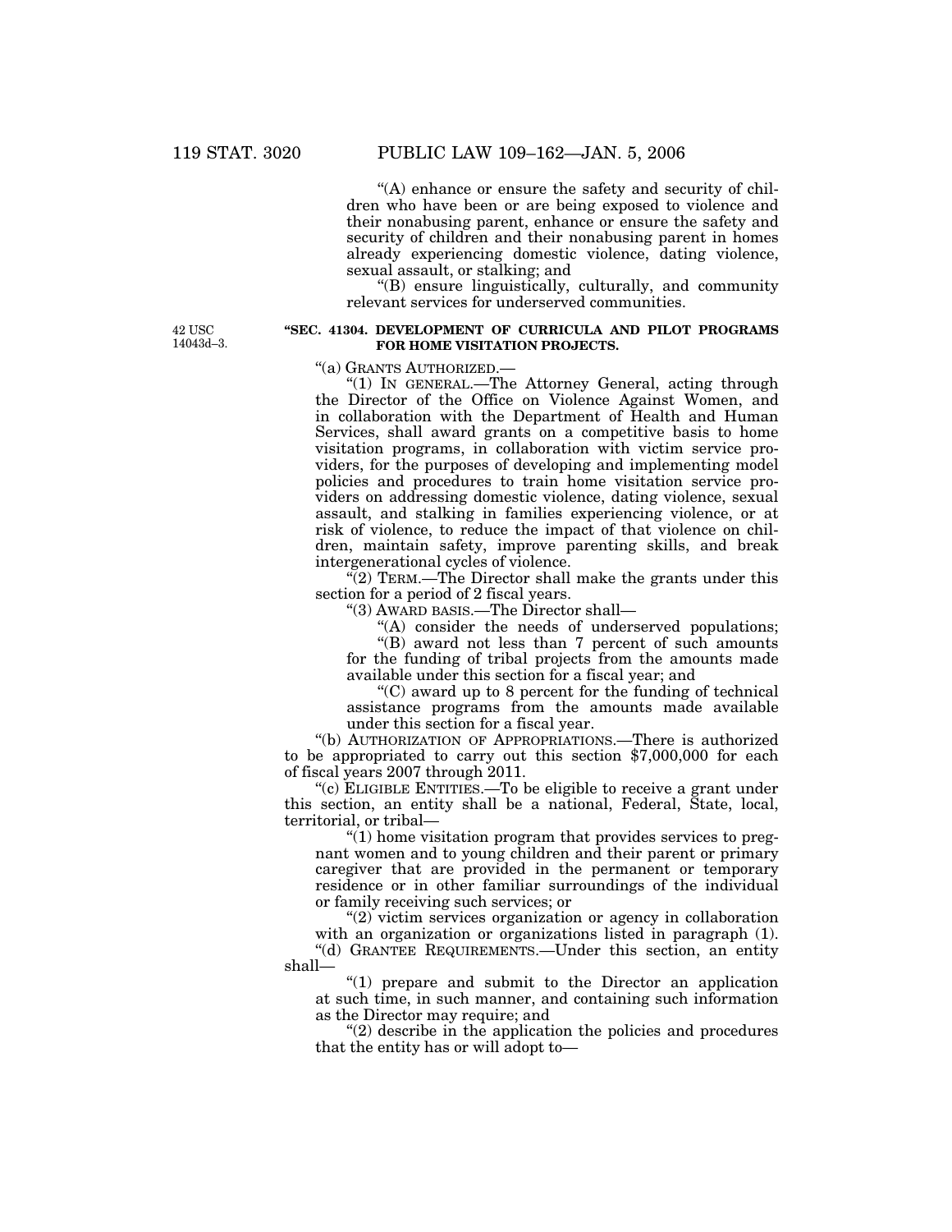"(A) enhance or ensure the safety and security of children who have been or are being exposed to violence and their nonabusing parent, enhance or ensure the safety and security of children and their nonabusing parent in homes already experiencing domestic violence, dating violence, sexual assault, or stalking; and

"(B) ensure linguistically, culturally, and community relevant services for underserved communities.

42 USC 14043d–3.

## "SEC. 41304. DEVELOPMENT OF CURRICULA AND PILOT PROGRAMS FOR HOME VISITATION PROJECTS.

"(a) GRANTS AUTHORIZED.—

"(1) IN GENERAL.—The Attorney General, acting through the Director of the Office on Violence Against Women, and in collaboration with the Department of Health and Human Services, shall award grants on a competitive basis to home visitation programs, in collaboration with victim service providers, for the purposes of developing and implementing model policies and procedures to train home visitation service providers on addressing domestic violence, dating violence, sexual assault, and stalking in families experiencing violence, or at risk of violence, to reduce the impact of that violence on children, maintain safety, improve parenting skills, and break intergenerational cycles of violence.

"(2) TERM.—The Director shall make the grants under this section for a period of 2 fiscal years.

"(3) AWARD BASIS.—The Director shall—

"(A) consider the needs of underserved populations;

"(B) award not less than 7 percent of such amounts for the funding of tribal projects from the amounts made available under this section for a fiscal year; and

"(C) award up to 8 percent for the funding of technical assistance programs from the amounts made available under this section for a fiscal year.

"(b) AUTHORIZATION OF APPROPRIATIONS.—There is authorized to be appropriated to carry out this section $7,000,000 for each of fiscal years 2007 through 2011.

"(c) ELIGIBLE ENTITIES.—To be eligible to receive a grant under this section, an entity shall be a national, Federal, State, local, territorial, or tribal—

"(1) home visitation program that provides services to pregnant women and to young children and their parent or primary caregiver that are provided in the permanent or temporary residence or in other familiar surroundings of the individual or family receiving such services; or

"(2) victim services organization or agency in collaboration with an organization or organizations listed in paragraph (1).

"(d) GRANTEE REQUIREMENTS.—Under this section, an entity shall—

"(1) prepare and submit to the Director an application at such time, in such manner, and containing such information as the Director may require; and

"(2) describe in the application the policies and procedures that the entity has or will adopt to—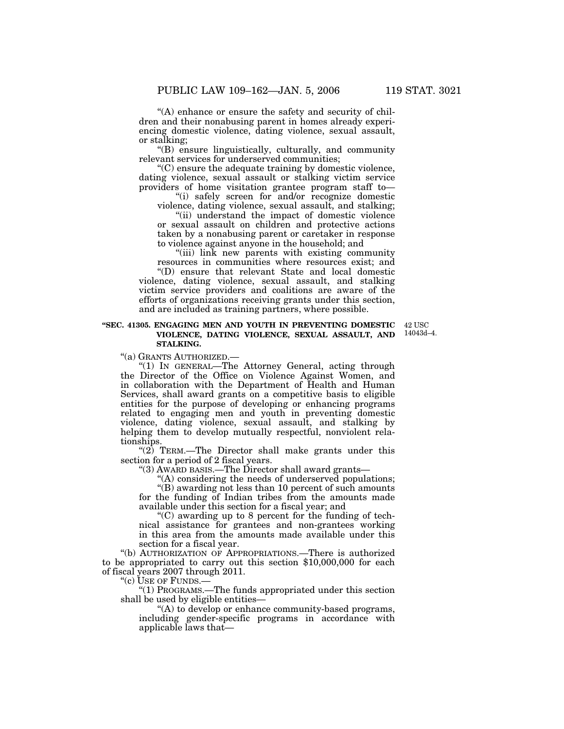"(A) enhance or ensure the safety and security of children and their nonabusing parent in homes already experiencing domestic violence, dating violence, sexual assault, or stalking;

"(B) ensure linguistically, culturally, and community relevant services for underserved communities;

"(C) ensure the adequate training by domestic violence, dating violence, sexual assault or stalking victim service providers of home visitation grantee program staff to—

"(i) safely screen for and/or recognize domestic violence, dating violence, sexual assault, and stalking;

"(ii) understand the impact of domestic violence or sexual assault on children and protective actions taken by a nonabusing parent or caretaker in response to violence against anyone in the household; and

"(iii) link new parents with existing community resources in communities where resources exist; and

"(D) ensure that relevant State and local domestic violence, dating violence, sexual assault, and stalking victim service providers and coalitions are aware of the efforts of organizations receiving grants under this section, and are included as training partners, where possible.

**"SEC. 41305. ENGAGING MEN AND YOUTH IN PREVENTING DOMESTIC VIOLENCE, DATING VIOLENCE, SEXUAL ASSAULT, AND STALKING.**

42 USC 14043d–4.

"(a) GRANTS AUTHORIZED.—

"(1) IN GENERAL—The Attorney General, acting through the Director of the Office on Violence Against Women, and in collaboration with the Department of Health and Human Services, shall award grants on a competitive basis to eligible entities for the purpose of developing or enhancing programs related to engaging men and youth in preventing domestic violence, dating violence, sexual assault, and stalking by helping them to develop mutually respectful, nonviolent relationships.

"(2) TERM.—The Director shall make grants under this section for a period of 2 fiscal years.

"(3) AWARD BASIS.—The Director shall award grants—

"(A) considering the needs of underserved populations;

"(B) awarding not less than 10 percent of such amounts for the funding of Indian tribes from the amounts made available under this section for a fiscal year; and

"(C) awarding up to 8 percent for the funding of technical assistance for grantees and non-grantees working in this area from the amounts made available under this section for a fiscal year.

"(b) AUTHORIZATION OF APPROPRIATIONS.—There is authorized to be appropriated to carry out this section $10,000,000 for each of fiscal years 2007 through 2011.

"(c) USE OF FUNDS.—

"(1) PROGRAMS.—The funds appropriated under this section shall be used by eligible entities—

"(A) to develop or enhance community-based programs, including gender-specific programs in accordance with applicable laws that—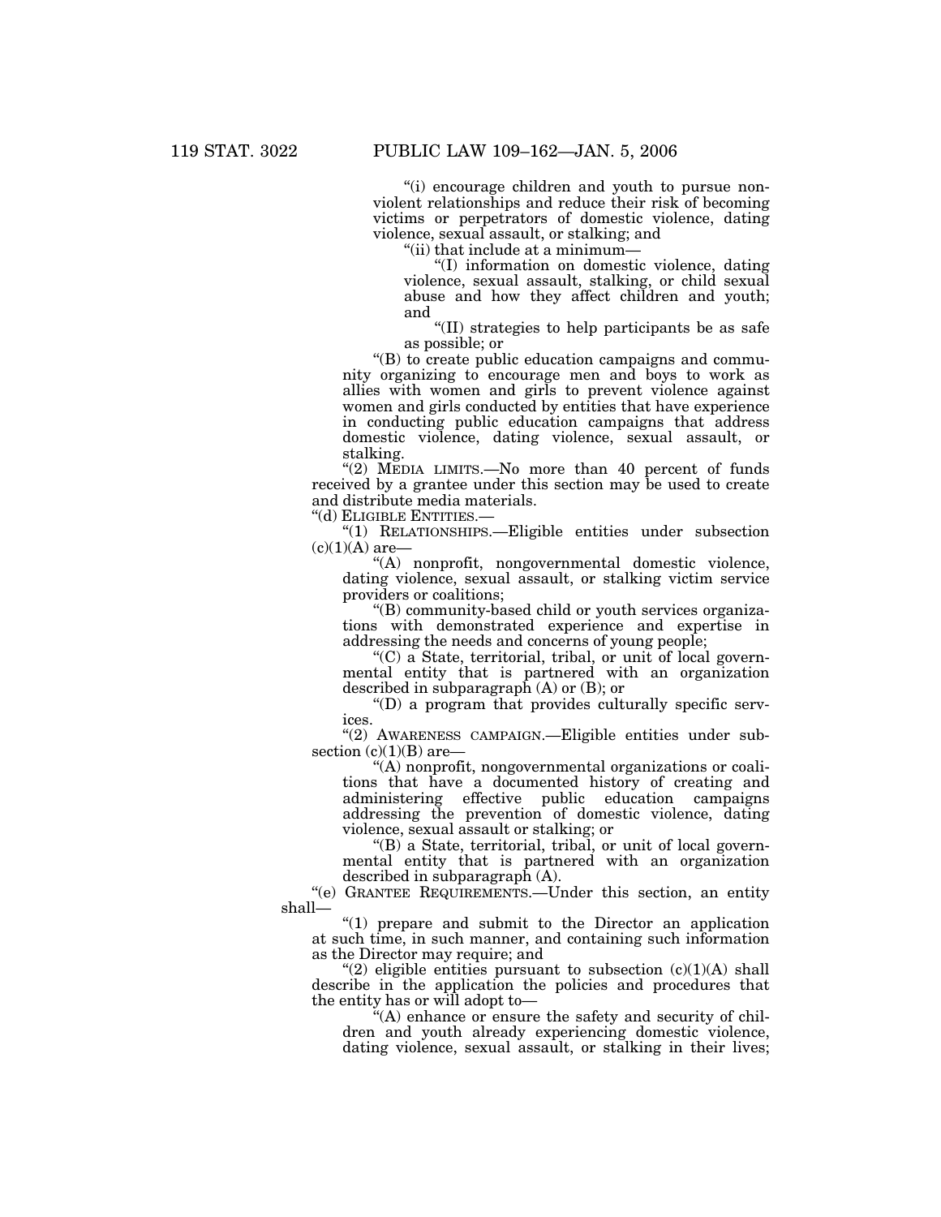"(i) encourage children and youth to pursue nonviolent relationships and reduce their risk of becoming victims or perpetrators of domestic violence, dating violence, sexual assault, or stalking; and

"(ii) that include at a minimum—

"(I) information on domestic violence, dating violence, sexual assault, stalking, or child sexual abuse and how they affect children and youth; and

"(II) strategies to help participants be as safe as possible; or

"(B) to create public education campaigns and community organizing to encourage men and boys to work as allies with women and girls to prevent violence against women and girls conducted by entities that have experience in conducting public education campaigns that address domestic violence, dating violence, sexual assault, or stalking.

"(2) MEDIA LIMITS.—No more than 40 percent of funds received by a grantee under this section may be used to create and distribute media materials.

"(d) ELIGIBLE ENTITIES.—

"(1) RELATIONSHIPS.—Eligible entities under subsection (c)(1)(A) are—

"(A) nonprofit, nongovernmental domestic violence, dating violence, sexual assault, or stalking victim service providers or coalitions;

"(B) community-based child or youth services organizations with demonstrated experience and expertise in addressing the needs and concerns of young people;

"(C) a State, territorial, tribal, or unit of local governmental entity that is partnered with an organization described in subparagraph (A) or (B); or

"(D) a program that provides culturally specific services.

"(2) AWARENESS CAMPAIGN.—Eligible entities under subsection (c)(1)(B) are—

"(A) nonprofit, nongovernmental organizations or coalitions that have a documented history of creating and administering effective public education campaigns addressing the prevention of domestic violence, dating violence, sexual assault or stalking; or

"(B) a State, territorial, tribal, or unit of local governmental entity that is partnered with an organization described in subparagraph (A).

"(e) GRANTEE REQUIREMENTS.—Under this section, an entity shall—

"(1) prepare and submit to the Director an application at such time, in such manner, and containing such information as the Director may require; and

"(2) eligible entities pursuant to subsection (c)(1)(A) shall describe in the application the policies and procedures that the entity has or will adopt to—

"(A) enhance or ensure the safety and security of children and youth already experiencing domestic violence, dating violence, sexual assault, or stalking in their lives;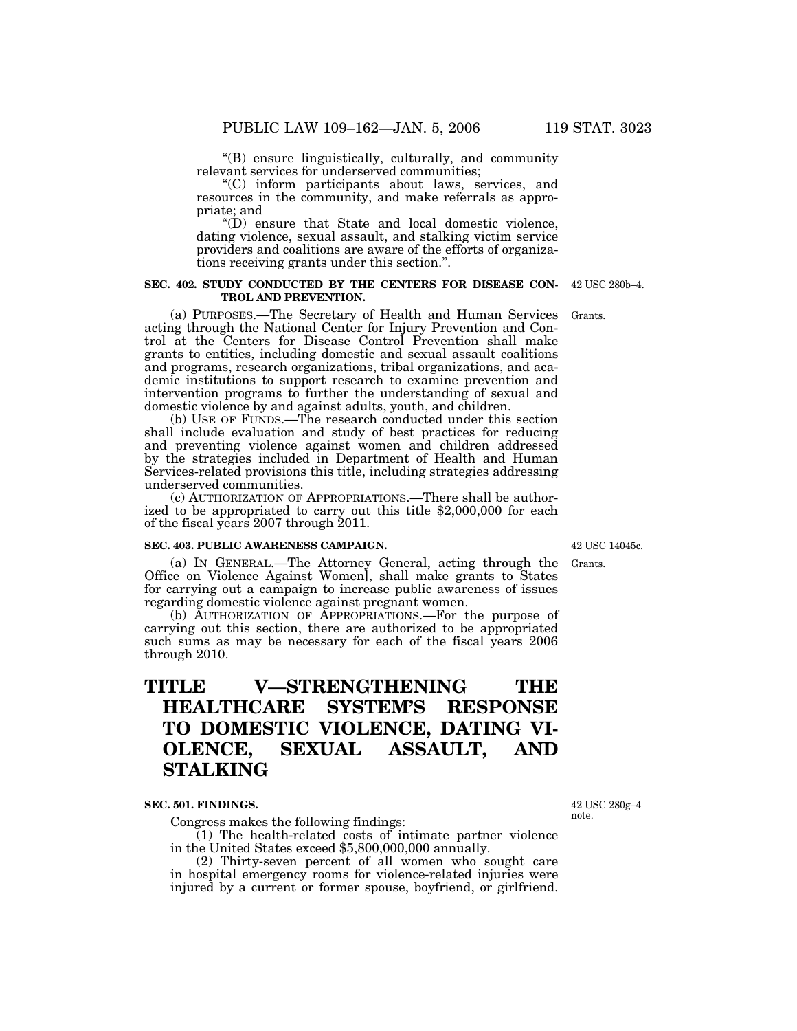"(B) ensure linguistically, culturally, and community relevant services for underserved communities;

"(C) inform participants about laws, services, and resources in the community, and make referrals as appropriate; and

"(D) ensure that State and local domestic violence, dating violence, sexual assault, and stalking victim service providers and coalitions are aware of the efforts of organizations receiving grants under this section.".

**SEC. 402. STUDY CONDUCTED BY THE CENTERS FOR DISEASE CONTROL AND PREVENTION.**

42 USC 280b–4.

Grants.

(a) PURPOSES.—The Secretary of Health and Human Services acting through the National Center for Injury Prevention and Control at the Centers for Disease Control Prevention shall make grants to entities, including domestic and sexual assault coalitions and programs, research organizations, tribal organizations, and academic institutions to support research to examine prevention and intervention programs to further the understanding of sexual and domestic violence by and against adults, youth, and children.

(b) USE OF FUNDS.—The research conducted under this section shall include evaluation and study of best practices for reducing and preventing violence against women and children addressed by the strategies included in Department of Health and Human Services-related provisions this title, including strategies addressing underserved communities.

(c) AUTHORIZATION OF APPROPRIATIONS.—There shall be authorized to be appropriated to carry out this title $2,000,000 for each of the fiscal years 2007 through 2011.

**SEC. 403. PUBLIC AWARENESS CAMPAIGN.**

42 USC 14045c.

Grants.

(a) IN GENERAL.—The Attorney General, acting through the Office on Violence Against Women], shall make grants to States for carrying out a campaign to increase public awareness of issues regarding domestic violence against pregnant women.

(b) AUTHORIZATION OF APPROPRIATIONS.—For the purpose of carrying out this section, there are authorized to be appropriated such sums as may be necessary for each of the fiscal years 2006 through 2010.

# TITLE V—STRENGTHENING THE HEALTHCARE SYSTEM'S RESPONSE TO DOMESTIC VIOLENCE, DATING VIOLENCE, SEXUAL ASSAULT, AND STALKING

**SEC. 501. FINDINGS.**

42 USC 280g–4 note.

Congress makes the following findings:

(1) The health-related costs of intimate partner violence in the United States exceed $5,800,000,000 annually.

(2) Thirty-seven percent of all women who sought care in hospital emergency rooms for violence-related injuries were injured by a current or former spouse, boyfriend, or girlfriend.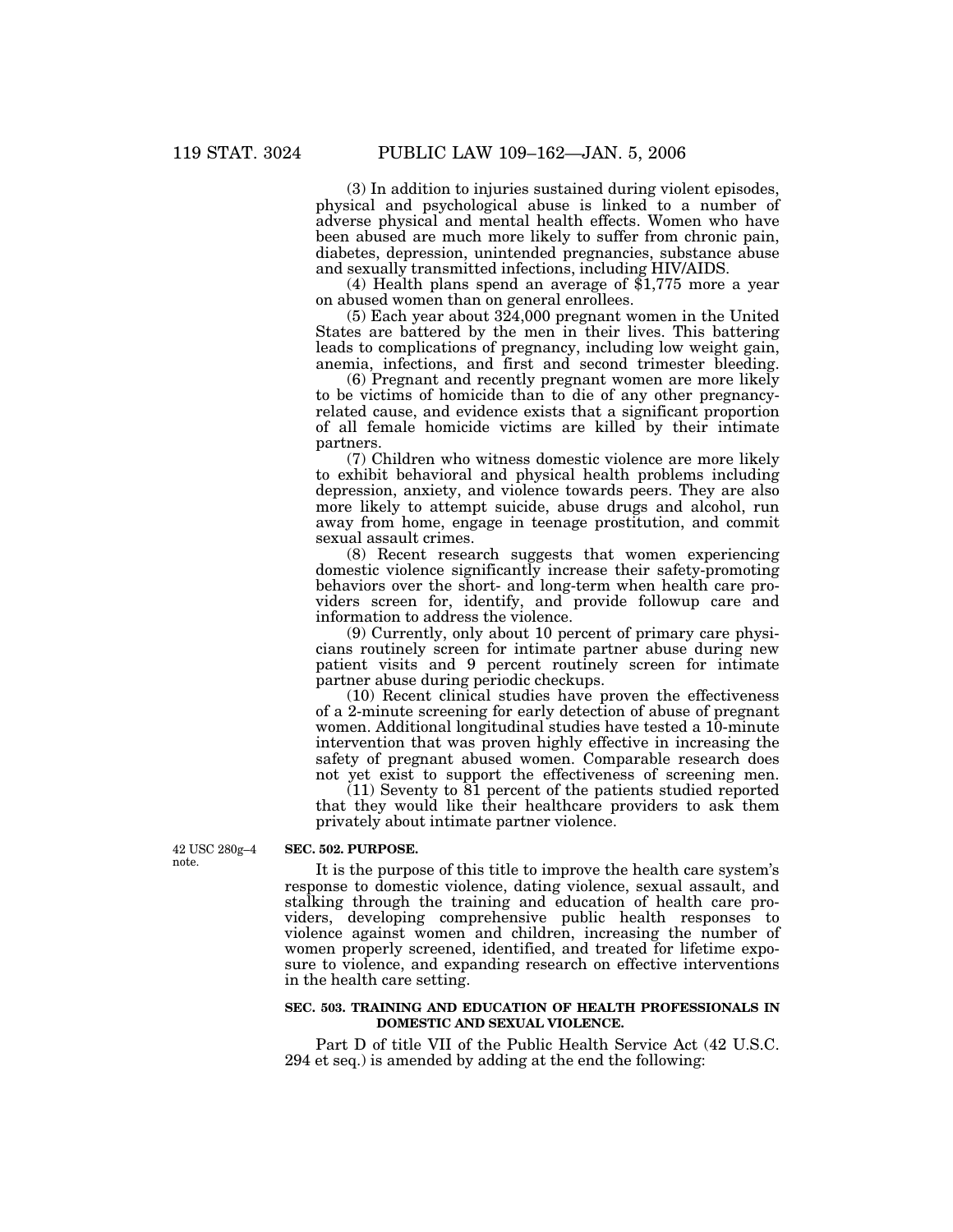(3) In addition to injuries sustained during violent episodes, physical and psychological abuse is linked to a number of adverse physical and mental health effects. Women who have been abused are much more likely to suffer from chronic pain, diabetes, depression, unintended pregnancies, substance abuse and sexually transmitted infections, including HIV/AIDS.

(4) Health plans spend an average of $1,775 more a year on abused women than on general enrollees.

(5) Each year about 324,000 pregnant women in the United States are battered by the men in their lives. This battering leads to complications of pregnancy, including low weight gain, anemia, infections, and first and second trimester bleeding.

(6) Pregnant and recently pregnant women are more likely to be victims of homicide than to die of any other pregnancy-related cause, and evidence exists that a significant proportion of all female homicide victims are killed by their intimate partners.

(7) Children who witness domestic violence are more likely to exhibit behavioral and physical health problems including depression, anxiety, and violence towards peers. They are also more likely to attempt suicide, abuse drugs and alcohol, run away from home, engage in teenage prostitution, and commit sexual assault crimes.

(8) Recent research suggests that women experiencing domestic violence significantly increase their safety-promoting behaviors over the short- and long-term when health care providers screen for, identify, and provide followup care and information to address the violence.

(9) Currently, only about 10 percent of primary care physicians routinely screen for intimate partner abuse during new patient visits and 9 percent routinely screen for intimate partner abuse during periodic checkups.

(10) Recent clinical studies have proven the effectiveness of a 2-minute screening for early detection of abuse of pregnant women. Additional longitudinal studies have tested a 10-minute intervention that was proven highly effective in increasing the safety of pregnant abused women. Comparable research does not yet exist to support the effectiveness of screening men.

(11) Seventy to 81 percent of the patients studied reported that they would like their healthcare providers to ask them privately about intimate partner violence.

42 USC 280g–4 note.

**SEC. 502. PURPOSE.**

It is the purpose of this title to improve the health care system's response to domestic violence, dating violence, sexual assault, and stalking through the training and education of health care providers, developing comprehensive public health responses to violence against women and children, increasing the number of women properly screened, identified, and treated for lifetime exposure to violence, and expanding research on effective interventions in the health care setting.

**SEC. 503. TRAINING AND EDUCATION OF HEALTH PROFESSIONALS IN DOMESTIC AND SEXUAL VIOLENCE.**

Part D of title VII of the Public Health Service Act (42 U.S.C. 294 et seq.) is amended by adding at the end the following: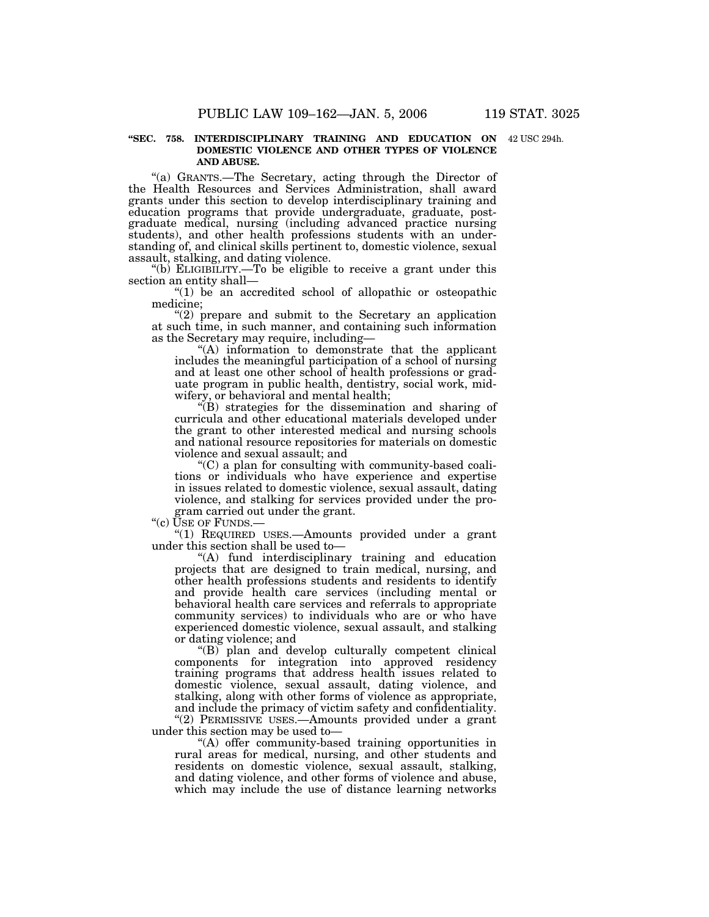**"SEC. 758. INTERDISCIPLINARY TRAINING AND EDUCATION ON DOMESTIC VIOLENCE AND OTHER TYPES OF VIOLENCE AND ABUSE.**

42 USC 294h.

"(a) GRANTS.—The Secretary, acting through the Director of the Health Resources and Services Administration, shall award grants under this section to develop interdisciplinary training and education programs that provide undergraduate, graduate, post-graduate medical, nursing (including advanced practice nursing students), and other health professions students with an understanding of, and clinical skills pertinent to, domestic violence, sexual assault, stalking, and dating violence.

"(b) ELIGIBILITY.—To be eligible to receive a grant under this section an entity shall—

"(1) be an accredited school of allopathic or osteopathic medicine;

"(2) prepare and submit to the Secretary an application at such time, in such manner, and containing such information as the Secretary may require, including—

"(A) information to demonstrate that the applicant includes the meaningful participation of a school of nursing and at least one other school of health professions or graduate program in public health, dentistry, social work, midwifery, or behavioral and mental health;

"(B) strategies for the dissemination and sharing of curricula and other educational materials developed under the grant to other interested medical and nursing schools and national resource repositories for materials on domestic violence and sexual assault; and

"(C) a plan for consulting with community-based coalitions or individuals who have experience and expertise in issues related to domestic violence, sexual assault, dating violence, and stalking for services provided under the program carried out under the grant.

"(c) USE OF FUNDS.—

"(1) REQUIRED USES.—Amounts provided under a grant under this section shall be used to—

"(A) fund interdisciplinary training and education projects that are designed to train medical, nursing, and other health professions students and residents to identify and provide health care services (including mental or behavioral health care services and referrals to appropriate community services) to individuals who are or who have experienced domestic violence, sexual assault, and stalking or dating violence; and

"(B) plan and develop culturally competent clinical components for integration into approved residency training programs that address health issues related to domestic violence, sexual assault, dating violence, and stalking, along with other forms of violence as appropriate, and include the primacy of victim safety and confidentiality.

"(2) PERMISSIVE USES.—Amounts provided under a grant under this section may be used to—

"(A) offer community-based training opportunities in rural areas for medical, nursing, and other students and residents on domestic violence, sexual assault, stalking, and dating violence, and other forms of violence and abuse, which may include the use of distance learning networks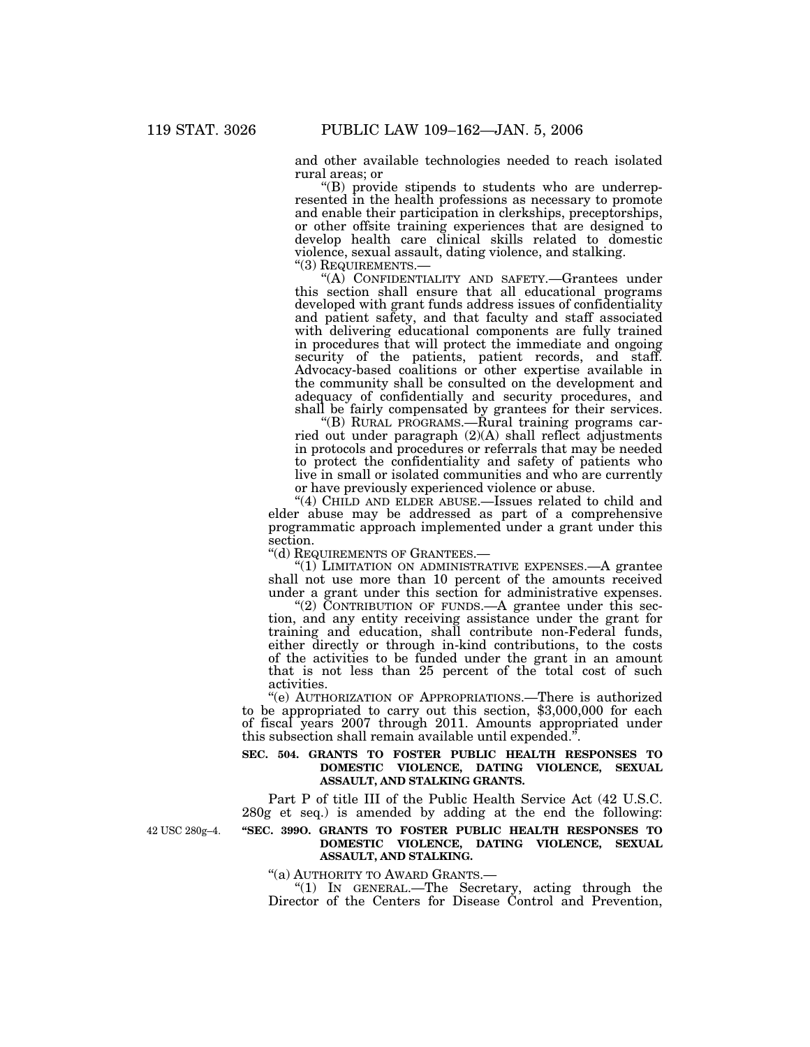and other available technologies needed to reach isolated rural areas; or

"(B) provide stipends to students who are underrepresented in the health professions as necessary to promote and enable their participation in clerkships, preceptorships, or other offsite training experiences that are designed to develop health care clinical skills related to domestic violence, sexual assault, dating violence, and stalking.

"(3) REQUIREMENTS.—

"(A) CONFIDENTIALITY AND SAFETY.—Grantees under this section shall ensure that all educational programs developed with grant funds address issues of confidentiality and patient safety, and that faculty and staff associated with delivering educational components are fully trained in procedures that will protect the immediate and ongoing security of the patients, patient records, and staff. Advocacy-based coalitions or other expertise available in the community shall be consulted on the development and adequacy of confidentially and security procedures, and shall be fairly compensated by grantees for their services.

"(B) RURAL PROGRAMS.—Rural training programs carried out under paragraph (2)(A) shall reflect adjustments in protocols and procedures or referrals that may be needed to protect the confidentiality and safety of patients who live in small or isolated communities and who are currently or have previously experienced violence or abuse.

"(4) CHILD AND ELDER ABUSE.—Issues related to child and elder abuse may be addressed as part of a comprehensive programmatic approach implemented under a grant under this section.

"(d) REQUIREMENTS OF GRANTEES.—

"(1) LIMITATION ON ADMINISTRATIVE EXPENSES.—A grantee shall not use more than 10 percent of the amounts received under a grant under this section for administrative expenses.

"(2) CONTRIBUTION OF FUNDS.—A grantee under this section, and any entity receiving assistance under the grant for training and education, shall contribute non-Federal funds, either directly or through in-kind contributions, to the costs of the activities to be funded under the grant in an amount that is not less than 25 percent of the total cost of such activities.

"(e) AUTHORIZATION OF APPROPRIATIONS.—There is authorized to be appropriated to carry out this section, $3,000,000 for each of fiscal years 2007 through 2011. Amounts appropriated under this subsection shall remain available until expended.".

**SEC. 504. GRANTS TO FOSTER PUBLIC HEALTH RESPONSES TO DOMESTIC VIOLENCE, DATING VIOLENCE, SEXUAL ASSAULT, AND STALKING GRANTS.**

Part P of title III of the Public Health Service Act (42 U.S.C. 280g et seq.) is amended by adding at the end the following:

42 USC 280g–4.

**"SEC. 399O. GRANTS TO FOSTER PUBLIC HEALTH RESPONSES TO DOMESTIC VIOLENCE, DATING VIOLENCE, SEXUAL ASSAULT, AND STALKING.**

"(a) AUTHORITY TO AWARD GRANTS.—

"(1) IN GENERAL.—The Secretary, acting through the Director of the Centers for Disease Control and Prevention,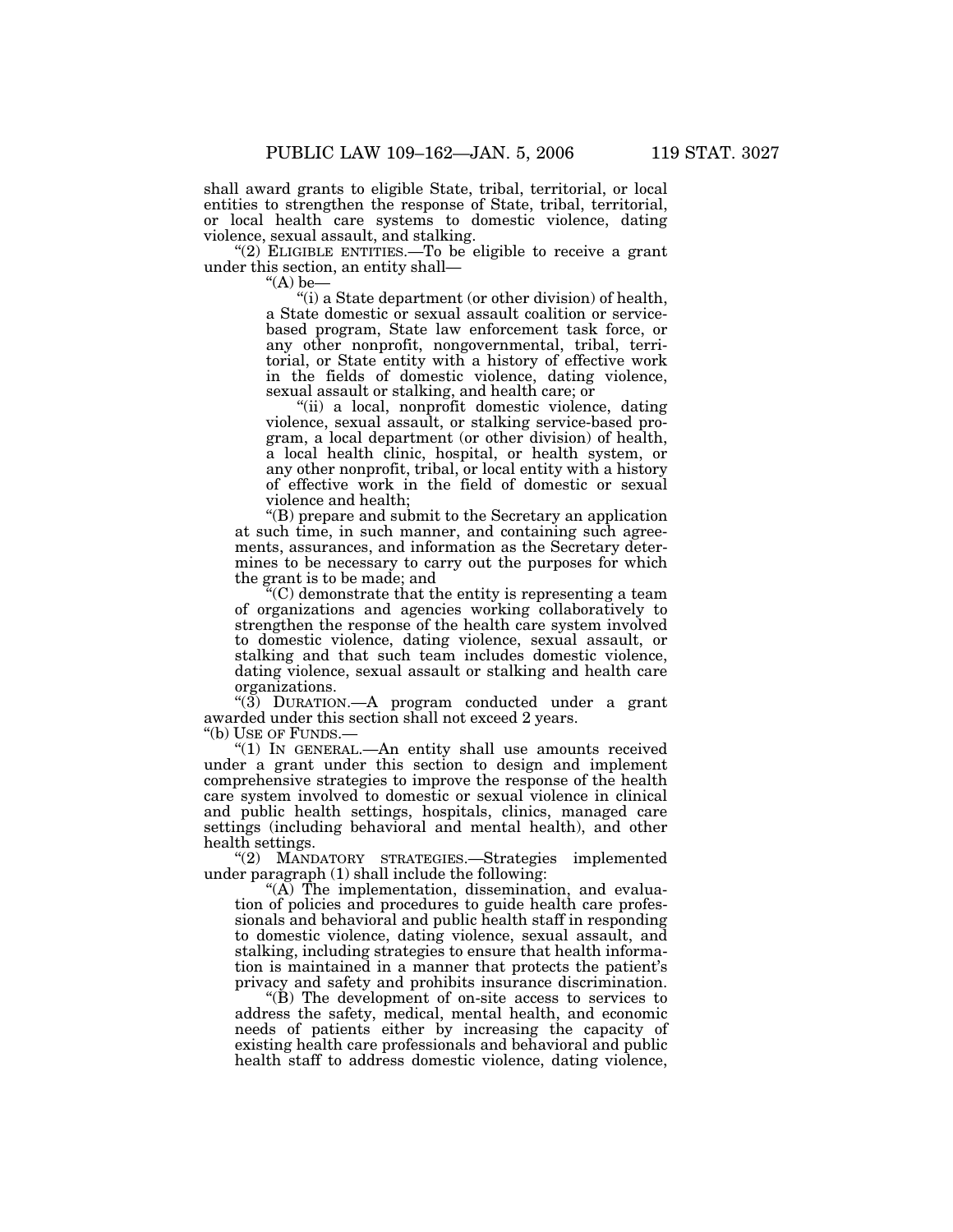shall award grants to eligible State, tribal, territorial, or local entities to strengthen the response of State, tribal, territorial, or local health care systems to domestic violence, dating violence, sexual assault, and stalking.

"(2) ELIGIBLE ENTITIES.—To be eligible to receive a grant under this section, an entity shall—

"(A) be—

"(i) a State department (or other division) of health, a State domestic or sexual assault coalition or service-based program, State law enforcement task force, or any other nonprofit, nongovernmental, tribal, territorial, or State entity with a history of effective work in the fields of domestic violence, dating violence, sexual assault or stalking, and health care; or

"(ii) a local, nonprofit domestic violence, dating violence, sexual assault, or stalking service-based program, a local department (or other division) of health, a local health clinic, hospital, or health system, or any other nonprofit, tribal, or local entity with a history of effective work in the field of domestic or sexual violence and health;

"(B) prepare and submit to the Secretary an application at such time, in such manner, and containing such agreements, assurances, and information as the Secretary determines to be necessary to carry out the purposes for which the grant is to be made; and

"(C) demonstrate that the entity is representing a team of organizations and agencies working collaboratively to strengthen the response of the health care system involved to domestic violence, dating violence, sexual assault, or stalking and that such team includes domestic violence, dating violence, sexual assault or stalking and health care organizations.

"(3) DURATION.—A program conducted under a grant awarded under this section shall not exceed 2 years.

"(b) USE OF FUNDS.—

"(1) IN GENERAL.—An entity shall use amounts received under a grant under this section to design and implement comprehensive strategies to improve the response of the health care system involved to domestic or sexual violence in clinical and public health settings, hospitals, clinics, managed care settings (including behavioral and mental health), and other health settings.

"(2) MANDATORY STRATEGIES.—Strategies implemented under paragraph (1) shall include the following:

"(A) The implementation, dissemination, and evaluation of policies and procedures to guide health care professionals and behavioral and public health staff in responding to domestic violence, dating violence, sexual assault, and stalking, including strategies to ensure that health information is maintained in a manner that protects the patient's privacy and safety and prohibits insurance discrimination.

"(B) The development of on-site access to services to address the safety, medical, mental health, and economic needs of patients either by increasing the capacity of existing health care professionals and behavioral and public health staff to address domestic violence, dating violence,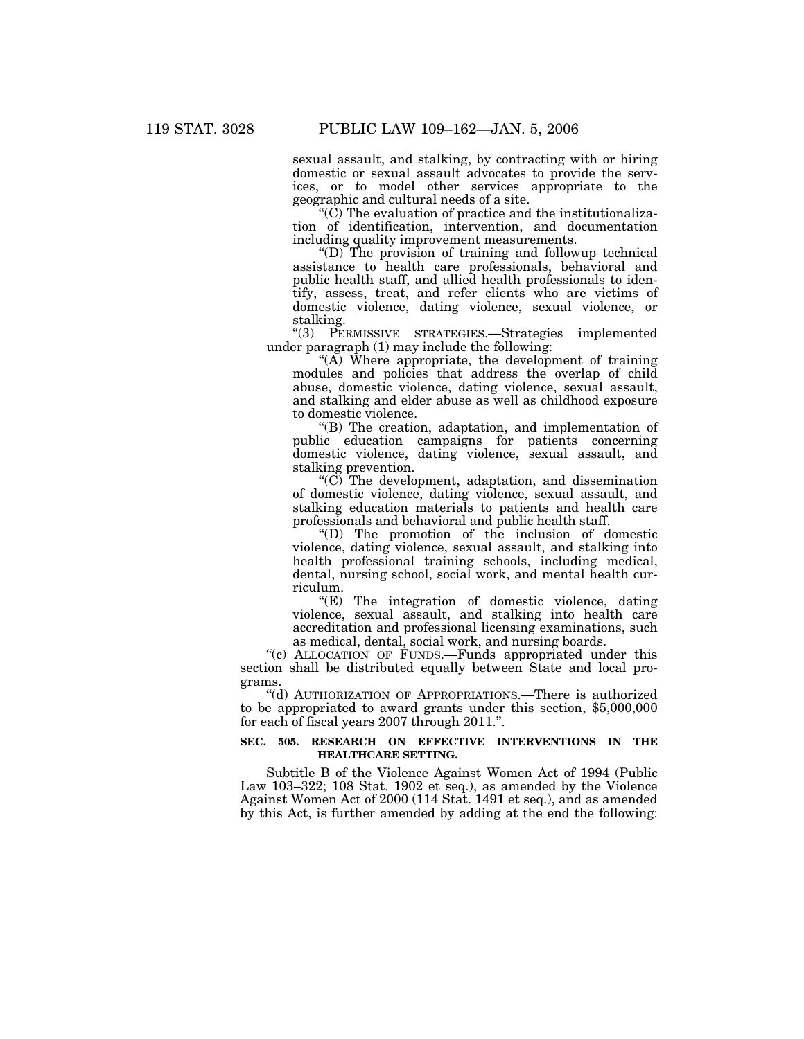sexual assault, and stalking, by contracting with or hiring domestic or sexual assault advocates to provide the services, or to model other services appropriate to the geographic and cultural needs of a site.

"(C) The evaluation of practice and the institutionalization of identification, intervention, and documentation including quality improvement measurements.

"(D) The provision of training and followup technical assistance to health care professionals, behavioral and public health staff, and allied health professionals to identify, assess, treat, and refer clients who are victims of domestic violence, dating violence, sexual violence, or stalking.

"(3) PERMISSIVE STRATEGIES.—Strategies implemented under paragraph (1) may include the following:

"(A) Where appropriate, the development of training modules and policies that address the overlap of child abuse, domestic violence, dating violence, sexual assault, and stalking and elder abuse as well as childhood exposure to domestic violence.

"(B) The creation, adaptation, and implementation of public education campaigns for patients concerning domestic violence, dating violence, sexual assault, and stalking prevention.

"(C) The development, adaptation, and dissemination of domestic violence, dating violence, sexual assault, and stalking education materials to patients and health care professionals and behavioral and public health staff.

"(D) The promotion of the inclusion of domestic violence, dating violence, sexual assault, and stalking into health professional training schools, including medical, dental, nursing school, social work, and mental health curriculum.

"(E) The integration of domestic violence, dating violence, sexual assault, and stalking into health care accreditation and professional licensing examinations, such as medical, dental, social work, and nursing boards.

"(c) ALLOCATION OF FUNDS.—Funds appropriated under this section shall be distributed equally between State and local programs.

"(d) AUTHORIZATION OF APPROPRIATIONS.—There is authorized to be appropriated to award grants under this section, $5,000,000 for each of fiscal years 2007 through 2011.".

**SEC. 505. RESEARCH ON EFFECTIVE INTERVENTIONS IN THE HEALTHCARE SETTING.**

Subtitle B of the Violence Against Women Act of 1994 (Public Law 103–322; 108 Stat. 1902 et seq.), as amended by the Violence Against Women Act of 2000 (114 Stat. 1491 et seq.), and as amended by this Act, is further amended by adding at the end the following: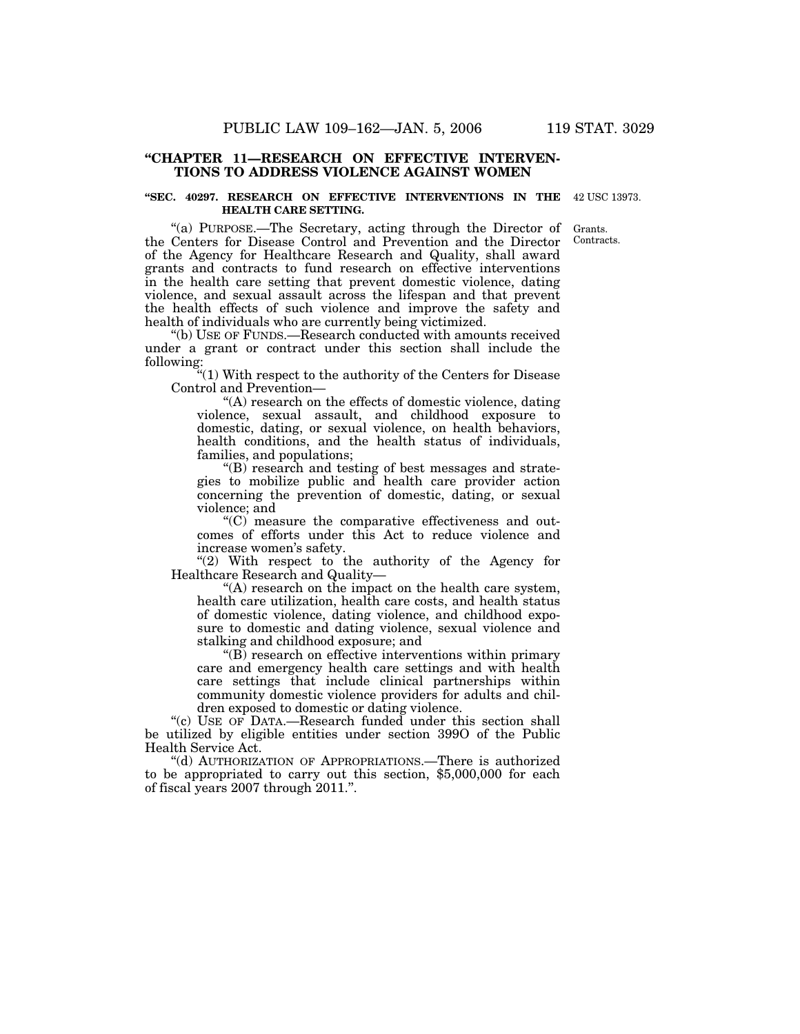## "CHAPTER 11—RESEARCH ON EFFECTIVE INTERVENTIONS TO ADDRESS VIOLENCE AGAINST WOMEN

### "SEC. 40297. RESEARCH ON EFFECTIVE INTERVENTIONS IN THE HEALTH CARE SETTING.

42 USC 13973.

Grants. Contracts.

"(a) PURPOSE.—The Secretary, acting through the Director of the Centers for Disease Control and Prevention and the Director of the Agency for Healthcare Research and Quality, shall award grants and contracts to fund research on effective interventions in the health care setting that prevent domestic violence, dating violence, and sexual assault across the lifespan and that prevent the health effects of such violence and improve the safety and health of individuals who are currently being victimized.

"(b) USE OF FUNDS.—Research conducted with amounts received under a grant or contract under this section shall include the following:

"(1) With respect to the authority of the Centers for Disease Control and Prevention—

"(A) research on the effects of domestic violence, dating violence, sexual assault, and childhood exposure to domestic, dating, or sexual violence, on health behaviors, health conditions, and the health status of individuals, families, and populations;

"(B) research and testing of best messages and strategies to mobilize public and health care provider action concerning the prevention of domestic, dating, or sexual violence; and

"(C) measure the comparative effectiveness and outcomes of efforts under this Act to reduce violence and increase women's safety.

"(2) With respect to the authority of the Agency for Healthcare Research and Quality—

"(A) research on the impact on the health care system, health care utilization, health care costs, and health status of domestic violence, dating violence, and childhood exposure to domestic and dating violence, sexual violence and stalking and childhood exposure; and

"(B) research on effective interventions within primary care and emergency health care settings and with health care settings that include clinical partnerships within community domestic violence providers for adults and children exposed to domestic or dating violence.

"(c) USE OF DATA.—Research funded under this section shall be utilized by eligible entities under section 399O of the Public Health Service Act.

"(d) AUTHORIZATION OF APPROPRIATIONS.—There is authorized to be appropriated to carry out this section, $5,000,000 for each of fiscal years 2007 through 2011.".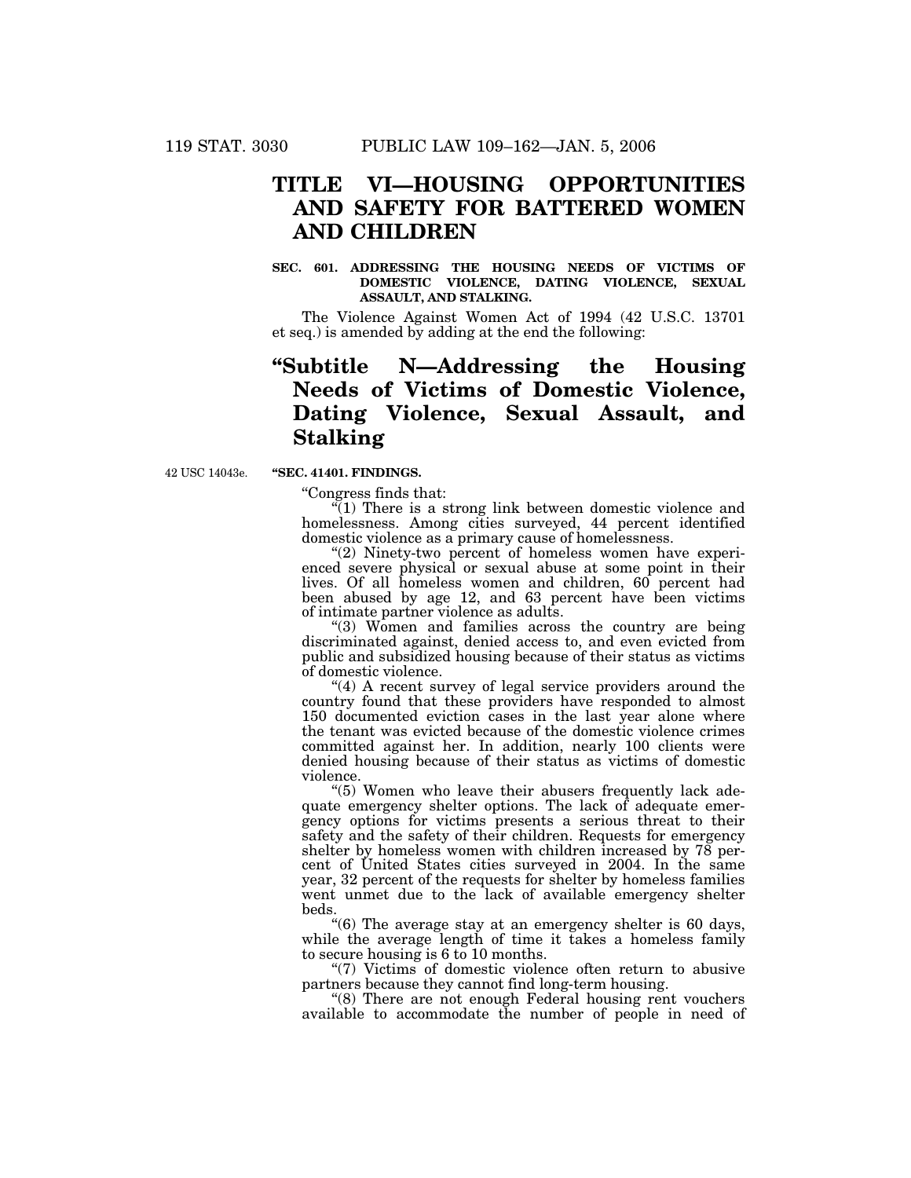# TITLE VI—HOUSING OPPORTUNITIES AND SAFETY FOR BATTERED WOMEN AND CHILDREN

### SEC. 601. ADDRESSING THE HOUSING NEEDS OF VICTIMS OF DOMESTIC VIOLENCE, DATING VIOLENCE, SEXUAL ASSAULT, AND STALKING.

The Violence Against Women Act of 1994 (42 U.S.C. 13701 et seq.) is amended by adding at the end the following:

## "Subtitle N—Addressing the Housing Needs of Victims of Domestic Violence, Dating Violence, Sexual Assault, and Stalking

42 USC 14043e.

### "SEC. 41401. FINDINGS.

"Congress finds that:

"(1) There is a strong link between domestic violence and homelessness. Among cities surveyed, 44 percent identified domestic violence as a primary cause of homelessness.

"(2) Ninety-two percent of homeless women have experienced severe physical or sexual abuse at some point in their lives. Of all homeless women and children, 60 percent had been abused by age 12, and 63 percent have been victims of intimate partner violence as adults.

"(3) Women and families across the country are being discriminated against, denied access to, and even evicted from public and subsidized housing because of their status as victims of domestic violence.

"(4) A recent survey of legal service providers around the country found that these providers have responded to almost 150 documented eviction cases in the last year alone where the tenant was evicted because of the domestic violence crimes committed against her. In addition, nearly 100 clients were denied housing because of their status as victims of domestic violence.

"(5) Women who leave their abusers frequently lack adequate emergency shelter options. The lack of adequate emergency options for victims presents a serious threat to their safety and the safety of their children. Requests for emergency shelter by homeless women with children increased by 78 percent of United States cities surveyed in 2004. In the same year, 32 percent of the requests for shelter by homeless families went unmet due to the lack of available emergency shelter beds.

"(6) The average stay at an emergency shelter is 60 days, while the average length of time it takes a homeless family to secure housing is 6 to 10 months.

"(7) Victims of domestic violence often return to abusive partners because they cannot find long-term housing.

"(8) There are not enough Federal housing rent vouchers available to accommodate the number of people in need of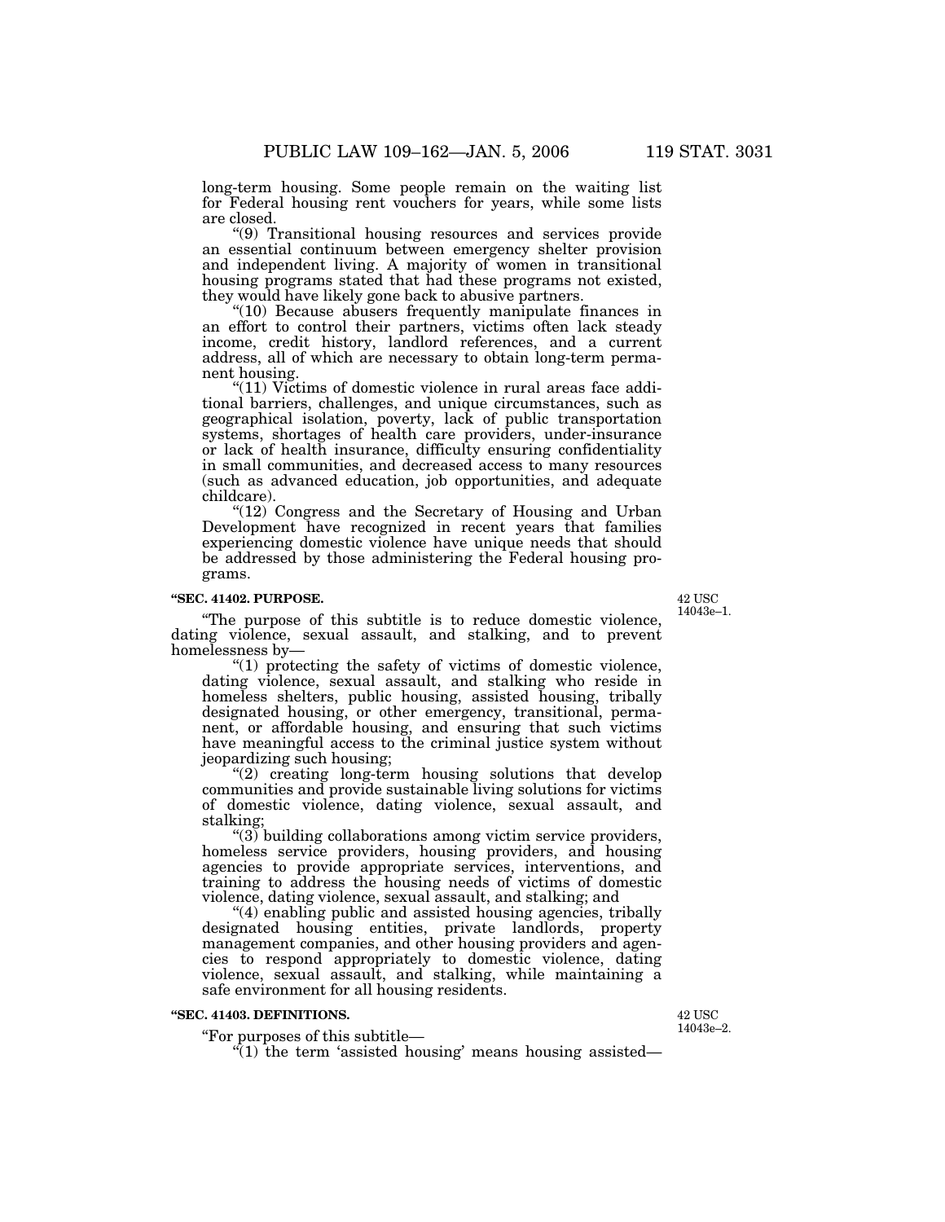long-term housing. Some people remain on the waiting list for Federal housing rent vouchers for years, while some lists are closed.

"(9) Transitional housing resources and services provide an essential continuum between emergency shelter provision and independent living. A majority of women in transitional housing programs stated that had these programs not existed, they would have likely gone back to abusive partners.

"(10) Because abusers frequently manipulate finances in an effort to control their partners, victims often lack steady income, credit history, landlord references, and a current address, all of which are necessary to obtain long-term permanent housing.

"(11) Victims of domestic violence in rural areas face additional barriers, challenges, and unique circumstances, such as geographical isolation, poverty, lack of public transportation systems, shortages of health care providers, under-insurance or lack of health insurance, difficulty ensuring confidentiality in small communities, and decreased access to many resources (such as advanced education, job opportunities, and adequate childcare).

"(12) Congress and the Secretary of Housing and Urban Development have recognized in recent years that families experiencing domestic violence have unique needs that should be addressed by those administering the Federal housing programs.

**"SEC. 41402. PURPOSE.**

42 USC 14043e–1.

"The purpose of this subtitle is to reduce domestic violence, dating violence, sexual assault, and stalking, and to prevent homelessness by—

"(1) protecting the safety of victims of domestic violence, dating violence, sexual assault, and stalking who reside in homeless shelters, public housing, assisted housing, tribally designated housing, or other emergency, transitional, permanent, or affordable housing, and ensuring that such victims have meaningful access to the criminal justice system without jeopardizing such housing;

"(2) creating long-term housing solutions that develop communities and provide sustainable living solutions for victims of domestic violence, dating violence, sexual assault, and stalking;

"(3) building collaborations among victim service providers, homeless service providers, housing providers, and housing agencies to provide appropriate services, interventions, and training to address the housing needs of victims of domestic violence, dating violence, sexual assault, and stalking; and

"(4) enabling public and assisted housing agencies, tribally designated housing entities, private landlords, property management companies, and other housing providers and agencies to respond appropriately to domestic violence, dating violence, sexual assault, and stalking, while maintaining a safe environment for all housing residents.

**"SEC. 41403. DEFINITIONS.**

42 USC 14043e–2.

"For purposes of this subtitle—

"(1) the term 'assisted housing' means housing assisted—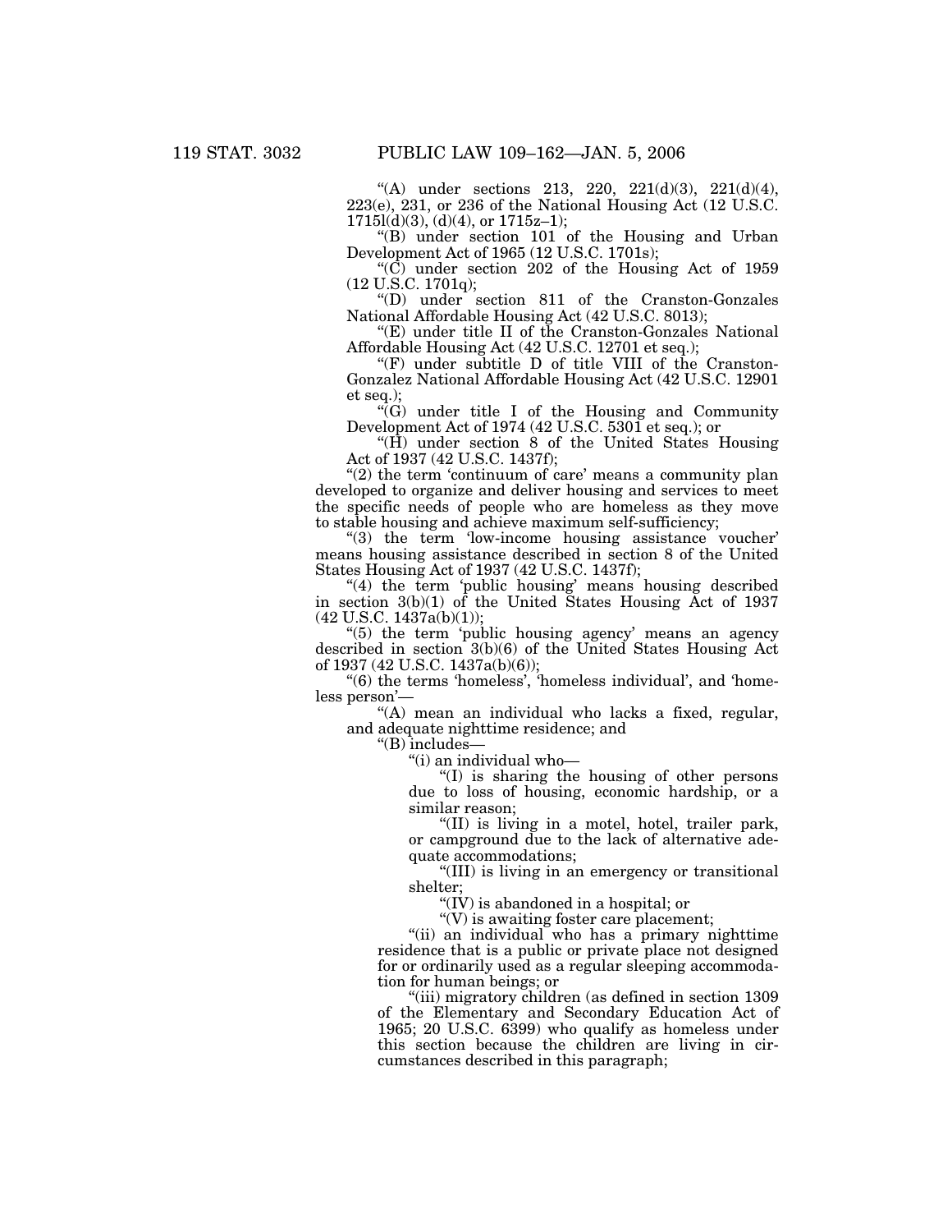"(A) under sections 213, 220, 221(d)(3), 221(d)(4), 223(e), 231, or 236 of the National Housing Act (12 U.S.C. 1715l(d)(3), (d)(4), or 1715z–1);

"(B) under section 101 of the Housing and Urban Development Act of 1965 (12 U.S.C. 1701s);

"(C) under section 202 of the Housing Act of 1959 (12 U.S.C. 1701q);

"(D) under section 811 of the Cranston-Gonzales National Affordable Housing Act (42 U.S.C. 8013);

"(E) under title II of the Cranston-Gonzales National Affordable Housing Act (42 U.S.C. 12701 et seq.);

"(F) under subtitle D of title VIII of the Cranston-Gonzalez National Affordable Housing Act (42 U.S.C. 12901 et seq.);

"(G) under title I of the Housing and Community Development Act of 1974 (42 U.S.C. 5301 et seq.); or

"(H) under section 8 of the United States Housing Act of 1937 (42 U.S.C. 1437f);

"(2) the term 'continuum of care' means a community plan developed to organize and deliver housing and services to meet the specific needs of people who are homeless as they move to stable housing and achieve maximum self-sufficiency;

"(3) the term 'low-income housing assistance voucher' means housing assistance described in section 8 of the United States Housing Act of 1937 (42 U.S.C. 1437f);

"(4) the term 'public housing' means housing described in section 3(b)(1) of the United States Housing Act of 1937 (42 U.S.C. 1437a(b)(1));

"(5) the term 'public housing agency' means an agency described in section 3(b)(6) of the United States Housing Act of 1937 (42 U.S.C. 1437a(b)(6));

"(6) the terms 'homeless', 'homeless individual', and 'homeless person'—

"(A) mean an individual who lacks a fixed, regular, and adequate nighttime residence; and

"(B) includes—

"(i) an individual who—

"(I) is sharing the housing of other persons due to loss of housing, economic hardship, or a similar reason;

"(II) is living in a motel, hotel, trailer park, or campground due to the lack of alternative adequate accommodations;

"(III) is living in an emergency or transitional shelter;

"(IV) is abandoned in a hospital; or

"(V) is awaiting foster care placement;

"(ii) an individual who has a primary nighttime residence that is a public or private place not designed for or ordinarily used as a regular sleeping accommodation for human beings; or

"(iii) migratory children (as defined in section 1309 of the Elementary and Secondary Education Act of 1965; 20 U.S.C. 6399) who qualify as homeless under this section because the children are living in circumstances described in this paragraph;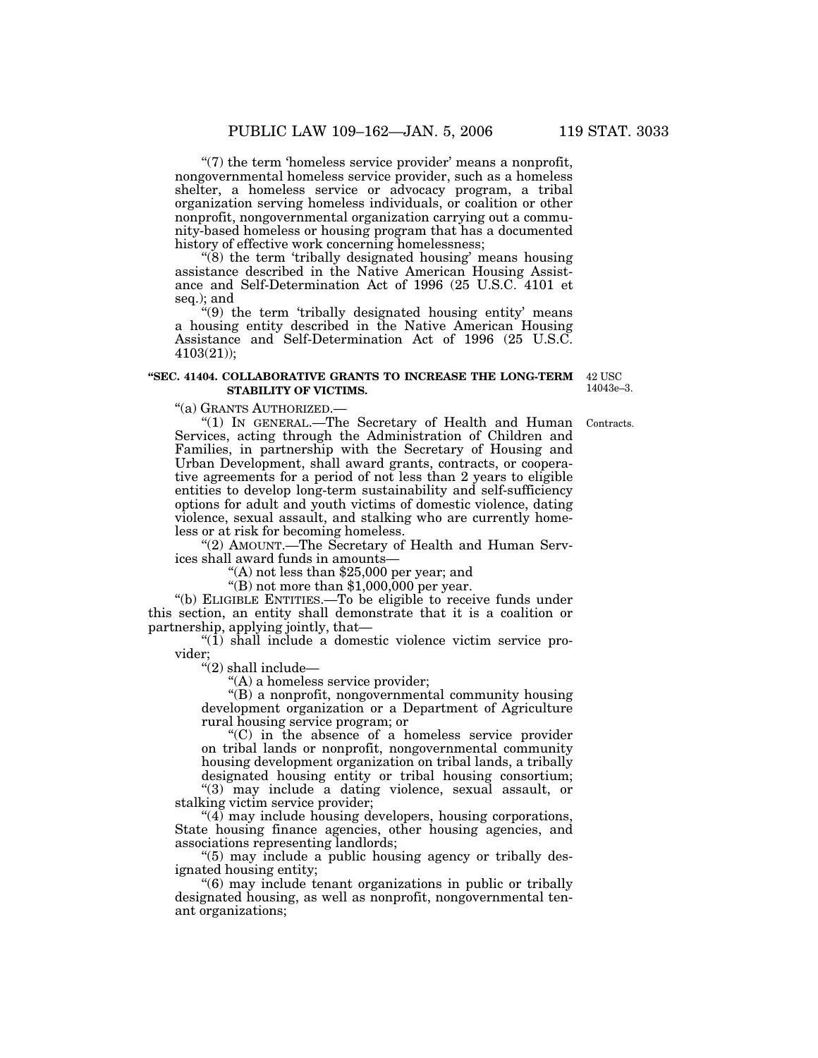"(7) the term 'homeless service provider' means a nonprofit, nongovernmental homeless service provider, such as a homeless shelter, a homeless service or advocacy program, a tribal organization serving homeless individuals, or coalition or other nonprofit, nongovernmental organization carrying out a community-based homeless or housing program that has a documented history of effective work concerning homelessness;

"(8) the term 'tribally designated housing' means housing assistance described in the Native American Housing Assistance and Self-Determination Act of 1996 (25 U.S.C. 4101 et seq.); and

"(9) the term 'tribally designated housing entity' means a housing entity described in the Native American Housing Assistance and Self-Determination Act of 1996 (25 U.S.C. 4103(21));

**"SEC. 41404. COLLABORATIVE GRANTS TO INCREASE THE LONG-TERM STABILITY OF VICTIMS.**

42 USC 14043e–3.

"(a) GRANTS AUTHORIZED.—

"(1) IN GENERAL.—The Secretary of Health and Human Services, acting through the Administration of Children and Families, in partnership with the Secretary of Housing and Urban Development, shall award grants, contracts, or cooperative agreements for a period of not less than 2 years to eligible entities to develop long-term sustainability and self-sufficiency options for adult and youth victims of domestic violence, dating violence, sexual assault, and stalking who are currently homeless or at risk for becoming homeless.

Contracts.

"(2) AMOUNT.—The Secretary of Health and Human Services shall award funds in amounts—

"(A) not less than $25,000 per year; and

"(B) not more than $1,000,000 per year.

"(b) ELIGIBLE ENTITIES.—To be eligible to receive funds under this section, an entity shall demonstrate that it is a coalition or partnership, applying jointly, that—

"(1) shall include a domestic violence victim service provider;

"(2) shall include—

"(A) a homeless service provider;

"(B) a nonprofit, nongovernmental community housing development organization or a Department of Agriculture rural housing service program; or

"(C) in the absence of a homeless service provider on tribal lands or nonprofit, nongovernmental community housing development organization on tribal lands, a tribally designated housing entity or tribal housing consortium;

"(3) may include a dating violence, sexual assault, or stalking victim service provider;

"(4) may include housing developers, housing corporations, State housing finance agencies, other housing agencies, and associations representing landlords;

"(5) may include a public housing agency or tribally designated housing entity;

"(6) may include tenant organizations in public or tribally designated housing, as well as nonprofit, nongovernmental tenant organizations;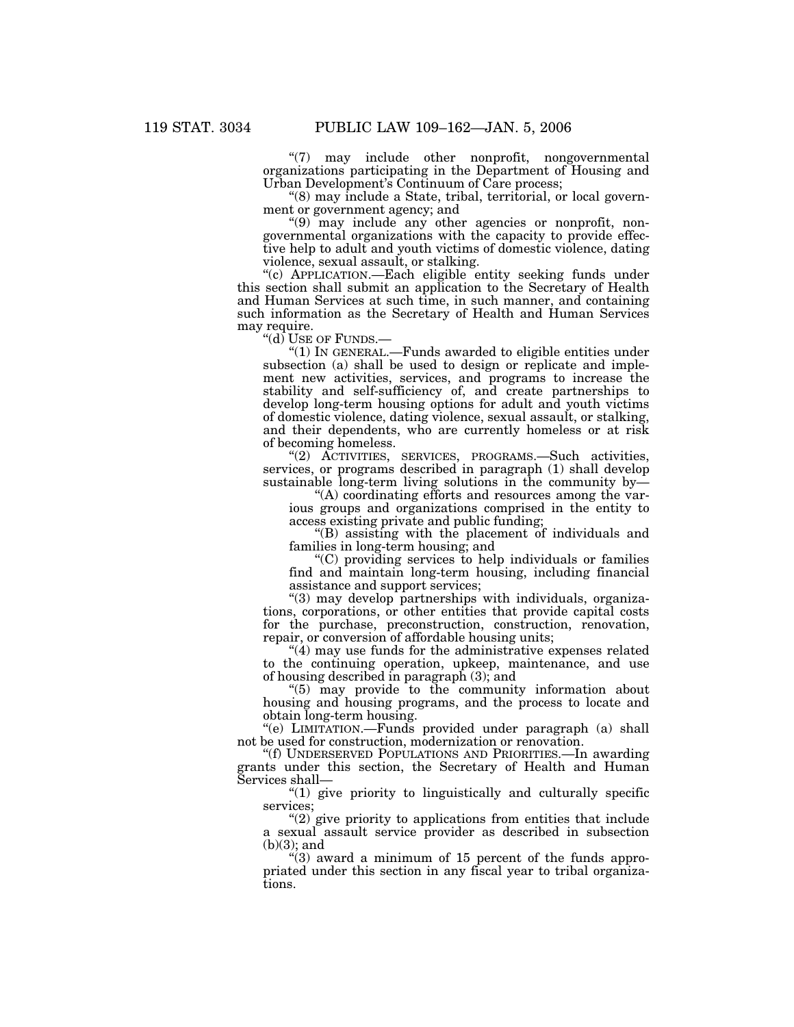"(7) may include other nonprofit, nongovernmental organizations participating in the Department of Housing and Urban Development's Continuum of Care process;

"(8) may include a State, tribal, territorial, or local government or government agency; and

"(9) may include any other agencies or nonprofit, nongovernmental organizations with the capacity to provide effective help to adult and youth victims of domestic violence, dating violence, sexual assault, or stalking.

"(c) APPLICATION.—Each eligible entity seeking funds under this section shall submit an application to the Secretary of Health and Human Services at such time, in such manner, and containing such information as the Secretary of Health and Human Services may require.

"(d) USE OF FUNDS.—

"(1) IN GENERAL.—Funds awarded to eligible entities under subsection (a) shall be used to design or replicate and implement new activities, services, and programs to increase the stability and self-sufficiency of, and create partnerships to develop long-term housing options for adult and youth victims of domestic violence, dating violence, sexual assault, or stalking, and their dependents, who are currently homeless or at risk of becoming homeless.

"(2) ACTIVITIES, SERVICES, PROGRAMS.—Such activities, services, or programs described in paragraph (1) shall develop sustainable long-term living solutions in the community by—

"(A) coordinating efforts and resources among the various groups and organizations comprised in the entity to access existing private and public funding;

"(B) assisting with the placement of individuals and families in long-term housing; and

"(C) providing services to help individuals or families find and maintain long-term housing, including financial assistance and support services;

"(3) may develop partnerships with individuals, organizations, corporations, or other entities that provide capital costs for the purchase, preconstruction, construction, renovation, repair, or conversion of affordable housing units;

"(4) may use funds for the administrative expenses related to the continuing operation, upkeep, maintenance, and use of housing described in paragraph (3); and

"(5) may provide to the community information about housing and housing programs, and the process to locate and obtain long-term housing.

"(e) LIMITATION.—Funds provided under paragraph (a) shall not be used for construction, modernization or renovation.

"(f) UNDERSERVED POPULATIONS AND PRIORITIES.—In awarding grants under this section, the Secretary of Health and Human Services shall—

"(1) give priority to linguistically and culturally specific services;

"(2) give priority to applications from entities that include a sexual assault service provider as described in subsection (b)(3); and

"(3) award a minimum of 15 percent of the funds appropriated under this section in any fiscal year to tribal organizations.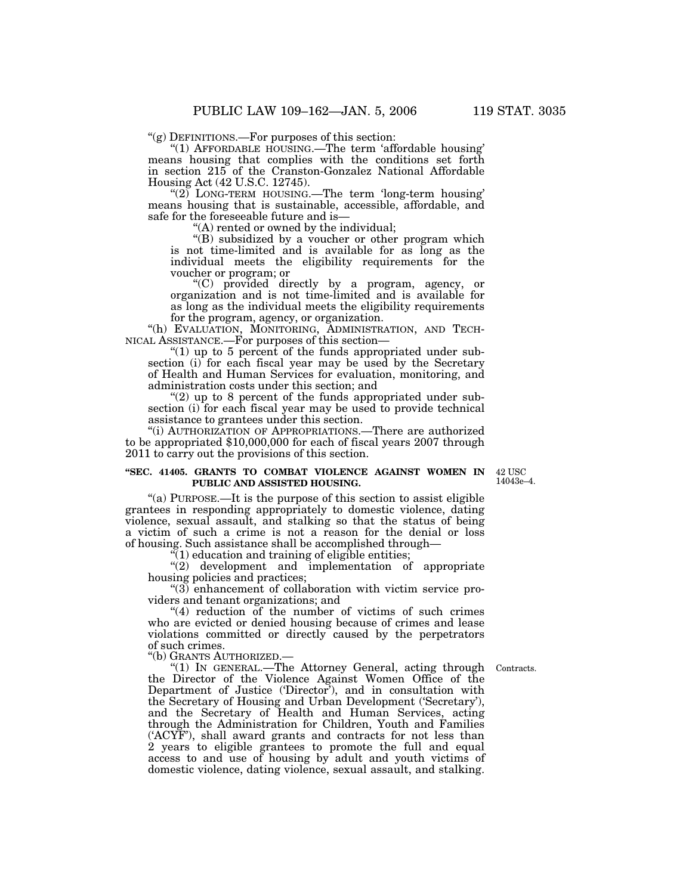"(g) DEFINITIONS.—For purposes of this section:

"(1) AFFORDABLE HOUSING.—The term 'affordable housing' means housing that complies with the conditions set forth in section 215 of the Cranston-Gonzalez National Affordable Housing Act (42 U.S.C. 12745).

"(2) LONG-TERM HOUSING.—The term 'long-term housing' means housing that is sustainable, accessible, affordable, and safe for the foreseeable future and is—

"(A) rented or owned by the individual;

"(B) subsidized by a voucher or other program which is not time-limited and is available for as long as the individual meets the eligibility requirements for the voucher or program; or

"(C) provided directly by a program, agency, or organization and is not time-limited and is available for as long as the individual meets the eligibility requirements for the program, agency, or organization.

"(h) EVALUATION, MONITORING, ADMINISTRATION, AND TECHNICAL ASSISTANCE.—For purposes of this section—

"(1) up to 5 percent of the funds appropriated under subsection (i) for each fiscal year may be used by the Secretary of Health and Human Services for evaluation, monitoring, and administration costs under this section; and

"(2) up to 8 percent of the funds appropriated under subsection (i) for each fiscal year may be used to provide technical assistance to grantees under this section.

"(i) AUTHORIZATION OF APPROPRIATIONS.—There are authorized to be appropriated $10,000,000 for each of fiscal years 2007 through 2011 to carry out the provisions of this section.

**"SEC. 41405. GRANTS TO COMBAT VIOLENCE AGAINST WOMEN IN PUBLIC AND ASSISTED HOUSING.**

42 USC 14043e–4.

"(a) PURPOSE.—It is the purpose of this section to assist eligible grantees in responding appropriately to domestic violence, dating violence, sexual assault, and stalking so that the status of being a victim of such a crime is not a reason for the denial or loss of housing. Such assistance shall be accomplished through—

"(1) education and training of eligible entities;

"(2) development and implementation of appropriate housing policies and practices;

"(3) enhancement of collaboration with victim service providers and tenant organizations; and

"(4) reduction of the number of victims of such crimes who are evicted or denied housing because of crimes and lease violations committed or directly caused by the perpetrators of such crimes.

"(b) GRANTS AUTHORIZED.—

Contracts.

"(1) IN GENERAL.—The Attorney General, acting through the Director of the Violence Against Women Office of the Department of Justice ('Director'), and in consultation with the Secretary of Housing and Urban Development ('Secretary'), and the Secretary of Health and Human Services, acting through the Administration for Children, Youth and Families ('ACYF'), shall award grants and contracts for not less than 2 years to eligible grantees to promote the full and equal access to and use of housing by adult and youth victims of domestic violence, dating violence, sexual assault, and stalking.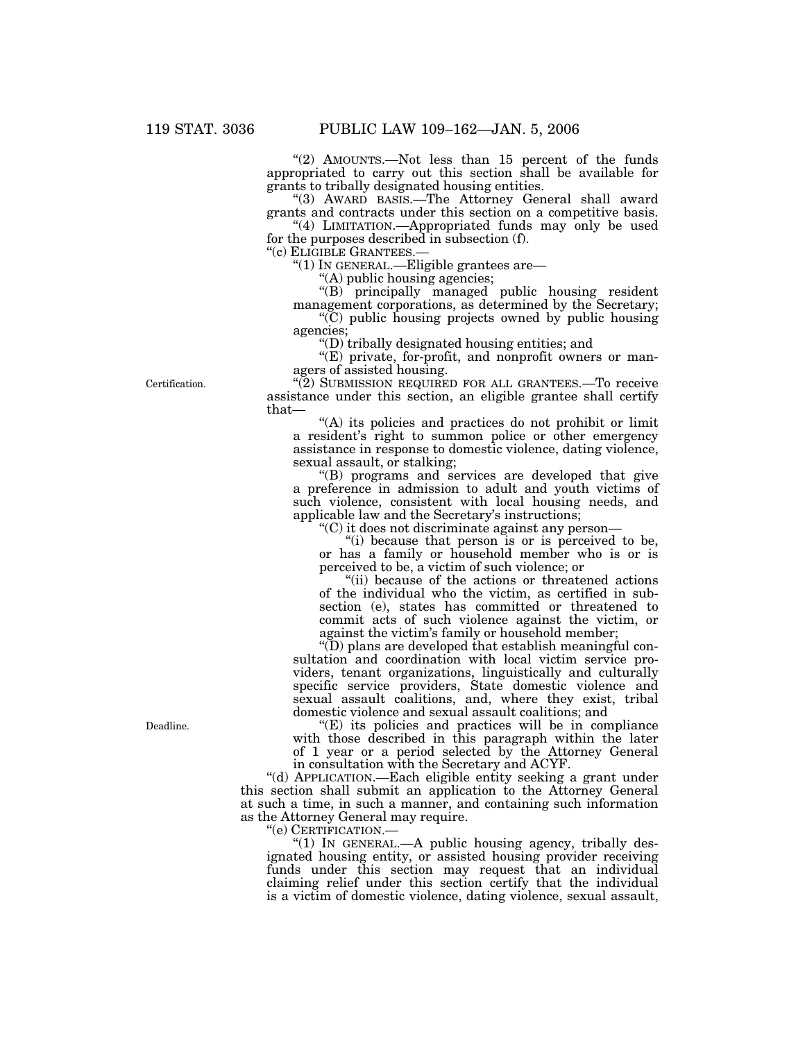"(2) AMOUNTS.—Not less than 15 percent of the funds appropriated to carry out this section shall be available for grants to tribally designated housing entities.

"(3) AWARD BASIS.—The Attorney General shall award grants and contracts under this section on a competitive basis.

"(4) LIMITATION.—Appropriated funds may only be used for the purposes described in subsection (f).

"(c) ELIGIBLE GRANTEES.—

"(1) IN GENERAL.—Eligible grantees are—

"(A) public housing agencies;

"(B) principally managed public housing resident management corporations, as determined by the Secretary;

"(C) public housing projects owned by public housing agencies;

"(D) tribally designated housing entities; and

"(E) private, for-profit, and nonprofit owners or managers of assisted housing.

Certification.

"(2) SUBMISSION REQUIRED FOR ALL GRANTEES.—To receive assistance under this section, an eligible grantee shall certify that—

"(A) its policies and practices do not prohibit or limit a resident's right to summon police or other emergency assistance in response to domestic violence, dating violence, sexual assault, or stalking;

"(B) programs and services are developed that give a preference in admission to adult and youth victims of such violence, consistent with local housing needs, and applicable law and the Secretary's instructions;

"(C) it does not discriminate against any person—

"(i) because that person is or is perceived to be, or has a family or household member who is or is perceived to be, a victim of such violence; or

"(ii) because of the actions or threatened actions of the individual who the victim, as certified in subsection (e), states has committed or threatened to commit acts of such violence against the victim, or against the victim's family or household member;

"(D) plans are developed that establish meaningful consultation and coordination with local victim service providers, tenant organizations, linguistically and culturally specific service providers, State domestic violence and sexual assault coalitions, and, where they exist, tribal domestic violence and sexual assault coalitions; and

Deadline.

"(E) its policies and practices will be in compliance with those described in this paragraph within the later of 1 year or a period selected by the Attorney General in consultation with the Secretary and ACYF.

"(d) APPLICATION.—Each eligible entity seeking a grant under this section shall submit an application to the Attorney General at such a time, in such a manner, and containing such information as the Attorney General may require.

"(e) CERTIFICATION.—

"(1) IN GENERAL.—A public housing agency, tribally designated housing entity, or assisted housing provider receiving funds under this section may request that an individual claiming relief under this section certify that the individual is a victim of domestic violence, dating violence, sexual assault,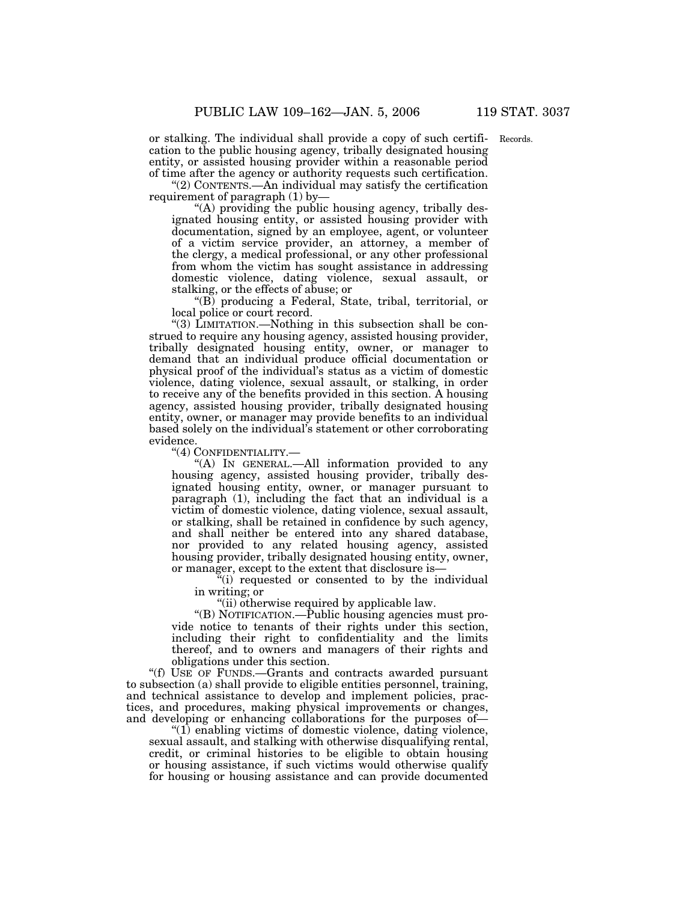or stalking. The individual shall provide a copy of such certification to the public housing agency, tribally designated housing entity, or assisted housing provider within a reasonable period of time after the agency or authority requests such certification.

Records.

"(2) CONTENTS.—An individual may satisfy the certification requirement of paragraph (1) by—

"(A) providing the public housing agency, tribally designated housing entity, or assisted housing provider with documentation, signed by an employee, agent, or volunteer of a victim service provider, an attorney, a member of the clergy, a medical professional, or any other professional from whom the victim has sought assistance in addressing domestic violence, dating violence, sexual assault, or stalking, or the effects of abuse; or

"(B) producing a Federal, State, tribal, territorial, or local police or court record.

"(3) LIMITATION.—Nothing in this subsection shall be construed to require any housing agency, assisted housing provider, tribally designated housing entity, owner, or manager to demand that an individual produce official documentation or physical proof of the individual's status as a victim of domestic violence, dating violence, sexual assault, or stalking, in order to receive any of the benefits provided in this section. A housing agency, assisted housing provider, tribally designated housing entity, owner, or manager may provide benefits to an individual based solely on the individual's statement or other corroborating evidence.

"(4) CONFIDENTIALITY.—

"(A) IN GENERAL.—All information provided to any housing agency, assisted housing provider, tribally designated housing entity, owner, or manager pursuant to paragraph (1), including the fact that an individual is a victim of domestic violence, dating violence, sexual assault, or stalking, shall be retained in confidence by such agency, and shall neither be entered into any shared database, nor provided to any related housing agency, assisted housing provider, tribally designated housing entity, owner, or manager, except to the extent that disclosure is—

"(i) requested or consented to by the individual in writing; or

"(ii) otherwise required by applicable law.

"(B) NOTIFICATION.—Public housing agencies must provide notice to tenants of their rights under this section, including their right to confidentiality and the limits thereof, and to owners and managers of their rights and obligations under this section.

"(f) USE OF FUNDS.—Grants and contracts awarded pursuant to subsection (a) shall provide to eligible entities personnel, training, and technical assistance to develop and implement policies, practices, and procedures, making physical improvements or changes, and developing or enhancing collaborations for the purposes of—

"(1) enabling victims of domestic violence, dating violence, sexual assault, and stalking with otherwise disqualifying rental, credit, or criminal histories to be eligible to obtain housing or housing assistance, if such victims would otherwise qualify for housing or housing assistance and can provide documented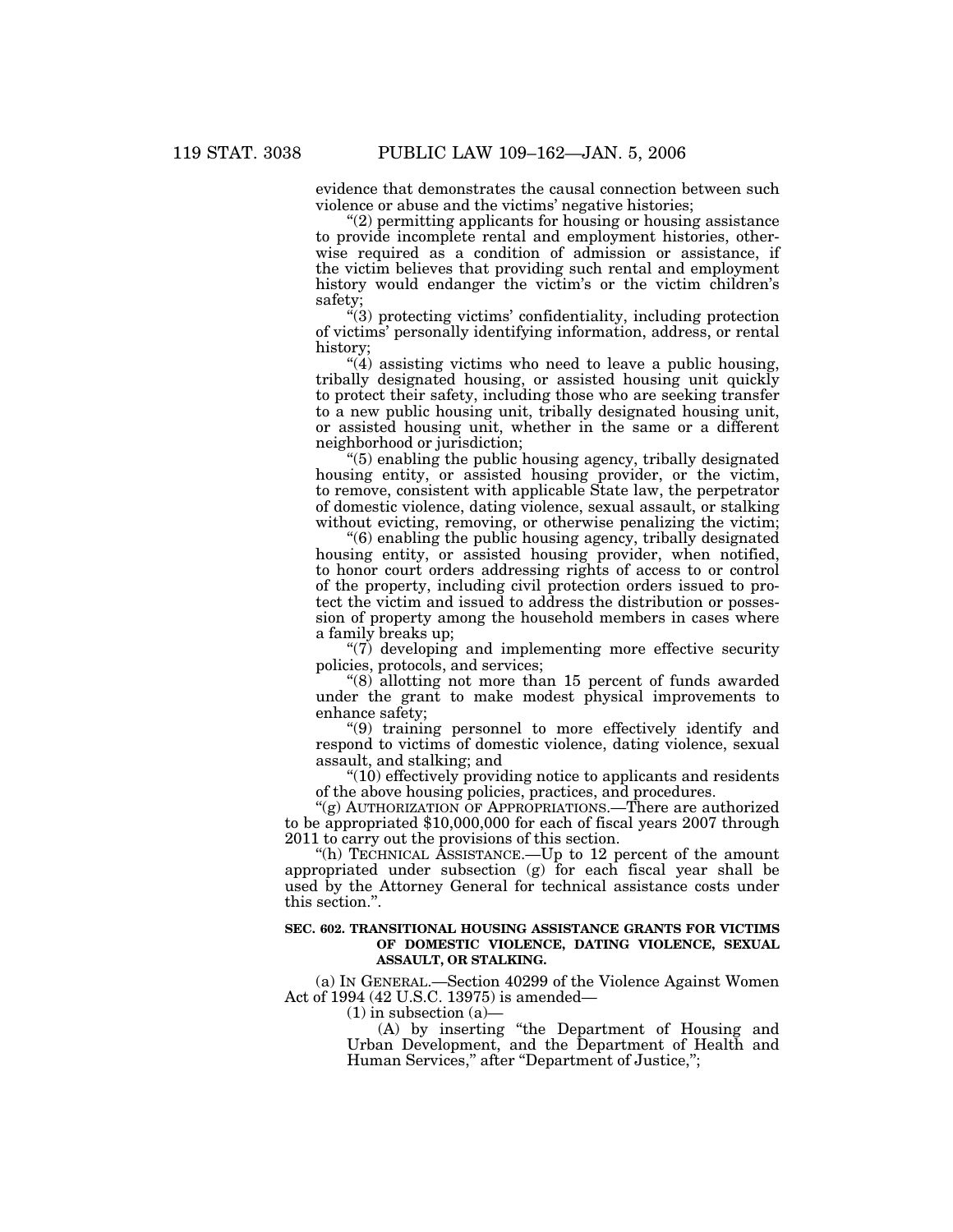evidence that demonstrates the causal connection between such violence or abuse and the victims' negative histories;

"(2) permitting applicants for housing or housing assistance to provide incomplete rental and employment histories, otherwise required as a condition of admission or assistance, if the victim believes that providing such rental and employment history would endanger the victim's or the victim children's safety;

"(3) protecting victims' confidentiality, including protection of victims' personally identifying information, address, or rental history;

"(4) assisting victims who need to leave a public housing, tribally designated housing, or assisted housing unit quickly to protect their safety, including those who are seeking transfer to a new public housing unit, tribally designated housing unit, or assisted housing unit, whether in the same or a different neighborhood or jurisdiction;

"(5) enabling the public housing agency, tribally designated housing entity, or assisted housing provider, or the victim, to remove, consistent with applicable State law, the perpetrator of domestic violence, dating violence, sexual assault, or stalking without evicting, removing, or otherwise penalizing the victim;

"(6) enabling the public housing agency, tribally designated housing entity, or assisted housing provider, when notified, to honor court orders addressing rights of access to or control of the property, including civil protection orders issued to protect the victim and issued to address the distribution or possession of property among the household members in cases where a family breaks up;

"(7) developing and implementing more effective security policies, protocols, and services;

"(8) allotting not more than 15 percent of funds awarded under the grant to make modest physical improvements to enhance safety;

"(9) training personnel to more effectively identify and respond to victims of domestic violence, dating violence, sexual assault, and stalking; and

"(10) effectively providing notice to applicants and residents of the above housing policies, practices, and procedures.

"(g) AUTHORIZATION OF APPROPRIATIONS.—There are authorized to be appropriated $10,000,000 for each of fiscal years 2007 through 2011 to carry out the provisions of this section.

"(h) TECHNICAL ASSISTANCE.—Up to 12 percent of the amount appropriated under subsection (g) for each fiscal year shall be used by the Attorney General for technical assistance costs under this section.".

**SEC. 602. TRANSITIONAL HOUSING ASSISTANCE GRANTS FOR VICTIMS OF DOMESTIC VIOLENCE, DATING VIOLENCE, SEXUAL ASSAULT, OR STALKING.**

(a) IN GENERAL.—Section 40299 of the Violence Against Women Act of 1994 (42 U.S.C. 13975) is amended—

(1) in subsection (a)—

(A) by inserting "the Department of Housing and Urban Development, and the Department of Health and Human Services," after "Department of Justice,";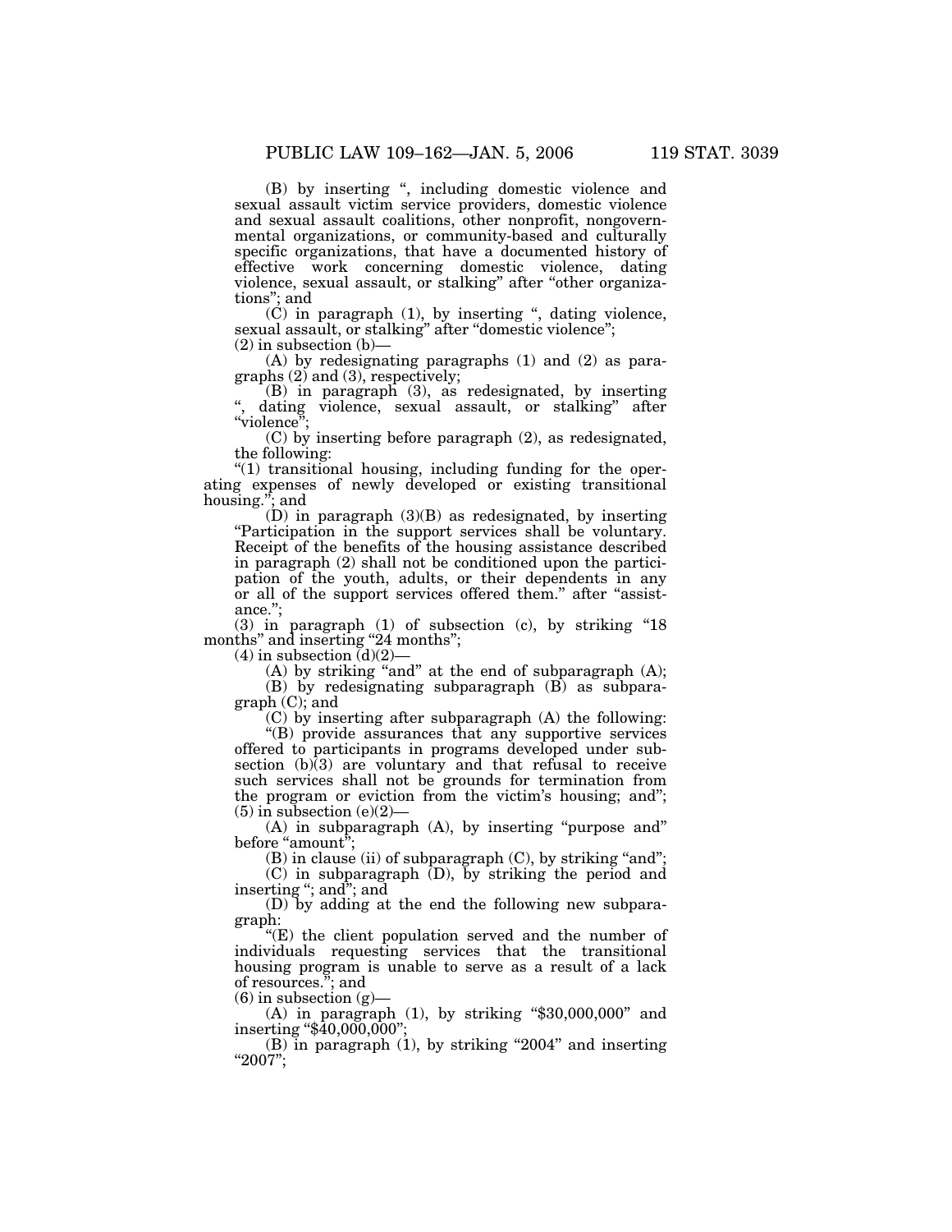(B) by inserting ", including domestic violence and sexual assault victim service providers, domestic violence and sexual assault coalitions, other nonprofit, nongovernmental organizations, or community-based and culturally specific organizations, that have a documented history of effective work concerning domestic violence, dating violence, sexual assault, or stalking" after "other organizations"; and

(C) in paragraph (1), by inserting ", dating violence, sexual assault, or stalking" after "domestic violence";

(2) in subsection (b)—

(A) by redesignating paragraphs (1) and (2) as paragraphs (2) and (3), respectively;

(B) in paragraph (3), as redesignated, by inserting ", dating violence, sexual assault, or stalking" after "violence";

(C) by inserting before paragraph (2), as redesignated, the following:

"(1) transitional housing, including funding for the operating expenses of newly developed or existing transitional housing."; and

(D) in paragraph (3)(B) as redesignated, by inserting "Participation in the support services shall be voluntary. Receipt of the benefits of the housing assistance described in paragraph (2) shall not be conditioned upon the participation of the youth, adults, or their dependents in any or all of the support services offered them." after "assistance.";

(3) in paragraph (1) of subsection (c), by striking "18 months" and inserting "24 months";

(4) in subsection (d)(2)—

(A) by striking "and" at the end of subparagraph (A);

(B) by redesignating subparagraph (B) as subparagraph (C); and

(C) by inserting after subparagraph (A) the following:

"(B) provide assurances that any supportive services offered to participants in programs developed under subsection (b)(3) are voluntary and that refusal to receive such services shall not be grounds for termination from the program or eviction from the victim's housing; and";

(5) in subsection (e)(2)—

(A) in subparagraph (A), by inserting "purpose and" before "amount";

(B) in clause (ii) of subparagraph (C), by striking "and";

(C) in subparagraph (D), by striking the period and inserting "; and"; and

(D) by adding at the end the following new subparagraph:

"(E) the client population served and the number of individuals requesting services that the transitional housing program is unable to serve as a result of a lack of resources."; and

(6) in subsection (g)—

(A) in paragraph (1), by striking "$30,000,000" and inserting "$40,000,000";

(B) in paragraph (1), by striking "2004" and inserting "2007";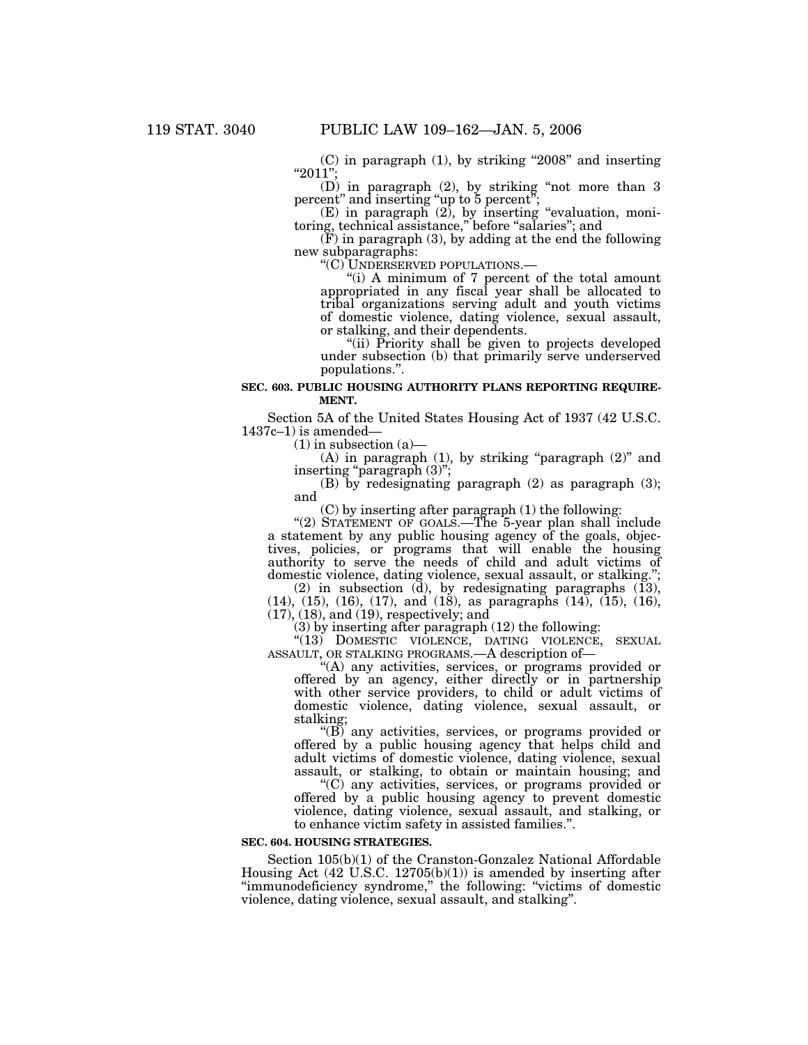(C) in paragraph (1), by striking "2008" and inserting "2011";

(D) in paragraph (2), by striking "not more than 3 percent" and inserting "up to 5 percent";

(E) in paragraph (2), by inserting "evaluation, monitoring, technical assistance," before "salaries"; and

(F) in paragraph (3), by adding at the end the following new subparagraphs:

"(C) UNDERSERVED POPULATIONS.—

"(i) A minimum of 7 percent of the total amount appropriated in any fiscal year shall be allocated to tribal organizations serving adult and youth victims of domestic violence, dating violence, sexual assault, or stalking, and their dependents.

"(ii) Priority shall be given to projects developed under subsection (b) that primarily serve underserved populations.".

**SEC. 603. PUBLIC HOUSING AUTHORITY PLANS REPORTING REQUIREMENT.**

Section 5A of the United States Housing Act of 1937 (42 U.S.C. 1437c–1) is amended—

(1) in subsection (a)—

(A) in paragraph (1), by striking "paragraph (2)" and inserting "paragraph (3)";

(B) by redesignating paragraph (2) as paragraph (3); and

(C) by inserting after paragraph (1) the following:

"(2) STATEMENT OF GOALS.—The 5-year plan shall include a statement by any public housing agency of the goals, objectives, policies, or programs that will enable the housing authority to serve the needs of child and adult victims of domestic violence, dating violence, sexual assault, or stalking.";

(2) in subsection (d), by redesignating paragraphs (13), (14), (15), (16), (17), and (18), as paragraphs (14), (15), (16), (17), (18), and (19), respectively; and

(3) by inserting after paragraph (12) the following:

"(13) DOMESTIC VIOLENCE, DATING VIOLENCE, SEXUAL ASSAULT, OR STALKING PROGRAMS.—A description of—

"(A) any activities, services, or programs provided or offered by an agency, either directly or in partnership with other service providers, to child or adult victims of domestic violence, dating violence, sexual assault, or stalking;

"(B) any activities, services, or programs provided or offered by a public housing agency that helps child and adult victims of domestic violence, dating violence, sexual assault, or stalking, to obtain or maintain housing; and

"(C) any activities, services, or programs provided or offered by a public housing agency to prevent domestic violence, dating violence, sexual assault, and stalking, or to enhance victim safety in assisted families.".

**SEC. 604. HOUSING STRATEGIES.**

Section 105(b)(1) of the Cranston-Gonzalez National Affordable Housing Act (42 U.S.C. 12705(b)(1)) is amended by inserting after "immunodeficiency syndrome," the following: "victims of domestic violence, dating violence, sexual assault, and stalking".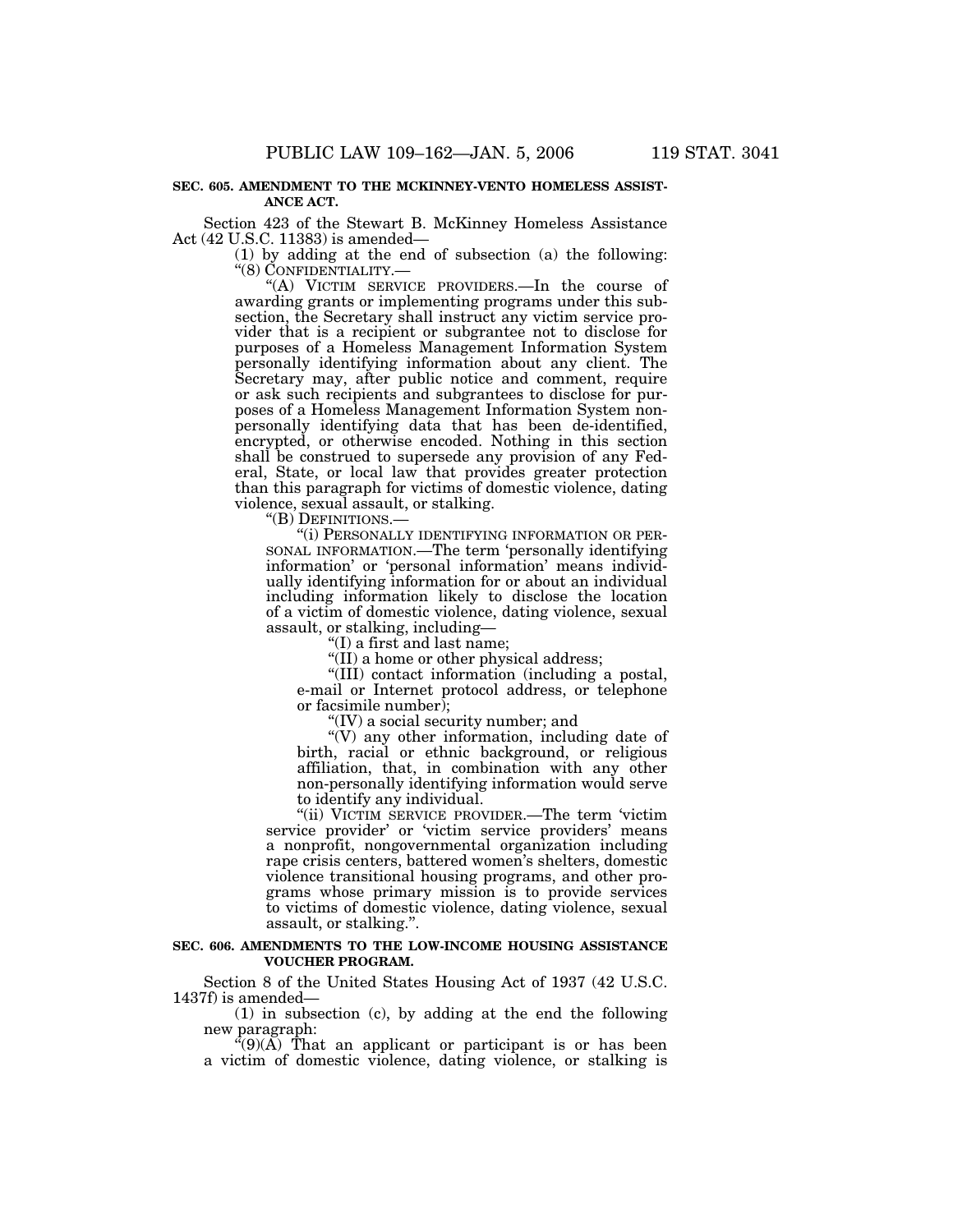**SEC. 605. AMENDMENT TO THE MCKINNEY-VENTO HOMELESS ASSISTANCE ACT.**

Section 423 of the Stewart B. McKinney Homeless Assistance Act (42 U.S.C. 11383) is amended—

(1) by adding at the end of subsection (a) the following:

"(8) CONFIDENTIALITY.—

"(A) VICTIM SERVICE PROVIDERS.—In the course of awarding grants or implementing programs under this subsection, the Secretary shall instruct any victim service provider that is a recipient or subgrantee not to disclose for purposes of a Homeless Management Information System personally identifying information about any client. The Secretary may, after public notice and comment, require or ask such recipients and subgrantees to disclose for purposes of a Homeless Management Information System non-personally identifying data that has been de-identified, encrypted, or otherwise encoded. Nothing in this section shall be construed to supersede any provision of any Federal, State, or local law that provides greater protection than this paragraph for victims of domestic violence, dating violence, sexual assault, or stalking.

"(B) DEFINITIONS.—

"(i) PERSONALLY IDENTIFYING INFORMATION OR PERSONAL INFORMATION.—The term 'personally identifying information' or 'personal information' means individually identifying information for or about an individual including information likely to disclose the location of a victim of domestic violence, dating violence, sexual assault, or stalking, including—

"(I) a first and last name;

"(II) a home or other physical address;

"(III) contact information (including a postal, e-mail or Internet protocol address, or telephone or facsimile number);

"(IV) a social security number; and

"(V) any other information, including date of birth, racial or ethnic background, or religious affiliation, that, in combination with any other non-personally identifying information would serve to identify any individual.

"(ii) VICTIM SERVICE PROVIDER.—The term 'victim service provider' or 'victim service providers' means a nonprofit, nongovernmental organization including rape crisis centers, battered women's shelters, domestic violence transitional housing programs, and other programs whose primary mission is to provide services to victims of domestic violence, dating violence, sexual assault, or stalking.".

**SEC. 606. AMENDMENTS TO THE LOW-INCOME HOUSING ASSISTANCE VOUCHER PROGRAM.**

Section 8 of the United States Housing Act of 1937 (42 U.S.C. 1437f) is amended—

(1) in subsection (c), by adding at the end the following new paragraph:

"(9)(A) That an applicant or participant is or has been a victim of domestic violence, dating violence, or stalking is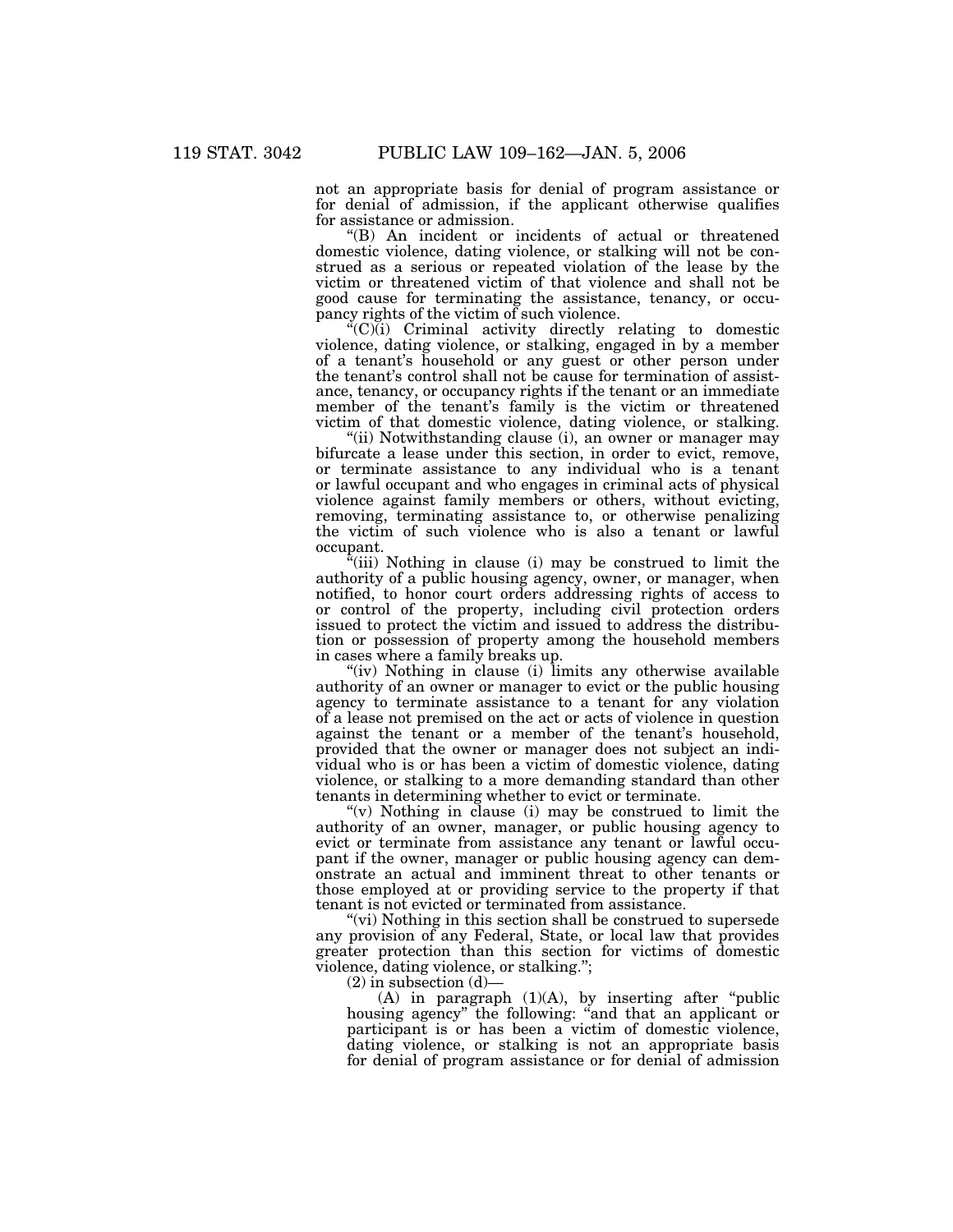not an appropriate basis for denial of program assistance or for denial of admission, if the applicant otherwise qualifies for assistance or admission.

"(B) An incident or incidents of actual or threatened domestic violence, dating violence, or stalking will not be construed as a serious or repeated violation of the lease by the victim or threatened victim of that violence and shall not be good cause for terminating the assistance, tenancy, or occupancy rights of the victim of such violence.

"(C)(i) Criminal activity directly relating to domestic violence, dating violence, or stalking, engaged in by a member of a tenant's household or any guest or other person under the tenant's control shall not be cause for termination of assistance, tenancy, or occupancy rights if the tenant or an immediate member of the tenant's family is the victim or threatened victim of that domestic violence, dating violence, or stalking.

"(ii) Notwithstanding clause (i), an owner or manager may bifurcate a lease under this section, in order to evict, remove, or terminate assistance to any individual who is a tenant or lawful occupant and who engages in criminal acts of physical violence against family members or others, without evicting, removing, terminating assistance to, or otherwise penalizing the victim of such violence who is also a tenant or lawful occupant.

"(iii) Nothing in clause (i) may be construed to limit the authority of a public housing agency, owner, or manager, when notified, to honor court orders addressing rights of access to or control of the property, including civil protection orders issued to protect the victim and issued to address the distribution or possession of property among the household members in cases where a family breaks up.

"(iv) Nothing in clause (i) limits any otherwise available authority of an owner or manager to evict or the public housing agency to terminate assistance to a tenant for any violation of a lease not premised on the act or acts of violence in question against the tenant or a member of the tenant's household, provided that the owner or manager does not subject an individual who is or has been a victim of domestic violence, dating violence, or stalking to a more demanding standard than other tenants in determining whether to evict or terminate.

"(v) Nothing in clause (i) may be construed to limit the authority of an owner, manager, or public housing agency to evict or terminate from assistance any tenant or lawful occupant if the owner, manager or public housing agency can demonstrate an actual and imminent threat to other tenants or those employed at or providing service to the property if that tenant is not evicted or terminated from assistance.

"(vi) Nothing in this section shall be construed to supersede any provision of any Federal, State, or local law that provides greater protection than this section for victims of domestic violence, dating violence, or stalking.";

(2) in subsection (d)—

(A) in paragraph (1)(A), by inserting after "public housing agency" the following: "and that an applicant or participant is or has been a victim of domestic violence, dating violence, or stalking is not an appropriate basis for denial of program assistance or for denial of admission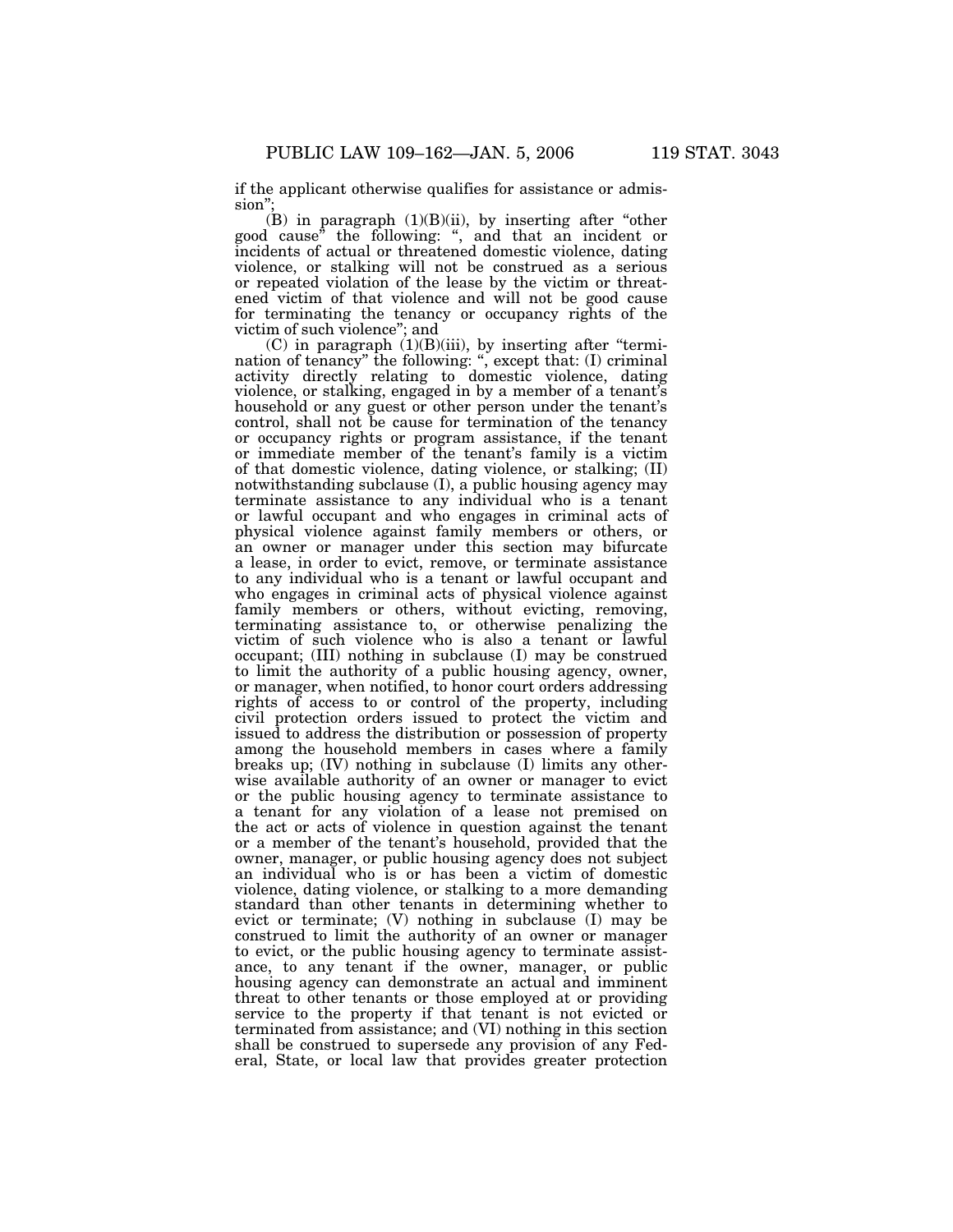if the applicant otherwise qualifies for assistance or admission";

(B) in paragraph (1)(B)(ii), by inserting after "other good cause" the following: ", and that an incident or incidents of actual or threatened domestic violence, dating violence, or stalking will not be construed as a serious or repeated violation of the lease by the victim or threatened victim of that violence and will not be good cause for terminating the tenancy or occupancy rights of the victim of such violence"; and

(C) in paragraph (1)(B)(iii), by inserting after "termination of tenancy" the following: ", except that: (I) criminal activity directly relating to domestic violence, dating violence, or stalking, engaged in by a member of a tenant's household or any guest or other person under the tenant's control, shall not be cause for termination of the tenancy or occupancy rights or program assistance, if the tenant or immediate member of the tenant's family is a victim of that domestic violence, dating violence, or stalking; (II) notwithstanding subclause (I), a public housing agency may terminate assistance to any individual who is a tenant or lawful occupant and who engages in criminal acts of physical violence against family members or others, or an owner or manager under this section may bifurcate a lease, in order to evict, remove, or terminate assistance to any individual who is a tenant or lawful occupant and who engages in criminal acts of physical violence against family members or others, without evicting, removing, terminating assistance to, or otherwise penalizing the victim of such violence who is also a tenant or lawful occupant; (III) nothing in subclause (I) may be construed to limit the authority of a public housing agency, owner, or manager, when notified, to honor court orders addressing rights of access to or control of the property, including civil protection orders issued to protect the victim and issued to address the distribution or possession of property among the household members in cases where a family breaks up; (IV) nothing in subclause (I) limits any otherwise available authority of an owner or manager to evict or the public housing agency to terminate assistance to a tenant for any violation of a lease not premised on the act or acts of violence in question against the tenant or a member of the tenant's household, provided that the owner, manager, or public housing agency does not subject an individual who is or has been a victim of domestic violence, dating violence, or stalking to a more demanding standard than other tenants in determining whether to evict or terminate; (V) nothing in subclause (I) may be construed to limit the authority of an owner or manager to evict, or the public housing agency to terminate assistance, to any tenant if the owner, manager, or public housing agency can demonstrate an actual and imminent threat to other tenants or those employed at or providing service to the property if that tenant is not evicted or terminated from assistance; and (VI) nothing in this section shall be construed to supersede any provision of any Federal, State, or local law that provides greater protection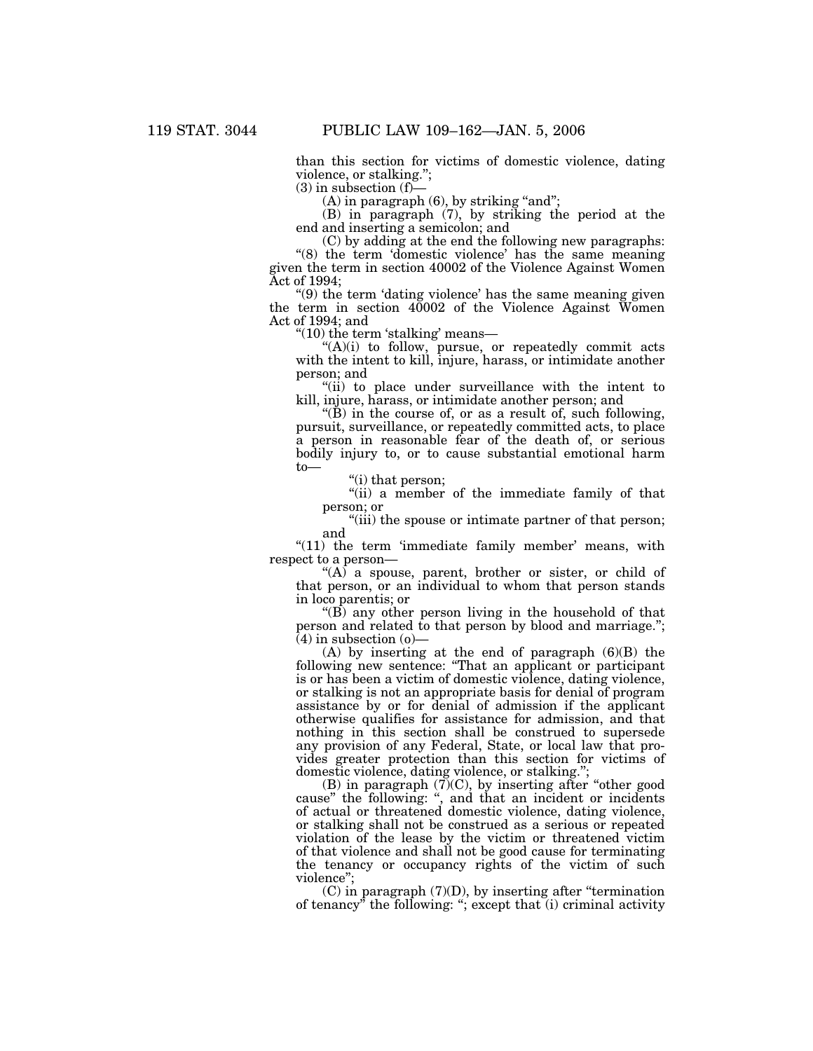than this section for victims of domestic violence, dating violence, or stalking.";

(3) in subsection (f)—

(A) in paragraph (6), by striking "and";

(B) in paragraph (7), by striking the period at the end and inserting a semicolon; and

(C) by adding at the end the following new paragraphs:

"(8) the term 'domestic violence' has the same meaning given the term in section 40002 of the Violence Against Women Act of 1994;

"(9) the term 'dating violence' has the same meaning given the term in section 40002 of the Violence Against Women Act of 1994; and

"(10) the term 'stalking' means—

"(A)(i) to follow, pursue, or repeatedly commit acts with the intent to kill, injure, harass, or intimidate another person; and

"(ii) to place under surveillance with the intent to kill, injure, harass, or intimidate another person; and

"(B) in the course of, or as a result of, such following, pursuit, surveillance, or repeatedly committed acts, to place a person in reasonable fear of the death of, or serious bodily injury to, or to cause substantial emotional harm to—

"(i) that person;

"(ii) a member of the immediate family of that person; or

"(iii) the spouse or intimate partner of that person; and

"(11) the term 'immediate family member' means, with respect to a person—

"(A) a spouse, parent, brother or sister, or child of that person, or an individual to whom that person stands in loco parentis; or

"(B) any other person living in the household of that person and related to that person by blood and marriage.";

(4) in subsection (o)—

(A) by inserting at the end of paragraph (6)(B) the following new sentence: "That an applicant or participant is or has been a victim of domestic violence, dating violence, or stalking is not an appropriate basis for denial of program assistance by or for denial of admission if the applicant otherwise qualifies for assistance for admission, and that nothing in this section shall be construed to supersede any provision of any Federal, State, or local law that provides greater protection than this section for victims of domestic violence, dating violence, or stalking.";

(B) in paragraph (7)(C), by inserting after "other good cause" the following: ", and that an incident or incidents of actual or threatened domestic violence, dating violence, or stalking shall not be construed as a serious or repeated violation of the lease by the victim or threatened victim of that violence and shall not be good cause for terminating the tenancy or occupancy rights of the victim of such violence";

(C) in paragraph (7)(D), by inserting after "termination of tenancy" the following: "; except that (i) criminal activity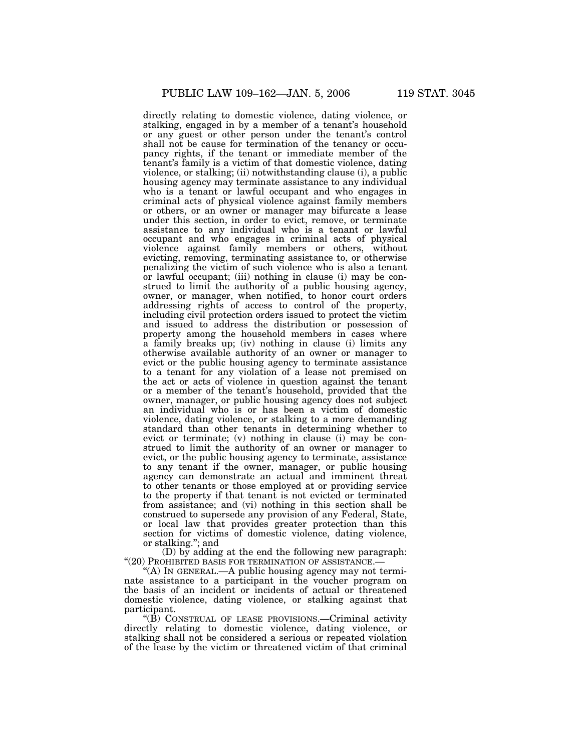directly relating to domestic violence, dating violence, or stalking, engaged in by a member of a tenant's household or any guest or other person under the tenant's control shall not be cause for termination of the tenancy or occupancy rights, if the tenant or immediate member of the tenant's family is a victim of that domestic violence, dating violence, or stalking; (ii) notwithstanding clause (i), a public housing agency may terminate assistance to any individual who is a tenant or lawful occupant and who engages in criminal acts of physical violence against family members or others, or an owner or manager may bifurcate a lease under this section, in order to evict, remove, or terminate assistance to any individual who is a tenant or lawful occupant and who engages in criminal acts of physical violence against family members or others, without evicting, removing, terminating assistance to, or otherwise penalizing the victim of such violence who is also a tenant or lawful occupant; (iii) nothing in clause (i) may be construed to limit the authority of a public housing agency, owner, or manager, when notified, to honor court orders addressing rights of access to control of the property, including civil protection orders issued to protect the victim and issued to address the distribution or possession of property among the household members in cases where a family breaks up; (iv) nothing in clause (i) limits any otherwise available authority of an owner or manager to evict or the public housing agency to terminate assistance to a tenant for any violation of a lease not premised on the act or acts of violence in question against the tenant or a member of the tenant's household, provided that the owner, manager, or public housing agency does not subject an individual who is or has been a victim of domestic violence, dating violence, or stalking to a more demanding standard than other tenants in determining whether to evict or terminate; (v) nothing in clause (i) may be construed to limit the authority of an owner or manager to evict, or the public housing agency to terminate, assistance to any tenant if the owner, manager, or public housing agency can demonstrate an actual and imminent threat to other tenants or those employed at or providing service to the property if that tenant is not evicted or terminated from assistance; and (vi) nothing in this section shall be construed to supersede any provision of any Federal, State, or local law that provides greater protection than this section for victims of domestic violence, dating violence, or stalking."; and

(D) by adding at the end the following new paragraph:

"(20) PROHIBITED BASIS FOR TERMINATION OF ASSISTANCE.—

"(A) IN GENERAL.—A public housing agency may not terminate assistance to a participant in the voucher program on the basis of an incident or incidents of actual or threatened domestic violence, dating violence, or stalking against that participant.

"(B) CONSTRUAL OF LEASE PROVISIONS.—Criminal activity directly relating to domestic violence, dating violence, or stalking shall not be considered a serious or repeated violation of the lease by the victim or threatened victim of that criminal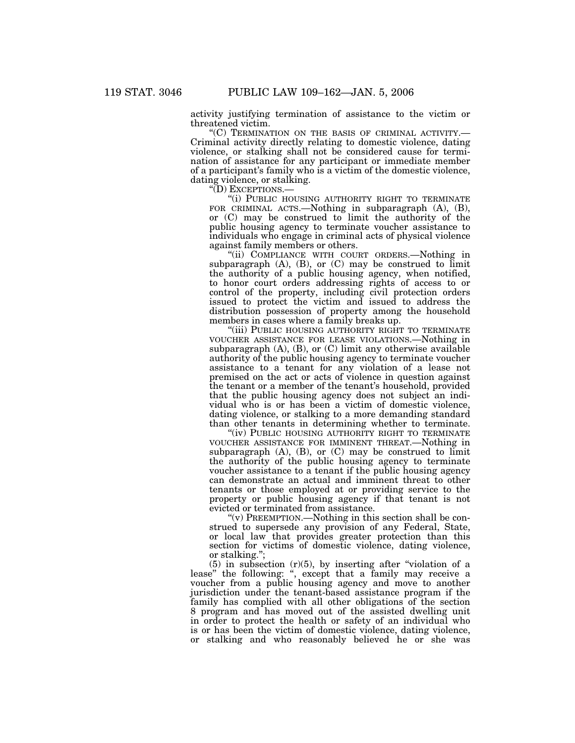activity justifying termination of assistance to the victim or threatened victim.

"(C) TERMINATION ON THE BASIS OF CRIMINAL ACTIVITY.—Criminal activity directly relating to domestic violence, dating violence, or stalking shall not be considered cause for termination of assistance for any participant or immediate member of a participant's family who is a victim of the domestic violence, dating violence, or stalking.

"(D) EXCEPTIONS.—

"(i) PUBLIC HOUSING AUTHORITY RIGHT TO TERMINATE FOR CRIMINAL ACTS.—Nothing in subparagraph (A), (B), or (C) may be construed to limit the authority of the public housing agency to terminate voucher assistance to individuals who engage in criminal acts of physical violence against family members or others.

"(ii) COMPLIANCE WITH COURT ORDERS.—Nothing in subparagraph (A), (B), or (C) may be construed to limit the authority of a public housing agency, when notified, to honor court orders addressing rights of access to or control of the property, including civil protection orders issued to protect the victim and issued to address the distribution possession of property among the household members in cases where a family breaks up.

"(iii) PUBLIC HOUSING AUTHORITY RIGHT TO TERMINATE VOUCHER ASSISTANCE FOR LEASE VIOLATIONS.—Nothing in subparagraph (A), (B), or (C) limit any otherwise available authority of the public housing agency to terminate voucher assistance to a tenant for any violation of a lease not premised on the act or acts of violence in question against the tenant or a member of the tenant's household, provided that the public housing agency does not subject an individual who is or has been a victim of domestic violence, dating violence, or stalking to a more demanding standard than other tenants in determining whether to terminate.

"(iv) PUBLIC HOUSING AUTHORITY RIGHT TO TERMINATE VOUCHER ASSISTANCE FOR IMMINENT THREAT.—Nothing in subparagraph (A), (B), or (C) may be construed to limit the authority of the public housing agency to terminate voucher assistance to a tenant if the public housing agency can demonstrate an actual and imminent threat to other tenants or those employed at or providing service to the property or public housing agency if that tenant is not evicted or terminated from assistance.

"(v) PREEMPTION.—Nothing in this section shall be construed to supersede any provision of any Federal, State, or local law that provides greater protection than this section for victims of domestic violence, dating violence, or stalking.";

(5) in subsection (r)(5), by inserting after "violation of a lease" the following: ", except that a family may receive a voucher from a public housing agency and move to another jurisdiction under the tenant-based assistance program if the family has complied with all other obligations of the section 8 program and has moved out of the assisted dwelling unit in order to protect the health or safety of an individual who is or has been the victim of domestic violence, dating violence, or stalking and who reasonably believed he or she was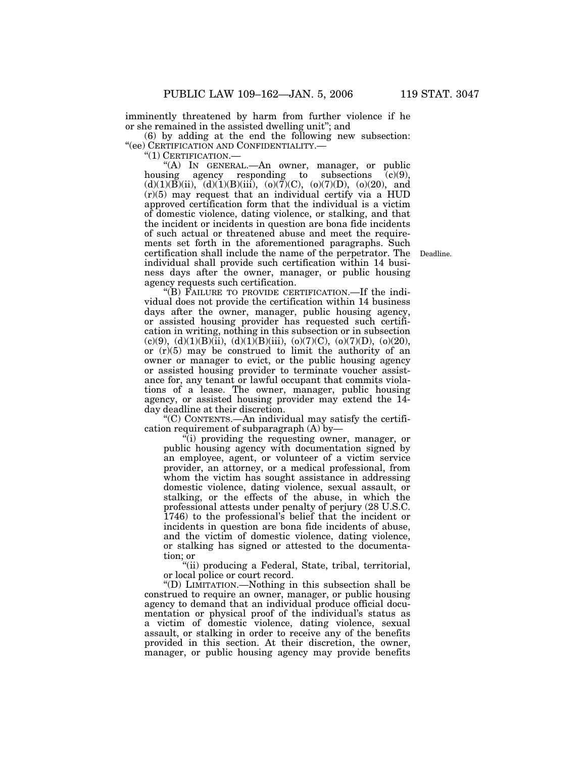imminently threatened by harm from further violence if he or she remained in the assisted dwelling unit"; and

(6) by adding at the end the following new subsection:

"(ee) CERTIFICATION AND CONFIDENTIALITY.—

"(1) CERTIFICATION.—

"(A) IN GENERAL.—An owner, manager, or public housing agency responding to subsections (c)(9), (d)(1)(B)(ii), (d)(1)(B)(iii), (o)(7)(C), (o)(7)(D), (o)(20), and (r)(5) may request that an individual certify via a HUD approved certification form that the individual is a victim of domestic violence, dating violence, or stalking, and that the incident or incidents in question are bona fide incidents of such actual or threatened abuse and meet the requirements set forth in the aforementioned paragraphs. Such certification shall include the name of the perpetrator. The individual shall provide such certification within 14 business days after the owner, manager, or public housing agency requests such certification.

Deadline.

"(B) FAILURE TO PROVIDE CERTIFICATION.—If the individual does not provide the certification within 14 business days after the owner, manager, public housing agency, or assisted housing provider has requested such certification in writing, nothing in this subsection or in subsection (c)(9), (d)(1)(B)(ii), (d)(1)(B)(iii), (o)(7)(C), (o)(7)(D), (o)(20), or (r)(5) may be construed to limit the authority of an owner or manager to evict, or the public housing agency or assisted housing provider to terminate voucher assistance for, any tenant or lawful occupant that commits violations of a lease. The owner, manager, public housing agency, or assisted housing provider may extend the 14-day deadline at their discretion.

"(C) CONTENTS.—An individual may satisfy the certification requirement of subparagraph (A) by—

"(i) providing the requesting owner, manager, or public housing agency with documentation signed by an employee, agent, or volunteer of a victim service provider, an attorney, or a medical professional, from whom the victim has sought assistance in addressing domestic violence, dating violence, sexual assault, or stalking, or the effects of the abuse, in which the professional attests under penalty of perjury (28 U.S.C. 1746) to the professional's belief that the incident or incidents in question are bona fide incidents of abuse, and the victim of domestic violence, dating violence, or stalking has signed or attested to the documentation; or

"(ii) producing a Federal, State, tribal, territorial, or local police or court record.

"(D) LIMITATION.—Nothing in this subsection shall be construed to require an owner, manager, or public housing agency to demand that an individual produce official documentation or physical proof of the individual's status as a victim of domestic violence, dating violence, sexual assault, or stalking in order to receive any of the benefits provided in this section. At their discretion, the owner, manager, or public housing agency may provide benefits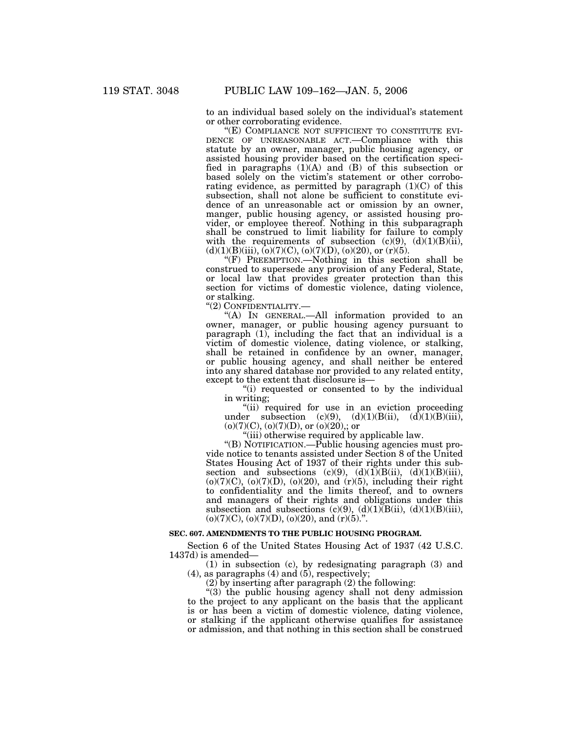to an individual based solely on the individual's statement or other corroborating evidence.

"(E) COMPLIANCE NOT SUFFICIENT TO CONSTITUTE EVIDENCE OF UNREASONABLE ACT.—Compliance with this statute by an owner, manager, public housing agency, or assisted housing provider based on the certification specified in paragraphs (1)(A) and (B) of this subsection or based solely on the victim's statement or other corroborating evidence, as permitted by paragraph (1)(C) of this subsection, shall not alone be sufficient to constitute evidence of an unreasonable act or omission by an owner, manger, public housing agency, or assisted housing provider, or employee thereof. Nothing in this subparagraph shall be construed to limit liability for failure to comply with the requirements of subsection (c)(9), (d)(1)(B)(ii), (d)(1)(B)(iii), (o)(7)(C), (o)(7)(D), (o)(20), or (r)(5).

"(F) PREEMPTION.—Nothing in this section shall be construed to supersede any provision of any Federal, State, or local law that provides greater protection than this section for victims of domestic violence, dating violence, or stalking.

"(2) CONFIDENTIALITY.—

"(A) IN GENERAL.—All information provided to an owner, manager, or public housing agency pursuant to paragraph (1), including the fact that an individual is a victim of domestic violence, dating violence, or stalking, shall be retained in confidence by an owner, manager, or public housing agency, and shall neither be entered into any shared database nor provided to any related entity, except to the extent that disclosure is—

"(i) requested or consented to by the individual in writing;

"(ii) required for use in an eviction proceeding under subsection (c)(9), (d)(1)(B(ii), (d)(1)(B)(iii), (o)(7)(C), (o)(7)(D), or (o)(20),; or

"(iii) otherwise required by applicable law.

"(B) NOTIFICATION.—Public housing agencies must provide notice to tenants assisted under Section 8 of the United States Housing Act of 1937 of their rights under this subsection and subsections (c)(9), (d)(1)(B(ii), (d)(1)(B)(iii), (o)(7)(C), (o)(7)(D), (o)(20), and (r)(5), including their right to confidentiality and the limits thereof, and to owners and managers of their rights and obligations under this subsection and subsections (c)(9), (d)(1)(B(ii), (d)(1)(B)(iii), (o)(7)(C), (o)(7)(D), (o)(20), and (r)(5).".

**SEC. 607. AMENDMENTS TO THE PUBLIC HOUSING PROGRAM.**

Section 6 of the United States Housing Act of 1937 (42 U.S.C. 1437d) is amended—

(1) in subsection (c), by redesignating paragraph (3) and (4), as paragraphs (4) and (5), respectively;

(2) by inserting after paragraph (2) the following:

"(3) the public housing agency shall not deny admission to the project to any applicant on the basis that the applicant is or has been a victim of domestic violence, dating violence, or stalking if the applicant otherwise qualifies for assistance or admission, and that nothing in this section shall be construed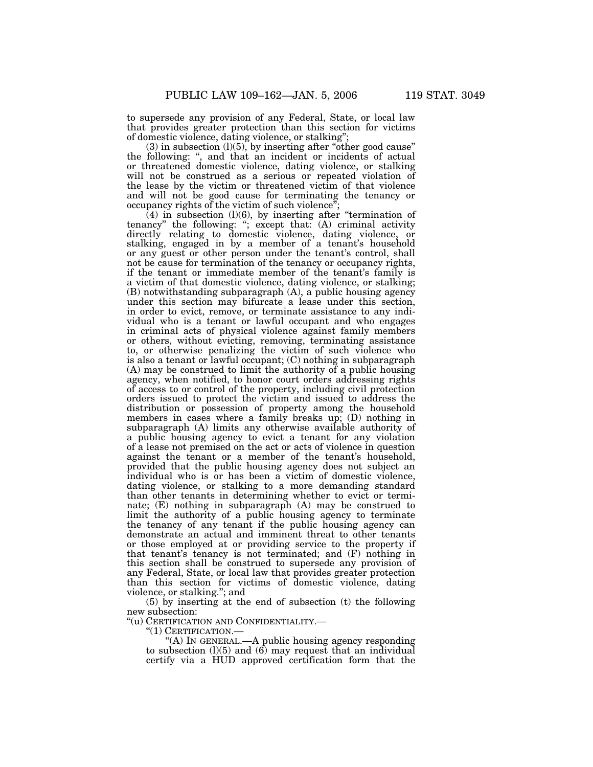to supersede any provision of any Federal, State, or local law that provides greater protection than this section for victims of domestic violence, dating violence, or stalking";

(3) in subsection (l)(5), by inserting after "other good cause" the following: ", and that an incident or incidents of actual or threatened domestic violence, dating violence, or stalking will not be construed as a serious or repeated violation of the lease by the victim or threatened victim of that violence and will not be good cause for terminating the tenancy or occupancy rights of the victim of such violence";

(4) in subsection (l)(6), by inserting after "termination of tenancy" the following: "; except that: (A) criminal activity directly relating to domestic violence, dating violence, or stalking, engaged in by a member of a tenant's household or any guest or other person under the tenant's control, shall not be cause for termination of the tenancy or occupancy rights, if the tenant or immediate member of the tenant's family is a victim of that domestic violence, dating violence, or stalking; (B) notwithstanding subparagraph (A), a public housing agency under this section may bifurcate a lease under this section, in order to evict, remove, or terminate assistance to any individual who is a tenant or lawful occupant and who engages in criminal acts of physical violence against family members or others, without evicting, removing, terminating assistance to, or otherwise penalizing the victim of such violence who is also a tenant or lawful occupant; (C) nothing in subparagraph (A) may be construed to limit the authority of a public housing agency, when notified, to honor court orders addressing rights of access to or control of the property, including civil protection orders issued to protect the victim and issued to address the distribution or possession of property among the household members in cases where a family breaks up; (D) nothing in subparagraph (A) limits any otherwise available authority of a public housing agency to evict a tenant for any violation of a lease not premised on the act or acts of violence in question against the tenant or a member of the tenant's household, provided that the public housing agency does not subject an individual who is or has been a victim of domestic violence, dating violence, or stalking to a more demanding standard than other tenants in determining whether to evict or terminate; (E) nothing in subparagraph (A) may be construed to limit the authority of a public housing agency to terminate the tenancy of any tenant if the public housing agency can demonstrate an actual and imminent threat to other tenants or those employed at or providing service to the property if that tenant's tenancy is not terminated; and (F) nothing in this section shall be construed to supersede any provision of any Federal, State, or local law that provides greater protection than this section for victims of domestic violence, dating violence, or stalking."; and

(5) by inserting at the end of subsection (t) the following new subsection:

"(u) CERTIFICATION AND CONFIDENTIALITY.—

"(1) CERTIFICATION.—

"(A) IN GENERAL.—A public housing agency responding to subsection (l)(5) and (6) may request that an individual certify via a HUD approved certification form that the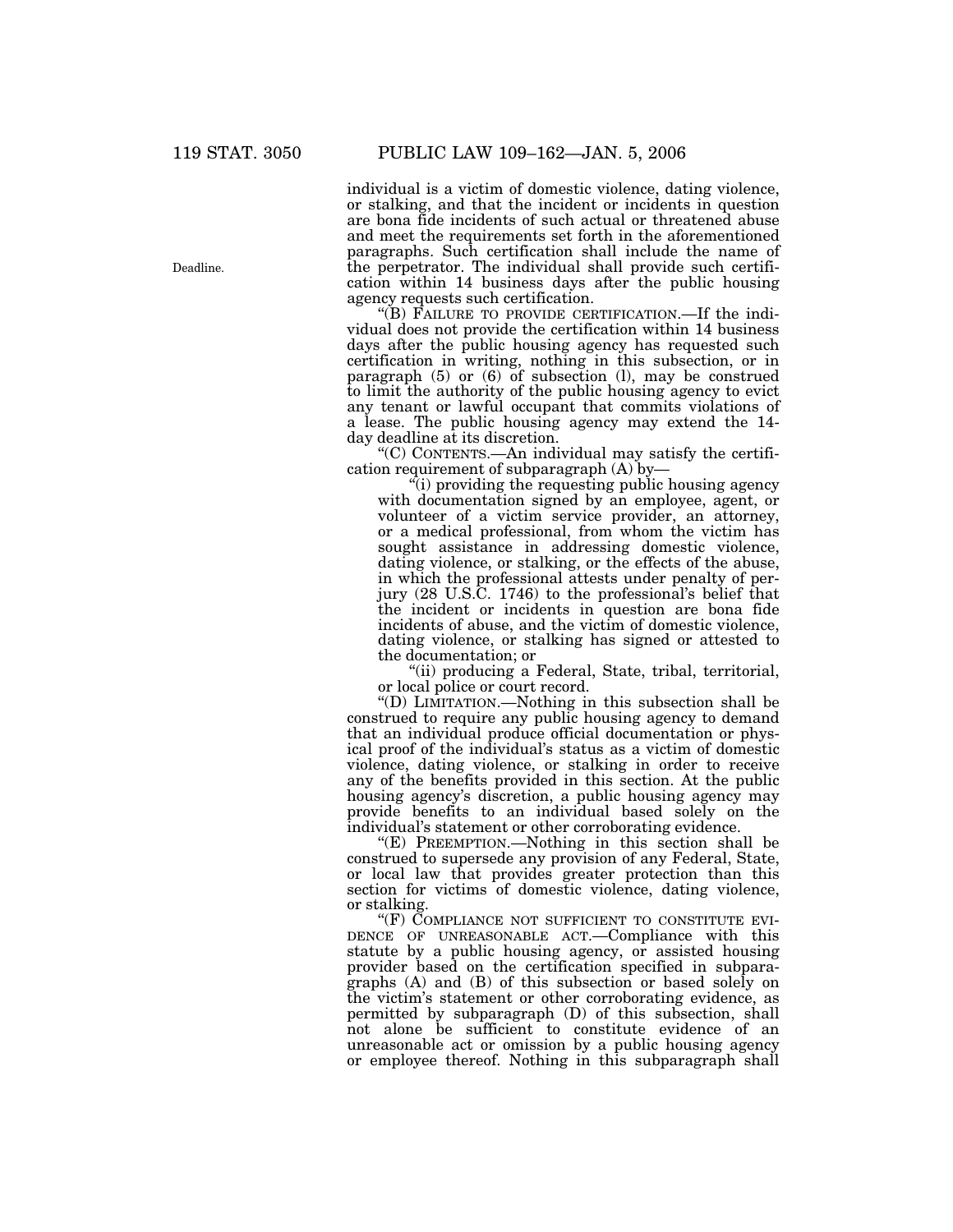individual is a victim of domestic violence, dating violence, or stalking, and that the incident or incidents in question are bona fide incidents of such actual or threatened abuse and meet the requirements set forth in the aforementioned paragraphs. Such certification shall include the name of the perpetrator. The individual shall provide such certification within 14 business days after the public housing agency requests such certification.

Deadline.

"(B) FAILURE TO PROVIDE CERTIFICATION.—If the individual does not provide the certification within 14 business days after the public housing agency has requested such certification in writing, nothing in this subsection, or in paragraph (5) or (6) of subsection (l), may be construed to limit the authority of the public housing agency to evict any tenant or lawful occupant that commits violations of a lease. The public housing agency may extend the 14-day deadline at its discretion.

"(C) CONTENTS.—An individual may satisfy the certification requirement of subparagraph (A) by—

"(i) providing the requesting public housing agency with documentation signed by an employee, agent, or volunteer of a victim service provider, an attorney, or a medical professional, from whom the victim has sought assistance in addressing domestic violence, dating violence, or stalking, or the effects of the abuse, in which the professional attests under penalty of perjury (28 U.S.C. 1746) to the professional's belief that the incident or incidents in question are bona fide incidents of abuse, and the victim of domestic violence, dating violence, or stalking has signed or attested to the documentation; or

"(ii) producing a Federal, State, tribal, territorial, or local police or court record.

"(D) LIMITATION.—Nothing in this subsection shall be construed to require any public housing agency to demand that an individual produce official documentation or physical proof of the individual's status as a victim of domestic violence, dating violence, or stalking in order to receive any of the benefits provided in this section. At the public housing agency's discretion, a public housing agency may provide benefits to an individual based solely on the individual's statement or other corroborating evidence.

"(E) PREEMPTION.—Nothing in this section shall be construed to supersede any provision of any Federal, State, or local law that provides greater protection than this section for victims of domestic violence, dating violence, or stalking.

"(F) COMPLIANCE NOT SUFFICIENT TO CONSTITUTE EVIDENCE OF UNREASONABLE ACT.—Compliance with this statute by a public housing agency, or assisted housing provider based on the certification specified in subparagraphs (A) and (B) of this subsection or based solely on the victim's statement or other corroborating evidence, as permitted by subparagraph (D) of this subsection, shall not alone be sufficient to constitute evidence of an unreasonable act or omission by a public housing agency or employee thereof. Nothing in this subparagraph shall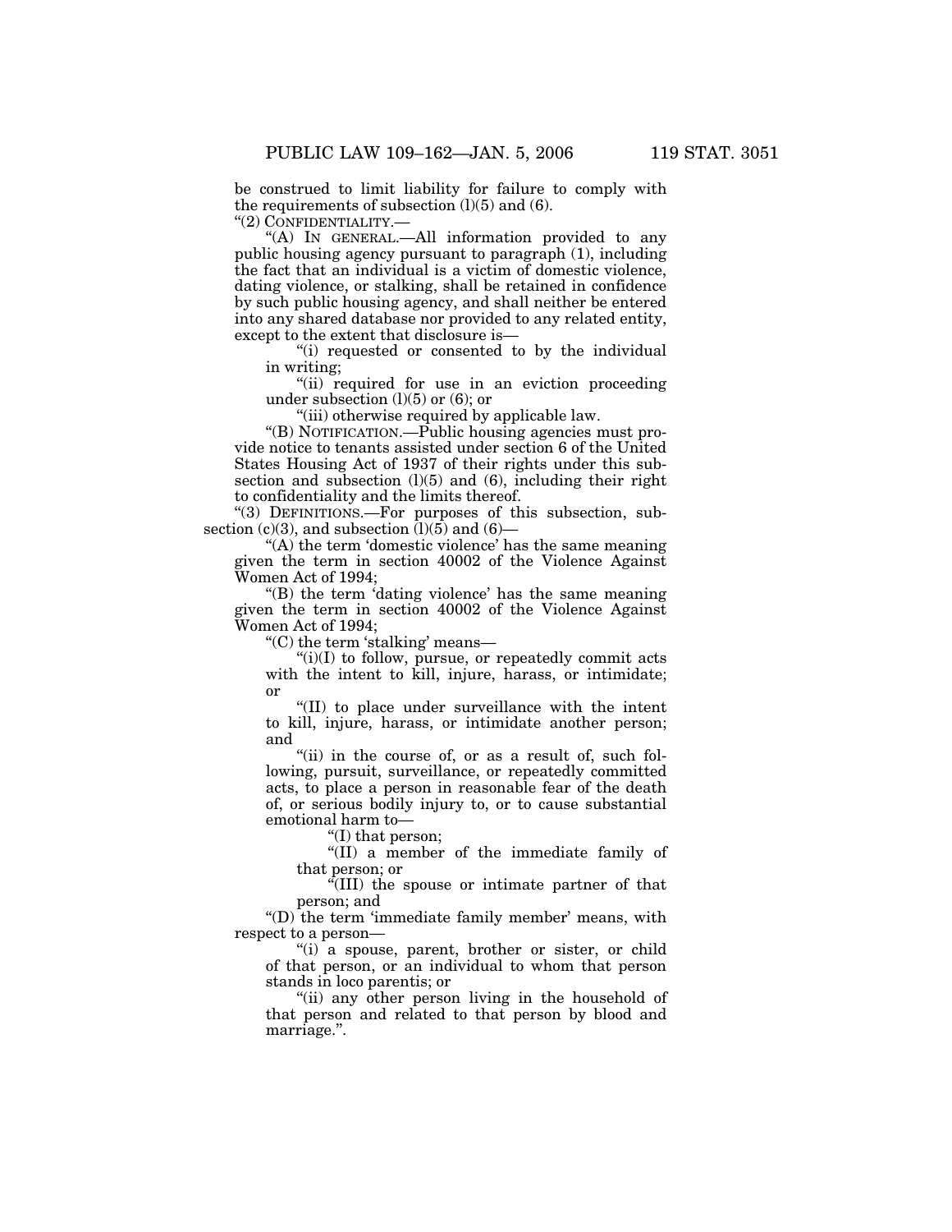be construed to limit liability for failure to comply with the requirements of subsection (l)(5) and (6).

"(2) CONFIDENTIALITY.—

"(A) IN GENERAL.—All information provided to any public housing agency pursuant to paragraph (1), including the fact that an individual is a victim of domestic violence, dating violence, or stalking, shall be retained in confidence by such public housing agency, and shall neither be entered into any shared database nor provided to any related entity, except to the extent that disclosure is—

"(i) requested or consented to by the individual in writing;

"(ii) required for use in an eviction proceeding under subsection (l)(5) or (6); or

"(iii) otherwise required by applicable law.

"(B) NOTIFICATION.—Public housing agencies must provide notice to tenants assisted under section 6 of the United States Housing Act of 1937 of their rights under this subsection and subsection (l)(5) and (6), including their right to confidentiality and the limits thereof.

"(3) DEFINITIONS.—For purposes of this subsection, subsection (c)(3), and subsection (l)(5) and (6)—

"(A) the term 'domestic violence' has the same meaning given the term in section 40002 of the Violence Against Women Act of 1994;

"(B) the term 'dating violence' has the same meaning given the term in section 40002 of the Violence Against Women Act of 1994;

"(C) the term 'stalking' means—

"(i)(I) to follow, pursue, or repeatedly commit acts with the intent to kill, injure, harass, or intimidate; or

"(II) to place under surveillance with the intent to kill, injure, harass, or intimidate another person; and

"(ii) in the course of, or as a result of, such following, pursuit, surveillance, or repeatedly committed acts, to place a person in reasonable fear of the death of, or serious bodily injury to, or to cause substantial emotional harm to—

"(I) that person;

"(II) a member of the immediate family of that person; or

"(III) the spouse or intimate partner of that person; and

"(D) the term 'immediate family member' means, with respect to a person—

"(i) a spouse, parent, brother or sister, or child of that person, or an individual to whom that person stands in loco parentis; or

"(ii) any other person living in the household of that person and related to that person by blood and marriage.".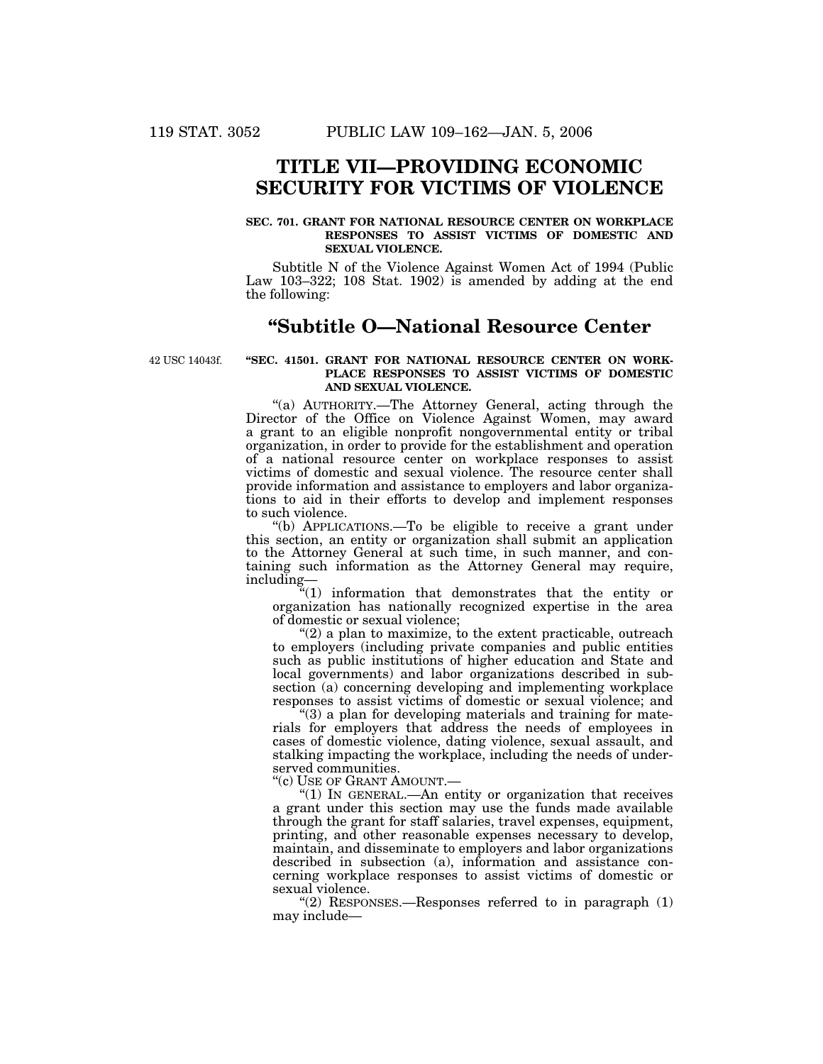# TITLE VII—PROVIDING ECONOMIC SECURITY FOR VICTIMS OF VIOLENCE

**SEC. 701. GRANT FOR NATIONAL RESOURCE CENTER ON WORKPLACE RESPONSES TO ASSIST VICTIMS OF DOMESTIC AND SEXUAL VIOLENCE.**

Subtitle N of the Violence Against Women Act of 1994 (Public Law 103–322; 108 Stat. 1902) is amended by adding at the end the following:

## "Subtitle O—National Resource Center

42 USC 14043f.

**"SEC. 41501. GRANT FOR NATIONAL RESOURCE CENTER ON WORKPLACE RESPONSES TO ASSIST VICTIMS OF DOMESTIC AND SEXUAL VIOLENCE.**

"(a) AUTHORITY.—The Attorney General, acting through the Director of the Office on Violence Against Women, may award a grant to an eligible nonprofit nongovernmental entity or tribal organization, in order to provide for the establishment and operation of a national resource center on workplace responses to assist victims of domestic and sexual violence. The resource center shall provide information and assistance to employers and labor organizations to aid in their efforts to develop and implement responses to such violence.

"(b) APPLICATIONS.—To be eligible to receive a grant under this section, an entity or organization shall submit an application to the Attorney General at such time, in such manner, and containing such information as the Attorney General may require, including—

"(1) information that demonstrates that the entity or organization has nationally recognized expertise in the area of domestic or sexual violence;

"(2) a plan to maximize, to the extent practicable, outreach to employers (including private companies and public entities such as public institutions of higher education and State and local governments) and labor organizations described in subsection (a) concerning developing and implementing workplace responses to assist victims of domestic or sexual violence; and

"(3) a plan for developing materials and training for materials for employers that address the needs of employees in cases of domestic violence, dating violence, sexual assault, and stalking impacting the workplace, including the needs of underserved communities.

"(c) USE OF GRANT AMOUNT.—

"(1) IN GENERAL.—An entity or organization that receives a grant under this section may use the funds made available through the grant for staff salaries, travel expenses, equipment, printing, and other reasonable expenses necessary to develop, maintain, and disseminate to employers and labor organizations described in subsection (a), information and assistance concerning workplace responses to assist victims of domestic or sexual violence.

"(2) RESPONSES.—Responses referred to in paragraph (1) may include—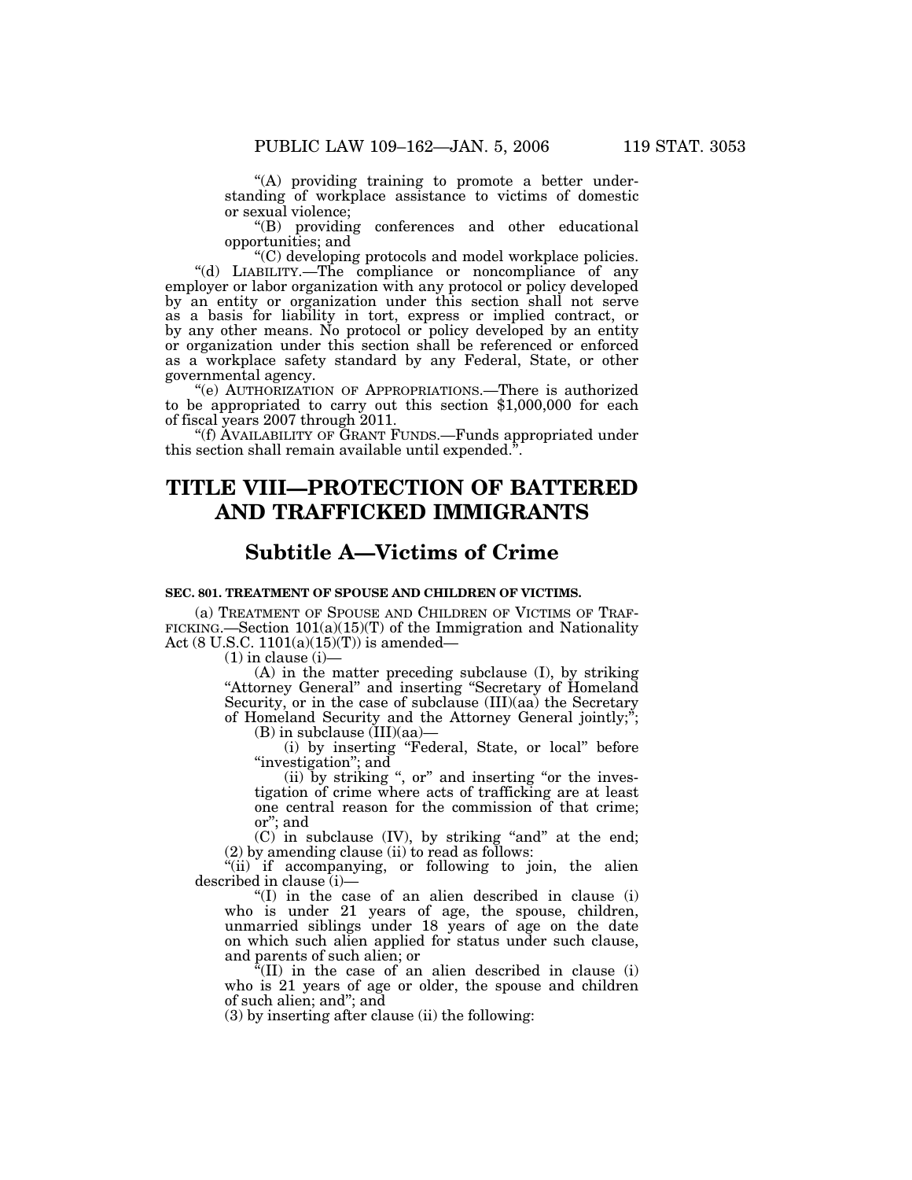"(A) providing training to promote a better understanding of workplace assistance to victims of domestic or sexual violence;

"(B) providing conferences and other educational opportunities; and

"(C) developing protocols and model workplace policies.

"(d) LIABILITY.—The compliance or noncompliance of any employer or labor organization with any protocol or policy developed by an entity or organization under this section shall not serve as a basis for liability in tort, express or implied contract, or by any other means. No protocol or policy developed by an entity or organization under this section shall be referenced or enforced as a workplace safety standard by any Federal, State, or other governmental agency.

"(e) AUTHORIZATION OF APPROPRIATIONS.—There is authorized to be appropriated to carry out this section $1,000,000 for each of fiscal years 2007 through 2011.

"(f) AVAILABILITY OF GRANT FUNDS.—Funds appropriated under this section shall remain available until expended.".

# TITLE VIII—PROTECTION OF BATTERED AND TRAFFICKED IMMIGRANTS

## Subtitle A—Victims of Crime

### SEC. 801. TREATMENT OF SPOUSE AND CHILDREN OF VICTIMS.

(a) TREATMENT OF SPOUSE AND CHILDREN OF VICTIMS OF TRAFFICKING.—Section 101(a)(15)(T) of the Immigration and Nationality Act (8 U.S.C. 1101(a)(15)(T)) is amended—

(1) in clause (i)—

(A) in the matter preceding subclause (I), by striking "Attorney General" and inserting "Secretary of Homeland Security, or in the case of subclause (III)(aa) the Secretary of Homeland Security and the Attorney General jointly;";

(B) in subclause (III)(aa)—

(i) by inserting "Federal, State, or local" before "investigation"; and

(ii) by striking ", or" and inserting "or the investigation of crime where acts of trafficking are at least one central reason for the commission of that crime; or"; and

(C) in subclause (IV), by striking "and" at the end;

(2) by amending clause (ii) to read as follows:

"(ii) if accompanying, or following to join, the alien described in clause (i)—

"(I) in the case of an alien described in clause (i) who is under 21 years of age, the spouse, children, unmarried siblings under 18 years of age on the date on which such alien applied for status under such clause, and parents of such alien; or

"(II) in the case of an alien described in clause (i) who is 21 years of age or older, the spouse and children of such alien; and"; and

(3) by inserting after clause (ii) the following: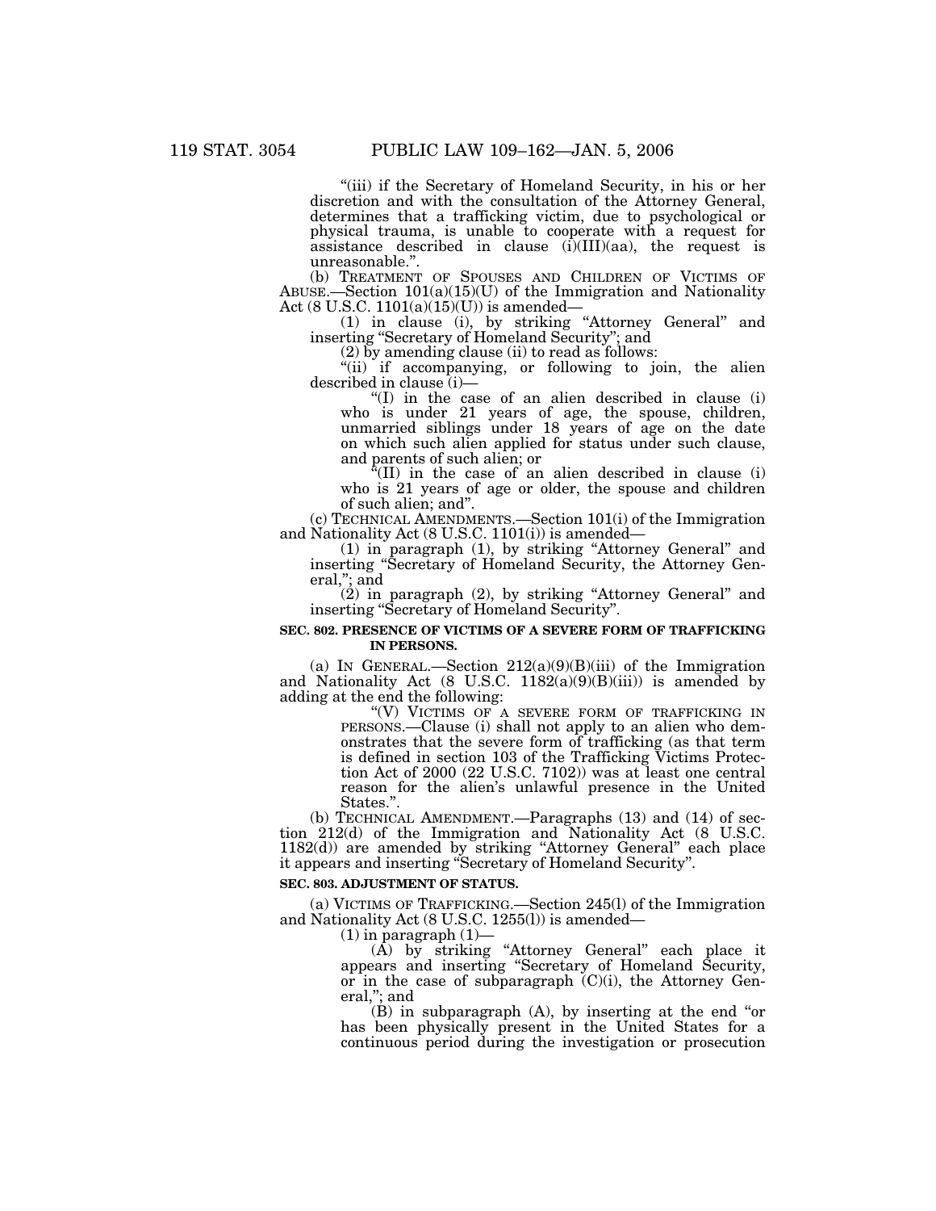"(iii) if the Secretary of Homeland Security, in his or her discretion and with the consultation of the Attorney General, determines that a trafficking victim, due to psychological or physical trauma, is unable to cooperate with a request for assistance described in clause (i)(III)(aa), the request is unreasonable.".

(b) TREATMENT OF SPOUSES AND CHILDREN OF VICTIMS OF ABUSE.—Section 101(a)(15)(U) of the Immigration and Nationality Act (8 U.S.C. 1101(a)(15)(U)) is amended—

(1) in clause (i), by striking "Attorney General" and inserting "Secretary of Homeland Security"; and

(2) by amending clause (ii) to read as follows:

"(ii) if accompanying, or following to join, the alien described in clause (i)—

"(I) in the case of an alien described in clause (i) who is under 21 years of age, the spouse, children, unmarried siblings under 18 years of age on the date on which such alien applied for status under such clause, and parents of such alien; or

"(II) in the case of an alien described in clause (i) who is 21 years of age or older, the spouse and children of such alien; and".

(c) TECHNICAL AMENDMENTS.—Section 101(i) of the Immigration and Nationality Act (8 U.S.C. 1101(i)) is amended—

(1) in paragraph (1), by striking "Attorney General" and inserting "Secretary of Homeland Security, the Attorney General,"; and

(2) in paragraph (2), by striking "Attorney General" and inserting "Secretary of Homeland Security".

**SEC. 802. PRESENCE OF VICTIMS OF A SEVERE FORM OF TRAFFICKING IN PERSONS.**

(a) IN GENERAL.—Section 212(a)(9)(B)(iii) of the Immigration and Nationality Act (8 U.S.C. 1182(a)(9)(B)(iii)) is amended by adding at the end the following:

"(V) VICTIMS OF A SEVERE FORM OF TRAFFICKING IN PERSONS.—Clause (i) shall not apply to an alien who demonstrates that the severe form of trafficking (as that term is defined in section 103 of the Trafficking Victims Protection Act of 2000 (22 U.S.C. 7102)) was at least one central reason for the alien's unlawful presence in the United States.".

(b) TECHNICAL AMENDMENT.—Paragraphs (13) and (14) of section 212(d) of the Immigration and Nationality Act (8 U.S.C. 1182(d)) are amended by striking "Attorney General" each place it appears and inserting "Secretary of Homeland Security".

**SEC. 803. ADJUSTMENT OF STATUS.**

(a) VICTIMS OF TRAFFICKING.—Section 245(l) of the Immigration and Nationality Act (8 U.S.C. 1255(l)) is amended—

(1) in paragraph (1)—

(A) by striking "Attorney General" each place it appears and inserting "Secretary of Homeland Security, or in the case of subparagraph (C)(i), the Attorney General,"; and

(B) in subparagraph (A), by inserting at the end "or has been physically present in the United States for a continuous period during the investigation or prosecution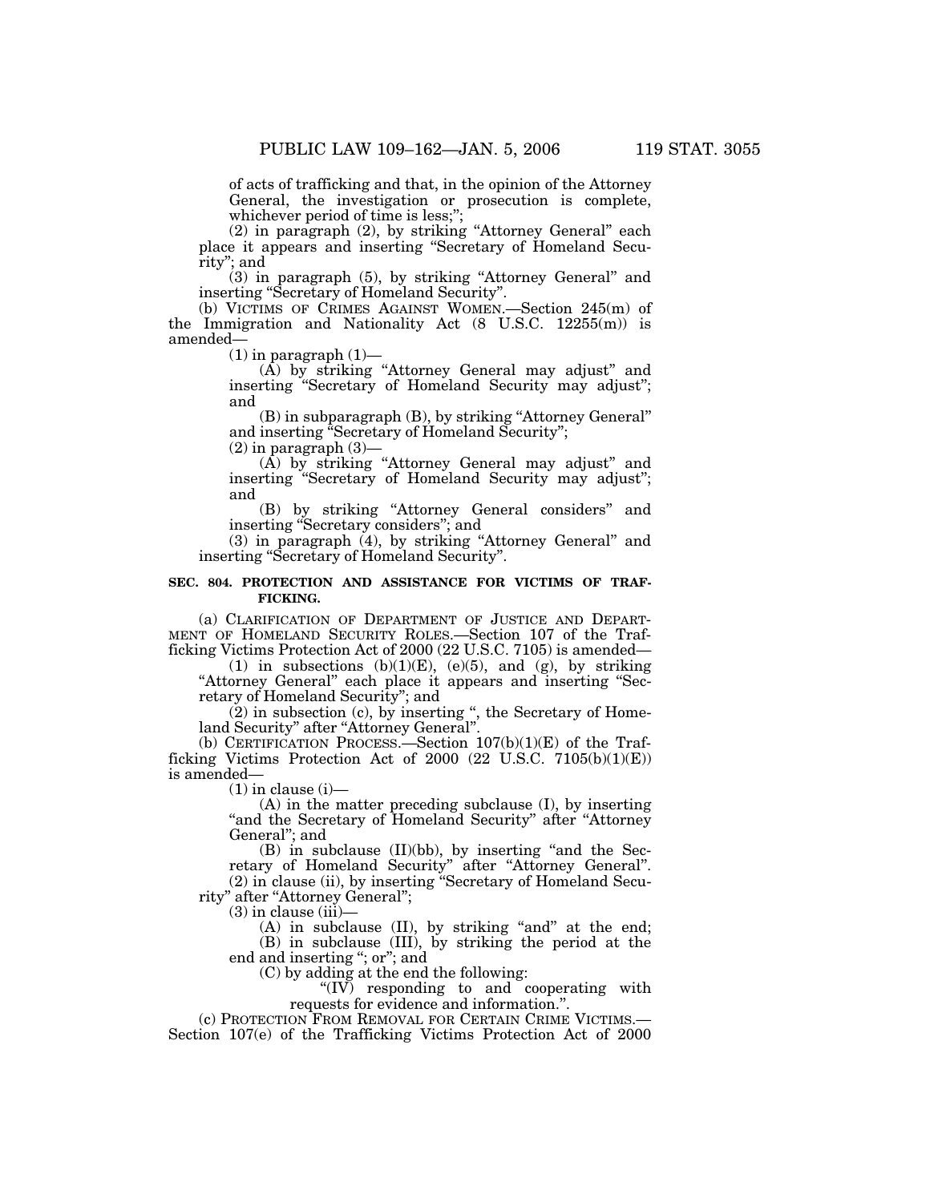of acts of trafficking and that, in the opinion of the Attorney General, the investigation or prosecution is complete, whichever period of time is less;";

(2) in paragraph (2), by striking "Attorney General" each place it appears and inserting "Secretary of Homeland Security"; and

(3) in paragraph (5), by striking "Attorney General" and inserting "Secretary of Homeland Security".

(b) VICTIMS OF CRIMES AGAINST WOMEN.—Section 245(m) of the Immigration and Nationality Act (8 U.S.C. 12255(m)) is amended—

(1) in paragraph (1)—

(A) by striking "Attorney General may adjust" and inserting "Secretary of Homeland Security may adjust"; and

(B) in subparagraph (B), by striking "Attorney General" and inserting "Secretary of Homeland Security";

(2) in paragraph (3)—

(A) by striking "Attorney General may adjust" and inserting "Secretary of Homeland Security may adjust"; and

(B) by striking "Attorney General considers" and inserting "Secretary considers"; and

(3) in paragraph (4), by striking "Attorney General" and inserting "Secretary of Homeland Security".

**SEC. 804. PROTECTION AND ASSISTANCE FOR VICTIMS OF TRAFFICKING.**

(a) CLARIFICATION OF DEPARTMENT OF JUSTICE AND DEPARTMENT OF HOMELAND SECURITY ROLES.—Section 107 of the Trafficking Victims Protection Act of 2000 (22 U.S.C. 7105) is amended—

(1) in subsections (b)(1)(E), (e)(5), and (g), by striking "Attorney General" each place it appears and inserting "Secretary of Homeland Security"; and

(2) in subsection (c), by inserting ", the Secretary of Homeland Security" after "Attorney General".

(b) CERTIFICATION PROCESS.—Section 107(b)(1)(E) of the Trafficking Victims Protection Act of 2000 (22 U.S.C. 7105(b)(1)(E)) is amended—

(1) in clause (i)—

(A) in the matter preceding subclause (I), by inserting "and the Secretary of Homeland Security" after "Attorney General"; and

(B) in subclause (II)(bb), by inserting "and the Secretary of Homeland Security" after "Attorney General".

(2) in clause (ii), by inserting "Secretary of Homeland Security" after "Attorney General";

(3) in clause (iii)—

(A) in subclause (II), by striking "and" at the end;

(B) in subclause (III), by striking the period at the end and inserting "; or"; and

(C) by adding at the end the following:

"(IV) responding to and cooperating with requests for evidence and information.".

(c) PROTECTION FROM REMOVAL FOR CERTAIN CRIME VICTIMS.—Section 107(e) of the Trafficking Victims Protection Act of 2000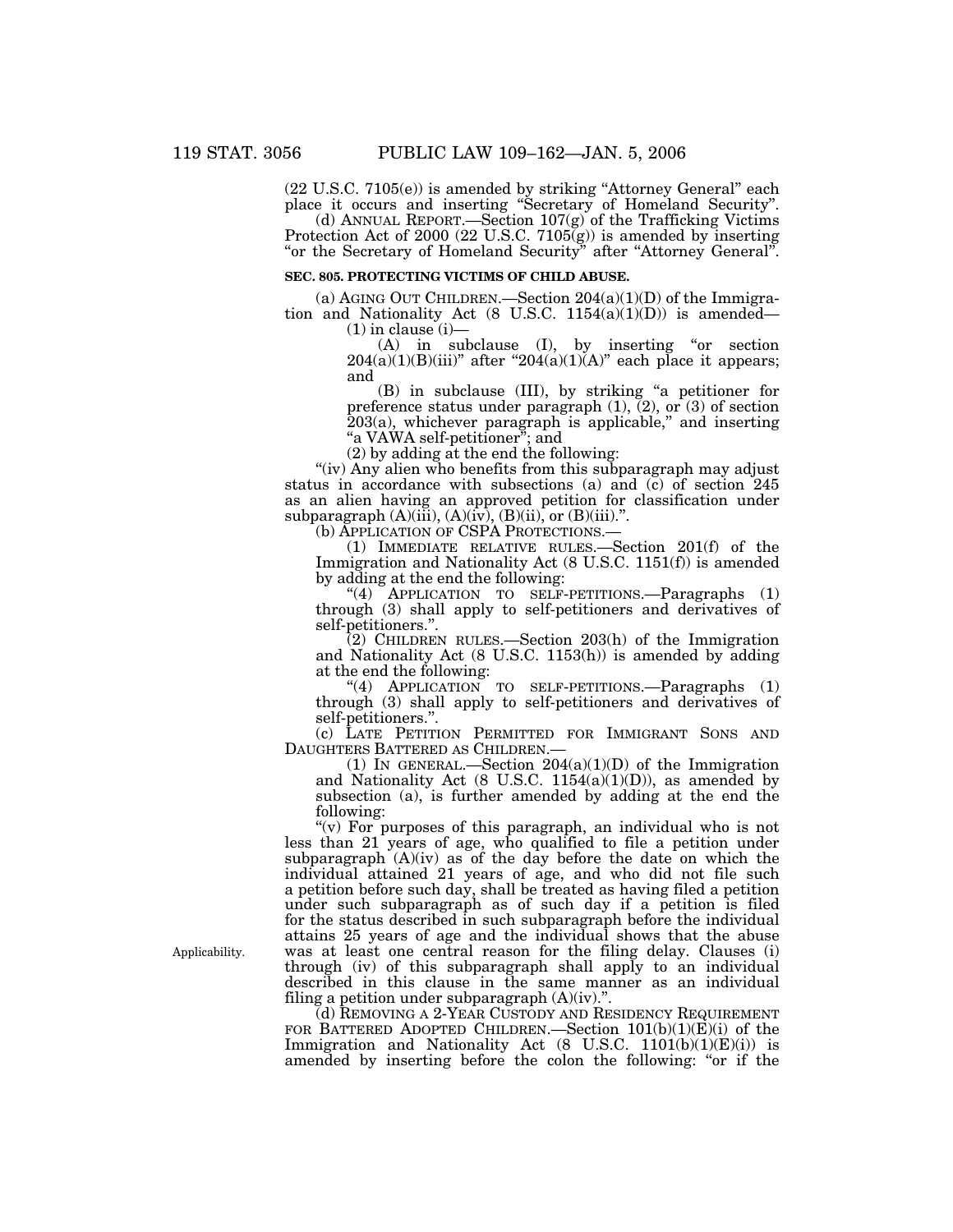(22 U.S.C. 7105(e)) is amended by striking "Attorney General" each place it occurs and inserting "Secretary of Homeland Security".

(d) ANNUAL REPORT.—Section 107(g) of the Trafficking Victims Protection Act of 2000 (22 U.S.C. 7105(g)) is amended by inserting "or the Secretary of Homeland Security" after "Attorney General".

**SEC. 805. PROTECTING VICTIMS OF CHILD ABUSE.**

(a) AGING OUT CHILDREN.—Section 204(a)(1)(D) of the Immigration and Nationality Act (8 U.S.C. 1154(a)(1)(D)) is amended—

(1) in clause (i)—

(A) in subclause (I), by inserting "or section 204(a)(1)(B)(iii)" after "204(a)(1)(A)" each place it appears; and

(B) in subclause (III), by striking "a petitioner for preference status under paragraph (1), (2), or (3) of section 203(a), whichever paragraph is applicable," and inserting "a VAWA self-petitioner"; and

(2) by adding at the end the following:

"(iv) Any alien who benefits from this subparagraph may adjust status in accordance with subsections (a) and (c) of section 245 as an alien having an approved petition for classification under subparagraph (A)(iii), (A)(iv), (B)(ii), or (B)(iii).".

(b) APPLICATION OF CSPA PROTECTIONS.—

(1) IMMEDIATE RELATIVE RULES.—Section 201(f) of the Immigration and Nationality Act (8 U.S.C. 1151(f)) is amended by adding at the end the following:

"(4) APPLICATION TO SELF-PETITIONS.—Paragraphs (1) through (3) shall apply to self-petitioners and derivatives of self-petitioners.".

(2) CHILDREN RULES.—Section 203(h) of the Immigration and Nationality Act (8 U.S.C. 1153(h)) is amended by adding at the end the following:

"(4) APPLICATION TO SELF-PETITIONS.—Paragraphs (1) through (3) shall apply to self-petitioners and derivatives of self-petitioners.".

(c) LATE PETITION PERMITTED FOR IMMIGRANT SONS AND DAUGHTERS BATTERED AS CHILDREN.—

(1) IN GENERAL.—Section 204(a)(1)(D) of the Immigration and Nationality Act (8 U.S.C. 1154(a)(1)(D)), as amended by subsection (a), is further amended by adding at the end the following:

"(v) For purposes of this paragraph, an individual who is not less than 21 years of age, who qualified to file a petition under subparagraph (A)(iv) as of the day before the date on which the individual attained 21 years of age, and who did not file such a petition before such day, shall be treated as having filed a petition under such subparagraph as of such day if a petition is filed for the status described in such subparagraph before the individual attains 25 years of age and the individual shows that the abuse was at least one central reason for the filing delay. Clauses (i) through (iv) of this subparagraph shall apply to an individual described in this clause in the same manner as an individual filing a petition under subparagraph (A)(iv).".

Applicability.

(d) REMOVING A 2-YEAR CUSTODY AND RESIDENCY REQUIREMENT FOR BATTERED ADOPTED CHILDREN.—Section 101(b)(1)(E)(i) of the Immigration and Nationality Act (8 U.S.C. 1101(b)(1)(E)(i)) is amended by inserting before the colon the following: "or if the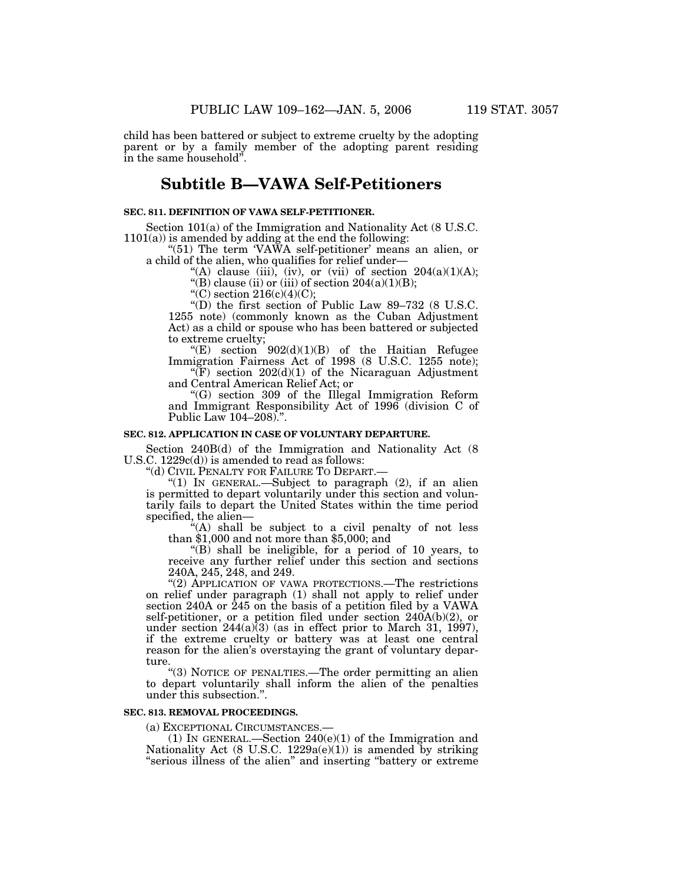child has been battered or subject to extreme cruelty by the adopting parent or by a family member of the adopting parent residing in the same household".

## Subtitle B—VAWA Self-Petitioners

**SEC. 811. DEFINITION OF VAWA SELF-PETITIONER.**

Section 101(a) of the Immigration and Nationality Act (8 U.S.C. 1101(a)) is amended by adding at the end the following:

"(51) The term 'VAWA self-petitioner' means an alien, or a child of the alien, who qualifies for relief under—

"(A) clause (iii), (iv), or (vii) of section 204(a)(1)(A);

"(B) clause (ii) or (iii) of section 204(a)(1)(B);

"(C) section 216(c)(4)(C);

"(D) the first section of Public Law 89–732 (8 U.S.C. 1255 note) (commonly known as the Cuban Adjustment Act) as a child or spouse who has been battered or subjected to extreme cruelty;

"(E) section 902(d)(1)(B) of the Haitian Refugee Immigration Fairness Act of 1998 (8 U.S.C. 1255 note);

"(F) section 202(d)(1) of the Nicaraguan Adjustment and Central American Relief Act; or

"(G) section 309 of the Illegal Immigration Reform and Immigrant Responsibility Act of 1996 (division C of Public Law 104–208).".

**SEC. 812. APPLICATION IN CASE OF VOLUNTARY DEPARTURE.**

Section 240B(d) of the Immigration and Nationality Act (8 U.S.C. 1229c(d)) is amended to read as follows:

"(d) CIVIL PENALTY FOR FAILURE TO DEPART.—

"(1) IN GENERAL.—Subject to paragraph (2), if an alien is permitted to depart voluntarily under this section and voluntarily fails to depart the United States within the time period specified, the alien—

"(A) shall be subject to a civil penalty of not less than $1,000 and not more than $5,000; and

"(B) shall be ineligible, for a period of 10 years, to receive any further relief under this section and sections 240A, 245, 248, and 249.

"(2) APPLICATION OF VAWA PROTECTIONS.—The restrictions on relief under paragraph (1) shall not apply to relief under section 240A or 245 on the basis of a petition filed by a VAWA self-petitioner, or a petition filed under section 240A(b)(2), or under section 244(a)(3) (as in effect prior to March 31, 1997), if the extreme cruelty or battery was at least one central reason for the alien's overstaying the grant of voluntary departure.

"(3) NOTICE OF PENALTIES.—The order permitting an alien to depart voluntarily shall inform the alien of the penalties under this subsection.".

**SEC. 813. REMOVAL PROCEEDINGS.**

(a) EXCEPTIONAL CIRCUMSTANCES.—

(1) IN GENERAL.—Section 240(e)(1) of the Immigration and Nationality Act (8 U.S.C. 1229a(e)(1)) is amended by striking "serious illness of the alien" and inserting "battery or extreme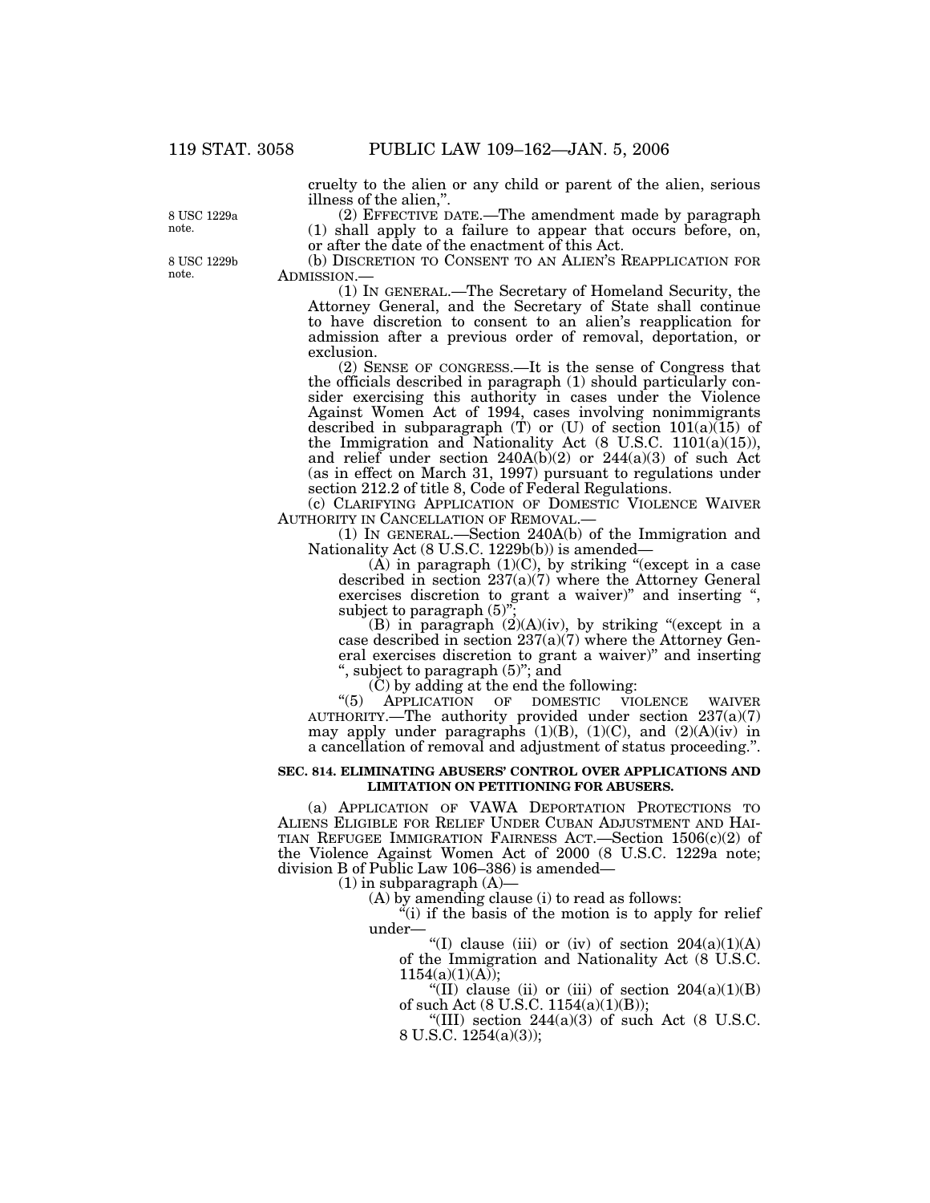cruelty to the alien or any child or parent of the alien, serious illness of the alien,".

8 USC 1229a note.

(2) EFFECTIVE DATE.—The amendment made by paragraph (1) shall apply to a failure to appear that occurs before, on, or after the date of the enactment of this Act.

8 USC 1229b note.

(b) DISCRETION TO CONSENT TO AN ALIEN'S REAPPLICATION FOR ADMISSION.—

(1) IN GENERAL.—The Secretary of Homeland Security, the Attorney General, and the Secretary of State shall continue to have discretion to consent to an alien's reapplication for admission after a previous order of removal, deportation, or exclusion.

(2) SENSE OF CONGRESS.—It is the sense of Congress that the officials described in paragraph (1) should particularly consider exercising this authority in cases under the Violence Against Women Act of 1994, cases involving nonimmigrants described in subparagraph (T) or (U) of section 101(a)(15) of the Immigration and Nationality Act (8 U.S.C. 1101(a)(15)), and relief under section 240A(b)(2) or 244(a)(3) of such Act (as in effect on March 31, 1997) pursuant to regulations under section 212.2 of title 8, Code of Federal Regulations.

(c) CLARIFYING APPLICATION OF DOMESTIC VIOLENCE WAIVER AUTHORITY IN CANCELLATION OF REMOVAL.—

(1) IN GENERAL.—Section 240A(b) of the Immigration and Nationality Act (8 U.S.C. 1229b(b)) is amended—

(A) in paragraph (1)(C), by striking "(except in a case described in section 237(a)(7) where the Attorney General exercises discretion to grant a waiver)" and inserting ", subject to paragraph (5)";

(B) in paragraph (2)(A)(iv), by striking "(except in a case described in section 237(a)(7) where the Attorney General exercises discretion to grant a waiver)" and inserting ", subject to paragraph (5)"; and

(C) by adding at the end the following:

"(5) APPLICATION OF DOMESTIC VIOLENCE WAIVER AUTHORITY.—The authority provided under section 237(a)(7) may apply under paragraphs (1)(B), (1)(C), and (2)(A)(iv) in a cancellation of removal and adjustment of status proceeding.".

**SEC. 814. ELIMINATING ABUSERS' CONTROL OVER APPLICATIONS AND LIMITATION ON PETITIONING FOR ABUSERS.**

(a) APPLICATION OF VAWA DEPORTATION PROTECTIONS TO ALIENS ELIGIBLE FOR RELIEF UNDER CUBAN ADJUSTMENT AND HAITIAN REFUGEE IMMIGRATION FAIRNESS ACT.—Section 1506(c)(2) of the Violence Against Women Act of 2000 (8 U.S.C. 1229a note; division B of Public Law 106–386) is amended—

(1) in subparagraph (A)—

(A) by amending clause (i) to read as follows:

"(i) if the basis of the motion is to apply for relief under—

"(I) clause (iii) or (iv) of section 204(a)(1)(A) of the Immigration and Nationality Act (8 U.S.C. 1154(a)(1)(A));

"(II) clause (ii) or (iii) of section 204(a)(1)(B) of such Act (8 U.S.C. 1154(a)(1)(B));

"(III) section 244(a)(3) of such Act (8 U.S.C. 8 U.S.C. 1254(a)(3));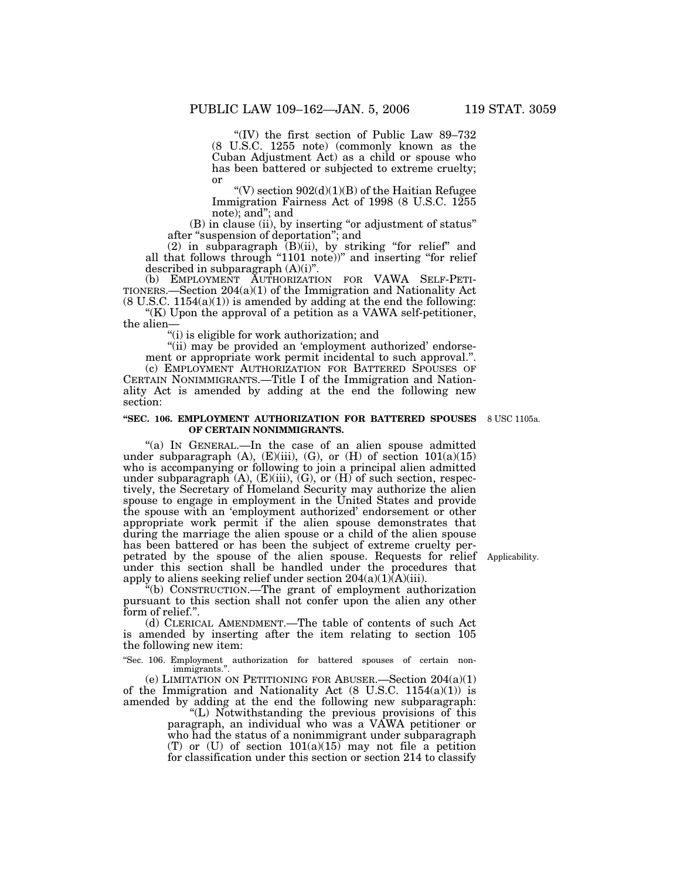"(IV) the first section of Public Law 89–732 (8 U.S.C. 1255 note) (commonly known as the Cuban Adjustment Act) as a child or spouse who has been battered or subjected to extreme cruelty; or

"(V) section 902(d)(1)(B) of the Haitian Refugee Immigration Fairness Act of 1998 (8 U.S.C. 1255 note); and"; and

(B) in clause (ii), by inserting "or adjustment of status" after "suspension of deportation"; and

(2) in subparagraph (B)(ii), by striking "for relief" and all that follows through "1101 note))" and inserting "for relief described in subparagraph (A)(i)".

(b) EMPLOYMENT AUTHORIZATION FOR VAWA SELF-PETITIONERS.—Section 204(a)(1) of the Immigration and Nationality Act (8 U.S.C. 1154(a)(1)) is amended by adding at the end the following:

"(K) Upon the approval of a petition as a VAWA self-petitioner, the alien—

"(i) is eligible for work authorization; and

"(ii) may be provided an 'employment authorized' endorsement or appropriate work permit incidental to such approval.".

(c) EMPLOYMENT AUTHORIZATION FOR BATTERED SPOUSES OF CERTAIN NONIMMIGRANTS.—Title I of the Immigration and Nationality Act is amended by adding at the end the following new section:

**"SEC. 106. EMPLOYMENT AUTHORIZATION FOR BATTERED SPOUSES OF CERTAIN NONIMMIGRANTS.**

8 USC 1105a.

"(a) IN GENERAL.—In the case of an alien spouse admitted under subparagraph (A), (E)(iii), (G), or (H) of section 101(a)(15) who is accompanying or following to join a principal alien admitted under subparagraph (A), (E)(iii), (G), or (H) of such section, respectively, the Secretary of Homeland Security may authorize the alien spouse to engage in employment in the United States and provide the spouse with an 'employment authorized' endorsement or other appropriate work permit if the alien spouse demonstrates that during the marriage the alien spouse or a child of the alien spouse has been battered or has been the subject of extreme cruelty perpetrated by the spouse of the alien spouse. Requests for relief under this section shall be handled under the procedures that apply to aliens seeking relief under section 204(a)(1)(A)(iii).

Applicability.

"(b) CONSTRUCTION.—The grant of employment authorization pursuant to this section shall not confer upon the alien any other form of relief.".

(d) CLERICAL AMENDMENT.—The table of contents of such Act is amended by inserting after the item relating to section 105 the following new item:

"Sec. 106. Employment authorization for battered spouses of certain nonimmigrants.".

(e) LIMITATION ON PETITIONING FOR ABUSER.—Section 204(a)(1) of the Immigration and Nationality Act (8 U.S.C. 1154(a)(1)) is amended by adding at the end the following new subparagraph:

"(L) Notwithstanding the previous provisions of this paragraph, an individual who was a VAWA petitioner or who had the status of a nonimmigrant under subparagraph (T) or (U) of section 101(a)(15) may not file a petition for classification under this section or section 214 to classify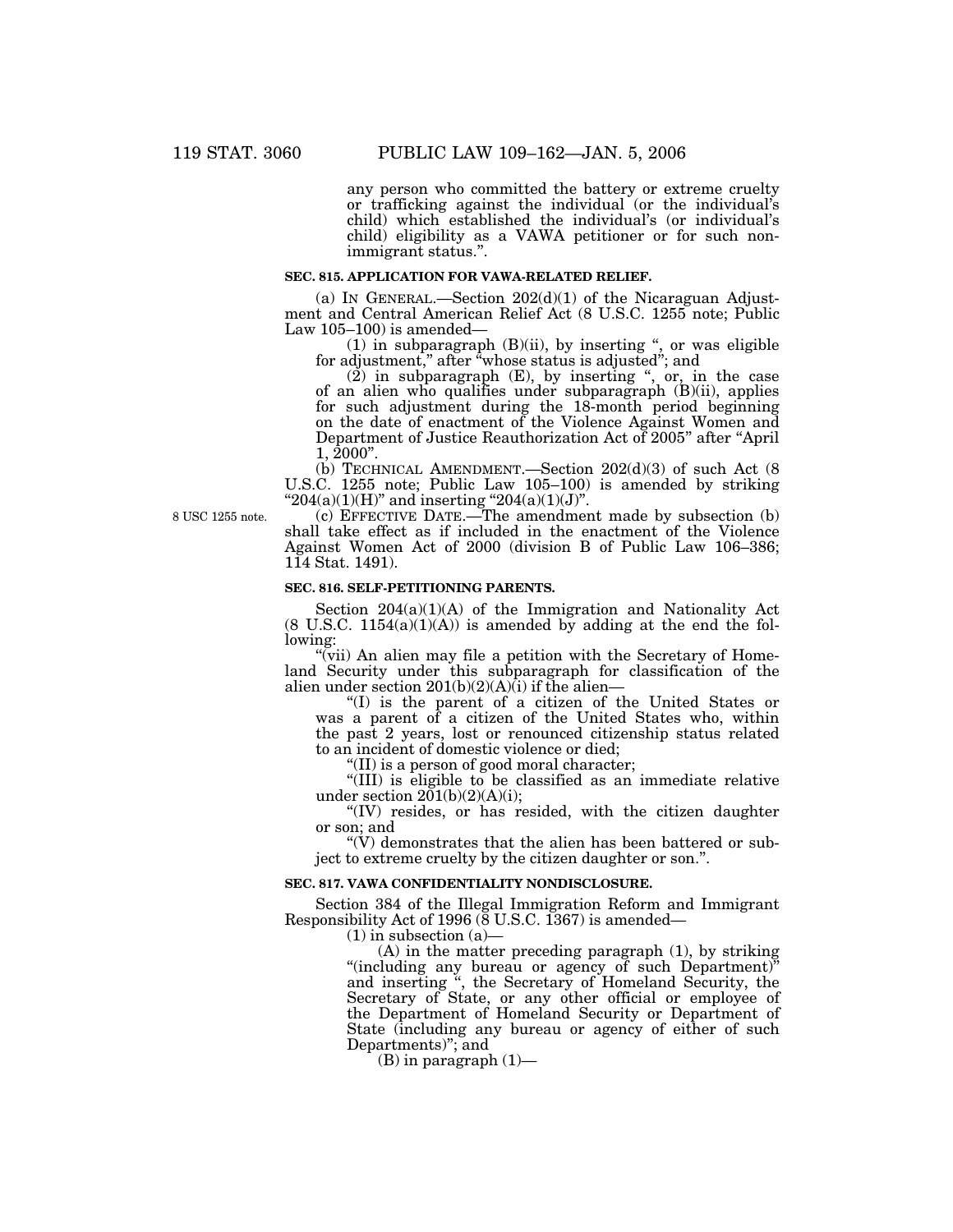any person who committed the battery or extreme cruelty or trafficking against the individual (or the individual's child) which established the individual's (or individual's child) eligibility as a VAWA petitioner or for such nonimmigrant status.".

**SEC. 815. APPLICATION FOR VAWA-RELATED RELIEF.**

(a) IN GENERAL.—Section 202(d)(1) of the Nicaraguan Adjustment and Central American Relief Act (8 U.S.C. 1255 note; Public Law 105–100) is amended—

(1) in subparagraph (B)(ii), by inserting ", or was eligible for adjustment," after "whose status is adjusted"; and

(2) in subparagraph (E), by inserting ", or, in the case of an alien who qualifies under subparagraph (B)(ii), applies for such adjustment during the 18-month period beginning on the date of enactment of the Violence Against Women and Department of Justice Reauthorization Act of 2005" after "April 1, 2000".

(b) TECHNICAL AMENDMENT.—Section 202(d)(3) of such Act (8 U.S.C. 1255 note; Public Law 105–100) is amended by striking "204(a)(1)(H)" and inserting "204(a)(1)(J)".

8 USC 1255 note.

(c) EFFECTIVE DATE.—The amendment made by subsection (b) shall take effect as if included in the enactment of the Violence Against Women Act of 2000 (division B of Public Law 106–386; 114 Stat. 1491).

**SEC. 816. SELF-PETITIONING PARENTS.**

Section 204(a)(1)(A) of the Immigration and Nationality Act (8 U.S.C. 1154(a)(1)(A)) is amended by adding at the end the following:

"(vii) An alien may file a petition with the Secretary of Homeland Security under this subparagraph for classification of the alien under section 201(b)(2)(A)(i) if the alien—

"(I) is the parent of a citizen of the United States or was a parent of a citizen of the United States who, within the past 2 years, lost or renounced citizenship status related to an incident of domestic violence or died;

"(II) is a person of good moral character;

"(III) is eligible to be classified as an immediate relative under section 201(b)(2)(A)(i);

"(IV) resides, or has resided, with the citizen daughter or son; and

"(V) demonstrates that the alien has been battered or subject to extreme cruelty by the citizen daughter or son.".

**SEC. 817. VAWA CONFIDENTIALITY NONDISCLOSURE.**

Section 384 of the Illegal Immigration Reform and Immigrant Responsibility Act of 1996 (8 U.S.C. 1367) is amended—

(1) in subsection (a)—

(A) in the matter preceding paragraph (1), by striking "(including any bureau or agency of such Department)" and inserting ", the Secretary of Homeland Security, the Secretary of State, or any other official or employee of the Department of Homeland Security or Department of State (including any bureau or agency of either of such Departments)"; and

(B) in paragraph (1)—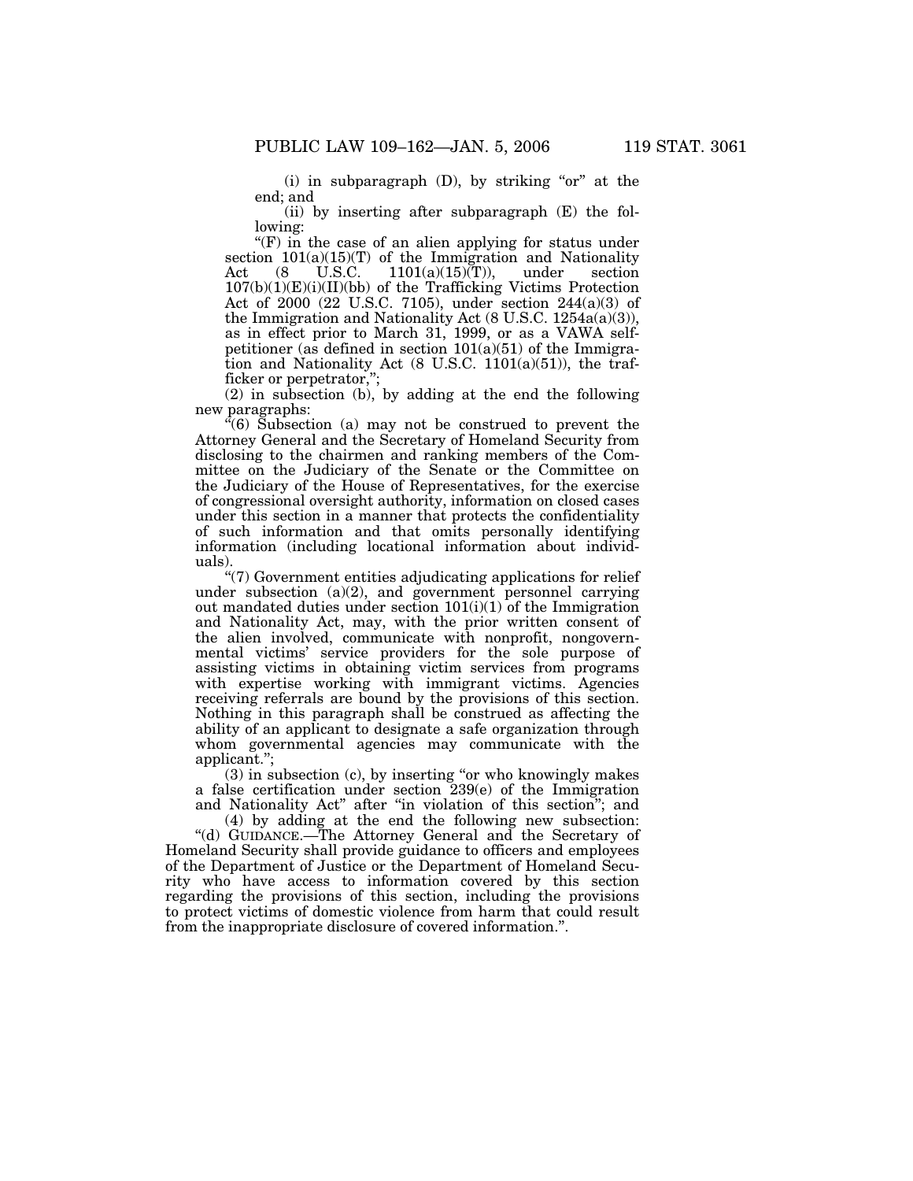(i) in subparagraph (D), by striking "or" at the end; and

(ii) by inserting after subparagraph (E) the following:

"(F) in the case of an alien applying for status under section 101(a)(15)(T) of the Immigration and Nationality Act (8 U.S.C. 1101(a)(15)(T)), under section 107(b)(1)(E)(i)(II)(bb) of the Trafficking Victims Protection Act of 2000 (22 U.S.C. 7105), under section 244(a)(3) of the Immigration and Nationality Act (8 U.S.C. 1254a(a)(3)), as in effect prior to March 31, 1999, or as a VAWA self-petitioner (as defined in section 101(a)(51) of the Immigration and Nationality Act (8 U.S.C. 1101(a)(51)), the trafficker or perpetrator,";

(2) in subsection (b), by adding at the end the following new paragraphs:

"(6) Subsection (a) may not be construed to prevent the Attorney General and the Secretary of Homeland Security from disclosing to the chairmen and ranking members of the Committee on the Judiciary of the Senate or the Committee on the Judiciary of the House of Representatives, for the exercise of congressional oversight authority, information on closed cases under this section in a manner that protects the confidentiality of such information and that omits personally identifying information (including locational information about individuals).

"(7) Government entities adjudicating applications for relief under subsection (a)(2), and government personnel carrying out mandated duties under section 101(i)(1) of the Immigration and Nationality Act, may, with the prior written consent of the alien involved, communicate with nonprofit, nongovernmental victims' service providers for the sole purpose of assisting victims in obtaining victim services from programs with expertise working with immigrant victims. Agencies receiving referrals are bound by the provisions of this section. Nothing in this paragraph shall be construed as affecting the ability of an applicant to designate a safe organization through whom governmental agencies may communicate with the applicant.";

(3) in subsection (c), by inserting "or who knowingly makes a false certification under section 239(e) of the Immigration and Nationality Act" after "in violation of this section"; and

(4) by adding at the end the following new subsection:

"(d) GUIDANCE.—The Attorney General and the Secretary of Homeland Security shall provide guidance to officers and employees of the Department of Justice or the Department of Homeland Security who have access to information covered by this section regarding the provisions of this section, including the provisions to protect victims of domestic violence from harm that could result from the inappropriate disclosure of covered information.".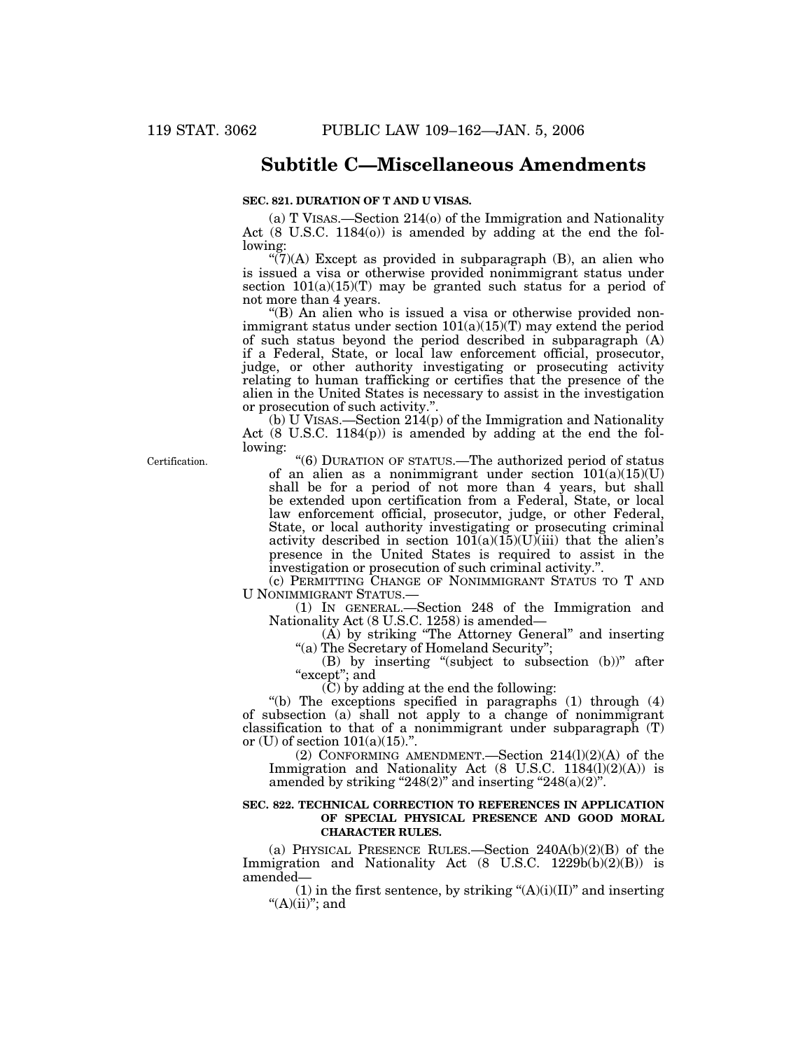## Subtitle C—Miscellaneous Amendments

**SEC. 821. DURATION OF T AND U VISAS.**

(a) T VISAS.—Section 214(o) of the Immigration and Nationality Act (8 U.S.C. 1184(o)) is amended by adding at the end the following:

"(7)(A) Except as provided in subparagraph (B), an alien who is issued a visa or otherwise provided nonimmigrant status under section 101(a)(15)(T) may be granted such status for a period of not more than 4 years.

"(B) An alien who is issued a visa or otherwise provided nonimmigrant status under section 101(a)(15)(T) may extend the period of such status beyond the period described in subparagraph (A) if a Federal, State, or local law enforcement official, prosecutor, judge, or other authority investigating or prosecuting activity relating to human trafficking or certifies that the presence of the alien in the United States is necessary to assist in the investigation or prosecution of such activity.".

(b) U VISAS.—Section 214(p) of the Immigration and Nationality Act (8 U.S.C. 1184(p)) is amended by adding at the end the following:

Certification.

"(6) DURATION OF STATUS.—The authorized period of status of an alien as a nonimmigrant under section 101(a)(15)(U) shall be for a period of not more than 4 years, but shall be extended upon certification from a Federal, State, or local law enforcement official, prosecutor, judge, or other Federal, State, or local authority investigating or prosecuting criminal activity described in section 101(a)(15)(U)(iii) that the alien's presence in the United States is required to assist in the investigation or prosecution of such criminal activity.".

(c) PERMITTING CHANGE OF NONIMMIGRANT STATUS TO T AND U NONIMMIGRANT STATUS.—

(1) IN GENERAL.—Section 248 of the Immigration and Nationality Act (8 U.S.C. 1258) is amended—

(A) by striking "The Attorney General" and inserting "(a) The Secretary of Homeland Security";

(B) by inserting "(subject to subsection (b))" after "except"; and

(C) by adding at the end the following:

"(b) The exceptions specified in paragraphs (1) through (4) of subsection (a) shall not apply to a change of nonimmigrant classification to that of a nonimmigrant under subparagraph (T) or (U) of section 101(a)(15).".

(2) CONFORMING AMENDMENT.—Section 214(l)(2)(A) of the Immigration and Nationality Act (8 U.S.C. 1184(l)(2)(A)) is amended by striking "248(2)" and inserting "248(a)(2)".

**SEC. 822. TECHNICAL CORRECTION TO REFERENCES IN APPLICATION OF SPECIAL PHYSICAL PRESENCE AND GOOD MORAL CHARACTER RULES.**

(a) PHYSICAL PRESENCE RULES.—Section 240A(b)(2)(B) of the Immigration and Nationality Act (8 U.S.C. 1229b(b)(2)(B)) is amended—

(1) in the first sentence, by striking "(A)(i)(II)" and inserting "(A)(ii)"; and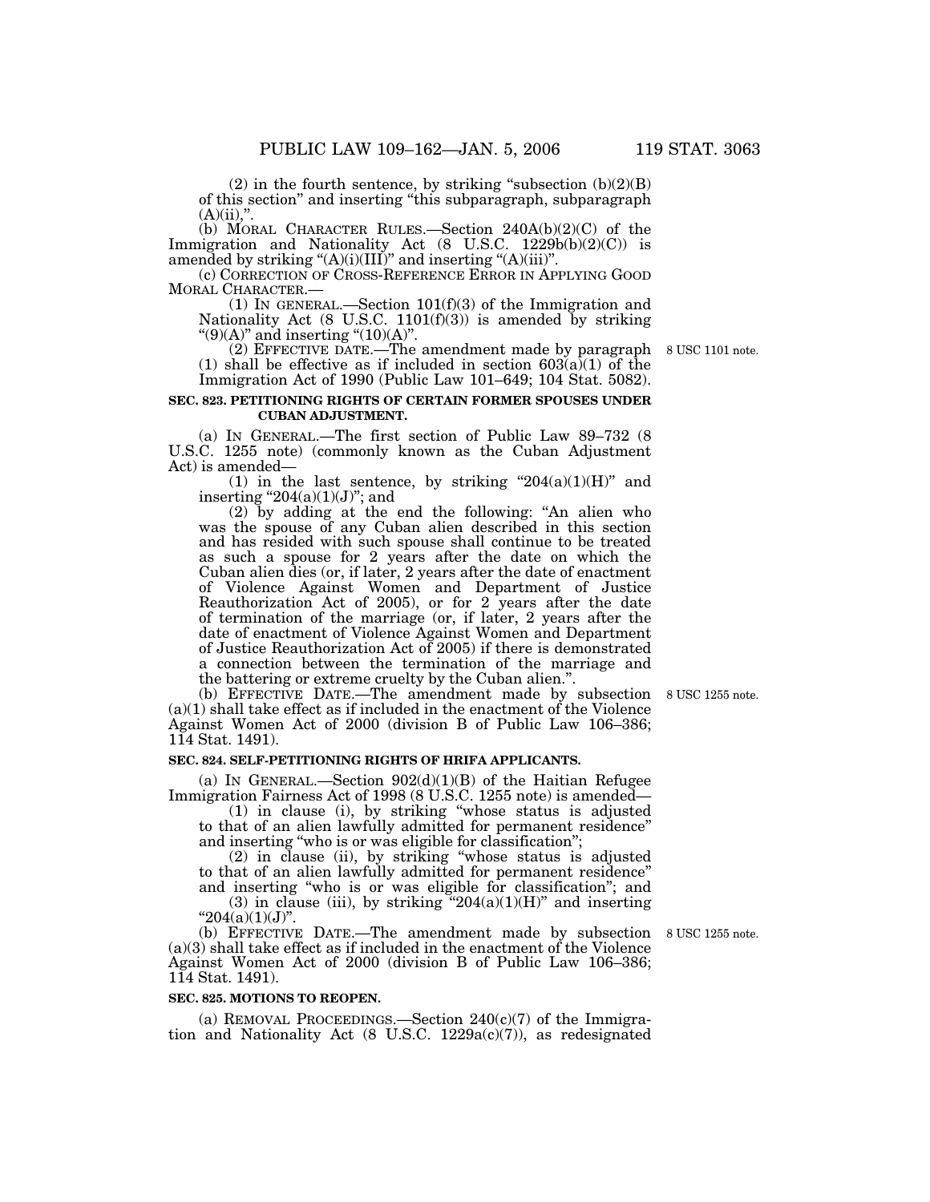(2) in the fourth sentence, by striking "subsection (b)(2)(B) of this section" and inserting "this subparagraph, subparagraph (A)(ii),".

(b) MORAL CHARACTER RULES.—Section 240A(b)(2)(C) of the Immigration and Nationality Act (8 U.S.C. 1229b(b)(2)(C)) is amended by striking "(A)(i)(III)" and inserting "(A)(iii)".

(c) CORRECTION OF CROSS-REFERENCE ERROR IN APPLYING GOOD MORAL CHARACTER.—

(1) IN GENERAL.—Section 101(f)(3) of the Immigration and Nationality Act (8 U.S.C. 1101(f)(3)) is amended by striking "(9)(A)" and inserting "(10)(A)".

(2) EFFECTIVE DATE.—The amendment made by paragraph (1) shall be effective as if included in section 603(a)(1) of the Immigration Act of 1990 (Public Law 101–649; 104 Stat. 5082).

8 USC 1101 note.

**SEC. 823. PETITIONING RIGHTS OF CERTAIN FORMER SPOUSES UNDER CUBAN ADJUSTMENT.**

(a) IN GENERAL.—The first section of Public Law 89–732 (8 U.S.C. 1255 note) (commonly known as the Cuban Adjustment Act) is amended—

(1) in the last sentence, by striking "204(a)(1)(H)" and inserting "204(a)(1)(J)"; and

(2) by adding at the end the following: "An alien who was the spouse of any Cuban alien described in this section and has resided with such spouse shall continue to be treated as such a spouse for 2 years after the date on which the Cuban alien dies (or, if later, 2 years after the date of enactment of Violence Against Women and Department of Justice Reauthorization Act of 2005), or for 2 years after the date of termination of the marriage (or, if later, 2 years after the date of enactment of Violence Against Women and Department of Justice Reauthorization Act of 2005) if there is demonstrated a connection between the termination of the marriage and the battering or extreme cruelty by the Cuban alien.".

(b) EFFECTIVE DATE.—The amendment made by subsection (a)(1) shall take effect as if included in the enactment of the Violence Against Women Act of 2000 (division B of Public Law 106–386; 114 Stat. 1491).

8 USC 1255 note.

**SEC. 824. SELF-PETITIONING RIGHTS OF HRIFA APPLICANTS.**

(a) IN GENERAL.—Section 902(d)(1)(B) of the Haitian Refugee Immigration Fairness Act of 1998 (8 U.S.C. 1255 note) is amended—

(1) in clause (i), by striking "whose status is adjusted to that of an alien lawfully admitted for permanent residence" and inserting "who is or was eligible for classification";

(2) in clause (ii), by striking "whose status is adjusted to that of an alien lawfully admitted for permanent residence" and inserting "who is or was eligible for classification"; and

(3) in clause (iii), by striking "204(a)(1)(H)" and inserting "204(a)(1)(J)".

(b) EFFECTIVE DATE.—The amendment made by subsection (a)(3) shall take effect as if included in the enactment of the Violence Against Women Act of 2000 (division B of Public Law 106–386; 114 Stat. 1491).

8 USC 1255 note.

**SEC. 825. MOTIONS TO REOPEN.**

(a) REMOVAL PROCEEDINGS.—Section 240(c)(7) of the Immigration and Nationality Act (8 U.S.C. 1229a(c)(7)), as redesignated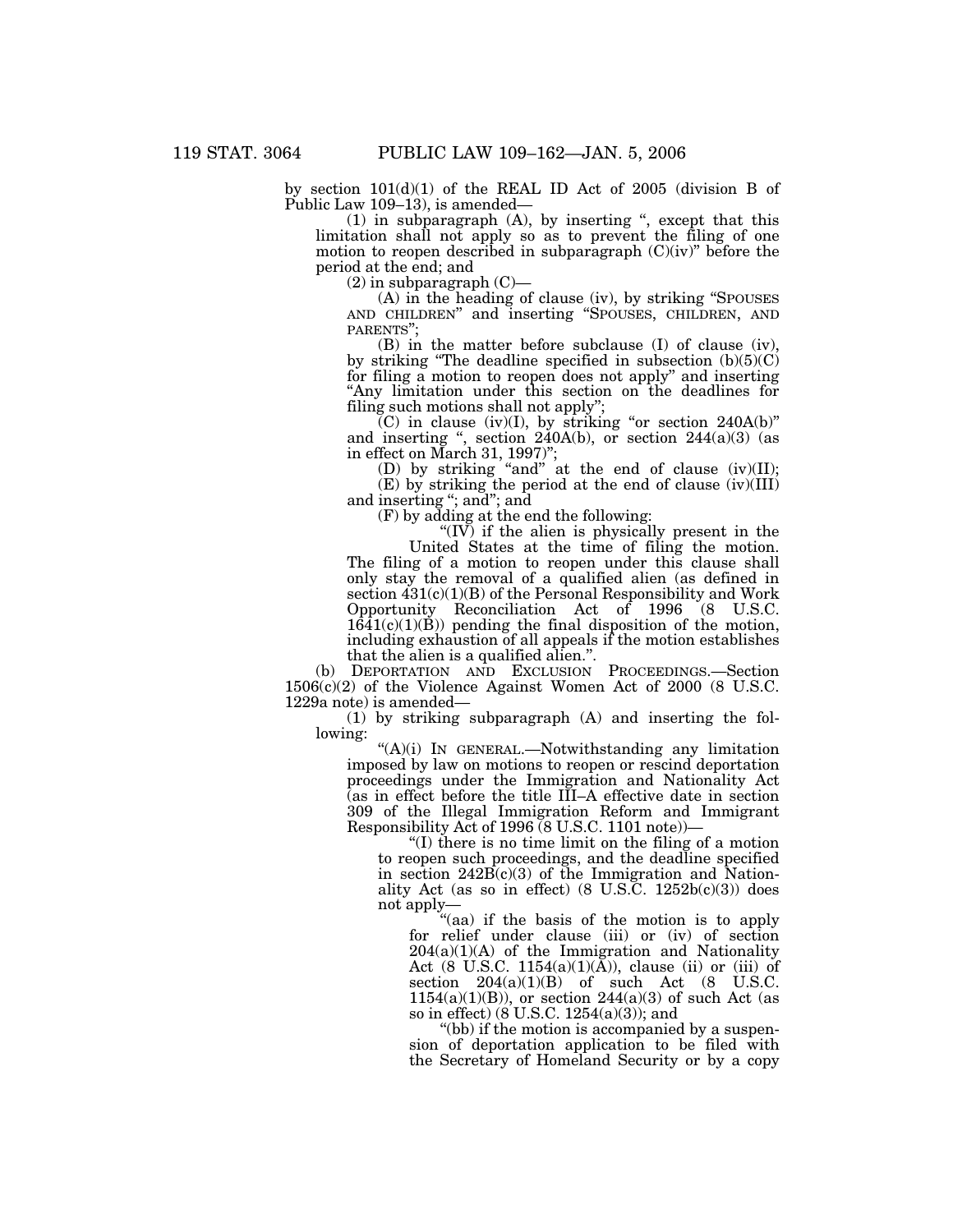by section 101(d)(1) of the REAL ID Act of 2005 (division B of Public Law 109–13), is amended—

(1) in subparagraph (A), by inserting ", except that this limitation shall not apply so as to prevent the filing of one motion to reopen described in subparagraph (C)(iv)" before the period at the end; and

(2) in subparagraph (C)—

(A) in the heading of clause (iv), by striking "SPOUSES AND CHILDREN" and inserting "SPOUSES, CHILDREN, AND PARENTS";

(B) in the matter before subclause (I) of clause (iv), by striking "The deadline specified in subsection (b)(5)(C) for filing a motion to reopen does not apply" and inserting "Any limitation under this section on the deadlines for filing such motions shall not apply";

(C) in clause (iv)(I), by striking "or section 240A(b)" and inserting ", section 240A(b), or section 244(a)(3) (as in effect on March 31, 1997)";

(D) by striking "and" at the end of clause (iv)(II);

(E) by striking the period at the end of clause (iv)(III) and inserting "; and"; and

(F) by adding at the end the following:

"(IV) if the alien is physically present in the United States at the time of filing the motion.

The filing of a motion to reopen under this clause shall only stay the removal of a qualified alien (as defined in section 431(c)(1)(B) of the Personal Responsibility and Work Opportunity Reconciliation Act of 1996 (8 U.S.C. 1641(c)(1)(B)) pending the final disposition of the motion, including exhaustion of all appeals if the motion establishes that the alien is a qualified alien.".

(b) DEPORTATION AND EXCLUSION PROCEEDINGS.—Section 1506(c)(2) of the Violence Against Women Act of 2000 (8 U.S.C. 1229a note) is amended—

(1) by striking subparagraph (A) and inserting the following:

"(A)(i) IN GENERAL.—Notwithstanding any limitation imposed by law on motions to reopen or rescind deportation proceedings under the Immigration and Nationality Act (as in effect before the title III–A effective date in section 309 of the Illegal Immigration Reform and Immigrant Responsibility Act of 1996 (8 U.S.C. 1101 note))—

"(I) there is no time limit on the filing of a motion to reopen such proceedings, and the deadline specified in section 242B(c)(3) of the Immigration and Nationality Act (as so in effect) (8 U.S.C. 1252b(c)(3)) does not apply—

"(aa) if the basis of the motion is to apply for relief under clause (iii) or (iv) of section 204(a)(1)(A) of the Immigration and Nationality Act (8 U.S.C. 1154(a)(1)(A)), clause (ii) or (iii) of section 204(a)(1)(B) of such Act (8 U.S.C. 1154(a)(1)(B)), or section 244(a)(3) of such Act (as so in effect) (8 U.S.C. 1254(a)(3)); and

"(bb) if the motion is accompanied by a suspension of deportation application to be filed with the Secretary of Homeland Security or by a copy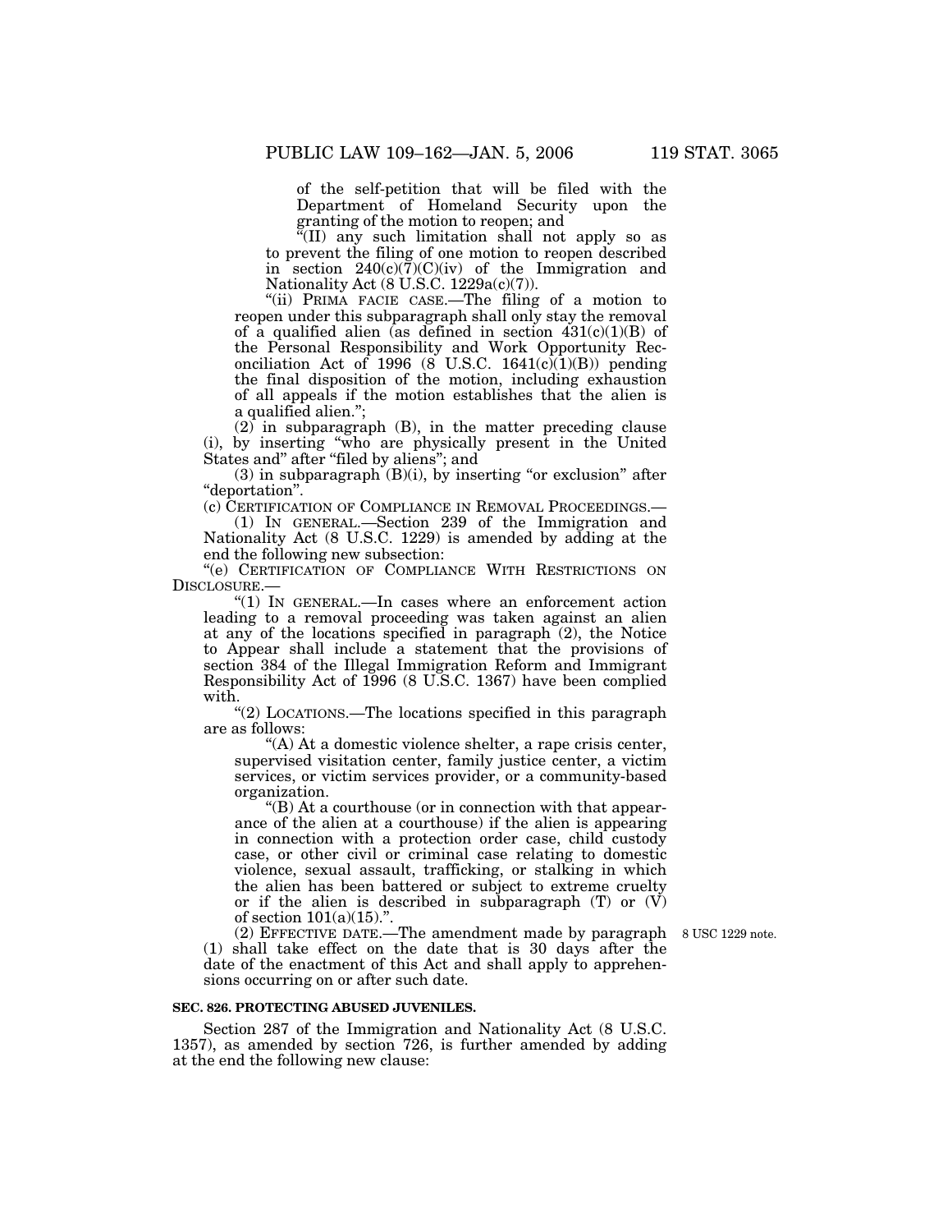of the self-petition that will be filed with the Department of Homeland Security upon the granting of the motion to reopen; and

"(II) any such limitation shall not apply so as to prevent the filing of one motion to reopen described in section 240(c)(7)(C)(iv) of the Immigration and Nationality Act (8 U.S.C. 1229a(c)(7)).

"(ii) PRIMA FACIE CASE.—The filing of a motion to reopen under this subparagraph shall only stay the removal of a qualified alien (as defined in section 431(c)(1)(B) of the Personal Responsibility and Work Opportunity Reconciliation Act of 1996 (8 U.S.C. 1641(c)(1)(B)) pending the final disposition of the motion, including exhaustion of all appeals if the motion establishes that the alien is a qualified alien.";

(2) in subparagraph (B), in the matter preceding clause (i), by inserting "who are physically present in the United States and" after "filed by aliens"; and

(3) in subparagraph (B)(i), by inserting "or exclusion" after "deportation".

(c) CERTIFICATION OF COMPLIANCE IN REMOVAL PROCEEDINGS.—

(1) IN GENERAL.—Section 239 of the Immigration and Nationality Act (8 U.S.C. 1229) is amended by adding at the end the following new subsection:

"(e) CERTIFICATION OF COMPLIANCE WITH RESTRICTIONS ON DISCLOSURE.—

"(1) IN GENERAL.—In cases where an enforcement action leading to a removal proceeding was taken against an alien at any of the locations specified in paragraph (2), the Notice to Appear shall include a statement that the provisions of section 384 of the Illegal Immigration Reform and Immigrant Responsibility Act of 1996 (8 U.S.C. 1367) have been complied with.

"(2) LOCATIONS.—The locations specified in this paragraph are as follows:

"(A) At a domestic violence shelter, a rape crisis center, supervised visitation center, family justice center, a victim services, or victim services provider, or a community-based organization.

"(B) At a courthouse (or in connection with that appearance of the alien at a courthouse) if the alien is appearing in connection with a protection order case, child custody case, or other civil or criminal case relating to domestic violence, sexual assault, trafficking, or stalking in which the alien has been battered or subject to extreme cruelty or if the alien is described in subparagraph (T) or (V) of section 101(a)(15).".

8 USC 1229 note.

(2) EFFECTIVE DATE.—The amendment made by paragraph (1) shall take effect on the date that is 30 days after the date of the enactment of this Act and shall apply to apprehensions occurring on or after such date.

**SEC. 826. PROTECTING ABUSED JUVENILES.**

Section 287 of the Immigration and Nationality Act (8 U.S.C. 1357), as amended by section 726, is further amended by adding at the end the following new clause: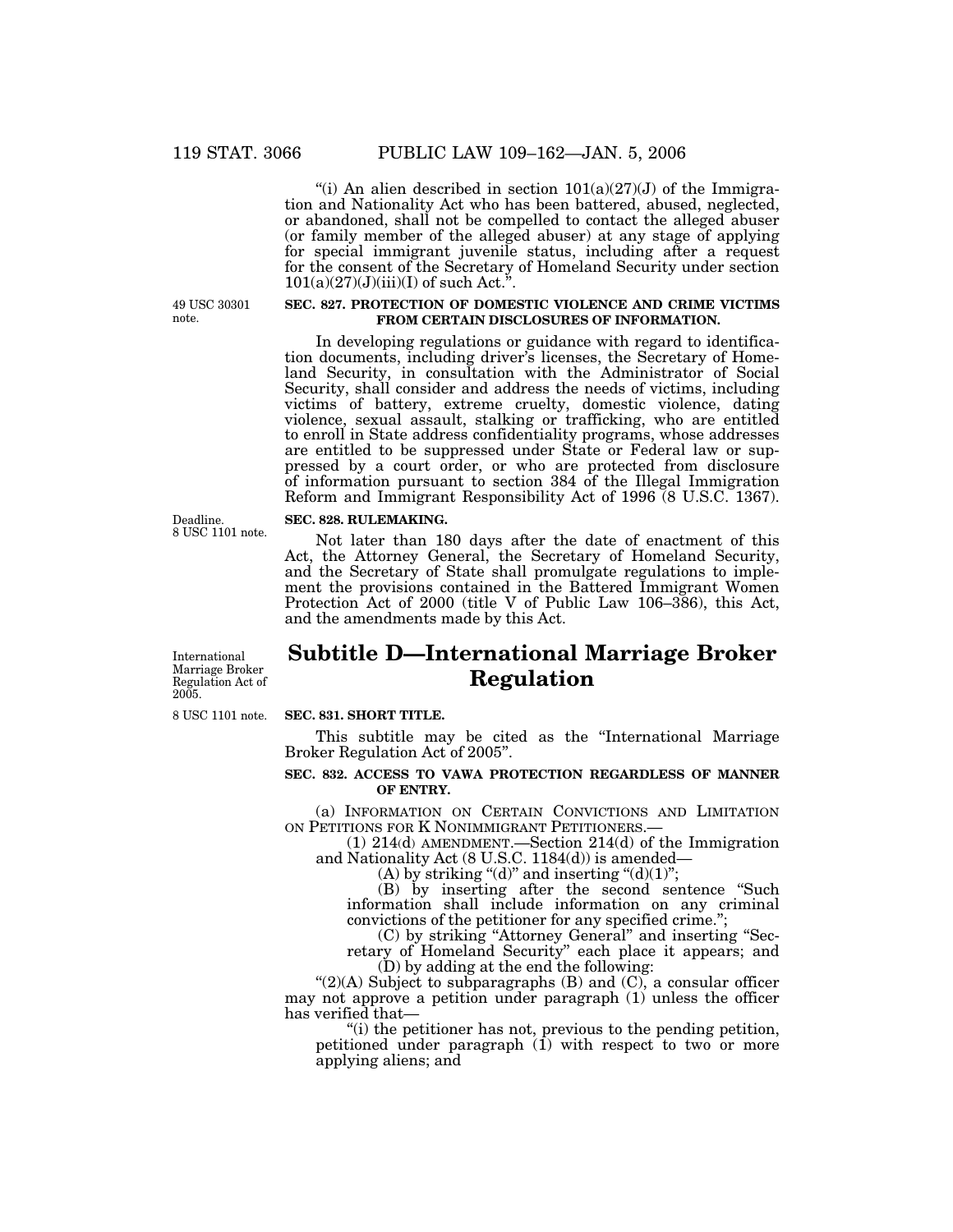"(i) An alien described in section 101(a)(27)(J) of the Immigration and Nationality Act who has been battered, abused, neglected, or abandoned, shall not be compelled to contact the alleged abuser (or family member of the alleged abuser) at any stage of applying for special immigrant juvenile status, including after a request for the consent of the Secretary of Homeland Security under section 101(a)(27)(J)(iii)(I) of such Act.".

49 USC 30301 note.

**SEC. 827. PROTECTION OF DOMESTIC VIOLENCE AND CRIME VICTIMS FROM CERTAIN DISCLOSURES OF INFORMATION.**

In developing regulations or guidance with regard to identification documents, including driver's licenses, the Secretary of Homeland Security, in consultation with the Administrator of Social Security, shall consider and address the needs of victims, including victims of battery, extreme cruelty, domestic violence, dating violence, sexual assault, stalking or trafficking, who are entitled to enroll in State address confidentiality programs, whose addresses are entitled to be suppressed under State or Federal law or suppressed by a court order, or who are protected from disclosure of information pursuant to section 384 of the Illegal Immigration Reform and Immigrant Responsibility Act of 1996 (8 U.S.C. 1367).

Deadline. 8 USC 1101 note.

**SEC. 828. RULEMAKING.**

Not later than 180 days after the date of enactment of this Act, the Attorney General, the Secretary of Homeland Security, and the Secretary of State shall promulgate regulations to implement the provisions contained in the Battered Immigrant Women Protection Act of 2000 (title V of Public Law 106–386), this Act, and the amendments made by this Act.

International Marriage Broker Regulation Act of 2005.

## Subtitle D—International Marriage Broker Regulation

8 USC 1101 note.

**SEC. 831. SHORT TITLE.**

This subtitle may be cited as the "International Marriage Broker Regulation Act of 2005".

**SEC. 832. ACCESS TO VAWA PROTECTION REGARDLESS OF MANNER OF ENTRY.**

(a) INFORMATION ON CERTAIN CONVICTIONS AND LIMITATION ON PETITIONS FOR K NONIMMIGRANT PETITIONERS.—

(1) 214(d) AMENDMENT.—Section 214(d) of the Immigration and Nationality Act (8 U.S.C. 1184(d)) is amended—

(A) by striking "(d)" and inserting "(d)(1)";

(B) by inserting after the second sentence "Such information shall include information on any criminal convictions of the petitioner for any specified crime.";

(C) by striking "Attorney General" and inserting "Secretary of Homeland Security" each place it appears; and

(D) by adding at the end the following:

"(2)(A) Subject to subparagraphs (B) and (C), a consular officer may not approve a petition under paragraph (1) unless the officer has verified that—

"(i) the petitioner has not, previous to the pending petition, petitioned under paragraph (1) with respect to two or more applying aliens; and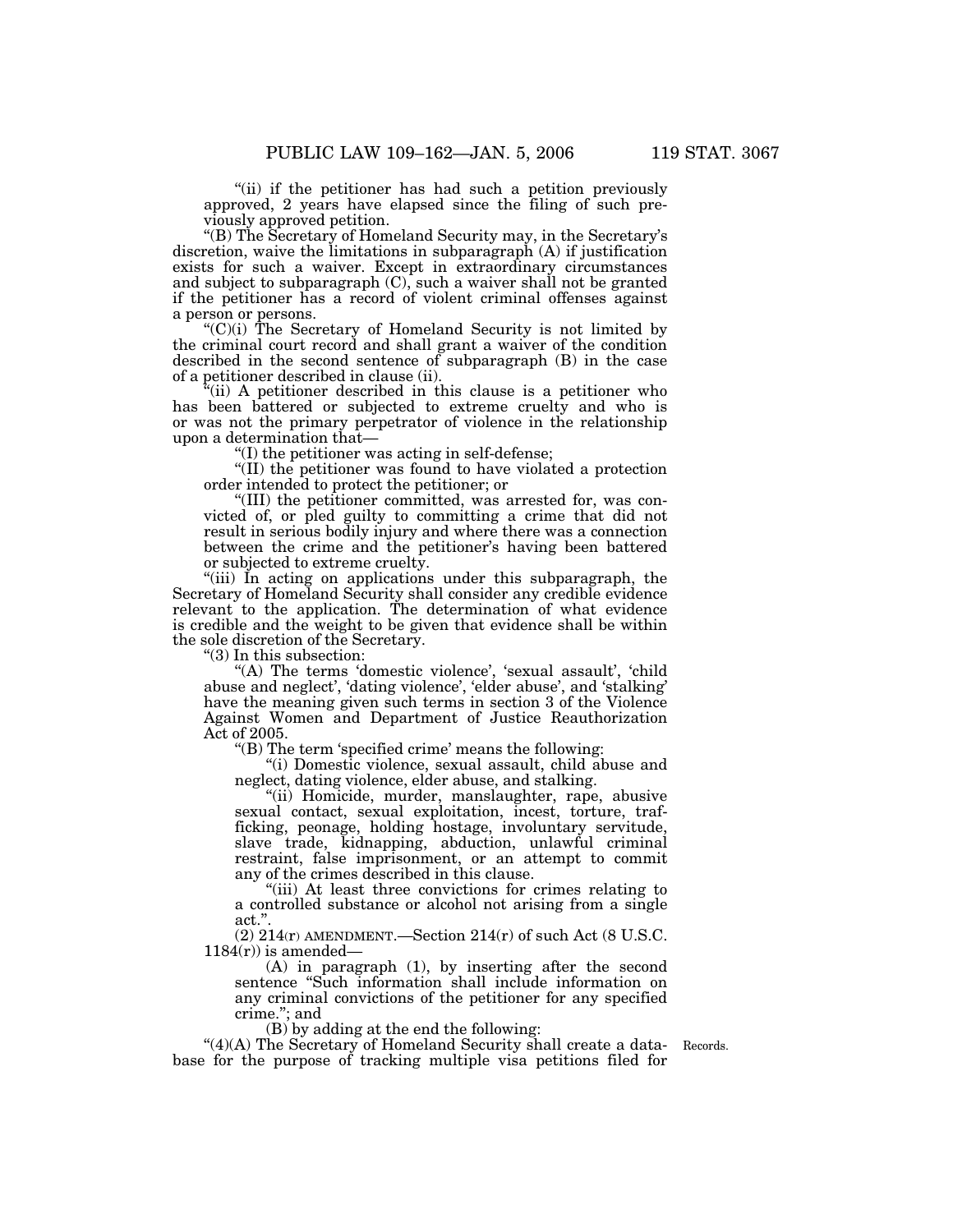"(ii) if the petitioner has had such a petition previously approved, 2 years have elapsed since the filing of such previously approved petition.

"(B) The Secretary of Homeland Security may, in the Secretary's discretion, waive the limitations in subparagraph (A) if justification exists for such a waiver. Except in extraordinary circumstances and subject to subparagraph (C), such a waiver shall not be granted if the petitioner has a record of violent criminal offenses against a person or persons.

"(C)(i) The Secretary of Homeland Security is not limited by the criminal court record and shall grant a waiver of the condition described in the second sentence of subparagraph (B) in the case of a petitioner described in clause (ii).

"(ii) A petitioner described in this clause is a petitioner who has been battered or subjected to extreme cruelty and who is or was not the primary perpetrator of violence in the relationship upon a determination that—

"(I) the petitioner was acting in self-defense;

"(II) the petitioner was found to have violated a protection order intended to protect the petitioner; or

"(III) the petitioner committed, was arrested for, was convicted of, or pled guilty to committing a crime that did not result in serious bodily injury and where there was a connection between the crime and the petitioner's having been battered or subjected to extreme cruelty.

"(iii) In acting on applications under this subparagraph, the Secretary of Homeland Security shall consider any credible evidence relevant to the application. The determination of what evidence is credible and the weight to be given that evidence shall be within the sole discretion of the Secretary.

"(3) In this subsection:

"(A) The terms 'domestic violence', 'sexual assault', 'child abuse and neglect', 'dating violence', 'elder abuse', and 'stalking' have the meaning given such terms in section 3 of the Violence Against Women and Department of Justice Reauthorization Act of 2005.

"(B) The term 'specified crime' means the following:

"(i) Domestic violence, sexual assault, child abuse and neglect, dating violence, elder abuse, and stalking.

"(ii) Homicide, murder, manslaughter, rape, abusive sexual contact, sexual exploitation, incest, torture, trafficking, peonage, holding hostage, involuntary servitude, slave trade, kidnapping, abduction, unlawful criminal restraint, false imprisonment, or an attempt to commit any of the crimes described in this clause.

"(iii) At least three convictions for crimes relating to a controlled substance or alcohol not arising from a single act.".

(2) 214(r) AMENDMENT.—Section 214(r) of such Act (8 U.S.C. 1184(r)) is amended—

(A) in paragraph (1), by inserting after the second sentence "Such information shall include information on any criminal convictions of the petitioner for any specified crime."; and

(B) by adding at the end the following:

Records.

"(4)(A) The Secretary of Homeland Security shall create a database for the purpose of tracking multiple visa petitions filed for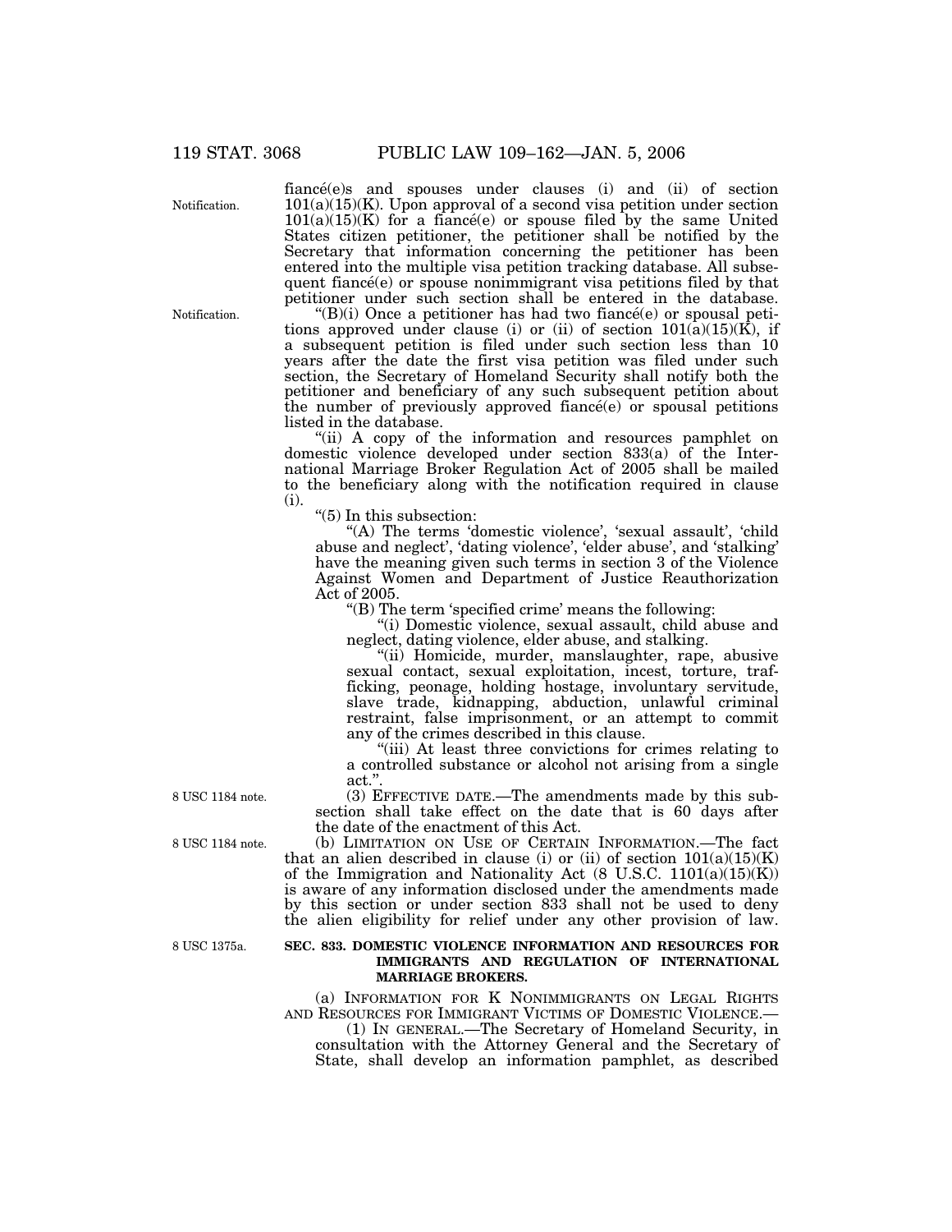fiancé(e)s and spouses under clauses (i) and (ii) of section 101(a)(15)(K). Upon approval of a second visa petition under section 101(a)(15)(K) for a fiancé(e) or spouse filed by the same United States citizen petitioner, the petitioner shall be notified by the Secretary that information concerning the petitioner has been entered into the multiple visa petition tracking database. All subsequent fiancé(e) or spouse nonimmigrant visa petitions filed by that petitioner under such section shall be entered in the database.

"(B)(i) Once a petitioner has had two fiancé(e) or spousal petitions approved under clause (i) or (ii) of section 101(a)(15)(K), if a subsequent petition is filed under such section less than 10 years after the date the first visa petition was filed under such section, the Secretary of Homeland Security shall notify both the petitioner and beneficiary of any such subsequent petition about the number of previously approved fiancé(e) or spousal petitions listed in the database.

"(ii) A copy of the information and resources pamphlet on domestic violence developed under section 833(a) of the International Marriage Broker Regulation Act of 2005 shall be mailed to the beneficiary along with the notification required in clause (i).

"(5) In this subsection:

"(A) The terms 'domestic violence', 'sexual assault', 'child abuse and neglect', 'dating violence', 'elder abuse', and 'stalking' have the meaning given such terms in section 3 of the Violence Against Women and Department of Justice Reauthorization Act of 2005.

"(B) The term 'specified crime' means the following:

"(i) Domestic violence, sexual assault, child abuse and neglect, dating violence, elder abuse, and stalking.

"(ii) Homicide, murder, manslaughter, rape, abusive sexual contact, sexual exploitation, incest, torture, trafficking, peonage, holding hostage, involuntary servitude, slave trade, kidnapping, abduction, unlawful criminal restraint, false imprisonment, or an attempt to commit any of the crimes described in this clause.

"(iii) At least three convictions for crimes relating to a controlled substance or alcohol not arising from a single act.".

(3) EFFECTIVE DATE.—The amendments made by this subsection shall take effect on the date that is 60 days after the date of the enactment of this Act.

(b) LIMITATION ON USE OF CERTAIN INFORMATION.—The fact that an alien described in clause (i) or (ii) of section 101(a)(15)(K) of the Immigration and Nationality Act (8 U.S.C. 1101(a)(15)(K)) is aware of any information disclosed under the amendments made by this section or under section 833 shall not be used to deny the alien eligibility for relief under any other provision of law.

**SEC. 833. DOMESTIC VIOLENCE INFORMATION AND RESOURCES FOR IMMIGRANTS AND REGULATION OF INTERNATIONAL MARRIAGE BROKERS.**

(a) INFORMATION FOR K NONIMMIGRANTS ON LEGAL RIGHTS AND RESOURCES FOR IMMIGRANT VICTIMS OF DOMESTIC VIOLENCE.—

(1) IN GENERAL.—The Secretary of Homeland Security, in consultation with the Attorney General and the Secretary of State, shall develop an information pamphlet, as described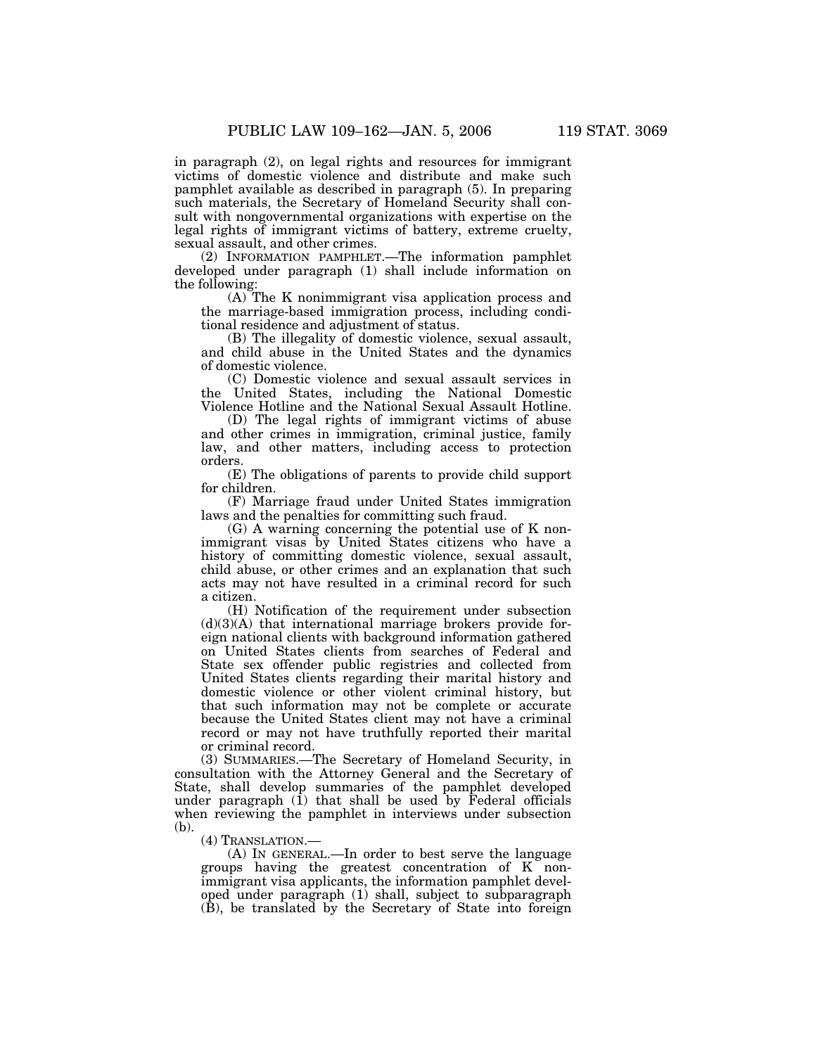in paragraph (2), on legal rights and resources for immigrant victims of domestic violence and distribute and make such pamphlet available as described in paragraph (5). In preparing such materials, the Secretary of Homeland Security shall consult with nongovernmental organizations with expertise on the legal rights of immigrant victims of battery, extreme cruelty, sexual assault, and other crimes.

(2) INFORMATION PAMPHLET.—The information pamphlet developed under paragraph (1) shall include information on the following:

(A) The K nonimmigrant visa application process and the marriage-based immigration process, including conditional residence and adjustment of status.

(B) The illegality of domestic violence, sexual assault, and child abuse in the United States and the dynamics of domestic violence.

(C) Domestic violence and sexual assault services in the United States, including the National Domestic Violence Hotline and the National Sexual Assault Hotline.

(D) The legal rights of immigrant victims of abuse and other crimes in immigration, criminal justice, family law, and other matters, including access to protection orders.

(E) The obligations of parents to provide child support for children.

(F) Marriage fraud under United States immigration laws and the penalties for committing such fraud.

(G) A warning concerning the potential use of K nonimmigrant visas by United States citizens who have a history of committing domestic violence, sexual assault, child abuse, or other crimes and an explanation that such acts may not have resulted in a criminal record for such a citizen.

(H) Notification of the requirement under subsection (d)(3)(A) that international marriage brokers provide foreign national clients with background information gathered on United States clients from searches of Federal and State sex offender public registries and collected from United States clients regarding their marital history and domestic violence or other violent criminal history, but that such information may not be complete or accurate because the United States client may not have a criminal record or may not have truthfully reported their marital or criminal record.

(3) SUMMARIES.—The Secretary of Homeland Security, in consultation with the Attorney General and the Secretary of State, shall develop summaries of the pamphlet developed under paragraph (1) that shall be used by Federal officials when reviewing the pamphlet in interviews under subsection (b).

(4) TRANSLATION.—

(A) IN GENERAL.—In order to best serve the language groups having the greatest concentration of K nonimmigrant visa applicants, the information pamphlet developed under paragraph (1) shall, subject to subparagraph (B), be translated by the Secretary of State into foreign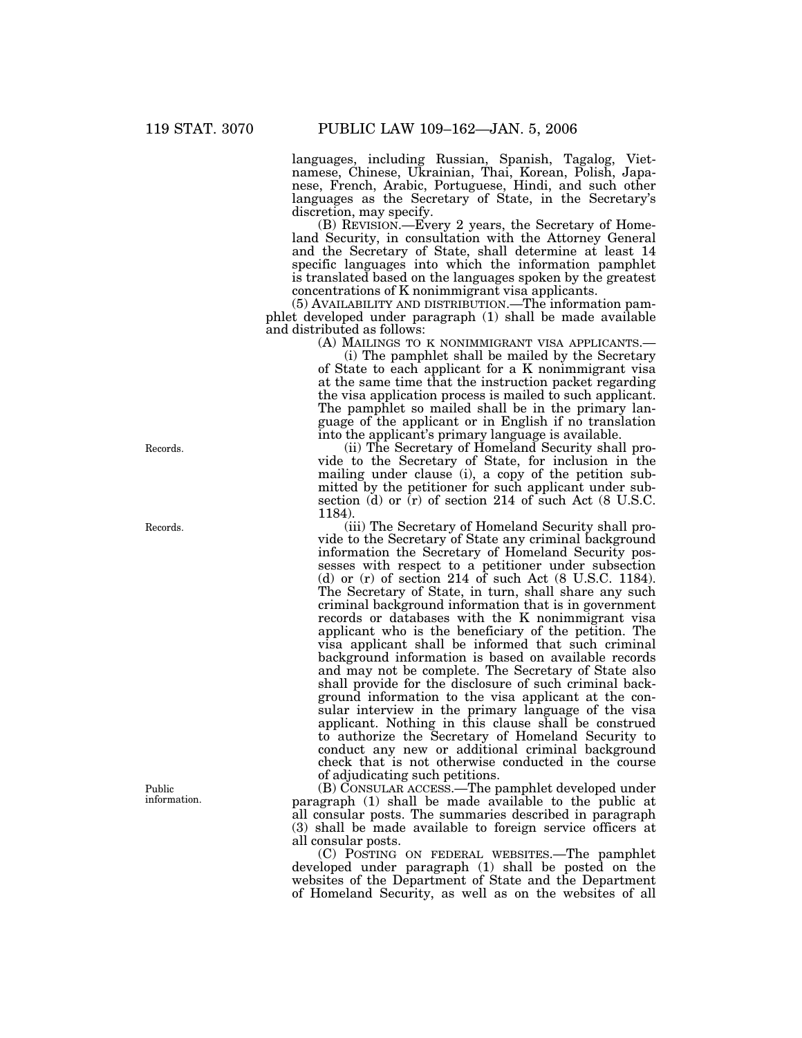languages, including Russian, Spanish, Tagalog, Vietnamese, Chinese, Ukrainian, Thai, Korean, Polish, Japanese, French, Arabic, Portuguese, Hindi, and such other languages as the Secretary of State, in the Secretary's discretion, may specify.

(B) REVISION.—Every 2 years, the Secretary of Homeland Security, in consultation with the Attorney General and the Secretary of State, shall determine at least 14 specific languages into which the information pamphlet is translated based on the languages spoken by the greatest concentrations of K nonimmigrant visa applicants.

(5) AVAILABILITY AND DISTRIBUTION.—The information pamphlet developed under paragraph (1) shall be made available and distributed as follows:

(A) MAILINGS TO K NONIMMIGRANT VISA APPLICANTS.—

(i) The pamphlet shall be mailed by the Secretary of State to each applicant for a K nonimmigrant visa at the same time that the instruction packet regarding the visa application process is mailed to such applicant. The pamphlet so mailed shall be in the primary language of the applicant or in English if no translation into the applicant's primary language is available.

Records.

(ii) The Secretary of Homeland Security shall provide to the Secretary of State, for inclusion in the mailing under clause (i), a copy of the petition submitted by the petitioner for such applicant under subsection (d) or (r) of section 214 of such Act (8 U.S.C. 1184).

Records.

(iii) The Secretary of Homeland Security shall provide to the Secretary of State any criminal background information the Secretary of Homeland Security possesses with respect to a petitioner under subsection (d) or (r) of section 214 of such Act (8 U.S.C. 1184). The Secretary of State, in turn, shall share any such criminal background information that is in government records or databases with the K nonimmigrant visa applicant who is the beneficiary of the petition. The visa applicant shall be informed that such criminal background information is based on available records and may not be complete. The Secretary of State also shall provide for the disclosure of such criminal background information to the visa applicant at the consular interview in the primary language of the visa applicant. Nothing in this clause shall be construed to authorize the Secretary of Homeland Security to conduct any new or additional criminal background check that is not otherwise conducted in the course of adjudicating such petitions.

Public information.

(B) CONSULAR ACCESS.—The pamphlet developed under paragraph (1) shall be made available to the public at all consular posts. The summaries described in paragraph (3) shall be made available to foreign service officers at all consular posts.

(C) POSTING ON FEDERAL WEBSITES.—The pamphlet developed under paragraph (1) shall be posted on the websites of the Department of State and the Department of Homeland Security, as well as on the websites of all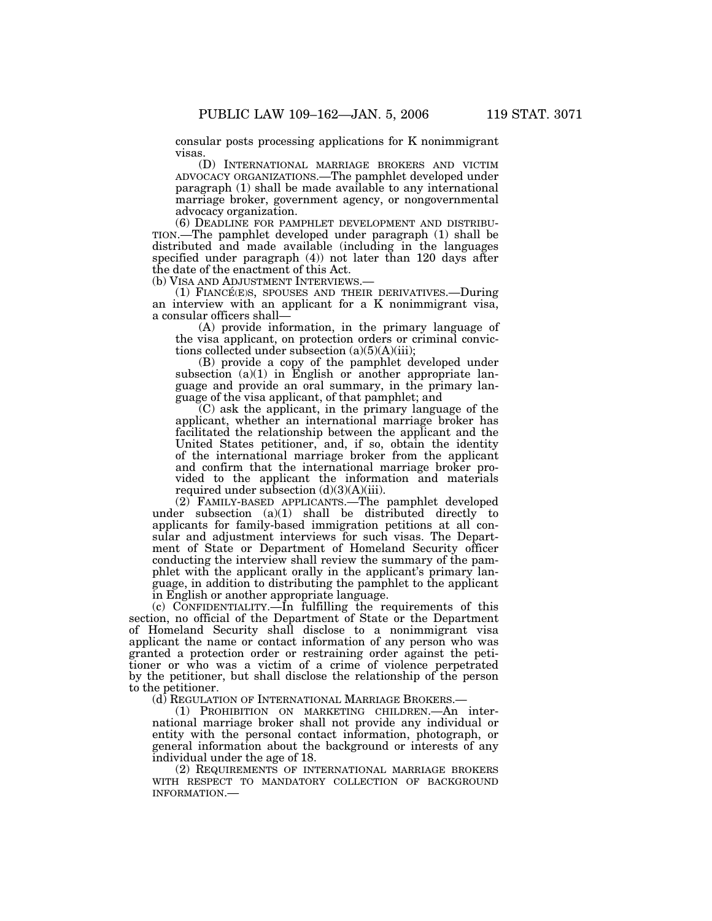consular posts processing applications for K nonimmigrant visas.

(D) INTERNATIONAL MARRIAGE BROKERS AND VICTIM ADVOCACY ORGANIZATIONS.—The pamphlet developed under paragraph (1) shall be made available to any international marriage broker, government agency, or nongovernmental advocacy organization.

(6) DEADLINE FOR PAMPHLET DEVELOPMENT AND DISTRIBUTION.—The pamphlet developed under paragraph (1) shall be distributed and made available (including in the languages specified under paragraph (4)) not later than 120 days after the date of the enactment of this Act.

(b) VISA AND ADJUSTMENT INTERVIEWS.—

(1) FIANCÉ(E)S, SPOUSES AND THEIR DERIVATIVES.—During an interview with an applicant for a K nonimmigrant visa, a consular officers shall—

(A) provide information, in the primary language of the visa applicant, on protection orders or criminal convictions collected under subsection (a)(5)(A)(iii);

(B) provide a copy of the pamphlet developed under subsection (a)(1) in English or another appropriate language and provide an oral summary, in the primary language of the visa applicant, of that pamphlet; and

(C) ask the applicant, in the primary language of the applicant, whether an international marriage broker has facilitated the relationship between the applicant and the United States petitioner, and, if so, obtain the identity of the international marriage broker from the applicant and confirm that the international marriage broker provided to the applicant the information and materials required under subsection (d)(3)(A)(iii).

(2) FAMILY-BASED APPLICANTS.—The pamphlet developed under subsection (a)(1) shall be distributed directly to applicants for family-based immigration petitions at all consular and adjustment interviews for such visas. The Department of State or Department of Homeland Security officer conducting the interview shall review the summary of the pamphlet with the applicant orally in the applicant's primary language, in addition to distributing the pamphlet to the applicant in English or another appropriate language.

(c) CONFIDENTIALITY.—In fulfilling the requirements of this section, no official of the Department of State or the Department of Homeland Security shall disclose to a nonimmigrant visa applicant the name or contact information of any person who was granted a protection order or restraining order against the petitioner or who was a victim of a crime of violence perpetrated by the petitioner, but shall disclose the relationship of the person to the petitioner.

(d) REGULATION OF INTERNATIONAL MARRIAGE BROKERS.—

(1) PROHIBITION ON MARKETING CHILDREN.—An international marriage broker shall not provide any individual or entity with the personal contact information, photograph, or general information about the background or interests of any individual under the age of 18.

(2) REQUIREMENTS OF INTERNATIONAL MARRIAGE BROKERS WITH RESPECT TO MANDATORY COLLECTION OF BACKGROUND INFORMATION.—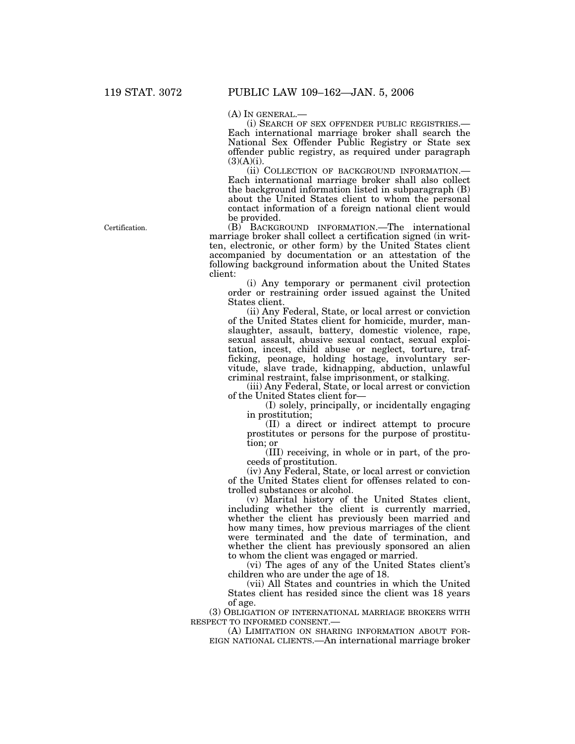(A) IN GENERAL.—

(i) SEARCH OF SEX OFFENDER PUBLIC REGISTRIES.—Each international marriage broker shall search the National Sex Offender Public Registry or State sex offender public registry, as required under paragraph (3)(A)(i).

(ii) COLLECTION OF BACKGROUND INFORMATION.—Each international marriage broker shall also collect the background information listed in subparagraph (B) about the United States client to whom the personal contact information of a foreign national client would be provided.

Certification.

(B) BACKGROUND INFORMATION.—The international marriage broker shall collect a certification signed (in written, electronic, or other form) by the United States client accompanied by documentation or an attestation of the following background information about the United States client:

(i) Any temporary or permanent civil protection order or restraining order issued against the United States client.

(ii) Any Federal, State, or local arrest or conviction of the United States client for homicide, murder, manslaughter, assault, battery, domestic violence, rape, sexual assault, abusive sexual contact, sexual exploitation, incest, child abuse or neglect, torture, trafficking, peonage, holding hostage, involuntary servitude, slave trade, kidnapping, abduction, unlawful criminal restraint, false imprisonment, or stalking.

(iii) Any Federal, State, or local arrest or conviction of the United States client for—

(I) solely, principally, or incidentally engaging in prostitution;

(II) a direct or indirect attempt to procure prostitutes or persons for the purpose of prostitution; or

(III) receiving, in whole or in part, of the proceeds of prostitution.

(iv) Any Federal, State, or local arrest or conviction of the United States client for offenses related to controlled substances or alcohol.

(v) Marital history of the United States client, including whether the client is currently married, whether the client has previously been married and how many times, how previous marriages of the client were terminated and the date of termination, and whether the client has previously sponsored an alien to whom the client was engaged or married.

(vi) The ages of any of the United States client's children who are under the age of 18.

(vii) All States and countries in which the United States client has resided since the client was 18 years of age.

(3) OBLIGATION OF INTERNATIONAL MARRIAGE BROKERS WITH RESPECT TO INFORMED CONSENT.—

(A) LIMITATION ON SHARING INFORMATION ABOUT FOREIGN NATIONAL CLIENTS.—An international marriage broker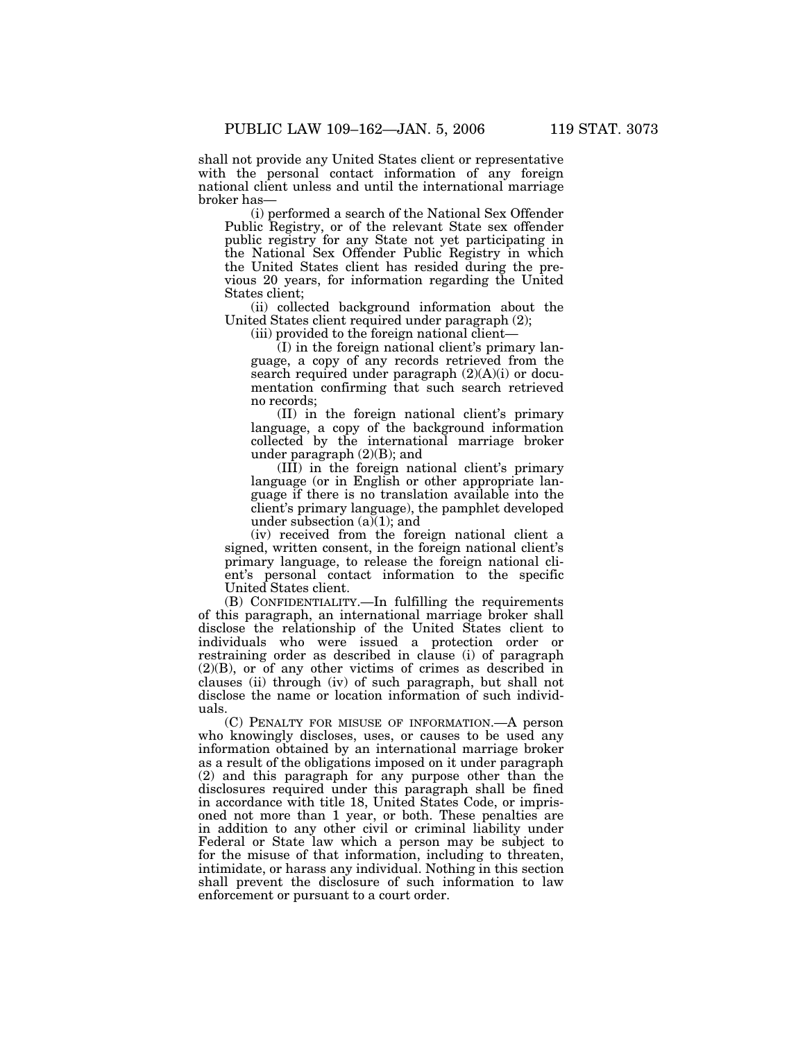shall not provide any United States client or representative with the personal contact information of any foreign national client unless and until the international marriage broker has—

(i) performed a search of the National Sex Offender Public Registry, or of the relevant State sex offender public registry for any State not yet participating in the National Sex Offender Public Registry in which the United States client has resided during the previous 20 years, for information regarding the United States client;

(ii) collected background information about the United States client required under paragraph (2);

(iii) provided to the foreign national client—

(I) in the foreign national client's primary language, a copy of any records retrieved from the search required under paragraph (2)(A)(i) or documentation confirming that such search retrieved no records;

(II) in the foreign national client's primary language, a copy of the background information collected by the international marriage broker under paragraph (2)(B); and

(III) in the foreign national client's primary language (or in English or other appropriate language if there is no translation available into the client's primary language), the pamphlet developed under subsection (a)(1); and

(iv) received from the foreign national client a signed, written consent, in the foreign national client's primary language, to release the foreign national client's personal contact information to the specific United States client.

(B) CONFIDENTIALITY.—In fulfilling the requirements of this paragraph, an international marriage broker shall disclose the relationship of the United States client to individuals who were issued a protection order or restraining order as described in clause (i) of paragraph (2)(B), or of any other victims of crimes as described in clauses (ii) through (iv) of such paragraph, but shall not disclose the name or location information of such individuals.

(C) PENALTY FOR MISUSE OF INFORMATION.—A person who knowingly discloses, uses, or causes to be used any information obtained by an international marriage broker as a result of the obligations imposed on it under paragraph (2) and this paragraph for any purpose other than the disclosures required under this paragraph shall be fined in accordance with title 18, United States Code, or imprisoned not more than 1 year, or both. These penalties are in addition to any other civil or criminal liability under Federal or State law which a person may be subject to for the misuse of that information, including to threaten, intimidate, or harass any individual. Nothing in this section shall prevent the disclosure of such information to law enforcement or pursuant to a court order.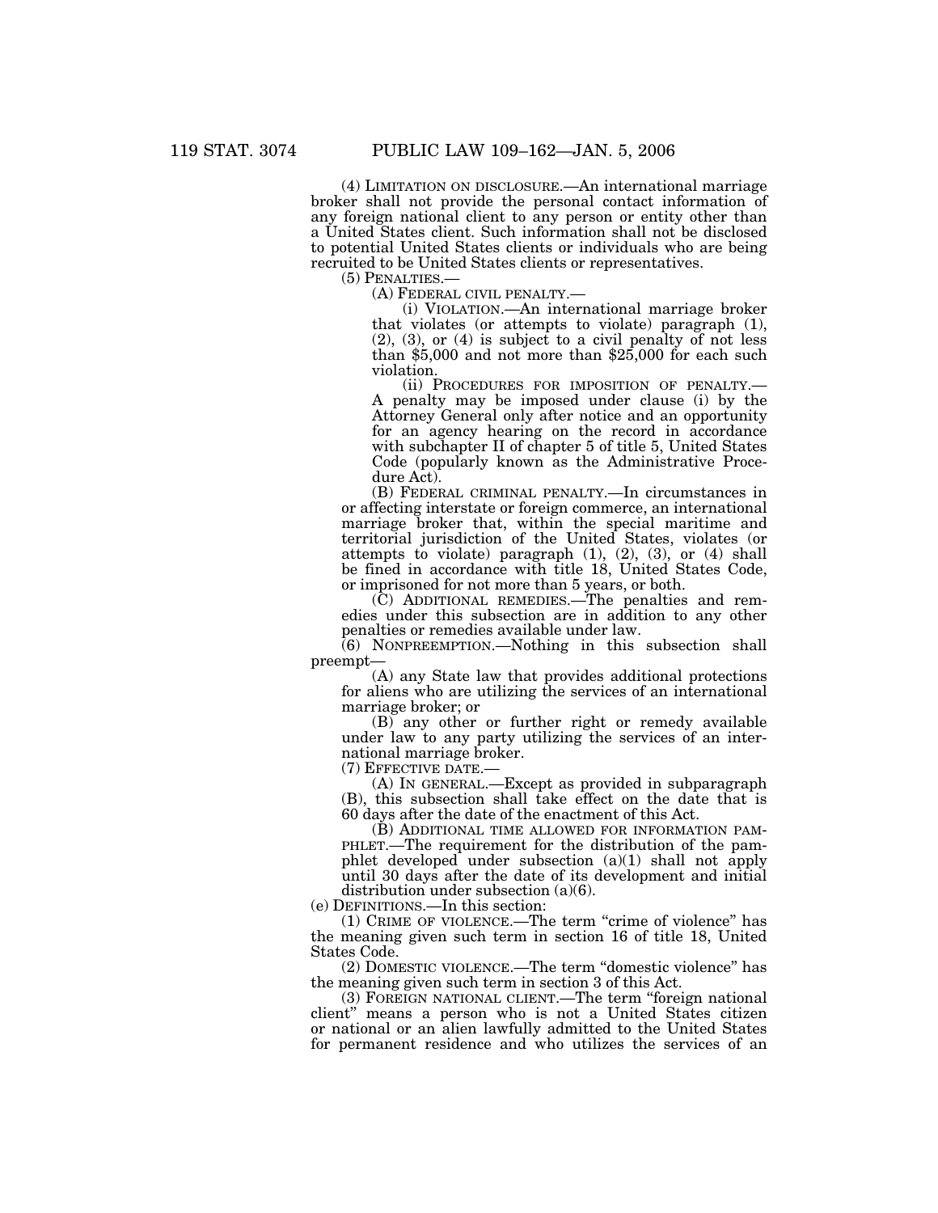(4) LIMITATION ON DISCLOSURE.—An international marriage broker shall not provide the personal contact information of any foreign national client to any person or entity other than a United States client. Such information shall not be disclosed to potential United States clients or individuals who are being recruited to be United States clients or representatives.

(5) PENALTIES.—

(A) FEDERAL CIVIL PENALTY.—

(i) VIOLATION.—An international marriage broker that violates (or attempts to violate) paragraph (1), (2), (3), or (4) is subject to a civil penalty of not less than $5,000 and not more than $25,000 for each such violation.

(ii) PROCEDURES FOR IMPOSITION OF PENALTY.—A penalty may be imposed under clause (i) by the Attorney General only after notice and an opportunity for an agency hearing on the record in accordance with subchapter II of chapter 5 of title 5, United States Code (popularly known as the Administrative Procedure Act).

(B) FEDERAL CRIMINAL PENALTY.—In circumstances in or affecting interstate or foreign commerce, an international marriage broker that, within the special maritime and territorial jurisdiction of the United States, violates (or attempts to violate) paragraph (1), (2), (3), or (4) shall be fined in accordance with title 18, United States Code, or imprisoned for not more than 5 years, or both.

(C) ADDITIONAL REMEDIES.—The penalties and remedies under this subsection are in addition to any other penalties or remedies available under law.

(6) NONPREEMPTION.—Nothing in this subsection shall preempt—

(A) any State law that provides additional protections for aliens who are utilizing the services of an international marriage broker; or

(B) any other or further right or remedy available under law to any party utilizing the services of an international marriage broker.

(7) EFFECTIVE DATE.—

(A) IN GENERAL.—Except as provided in subparagraph (B), this subsection shall take effect on the date that is 60 days after the date of the enactment of this Act.

(B) ADDITIONAL TIME ALLOWED FOR INFORMATION PAMPHLET.—The requirement for the distribution of the pamphlet developed under subsection (a)(1) shall not apply until 30 days after the date of its development and initial distribution under subsection (a)(6).

(e) DEFINITIONS.—In this section:

(1) CRIME OF VIOLENCE.—The term "crime of violence" has the meaning given such term in section 16 of title 18, United States Code.

(2) DOMESTIC VIOLENCE.—The term "domestic violence" has the meaning given such term in section 3 of this Act.

(3) FOREIGN NATIONAL CLIENT.—The term "foreign national client" means a person who is not a United States citizen or national or an alien lawfully admitted to the United States for permanent residence and who utilizes the services of an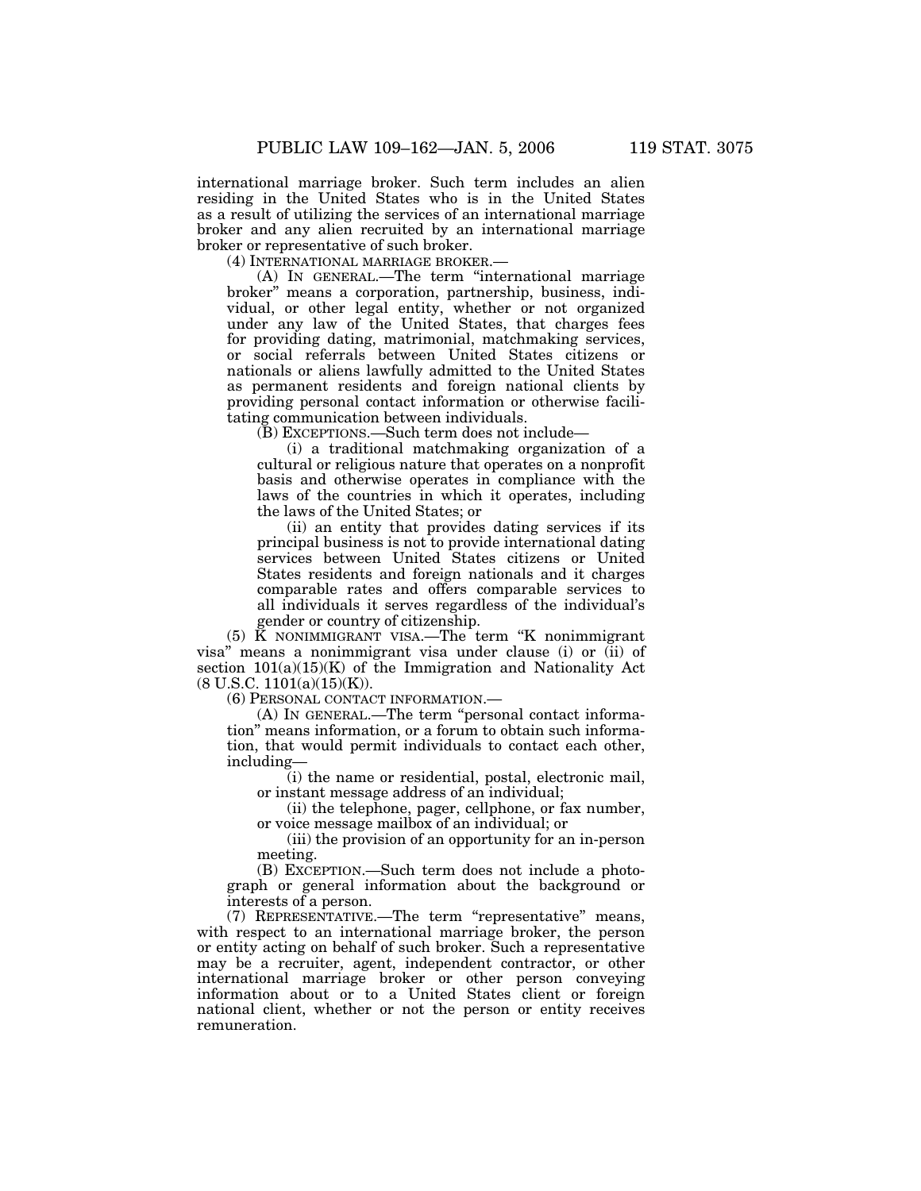international marriage broker. Such term includes an alien residing in the United States who is in the United States as a result of utilizing the services of an international marriage broker and any alien recruited by an international marriage broker or representative of such broker.

(4) INTERNATIONAL MARRIAGE BROKER.—

(A) IN GENERAL.—The term "international marriage broker" means a corporation, partnership, business, individual, or other legal entity, whether or not organized under any law of the United States, that charges fees for providing dating, matrimonial, matchmaking services, or social referrals between United States citizens or nationals or aliens lawfully admitted to the United States as permanent residents and foreign national clients by providing personal contact information or otherwise facilitating communication between individuals.

(B) EXCEPTIONS.—Such term does not include—

(i) a traditional matchmaking organization of a cultural or religious nature that operates on a nonprofit basis and otherwise operates in compliance with the laws of the countries in which it operates, including the laws of the United States; or

(ii) an entity that provides dating services if its principal business is not to provide international dating services between United States citizens or United States residents and foreign nationals and it charges comparable rates and offers comparable services to all individuals it serves regardless of the individual's gender or country of citizenship.

(5) K NONIMMIGRANT VISA.—The term "K nonimmigrant visa" means a nonimmigrant visa under clause (i) or (ii) of section 101(a)(15)(K) of the Immigration and Nationality Act (8 U.S.C. 1101(a)(15)(K)).

(6) PERSONAL CONTACT INFORMATION.—

(A) IN GENERAL.—The term "personal contact information" means information, or a forum to obtain such information, that would permit individuals to contact each other, including—

(i) the name or residential, postal, electronic mail, or instant message address of an individual;

(ii) the telephone, pager, cellphone, or fax number, or voice message mailbox of an individual; or

(iii) the provision of an opportunity for an in-person meeting.

(B) EXCEPTION.—Such term does not include a photograph or general information about the background or interests of a person.

(7) REPRESENTATIVE.—The term "representative" means, with respect to an international marriage broker, the person or entity acting on behalf of such broker. Such a representative may be a recruiter, agent, independent contractor, or other international marriage broker or other person conveying information about or to a United States client or foreign national client, whether or not the person or entity receives remuneration.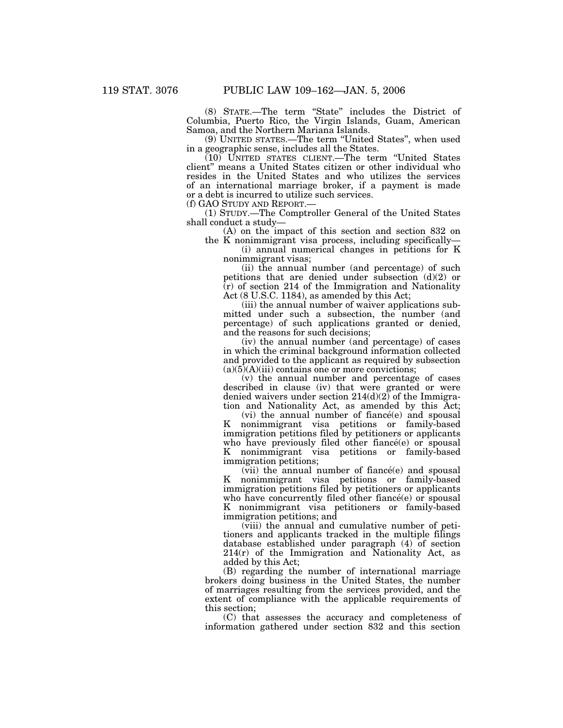(8) STATE.—The term "State" includes the District of Columbia, Puerto Rico, the Virgin Islands, Guam, American Samoa, and the Northern Mariana Islands.

(9) UNITED STATES.—The term "United States", when used in a geographic sense, includes all the States.

(10) UNITED STATES CLIENT.—The term "United States client" means a United States citizen or other individual who resides in the United States and who utilizes the services of an international marriage broker, if a payment is made or a debt is incurred to utilize such services.

(f) GAO STUDY AND REPORT.—

(1) STUDY.—The Comptroller General of the United States shall conduct a study—

(A) on the impact of this section and section 832 on the K nonimmigrant visa process, including specifically—

(i) annual numerical changes in petitions for K nonimmigrant visas;

(ii) the annual number (and percentage) of such petitions that are denied under subsection (d)(2) or (r) of section 214 of the Immigration and Nationality Act (8 U.S.C. 1184), as amended by this Act;

(iii) the annual number of waiver applications submitted under such a subsection, the number (and percentage) of such applications granted or denied, and the reasons for such decisions;

(iv) the annual number (and percentage) of cases in which the criminal background information collected and provided to the applicant as required by subsection (a)(5)(A)(iii) contains one or more convictions;

(v) the annual number and percentage of cases described in clause (iv) that were granted or were denied waivers under section 214(d)(2) of the Immigration and Nationality Act, as amended by this Act;

(vi) the annual number of fiancé(e) and spousal K nonimmigrant visa petitions or family-based immigration petitions filed by petitioners or applicants who have previously filed other fiancé(e) or spousal K nonimmigrant visa petitions or family-based immigration petitions;

(vii) the annual number of fiancé(e) and spousal K nonimmigrant visa petitions or family-based immigration petitions filed by petitioners or applicants who have concurrently filed other fiancé(e) or spousal K nonimmigrant visa petitioners or family-based immigration petitions; and

(viii) the annual and cumulative number of petitioners and applicants tracked in the multiple filings database established under paragraph (4) of section 214(r) of the Immigration and Nationality Act, as added by this Act;

(B) regarding the number of international marriage brokers doing business in the United States, the number of marriages resulting from the services provided, and the extent of compliance with the applicable requirements of this section;

(C) that assesses the accuracy and completeness of information gathered under section 832 and this section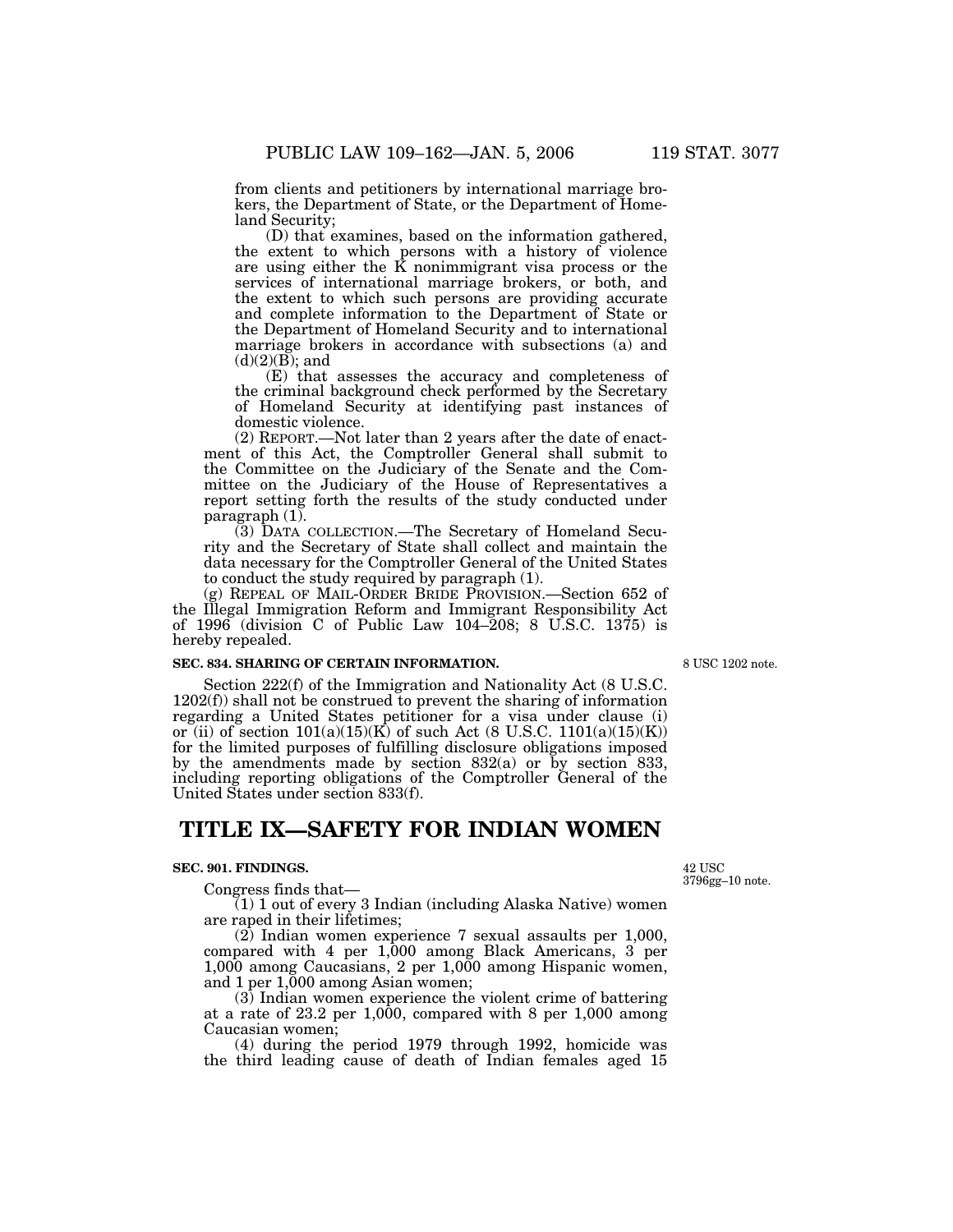from clients and petitioners by international marriage brokers, the Department of State, or the Department of Homeland Security;

(D) that examines, based on the information gathered, the extent to which persons with a history of violence are using either the K nonimmigrant visa process or the services of international marriage brokers, or both, and the extent to which such persons are providing accurate and complete information to the Department of State or the Department of Homeland Security and to international marriage brokers in accordance with subsections (a) and (d)(2)(B); and

(E) that assesses the accuracy and completeness of the criminal background check performed by the Secretary of Homeland Security at identifying past instances of domestic violence.

(2) REPORT.—Not later than 2 years after the date of enactment of this Act, the Comptroller General shall submit to the Committee on the Judiciary of the Senate and the Committee on the Judiciary of the House of Representatives a report setting forth the results of the study conducted under paragraph (1).

(3) DATA COLLECTION.—The Secretary of Homeland Security and the Secretary of State shall collect and maintain the data necessary for the Comptroller General of the United States to conduct the study required by paragraph (1).

(g) REPEAL OF MAIL-ORDER BRIDE PROVISION.—Section 652 of the Illegal Immigration Reform and Immigrant Responsibility Act of 1996 (division C of Public Law 104–208; 8 U.S.C. 1375) is hereby repealed.

**SEC. 834. SHARING OF CERTAIN INFORMATION.**

8 USC 1202 note.

Section 222(f) of the Immigration and Nationality Act (8 U.S.C. 1202(f)) shall not be construed to prevent the sharing of information regarding a United States petitioner for a visa under clause (i) or (ii) of section 101(a)(15)(K) of such Act (8 U.S.C. 1101(a)(15)(K)) for the limited purposes of fulfilling disclosure obligations imposed by the amendments made by section 832(a) or by section 833, including reporting obligations of the Comptroller General of the United States under section 833(f).

# TITLE IX—SAFETY FOR INDIAN WOMEN

**SEC. 901. FINDINGS.**

42 USC 3796gg–10 note.

Congress finds that—

(1) 1 out of every 3 Indian (including Alaska Native) women are raped in their lifetimes;

(2) Indian women experience 7 sexual assaults per 1,000, compared with 4 per 1,000 among Black Americans, 3 per 1,000 among Caucasians, 2 per 1,000 among Hispanic women, and 1 per 1,000 among Asian women;

(3) Indian women experience the violent crime of battering at a rate of 23.2 per 1,000, compared with 8 per 1,000 among Caucasian women;

(4) during the period 1979 through 1992, homicide was the third leading cause of death of Indian females aged 15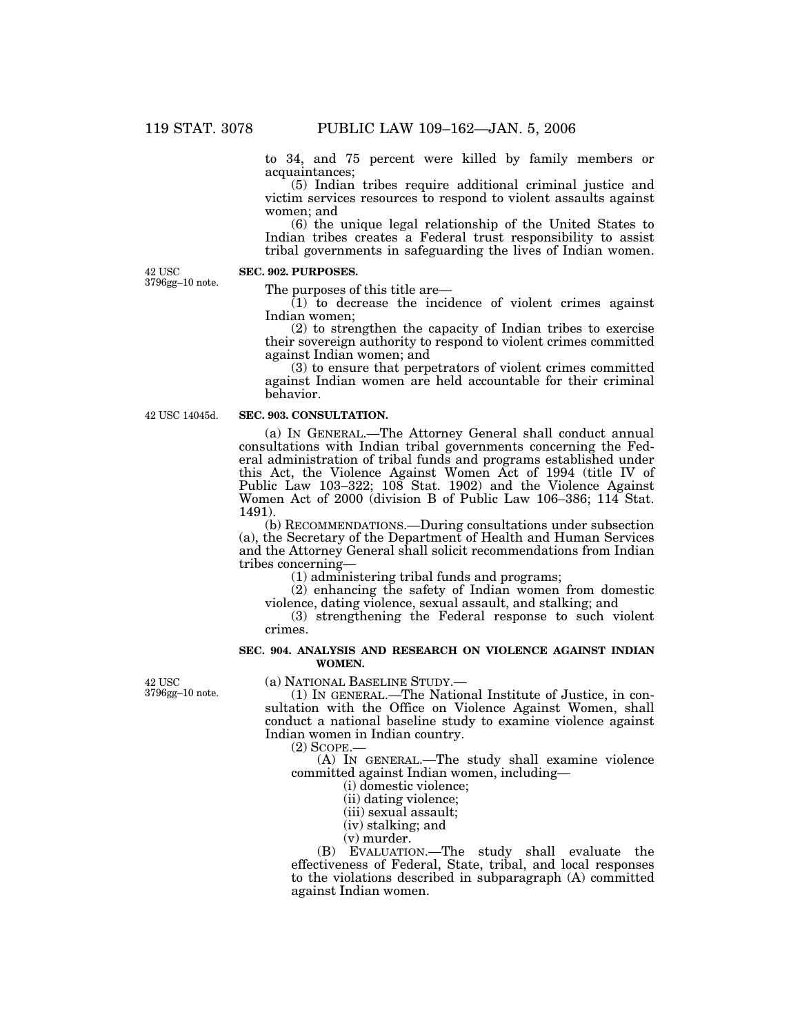to 34, and 75 percent were killed by family members or acquaintances;

(5) Indian tribes require additional criminal justice and victim services resources to respond to violent assaults against women; and

(6) the unique legal relationship of the United States to Indian tribes creates a Federal trust responsibility to assist tribal governments in safeguarding the lives of Indian women.

42 USC 3796gg–10 note.

**SEC. 902. PURPOSES.**

The purposes of this title are—

(1) to decrease the incidence of violent crimes against Indian women;

(2) to strengthen the capacity of Indian tribes to exercise their sovereign authority to respond to violent crimes committed against Indian women; and

(3) to ensure that perpetrators of violent crimes committed against Indian women are held accountable for their criminal behavior.

42 USC 14045d.

**SEC. 903. CONSULTATION.**

(a) IN GENERAL.—The Attorney General shall conduct annual consultations with Indian tribal governments concerning the Federal administration of tribal funds and programs established under this Act, the Violence Against Women Act of 1994 (title IV of Public Law 103–322; 108 Stat. 1902) and the Violence Against Women Act of 2000 (division B of Public Law 106–386; 114 Stat. 1491).

(b) RECOMMENDATIONS.—During consultations under subsection (a), the Secretary of the Department of Health and Human Services and the Attorney General shall solicit recommendations from Indian tribes concerning—

(1) administering tribal funds and programs;

(2) enhancing the safety of Indian women from domestic violence, dating violence, sexual assault, and stalking; and

(3) strengthening the Federal response to such violent crimes.

**SEC. 904. ANALYSIS AND RESEARCH ON VIOLENCE AGAINST INDIAN WOMEN.**

42 USC 3796gg–10 note.

(a) NATIONAL BASELINE STUDY.—

(1) IN GENERAL.—The National Institute of Justice, in consultation with the Office on Violence Against Women, shall conduct a national baseline study to examine violence against Indian women in Indian country.

(2) SCOPE.—

(A) IN GENERAL.—The study shall examine violence committed against Indian women, including—

(i) domestic violence;

(ii) dating violence;

(iii) sexual assault;

(iv) stalking; and

(v) murder.

(B) EVALUATION.—The study shall evaluate the effectiveness of Federal, State, tribal, and local responses to the violations described in subparagraph (A) committed against Indian women.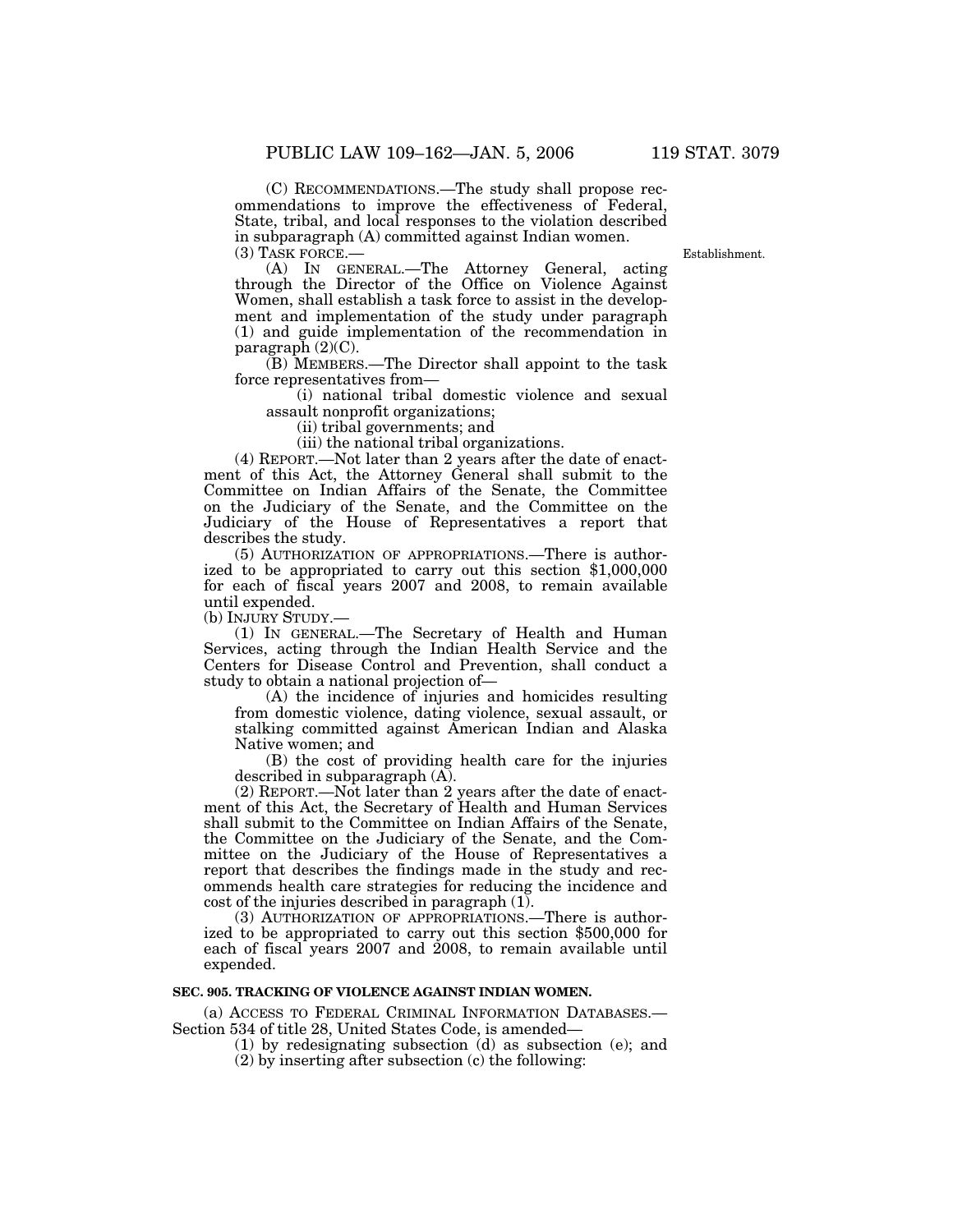(C) RECOMMENDATIONS.—The study shall propose recommendations to improve the effectiveness of Federal, State, tribal, and local responses to the violation described in subparagraph (A) committed against Indian women.

(3) TASK FORCE.—

Establishment.

(A) IN GENERAL.—The Attorney General, acting through the Director of the Office on Violence Against Women, shall establish a task force to assist in the development and implementation of the study under paragraph (1) and guide implementation of the recommendation in paragraph (2)(C).

(B) MEMBERS.—The Director shall appoint to the task force representatives from—

(i) national tribal domestic violence and sexual assault nonprofit organizations;

(ii) tribal governments; and

(iii) the national tribal organizations.

(4) REPORT.—Not later than 2 years after the date of enactment of this Act, the Attorney General shall submit to the Committee on Indian Affairs of the Senate, the Committee on the Judiciary of the Senate, and the Committee on the Judiciary of the House of Representatives a report that describes the study.

(5) AUTHORIZATION OF APPROPRIATIONS.—There is authorized to be appropriated to carry out this section $1,000,000 for each of fiscal years 2007 and 2008, to remain available until expended.

(b) INJURY STUDY.—

(1) IN GENERAL.—The Secretary of Health and Human Services, acting through the Indian Health Service and the Centers for Disease Control and Prevention, shall conduct a study to obtain a national projection of—

(A) the incidence of injuries and homicides resulting from domestic violence, dating violence, sexual assault, or stalking committed against American Indian and Alaska Native women; and

(B) the cost of providing health care for the injuries described in subparagraph (A).

(2) REPORT.—Not later than 2 years after the date of enactment of this Act, the Secretary of Health and Human Services shall submit to the Committee on Indian Affairs of the Senate, the Committee on the Judiciary of the Senate, and the Committee on the Judiciary of the House of Representatives a report that describes the findings made in the study and recommends health care strategies for reducing the incidence and cost of the injuries described in paragraph (1).

(3) AUTHORIZATION OF APPROPRIATIONS.—There is authorized to be appropriated to carry out this section $500,000 for each of fiscal years 2007 and 2008, to remain available until expended.

**SEC. 905. TRACKING OF VIOLENCE AGAINST INDIAN WOMEN.**

(a) ACCESS TO FEDERAL CRIMINAL INFORMATION DATABASES.—Section 534 of title 28, United States Code, is amended—

(1) by redesignating subsection (d) as subsection (e); and

(2) by inserting after subsection (c) the following: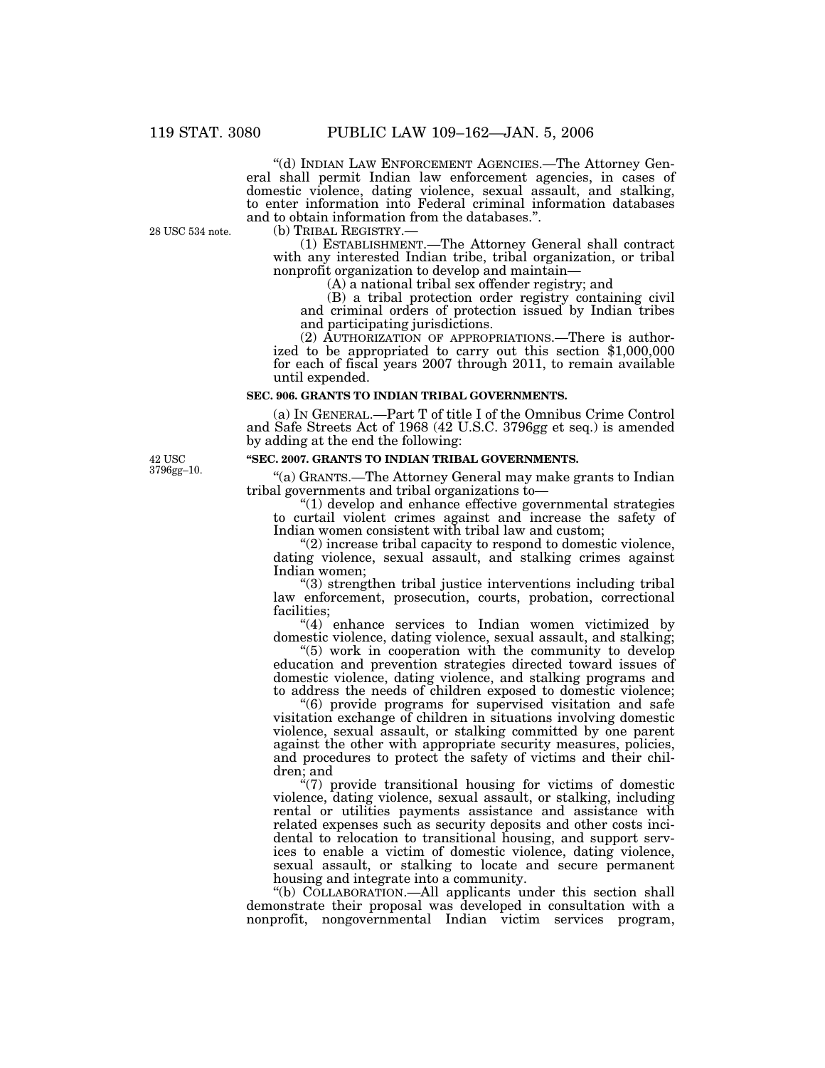"(d) INDIAN LAW ENFORCEMENT AGENCIES.—The Attorney General shall permit Indian law enforcement agencies, in cases of domestic violence, dating violence, sexual assault, and stalking, to enter information into Federal criminal information databases and to obtain information from the databases.".

28 USC 534 note.

(b) TRIBAL REGISTRY.—

(1) ESTABLISHMENT.—The Attorney General shall contract with any interested Indian tribe, tribal organization, or tribal nonprofit organization to develop and maintain—

(A) a national tribal sex offender registry; and

(B) a tribal protection order registry containing civil and criminal orders of protection issued by Indian tribes and participating jurisdictions.

(2) AUTHORIZATION OF APPROPRIATIONS.—There is authorized to be appropriated to carry out this section $1,000,000 for each of fiscal years 2007 through 2011, to remain available until expended.

**SEC. 906. GRANTS TO INDIAN TRIBAL GOVERNMENTS.**

(a) IN GENERAL.—Part T of title I of the Omnibus Crime Control and Safe Streets Act of 1968 (42 U.S.C. 3796gg et seq.) is amended by adding at the end the following:

42 USC 3796gg–10.

**"SEC. 2007. GRANTS TO INDIAN TRIBAL GOVERNMENTS.**

"(a) GRANTS.—The Attorney General may make grants to Indian tribal governments and tribal organizations to—

"(1) develop and enhance effective governmental strategies to curtail violent crimes against and increase the safety of Indian women consistent with tribal law and custom;

"(2) increase tribal capacity to respond to domestic violence, dating violence, sexual assault, and stalking crimes against Indian women;

"(3) strengthen tribal justice interventions including tribal law enforcement, prosecution, courts, probation, correctional facilities;

"(4) enhance services to Indian women victimized by domestic violence, dating violence, sexual assault, and stalking;

"(5) work in cooperation with the community to develop education and prevention strategies directed toward issues of domestic violence, dating violence, and stalking programs and to address the needs of children exposed to domestic violence;

"(6) provide programs for supervised visitation and safe visitation exchange of children in situations involving domestic violence, sexual assault, or stalking committed by one parent against the other with appropriate security measures, policies, and procedures to protect the safety of victims and their children; and

"(7) provide transitional housing for victims of domestic violence, dating violence, sexual assault, or stalking, including rental or utilities payments assistance and assistance with related expenses such as security deposits and other costs incidental to relocation to transitional housing, and support services to enable a victim of domestic violence, dating violence, sexual assault, or stalking to locate and secure permanent housing and integrate into a community.

"(b) COLLABORATION.—All applicants under this section shall demonstrate their proposal was developed in consultation with a nonprofit, nongovernmental Indian victim services program,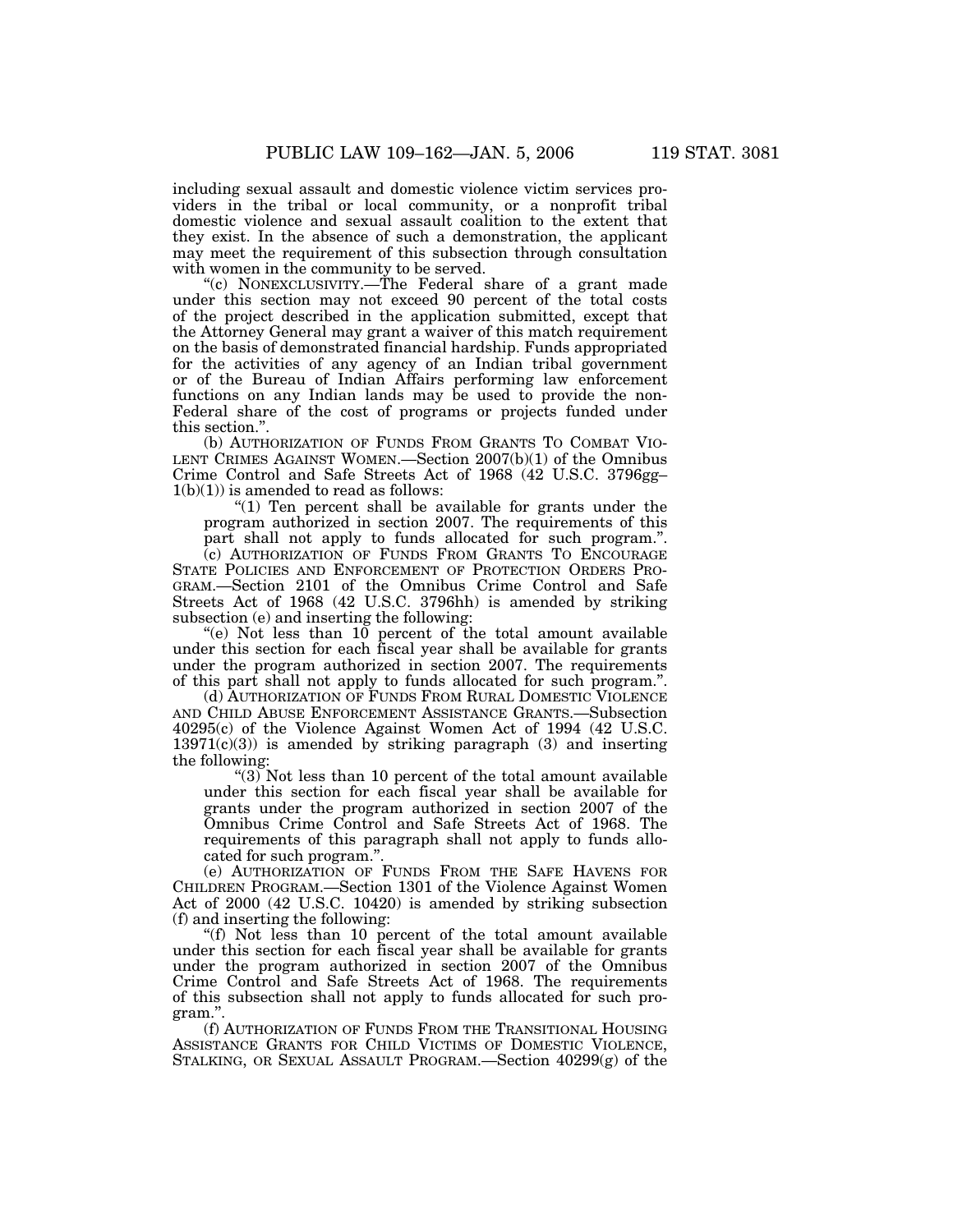including sexual assault and domestic violence victim services providers in the tribal or local community, or a nonprofit tribal domestic violence and sexual assault coalition to the extent that they exist. In the absence of such a demonstration, the applicant may meet the requirement of this subsection through consultation with women in the community to be served.

"(c) NONEXCLUSIVITY.—The Federal share of a grant made under this section may not exceed 90 percent of the total costs of the project described in the application submitted, except that the Attorney General may grant a waiver of this match requirement on the basis of demonstrated financial hardship. Funds appropriated for the activities of any agency of an Indian tribal government or of the Bureau of Indian Affairs performing law enforcement functions on any Indian lands may be used to provide the non-Federal share of the cost of programs or projects funded under this section.".

(b) AUTHORIZATION OF FUNDS FROM GRANTS TO COMBAT VIOLENT CRIMES AGAINST WOMEN.—Section 2007(b)(1) of the Omnibus Crime Control and Safe Streets Act of 1968 (42 U.S.C. 3796gg–1(b)(1)) is amended to read as follows:

"(1) Ten percent shall be available for grants under the program authorized in section 2007. The requirements of this part shall not apply to funds allocated for such program.".

(c) AUTHORIZATION OF FUNDS FROM GRANTS TO ENCOURAGE STATE POLICIES AND ENFORCEMENT OF PROTECTION ORDERS PROGRAM.—Section 2101 of the Omnibus Crime Control and Safe Streets Act of 1968 (42 U.S.C. 3796hh) is amended by striking subsection (e) and inserting the following:

"(e) Not less than 10 percent of the total amount available under this section for each fiscal year shall be available for grants under the program authorized in section 2007. The requirements of this part shall not apply to funds allocated for such program.".

(d) AUTHORIZATION OF FUNDS FROM RURAL DOMESTIC VIOLENCE AND CHILD ABUSE ENFORCEMENT ASSISTANCE GRANTS.—Subsection 40295(c) of the Violence Against Women Act of 1994 (42 U.S.C. 13971(c)(3)) is amended by striking paragraph (3) and inserting the following:

"(3) Not less than 10 percent of the total amount available under this section for each fiscal year shall be available for grants under the program authorized in section 2007 of the Omnibus Crime Control and Safe Streets Act of 1968. The requirements of this paragraph shall not apply to funds allocated for such program.".

(e) AUTHORIZATION OF FUNDS FROM THE SAFE HAVENS FOR CHILDREN PROGRAM.—Section 1301 of the Violence Against Women Act of 2000 (42 U.S.C. 10420) is amended by striking subsection (f) and inserting the following:

"(f) Not less than 10 percent of the total amount available under this section for each fiscal year shall be available for grants under the program authorized in section 2007 of the Omnibus Crime Control and Safe Streets Act of 1968. The requirements of this subsection shall not apply to funds allocated for such program.".

(f) AUTHORIZATION OF FUNDS FROM THE TRANSITIONAL HOUSING ASSISTANCE GRANTS FOR CHILD VICTIMS OF DOMESTIC VIOLENCE, STALKING, OR SEXUAL ASSAULT PROGRAM.—Section 40299(g) of the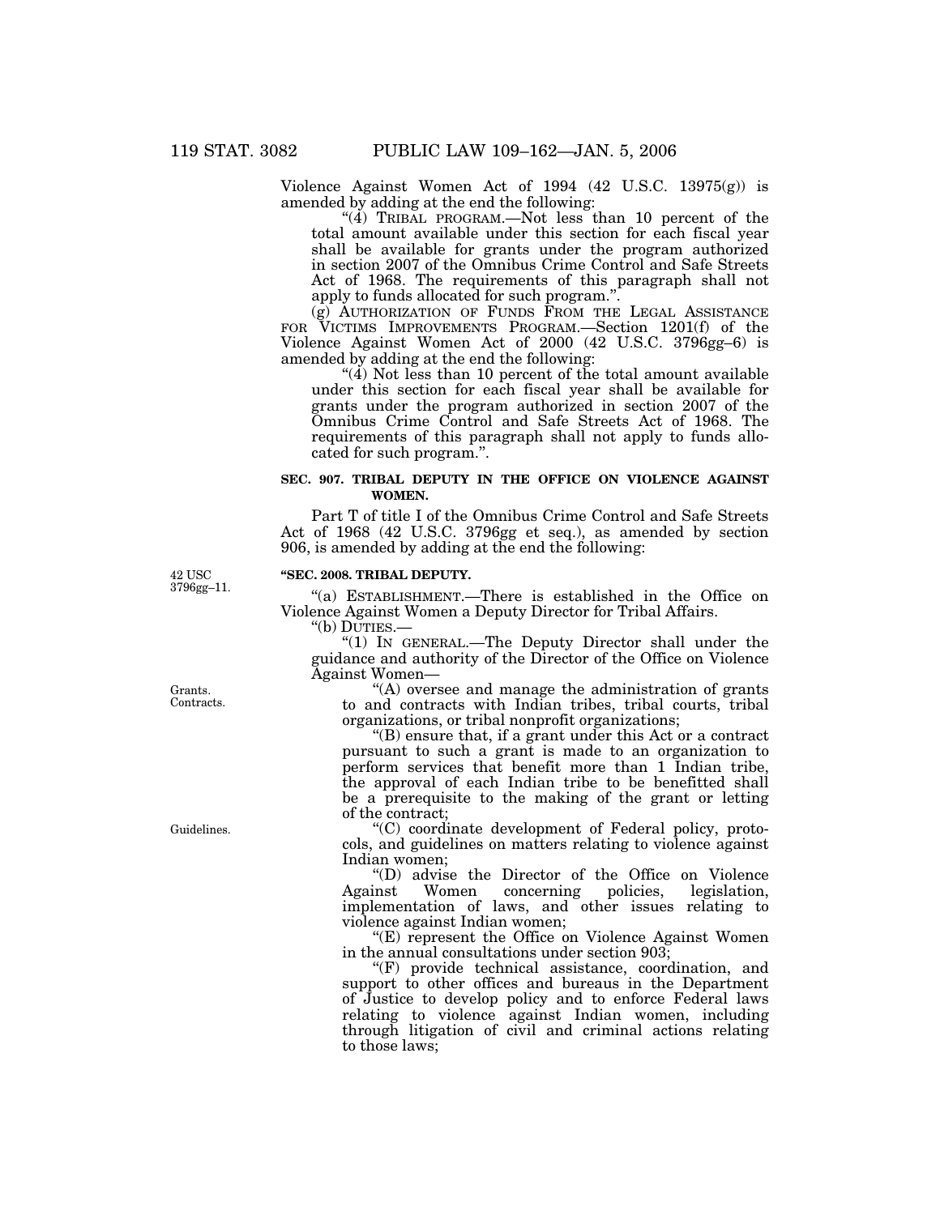Violence Against Women Act of 1994 (42 U.S.C. 13975(g)) is amended by adding at the end the following:

"(4) TRIBAL PROGRAM.—Not less than 10 percent of the total amount available under this section for each fiscal year shall be available for grants under the program authorized in section 2007 of the Omnibus Crime Control and Safe Streets Act of 1968. The requirements of this paragraph shall not apply to funds allocated for such program.".

(g) AUTHORIZATION OF FUNDS FROM THE LEGAL ASSISTANCE FOR VICTIMS IMPROVEMENTS PROGRAM.—Section 1201(f) of the Violence Against Women Act of 2000 (42 U.S.C. 3796gg–6) is amended by adding at the end the following:

"(4) Not less than 10 percent of the total amount available under this section for each fiscal year shall be available for grants under the program authorized in section 2007 of the Omnibus Crime Control and Safe Streets Act of 1968. The requirements of this paragraph shall not apply to funds allocated for such program.".

**SEC. 907. TRIBAL DEPUTY IN THE OFFICE ON VIOLENCE AGAINST WOMEN.**

Part T of title I of the Omnibus Crime Control and Safe Streets Act of 1968 (42 U.S.C. 3796gg et seq.), as amended by section 906, is amended by adding at the end the following:

42 USC 3796gg–11.

**"SEC. 2008. TRIBAL DEPUTY.**

"(a) ESTABLISHMENT.—There is established in the Office on Violence Against Women a Deputy Director for Tribal Affairs.

"(b) DUTIES.—

"(1) IN GENERAL.—The Deputy Director shall under the guidance and authority of the Director of the Office on Violence Against Women—

Grants. Contracts.

"(A) oversee and manage the administration of grants to and contracts with Indian tribes, tribal courts, tribal organizations, or tribal nonprofit organizations;

"(B) ensure that, if a grant under this Act or a contract pursuant to such a grant is made to an organization to perform services that benefit more than 1 Indian tribe, the approval of each Indian tribe to be benefitted shall be a prerequisite to the making of the grant or letting of the contract;

Guidelines.

"(C) coordinate development of Federal policy, protocols, and guidelines on matters relating to violence against Indian women;

"(D) advise the Director of the Office on Violence Against Women concerning policies, legislation, implementation of laws, and other issues relating to violence against Indian women;

"(E) represent the Office on Violence Against Women in the annual consultations under section 903;

"(F) provide technical assistance, coordination, and support to other offices and bureaus in the Department of Justice to develop policy and to enforce Federal laws relating to violence against Indian women, including through litigation of civil and criminal actions relating to those laws;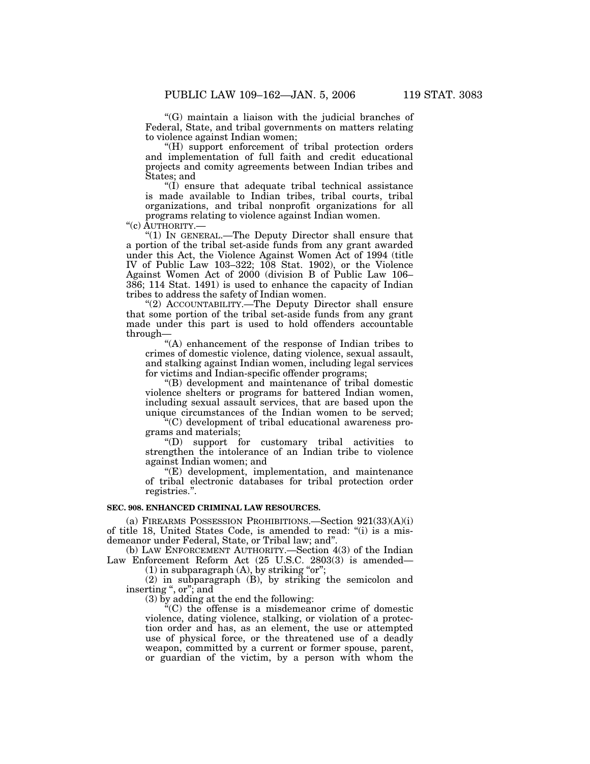“(G) maintain a liaison with the judicial branches of Federal, State, and tribal governments on matters relating to violence against Indian women;

“(H) support enforcement of tribal protection orders and implementation of full faith and credit educational projects and comity agreements between Indian tribes and States; and

“(I) ensure that adequate tribal technical assistance is made available to Indian tribes, tribal courts, tribal organizations, and tribal nonprofit organizations for all programs relating to violence against Indian women.

“(c) AUTHORITY.—

“(1) IN GENERAL.—The Deputy Director shall ensure that a portion of the tribal set-aside funds from any grant awarded under this Act, the Violence Against Women Act of 1994 (title IV of Public Law 103–322; 108 Stat. 1902), or the Violence Against Women Act of 2000 (division B of Public Law 106–386; 114 Stat. 1491) is used to enhance the capacity of Indian tribes to address the safety of Indian women.

“(2) ACCOUNTABILITY.—The Deputy Director shall ensure that some portion of the tribal set-aside funds from any grant made under this part is used to hold offenders accountable through—

“(A) enhancement of the response of Indian tribes to crimes of domestic violence, dating violence, sexual assault, and stalking against Indian women, including legal services for victims and Indian-specific offender programs;

“(B) development and maintenance of tribal domestic violence shelters or programs for battered Indian women, including sexual assault services, that are based upon the unique circumstances of the Indian women to be served;

“(C) development of tribal educational awareness programs and materials;

“(D) support for customary tribal activities to strengthen the intolerance of an Indian tribe to violence against Indian women; and

“(E) development, implementation, and maintenance of tribal electronic databases for tribal protection order registries.”.

**SEC. 908. ENHANCED CRIMINAL LAW RESOURCES.**

(a) FIREARMS POSSESSION PROHIBITIONS.—Section 921(33)(A)(i) of title 18, United States Code, is amended to read: “(i) is a misdemeanor under Federal, State, or Tribal law; and”.

(b) LAW ENFORCEMENT AUTHORITY.—Section 4(3) of the Indian Law Enforcement Reform Act (25 U.S.C. 2803(3) is amended—

(1) in subparagraph (A), by striking “or”;

(2) in subparagraph (B), by striking the semicolon and inserting “, or”; and

(3) by adding at the end the following:

“(C) the offense is a misdemeanor crime of domestic violence, dating violence, stalking, or violation of a protection order and has, as an element, the use or attempted use of physical force, or the threatened use of a deadly weapon, committed by a current or former spouse, parent, or guardian of the victim, by a person with whom the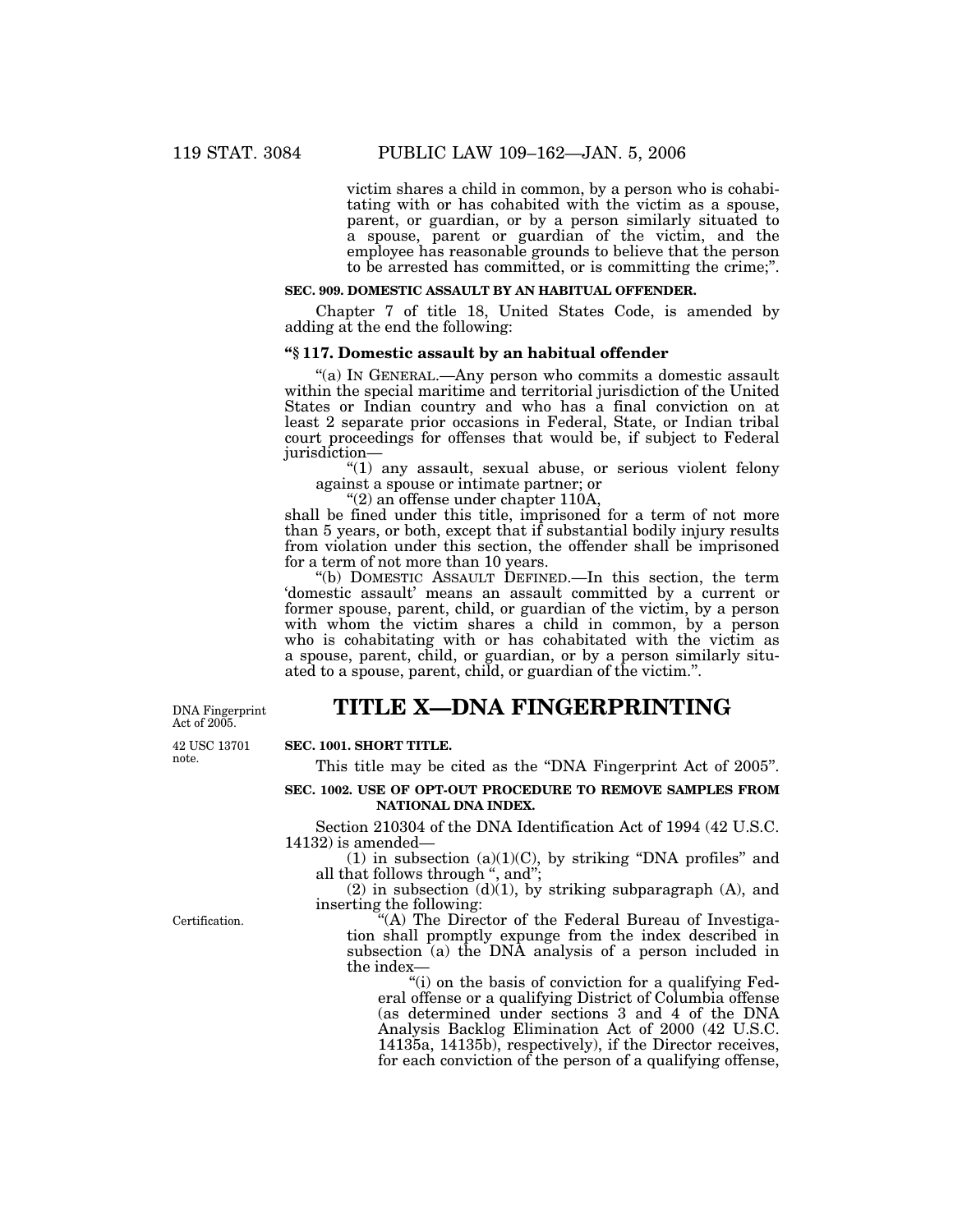victim shares a child in common, by a person who is cohabitating with or has cohabited with the victim as a spouse, parent, or guardian, or by a person similarly situated to a spouse, parent or guardian of the victim, and the employee has reasonable grounds to believe that the person to be arrested has committed, or is committing the crime;".

**SEC. 909. DOMESTIC ASSAULT BY AN HABITUAL OFFENDER.**

Chapter 7 of title 18, United States Code, is amended by adding at the end the following:

**"§ 117. Domestic assault by an habitual offender**

"(a) IN GENERAL.—Any person who commits a domestic assault within the special maritime and territorial jurisdiction of the United States or Indian country and who has a final conviction on at least 2 separate prior occasions in Federal, State, or Indian tribal court proceedings for offenses that would be, if subject to Federal jurisdiction—

"(1) any assault, sexual abuse, or serious violent felony against a spouse or intimate partner; or

"(2) an offense under chapter 110A,

shall be fined under this title, imprisoned for a term of not more than 5 years, or both, except that if substantial bodily injury results from violation under this section, the offender shall be imprisoned for a term of not more than 10 years.

"(b) DOMESTIC ASSAULT DEFINED.—In this section, the term 'domestic assault' means an assault committed by a current or former spouse, parent, child, or guardian of the victim, by a person with whom the victim shares a child in common, by a person who is cohabitating with or has cohabitated with the victim as a spouse, parent, child, or guardian, or by a person similarly situated to a spouse, parent, child, or guardian of the victim.".

DNA Fingerprint Act of 2005.

# TITLE X—DNA FINGERPRINTING

42 USC 13701 note.

**SEC. 1001. SHORT TITLE.**

This title may be cited as the "DNA Fingerprint Act of 2005".

**SEC. 1002. USE OF OPT-OUT PROCEDURE TO REMOVE SAMPLES FROM NATIONAL DNA INDEX.**

Section 210304 of the DNA Identification Act of 1994 (42 U.S.C. 14132) is amended—

(1) in subsection (a)(1)(C), by striking "DNA profiles" and all that follows through ", and";

(2) in subsection (d)(1), by striking subparagraph (A), and inserting the following:

Certification.

"(A) The Director of the Federal Bureau of Investigation shall promptly expunge from the index described in subsection (a) the DNA analysis of a person included in the index—

"(i) on the basis of conviction for a qualifying Federal offense or a qualifying District of Columbia offense (as determined under sections 3 and 4 of the DNA Analysis Backlog Elimination Act of 2000 (42 U.S.C. 14135a, 14135b), respectively), if the Director receives, for each conviction of the person of a qualifying offense,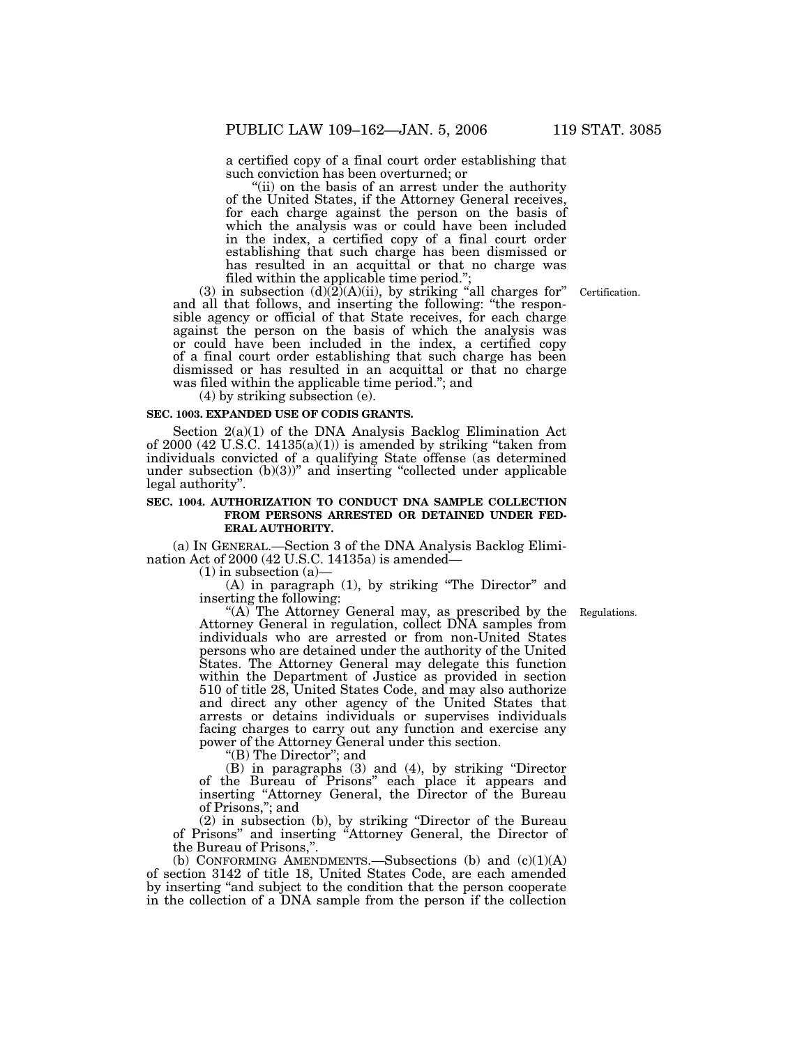a certified copy of a final court order establishing that such conviction has been overturned; or

"(ii) on the basis of an arrest under the authority of the United States, if the Attorney General receives, for each charge against the person on the basis of which the analysis was or could have been included in the index, a certified copy of a final court order establishing that such charge has been dismissed or has resulted in an acquittal or that no charge was filed within the applicable time period.";

(3) in subsection (d)(2)(A)(ii), by striking "all charges for" and all that follows, and inserting the following: "the responsible agency or official of that State receives, for each charge against the person on the basis of which the analysis was or could have been included in the index, a certified copy of a final court order establishing that such charge has been dismissed or has resulted in an acquittal or that no charge was filed within the applicable time period."; and

Certification.

(4) by striking subsection (e).

**SEC. 1003. EXPANDED USE OF CODIS GRANTS.**

Section 2(a)(1) of the DNA Analysis Backlog Elimination Act of 2000 (42 U.S.C. 14135(a)(1)) is amended by striking "taken from individuals convicted of a qualifying State offense (as determined under subsection (b)(3))" and inserting "collected under applicable legal authority".

**SEC. 1004. AUTHORIZATION TO CONDUCT DNA SAMPLE COLLECTION FROM PERSONS ARRESTED OR DETAINED UNDER FEDERAL AUTHORITY.**

(a) IN GENERAL.—Section 3 of the DNA Analysis Backlog Elimination Act of 2000 (42 U.S.C. 14135a) is amended—

(1) in subsection (a)—

(A) in paragraph (1), by striking "The Director" and inserting the following:

Regulations.

"(A) The Attorney General may, as prescribed by the Attorney General in regulation, collect DNA samples from individuals who are arrested or from non-United States persons who are detained under the authority of the United States. The Attorney General may delegate this function within the Department of Justice as provided in section 510 of title 28, United States Code, and may also authorize and direct any other agency of the United States that arrests or detains individuals or supervises individuals facing charges to carry out any function and exercise any power of the Attorney General under this section.

"(B) The Director"; and

(B) in paragraphs (3) and (4), by striking "Director of the Bureau of Prisons" each place it appears and inserting "Attorney General, the Director of the Bureau of Prisons,"; and

(2) in subsection (b), by striking "Director of the Bureau of Prisons" and inserting "Attorney General, the Director of the Bureau of Prisons,".

(b) CONFORMING AMENDMENTS.—Subsections (b) and (c)(1)(A) of section 3142 of title 18, United States Code, are each amended by inserting "and subject to the condition that the person cooperate in the collection of a DNA sample from the person if the collection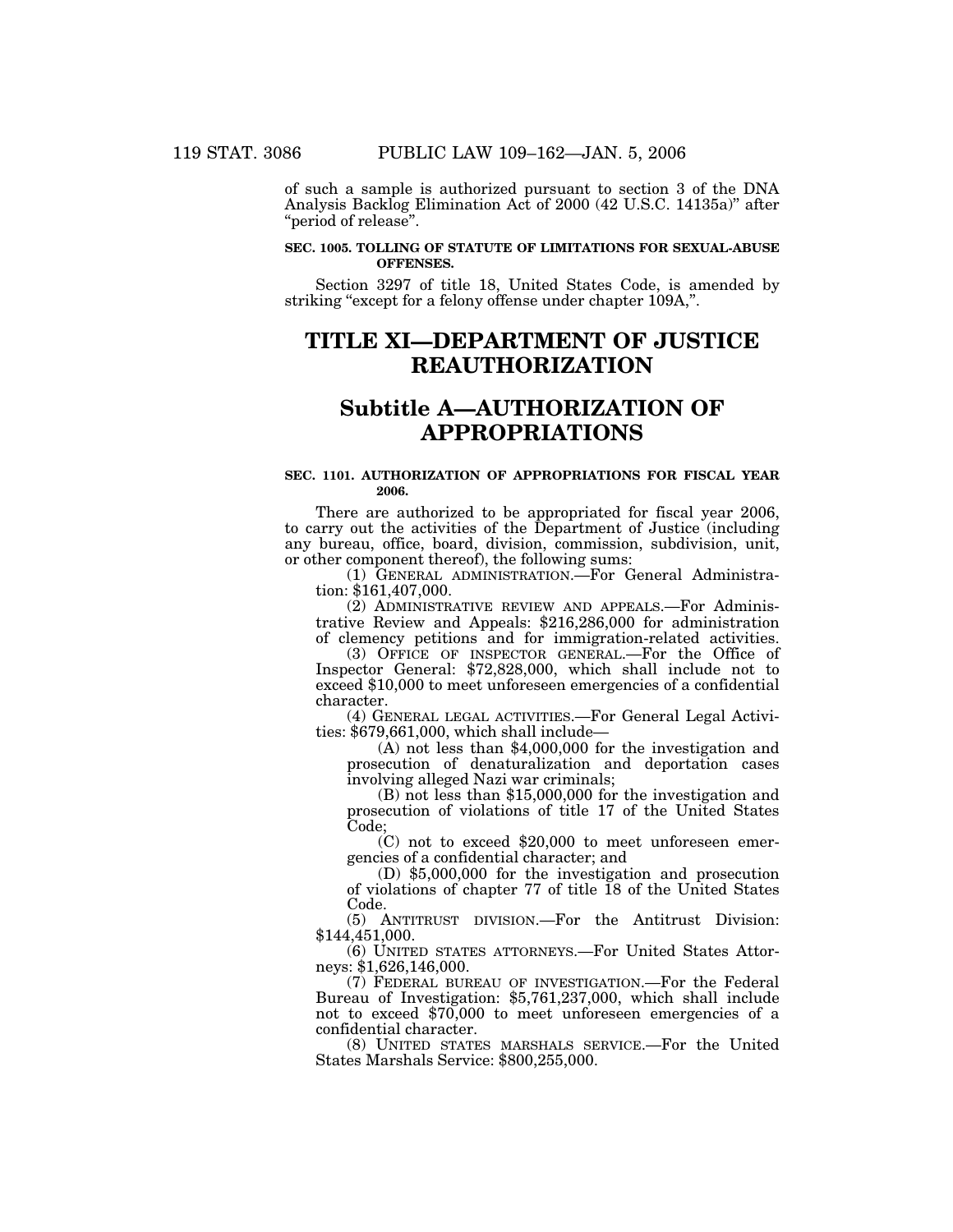of such a sample is authorized pursuant to section 3 of the DNA Analysis Backlog Elimination Act of 2000 (42 U.S.C. 14135a)" after "period of release".

**SEC. 1005. TOLLING OF STATUTE OF LIMITATIONS FOR SEXUAL-ABUSE OFFENSES.**

Section 3297 of title 18, United States Code, is amended by striking "except for a felony offense under chapter 109A,".

# TITLE XI—DEPARTMENT OF JUSTICE REAUTHORIZATION

## Subtitle A—AUTHORIZATION OF APPROPRIATIONS

**SEC. 1101. AUTHORIZATION OF APPROPRIATIONS FOR FISCAL YEAR 2006.**

There are authorized to be appropriated for fiscal year 2006, to carry out the activities of the Department of Justice (including any bureau, office, board, division, commission, subdivision, unit, or other component thereof), the following sums:

(1) GENERAL ADMINISTRATION.—For General Administration: $161,407,000.

(2) ADMINISTRATIVE REVIEW AND APPEALS.—For Administrative Review and Appeals: $216,286,000 for administration of clemency petitions and for immigration-related activities.

(3) OFFICE OF INSPECTOR GENERAL.—For the Office of Inspector General: $72,828,000, which shall include not to exceed $10,000 to meet unforeseen emergencies of a confidential character.

(4) GENERAL LEGAL ACTIVITIES.—For General Legal Activities: $679,661,000, which shall include—

(A) not less than $4,000,000 for the investigation and prosecution of denaturalization and deportation cases involving alleged Nazi war criminals;

(B) not less than $15,000,000 for the investigation and prosecution of violations of title 17 of the United States Code;

(C) not to exceed $20,000 to meet unforeseen emergencies of a confidential character; and

(D) $5,000,000 for the investigation and prosecution of violations of chapter 77 of title 18 of the United States Code.

(5) ANTITRUST DIVISION.—For the Antitrust Division: $144,451,000.

(6) UNITED STATES ATTORNEYS.—For United States Attorneys: $1,626,146,000.

(7) FEDERAL BUREAU OF INVESTIGATION.—For the Federal Bureau of Investigation: $5,761,237,000, which shall include not to exceed $70,000 to meet unforeseen emergencies of a confidential character.

(8) UNITED STATES MARSHALS SERVICE.—For the United States Marshals Service: $800,255,000.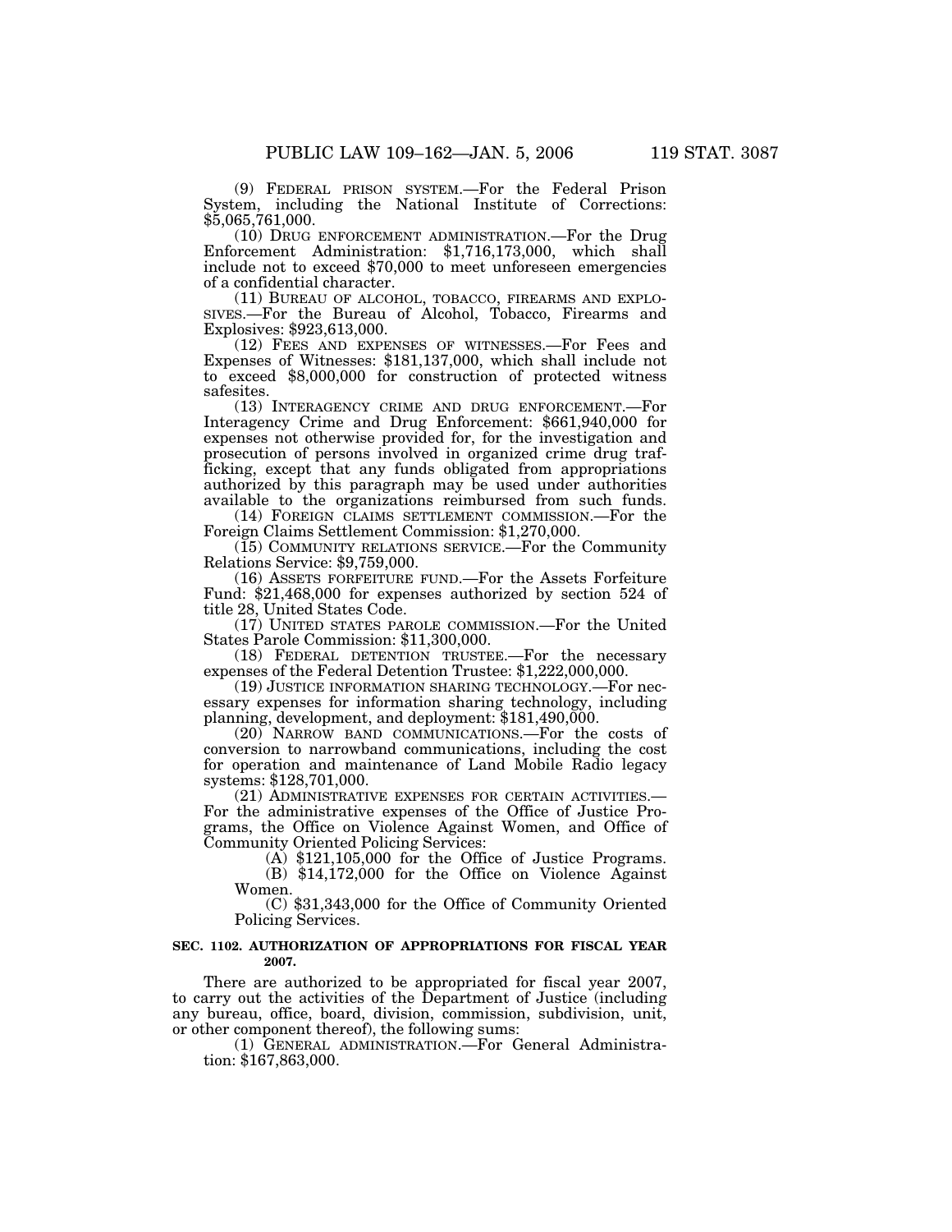(9) FEDERAL PRISON SYSTEM.—For the Federal Prison System, including the National Institute of Corrections: $5,065,761,000.

(10) DRUG ENFORCEMENT ADMINISTRATION.—For the Drug Enforcement Administration: $1,716,173,000, which shall include not to exceed $70,000 to meet unforeseen emergencies of a confidential character.

(11) BUREAU OF ALCOHOL, TOBACCO, FIREARMS AND EXPLOSIVES.—For the Bureau of Alcohol, Tobacco, Firearms and Explosives: $923,613,000.

(12) FEES AND EXPENSES OF WITNESSES.—For Fees and Expenses of Witnesses: $181,137,000, which shall include not to exceed $8,000,000 for construction of protected witness safesites.

(13) INTERAGENCY CRIME AND DRUG ENFORCEMENT.—For Interagency Crime and Drug Enforcement: $661,940,000 for expenses not otherwise provided for, for the investigation and prosecution of persons involved in organized crime drug trafficking, except that any funds obligated from appropriations authorized by this paragraph may be used under authorities available to the organizations reimbursed from such funds.

(14) FOREIGN CLAIMS SETTLEMENT COMMISSION.—For the Foreign Claims Settlement Commission: $1,270,000.

(15) COMMUNITY RELATIONS SERVICE.—For the Community Relations Service: $9,759,000.

(16) ASSETS FORFEITURE FUND.—For the Assets Forfeiture Fund: $21,468,000 for expenses authorized by section 524 of title 28, United States Code.

(17) UNITED STATES PAROLE COMMISSION.—For the United States Parole Commission: $11,300,000.

(18) FEDERAL DETENTION TRUSTEE.—For the necessary expenses of the Federal Detention Trustee: $1,222,000,000.

(19) JUSTICE INFORMATION SHARING TECHNOLOGY.—For necessary expenses for information sharing technology, including planning, development, and deployment: $181,490,000.

(20) NARROW BAND COMMUNICATIONS.—For the costs of conversion to narrowband communications, including the cost for operation and maintenance of Land Mobile Radio legacy systems: $128,701,000.

(21) ADMINISTRATIVE EXPENSES FOR CERTAIN ACTIVITIES.—For the administrative expenses of the Office of Justice Programs, the Office on Violence Against Women, and Office of Community Oriented Policing Services:

(A) $121,105,000 for the Office of Justice Programs.

(B) $14,172,000 for the Office on Violence Against Women.

(C) $31,343,000 for the Office of Community Oriented Policing Services.

**SEC. 1102. AUTHORIZATION OF APPROPRIATIONS FOR FISCAL YEAR 2007.**

There are authorized to be appropriated for fiscal year 2007, to carry out the activities of the Department of Justice (including any bureau, office, board, division, commission, subdivision, unit, or other component thereof), the following sums:

(1) GENERAL ADMINISTRATION.—For General Administration: $167,863,000.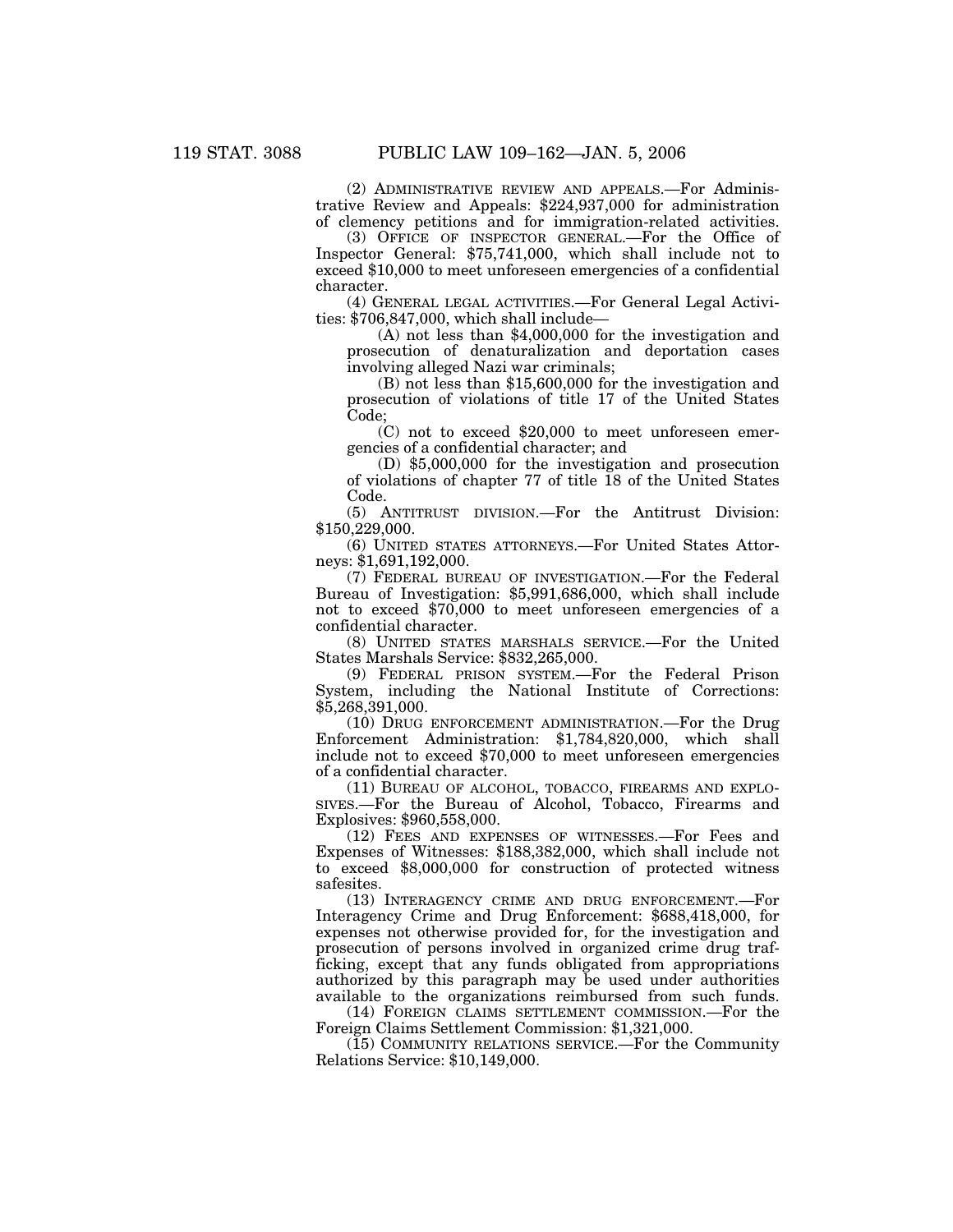(2) ADMINISTRATIVE REVIEW AND APPEALS.—For Administrative Review and Appeals: $224,937,000 for administration of clemency petitions and for immigration-related activities.

(3) OFFICE OF INSPECTOR GENERAL.—For the Office of Inspector General: $75,741,000, which shall include not to exceed $10,000 to meet unforeseen emergencies of a confidential character.

(4) GENERAL LEGAL ACTIVITIES.—For General Legal Activities: $706,847,000, which shall include—

(A) not less than $4,000,000 for the investigation and prosecution of denaturalization and deportation cases involving alleged Nazi war criminals;

(B) not less than $15,600,000 for the investigation and prosecution of violations of title 17 of the United States Code;

(C) not to exceed $20,000 to meet unforeseen emergencies of a confidential character; and

(D) $5,000,000 for the investigation and prosecution of violations of chapter 77 of title 18 of the United States Code.

(5) ANTITRUST DIVISION.—For the Antitrust Division: $150,229,000.

(6) UNITED STATES ATTORNEYS.—For United States Attorneys: $1,691,192,000.

(7) FEDERAL BUREAU OF INVESTIGATION.—For the Federal Bureau of Investigation: $5,991,686,000, which shall include not to exceed $70,000 to meet unforeseen emergencies of a confidential character.

(8) UNITED STATES MARSHALS SERVICE.—For the United States Marshals Service: $832,265,000.

(9) FEDERAL PRISON SYSTEM.—For the Federal Prison System, including the National Institute of Corrections: $5,268,391,000.

(10) DRUG ENFORCEMENT ADMINISTRATION.—For the Drug Enforcement Administration: $1,784,820,000, which shall include not to exceed $70,000 to meet unforeseen emergencies of a confidential character.

(11) BUREAU OF ALCOHOL, TOBACCO, FIREARMS AND EXPLOSIVES.—For the Bureau of Alcohol, Tobacco, Firearms and Explosives: $960,558,000.

(12) FEES AND EXPENSES OF WITNESSES.—For Fees and Expenses of Witnesses: $188,382,000, which shall include not to exceed $8,000,000 for construction of protected witness safesites.

(13) INTERAGENCY CRIME AND DRUG ENFORCEMENT.—For Interagency Crime and Drug Enforcement: $688,418,000, for expenses not otherwise provided for, for the investigation and prosecution of persons involved in organized crime drug trafficking, except that any funds obligated from appropriations authorized by this paragraph may be used under authorities available to the organizations reimbursed from such funds.

(14) FOREIGN CLAIMS SETTLEMENT COMMISSION.—For the Foreign Claims Settlement Commission: $1,321,000.

(15) COMMUNITY RELATIONS SERVICE.—For the Community Relations Service: $10,149,000.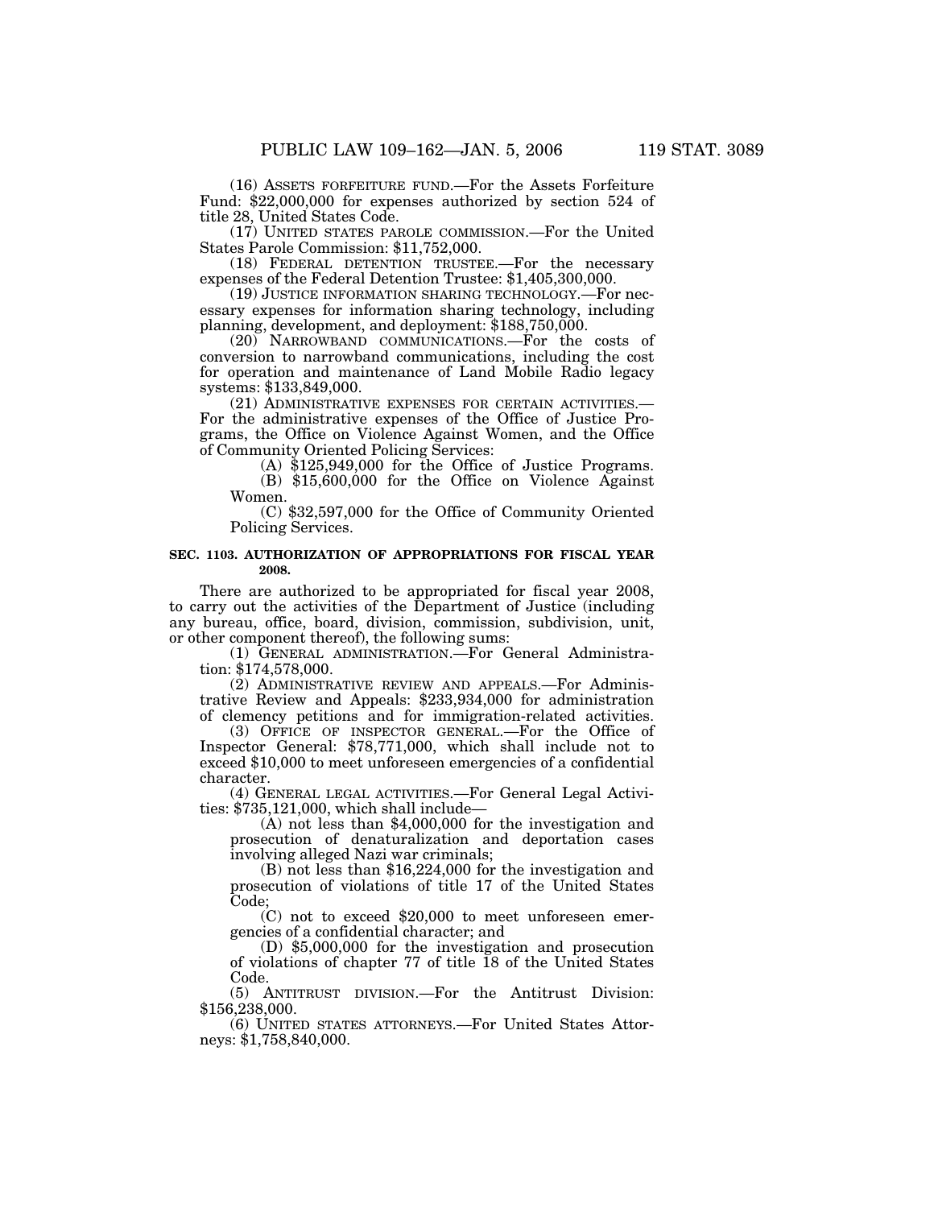(16) ASSETS FORFEITURE FUND.—For the Assets Forfeiture Fund: $22,000,000 for expenses authorized by section 524 of title 28, United States Code.

(17) UNITED STATES PAROLE COMMISSION.—For the United States Parole Commission: $11,752,000.

(18) FEDERAL DETENTION TRUSTEE.—For the necessary expenses of the Federal Detention Trustee: $1,405,300,000.

(19) JUSTICE INFORMATION SHARING TECHNOLOGY.—For necessary expenses for information sharing technology, including planning, development, and deployment: $188,750,000.

(20) NARROWBAND COMMUNICATIONS.—For the costs of conversion to narrowband communications, including the cost for operation and maintenance of Land Mobile Radio legacy systems: $133,849,000.

(21) ADMINISTRATIVE EXPENSES FOR CERTAIN ACTIVITIES.—For the administrative expenses of the Office of Justice Programs, the Office on Violence Against Women, and the Office of Community Oriented Policing Services:

(A) $125,949,000 for the Office of Justice Programs.

(B) $15,600,000 for the Office on Violence Against Women.

(C) $32,597,000 for the Office of Community Oriented Policing Services.

**SEC. 1103. AUTHORIZATION OF APPROPRIATIONS FOR FISCAL YEAR 2008.**

There are authorized to be appropriated for fiscal year 2008, to carry out the activities of the Department of Justice (including any bureau, office, board, division, commission, subdivision, unit, or other component thereof), the following sums:

(1) GENERAL ADMINISTRATION.—For General Administration: $174,578,000.

(2) ADMINISTRATIVE REVIEW AND APPEALS.—For Administrative Review and Appeals: $233,934,000 for administration of clemency petitions and for immigration-related activities.

(3) OFFICE OF INSPECTOR GENERAL.—For the Office of Inspector General: $78,771,000, which shall include not to exceed $10,000 to meet unforeseen emergencies of a confidential character.

(4) GENERAL LEGAL ACTIVITIES.—For General Legal Activities: $735,121,000, which shall include—

(A) not less than $4,000,000 for the investigation and prosecution of denaturalization and deportation cases involving alleged Nazi war criminals;

(B) not less than $16,224,000 for the investigation and prosecution of violations of title 17 of the United States Code;

(C) not to exceed $20,000 to meet unforeseen emergencies of a confidential character; and

(D) $5,000,000 for the investigation and prosecution of violations of chapter 77 of title 18 of the United States Code.

(5) ANTITRUST DIVISION.—For the Antitrust Division: $156,238,000.

(6) UNITED STATES ATTORNEYS.—For United States Attorneys: $1,758,840,000.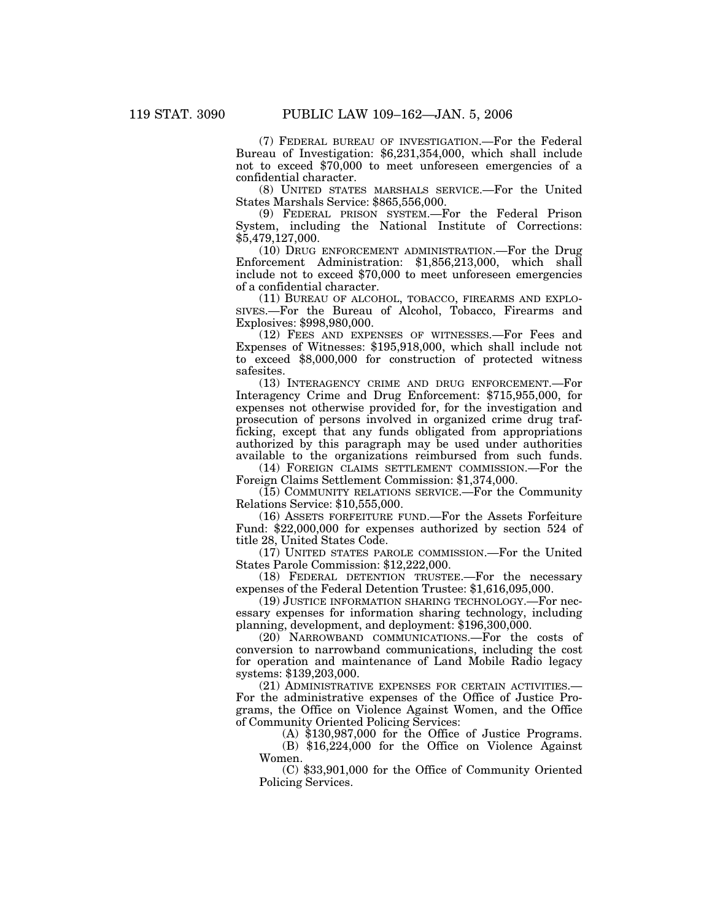(7) FEDERAL BUREAU OF INVESTIGATION.—For the Federal Bureau of Investigation: $6,231,354,000, which shall include not to exceed $70,000 to meet unforeseen emergencies of a confidential character.

(8) UNITED STATES MARSHALS SERVICE.—For the United States Marshals Service: $865,556,000.

(9) FEDERAL PRISON SYSTEM.—For the Federal Prison System, including the National Institute of Corrections: $5,479,127,000.

(10) DRUG ENFORCEMENT ADMINISTRATION.—For the Drug Enforcement Administration: $1,856,213,000, which shall include not to exceed $70,000 to meet unforeseen emergencies of a confidential character.

(11) BUREAU OF ALCOHOL, TOBACCO, FIREARMS AND EXPLOSIVES.—For the Bureau of Alcohol, Tobacco, Firearms and Explosives: $998,980,000.

(12) FEES AND EXPENSES OF WITNESSES.—For Fees and Expenses of Witnesses: $195,918,000, which shall include not to exceed $8,000,000 for construction of protected witness safesites.

(13) INTERAGENCY CRIME AND DRUG ENFORCEMENT.—For Interagency Crime and Drug Enforcement: $715,955,000, for expenses not otherwise provided for, for the investigation and prosecution of persons involved in organized crime drug trafficking, except that any funds obligated from appropriations authorized by this paragraph may be used under authorities available to the organizations reimbursed from such funds.

(14) FOREIGN CLAIMS SETTLEMENT COMMISSION.—For the Foreign Claims Settlement Commission: $1,374,000.

(15) COMMUNITY RELATIONS SERVICE.—For the Community Relations Service: $10,555,000.

(16) ASSETS FORFEITURE FUND.—For the Assets Forfeiture Fund: $22,000,000 for expenses authorized by section 524 of title 28, United States Code.

(17) UNITED STATES PAROLE COMMISSION.—For the United States Parole Commission: $12,222,000.

(18) FEDERAL DETENTION TRUSTEE.—For the necessary expenses of the Federal Detention Trustee: $1,616,095,000.

(19) JUSTICE INFORMATION SHARING TECHNOLOGY.—For necessary expenses for information sharing technology, including planning, development, and deployment: $196,300,000.

(20) NARROWBAND COMMUNICATIONS.—For the costs of conversion to narrowband communications, including the cost for operation and maintenance of Land Mobile Radio legacy systems: $139,203,000.

(21) ADMINISTRATIVE EXPENSES FOR CERTAIN ACTIVITIES.—For the administrative expenses of the Office of Justice Programs, the Office on Violence Against Women, and the Office of Community Oriented Policing Services:

(A) $130,987,000 for the Office of Justice Programs.

(B) $16,224,000 for the Office on Violence Against Women.

(C) $33,901,000 for the Office of Community Oriented Policing Services.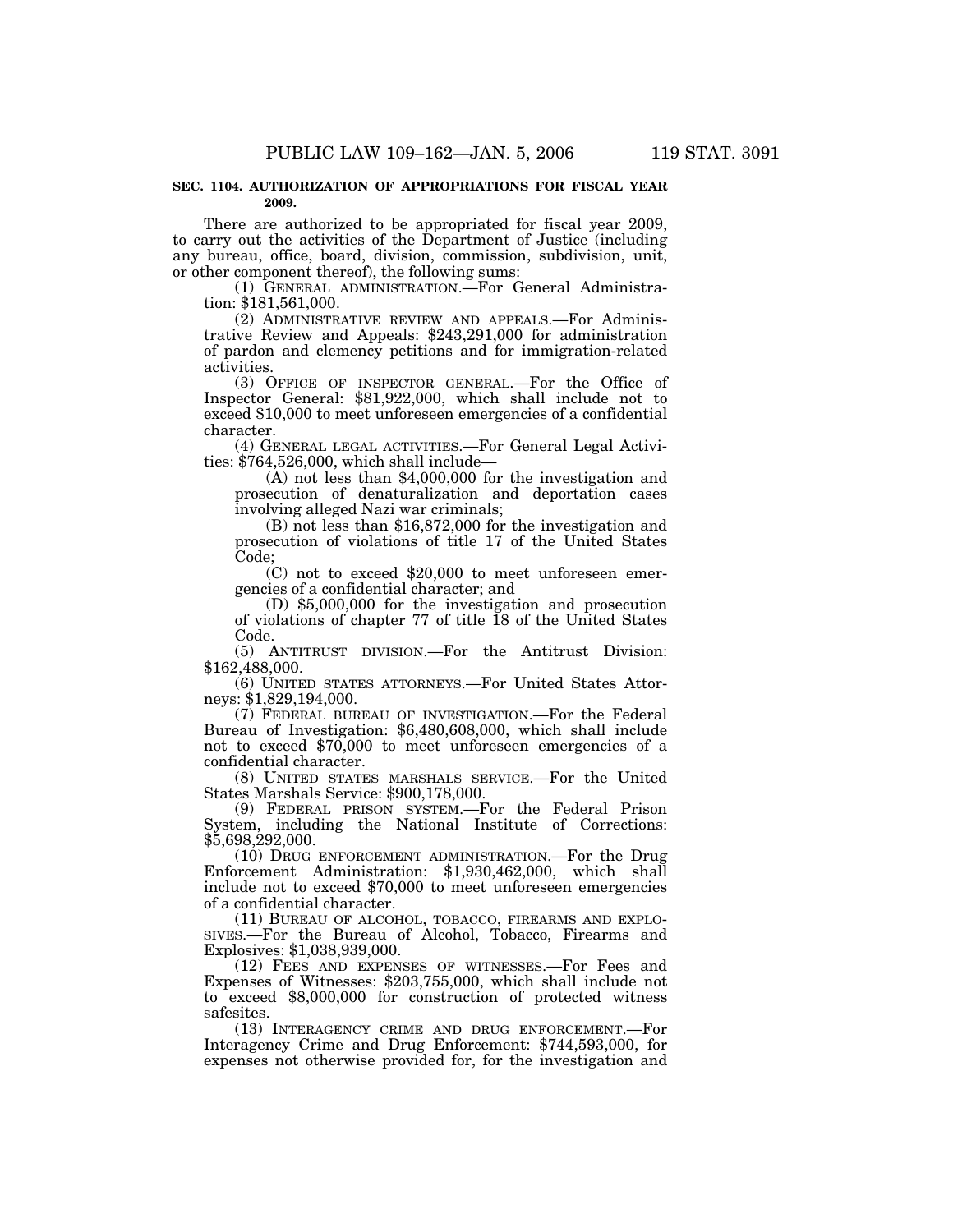**SEC. 1104. AUTHORIZATION OF APPROPRIATIONS FOR FISCAL YEAR 2009.**

There are authorized to be appropriated for fiscal year 2009, to carry out the activities of the Department of Justice (including any bureau, office, board, division, commission, subdivision, unit, or other component thereof), the following sums:

(1) GENERAL ADMINISTRATION.—For General Administration: $181,561,000.

(2) ADMINISTRATIVE REVIEW AND APPEALS.—For Administrative Review and Appeals: $243,291,000 for administration of pardon and clemency petitions and for immigration-related activities.

(3) OFFICE OF INSPECTOR GENERAL.—For the Office of Inspector General: $81,922,000, which shall include not to exceed $10,000 to meet unforeseen emergencies of a confidential character.

(4) GENERAL LEGAL ACTIVITIES.—For General Legal Activities: $764,526,000, which shall include—

(A) not less than $4,000,000 for the investigation and prosecution of denaturalization and deportation cases involving alleged Nazi war criminals;

(B) not less than $16,872,000 for the investigation and prosecution of violations of title 17 of the United States Code;

(C) not to exceed $20,000 to meet unforeseen emergencies of a confidential character; and

(D) $5,000,000 for the investigation and prosecution of violations of chapter 77 of title 18 of the United States Code.

(5) ANTITRUST DIVISION.—For the Antitrust Division: $162,488,000.

(6) UNITED STATES ATTORNEYS.—For United States Attorneys: $1,829,194,000.

(7) FEDERAL BUREAU OF INVESTIGATION.—For the Federal Bureau of Investigation: $6,480,608,000, which shall include not to exceed $70,000 to meet unforeseen emergencies of a confidential character.

(8) UNITED STATES MARSHALS SERVICE.—For the United States Marshals Service: $900,178,000.

(9) FEDERAL PRISON SYSTEM.—For the Federal Prison System, including the National Institute of Corrections: $5,698,292,000.

(10) DRUG ENFORCEMENT ADMINISTRATION.—For the Drug Enforcement Administration: $1,930,462,000, which shall include not to exceed $70,000 to meet unforeseen emergencies of a confidential character.

(11) BUREAU OF ALCOHOL, TOBACCO, FIREARMS AND EXPLOSIVES.—For the Bureau of Alcohol, Tobacco, Firearms and Explosives: $1,038,939,000.

(12) FEES AND EXPENSES OF WITNESSES.—For Fees and Expenses of Witnesses: $203,755,000, which shall include not to exceed $8,000,000 for construction of protected witness safesites.

(13) INTERAGENCY CRIME AND DRUG ENFORCEMENT.—For Interagency Crime and Drug Enforcement: $744,593,000, for expenses not otherwise provided for, for the investigation and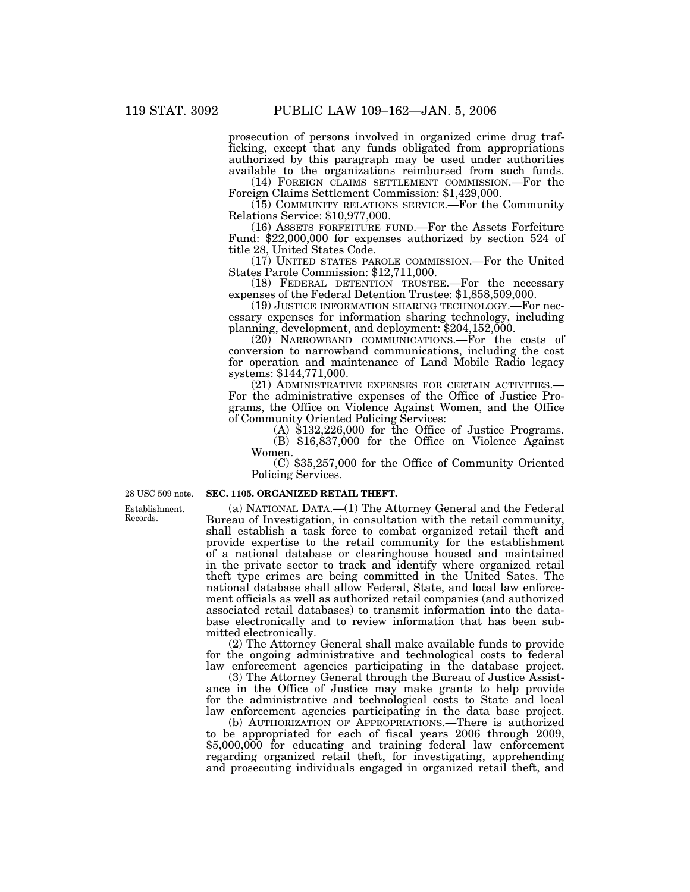prosecution of persons involved in organized crime drug trafficking, except that any funds obligated from appropriations authorized by this paragraph may be used under authorities available to the organizations reimbursed from such funds.

(14) FOREIGN CLAIMS SETTLEMENT COMMISSION.—For the Foreign Claims Settlement Commission: $1,429,000.

(15) COMMUNITY RELATIONS SERVICE.—For the Community Relations Service: $10,977,000.

(16) ASSETS FORFEITURE FUND.—For the Assets Forfeiture Fund: $22,000,000 for expenses authorized by section 524 of title 28, United States Code.

(17) UNITED STATES PAROLE COMMISSION.—For the United States Parole Commission: $12,711,000.

(18) FEDERAL DETENTION TRUSTEE.—For the necessary expenses of the Federal Detention Trustee: $1,858,509,000.

(19) JUSTICE INFORMATION SHARING TECHNOLOGY.—For necessary expenses for information sharing technology, including planning, development, and deployment: $204,152,000.

(20) NARROWBAND COMMUNICATIONS.—For the costs of conversion to narrowband communications, including the cost for operation and maintenance of Land Mobile Radio legacy systems: $144,771,000.

(21) ADMINISTRATIVE EXPENSES FOR CERTAIN ACTIVITIES.—For the administrative expenses of the Office of Justice Programs, the Office on Violence Against Women, and the Office of Community Oriented Policing Services:

(A) $132,226,000 for the Office of Justice Programs.

(B) $16,837,000 for the Office on Violence Against Women.

(C) $35,257,000 for the Office of Community Oriented Policing Services.

28 USC 509 note.

**SEC. 1105. ORGANIZED RETAIL THEFT.**

Establishment. Records.

(a) NATIONAL DATA.—(1) The Attorney General and the Federal Bureau of Investigation, in consultation with the retail community, shall establish a task force to combat organized retail theft and provide expertise to the retail community for the establishment of a national database or clearinghouse housed and maintained in the private sector to track and identify where organized retail theft type crimes are being committed in the United Sates. The national database shall allow Federal, State, and local law enforcement officials as well as authorized retail companies (and authorized associated retail databases) to transmit information into the database electronically and to review information that has been submitted electronically.

(2) The Attorney General shall make available funds to provide for the ongoing administrative and technological costs to federal law enforcement agencies participating in the database project.

(3) The Attorney General through the Bureau of Justice Assistance in the Office of Justice may make grants to help provide for the administrative and technological costs to State and local law enforcement agencies participating in the data base project.

(b) AUTHORIZATION OF APPROPRIATIONS.—There is authorized to be appropriated for each of fiscal years 2006 through 2009, $5,000,000 for educating and training federal law enforcement regarding organized retail theft, for investigating, apprehending and prosecuting individuals engaged in organized retail theft, and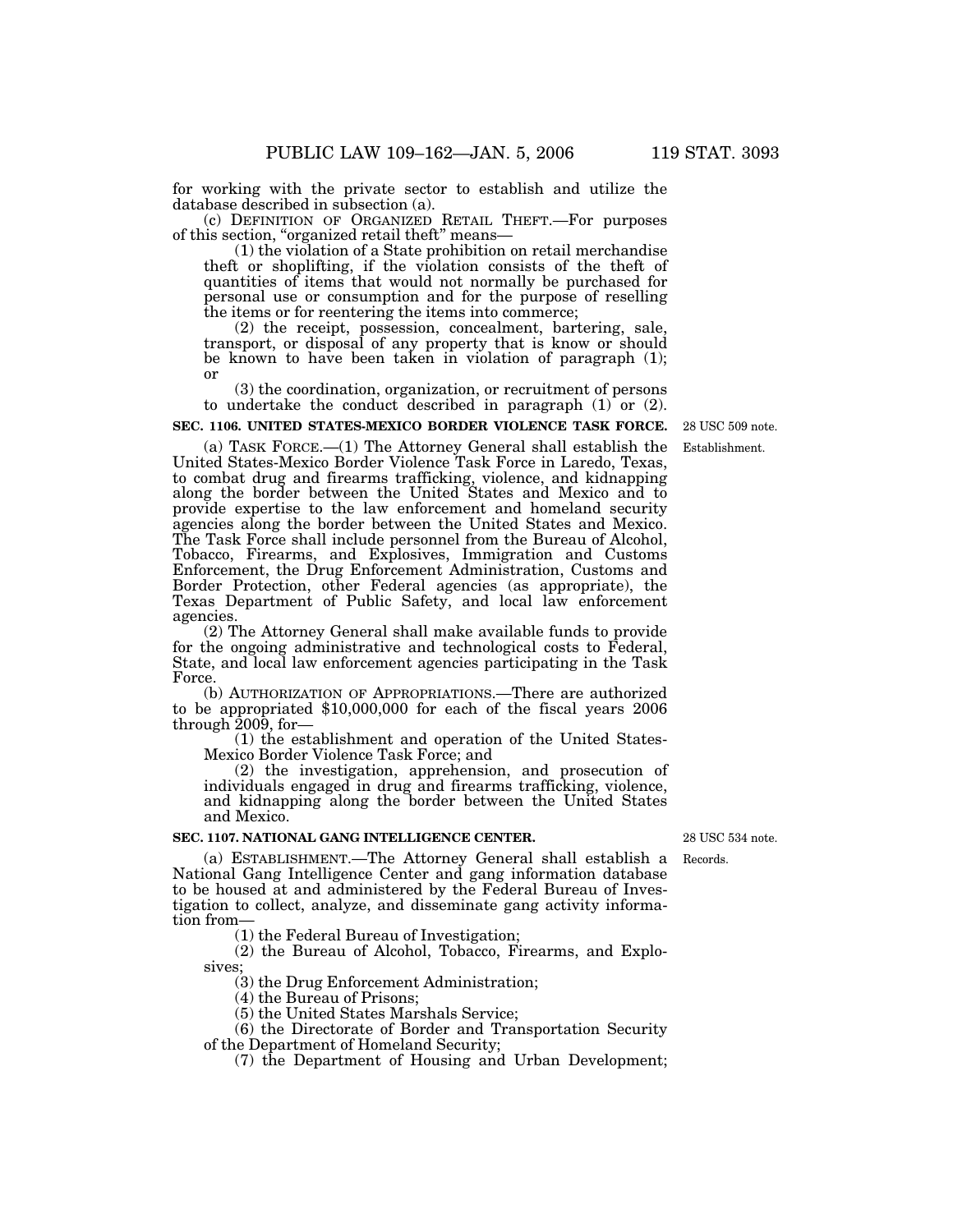for working with the private sector to establish and utilize the database described in subsection (a).

(c) DEFINITION OF ORGANIZED RETAIL THEFT.—For purposes of this section, "organized retail theft" means—

(1) the violation of a State prohibition on retail merchandise theft or shoplifting, if the violation consists of the theft of quantities of items that would not normally be purchased for personal use or consumption and for the purpose of reselling the items or for reentering the items into commerce;

(2) the receipt, possession, concealment, bartering, sale, transport, or disposal of any property that is know or should be known to have been taken in violation of paragraph (1); or

(3) the coordination, organization, or recruitment of persons to undertake the conduct described in paragraph (1) or (2).

**SEC. 1106. UNITED STATES-MEXICO BORDER VIOLENCE TASK FORCE.**

28 USC 509 note.

Establishment.

(a) TASK FORCE.—(1) The Attorney General shall establish the United States-Mexico Border Violence Task Force in Laredo, Texas, to combat drug and firearms trafficking, violence, and kidnapping along the border between the United States and Mexico and to provide expertise to the law enforcement and homeland security agencies along the border between the United States and Mexico. The Task Force shall include personnel from the Bureau of Alcohol, Tobacco, Firearms, and Explosives, Immigration and Customs Enforcement, the Drug Enforcement Administration, Customs and Border Protection, other Federal agencies (as appropriate), the Texas Department of Public Safety, and local law enforcement agencies.

(2) The Attorney General shall make available funds to provide for the ongoing administrative and technological costs to Federal, State, and local law enforcement agencies participating in the Task Force.

(b) AUTHORIZATION OF APPROPRIATIONS.—There are authorized to be appropriated $10,000,000 for each of the fiscal years 2006 through 2009, for—

(1) the establishment and operation of the United States-Mexico Border Violence Task Force; and

(2) the investigation, apprehension, and prosecution of individuals engaged in drug and firearms trafficking, violence, and kidnapping along the border between the United States and Mexico.

**SEC. 1107. NATIONAL GANG INTELLIGENCE CENTER.**

28 USC 534 note.

Records.

(a) ESTABLISHMENT.—The Attorney General shall establish a National Gang Intelligence Center and gang information database to be housed at and administered by the Federal Bureau of Investigation to collect, analyze, and disseminate gang activity information from—

(1) the Federal Bureau of Investigation;

(2) the Bureau of Alcohol, Tobacco, Firearms, and Explosives;

(3) the Drug Enforcement Administration;

(4) the Bureau of Prisons;

(5) the United States Marshals Service;

(6) the Directorate of Border and Transportation Security of the Department of Homeland Security;

(7) the Department of Housing and Urban Development;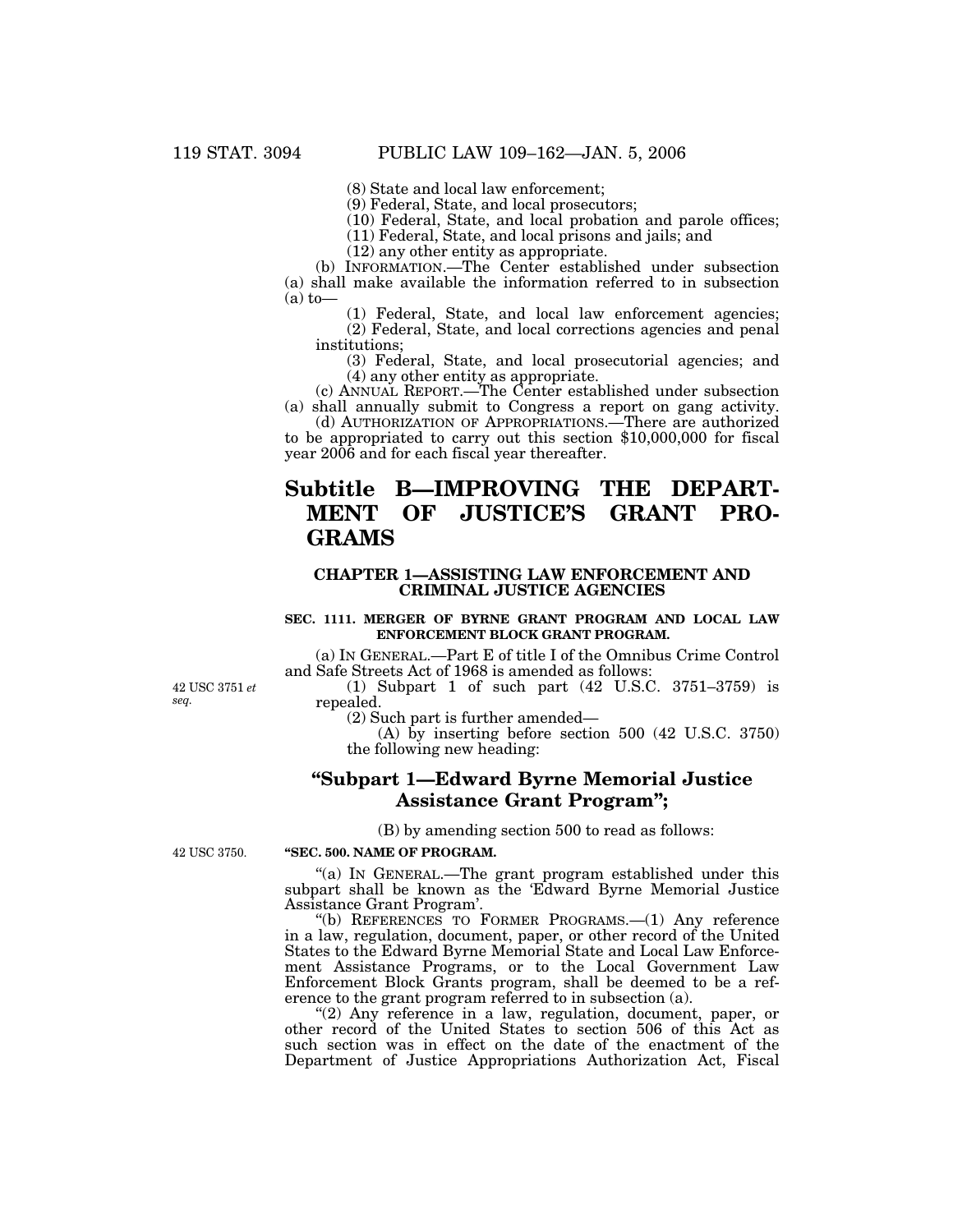(8) State and local law enforcement;

(9) Federal, State, and local prosecutors;

(10) Federal, State, and local probation and parole offices;

(11) Federal, State, and local prisons and jails; and

(12) any other entity as appropriate.

(b) INFORMATION.—The Center established under subsection (a) shall make available the information referred to in subsection (a) to—

(1) Federal, State, and local law enforcement agencies;

(2) Federal, State, and local corrections agencies and penal institutions;

(3) Federal, State, and local prosecutorial agencies; and

(4) any other entity as appropriate.

(c) ANNUAL REPORT.—The Center established under subsection (a) shall annually submit to Congress a report on gang activity.

(d) AUTHORIZATION OF APPROPRIATIONS.—There are authorized to be appropriated to carry out this section $10,000,000 for fiscal year 2006 and for each fiscal year thereafter.

# Subtitle B—IMPROVING THE DEPARTMENT OF JUSTICE'S GRANT PROGRAMS

## CHAPTER 1—ASSISTING LAW ENFORCEMENT AND CRIMINAL JUSTICE AGENCIES

### SEC. 1111. MERGER OF BYRNE GRANT PROGRAM AND LOCAL LAW ENFORCEMENT BLOCK GRANT PROGRAM.

(a) IN GENERAL.—Part E of title I of the Omnibus Crime Control and Safe Streets Act of 1968 is amended as follows:

42 USC 3751 *et seq.*

(1) Subpart 1 of such part (42 U.S.C. 3751–3759) is repealed.

(2) Such part is further amended—

(A) by inserting before section 500 (42 U.S.C. 3750) the following new heading:

## "Subpart 1—Edward Byrne Memorial Justice Assistance Grant Program";

(B) by amending section 500 to read as follows:

42 USC 3750.

**"SEC. 500. NAME OF PROGRAM.**

"(a) IN GENERAL.—The grant program established under this subpart shall be known as the 'Edward Byrne Memorial Justice Assistance Grant Program'.

"(b) REFERENCES TO FORMER PROGRAMS.—(1) Any reference in a law, regulation, document, paper, or other record of the United States to the Edward Byrne Memorial State and Local Law Enforcement Assistance Programs, or to the Local Government Law Enforcement Block Grants program, shall be deemed to be a reference to the grant program referred to in subsection (a).

"(2) Any reference in a law, regulation, document, paper, or other record of the United States to section 506 of this Act as such section was in effect on the date of the enactment of the Department of Justice Appropriations Authorization Act, Fiscal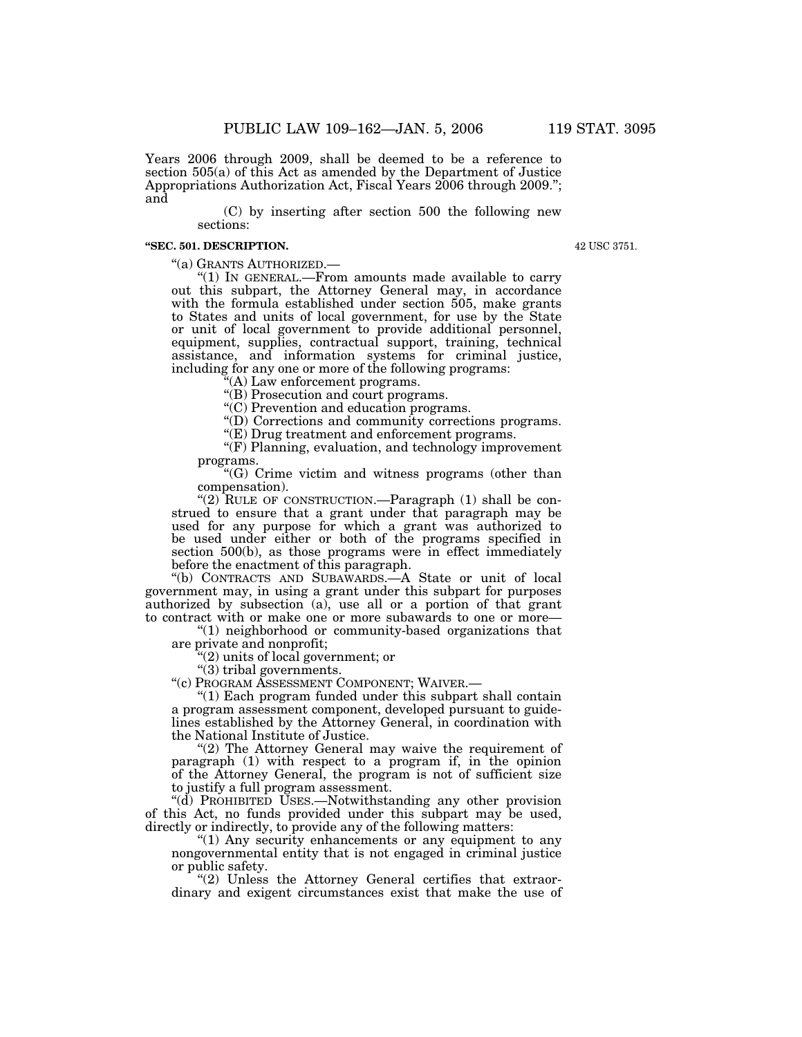Years 2006 through 2009, shall be deemed to be a reference to section 505(a) of this Act as amended by the Department of Justice Appropriations Authorization Act, Fiscal Years 2006 through 2009."; and

(C) by inserting after section 500 the following new sections:

**"SEC. 501. DESCRIPTION.**

42 USC 3751.

"(a) GRANTS AUTHORIZED.—

"(1) IN GENERAL.—From amounts made available to carry out this subpart, the Attorney General may, in accordance with the formula established under section 505, make grants to States and units of local government, for use by the State or unit of local government to provide additional personnel, equipment, supplies, contractual support, training, technical assistance, and information systems for criminal justice, including for any one or more of the following programs:

"(A) Law enforcement programs.

"(B) Prosecution and court programs.

"(C) Prevention and education programs.

"(D) Corrections and community corrections programs.

"(E) Drug treatment and enforcement programs.

"(F) Planning, evaluation, and technology improvement programs.

"(G) Crime victim and witness programs (other than compensation).

"(2) RULE OF CONSTRUCTION.—Paragraph (1) shall be construed to ensure that a grant under that paragraph may be used for any purpose for which a grant was authorized to be used under either or both of the programs specified in section 500(b), as those programs were in effect immediately before the enactment of this paragraph.

"(b) CONTRACTS AND SUBAWARDS.—A State or unit of local government may, in using a grant under this subpart for purposes authorized by subsection (a), use all or a portion of that grant to contract with or make one or more subawards to one or more—

"(1) neighborhood or community-based organizations that are private and nonprofit;

"(2) units of local government; or

"(3) tribal governments.

"(c) PROGRAM ASSESSMENT COMPONENT; WAIVER.—

"(1) Each program funded under this subpart shall contain a program assessment component, developed pursuant to guidelines established by the Attorney General, in coordination with the National Institute of Justice.

"(2) The Attorney General may waive the requirement of paragraph (1) with respect to a program if, in the opinion of the Attorney General, the program is not of sufficient size to justify a full program assessment.

"(d) PROHIBITED USES.—Notwithstanding any other provision of this Act, no funds provided under this subpart may be used, directly or indirectly, to provide any of the following matters:

"(1) Any security enhancements or any equipment to any nongovernmental entity that is not engaged in criminal justice or public safety.

"(2) Unless the Attorney General certifies that extraordinary and exigent circumstances exist that make the use of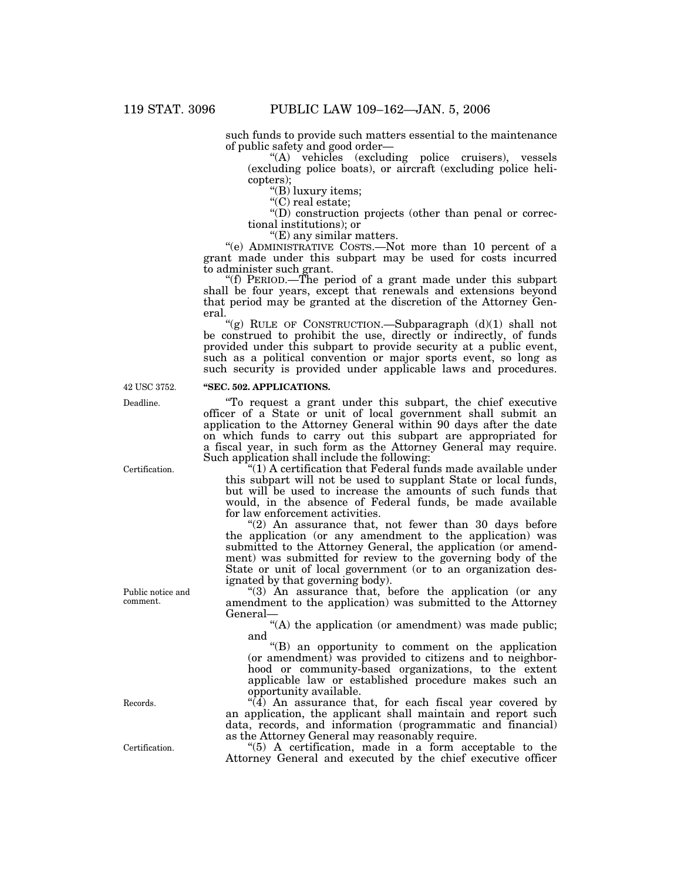such funds to provide such matters essential to the maintenance of public safety and good order—

"(A) vehicles (excluding police cruisers), vessels (excluding police boats), or aircraft (excluding police helicopters);

"(B) luxury items;

"(C) real estate;

"(D) construction projects (other than penal or correctional institutions); or

"(E) any similar matters.

"(e) ADMINISTRATIVE COSTS.—Not more than 10 percent of a grant made under this subpart may be used for costs incurred to administer such grant.

"(f) PERIOD.—The period of a grant made under this subpart shall be four years, except that renewals and extensions beyond that period may be granted at the discretion of the Attorney General.

"(g) RULE OF CONSTRUCTION.—Subparagraph (d)(1) shall not be construed to prohibit the use, directly or indirectly, of funds provided under this subpart to provide security at a public event, such as a political convention or major sports event, so long as such security is provided under applicable laws and procedures.

42 USC 3752.

**"SEC. 502. APPLICATIONS.**

Deadline.

"To request a grant under this subpart, the chief executive officer of a State or unit of local government shall submit an application to the Attorney General within 90 days after the date on which funds to carry out this subpart are appropriated for a fiscal year, in such form as the Attorney General may require. Such application shall include the following:

Certification.

"(1) A certification that Federal funds made available under this subpart will not be used to supplant State or local funds, but will be used to increase the amounts of such funds that would, in the absence of Federal funds, be made available for law enforcement activities.

"(2) An assurance that, not fewer than 30 days before the application (or any amendment to the application) was submitted to the Attorney General, the application (or amendment) was submitted for review to the governing body of the State or unit of local government (or to an organization designated by that governing body).

Public notice and comment.

"(3) An assurance that, before the application (or any amendment to the application) was submitted to the Attorney General—

"(A) the application (or amendment) was made public; and

"(B) an opportunity to comment on the application (or amendment) was provided to citizens and to neighborhood or community-based organizations, to the extent applicable law or established procedure makes such an opportunity available.

Records.

"(4) An assurance that, for each fiscal year covered by an application, the applicant shall maintain and report such data, records, and information (programmatic and financial) as the Attorney General may reasonably require.

Certification.

"(5) A certification, made in a form acceptable to the Attorney General and executed by the chief executive officer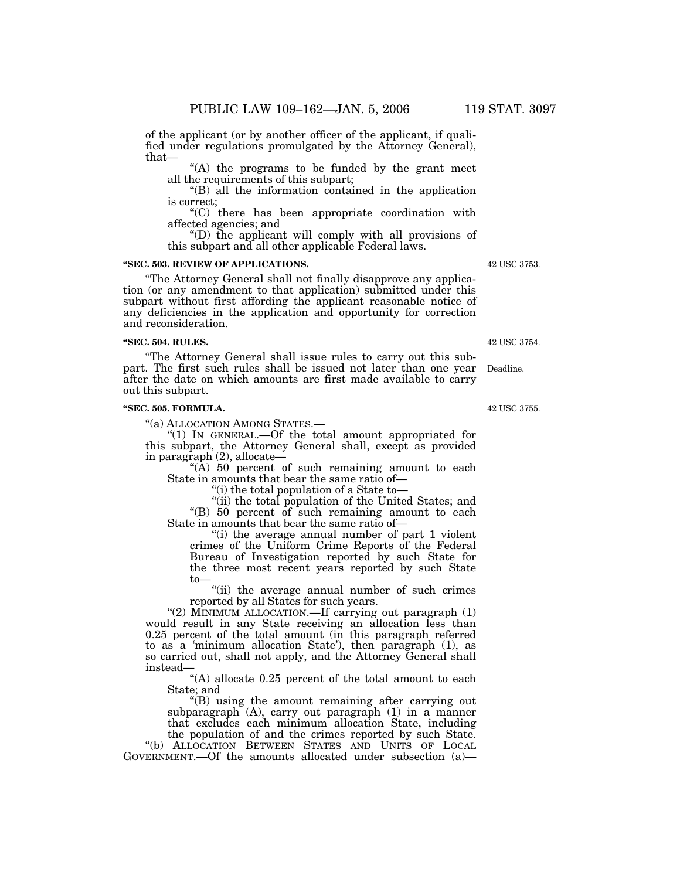of the applicant (or by another officer of the applicant, if qualified under regulations promulgated by the Attorney General), that—

"(A) the programs to be funded by the grant meet all the requirements of this subpart;

"(B) all the information contained in the application is correct;

"(C) there has been appropriate coordination with affected agencies; and

"(D) the applicant will comply with all provisions of this subpart and all other applicable Federal laws.

**"SEC. 503. REVIEW OF APPLICATIONS.**

42 USC 3753.

"The Attorney General shall not finally disapprove any application (or any amendment to that application) submitted under this subpart without first affording the applicant reasonable notice of any deficiencies in the application and opportunity for correction and reconsideration.

**"SEC. 504. RULES.**

42 USC 3754.

"The Attorney General shall issue rules to carry out this subpart. The first such rules shall be issued not later than one year after the date on which amounts are first made available to carry out this subpart.

Deadline.

**"SEC. 505. FORMULA.**

42 USC 3755.

"(a) ALLOCATION AMONG STATES.—

"(1) IN GENERAL.—Of the total amount appropriated for this subpart, the Attorney General shall, except as provided in paragraph (2), allocate—

"(A) 50 percent of such remaining amount to each State in amounts that bear the same ratio of—

"(i) the total population of a State to—

"(ii) the total population of the United States; and

"(B) 50 percent of such remaining amount to each State in amounts that bear the same ratio of—

"(i) the average annual number of part 1 violent crimes of the Uniform Crime Reports of the Federal Bureau of Investigation reported by such State for the three most recent years reported by such State to—

"(ii) the average annual number of such crimes reported by all States for such years.

"(2) MINIMUM ALLOCATION.—If carrying out paragraph (1) would result in any State receiving an allocation less than 0.25 percent of the total amount (in this paragraph referred to as a 'minimum allocation State'), then paragraph (1), as so carried out, shall not apply, and the Attorney General shall instead—

"(A) allocate 0.25 percent of the total amount to each State; and

"(B) using the amount remaining after carrying out subparagraph (A), carry out paragraph (1) in a manner that excludes each minimum allocation State, including the population of and the crimes reported by such State.

"(b) ALLOCATION BETWEEN STATES AND UNITS OF LOCAL GOVERNMENT.—Of the amounts allocated under subsection (a)—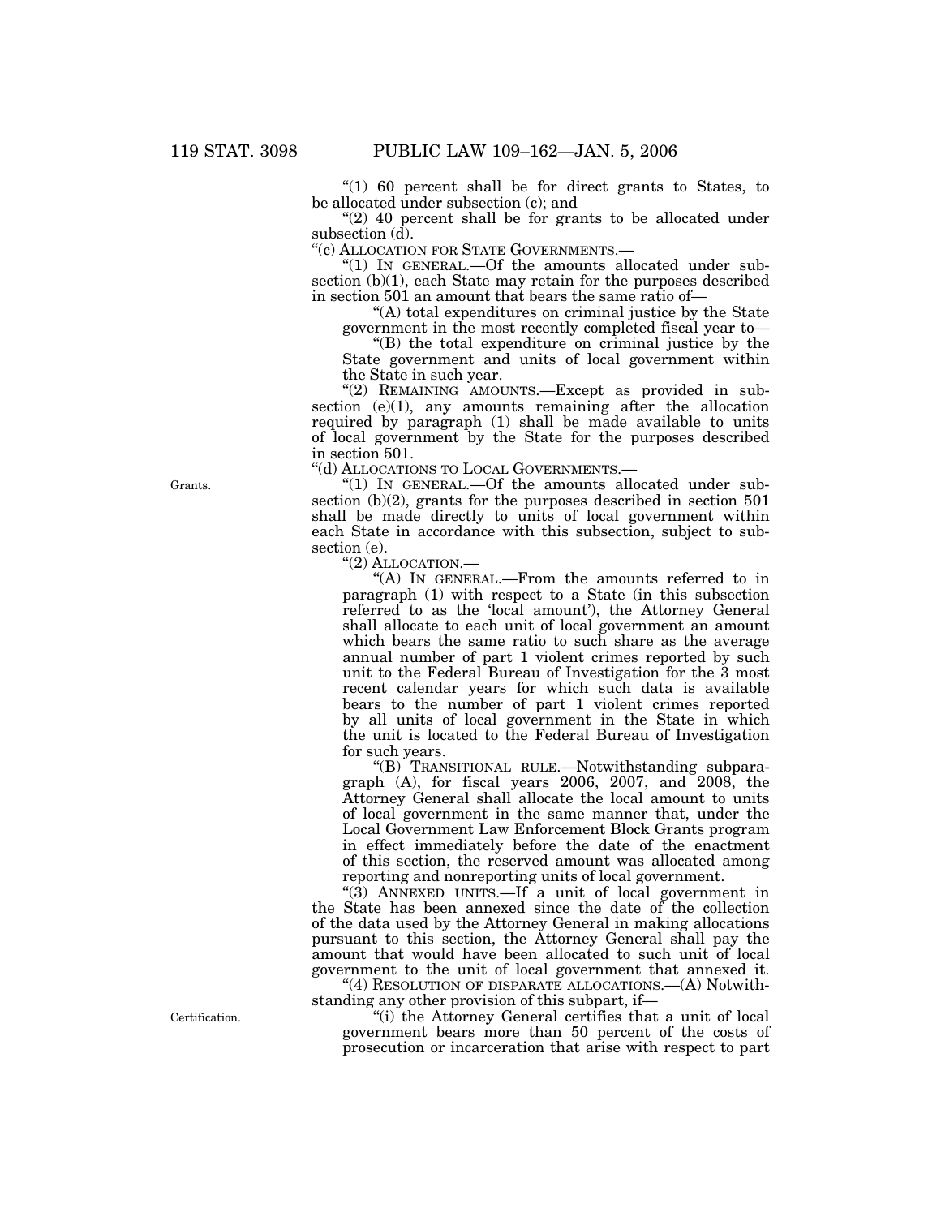"(1) 60 percent shall be for direct grants to States, to be allocated under subsection (c); and

"(2) 40 percent shall be for grants to be allocated under subsection (d).

"(c) ALLOCATION FOR STATE GOVERNMENTS.—

"(1) IN GENERAL.—Of the amounts allocated under subsection (b)(1), each State may retain for the purposes described in section 501 an amount that bears the same ratio of—

"(A) total expenditures on criminal justice by the State government in the most recently completed fiscal year to—

"(B) the total expenditure on criminal justice by the State government and units of local government within the State in such year.

"(2) REMAINING AMOUNTS.—Except as provided in subsection (e)(1), any amounts remaining after the allocation required by paragraph (1) shall be made available to units of local government by the State for the purposes described in section 501.

"(d) ALLOCATIONS TO LOCAL GOVERNMENTS.—

Grants.

"(1) IN GENERAL.—Of the amounts allocated under subsection (b)(2), grants for the purposes described in section 501 shall be made directly to units of local government within each State in accordance with this subsection, subject to subsection (e).

"(2) ALLOCATION.—

"(A) IN GENERAL.—From the amounts referred to in paragraph (1) with respect to a State (in this subsection referred to as the 'local amount'), the Attorney General shall allocate to each unit of local government an amount which bears the same ratio to such share as the average annual number of part 1 violent crimes reported by such unit to the Federal Bureau of Investigation for the 3 most recent calendar years for which such data is available bears to the number of part 1 violent crimes reported by all units of local government in the State in which the unit is located to the Federal Bureau of Investigation for such years.

"(B) TRANSITIONAL RULE.—Notwithstanding subparagraph (A), for fiscal years 2006, 2007, and 2008, the Attorney General shall allocate the local amount to units of local government in the same manner that, under the Local Government Law Enforcement Block Grants program in effect immediately before the date of the enactment of this section, the reserved amount was allocated among reporting and nonreporting units of local government.

"(3) ANNEXED UNITS.—If a unit of local government in the State has been annexed since the date of the collection of the data used by the Attorney General in making allocations pursuant to this section, the Attorney General shall pay the amount that would have been allocated to such unit of local government to the unit of local government that annexed it.

"(4) RESOLUTION OF DISPARATE ALLOCATIONS.—(A) Notwithstanding any other provision of this subpart, if—

Certification.

"(i) the Attorney General certifies that a unit of local government bears more than 50 percent of the costs of prosecution or incarceration that arise with respect to part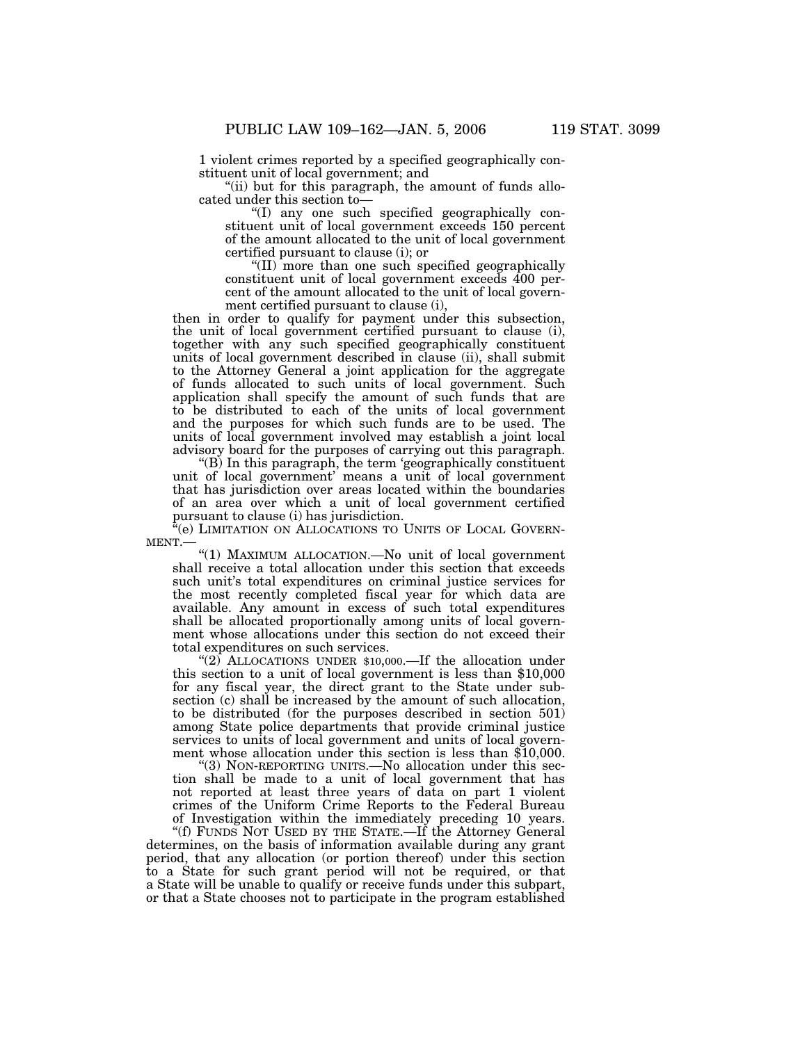1 violent crimes reported by a specified geographically constituent unit of local government; and

"(ii) but for this paragraph, the amount of funds allocated under this section to—

"(I) any one such specified geographically constituent unit of local government exceeds 150 percent of the amount allocated to the unit of local government certified pursuant to clause (i); or

"(II) more than one such specified geographically constituent unit of local government exceeds 400 percent of the amount allocated to the unit of local government certified pursuant to clause (i),

then in order to qualify for payment under this subsection, the unit of local government certified pursuant to clause (i), together with any such specified geographically constituent units of local government described in clause (ii), shall submit to the Attorney General a joint application for the aggregate of funds allocated to such units of local government. Such application shall specify the amount of such funds that are to be distributed to each of the units of local government and the purposes for which such funds are to be used. The units of local government involved may establish a joint local advisory board for the purposes of carrying out this paragraph.

"(B) In this paragraph, the term 'geographically constituent unit of local government' means a unit of local government that has jurisdiction over areas located within the boundaries of an area over which a unit of local government certified pursuant to clause (i) has jurisdiction.

"(e) LIMITATION ON ALLOCATIONS TO UNITS OF LOCAL GOVERNMENT.—

"(1) MAXIMUM ALLOCATION.—No unit of local government shall receive a total allocation under this section that exceeds such unit's total expenditures on criminal justice services for the most recently completed fiscal year for which data are available. Any amount in excess of such total expenditures shall be allocated proportionally among units of local government whose allocations under this section do not exceed their total expenditures on such services.

"(2) ALLOCATIONS UNDER $10,000.—If the allocation under this section to a unit of local government is less than $10,000 for any fiscal year, the direct grant to the State under subsection (c) shall be increased by the amount of such allocation, to be distributed (for the purposes described in section 501) among State police departments that provide criminal justice services to units of local government and units of local government whose allocation under this section is less than $10,000.

"(3) NON-REPORTING UNITS.—No allocation under this section shall be made to a unit of local government that has not reported at least three years of data on part 1 violent crimes of the Uniform Crime Reports to the Federal Bureau of Investigation within the immediately preceding 10 years.

"(f) FUNDS NOT USED BY THE STATE.—If the Attorney General determines, on the basis of information available during any grant period, that any allocation (or portion thereof) under this section to a State for such grant period will not be required, or that a State will be unable to qualify or receive funds under this subpart, or that a State chooses not to participate in the program established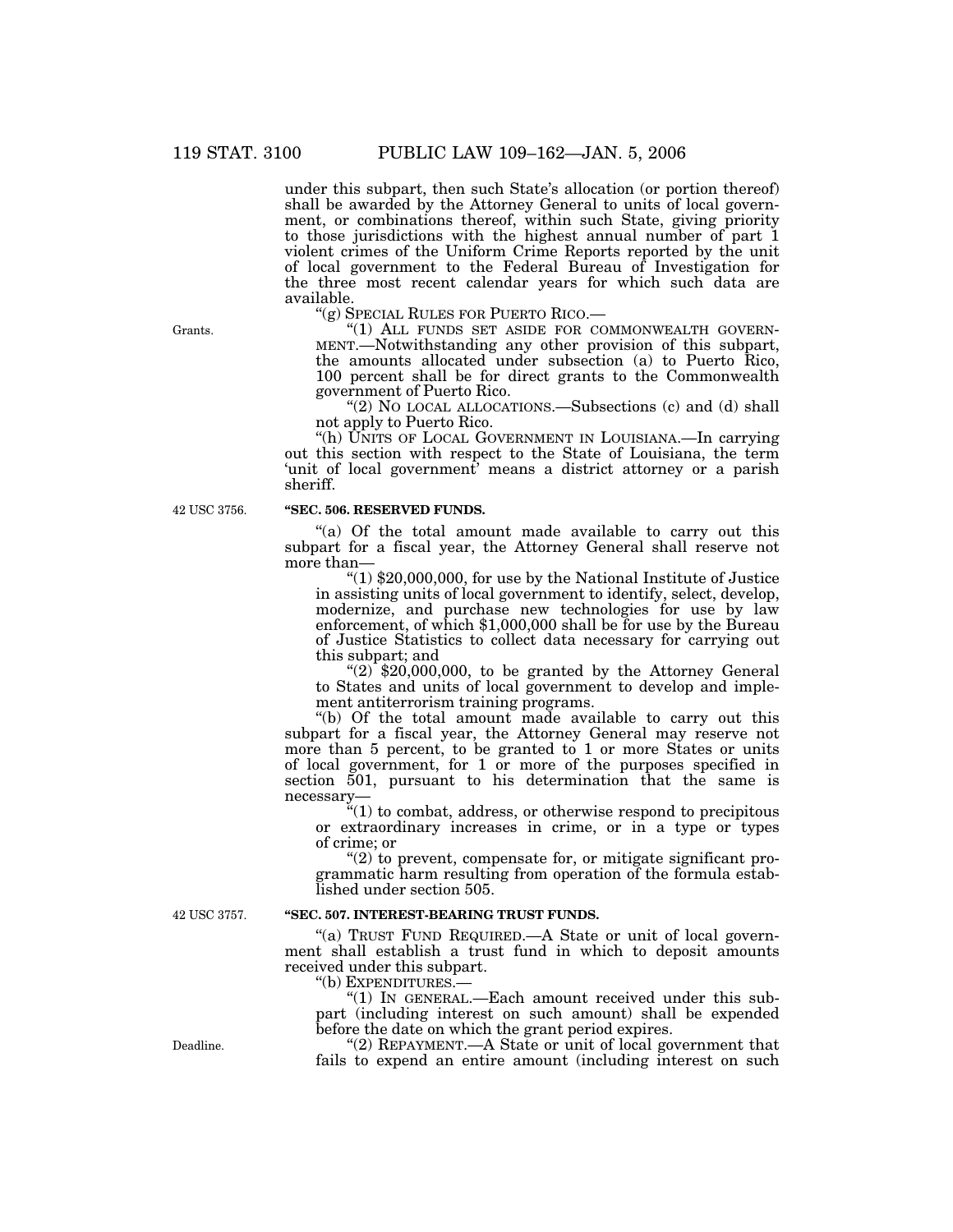under this subpart, then such State's allocation (or portion thereof) shall be awarded by the Attorney General to units of local government, or combinations thereof, within such State, giving priority to those jurisdictions with the highest annual number of part 1 violent crimes of the Uniform Crime Reports reported by the unit of local government to the Federal Bureau of Investigation for the three most recent calendar years for which such data are available.

"(g) SPECIAL RULES FOR PUERTO RICO.—

Grants.

"(1) ALL FUNDS SET ASIDE FOR COMMONWEALTH GOVERNMENT.—Notwithstanding any other provision of this subpart, the amounts allocated under subsection (a) to Puerto Rico, 100 percent shall be for direct grants to the Commonwealth government of Puerto Rico.

"(2) NO LOCAL ALLOCATIONS.—Subsections (c) and (d) shall not apply to Puerto Rico.

"(h) UNITS OF LOCAL GOVERNMENT IN LOUISIANA.—In carrying out this section with respect to the State of Louisiana, the term 'unit of local government' means a district attorney or a parish sheriff.

42 USC 3756.

**"SEC. 506. RESERVED FUNDS.**

"(a) Of the total amount made available to carry out this subpart for a fiscal year, the Attorney General shall reserve not more than—

"(1) $20,000,000, for use by the National Institute of Justice in assisting units of local government to identify, select, develop, modernize, and purchase new technologies for use by law enforcement, of which $1,000,000 shall be for use by the Bureau of Justice Statistics to collect data necessary for carrying out this subpart; and

"(2) $20,000,000, to be granted by the Attorney General to States and units of local government to develop and implement antiterrorism training programs.

"(b) Of the total amount made available to carry out this subpart for a fiscal year, the Attorney General may reserve not more than 5 percent, to be granted to 1 or more States or units of local government, for 1 or more of the purposes specified in section 501, pursuant to his determination that the same is necessary—

"(1) to combat, address, or otherwise respond to precipitous or extraordinary increases in crime, or in a type or types of crime; or

"(2) to prevent, compensate for, or mitigate significant programmatic harm resulting from operation of the formula established under section 505.

42 USC 3757.

**"SEC. 507. INTEREST-BEARING TRUST FUNDS.**

"(a) TRUST FUND REQUIRED.—A State or unit of local government shall establish a trust fund in which to deposit amounts received under this subpart.

"(b) EXPENDITURES.—

"(1) IN GENERAL.—Each amount received under this subpart (including interest on such amount) shall be expended before the date on which the grant period expires.

Deadline.

"(2) REPAYMENT.—A State or unit of local government that fails to expend an entire amount (including interest on such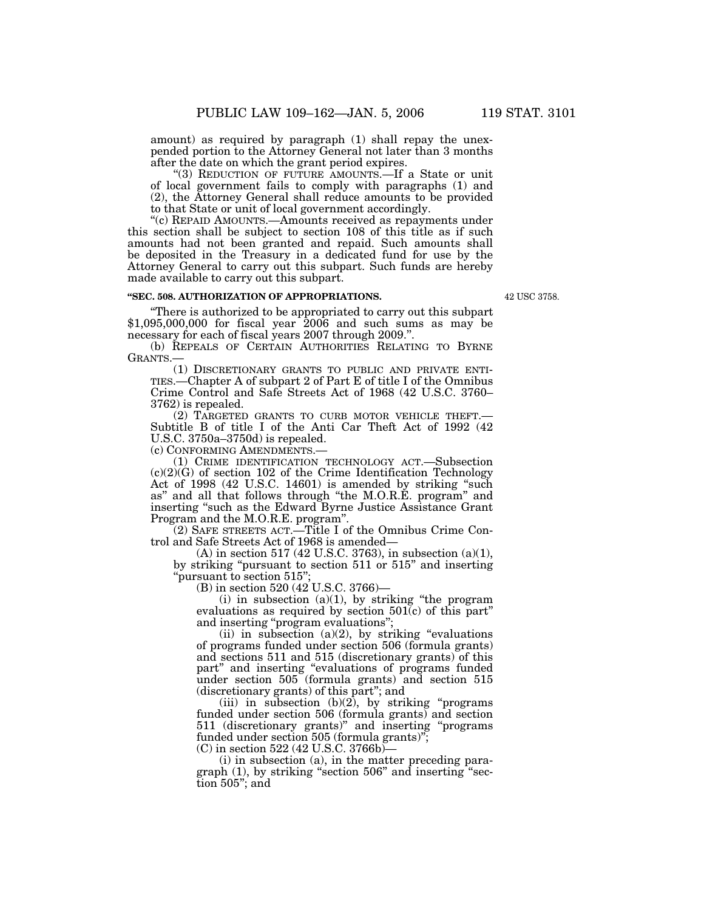amount) as required by paragraph (1) shall repay the unexpended portion to the Attorney General not later than 3 months after the date on which the grant period expires.

"(3) REDUCTION OF FUTURE AMOUNTS.—If a State or unit of local government fails to comply with paragraphs (1) and (2), the Attorney General shall reduce amounts to be provided to that State or unit of local government accordingly.

"(c) REPAID AMOUNTS.—Amounts received as repayments under this section shall be subject to section 108 of this title as if such amounts had not been granted and repaid. Such amounts shall be deposited in the Treasury in a dedicated fund for use by the Attorney General to carry out this subpart. Such funds are hereby made available to carry out this subpart.

**"SEC. 508. AUTHORIZATION OF APPROPRIATIONS.**

42 USC 3758.

"There is authorized to be appropriated to carry out this subpart $1,095,000,000 for fiscal year 2006 and such sums as may be necessary for each of fiscal years 2007 through 2009.".

(b) REPEALS OF CERTAIN AUTHORITIES RELATING TO BYRNE GRANTS.—

(1) DISCRETIONARY GRANTS TO PUBLIC AND PRIVATE ENTITIES.—Chapter A of subpart 2 of Part E of title I of the Omnibus Crime Control and Safe Streets Act of 1968 (42 U.S.C. 3760–3762) is repealed.

(2) TARGETED GRANTS TO CURB MOTOR VEHICLE THEFT.—Subtitle B of title I of the Anti Car Theft Act of 1992 (42 U.S.C. 3750a–3750d) is repealed.

(c) CONFORMING AMENDMENTS.—

(1) CRIME IDENTIFICATION TECHNOLOGY ACT.—Subsection (c)(2)(G) of section 102 of the Crime Identification Technology Act of 1998 (42 U.S.C. 14601) is amended by striking "such as" and all that follows through "the M.O.R.E. program" and inserting "such as the Edward Byrne Justice Assistance Grant Program and the M.O.R.E. program".

(2) SAFE STREETS ACT.—Title I of the Omnibus Crime Control and Safe Streets Act of 1968 is amended—

(A) in section 517 (42 U.S.C. 3763), in subsection (a)(1), by striking "pursuant to section 511 or 515" and inserting "pursuant to section 515";

(B) in section 520 (42 U.S.C. 3766)—

(i) in subsection (a)(1), by striking "the program evaluations as required by section 501(c) of this part" and inserting "program evaluations";

(ii) in subsection (a)(2), by striking "evaluations of programs funded under section 506 (formula grants) and sections 511 and 515 (discretionary grants) of this part" and inserting "evaluations of programs funded under section 505 (formula grants) and section 515 (discretionary grants) of this part"; and

(iii) in subsection (b)(2), by striking "programs funded under section 506 (formula grants) and section 511 (discretionary grants)" and inserting "programs funded under section 505 (formula grants)";

(C) in section 522 (42 U.S.C. 3766b)—

(i) in subsection (a), in the matter preceding paragraph (1), by striking "section 506" and inserting "section 505"; and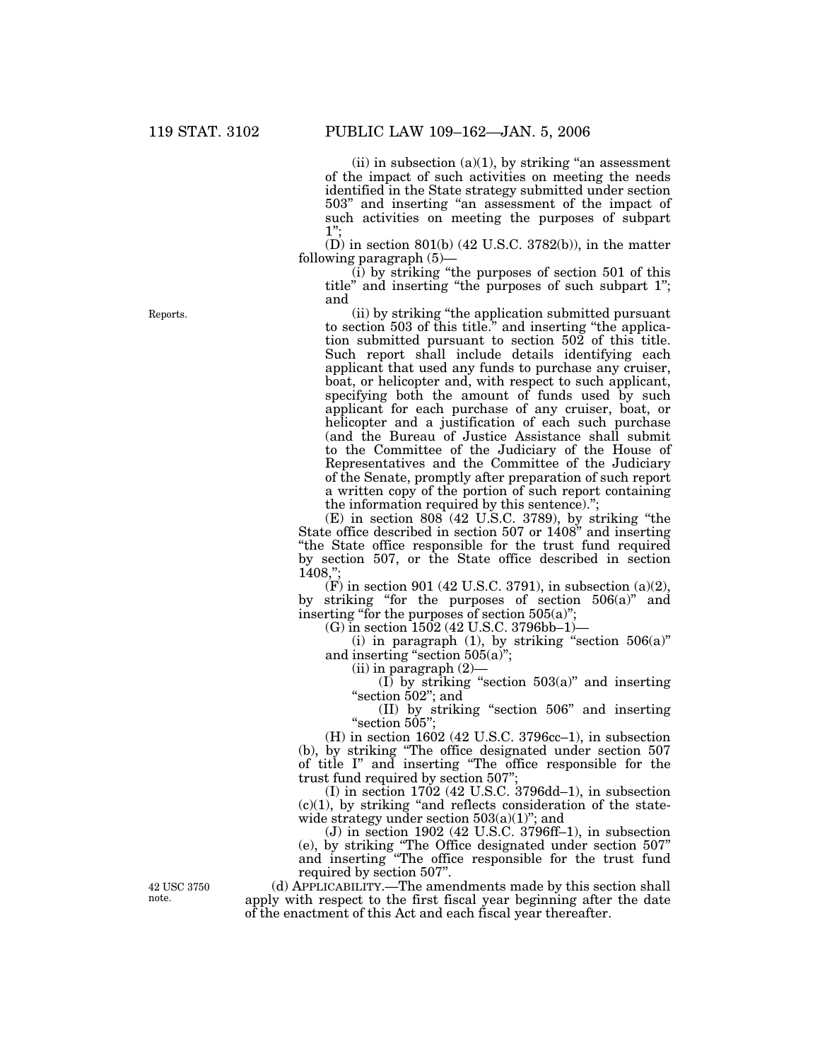(ii) in subsection (a)(1), by striking "an assessment of the impact of such activities on meeting the needs identified in the State strategy submitted under section 503" and inserting "an assessment of the impact of such activities on meeting the purposes of subpart 1";

(D) in section 801(b) (42 U.S.C. 3782(b)), in the matter following paragraph (5)—

(i) by striking "the purposes of section 501 of this title" and inserting "the purposes of such subpart 1"; and

Reports.

(ii) by striking "the application submitted pursuant to section 503 of this title." and inserting "the application submitted pursuant to section 502 of this title. Such report shall include details identifying each applicant that used any funds to purchase any cruiser, boat, or helicopter and, with respect to such applicant, specifying both the amount of funds used by such applicant for each purchase of any cruiser, boat, or helicopter and a justification of each such purchase (and the Bureau of Justice Assistance shall submit to the Committee of the Judiciary of the House of Representatives and the Committee of the Judiciary of the Senate, promptly after preparation of such report a written copy of the portion of such report containing the information required by this sentence).";

(E) in section 808 (42 U.S.C. 3789), by striking "the State office described in section 507 or 1408" and inserting "the State office responsible for the trust fund required by section 507, or the State office described in section 1408,";

(F) in section 901 (42 U.S.C. 3791), in subsection (a)(2), by striking "for the purposes of section 506(a)" and inserting "for the purposes of section 505(a)";

(G) in section 1502 (42 U.S.C. 3796bb–1)—

(i) in paragraph (1), by striking "section 506(a)" and inserting "section 505(a)";

(ii) in paragraph (2)—

(I) by striking "section 503(a)" and inserting "section 502"; and

(II) by striking "section 506" and inserting "section 505";

(H) in section 1602 (42 U.S.C. 3796cc–1), in subsection (b), by striking "The office designated under section 507 of title I" and inserting "The office responsible for the trust fund required by section 507";

(I) in section 1702 (42 U.S.C. 3796dd–1), in subsection (c)(1), by striking "and reflects consideration of the statewide strategy under section 503(a)(1)"; and

(J) in section 1902 (42 U.S.C. 3796ff–1), in subsection (e), by striking "The Office designated under section 507" and inserting "The office responsible for the trust fund required by section 507".

42 USC 3750 note.

(d) APPLICABILITY.—The amendments made by this section shall apply with respect to the first fiscal year beginning after the date of the enactment of this Act and each fiscal year thereafter.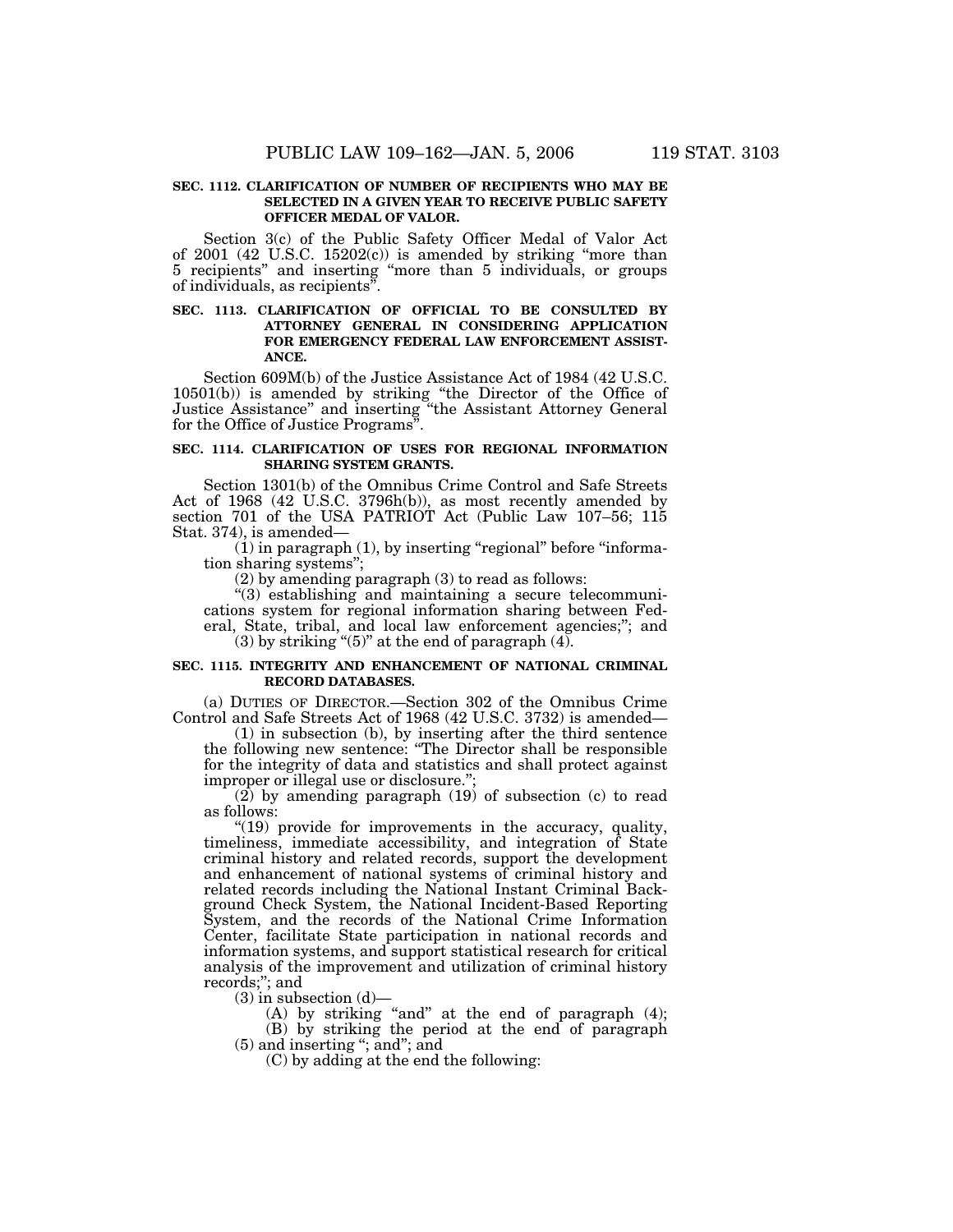**SEC. 1112. CLARIFICATION OF NUMBER OF RECIPIENTS WHO MAY BE SELECTED IN A GIVEN YEAR TO RECEIVE PUBLIC SAFETY OFFICER MEDAL OF VALOR.**

Section 3(c) of the Public Safety Officer Medal of Valor Act of 2001 (42 U.S.C. 15202(c)) is amended by striking "more than 5 recipients" and inserting "more than 5 individuals, or groups of individuals, as recipients".

**SEC. 1113. CLARIFICATION OF OFFICIAL TO BE CONSULTED BY ATTORNEY GENERAL IN CONSIDERING APPLICATION FOR EMERGENCY FEDERAL LAW ENFORCEMENT ASSISTANCE.**

Section 609M(b) of the Justice Assistance Act of 1984 (42 U.S.C. 10501(b)) is amended by striking "the Director of the Office of Justice Assistance" and inserting "the Assistant Attorney General for the Office of Justice Programs".

**SEC. 1114. CLARIFICATION OF USES FOR REGIONAL INFORMATION SHARING SYSTEM GRANTS.**

Section 1301(b) of the Omnibus Crime Control and Safe Streets Act of 1968 (42 U.S.C. 3796h(b)), as most recently amended by section 701 of the USA PATRIOT Act (Public Law 107–56; 115 Stat. 374), is amended—

(1) in paragraph (1), by inserting "regional" before "information sharing systems";

(2) by amending paragraph (3) to read as follows:

"(3) establishing and maintaining a secure telecommunications system for regional information sharing between Federal, State, tribal, and local law enforcement agencies;"; and

(3) by striking "(5)" at the end of paragraph (4).

**SEC. 1115. INTEGRITY AND ENHANCEMENT OF NATIONAL CRIMINAL RECORD DATABASES.**

(a) DUTIES OF DIRECTOR.—Section 302 of the Omnibus Crime Control and Safe Streets Act of 1968 (42 U.S.C. 3732) is amended—

(1) in subsection (b), by inserting after the third sentence the following new sentence: "The Director shall be responsible for the integrity of data and statistics and shall protect against improper or illegal use or disclosure.";

(2) by amending paragraph (19) of subsection (c) to read as follows:

"(19) provide for improvements in the accuracy, quality, timeliness, immediate accessibility, and integration of State criminal history and related records, support the development and enhancement of national systems of criminal history and related records including the National Instant Criminal Background Check System, the National Incident-Based Reporting System, and the records of the National Crime Information Center, facilitate State participation in national records and information systems, and support statistical research for critical analysis of the improvement and utilization of criminal history records;"; and

(3) in subsection (d)—

(A) by striking "and" at the end of paragraph (4);

(B) by striking the period at the end of paragraph (5) and inserting "; and"; and

(C) by adding at the end the following: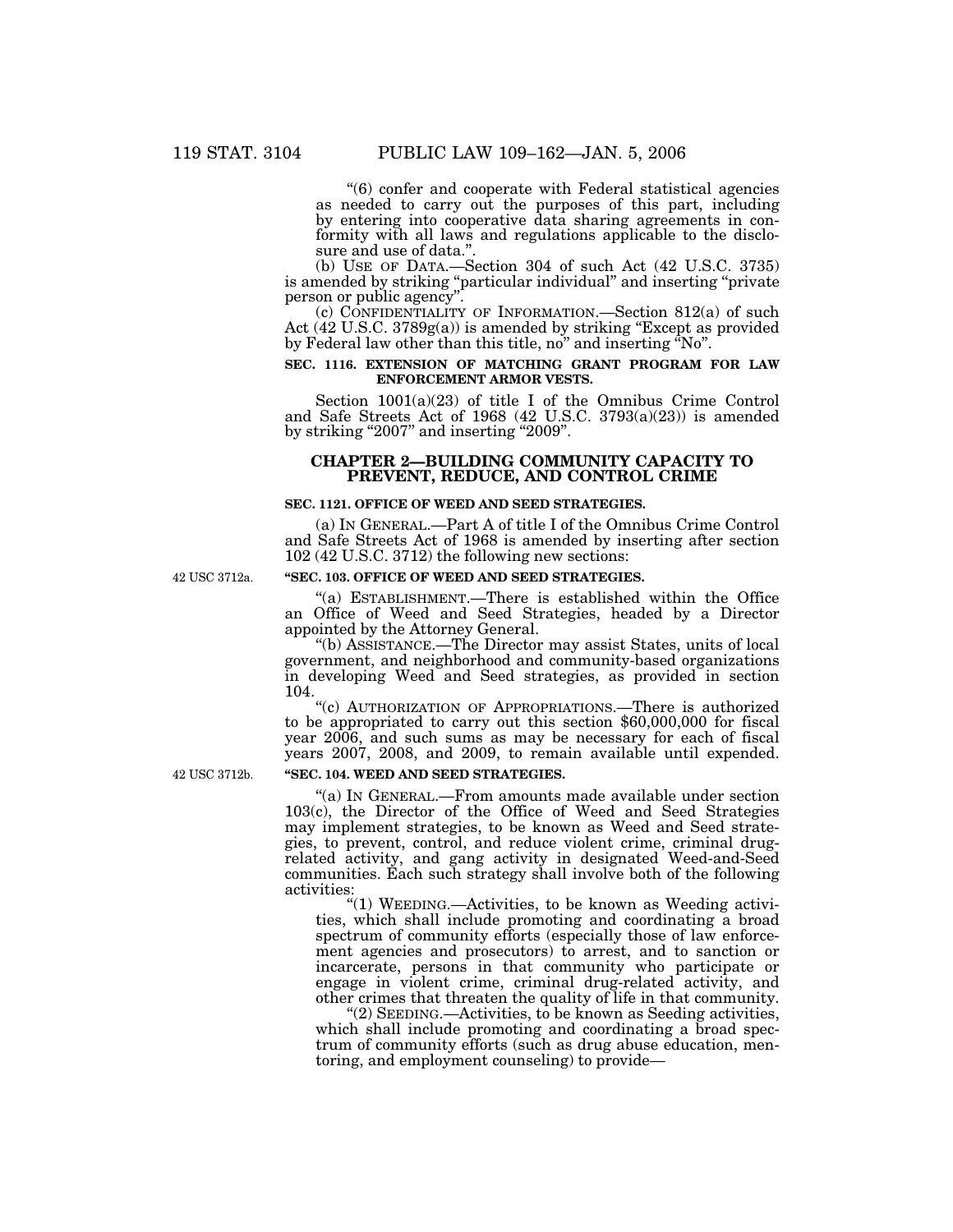"(6) confer and cooperate with Federal statistical agencies as needed to carry out the purposes of this part, including by entering into cooperative data sharing agreements in conformity with all laws and regulations applicable to the disclosure and use of data.".

(b) USE OF DATA.—Section 304 of such Act (42 U.S.C. 3735) is amended by striking "particular individual" and inserting "private person or public agency".

(c) CONFIDENTIALITY OF INFORMATION.—Section 812(a) of such Act (42 U.S.C. 3789g(a)) is amended by striking "Except as provided by Federal law other than this title, no" and inserting "No".

**SEC. 1116. EXTENSION OF MATCHING GRANT PROGRAM FOR LAW ENFORCEMENT ARMOR VESTS.**

Section 1001(a)(23) of title I of the Omnibus Crime Control and Safe Streets Act of 1968 (42 U.S.C. 3793(a)(23)) is amended by striking "2007" and inserting "2009".

## CHAPTER 2—BUILDING COMMUNITY CAPACITY TO PREVENT, REDUCE, AND CONTROL CRIME

**SEC. 1121. OFFICE OF WEED AND SEED STRATEGIES.**

(a) IN GENERAL.—Part A of title I of the Omnibus Crime Control and Safe Streets Act of 1968 is amended by inserting after section 102 (42 U.S.C. 3712) the following new sections:

42 USC 3712a.

**"SEC. 103. OFFICE OF WEED AND SEED STRATEGIES.**

"(a) ESTABLISHMENT.—There is established within the Office an Office of Weed and Seed Strategies, headed by a Director appointed by the Attorney General.

"(b) ASSISTANCE.—The Director may assist States, units of local government, and neighborhood and community-based organizations in developing Weed and Seed strategies, as provided in section 104.

"(c) AUTHORIZATION OF APPROPRIATIONS.—There is authorized to be appropriated to carry out this section $60,000,000 for fiscal year 2006, and such sums as may be necessary for each of fiscal years 2007, 2008, and 2009, to remain available until expended.

42 USC 3712b.

**"SEC. 104. WEED AND SEED STRATEGIES.**

"(a) IN GENERAL.—From amounts made available under section 103(c), the Director of the Office of Weed and Seed Strategies may implement strategies, to be known as Weed and Seed strategies, to prevent, control, and reduce violent crime, criminal drug-related activity, and gang activity in designated Weed-and-Seed communities. Each such strategy shall involve both of the following activities:

"(1) WEEDING.—Activities, to be known as Weeding activities, which shall include promoting and coordinating a broad spectrum of community efforts (especially those of law enforcement agencies and prosecutors) to arrest, and to sanction or incarcerate, persons in that community who participate or engage in violent crime, criminal drug-related activity, and other crimes that threaten the quality of life in that community.

"(2) SEEDING.—Activities, to be known as Seeding activities, which shall include promoting and coordinating a broad spectrum of community efforts (such as drug abuse education, mentoring, and employment counseling) to provide—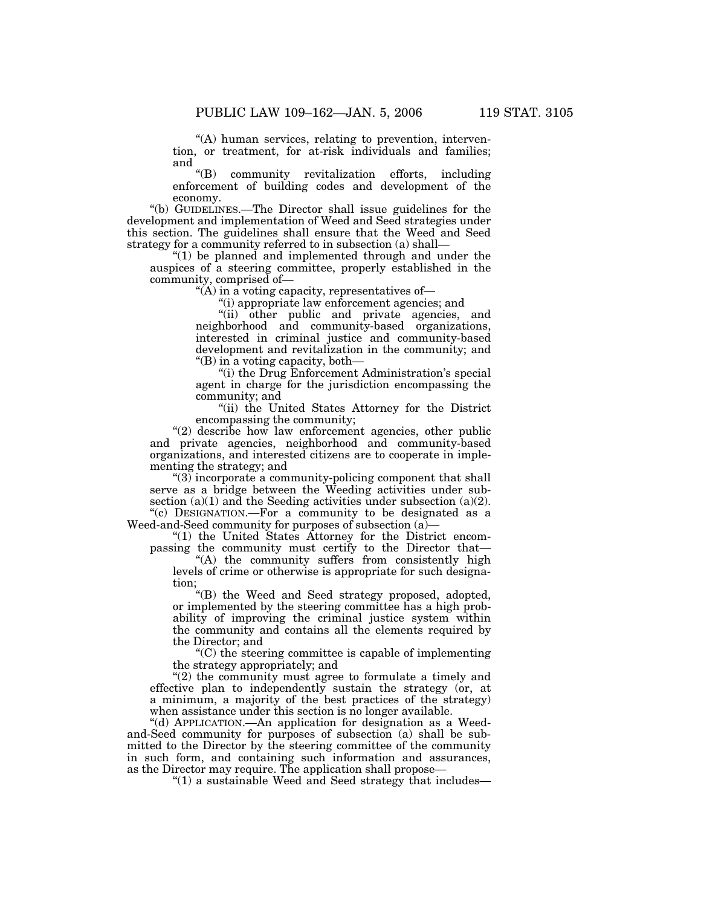"(A) human services, relating to prevention, intervention, or treatment, for at-risk individuals and families; and

"(B) community revitalization efforts, including enforcement of building codes and development of the economy.

"(b) GUIDELINES.—The Director shall issue guidelines for the development and implementation of Weed and Seed strategies under this section. The guidelines shall ensure that the Weed and Seed strategy for a community referred to in subsection (a) shall—

"(1) be planned and implemented through and under the auspices of a steering committee, properly established in the community, comprised of—

"(A) in a voting capacity, representatives of—

"(i) appropriate law enforcement agencies; and

"(ii) other public and private agencies, and neighborhood and community-based organizations, interested in criminal justice and community-based development and revitalization in the community; and

"(B) in a voting capacity, both—

"(i) the Drug Enforcement Administration's special agent in charge for the jurisdiction encompassing the community; and

"(ii) the United States Attorney for the District encompassing the community;

"(2) describe how law enforcement agencies, other public and private agencies, neighborhood and community-based organizations, and interested citizens are to cooperate in implementing the strategy; and

"(3) incorporate a community-policing component that shall serve as a bridge between the Weeding activities under subsection (a)(1) and the Seeding activities under subsection (a)(2).

"(c) DESIGNATION.—For a community to be designated as a Weed-and-Seed community for purposes of subsection (a)—

"(1) the United States Attorney for the District encompassing the community must certify to the Director that—

"(A) the community suffers from consistently high levels of crime or otherwise is appropriate for such designation;

"(B) the Weed and Seed strategy proposed, adopted, or implemented by the steering committee has a high probability of improving the criminal justice system within the community and contains all the elements required by the Director; and

"(C) the steering committee is capable of implementing the strategy appropriately; and

"(2) the community must agree to formulate a timely and effective plan to independently sustain the strategy (or, at a minimum, a majority of the best practices of the strategy) when assistance under this section is no longer available.

"(d) APPLICATION.—An application for designation as a Weed-and-Seed community for purposes of subsection (a) shall be submitted to the Director by the steering committee of the community in such form, and containing such information and assurances, as the Director may require. The application shall propose—

"(1) a sustainable Weed and Seed strategy that includes—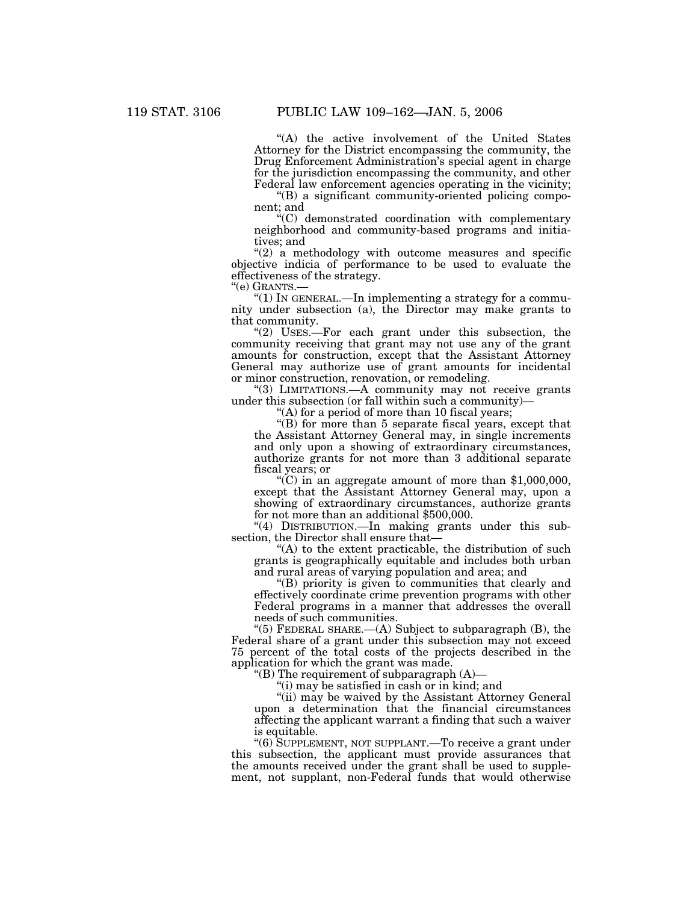"(A) the active involvement of the United States Attorney for the District encompassing the community, the Drug Enforcement Administration's special agent in charge for the jurisdiction encompassing the community, and other Federal law enforcement agencies operating in the vicinity;

"(B) a significant community-oriented policing component; and

"(C) demonstrated coordination with complementary neighborhood and community-based programs and initiatives; and

"(2) a methodology with outcome measures and specific objective indicia of performance to be used to evaluate the effectiveness of the strategy.

"(e) GRANTS.—

"(1) IN GENERAL.—In implementing a strategy for a community under subsection (a), the Director may make grants to that community.

"(2) USES.—For each grant under this subsection, the community receiving that grant may not use any of the grant amounts for construction, except that the Assistant Attorney General may authorize use of grant amounts for incidental or minor construction, renovation, or remodeling.

"(3) LIMITATIONS.—A community may not receive grants under this subsection (or fall within such a community)—

"(A) for a period of more than 10 fiscal years;

"(B) for more than 5 separate fiscal years, except that the Assistant Attorney General may, in single increments and only upon a showing of extraordinary circumstances, authorize grants for not more than 3 additional separate fiscal years; or

"(C) in an aggregate amount of more than $1,000,000, except that the Assistant Attorney General may, upon a showing of extraordinary circumstances, authorize grants for not more than an additional $500,000.

"(4) DISTRIBUTION.—In making grants under this subsection, the Director shall ensure that—

"(A) to the extent practicable, the distribution of such grants is geographically equitable and includes both urban and rural areas of varying population and area; and

"(B) priority is given to communities that clearly and effectively coordinate crime prevention programs with other Federal programs in a manner that addresses the overall needs of such communities.

"(5) FEDERAL SHARE.—(A) Subject to subparagraph (B), the Federal share of a grant under this subsection may not exceed 75 percent of the total costs of the projects described in the application for which the grant was made.

"(B) The requirement of subparagraph (A)—

"(i) may be satisfied in cash or in kind; and

"(ii) may be waived by the Assistant Attorney General upon a determination that the financial circumstances affecting the applicant warrant a finding that such a waiver is equitable.

"(6) SUPPLEMENT, NOT SUPPLANT.—To receive a grant under this subsection, the applicant must provide assurances that the amounts received under the grant shall be used to supplement, not supplant, non-Federal funds that would otherwise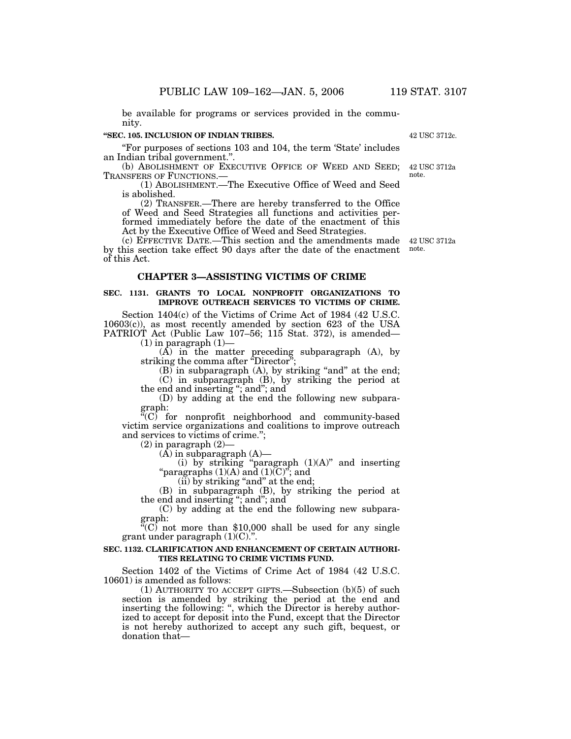be available for programs or services provided in the community.

**"SEC. 105. INCLUSION OF INDIAN TRIBES.**

42 USC 3712c.

"For purposes of sections 103 and 104, the term 'State' includes an Indian tribal government.".

(b) ABOLISHMENT OF EXECUTIVE OFFICE OF WEED AND SEED; TRANSFERS OF FUNCTIONS.—

42 USC 3712a note.

(1) ABOLISHMENT.—The Executive Office of Weed and Seed is abolished.

(2) TRANSFER.—There are hereby transferred to the Office of Weed and Seed Strategies all functions and activities performed immediately before the date of the enactment of this Act by the Executive Office of Weed and Seed Strategies.

(c) EFFECTIVE DATE.—This section and the amendments made by this section take effect 90 days after the date of the enactment of this Act.

42 USC 3712a note.

## CHAPTER 3—ASSISTING VICTIMS OF CRIME

**SEC. 1131. GRANTS TO LOCAL NONPROFIT ORGANIZATIONS TO IMPROVE OUTREACH SERVICES TO VICTIMS OF CRIME.**

Section 1404(c) of the Victims of Crime Act of 1984 (42 U.S.C. 10603(c)), as most recently amended by section 623 of the USA PATRIOT Act (Public Law 107–56; 115 Stat. 372), is amended—

(1) in paragraph (1)—

(A) in the matter preceding subparagraph (A), by striking the comma after "Director";

(B) in subparagraph (A), by striking "and" at the end;

(C) in subparagraph (B), by striking the period at the end and inserting "; and"; and

(D) by adding at the end the following new subparagraph:

"(C) for nonprofit neighborhood and community-based victim service organizations and coalitions to improve outreach and services to victims of crime.";

(2) in paragraph (2)—

(A) in subparagraph (A)—

(i) by striking "paragraph (1)(A)" and inserting "paragraphs (1)(A) and (1)(C)"; and

(ii) by striking "and" at the end;

(B) in subparagraph (B), by striking the period at the end and inserting "; and"; and

(C) by adding at the end the following new subparagraph:

"(C) not more than $10,000 shall be used for any single grant under paragraph (1)(C).".

**SEC. 1132. CLARIFICATION AND ENHANCEMENT OF CERTAIN AUTHORITIES RELATING TO CRIME VICTIMS FUND.**

Section 1402 of the Victims of Crime Act of 1984 (42 U.S.C. 10601) is amended as follows:

(1) AUTHORITY TO ACCEPT GIFTS.—Subsection (b)(5) of such section is amended by striking the period at the end and inserting the following: ", which the Director is hereby authorized to accept for deposit into the Fund, except that the Director is not hereby authorized to accept any such gift, bequest, or donation that—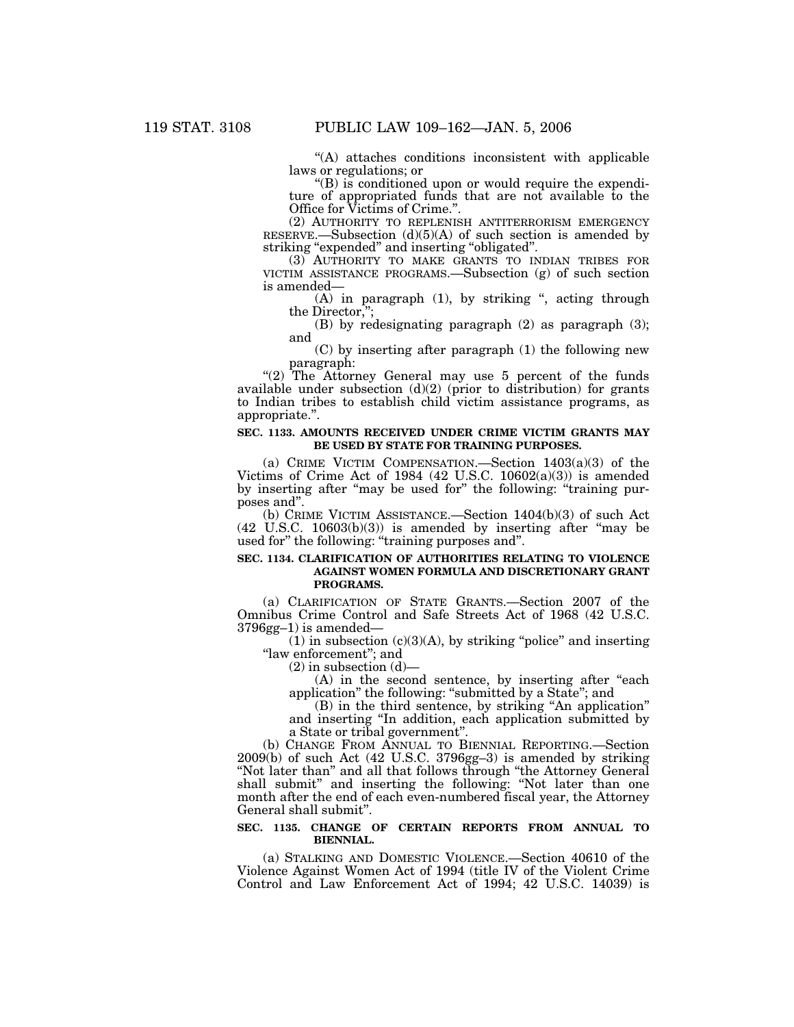"(A) attaches conditions inconsistent with applicable laws or regulations; or

"(B) is conditioned upon or would require the expenditure of appropriated funds that are not available to the Office for Victims of Crime.".

(2) AUTHORITY TO REPLENISH ANTITERRORISM EMERGENCY RESERVE.—Subsection (d)(5)(A) of such section is amended by striking "expended" and inserting "obligated".

(3) AUTHORITY TO MAKE GRANTS TO INDIAN TRIBES FOR VICTIM ASSISTANCE PROGRAMS.—Subsection (g) of such section is amended—

(A) in paragraph (1), by striking ", acting through the Director,";

(B) by redesignating paragraph (2) as paragraph (3); and

(C) by inserting after paragraph (1) the following new paragraph:

"(2) The Attorney General may use 5 percent of the funds available under subsection (d)(2) (prior to distribution) for grants to Indian tribes to establish child victim assistance programs, as appropriate.".

**SEC. 1133. AMOUNTS RECEIVED UNDER CRIME VICTIM GRANTS MAY BE USED BY STATE FOR TRAINING PURPOSES.**

(a) CRIME VICTIM COMPENSATION.—Section 1403(a)(3) of the Victims of Crime Act of 1984 (42 U.S.C. 10602(a)(3)) is amended by inserting after "may be used for" the following: "training purposes and".

(b) CRIME VICTIM ASSISTANCE.—Section 1404(b)(3) of such Act (42 U.S.C. 10603(b)(3)) is amended by inserting after "may be used for" the following: "training purposes and".

**SEC. 1134. CLARIFICATION OF AUTHORITIES RELATING TO VIOLENCE AGAINST WOMEN FORMULA AND DISCRETIONARY GRANT PROGRAMS.**

(a) CLARIFICATION OF STATE GRANTS.—Section 2007 of the Omnibus Crime Control and Safe Streets Act of 1968 (42 U.S.C. 3796gg–1) is amended—

(1) in subsection (c)(3)(A), by striking "police" and inserting "law enforcement"; and

(2) in subsection (d)—

(A) in the second sentence, by inserting after "each application" the following: "submitted by a State"; and

(B) in the third sentence, by striking "An application" and inserting "In addition, each application submitted by a State or tribal government".

(b) CHANGE FROM ANNUAL TO BIENNIAL REPORTING.—Section 2009(b) of such Act (42 U.S.C. 3796gg–3) is amended by striking "Not later than" and all that follows through "the Attorney General shall submit" and inserting the following: "Not later than one month after the end of each even-numbered fiscal year, the Attorney General shall submit".

**SEC. 1135. CHANGE OF CERTAIN REPORTS FROM ANNUAL TO BIENNIAL.**

(a) STALKING AND DOMESTIC VIOLENCE.—Section 40610 of the Violence Against Women Act of 1994 (title IV of the Violent Crime Control and Law Enforcement Act of 1994; 42 U.S.C. 14039) is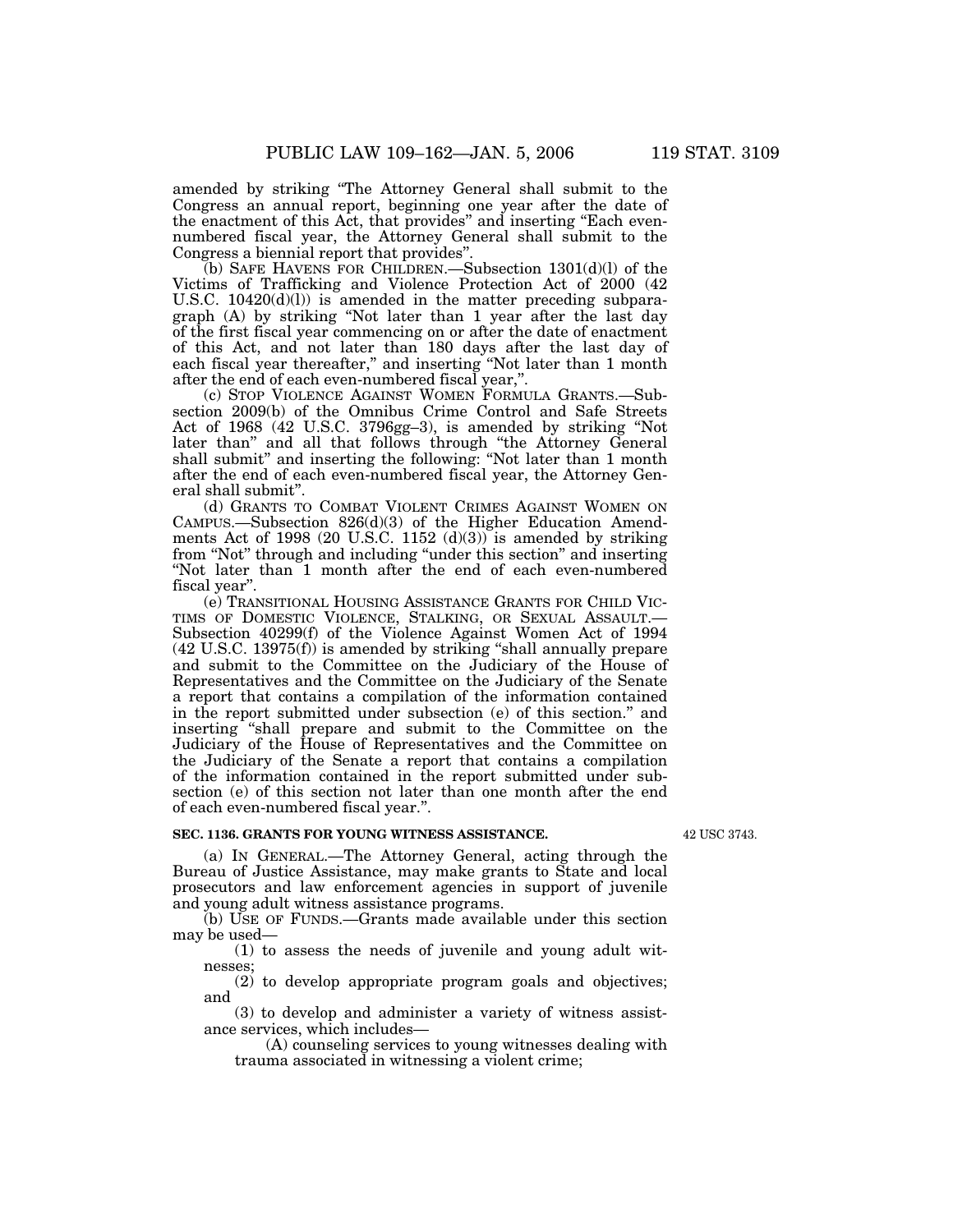amended by striking "The Attorney General shall submit to the Congress an annual report, beginning one year after the date of the enactment of this Act, that provides" and inserting "Each even-numbered fiscal year, the Attorney General shall submit to the Congress a biennial report that provides".

(b) SAFE HAVENS FOR CHILDREN.—Subsection 1301(d)(l) of the Victims of Trafficking and Violence Protection Act of 2000 (42 U.S.C. 10420(d)(l)) is amended in the matter preceding subparagraph (A) by striking "Not later than 1 year after the last day of the first fiscal year commencing on or after the date of enactment of this Act, and not later than 180 days after the last day of each fiscal year thereafter," and inserting "Not later than 1 month after the end of each even-numbered fiscal year,".

(c) STOP VIOLENCE AGAINST WOMEN FORMULA GRANTS.—Subsection 2009(b) of the Omnibus Crime Control and Safe Streets Act of 1968 (42 U.S.C. 3796gg–3), is amended by striking "Not later than" and all that follows through "the Attorney General shall submit" and inserting the following: "Not later than 1 month after the end of each even-numbered fiscal year, the Attorney General shall submit".

(d) GRANTS TO COMBAT VIOLENT CRIMES AGAINST WOMEN ON CAMPUS.—Subsection 826(d)(3) of the Higher Education Amendments Act of 1998 (20 U.S.C. 1152 (d)(3)) is amended by striking from "Not" through and including "under this section" and inserting "Not later than 1 month after the end of each even-numbered fiscal year".

(e) TRANSITIONAL HOUSING ASSISTANCE GRANTS FOR CHILD VICTIMS OF DOMESTIC VIOLENCE, STALKING, OR SEXUAL ASSAULT.—Subsection 40299(f) of the Violence Against Women Act of 1994 (42 U.S.C. 13975(f)) is amended by striking "shall annually prepare and submit to the Committee on the Judiciary of the House of Representatives and the Committee on the Judiciary of the Senate a report that contains a compilation of the information contained in the report submitted under subsection (e) of this section." and inserting "shall prepare and submit to the Committee on the Judiciary of the House of Representatives and the Committee on the Judiciary of the Senate a report that contains a compilation of the information contained in the report submitted under subsection (e) of this section not later than one month after the end of each even-numbered fiscal year.".

**SEC. 1136. GRANTS FOR YOUNG WITNESS ASSISTANCE.**

42 USC 3743.

(a) IN GENERAL.—The Attorney General, acting through the Bureau of Justice Assistance, may make grants to State and local prosecutors and law enforcement agencies in support of juvenile and young adult witness assistance programs.

(b) USE OF FUNDS.—Grants made available under this section may be used—

(1) to assess the needs of juvenile and young adult witnesses;

(2) to develop appropriate program goals and objectives; and

(3) to develop and administer a variety of witness assistance services, which includes—

(A) counseling services to young witnesses dealing with trauma associated in witnessing a violent crime;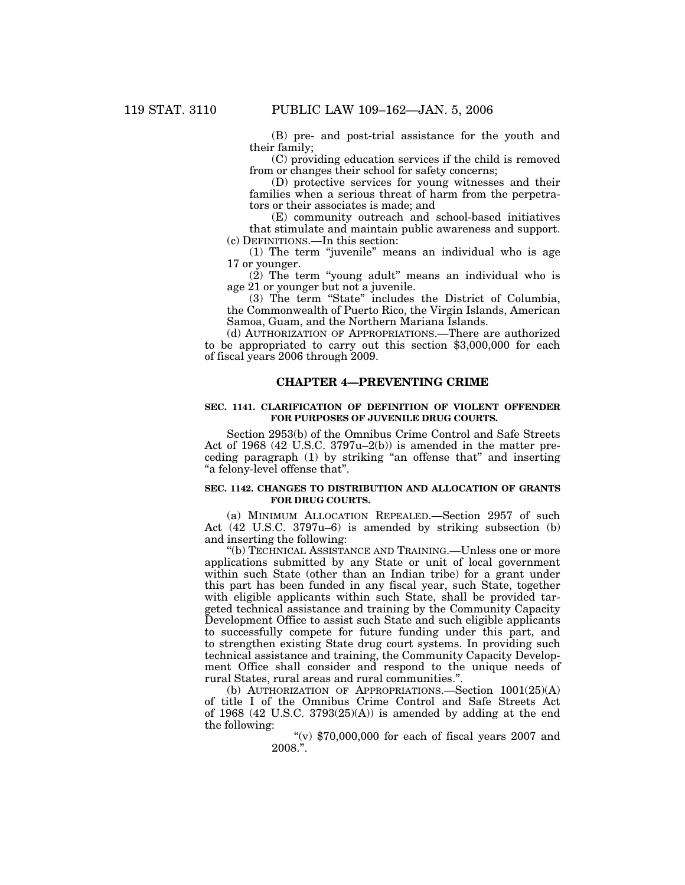(B) pre- and post-trial assistance for the youth and their family;

(C) providing education services if the child is removed from or changes their school for safety concerns;

(D) protective services for young witnesses and their families when a serious threat of harm from the perpetrators or their associates is made; and

(E) community outreach and school-based initiatives that stimulate and maintain public awareness and support.

(c) DEFINITIONS.—In this section:

(1) The term "juvenile" means an individual who is age 17 or younger.

(2) The term "young adult" means an individual who is age 21 or younger but not a juvenile.

(3) The term "State" includes the District of Columbia, the Commonwealth of Puerto Rico, the Virgin Islands, American Samoa, Guam, and the Northern Mariana Islands.

(d) AUTHORIZATION OF APPROPRIATIONS.—There are authorized to be appropriated to carry out this section $3,000,000 for each of fiscal years 2006 through 2009.

## CHAPTER 4—PREVENTING CRIME

### SEC. 1141. CLARIFICATION OF DEFINITION OF VIOLENT OFFENDER FOR PURPOSES OF JUVENILE DRUG COURTS.

Section 2953(b) of the Omnibus Crime Control and Safe Streets Act of 1968 (42 U.S.C. 3797u–2(b)) is amended in the matter preceding paragraph (1) by striking "an offense that" and inserting "a felony-level offense that".

### SEC. 1142. CHANGES TO DISTRIBUTION AND ALLOCATION OF GRANTS FOR DRUG COURTS.

(a) MINIMUM ALLOCATION REPEALED.—Section 2957 of such Act (42 U.S.C. 3797u–6) is amended by striking subsection (b) and inserting the following:

"(b) TECHNICAL ASSISTANCE AND TRAINING.—Unless one or more applications submitted by any State or unit of local government within such State (other than an Indian tribe) for a grant under this part has been funded in any fiscal year, such State, together with eligible applicants within such State, shall be provided targeted technical assistance and training by the Community Capacity Development Office to assist such State and such eligible applicants to successfully compete for future funding under this part, and to strengthen existing State drug court systems. In providing such technical assistance and training, the Community Capacity Development Office shall consider and respond to the unique needs of rural States, rural areas and rural communities.".

(b) AUTHORIZATION OF APPROPRIATIONS.—Section 1001(25)(A) of title I of the Omnibus Crime Control and Safe Streets Act of 1968 (42 U.S.C. 3793(25)(A)) is amended by adding at the end the following:

"(v) $70,000,000 for each of fiscal years 2007 and 2008.".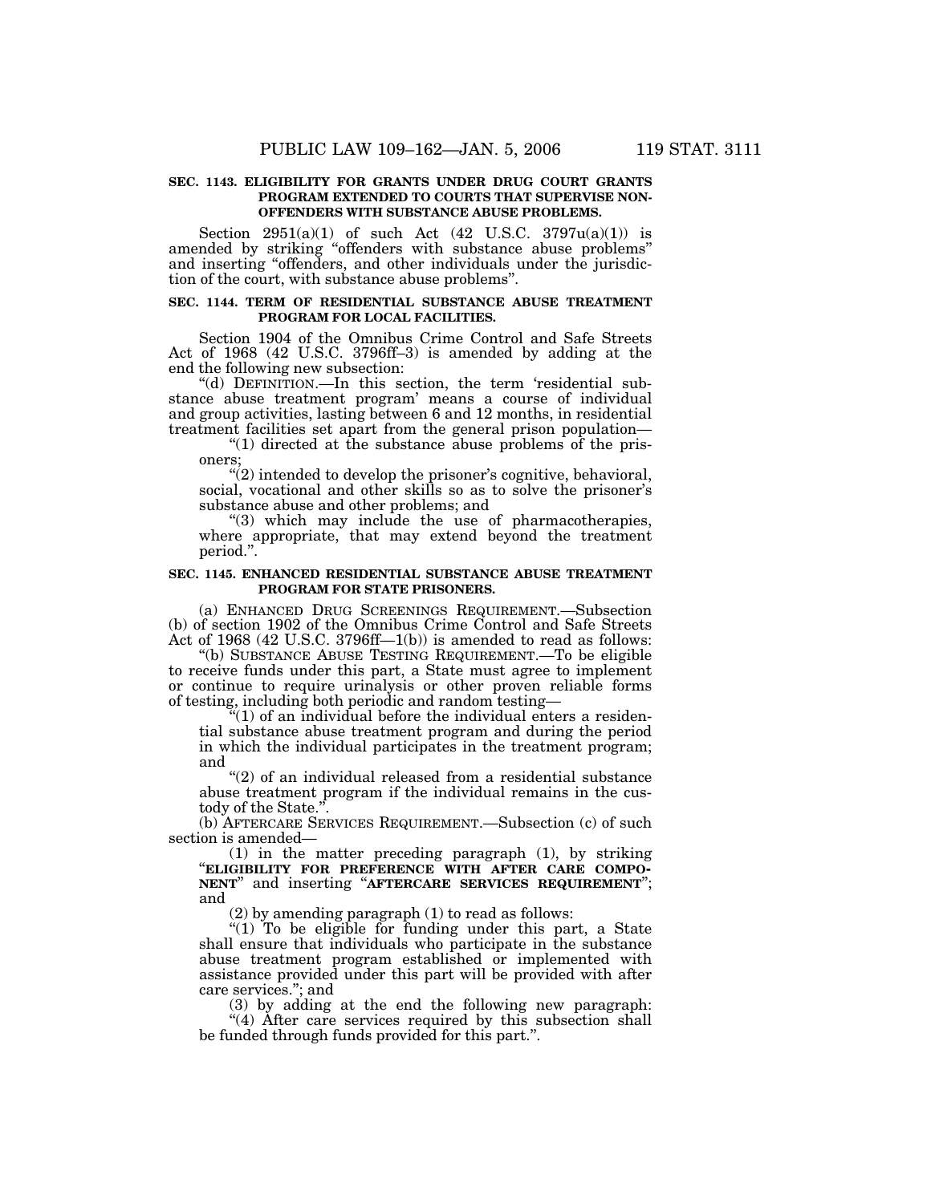**SEC. 1143. ELIGIBILITY FOR GRANTS UNDER DRUG COURT GRANTS PROGRAM EXTENDED TO COURTS THAT SUPERVISE NON-OFFENDERS WITH SUBSTANCE ABUSE PROBLEMS.**

Section 2951(a)(1) of such Act (42 U.S.C. 3797u(a)(1)) is amended by striking "offenders with substance abuse problems" and inserting "offenders, and other individuals under the jurisdiction of the court, with substance abuse problems".

**SEC. 1144. TERM OF RESIDENTIAL SUBSTANCE ABUSE TREATMENT PROGRAM FOR LOCAL FACILITIES.**

Section 1904 of the Omnibus Crime Control and Safe Streets Act of 1968 (42 U.S.C. 3796ff–3) is amended by adding at the end the following new subsection:

"(d) DEFINITION.—In this section, the term 'residential substance abuse treatment program' means a course of individual and group activities, lasting between 6 and 12 months, in residential treatment facilities set apart from the general prison population—

"(1) directed at the substance abuse problems of the prisoners;

"(2) intended to develop the prisoner's cognitive, behavioral, social, vocational and other skills so as to solve the prisoner's substance abuse and other problems; and

"(3) which may include the use of pharmacotherapies, where appropriate, that may extend beyond the treatment period.".

**SEC. 1145. ENHANCED RESIDENTIAL SUBSTANCE ABUSE TREATMENT PROGRAM FOR STATE PRISONERS.**

(a) ENHANCED DRUG SCREENINGS REQUIREMENT.—Subsection (b) of section 1902 of the Omnibus Crime Control and Safe Streets Act of 1968 (42 U.S.C. 3796ff—1(b)) is amended to read as follows:

"(b) SUBSTANCE ABUSE TESTING REQUIREMENT.—To be eligible to receive funds under this part, a State must agree to implement or continue to require urinalysis or other proven reliable forms of testing, including both periodic and random testing—

"(1) of an individual before the individual enters a residential substance abuse treatment program and during the period in which the individual participates in the treatment program; and

"(2) of an individual released from a residential substance abuse treatment program if the individual remains in the custody of the State.".

(b) AFTERCARE SERVICES REQUIREMENT.—Subsection (c) of such section is amended—

(1) in the matter preceding paragraph (1), by striking "**ELIGIBILITY FOR PREFERENCE WITH AFTER CARE COMPONENT**" and inserting "**AFTERCARE SERVICES REQUIREMENT**"; and

(2) by amending paragraph (1) to read as follows:

"(1) To be eligible for funding under this part, a State shall ensure that individuals who participate in the substance abuse treatment program established or implemented with assistance provided under this part will be provided with after care services."; and

(3) by adding at the end the following new paragraph:

"(4) After care services required by this subsection shall be funded through funds provided for this part.".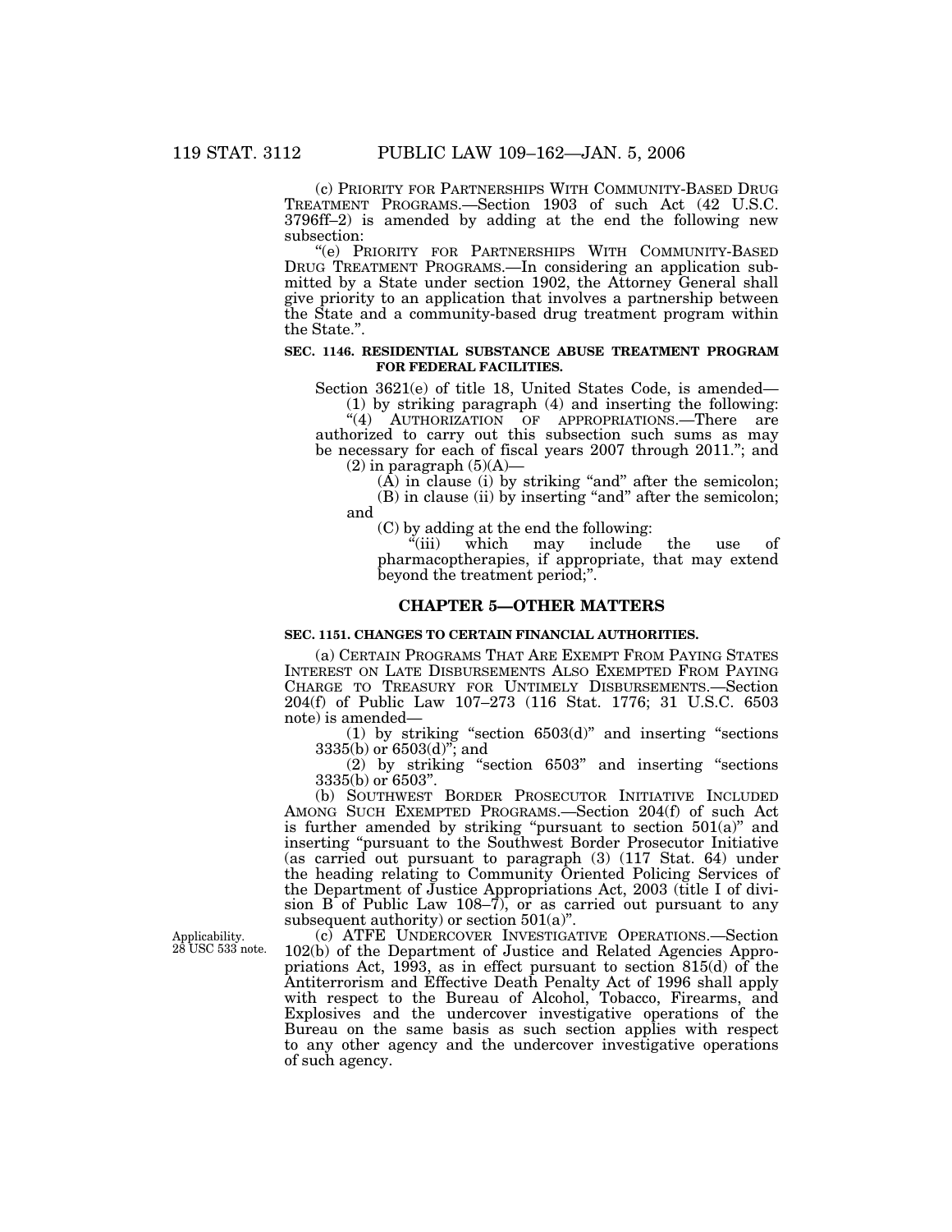(c) PRIORITY FOR PARTNERSHIPS WITH COMMUNITY-BASED DRUG TREATMENT PROGRAMS.—Section 1903 of such Act (42 U.S.C. 3796ff–2) is amended by adding at the end the following new subsection:

"(e) PRIORITY FOR PARTNERSHIPS WITH COMMUNITY-BASED DRUG TREATMENT PROGRAMS.—In considering an application submitted by a State under section 1902, the Attorney General shall give priority to an application that involves a partnership between the State and a community-based drug treatment program within the State.".

**SEC. 1146. RESIDENTIAL SUBSTANCE ABUSE TREATMENT PROGRAM FOR FEDERAL FACILITIES.**

Section 3621(e) of title 18, United States Code, is amended—

(1) by striking paragraph (4) and inserting the following:

"(4) AUTHORIZATION OF APPROPRIATIONS.—There are authorized to carry out this subsection such sums as may be necessary for each of fiscal years 2007 through 2011."; and

(2) in paragraph (5)(A)—

(A) in clause (i) by striking "and" after the semicolon;

(B) in clause (ii) by inserting "and" after the semicolon; and

(C) by adding at the end the following:

"(iii) which may include the use of pharmacoptherapies, if appropriate, that may extend beyond the treatment period;".

## CHAPTER 5—OTHER MATTERS

**SEC. 1151. CHANGES TO CERTAIN FINANCIAL AUTHORITIES.**

(a) CERTAIN PROGRAMS THAT ARE EXEMPT FROM PAYING STATES INTEREST ON LATE DISBURSEMENTS ALSO EXEMPTED FROM PAYING CHARGE TO TREASURY FOR UNTIMELY DISBURSEMENTS.—Section 204(f) of Public Law 107–273 (116 Stat. 1776; 31 U.S.C. 6503 note) is amended—

(1) by striking "section 6503(d)" and inserting "sections 3335(b) or 6503(d)"; and

(2) by striking "section 6503" and inserting "sections 3335(b) or 6503".

(b) SOUTHWEST BORDER PROSECUTOR INITIATIVE INCLUDED AMONG SUCH EXEMPTED PROGRAMS.—Section 204(f) of such Act is further amended by striking "pursuant to section 501(a)" and inserting "pursuant to the Southwest Border Prosecutor Initiative (as carried out pursuant to paragraph (3) (117 Stat. 64) under the heading relating to Community Oriented Policing Services of the Department of Justice Appropriations Act, 2003 (title I of division B of Public Law 108–7), or as carried out pursuant to any subsequent authority) or section 501(a)".

Applicability. 28 USC 533 note.

(c) ATFE UNDERCOVER INVESTIGATIVE OPERATIONS.—Section 102(b) of the Department of Justice and Related Agencies Appropriations Act, 1993, as in effect pursuant to section 815(d) of the Antiterrorism and Effective Death Penalty Act of 1996 shall apply with respect to the Bureau of Alcohol, Tobacco, Firearms, and Explosives and the undercover investigative operations of the Bureau on the same basis as such section applies with respect to any other agency and the undercover investigative operations of such agency.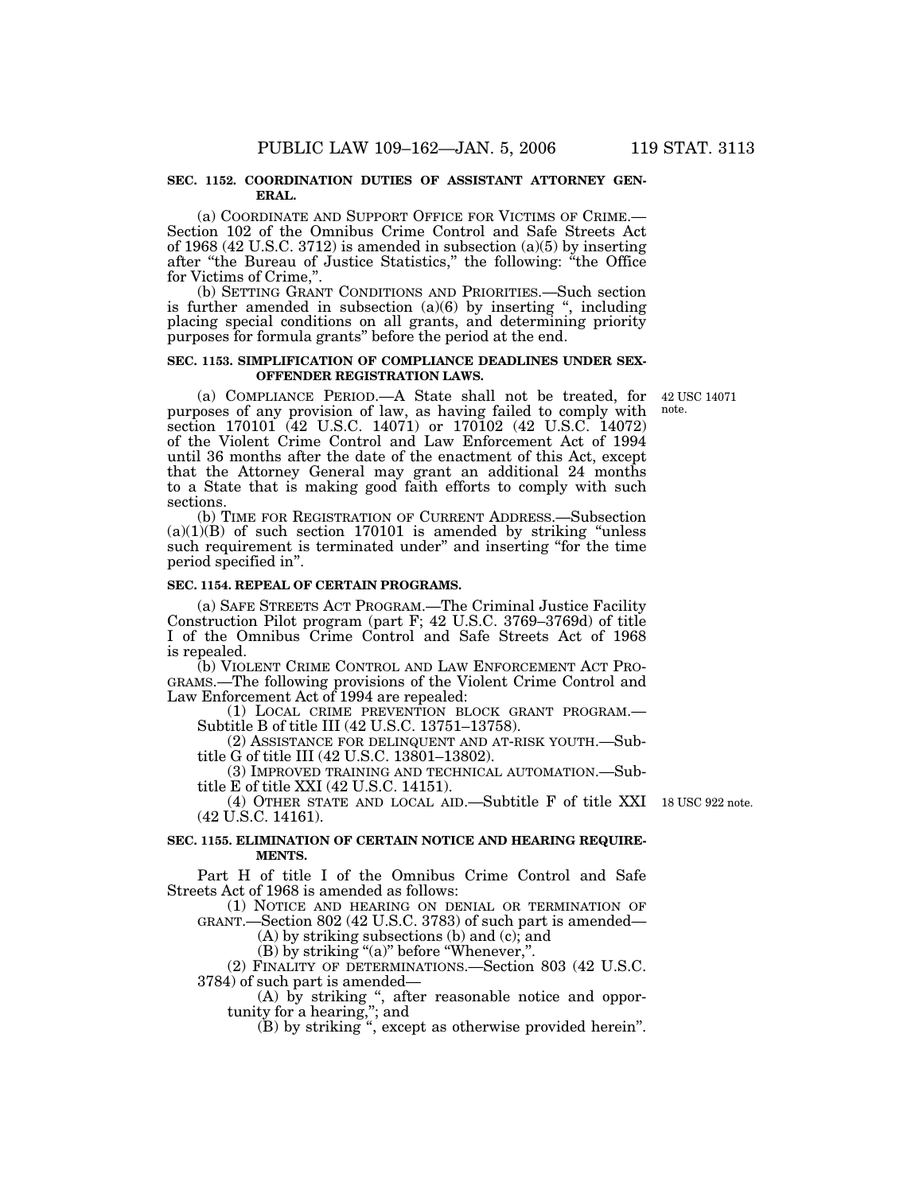**SEC. 1152. COORDINATION DUTIES OF ASSISTANT ATTORNEY GENERAL.**

(a) COORDINATE AND SUPPORT OFFICE FOR VICTIMS OF CRIME.—Section 102 of the Omnibus Crime Control and Safe Streets Act of 1968 (42 U.S.C. 3712) is amended in subsection (a)(5) by inserting after "the Bureau of Justice Statistics," the following: "the Office for Victims of Crime,".

(b) SETTING GRANT CONDITIONS AND PRIORITIES.—Such section is further amended in subsection (a)(6) by inserting ", including placing special conditions on all grants, and determining priority purposes for formula grants" before the period at the end.

**SEC. 1153. SIMPLIFICATION OF COMPLIANCE DEADLINES UNDER SEX-OFFENDER REGISTRATION LAWS.**

42 USC 14071 note.

(a) COMPLIANCE PERIOD.—A State shall not be treated, for purposes of any provision of law, as having failed to comply with section 170101 (42 U.S.C. 14071) or 170102 (42 U.S.C. 14072) of the Violent Crime Control and Law Enforcement Act of 1994 until 36 months after the date of the enactment of this Act, except that the Attorney General may grant an additional 24 months to a State that is making good faith efforts to comply with such sections.

(b) TIME FOR REGISTRATION OF CURRENT ADDRESS.—Subsection (a)(1)(B) of such section 170101 is amended by striking "unless such requirement is terminated under" and inserting "for the time period specified in".

**SEC. 1154. REPEAL OF CERTAIN PROGRAMS.**

(a) SAFE STREETS ACT PROGRAM.—The Criminal Justice Facility Construction Pilot program (part F; 42 U.S.C. 3769–3769d) of title I of the Omnibus Crime Control and Safe Streets Act of 1968 is repealed.

(b) VIOLENT CRIME CONTROL AND LAW ENFORCEMENT ACT PROGRAMS.—The following provisions of the Violent Crime Control and Law Enforcement Act of 1994 are repealed:

(1) LOCAL CRIME PREVENTION BLOCK GRANT PROGRAM.—Subtitle B of title III (42 U.S.C. 13751–13758).

(2) ASSISTANCE FOR DELINQUENT AND AT-RISK YOUTH.—Subtitle G of title III (42 U.S.C. 13801–13802).

(3) IMPROVED TRAINING AND TECHNICAL AUTOMATION.—Subtitle E of title XXI (42 U.S.C. 14151).

18 USC 922 note.

(4) OTHER STATE AND LOCAL AID.—Subtitle F of title XXI (42 U.S.C. 14161).

**SEC. 1155. ELIMINATION OF CERTAIN NOTICE AND HEARING REQUIREMENTS.**

Part H of title I of the Omnibus Crime Control and Safe Streets Act of 1968 is amended as follows:

(1) NOTICE AND HEARING ON DENIAL OR TERMINATION OF GRANT.—Section 802 (42 U.S.C. 3783) of such part is amended—

(A) by striking subsections (b) and (c); and

(B) by striking "(a)" before "Whenever,".

(2) FINALITY OF DETERMINATIONS.—Section 803 (42 U.S.C. 3784) of such part is amended—

(A) by striking ", after reasonable notice and opportunity for a hearing,"; and

(B) by striking ", except as otherwise provided herein".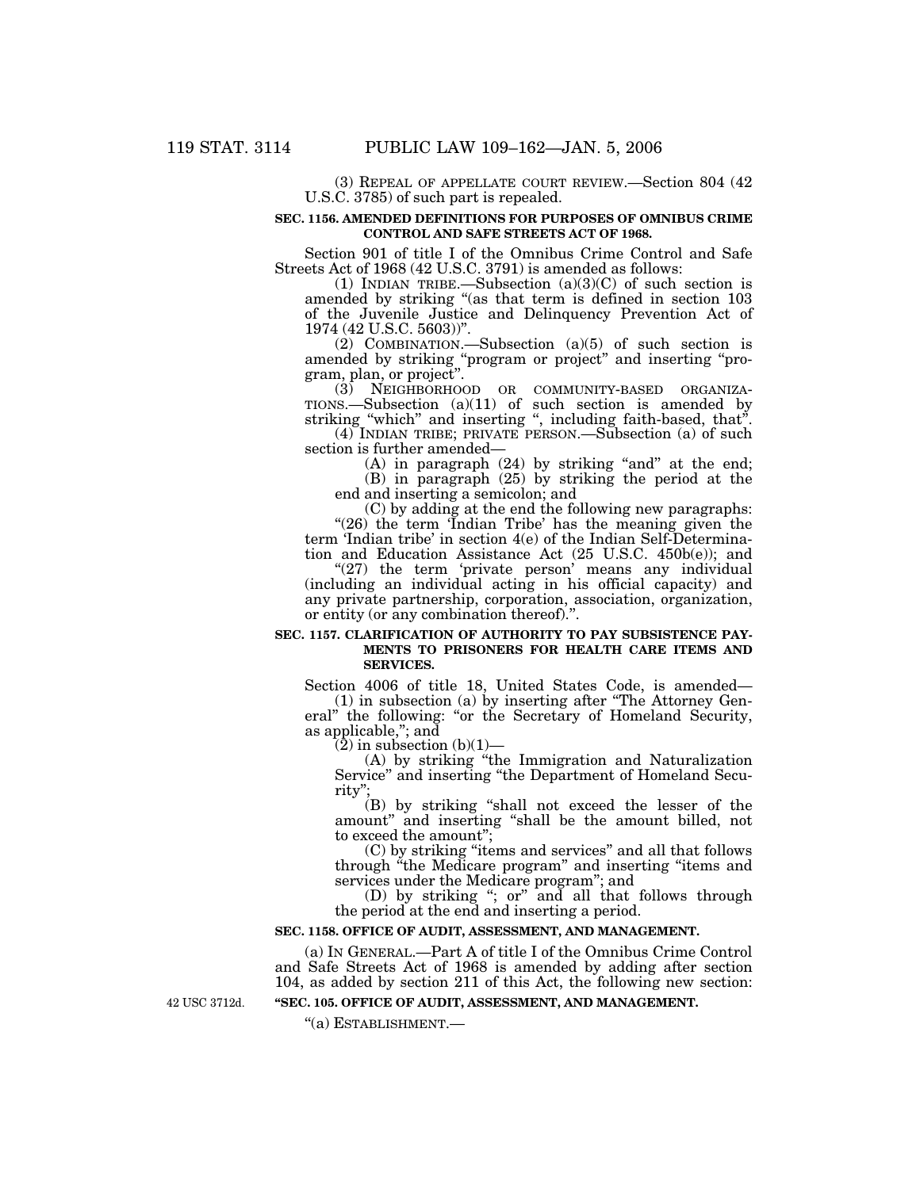(3) REPEAL OF APPELLATE COURT REVIEW.—Section 804 (42 U.S.C. 3785) of such part is repealed.

**SEC. 1156. AMENDED DEFINITIONS FOR PURPOSES OF OMNIBUS CRIME CONTROL AND SAFE STREETS ACT OF 1968.**

Section 901 of title I of the Omnibus Crime Control and Safe Streets Act of 1968 (42 U.S.C. 3791) is amended as follows:

(1) INDIAN TRIBE.—Subsection (a)(3)(C) of such section is amended by striking "(as that term is defined in section 103 of the Juvenile Justice and Delinquency Prevention Act of 1974 (42 U.S.C. 5603))".

(2) COMBINATION.—Subsection (a)(5) of such section is amended by striking "program or project" and inserting "program, plan, or project".

(3) NEIGHBORHOOD OR COMMUNITY-BASED ORGANIZATIONS.—Subsection (a)(11) of such section is amended by striking "which" and inserting ", including faith-based, that".

(4) INDIAN TRIBE; PRIVATE PERSON.—Subsection (a) of such section is further amended—

(A) in paragraph (24) by striking "and" at the end;

(B) in paragraph (25) by striking the period at the end and inserting a semicolon; and

(C) by adding at the end the following new paragraphs:

"(26) the term 'Indian Tribe' has the meaning given the term 'Indian tribe' in section 4(e) of the Indian Self-Determination and Education Assistance Act (25 U.S.C. 450b(e)); and

"(27) the term 'private person' means any individual (including an individual acting in his official capacity) and any private partnership, corporation, association, organization, or entity (or any combination thereof).".

**SEC. 1157. CLARIFICATION OF AUTHORITY TO PAY SUBSISTENCE PAYMENTS TO PRISONERS FOR HEALTH CARE ITEMS AND SERVICES.**

Section 4006 of title 18, United States Code, is amended—

(1) in subsection (a) by inserting after "The Attorney General" the following: "or the Secretary of Homeland Security, as applicable,"; and

(2) in subsection (b)(1)—

(A) by striking "the Immigration and Naturalization Service" and inserting "the Department of Homeland Security";

(B) by striking "shall not exceed the lesser of the amount" and inserting "shall be the amount billed, not to exceed the amount";

(C) by striking "items and services" and all that follows through "the Medicare program" and inserting "items and services under the Medicare program"; and

(D) by striking "; or" and all that follows through the period at the end and inserting a period.

**SEC. 1158. OFFICE OF AUDIT, ASSESSMENT, AND MANAGEMENT.**

(a) IN GENERAL.—Part A of title I of the Omnibus Crime Control and Safe Streets Act of 1968 is amended by adding after section 104, as added by section 211 of this Act, the following new section:

42 USC 3712d.

**"SEC. 105. OFFICE OF AUDIT, ASSESSMENT, AND MANAGEMENT.**

"(a) ESTABLISHMENT.—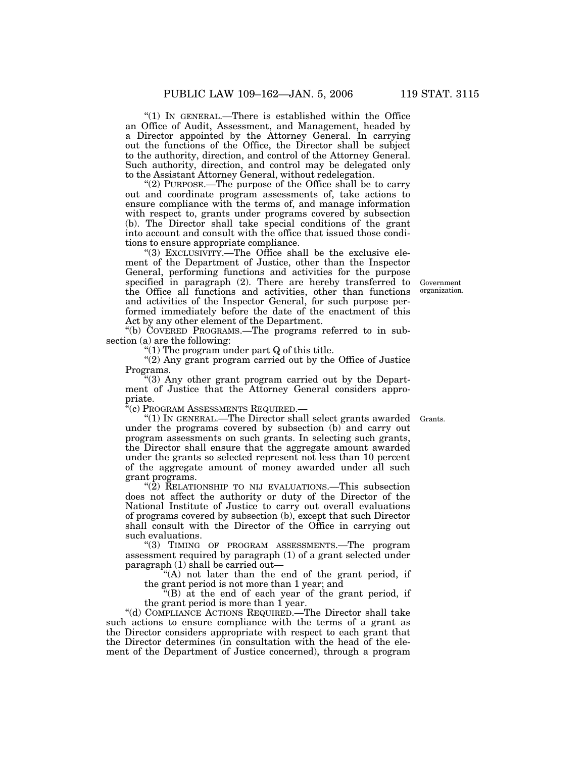"(1) IN GENERAL.—There is established within the Office an Office of Audit, Assessment, and Management, headed by a Director appointed by the Attorney General. In carrying out the functions of the Office, the Director shall be subject to the authority, direction, and control of the Attorney General. Such authority, direction, and control may be delegated only to the Assistant Attorney General, without redelegation.

"(2) PURPOSE.—The purpose of the Office shall be to carry out and coordinate program assessments of, take actions to ensure compliance with the terms of, and manage information with respect to, grants under programs covered by subsection (b). The Director shall take special conditions of the grant into account and consult with the office that issued those conditions to ensure appropriate compliance.

"(3) EXCLUSIVITY.—The Office shall be the exclusive element of the Department of Justice, other than the Inspector General, performing functions and activities for the purpose specified in paragraph (2). There are hereby transferred to the Office all functions and activities, other than functions and activities of the Inspector General, for such purpose performed immediately before the date of the enactment of this Act by any other element of the Department.

Government organization.

"(b) COVERED PROGRAMS.—The programs referred to in subsection (a) are the following:

"(1) The program under part Q of this title.

"(2) Any grant program carried out by the Office of Justice Programs.

"(3) Any other grant program carried out by the Department of Justice that the Attorney General considers appropriate.

"(c) PROGRAM ASSESSMENTS REQUIRED.—

Grants.

"(1) IN GENERAL.—The Director shall select grants awarded under the programs covered by subsection (b) and carry out program assessments on such grants. In selecting such grants, the Director shall ensure that the aggregate amount awarded under the grants so selected represent not less than 10 percent of the aggregate amount of money awarded under all such grant programs.

"(2) RELATIONSHIP TO NIJ EVALUATIONS.—This subsection does not affect the authority or duty of the Director of the National Institute of Justice to carry out overall evaluations of programs covered by subsection (b), except that such Director shall consult with the Director of the Office in carrying out such evaluations.

"(3) TIMING OF PROGRAM ASSESSMENTS.—The program assessment required by paragraph (1) of a grant selected under paragraph (1) shall be carried out—

"(A) not later than the end of the grant period, if the grant period is not more than 1 year; and

"(B) at the end of each year of the grant period, if the grant period is more than 1 year.

"(d) COMPLIANCE ACTIONS REQUIRED.—The Director shall take such actions to ensure compliance with the terms of a grant as the Director considers appropriate with respect to each grant that the Director determines (in consultation with the head of the element of the Department of Justice concerned), through a program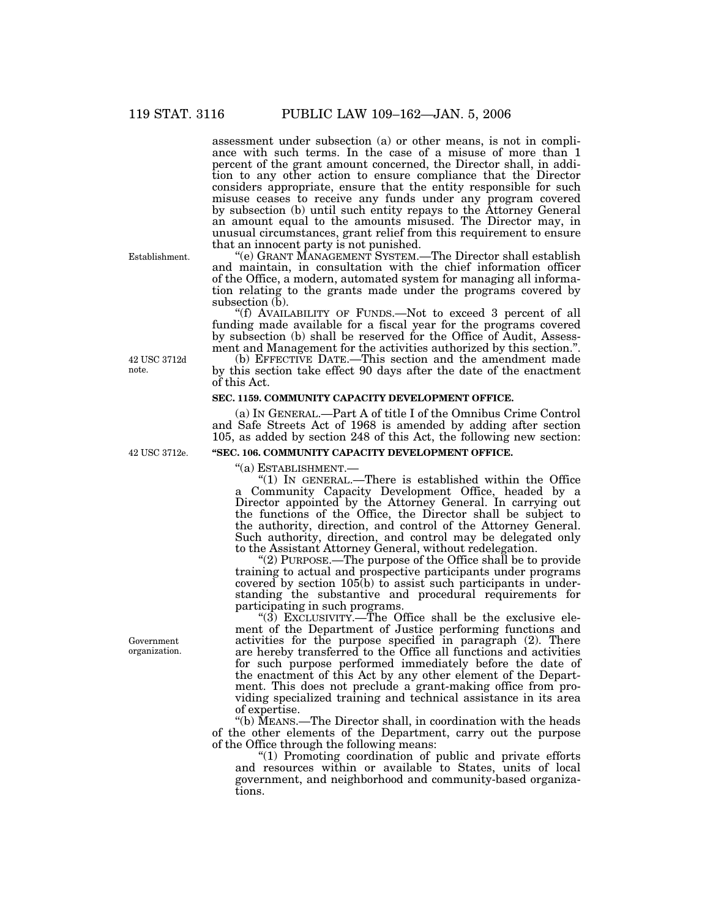assessment under subsection (a) or other means, is not in compliance with such terms. In the case of a misuse of more than 1 percent of the grant amount concerned, the Director shall, in addition to any other action to ensure compliance that the Director considers appropriate, ensure that the entity responsible for such misuse ceases to receive any funds under any program covered by subsection (b) until such entity repays to the Attorney General an amount equal to the amounts misused. The Director may, in unusual circumstances, grant relief from this requirement to ensure that an innocent party is not punished.

Establishment.

"(e) GRANT MANAGEMENT SYSTEM.—The Director shall establish and maintain, in consultation with the chief information officer of the Office, a modern, automated system for managing all information relating to the grants made under the programs covered by subsection (b).

"(f) AVAILABILITY OF FUNDS.—Not to exceed 3 percent of all funding made available for a fiscal year for the programs covered by subsection (b) shall be reserved for the Office of Audit, Assessment and Management for the activities authorized by this section.".

42 USC 3712d note.

(b) EFFECTIVE DATE.—This section and the amendment made by this section take effect 90 days after the date of the enactment of this Act.

**SEC. 1159. COMMUNITY CAPACITY DEVELOPMENT OFFICE.**

(a) IN GENERAL.—Part A of title I of the Omnibus Crime Control and Safe Streets Act of 1968 is amended by adding after section 105, as added by section 248 of this Act, the following new section:

42 USC 3712e.

**"SEC. 106. COMMUNITY CAPACITY DEVELOPMENT OFFICE.**

"(a) ESTABLISHMENT.—

"(1) IN GENERAL.—There is established within the Office a Community Capacity Development Office, headed by a Director appointed by the Attorney General. In carrying out the functions of the Office, the Director shall be subject to the authority, direction, and control of the Attorney General. Such authority, direction, and control may be delegated only to the Assistant Attorney General, without redelegation.

"(2) PURPOSE.—The purpose of the Office shall be to provide training to actual and prospective participants under programs covered by section 105(b) to assist such participants in understanding the substantive and procedural requirements for participating in such programs.

Government organization.

"(3) EXCLUSIVITY.—The Office shall be the exclusive element of the Department of Justice performing functions and activities for the purpose specified in paragraph (2). There are hereby transferred to the Office all functions and activities for such purpose performed immediately before the date of the enactment of this Act by any other element of the Department. This does not preclude a grant-making office from providing specialized training and technical assistance in its area of expertise.

"(b) MEANS.—The Director shall, in coordination with the heads of the other elements of the Department, carry out the purpose of the Office through the following means:

"(1) Promoting coordination of public and private efforts and resources within or available to States, units of local government, and neighborhood and community-based organizations.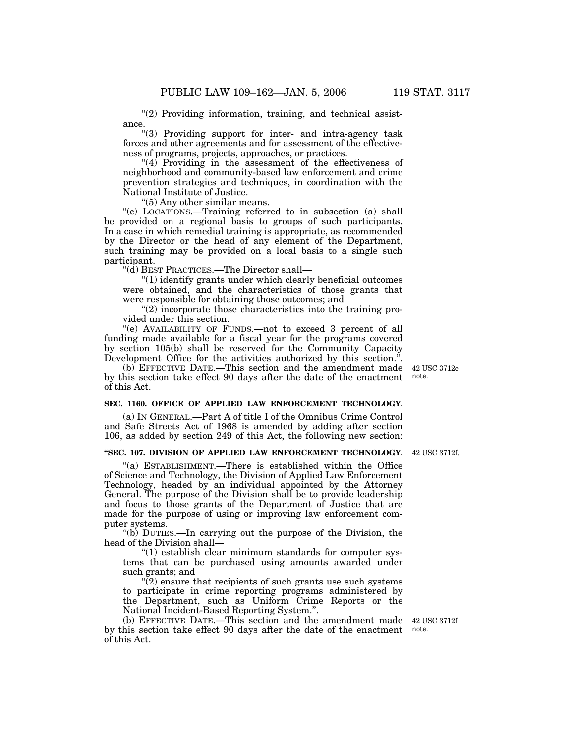"(2) Providing information, training, and technical assistance.

"(3) Providing support for inter- and intra-agency task forces and other agreements and for assessment of the effectiveness of programs, projects, approaches, or practices.

"(4) Providing in the assessment of the effectiveness of neighborhood and community-based law enforcement and crime prevention strategies and techniques, in coordination with the National Institute of Justice.

"(5) Any other similar means.

"(c) LOCATIONS.—Training referred to in subsection (a) shall be provided on a regional basis to groups of such participants. In a case in which remedial training is appropriate, as recommended by the Director or the head of any element of the Department, such training may be provided on a local basis to a single such participant.

"(d) BEST PRACTICES.—The Director shall—

"(1) identify grants under which clearly beneficial outcomes were obtained, and the characteristics of those grants that were responsible for obtaining those outcomes; and

"(2) incorporate those characteristics into the training provided under this section.

"(e) AVAILABILITY OF FUNDS.—not to exceed 3 percent of all funding made available for a fiscal year for the programs covered by section 105(b) shall be reserved for the Community Capacity Development Office for the activities authorized by this section.".

(b) EFFECTIVE DATE.—This section and the amendment made by this section take effect 90 days after the date of the enactment of this Act.

42 USC 3712e note.

**SEC. 1160. OFFICE OF APPLIED LAW ENFORCEMENT TECHNOLOGY.**

(a) IN GENERAL.—Part A of title I of the Omnibus Crime Control and Safe Streets Act of 1968 is amended by adding after section 106, as added by section 249 of this Act, the following new section:

**"SEC. 107. DIVISION OF APPLIED LAW ENFORCEMENT TECHNOLOGY.**

42 USC 3712f.

"(a) ESTABLISHMENT.—There is established within the Office of Science and Technology, the Division of Applied Law Enforcement Technology, headed by an individual appointed by the Attorney General. The purpose of the Division shall be to provide leadership and focus to those grants of the Department of Justice that are made for the purpose of using or improving law enforcement computer systems.

"(b) DUTIES.—In carrying out the purpose of the Division, the head of the Division shall—

"(1) establish clear minimum standards for computer systems that can be purchased using amounts awarded under such grants; and

"(2) ensure that recipients of such grants use such systems to participate in crime reporting programs administered by the Department, such as Uniform Crime Reports or the National Incident-Based Reporting System.".

(b) EFFECTIVE DATE.—This section and the amendment made by this section take effect 90 days after the date of the enactment of this Act.

42 USC 3712f note.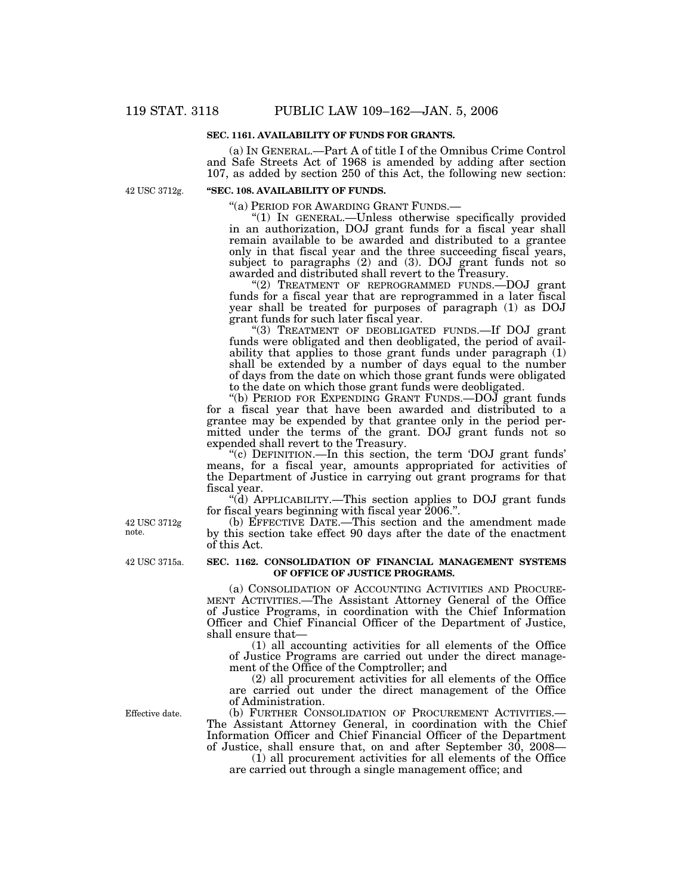### SEC. 1161. AVAILABILITY OF FUNDS FOR GRANTS.

(a) IN GENERAL.—Part A of title I of the Omnibus Crime Control and Safe Streets Act of 1968 is amended by adding after section 107, as added by section 250 of this Act, the following new section:

42 USC 3712g.

**"SEC. 108. AVAILABILITY OF FUNDS.**

"(a) PERIOD FOR AWARDING GRANT FUNDS.—

"(1) IN GENERAL.—Unless otherwise specifically provided in an authorization, DOJ grant funds for a fiscal year shall remain available to be awarded and distributed to a grantee only in that fiscal year and the three succeeding fiscal years, subject to paragraphs (2) and (3). DOJ grant funds not so awarded and distributed shall revert to the Treasury.

"(2) TREATMENT OF REPROGRAMMED FUNDS.—DOJ grant funds for a fiscal year that are reprogrammed in a later fiscal year shall be treated for purposes of paragraph (1) as DOJ grant funds for such later fiscal year.

"(3) TREATMENT OF DEOBLIGATED FUNDS.—If DOJ grant funds were obligated and then deobligated, the period of availability that applies to those grant funds under paragraph (1) shall be extended by a number of days equal to the number of days from the date on which those grant funds were obligated to the date on which those grant funds were deobligated.

"(b) PERIOD FOR EXPENDING GRANT FUNDS.—DOJ grant funds for a fiscal year that have been awarded and distributed to a grantee may be expended by that grantee only in the period permitted under the terms of the grant. DOJ grant funds not so expended shall revert to the Treasury.

"(c) DEFINITION.—In this section, the term 'DOJ grant funds' means, for a fiscal year, amounts appropriated for activities of the Department of Justice in carrying out grant programs for that fiscal year.

"(d) APPLICABILITY.—This section applies to DOJ grant funds for fiscal years beginning with fiscal year 2006.".

42 USC 3712g note.

(b) EFFECTIVE DATE.—This section and the amendment made by this section take effect 90 days after the date of the enactment of this Act.

42 USC 3715a.

### SEC. 1162. CONSOLIDATION OF FINANCIAL MANAGEMENT SYSTEMS OF OFFICE OF JUSTICE PROGRAMS.

(a) CONSOLIDATION OF ACCOUNTING ACTIVITIES AND PROCUREMENT ACTIVITIES.—The Assistant Attorney General of the Office of Justice Programs, in coordination with the Chief Information Officer and Chief Financial Officer of the Department of Justice, shall ensure that—

(1) all accounting activities for all elements of the Office of Justice Programs are carried out under the direct management of the Office of the Comptroller; and

(2) all procurement activities for all elements of the Office are carried out under the direct management of the Office of Administration.

Effective date.

(b) FURTHER CONSOLIDATION OF PROCUREMENT ACTIVITIES.—The Assistant Attorney General, in coordination with the Chief Information Officer and Chief Financial Officer of the Department of Justice, shall ensure that, on and after September 30, 2008—

(1) all procurement activities for all elements of the Office are carried out through a single management office; and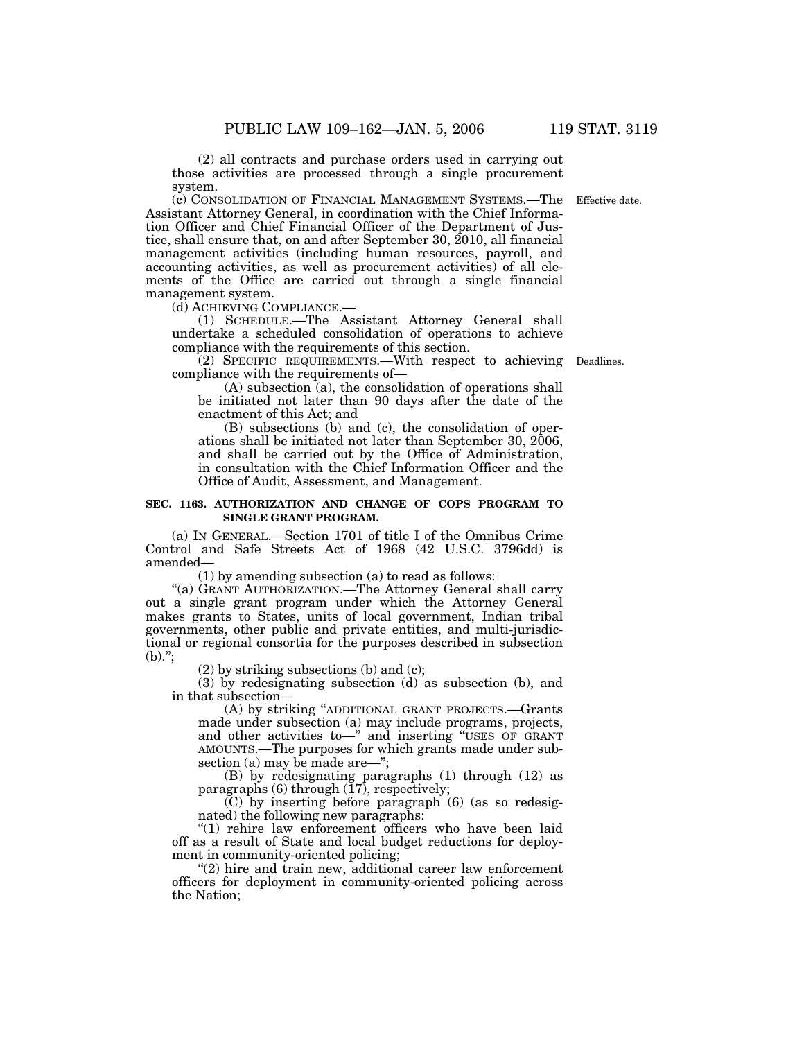(2) all contracts and purchase orders used in carrying out those activities are processed through a single procurement system.

(c) CONSOLIDATION OF FINANCIAL MANAGEMENT SYSTEMS.—The Assistant Attorney General, in coordination with the Chief Information Officer and Chief Financial Officer of the Department of Justice, shall ensure that, on and after September 30, 2010, all financial management activities (including human resources, payroll, and accounting activities, as well as procurement activities) of all elements of the Office are carried out through a single financial management system.

Effective date.

(d) ACHIEVING COMPLIANCE.—

(1) SCHEDULE.—The Assistant Attorney General shall undertake a scheduled consolidation of operations to achieve compliance with the requirements of this section.

(2) SPECIFIC REQUIREMENTS.—With respect to achieving compliance with the requirements of—

Deadlines.

(A) subsection (a), the consolidation of operations shall be initiated not later than 90 days after the date of the enactment of this Act; and

(B) subsections (b) and (c), the consolidation of operations shall be initiated not later than September 30, 2006, and shall be carried out by the Office of Administration, in consultation with the Chief Information Officer and the Office of Audit, Assessment, and Management.

**SEC. 1163. AUTHORIZATION AND CHANGE OF COPS PROGRAM TO SINGLE GRANT PROGRAM.**

(a) IN GENERAL.—Section 1701 of title I of the Omnibus Crime Control and Safe Streets Act of 1968 (42 U.S.C. 3796dd) is amended—

(1) by amending subsection (a) to read as follows:

"(a) GRANT AUTHORIZATION.—The Attorney General shall carry out a single grant program under which the Attorney General makes grants to States, units of local government, Indian tribal governments, other public and private entities, and multi-jurisdictional or regional consortia for the purposes described in subsection (b).";

(2) by striking subsections (b) and (c);

(3) by redesignating subsection (d) as subsection (b), and in that subsection—

(A) by striking "ADDITIONAL GRANT PROJECTS.—Grants made under subsection (a) may include programs, projects, and other activities to—" and inserting "USES OF GRANT AMOUNTS.—The purposes for which grants made under subsection (a) may be made are—";

(B) by redesignating paragraphs (1) through (12) as paragraphs (6) through (17), respectively;

(C) by inserting before paragraph (6) (as so redesignated) the following new paragraphs:

"(1) rehire law enforcement officers who have been laid off as a result of State and local budget reductions for deployment in community-oriented policing;

"(2) hire and train new, additional career law enforcement officers for deployment in community-oriented policing across the Nation;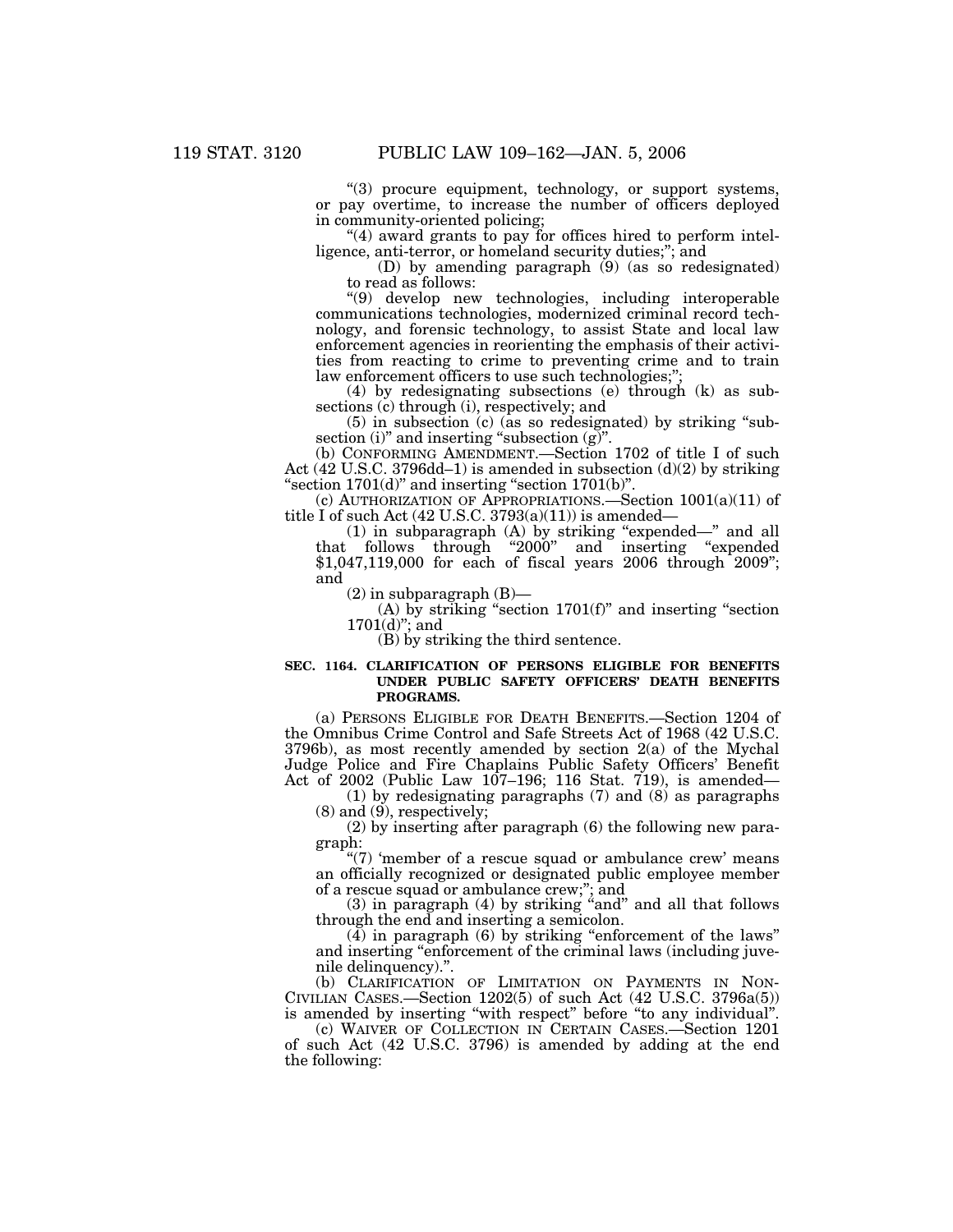"(3) procure equipment, technology, or support systems, or pay overtime, to increase the number of officers deployed in community-oriented policing;

"(4) award grants to pay for offices hired to perform intelligence, anti-terror, or homeland security duties;"; and

(D) by amending paragraph (9) (as so redesignated) to read as follows:

"(9) develop new technologies, including interoperable communications technologies, modernized criminal record technology, and forensic technology, to assist State and local law enforcement agencies in reorienting the emphasis of their activities from reacting to crime to preventing crime and to train law enforcement officers to use such technologies;";

(4) by redesignating subsections (e) through (k) as subsections (c) through (i), respectively; and

(5) in subsection (c) (as so redesignated) by striking "subsection (i)" and inserting "subsection (g)".

(b) CONFORMING AMENDMENT.—Section 1702 of title I of such Act (42 U.S.C. 3796dd–1) is amended in subsection (d)(2) by striking "section 1701(d)" and inserting "section 1701(b)".

(c) AUTHORIZATION OF APPROPRIATIONS.—Section 1001(a)(11) of title I of such Act (42 U.S.C. 3793(a)(11)) is amended—

(1) in subparagraph (A) by striking "expended—" and all that follows through "2000" and inserting "expended $1,047,119,000 for each of fiscal years 2006 through 2009"; and

(2) in subparagraph (B)—

(A) by striking "section 1701(f)" and inserting "section 1701(d)"; and

(B) by striking the third sentence.

**SEC. 1164. CLARIFICATION OF PERSONS ELIGIBLE FOR BENEFITS UNDER PUBLIC SAFETY OFFICERS' DEATH BENEFITS PROGRAMS.**

(a) PERSONS ELIGIBLE FOR DEATH BENEFITS.—Section 1204 of the Omnibus Crime Control and Safe Streets Act of 1968 (42 U.S.C. 3796b), as most recently amended by section 2(a) of the Mychal Judge Police and Fire Chaplains Public Safety Officers' Benefit Act of 2002 (Public Law 107–196; 116 Stat. 719), is amended—

(1) by redesignating paragraphs (7) and (8) as paragraphs (8) and (9), respectively;

(2) by inserting after paragraph (6) the following new paragraph:

"(7) 'member of a rescue squad or ambulance crew' means an officially recognized or designated public employee member of a rescue squad or ambulance crew;"; and

(3) in paragraph (4) by striking "and" and all that follows through the end and inserting a semicolon.

(4) in paragraph (6) by striking "enforcement of the laws" and inserting "enforcement of the criminal laws (including juvenile delinquency).".

(b) CLARIFICATION OF LIMITATION ON PAYMENTS IN NON-CIVILIAN CASES.—Section 1202(5) of such Act (42 U.S.C. 3796a(5)) is amended by inserting "with respect" before "to any individual".

(c) WAIVER OF COLLECTION IN CERTAIN CASES.—Section 1201 of such Act (42 U.S.C. 3796) is amended by adding at the end the following: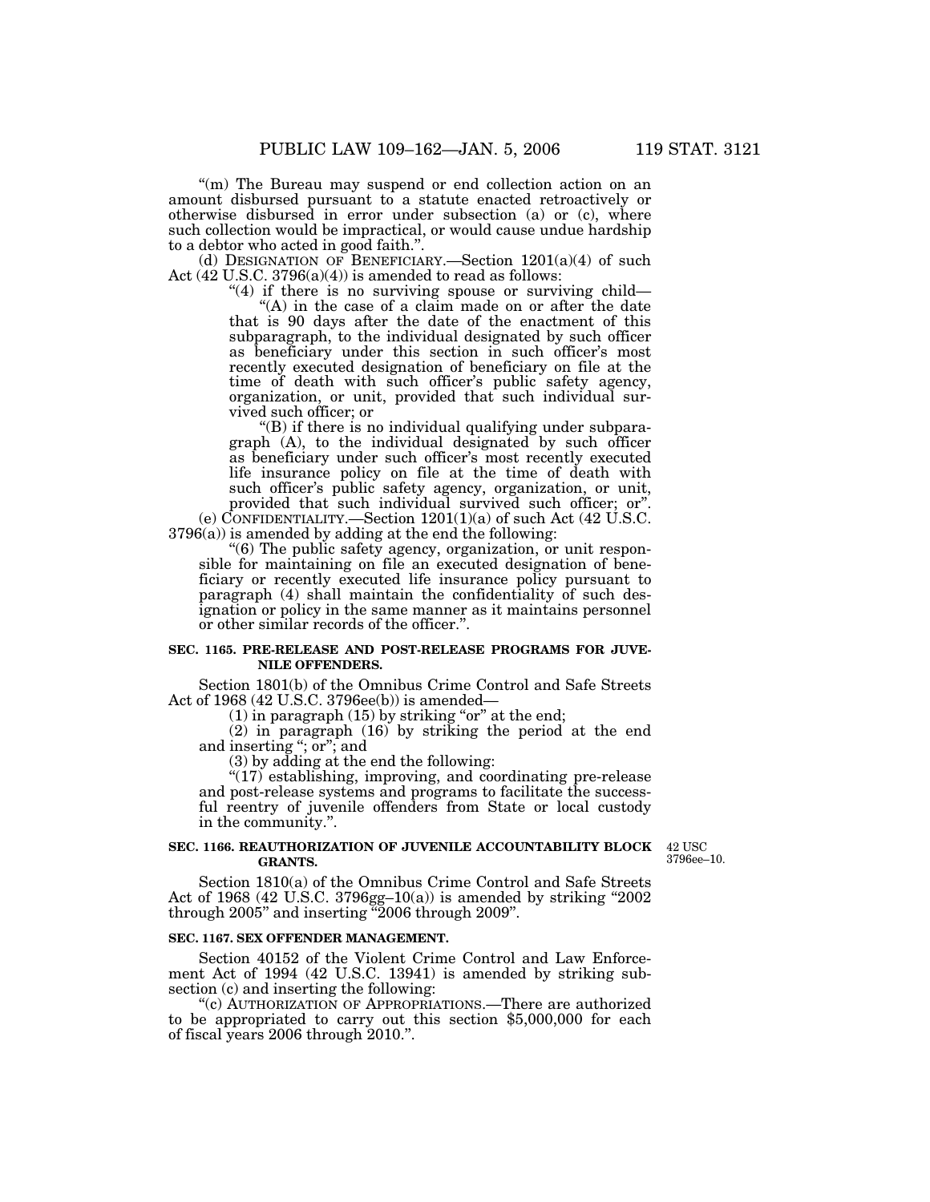"(m) The Bureau may suspend or end collection action on an amount disbursed pursuant to a statute enacted retroactively or otherwise disbursed in error under subsection (a) or (c), where such collection would be impractical, or would cause undue hardship to a debtor who acted in good faith.".

(d) DESIGNATION OF BENEFICIARY.—Section 1201(a)(4) of such Act (42 U.S.C. 3796(a)(4)) is amended to read as follows:

"(4) if there is no surviving spouse or surviving child—

"(A) in the case of a claim made on or after the date that is 90 days after the date of the enactment of this subparagraph, to the individual designated by such officer as beneficiary under this section in such officer's most recently executed designation of beneficiary on file at the time of death with such officer's public safety agency, organization, or unit, provided that such individual survived such officer; or

"(B) if there is no individual qualifying under subparagraph (A), to the individual designated by such officer as beneficiary under such officer's most recently executed life insurance policy on file at the time of death with such officer's public safety agency, organization, or unit, provided that such individual survived such officer; or".

(e) CONFIDENTIALITY.—Section 1201(1)(a) of such Act (42 U.S.C. 3796(a)) is amended by adding at the end the following:

"(6) The public safety agency, organization, or unit responsible for maintaining on file an executed designation of beneficiary or recently executed life insurance policy pursuant to paragraph (4) shall maintain the confidentiality of such designation or policy in the same manner as it maintains personnel or other similar records of the officer.".

**SEC. 1165. PRE-RELEASE AND POST-RELEASE PROGRAMS FOR JUVENILE OFFENDERS.**

Section 1801(b) of the Omnibus Crime Control and Safe Streets Act of 1968 (42 U.S.C. 3796ee(b)) is amended—

(1) in paragraph (15) by striking "or" at the end;

(2) in paragraph (16) by striking the period at the end and inserting "; or"; and

(3) by adding at the end the following:

"(17) establishing, improving, and coordinating pre-release and post-release systems and programs to facilitate the successful reentry of juvenile offenders from State or local custody in the community.".

**SEC. 1166. REAUTHORIZATION OF JUVENILE ACCOUNTABILITY BLOCK GRANTS.**

42 USC 3796ee–10.

Section 1810(a) of the Omnibus Crime Control and Safe Streets Act of 1968 (42 U.S.C. 3796gg–10(a)) is amended by striking "2002 through 2005" and inserting "2006 through 2009".

**SEC. 1167. SEX OFFENDER MANAGEMENT.**

Section 40152 of the Violent Crime Control and Law Enforcement Act of 1994 (42 U.S.C. 13941) is amended by striking subsection (c) and inserting the following:

"(c) AUTHORIZATION OF APPROPRIATIONS.—There are authorized to be appropriated to carry out this section $5,000,000 for each of fiscal years 2006 through 2010.".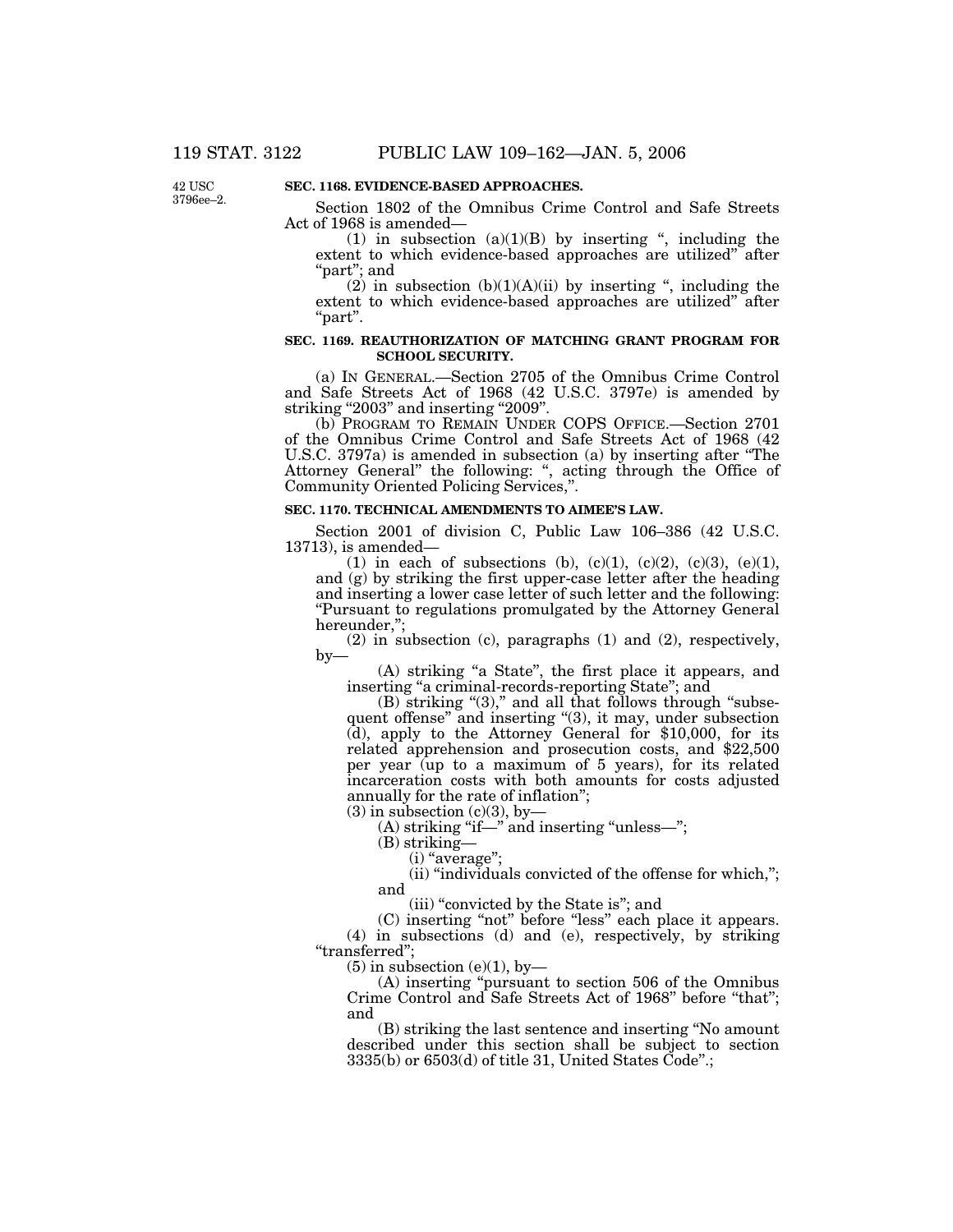42 USC 3796ee–2.

**SEC. 1168. EVIDENCE-BASED APPROACHES.**

Section 1802 of the Omnibus Crime Control and Safe Streets Act of 1968 is amended—

(1) in subsection (a)(1)(B) by inserting ", including the extent to which evidence-based approaches are utilized" after "part"; and

(2) in subsection (b)(1)(A)(ii) by inserting ", including the extent to which evidence-based approaches are utilized" after "part".

**SEC. 1169. REAUTHORIZATION OF MATCHING GRANT PROGRAM FOR SCHOOL SECURITY.**

(a) IN GENERAL.—Section 2705 of the Omnibus Crime Control and Safe Streets Act of 1968 (42 U.S.C. 3797e) is amended by striking "2003" and inserting "2009".

(b) PROGRAM TO REMAIN UNDER COPS OFFICE.—Section 2701 of the Omnibus Crime Control and Safe Streets Act of 1968 (42 U.S.C. 3797a) is amended in subsection (a) by inserting after "The Attorney General" the following: ", acting through the Office of Community Oriented Policing Services,".

**SEC. 1170. TECHNICAL AMENDMENTS TO AIMEE'S LAW.**

Section 2001 of division C, Public Law 106–386 (42 U.S.C. 13713), is amended—

(1) in each of subsections (b), (c)(1), (c)(2), (c)(3), (e)(1), and (g) by striking the first upper-case letter after the heading and inserting a lower case letter of such letter and the following: "Pursuant to regulations promulgated by the Attorney General hereunder,";

(2) in subsection (c), paragraphs (1) and (2), respectively, by—

(A) striking "a State", the first place it appears, and inserting "a criminal-records-reporting State"; and

(B) striking "(3)," and all that follows through "subsequent offense" and inserting "(3), it may, under subsection (d), apply to the Attorney General for $10,000, for its related apprehension and prosecution costs, and $22,500 per year (up to a maximum of 5 years), for its related incarceration costs with both amounts for costs adjusted annually for the rate of inflation";

(3) in subsection (c)(3), by—

(A) striking "if—" and inserting "unless—";

(B) striking—

(i) "average";

(ii) "individuals convicted of the offense for which,"; and

(iii) "convicted by the State is"; and

(C) inserting "not" before "less" each place it appears.

(4) in subsections (d) and (e), respectively, by striking "transferred";

(5) in subsection (e)(1), by—

(A) inserting "pursuant to section 506 of the Omnibus Crime Control and Safe Streets Act of 1968" before "that"; and

(B) striking the last sentence and inserting "No amount described under this section shall be subject to section 3335(b) or 6503(d) of title 31, United States Code".;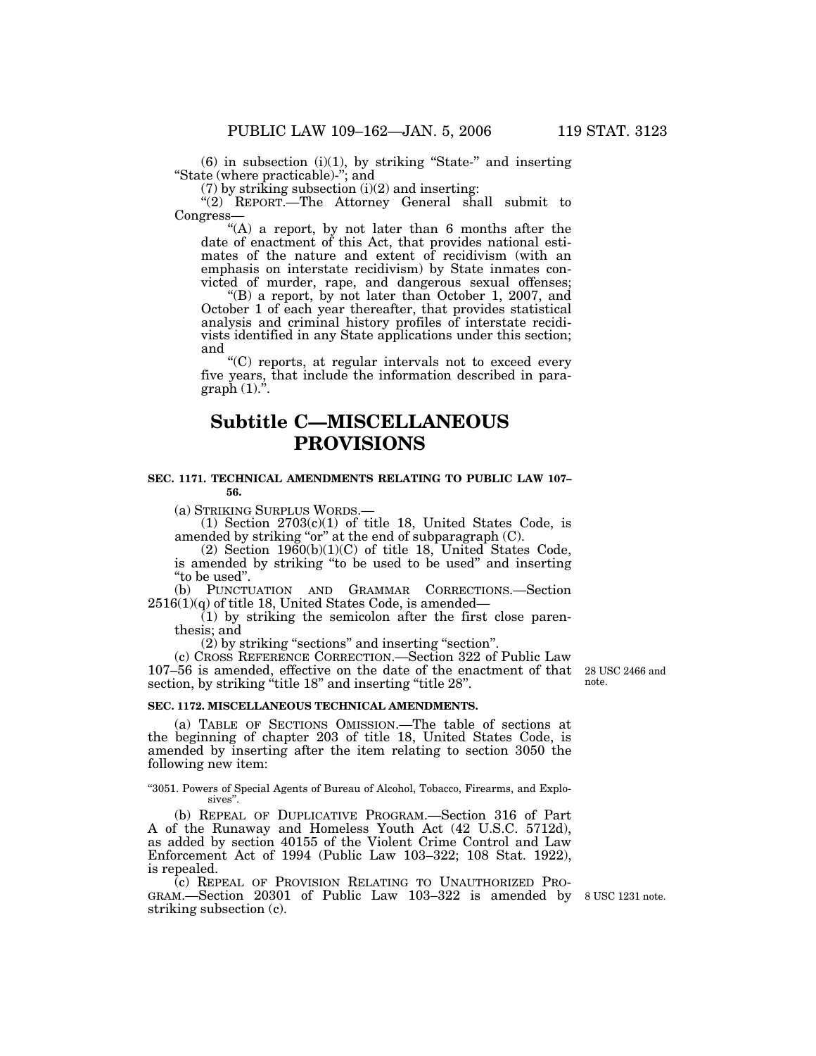(6) in subsection (i)(1), by striking "State-" and inserting "State (where practicable)-"; and

(7) by striking subsection (i)(2) and inserting:

"(2) REPORT.—The Attorney General shall submit to Congress—

"(A) a report, by not later than 6 months after the date of enactment of this Act, that provides national estimates of the nature and extent of recidivism (with an emphasis on interstate recidivism) by State inmates convicted of murder, rape, and dangerous sexual offenses;

"(B) a report, by not later than October 1, 2007, and October 1 of each year thereafter, that provides statistical analysis and criminal history profiles of interstate recidivists identified in any State applications under this section; and

"(C) reports, at regular intervals not to exceed every five years, that include the information described in paragraph (1).".

# Subtitle C—MISCELLANEOUS PROVISIONS

**SEC. 1171. TECHNICAL AMENDMENTS RELATING TO PUBLIC LAW 107–56.**

(a) STRIKING SURPLUS WORDS.—

(1) Section 2703(c)(1) of title 18, United States Code, is amended by striking "or" at the end of subparagraph (C).

(2) Section 1960(b)(1)(C) of title 18, United States Code, is amended by striking "to be used to be used" and inserting "to be used".

(b) PUNCTUATION AND GRAMMAR CORRECTIONS.—Section 2516(1)(q) of title 18, United States Code, is amended—

(1) by striking the semicolon after the first close parenthesis; and

(2) by striking "sections" and inserting "section".

(c) CROSS REFERENCE CORRECTION.—Section 322 of Public Law 107–56 is amended, effective on the date of the enactment of that section, by striking "title 18" and inserting "title 28".

28 USC 2466 and note.

**SEC. 1172. MISCELLANEOUS TECHNICAL AMENDMENTS.**

(a) TABLE OF SECTIONS OMISSION.—The table of sections at the beginning of chapter 203 of title 18, United States Code, is amended by inserting after the item relating to section 3050 the following new item:

"3051. Powers of Special Agents of Bureau of Alcohol, Tobacco, Firearms, and Explosives".

(b) REPEAL OF DUPLICATIVE PROGRAM.—Section 316 of Part A of the Runaway and Homeless Youth Act (42 U.S.C. 5712d), as added by section 40155 of the Violent Crime Control and Law Enforcement Act of 1994 (Public Law 103–322; 108 Stat. 1922), is repealed.

(c) REPEAL OF PROVISION RELATING TO UNAUTHORIZED PROGRAM.—Section 20301 of Public Law 103–322 is amended by striking subsection (c).

8 USC 1231 note.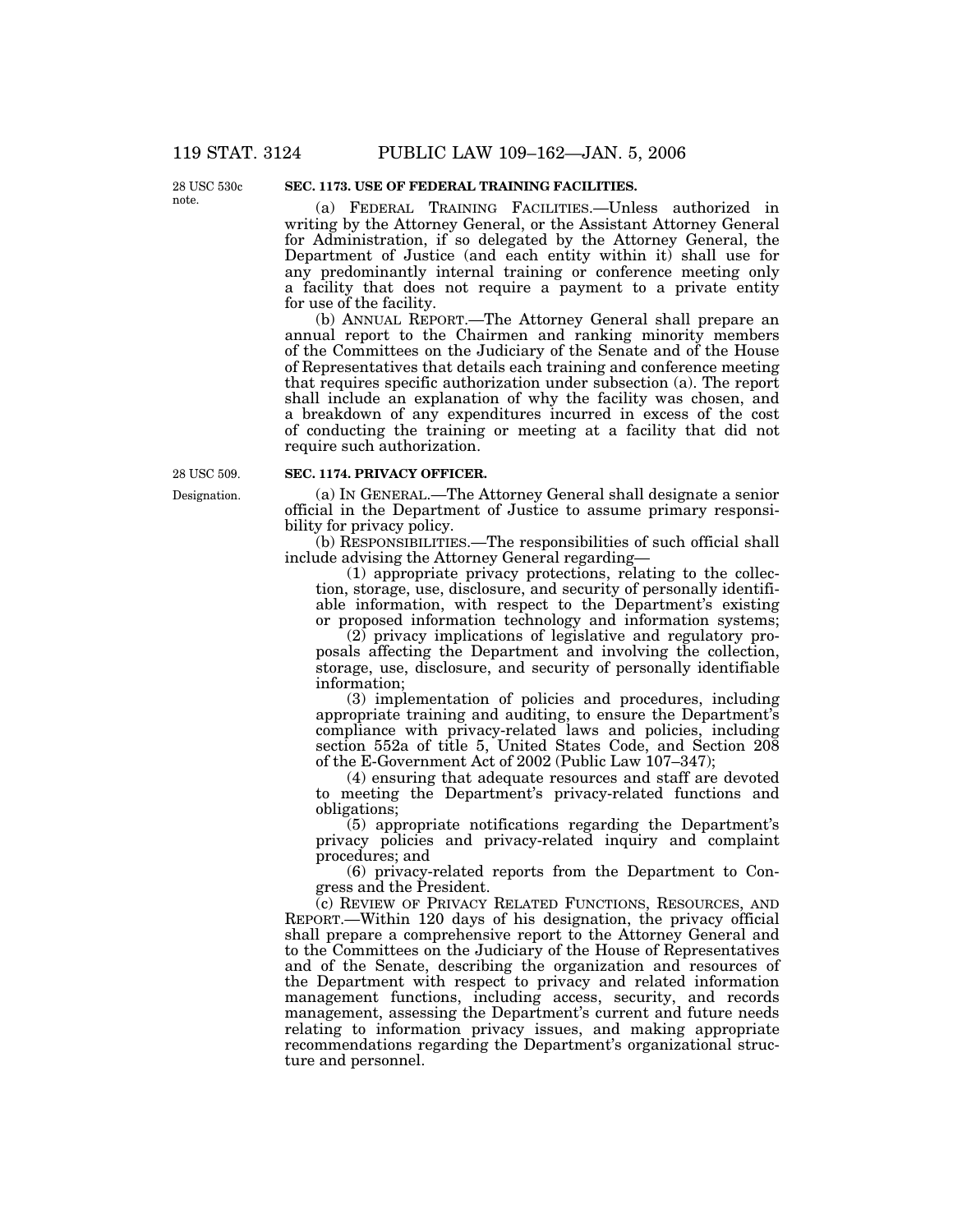28 USC 530c note.

**SEC. 1173. USE OF FEDERAL TRAINING FACILITIES.**

(a) FEDERAL TRAINING FACILITIES.—Unless authorized in writing by the Attorney General, or the Assistant Attorney General for Administration, if so delegated by the Attorney General, the Department of Justice (and each entity within it) shall use for any predominantly internal training or conference meeting only a facility that does not require a payment to a private entity for use of the facility.

(b) ANNUAL REPORT.—The Attorney General shall prepare an annual report to the Chairmen and ranking minority members of the Committees on the Judiciary of the Senate and of the House of Representatives that details each training and conference meeting that requires specific authorization under subsection (a). The report shall include an explanation of why the facility was chosen, and a breakdown of any expenditures incurred in excess of the cost of conducting the training or meeting at a facility that did not require such authorization.

28 USC 509.

**SEC. 1174. PRIVACY OFFICER.**

Designation.

(a) IN GENERAL.—The Attorney General shall designate a senior official in the Department of Justice to assume primary responsibility for privacy policy.

(b) RESPONSIBILITIES.—The responsibilities of such official shall include advising the Attorney General regarding—

(1) appropriate privacy protections, relating to the collection, storage, use, disclosure, and security of personally identifiable information, with respect to the Department's existing or proposed information technology and information systems;

(2) privacy implications of legislative and regulatory proposals affecting the Department and involving the collection, storage, use, disclosure, and security of personally identifiable information;

(3) implementation of policies and procedures, including appropriate training and auditing, to ensure the Department's compliance with privacy-related laws and policies, including section 552a of title 5, United States Code, and Section 208 of the E-Government Act of 2002 (Public Law 107–347);

(4) ensuring that adequate resources and staff are devoted to meeting the Department's privacy-related functions and obligations;

(5) appropriate notifications regarding the Department's privacy policies and privacy-related inquiry and complaint procedures; and

(6) privacy-related reports from the Department to Congress and the President.

(c) REVIEW OF PRIVACY RELATED FUNCTIONS, RESOURCES, AND REPORT.—Within 120 days of his designation, the privacy official shall prepare a comprehensive report to the Attorney General and to the Committees on the Judiciary of the House of Representatives and of the Senate, describing the organization and resources of the Department with respect to privacy and related information management functions, including access, security, and records management, assessing the Department's current and future needs relating to information privacy issues, and making appropriate recommendations regarding the Department's organizational structure and personnel.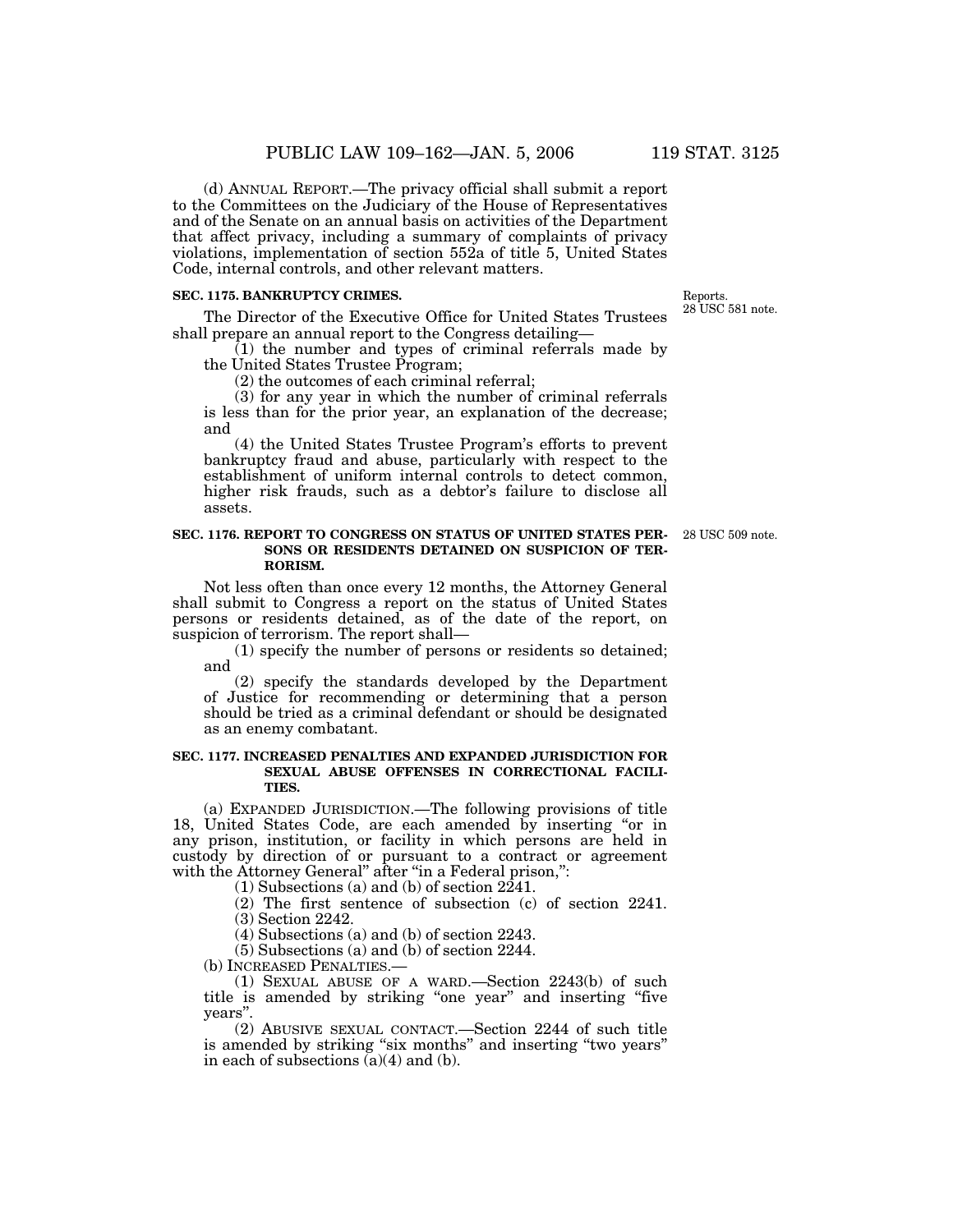(d) ANNUAL REPORT.—The privacy official shall submit a report to the Committees on the Judiciary of the House of Representatives and of the Senate on an annual basis on activities of the Department that affect privacy, including a summary of complaints of privacy violations, implementation of section 552a of title 5, United States Code, internal controls, and other relevant matters.

**SEC. 1175. BANKRUPTCY CRIMES.**

Reports.
28 USC 581 note.

The Director of the Executive Office for United States Trustees shall prepare an annual report to the Congress detailing—

(1) the number and types of criminal referrals made by the United States Trustee Program;

(2) the outcomes of each criminal referral;

(3) for any year in which the number of criminal referrals is less than for the prior year, an explanation of the decrease; and

(4) the United States Trustee Program's efforts to prevent bankruptcy fraud and abuse, particularly with respect to the establishment of uniform internal controls to detect common, higher risk frauds, such as a debtor's failure to disclose all assets.

**SEC. 1176. REPORT TO CONGRESS ON STATUS OF UNITED STATES PERSONS OR RESIDENTS DETAINED ON SUSPICION OF TERRORISM.**

28 USC 509 note.

Not less often than once every 12 months, the Attorney General shall submit to Congress a report on the status of United States persons or residents detained, as of the date of the report, on suspicion of terrorism. The report shall—

(1) specify the number of persons or residents so detained; and

(2) specify the standards developed by the Department of Justice for recommending or determining that a person should be tried as a criminal defendant or should be designated as an enemy combatant.

**SEC. 1177. INCREASED PENALTIES AND EXPANDED JURISDICTION FOR SEXUAL ABUSE OFFENSES IN CORRECTIONAL FACILITIES.**

(a) EXPANDED JURISDICTION.—The following provisions of title 18, United States Code, are each amended by inserting "or in any prison, institution, or facility in which persons are held in custody by direction of or pursuant to a contract or agreement with the Attorney General" after "in a Federal prison,":

(1) Subsections (a) and (b) of section 2241.

(2) The first sentence of subsection (c) of section 2241.

(3) Section 2242.

(4) Subsections (a) and (b) of section 2243.

(5) Subsections (a) and (b) of section 2244.

(b) INCREASED PENALTIES.—

(1) SEXUAL ABUSE OF A WARD.—Section 2243(b) of such title is amended by striking "one year" and inserting "five years".

(2) ABUSIVE SEXUAL CONTACT.—Section 2244 of such title is amended by striking "six months" and inserting "two years" in each of subsections (a)(4) and (b).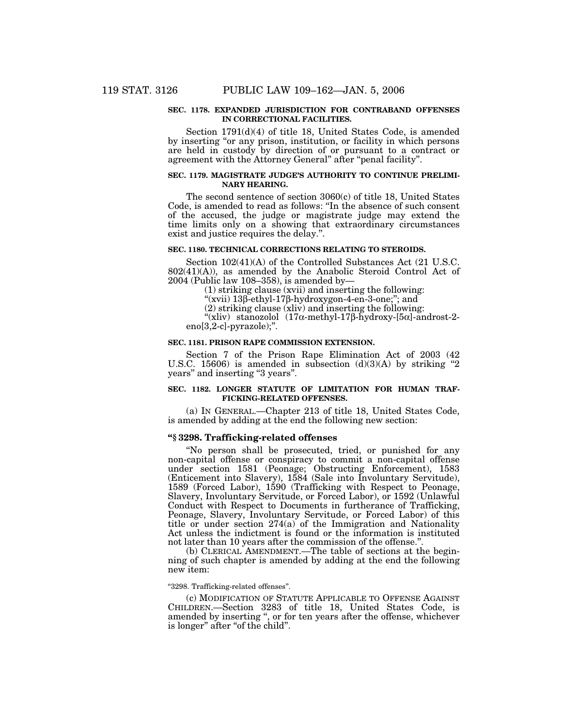**SEC. 1178. EXPANDED JURISDICTION FOR CONTRABAND OFFENSES IN CORRECTIONAL FACILITIES.**

Section 1791(d)(4) of title 18, United States Code, is amended by inserting "or any prison, institution, or facility in which persons are held in custody by direction of or pursuant to a contract or agreement with the Attorney General" after "penal facility".

**SEC. 1179. MAGISTRATE JUDGE'S AUTHORITY TO CONTINUE PRELIMINARY HEARING.**

The second sentence of section 3060(c) of title 18, United States Code, is amended to read as follows: "In the absence of such consent of the accused, the judge or magistrate judge may extend the time limits only on a showing that extraordinary circumstances exist and justice requires the delay.".

**SEC. 1180. TECHNICAL CORRECTIONS RELATING TO STEROIDS.**

Section 102(41)(A) of the Controlled Substances Act (21 U.S.C. 802(41)(A)), as amended by the Anabolic Steroid Control Act of 2004 (Public law 108–358), is amended by—

(1) striking clause (xvii) and inserting the following:

"(xvii) 13β-ethyl-17β-hydroxygon-4-en-3-one;"; and

(2) striking clause (xliv) and inserting the following:

"(xliv) stanozolol (17α-methyl-17β-hydroxy-[5α]-androst-2-eno[3,2-c]-pyrazole);".

**SEC. 1181. PRISON RAPE COMMISSION EXTENSION.**

Section 7 of the Prison Rape Elimination Act of 2003 (42 U.S.C. 15606) is amended in subsection (d)(3)(A) by striking "2 years" and inserting "3 years".

**SEC. 1182. LONGER STATUTE OF LIMITATION FOR HUMAN TRAFFICKING-RELATED OFFENSES.**

(a) IN GENERAL.—Chapter 213 of title 18, United States Code, is amended by adding at the end the following new section:

**"§ 3298. Trafficking-related offenses**

"No person shall be prosecuted, tried, or punished for any non-capital offense or conspiracy to commit a non-capital offense under section 1581 (Peonage; Obstructing Enforcement), 1583 (Enticement into Slavery), 1584 (Sale into Involuntary Servitude), 1589 (Forced Labor), 1590 (Trafficking with Respect to Peonage, Slavery, Involuntary Servitude, or Forced Labor), or 1592 (Unlawful Conduct with Respect to Documents in furtherance of Trafficking, Peonage, Slavery, Involuntary Servitude, or Forced Labor) of this title or under section 274(a) of the Immigration and Nationality Act unless the indictment is found or the information is instituted not later than 10 years after the commission of the offense.".

(b) CLERICAL AMENDMENT.—The table of sections at the beginning of such chapter is amended by adding at the end the following new item:

"3298. Trafficking-related offenses".

(c) MODIFICATION OF STATUTE APPLICABLE TO OFFENSE AGAINST CHILDREN.—Section 3283 of title 18, United States Code, is amended by inserting ", or for ten years after the offense, whichever is longer" after "of the child".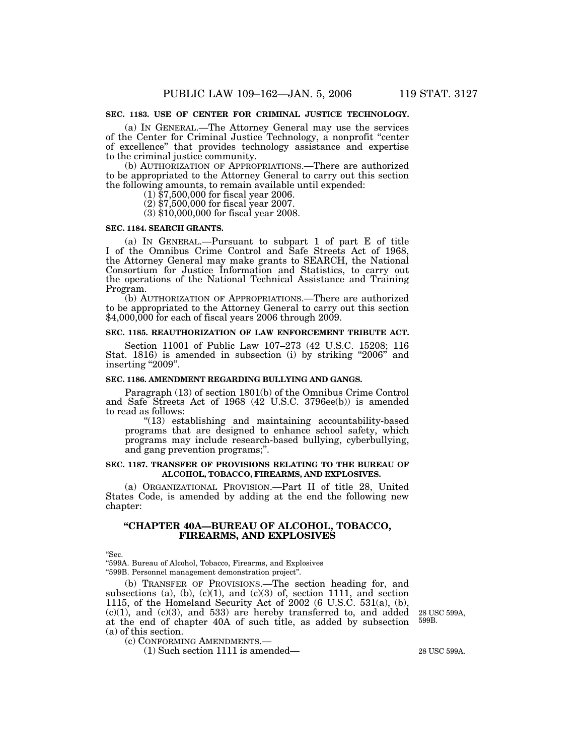**SEC. 1183. USE OF CENTER FOR CRIMINAL JUSTICE TECHNOLOGY.**

(a) IN GENERAL.—The Attorney General may use the services of the Center for Criminal Justice Technology, a nonprofit "center of excellence" that provides technology assistance and expertise to the criminal justice community.

(b) AUTHORIZATION OF APPROPRIATIONS.—There are authorized to be appropriated to the Attorney General to carry out this section the following amounts, to remain available until expended:

(1) $7,500,000 for fiscal year 2006.

(2) $7,500,000 for fiscal year 2007.

(3) $10,000,000 for fiscal year 2008.

**SEC. 1184. SEARCH GRANTS.**

(a) IN GENERAL.—Pursuant to subpart 1 of part E of title I of the Omnibus Crime Control and Safe Streets Act of 1968, the Attorney General may make grants to SEARCH, the National Consortium for Justice Information and Statistics, to carry out the operations of the National Technical Assistance and Training Program.

(b) AUTHORIZATION OF APPROPRIATIONS.—There are authorized to be appropriated to the Attorney General to carry out this section $4,000,000 for each of fiscal years 2006 through 2009.

**SEC. 1185. REAUTHORIZATION OF LAW ENFORCEMENT TRIBUTE ACT.**

Section 11001 of Public Law 107–273 (42 U.S.C. 15208; 116 Stat. 1816) is amended in subsection (i) by striking "2006" and inserting "2009".

**SEC. 1186. AMENDMENT REGARDING BULLYING AND GANGS.**

Paragraph (13) of section 1801(b) of the Omnibus Crime Control and Safe Streets Act of 1968 (42 U.S.C. 3796ee(b)) is amended to read as follows:

"(13) establishing and maintaining accountability-based programs that are designed to enhance school safety, which programs may include research-based bullying, cyberbullying, and gang prevention programs;".

**SEC. 1187. TRANSFER OF PROVISIONS RELATING TO THE BUREAU OF ALCOHOL, TOBACCO, FIREARMS, AND EXPLOSIVES.**

(a) ORGANIZATIONAL PROVISION.—Part II of title 28, United States Code, is amended by adding at the end the following new chapter:

## "CHAPTER 40A—BUREAU OF ALCOHOL, TOBACCO, FIREARMS, AND EXPLOSIVES

"Sec.

"599A. Bureau of Alcohol, Tobacco, Firearms, and Explosives

"599B. Personnel management demonstration project".

(b) TRANSFER OF PROVISIONS.—The section heading for, and subsections (a), (b), (c)(1), and (c)(3) of, section 1111, and section 1115, of the Homeland Security Act of 2002 (6 U.S.C. 531(a), (b), (c)(1), and (c)(3), and 533) are hereby transferred to, and added at the end of chapter 40A of such title, as added by subsection (a) of this section.

28 USC 599A, 599B.

(c) CONFORMING AMENDMENTS.—

(1) Such section 1111 is amended—

28 USC 599A.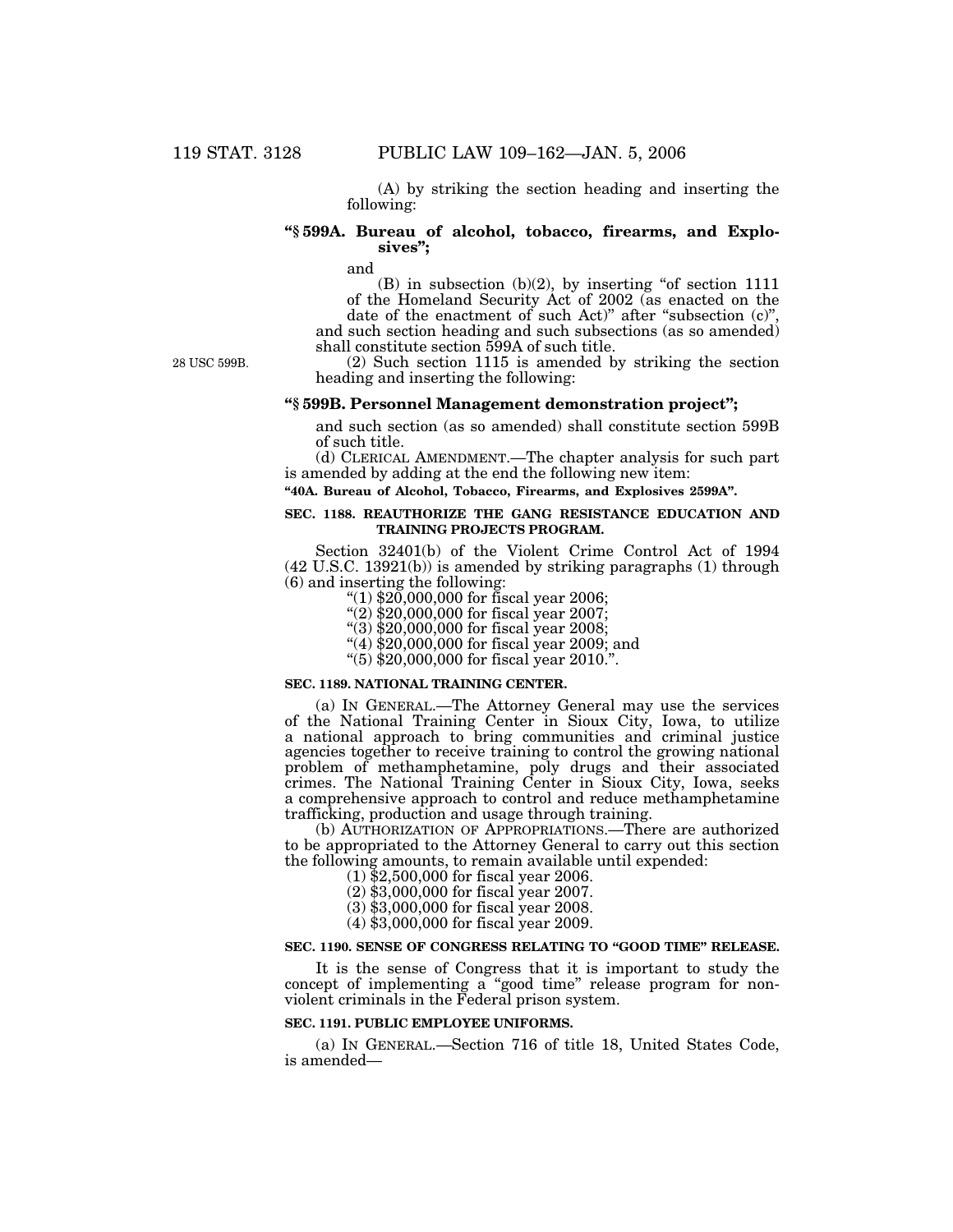(A) by striking the section heading and inserting the following:

**"§ 599A. Bureau of alcohol, tobacco, firearms, and Explosives";**

and

(B) in subsection (b)(2), by inserting "of section 1111 of the Homeland Security Act of 2002 (as enacted on the date of the enactment of such Act)" after "subsection (c)",

and such section heading and such subsections (as so amended) shall constitute section 599A of such title.

28 USC 599B.

(2) Such section 1115 is amended by striking the section heading and inserting the following:

**"§ 599B. Personnel Management demonstration project";**

and such section (as so amended) shall constitute section 599B of such title.

(d) CLERICAL AMENDMENT.—The chapter analysis for such part is amended by adding at the end the following new item:

**"40A. Bureau of Alcohol, Tobacco, Firearms, and Explosives 2599A".**

**SEC. 1188. REAUTHORIZE THE GANG RESISTANCE EDUCATION AND TRAINING PROJECTS PROGRAM.**

Section 32401(b) of the Violent Crime Control Act of 1994 (42 U.S.C. 13921(b)) is amended by striking paragraphs (1) through (6) and inserting the following:

"(1) $20,000,000 for fiscal year 2006;

"(2) $20,000,000 for fiscal year 2007;

"(3) $20,000,000 for fiscal year 2008;

"(4) $20,000,000 for fiscal year 2009; and

"(5) $20,000,000 for fiscal year 2010.".

**SEC. 1189. NATIONAL TRAINING CENTER.**

(a) IN GENERAL.—The Attorney General may use the services of the National Training Center in Sioux City, Iowa, to utilize a national approach to bring communities and criminal justice agencies together to receive training to control the growing national problem of methamphetamine, poly drugs and their associated crimes. The National Training Center in Sioux City, Iowa, seeks a comprehensive approach to control and reduce methamphetamine trafficking, production and usage through training.

(b) AUTHORIZATION OF APPROPRIATIONS.—There are authorized to be appropriated to the Attorney General to carry out this section the following amounts, to remain available until expended:

(1) $2,500,000 for fiscal year 2006.

(2) $3,000,000 for fiscal year 2007.

(3) $3,000,000 for fiscal year 2008.

(4) $3,000,000 for fiscal year 2009.

**SEC. 1190. SENSE OF CONGRESS RELATING TO "GOOD TIME" RELEASE.**

It is the sense of Congress that it is important to study the concept of implementing a "good time" release program for non-violent criminals in the Federal prison system.

**SEC. 1191. PUBLIC EMPLOYEE UNIFORMS.**

(a) IN GENERAL.—Section 716 of title 18, United States Code, is amended—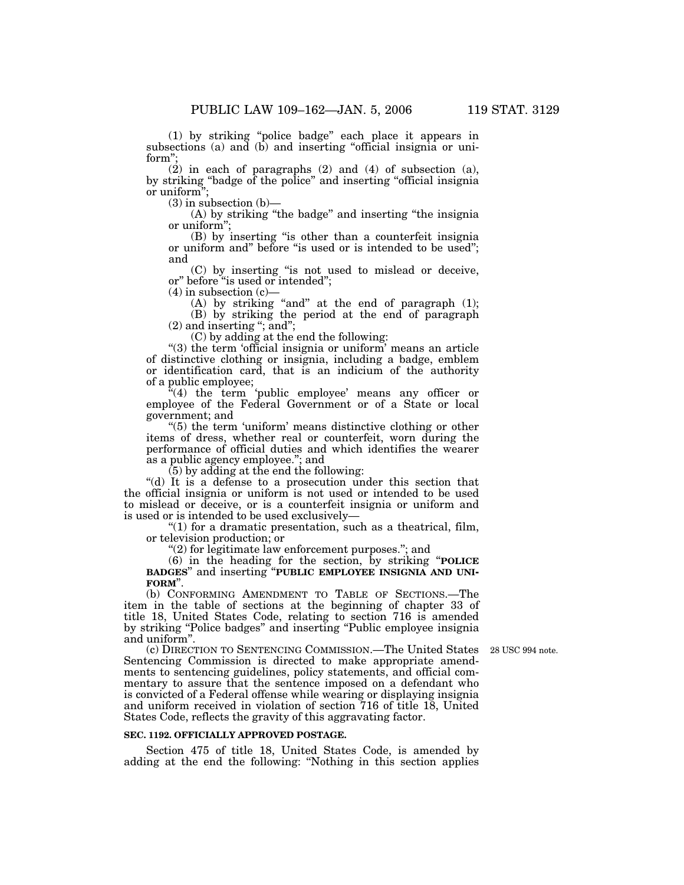(1) by striking "police badge" each place it appears in subsections (a) and (b) and inserting "official insignia or uniform";

(2) in each of paragraphs (2) and (4) of subsection (a), by striking "badge of the police" and inserting "official insignia or uniform";

(3) in subsection (b)—

(A) by striking "the badge" and inserting "the insignia or uniform";

(B) by inserting "is other than a counterfeit insignia or uniform and" before "is used or is intended to be used"; and

(C) by inserting "is not used to mislead or deceive, or" before "is used or intended";

(4) in subsection (c)—

(A) by striking "and" at the end of paragraph (1);

(B) by striking the period at the end of paragraph (2) and inserting "; and";

(C) by adding at the end the following:

"(3) the term 'official insignia or uniform' means an article of distinctive clothing or insignia, including a badge, emblem or identification card, that is an indicium of the authority of a public employee;

"(4) the term 'public employee' means any officer or employee of the Federal Government or of a State or local government; and

"(5) the term 'uniform' means distinctive clothing or other items of dress, whether real or counterfeit, worn during the performance of official duties and which identifies the wearer as a public agency employee."; and

(5) by adding at the end the following:

"(d) It is a defense to a prosecution under this section that the official insignia or uniform is not used or intended to be used to mislead or deceive, or is a counterfeit insignia or uniform and is used or is intended to be used exclusively—

"(1) for a dramatic presentation, such as a theatrical, film, or television production; or

"(2) for legitimate law enforcement purposes."; and

(6) in the heading for the section, by striking "**POLICE BADGES**" and inserting "**PUBLIC EMPLOYEE INSIGNIA AND UNIFORM**".

(b) CONFORMING AMENDMENT TO TABLE OF SECTIONS.—The item in the table of sections at the beginning of chapter 33 of title 18, United States Code, relating to section 716 is amended by striking "Police badges" and inserting "Public employee insignia and uniform".

(c) DIRECTION TO SENTENCING COMMISSION.—The United States Sentencing Commission is directed to make appropriate amendments to sentencing guidelines, policy statements, and official commentary to assure that the sentence imposed on a defendant who is convicted of a Federal offense while wearing or displaying insignia and uniform received in violation of section 716 of title 18, United States Code, reflects the gravity of this aggravating factor.

28 USC 994 note.

### SEC. 1192. OFFICIALLY APPROVED POSTAGE.

Section 475 of title 18, United States Code, is amended by adding at the end the following: "Nothing in this section applies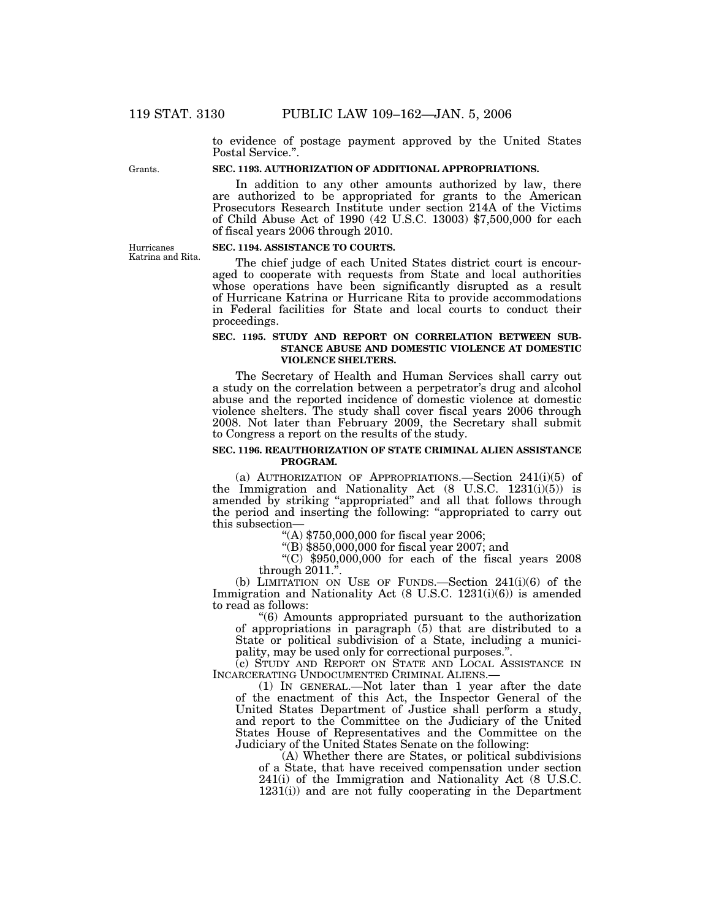to evidence of postage payment approved by the United States Postal Service.".

Grants.

**SEC. 1193. AUTHORIZATION OF ADDITIONAL APPROPRIATIONS.**

In addition to any other amounts authorized by law, there are authorized to be appropriated for grants to the American Prosecutors Research Institute under section 214A of the Victims of Child Abuse Act of 1990 (42 U.S.C. 13003) $7,500,000 for each of fiscal years 2006 through 2010.

Hurricanes Katrina and Rita.

**SEC. 1194. ASSISTANCE TO COURTS.**

The chief judge of each United States district court is encouraged to cooperate with requests from State and local authorities whose operations have been significantly disrupted as a result of Hurricane Katrina or Hurricane Rita to provide accommodations in Federal facilities for State and local courts to conduct their proceedings.

**SEC. 1195. STUDY AND REPORT ON CORRELATION BETWEEN SUBSTANCE ABUSE AND DOMESTIC VIOLENCE AT DOMESTIC VIOLENCE SHELTERS.**

The Secretary of Health and Human Services shall carry out a study on the correlation between a perpetrator's drug and alcohol abuse and the reported incidence of domestic violence at domestic violence shelters. The study shall cover fiscal years 2006 through 2008. Not later than February 2009, the Secretary shall submit to Congress a report on the results of the study.

**SEC. 1196. REAUTHORIZATION OF STATE CRIMINAL ALIEN ASSISTANCE PROGRAM.**

(a) AUTHORIZATION OF APPROPRIATIONS.—Section 241(i)(5) of the Immigration and Nationality Act (8 U.S.C. 1231(i)(5)) is amended by striking "appropriated" and all that follows through the period and inserting the following: "appropriated to carry out this subsection—

"(A) $750,000,000 for fiscal year 2006;

"(B) $850,000,000 for fiscal year 2007; and

"(C) $950,000,000 for each of the fiscal years 2008 through 2011.".

(b) LIMITATION ON USE OF FUNDS.—Section 241(i)(6) of the Immigration and Nationality Act (8 U.S.C. 1231(i)(6)) is amended to read as follows:

"(6) Amounts appropriated pursuant to the authorization of appropriations in paragraph (5) that are distributed to a State or political subdivision of a State, including a municipality, may be used only for correctional purposes.".

(c) STUDY AND REPORT ON STATE AND LOCAL ASSISTANCE IN INCARCERATING UNDOCUMENTED CRIMINAL ALIENS.—

(1) IN GENERAL.—Not later than 1 year after the date of the enactment of this Act, the Inspector General of the United States Department of Justice shall perform a study, and report to the Committee on the Judiciary of the United States House of Representatives and the Committee on the Judiciary of the United States Senate on the following:

(A) Whether there are States, or political subdivisions of a State, that have received compensation under section 241(i) of the Immigration and Nationality Act (8 U.S.C. 1231(i)) and are not fully cooperating in the Department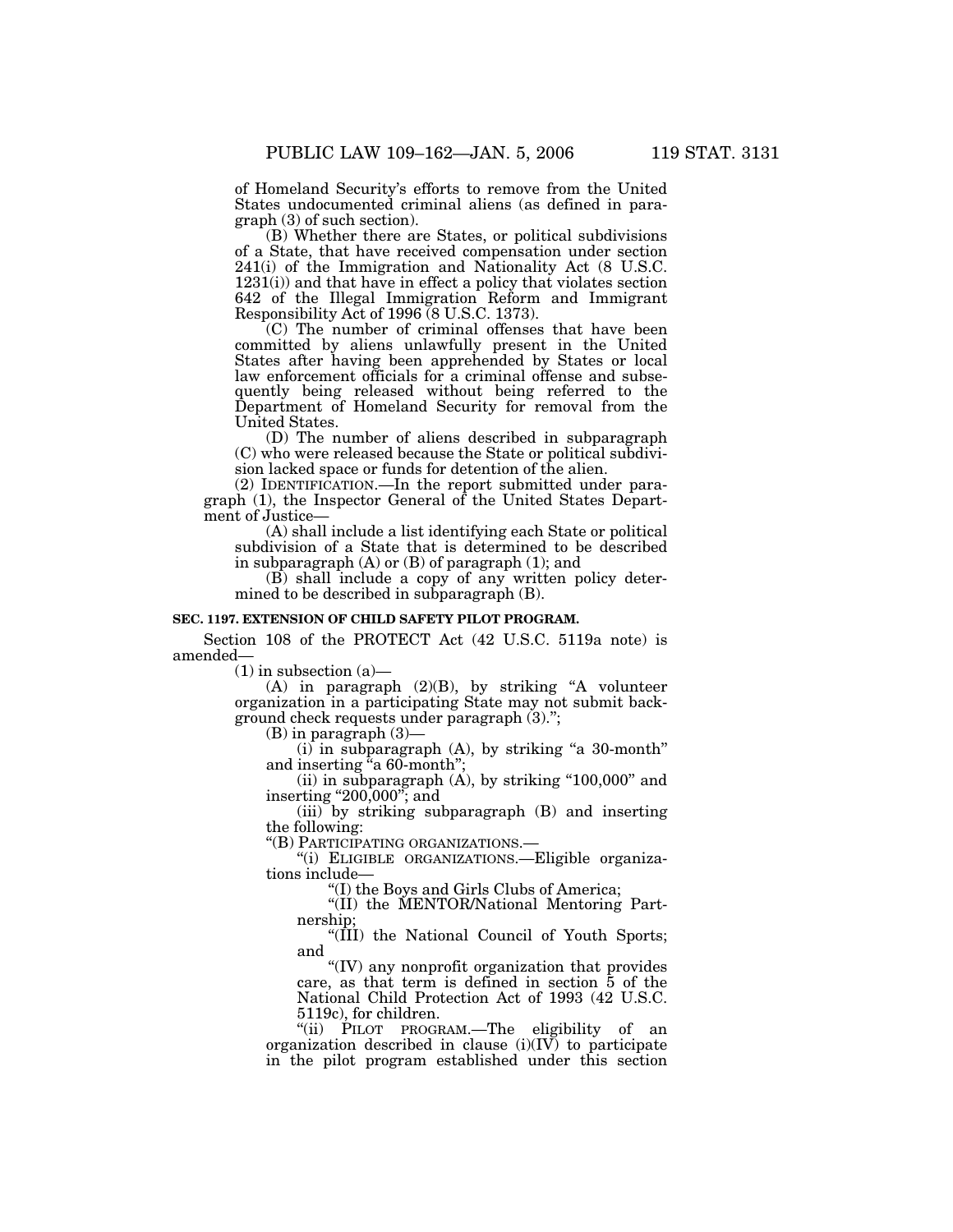of Homeland Security's efforts to remove from the United States undocumented criminal aliens (as defined in paragraph (3) of such section).

(B) Whether there are States, or political subdivisions of a State, that have received compensation under section 241(i) of the Immigration and Nationality Act (8 U.S.C. 1231(i)) and that have in effect a policy that violates section 642 of the Illegal Immigration Reform and Immigrant Responsibility Act of 1996 (8 U.S.C. 1373).

(C) The number of criminal offenses that have been committed by aliens unlawfully present in the United States after having been apprehended by States or local law enforcement officials for a criminal offense and subsequently being released without being referred to the Department of Homeland Security for removal from the United States.

(D) The number of aliens described in subparagraph (C) who were released because the State or political subdivision lacked space or funds for detention of the alien.

(2) IDENTIFICATION.—In the report submitted under paragraph (1), the Inspector General of the United States Department of Justice—

(A) shall include a list identifying each State or political subdivision of a State that is determined to be described in subparagraph (A) or (B) of paragraph (1); and

(B) shall include a copy of any written policy determined to be described in subparagraph (B).

**SEC. 1197. EXTENSION OF CHILD SAFETY PILOT PROGRAM.**

Section 108 of the PROTECT Act (42 U.S.C. 5119a note) is amended—

(1) in subsection (a)—

(A) in paragraph (2)(B), by striking "A volunteer organization in a participating State may not submit background check requests under paragraph (3).";

(B) in paragraph (3)—

(i) in subparagraph (A), by striking "a 30-month" and inserting "a 60-month";

(ii) in subparagraph (A), by striking "100,000" and inserting "200,000"; and

(iii) by striking subparagraph (B) and inserting the following:

"(B) PARTICIPATING ORGANIZATIONS.—

"(i) ELIGIBLE ORGANIZATIONS.—Eligible organizations include—

"(I) the Boys and Girls Clubs of America;

"(II) the MENTOR/National Mentoring Partnership;

"(III) the National Council of Youth Sports; and

"(IV) any nonprofit organization that provides care, as that term is defined in section 5 of the National Child Protection Act of 1993 (42 U.S.C. 5119c), for children.

"(ii) PILOT PROGRAM.—The eligibility of an organization described in clause (i)(IV) to participate in the pilot program established under this section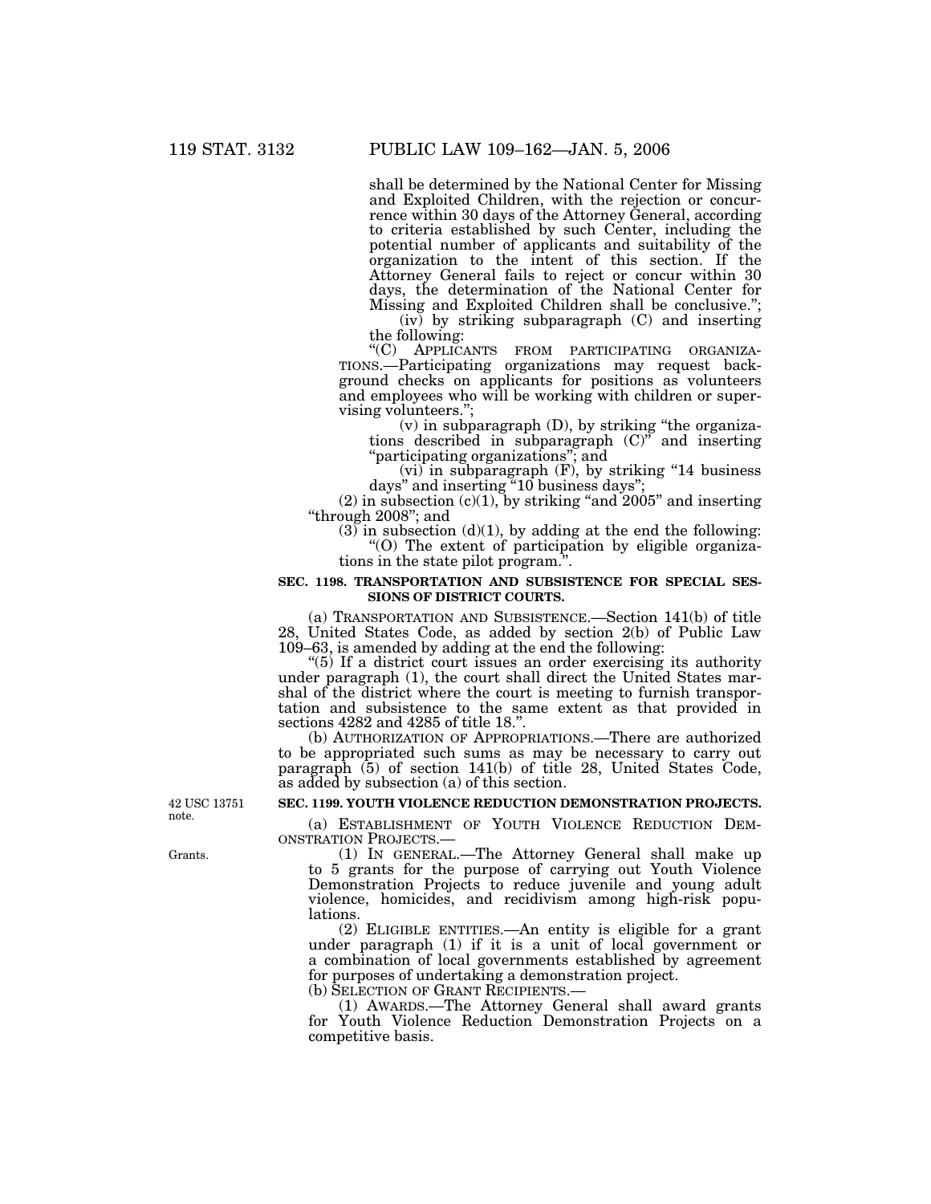shall be determined by the National Center for Missing and Exploited Children, with the rejection or concurrence within 30 days of the Attorney General, according to criteria established by such Center, including the potential number of applicants and suitability of the organization to the intent of this section. If the Attorney General fails to reject or concur within 30 days, the determination of the National Center for Missing and Exploited Children shall be conclusive.";

(iv) by striking subparagraph (C) and inserting the following:

"(C) APPLICANTS FROM PARTICIPATING ORGANIZATIONS.—Participating organizations may request background checks on applicants for positions as volunteers and employees who will be working with children or supervising volunteers.";

(v) in subparagraph (D), by striking "the organizations described in subparagraph (C)" and inserting "participating organizations"; and

(vi) in subparagraph (F), by striking "14 business days" and inserting "10 business days";

(2) in subsection (c)(1), by striking "and 2005" and inserting "through 2008"; and

(3) in subsection (d)(1), by adding at the end the following:

"(O) The extent of participation by eligible organizations in the state pilot program.".

**SEC. 1198. TRANSPORTATION AND SUBSISTENCE FOR SPECIAL SESSIONS OF DISTRICT COURTS.**

(a) TRANSPORTATION AND SUBSISTENCE.—Section 141(b) of title 28, United States Code, as added by section 2(b) of Public Law 109–63, is amended by adding at the end the following:

"(5) If a district court issues an order exercising its authority under paragraph (1), the court shall direct the United States marshal of the district where the court is meeting to furnish transportation and subsistence to the same extent as that provided in sections 4282 and 4285 of title 18.".

(b) AUTHORIZATION OF APPROPRIATIONS.—There are authorized to be appropriated such sums as may be necessary to carry out paragraph (5) of section 141(b) of title 28, United States Code, as added by subsection (a) of this section.

42 USC 13751 note.

**SEC. 1199. YOUTH VIOLENCE REDUCTION DEMONSTRATION PROJECTS.**

(a) ESTABLISHMENT OF YOUTH VIOLENCE REDUCTION DEMONSTRATION PROJECTS.—

Grants.

(1) IN GENERAL.—The Attorney General shall make up to 5 grants for the purpose of carrying out Youth Violence Demonstration Projects to reduce juvenile and young adult violence, homicides, and recidivism among high-risk populations.

(2) ELIGIBLE ENTITIES.—An entity is eligible for a grant under paragraph (1) if it is a unit of local government or a combination of local governments established by agreement for purposes of undertaking a demonstration project.

(b) SELECTION OF GRANT RECIPIENTS.—

(1) AWARDS.—The Attorney General shall award grants for Youth Violence Reduction Demonstration Projects on a competitive basis.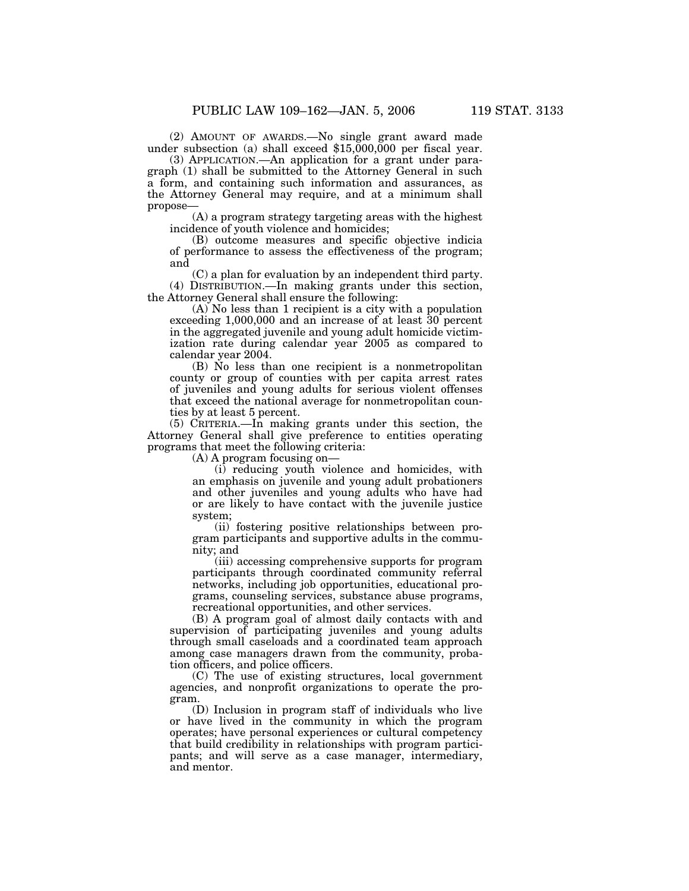(2) AMOUNT OF AWARDS.—No single grant award made under subsection (a) shall exceed $15,000,000 per fiscal year.

(3) APPLICATION.—An application for a grant under paragraph (1) shall be submitted to the Attorney General in such a form, and containing such information and assurances, as the Attorney General may require, and at a minimum shall propose—

(A) a program strategy targeting areas with the highest incidence of youth violence and homicides;

(B) outcome measures and specific objective indicia of performance to assess the effectiveness of the program; and

(C) a plan for evaluation by an independent third party.

(4) DISTRIBUTION.—In making grants under this section, the Attorney General shall ensure the following:

(A) No less than 1 recipient is a city with a population exceeding 1,000,000 and an increase of at least 30 percent in the aggregated juvenile and young adult homicide victimization rate during calendar year 2005 as compared to calendar year 2004.

(B) No less than one recipient is a nonmetropolitan county or group of counties with per capita arrest rates of juveniles and young adults for serious violent offenses that exceed the national average for nonmetropolitan counties by at least 5 percent.

(5) CRITERIA.—In making grants under this section, the Attorney General shall give preference to entities operating programs that meet the following criteria:

(A) A program focusing on—

(i) reducing youth violence and homicides, with an emphasis on juvenile and young adult probationers and other juveniles and young adults who have had or are likely to have contact with the juvenile justice system;

(ii) fostering positive relationships between program participants and supportive adults in the community; and

(iii) accessing comprehensive supports for program participants through coordinated community referral networks, including job opportunities, educational programs, counseling services, substance abuse programs, recreational opportunities, and other services.

(B) A program goal of almost daily contacts with and supervision of participating juveniles and young adults through small caseloads and a coordinated team approach among case managers drawn from the community, probation officers, and police officers.

(C) The use of existing structures, local government agencies, and nonprofit organizations to operate the program.

(D) Inclusion in program staff of individuals who live or have lived in the community in which the program operates; have personal experiences or cultural competency that build credibility in relationships with program participants; and will serve as a case manager, intermediary, and mentor.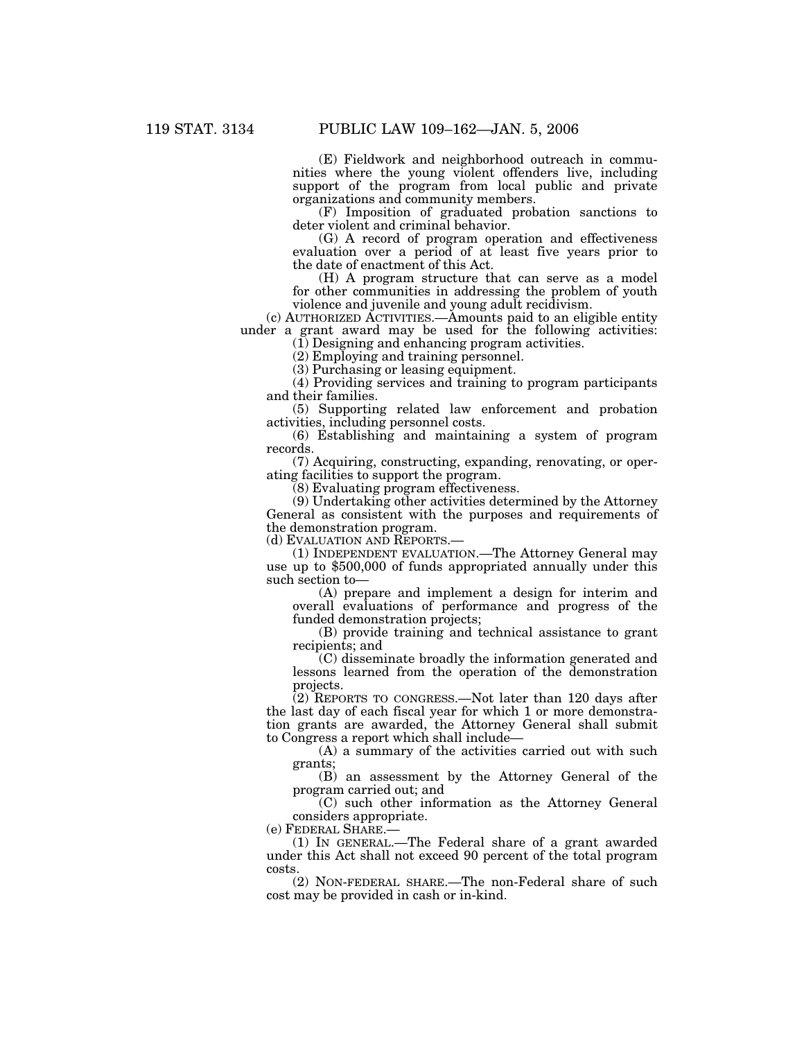(E) Fieldwork and neighborhood outreach in communities where the young violent offenders live, including support of the program from local public and private organizations and community members.

(F) Imposition of graduated probation sanctions to deter violent and criminal behavior.

(G) A record of program operation and effectiveness evaluation over a period of at least five years prior to the date of enactment of this Act.

(H) A program structure that can serve as a model for other communities in addressing the problem of youth violence and juvenile and young adult recidivism.

(c) AUTHORIZED ACTIVITIES.—Amounts paid to an eligible entity under a grant award may be used for the following activities:

(1) Designing and enhancing program activities.

(2) Employing and training personnel.

(3) Purchasing or leasing equipment.

(4) Providing services and training to program participants and their families.

(5) Supporting related law enforcement and probation activities, including personnel costs.

(6) Establishing and maintaining a system of program records.

(7) Acquiring, constructing, expanding, renovating, or operating facilities to support the program.

(8) Evaluating program effectiveness.

(9) Undertaking other activities determined by the Attorney General as consistent with the purposes and requirements of the demonstration program.

(d) EVALUATION AND REPORTS.—

(1) INDEPENDENT EVALUATION.—The Attorney General may use up to $500,000 of funds appropriated annually under this such section to—

(A) prepare and implement a design for interim and overall evaluations of performance and progress of the funded demonstration projects;

(B) provide training and technical assistance to grant recipients; and

(C) disseminate broadly the information generated and lessons learned from the operation of the demonstration projects.

(2) REPORTS TO CONGRESS.—Not later than 120 days after the last day of each fiscal year for which 1 or more demonstration grants are awarded, the Attorney General shall submit to Congress a report which shall include—

(A) a summary of the activities carried out with such grants;

(B) an assessment by the Attorney General of the program carried out; and

(C) such other information as the Attorney General considers appropriate.

(e) FEDERAL SHARE.—

(1) IN GENERAL.—The Federal share of a grant awarded under this Act shall not exceed 90 percent of the total program costs.

(2) NON-FEDERAL SHARE.—The non-Federal share of such cost may be provided in cash or in-kind.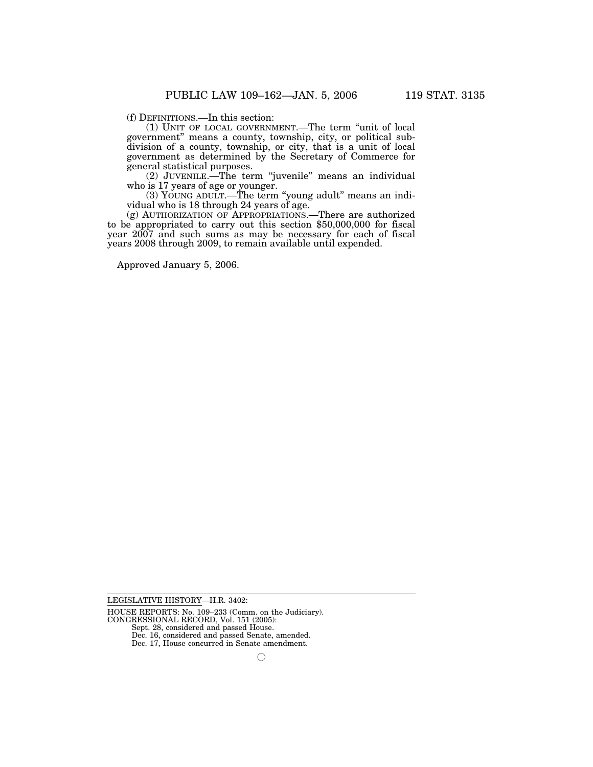(f) DEFINITIONS.—In this section:

(1) UNIT OF LOCAL GOVERNMENT.—The term "unit of local government" means a county, township, city, or political subdivision of a county, township, or city, that is a unit of local government as determined by the Secretary of Commerce for general statistical purposes.

(2) JUVENILE.—The term "juvenile" means an individual who is 17 years of age or younger.

(3) YOUNG ADULT.—The term "young adult" means an individual who is 18 through 24 years of age.

(g) AUTHORIZATION OF APPROPRIATIONS.—There are authorized to be appropriated to carry out this section $50,000,000 for fiscal year 2007 and such sums as may be necessary for each of fiscal years 2008 through 2009, to remain available until expended.

Approved January 5, 2006.

---

LEGISLATIVE HISTORY—H.R. 3402:

HOUSE REPORTS: No. 109–233 (Comm. on the Judiciary).
CONGRESSIONAL RECORD, Vol. 151 (2005):
- Sept. 28, considered and passed House.
- Dec. 16, considered and passed Senate, amended.
- Dec. 17, House concurred in Senate amendment.

○